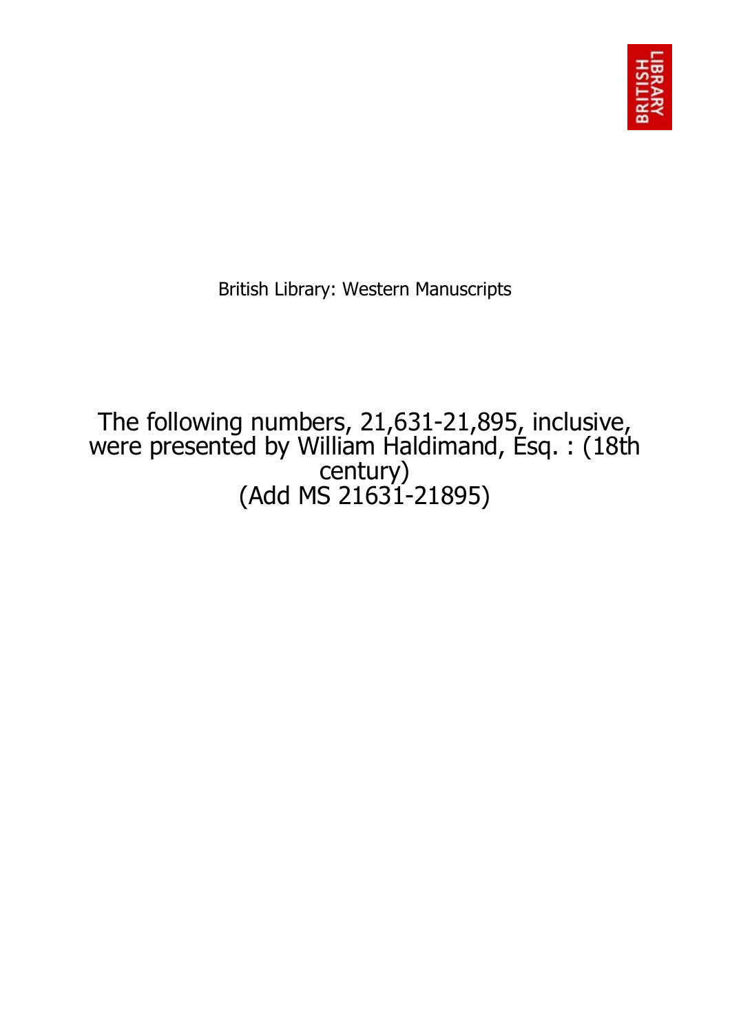British Library: Western Manuscripts

# The following numbers, 21,631-21,895, inclusive, were presented by William Haldimand, Esq. : (18th century) (Add MS 21631-21895)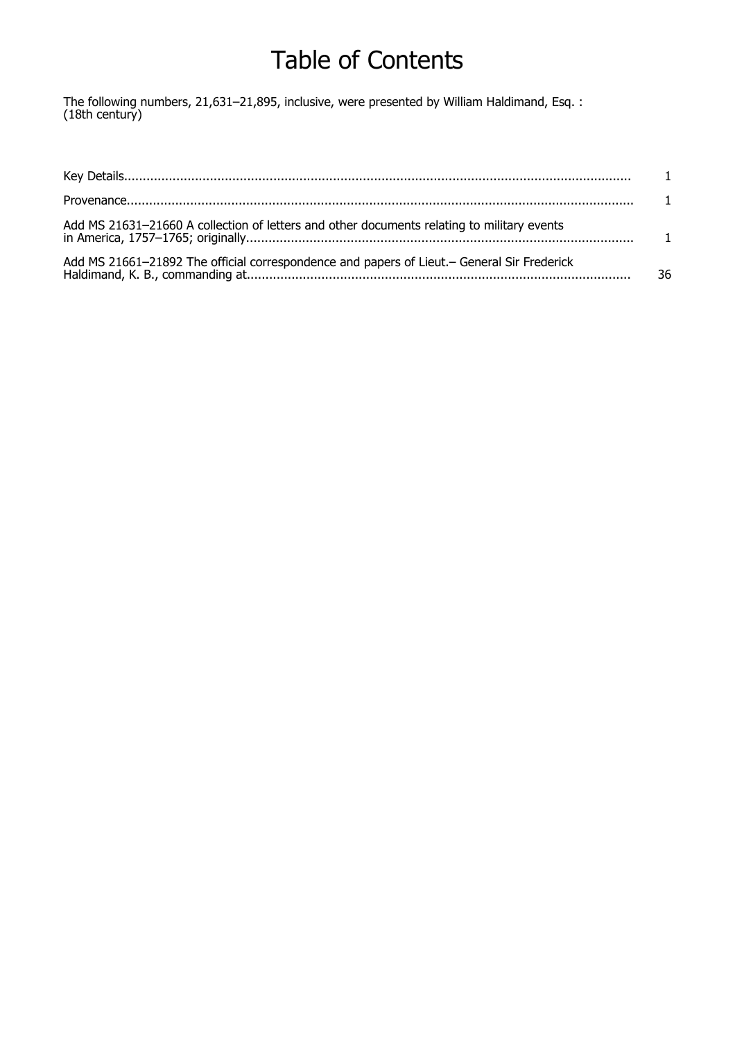# Table of Contents

The following numbers, 21,631–21,895, inclusive, were presented by William Haldimand, Esq. : (18th century)

| | |
|---|---|
| Key Details | 1 |
| Provenance | 1 |
| Add MS 21631–21660 A collection of letters and other documents relating to military events in America, 1757–1765; originally | 1 |
| Add MS 21661–21892 The official correspondence and papers of Lieut.– General Sir Frederick Haldimand, K. B., commanding at | 36 |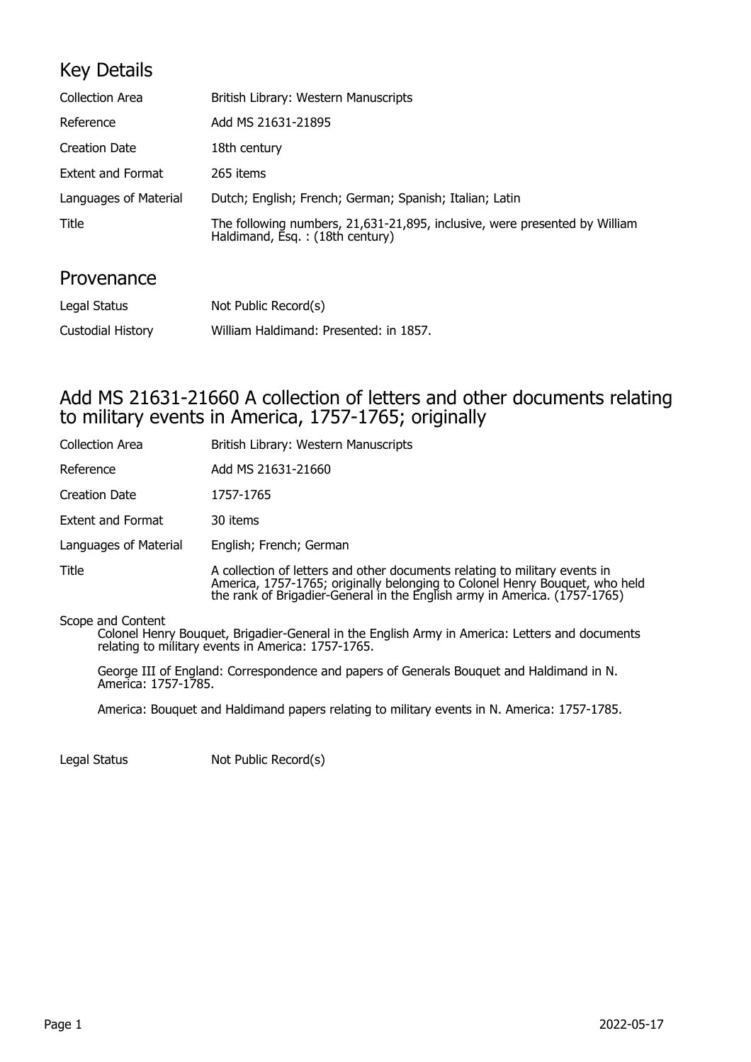## Key Details

| | |
|---|---|
| Collection Area | British Library: Western Manuscripts |
| Reference | Add MS 21631-21895 |
| Creation Date | 18th century |
| Extent and Format | 265 items |
| Languages of Material | Dutch; English; French; German; Spanish; Italian; Latin |
| Title | The following numbers, 21,631-21,895, inclusive, were presented by William Haldimand, Esq. : (18th century) |

## Provenance

| | |
|---|---|
| Legal Status | Not Public Record(s) |
| Custodial History | William Haldimand: Presented: in 1857. |

## Add MS 21631-21660 A collection of letters and other documents relating to military events in America, 1757-1765; originally

| | |
|---|---|
| Collection Area | British Library: Western Manuscripts |
| Reference | Add MS 21631-21660 |
| Creation Date | 1757-1765 |
| Extent and Format | 30 items |
| Languages of Material | English; French; German |
| Title | A collection of letters and other documents relating to military events in America, 1757-1765; originally belonging to Colonel Henry Bouquet, who held the rank of Brigadier-General in the English army in America. (1757-1765) |

Scope and Content

Colonel Henry Bouquet, Brigadier-General in the English Army in America: Letters and documents relating to military events in America: 1757-1765.

George III of England: Correspondence and papers of Generals Bouquet and Haldimand in N. America: 1757-1785.

America: Bouquet and Haldimand papers relating to military events in N. America: 1757-1785.

| | |
|---|---|
| Legal Status | Not Public Record(s) |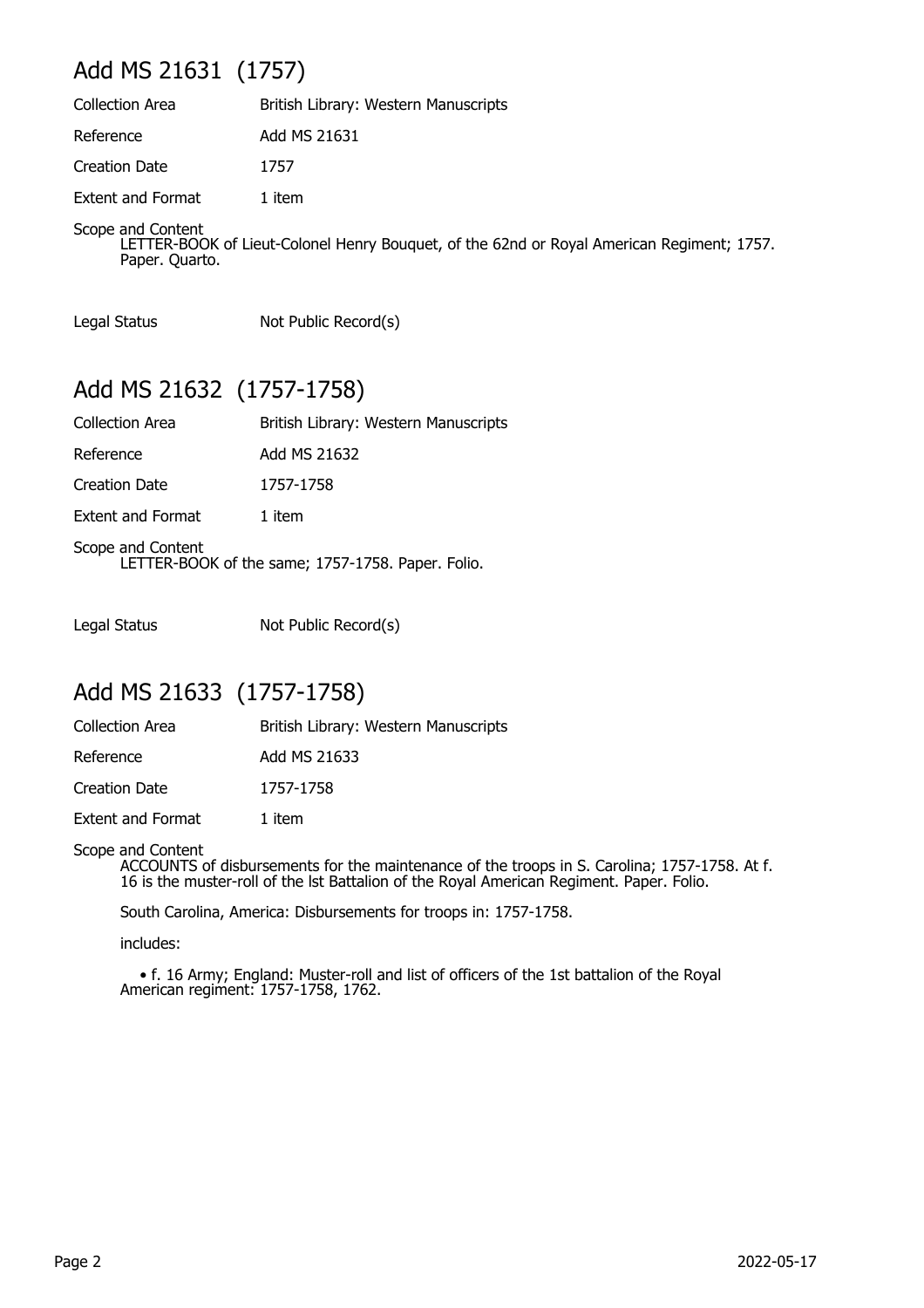## Add MS 21631 (1757)

| | |
|---|---|
| Collection Area | British Library: Western Manuscripts |
| Reference | Add MS 21631 |
| Creation Date | 1757 |
| Extent and Format | 1 item |

Scope and Content

LETTER-BOOK of Lieut-Colonel Henry Bouquet, of the 62nd or Royal American Regiment; 1757. Paper. Quarto.

| | |
|---|---|
| Legal Status | Not Public Record(s) |

## Add MS 21632 (1757-1758)

| | |
|---|---|
| Collection Area | British Library: Western Manuscripts |
| Reference | Add MS 21632 |
| Creation Date | 1757-1758 |
| Extent and Format | 1 item |

Scope and Content

LETTER-BOOK of the same; 1757-1758. Paper. Folio.

| | |
|---|---|
| Legal Status | Not Public Record(s) |

## Add MS 21633 (1757-1758)

| | |
|---|---|
| Collection Area | British Library: Western Manuscripts |
| Reference | Add MS 21633 |
| Creation Date | 1757-1758 |
| Extent and Format | 1 item |

Scope and Content

ACCOUNTS of disbursements for the maintenance of the troops in S. Carolina; 1757-1758. At f. 16 is the muster-roll of the lst Battalion of the Royal American Regiment. Paper. Folio.

South Carolina, America: Disbursements for troops in: 1757-1758.

includes:

- f. 16 Army; England: Muster-roll and list of officers of the 1st battalion of the Royal American regiment: 1757-1758, 1762.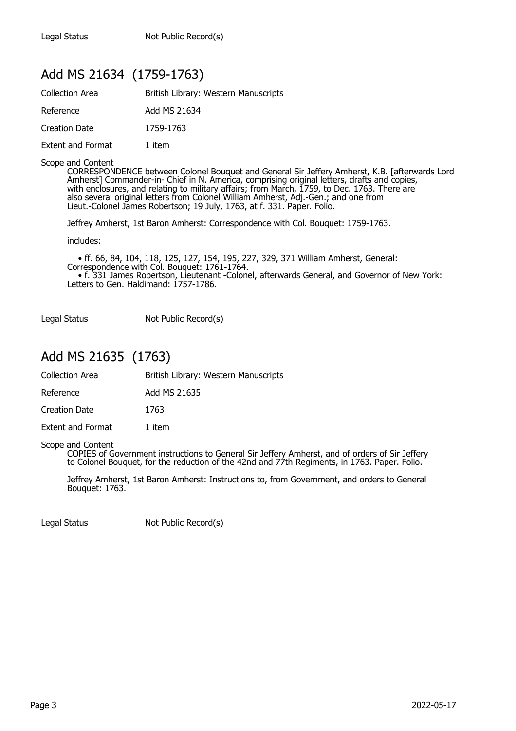| | |
|---|---|
| Legal Status | Not Public Record(s) |

## Add MS 21634 (1759-1763)

| | |
|---|---|
| Collection Area | British Library: Western Manuscripts |
| Reference | Add MS 21634 |
| Creation Date | 1759-1763 |
| Extent and Format | 1 item |

Scope and Content

CORRESPONDENCE between Colonel Bouquet and General Sir Jeffery Amherst, K.B. [afterwards Lord Amherst] Commander-in- Chief in N. America, comprising original letters, drafts and copies, with enclosures, and relating to military affairs; from March, 1759, to Dec. 1763. There are also several original letters from Colonel William Amherst, Adj.-Gen.; and one from Lieut.-Colonel James Robertson; 19 July, 1763, at f. 331. Paper. Folio.

Jeffrey Amherst, 1st Baron Amherst: Correspondence with Col. Bouquet: 1759-1763.

includes:

- ff. 66, 84, 104, 118, 125, 127, 154, 195, 227, 329, 371 William Amherst, General: Correspondence with Col. Bouquet: 1761-1764.
- f. 331 James Robertson, Lieutenant -Colonel, afterwards General, and Governor of New York: Letters to Gen. Haldimand: 1757-1786.

| | |
|---|---|
| Legal Status | Not Public Record(s) |

## Add MS 21635 (1763)

| | |
|---|---|
| Collection Area | British Library: Western Manuscripts |
| Reference | Add MS 21635 |
| Creation Date | 1763 |
| Extent and Format | 1 item |

Scope and Content

COPIES of Government instructions to General Sir Jeffery Amherst, and of orders of Sir Jeffery to Colonel Bouquet, for the reduction of the 42nd and 77th Regiments, in 1763. Paper. Folio.

Jeffrey Amherst, 1st Baron Amherst: Instructions to, from Government, and orders to General Bouquet: 1763.

| | |
|---|---|
| Legal Status | Not Public Record(s) |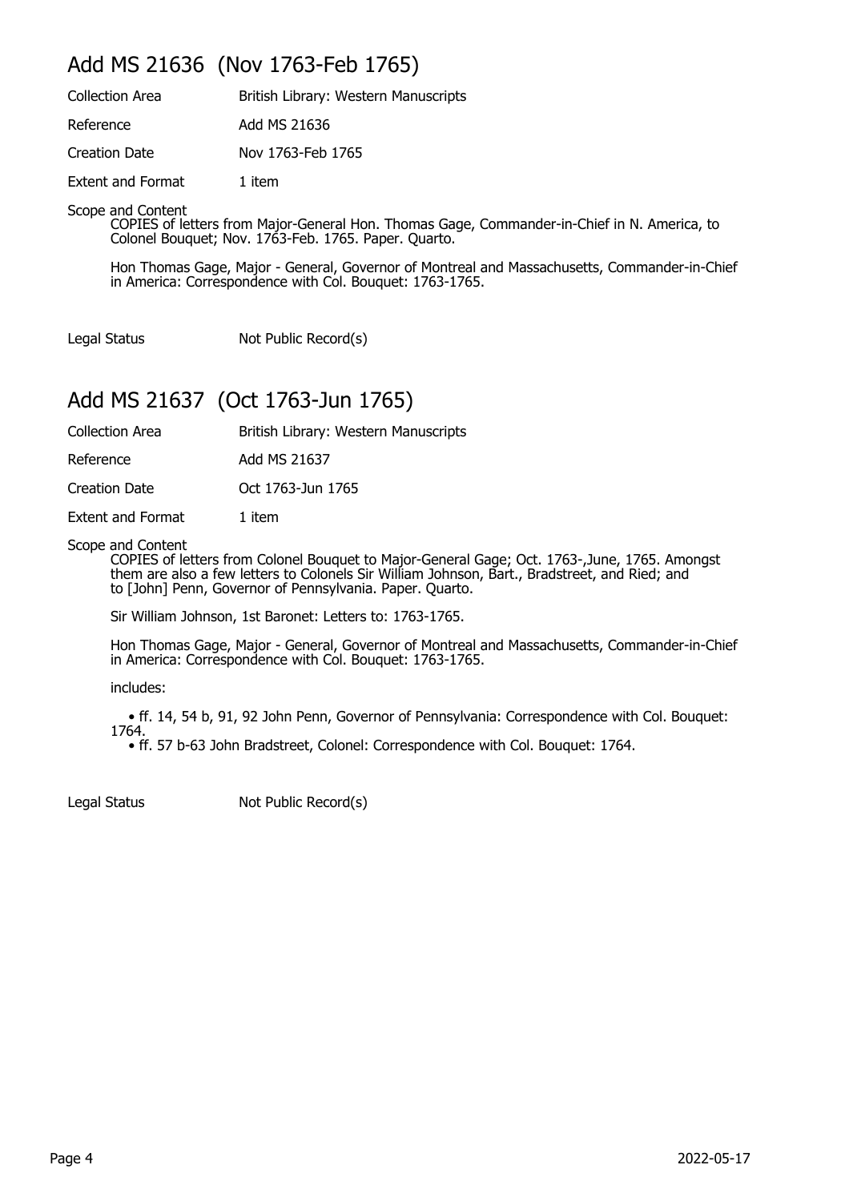## Add MS 21636 (Nov 1763-Feb 1765)

| | |
|---|---|
| Collection Area | British Library: Western Manuscripts |
| Reference | Add MS 21636 |
| Creation Date | Nov 1763-Feb 1765 |
| Extent and Format | 1 item |

Scope and Content

COPIES of letters from Major-General Hon. Thomas Gage, Commander-in-Chief in N. America, to Colonel Bouquet; Nov. 1763-Feb. 1765. Paper. Quarto.

Hon Thomas Gage, Major - General, Governor of Montreal and Massachusetts, Commander-in-Chief in America: Correspondence with Col. Bouquet: 1763-1765.

| | |
|---|---|
| Legal Status | Not Public Record(s) |

## Add MS 21637 (Oct 1763-Jun 1765)

| | |
|---|---|
| Collection Area | British Library: Western Manuscripts |
| Reference | Add MS 21637 |
| Creation Date | Oct 1763-Jun 1765 |
| Extent and Format | 1 item |

Scope and Content

COPIES of letters from Colonel Bouquet to Major-General Gage; Oct. 1763-,June, 1765. Amongst them are also a few letters to Colonels Sir William Johnson, Bart., Bradstreet, and Ried; and to [John] Penn, Governor of Pennsylvania. Paper. Quarto.

Sir William Johnson, 1st Baronet: Letters to: 1763-1765.

Hon Thomas Gage, Major - General, Governor of Montreal and Massachusetts, Commander-in-Chief in America: Correspondence with Col. Bouquet: 1763-1765.

includes:

- ff. 14, 54 b, 91, 92 John Penn, Governor of Pennsylvania: Correspondence with Col. Bouquet: 1764.
- ff. 57 b-63 John Bradstreet, Colonel: Correspondence with Col. Bouquet: 1764.

| | |
|---|---|
| Legal Status | Not Public Record(s) |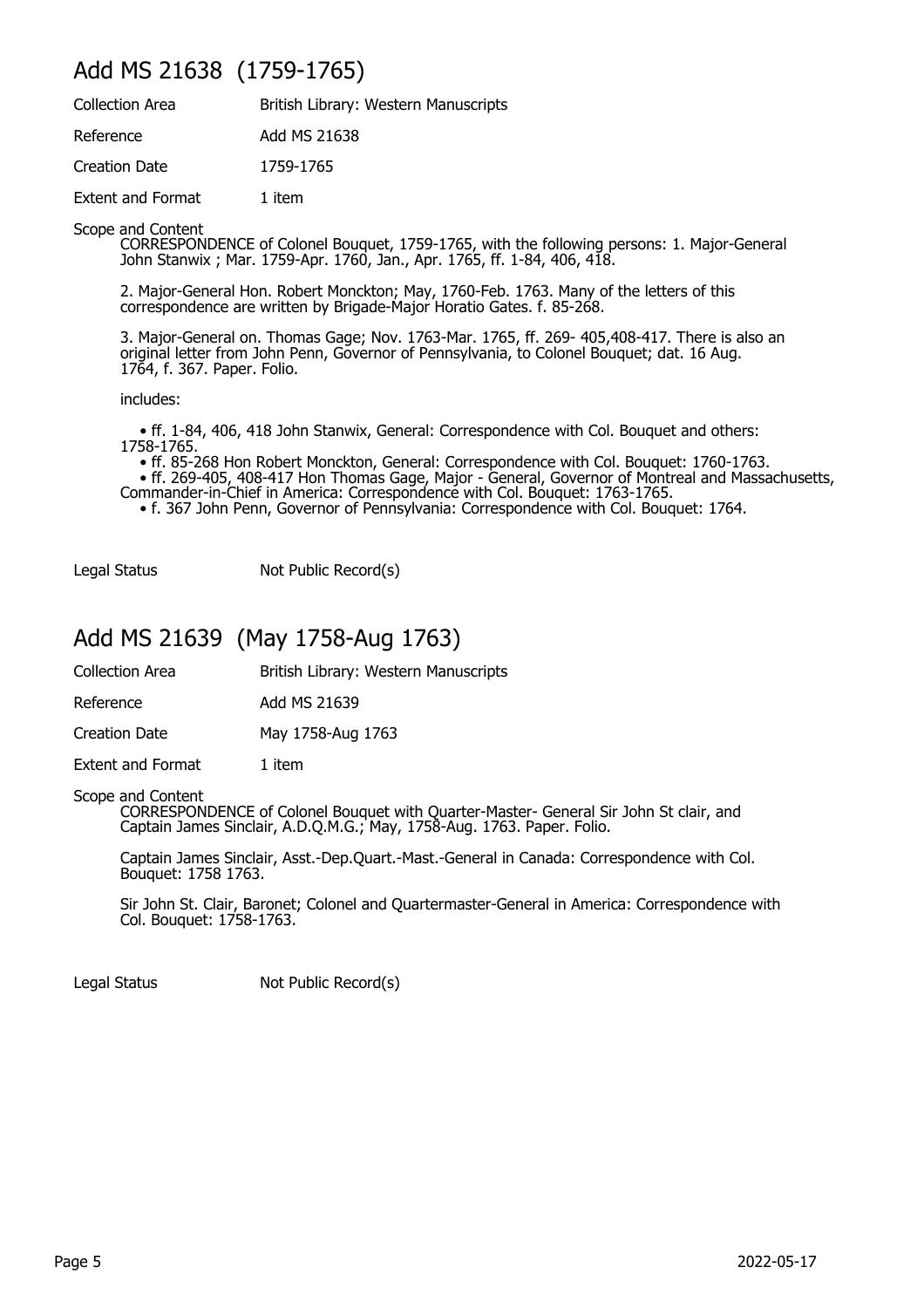## Add MS 21638 (1759-1765)

| | |
|---|---|
| Collection Area | British Library: Western Manuscripts |
| Reference | Add MS 21638 |
| Creation Date | 1759-1765 |
| Extent and Format | 1 item |

Scope and Content

CORRESPONDENCE of Colonel Bouquet, 1759-1765, with the following persons: 1. Major-General John Stanwix ; Mar. 1759-Apr. 1760, Jan., Apr. 1765, ff. 1-84, 406, 418.

2. Major-General Hon. Robert Monckton; May, 1760-Feb. 1763. Many of the letters of this correspondence are written by Brigade-Major Horatio Gates. f. 85-268.

3. Major-General on. Thomas Gage; Nov. 1763-Mar. 1765, ff. 269- 405,408-417. There is also an original letter from John Penn, Governor of Pennsylvania, to Colonel Bouquet; dat. 16 Aug. 1764, f. 367. Paper. Folio.

includes:

- ff. 1-84, 406, 418 John Stanwix, General: Correspondence with Col. Bouquet and others: 1758-1765.
- ff. 85-268 Hon Robert Monckton, General: Correspondence with Col. Bouquet: 1760-1763.
- ff. 269-405, 408-417 Hon Thomas Gage, Major - General, Governor of Montreal and Massachusetts, Commander-in-Chief in America: Correspondence with Col. Bouquet: 1763-1765.
- f. 367 John Penn, Governor of Pennsylvania: Correspondence with Col. Bouquet: 1764.

| | |
|---|---|
| Legal Status | Not Public Record(s) |

## Add MS 21639 (May 1758-Aug 1763)

| | |
|---|---|
| Collection Area | British Library: Western Manuscripts |
| Reference | Add MS 21639 |
| Creation Date | May 1758-Aug 1763 |
| Extent and Format | 1 item |

Scope and Content

CORRESPONDENCE of Colonel Bouquet with Quarter-Master- General Sir John St clair, and Captain James Sinclair, A.D.Q.M.G.; May, 1758-Aug. 1763. Paper. Folio.

Captain James Sinclair, Asst.-Dep.Quart.-Mast.-General in Canada: Correspondence with Col. Bouquet: 1758 1763.

Sir John St. Clair, Baronet; Colonel and Quartermaster-General in America: Correspondence with Col. Bouquet: 1758-1763.

| | |
|---|---|
| Legal Status | Not Public Record(s) |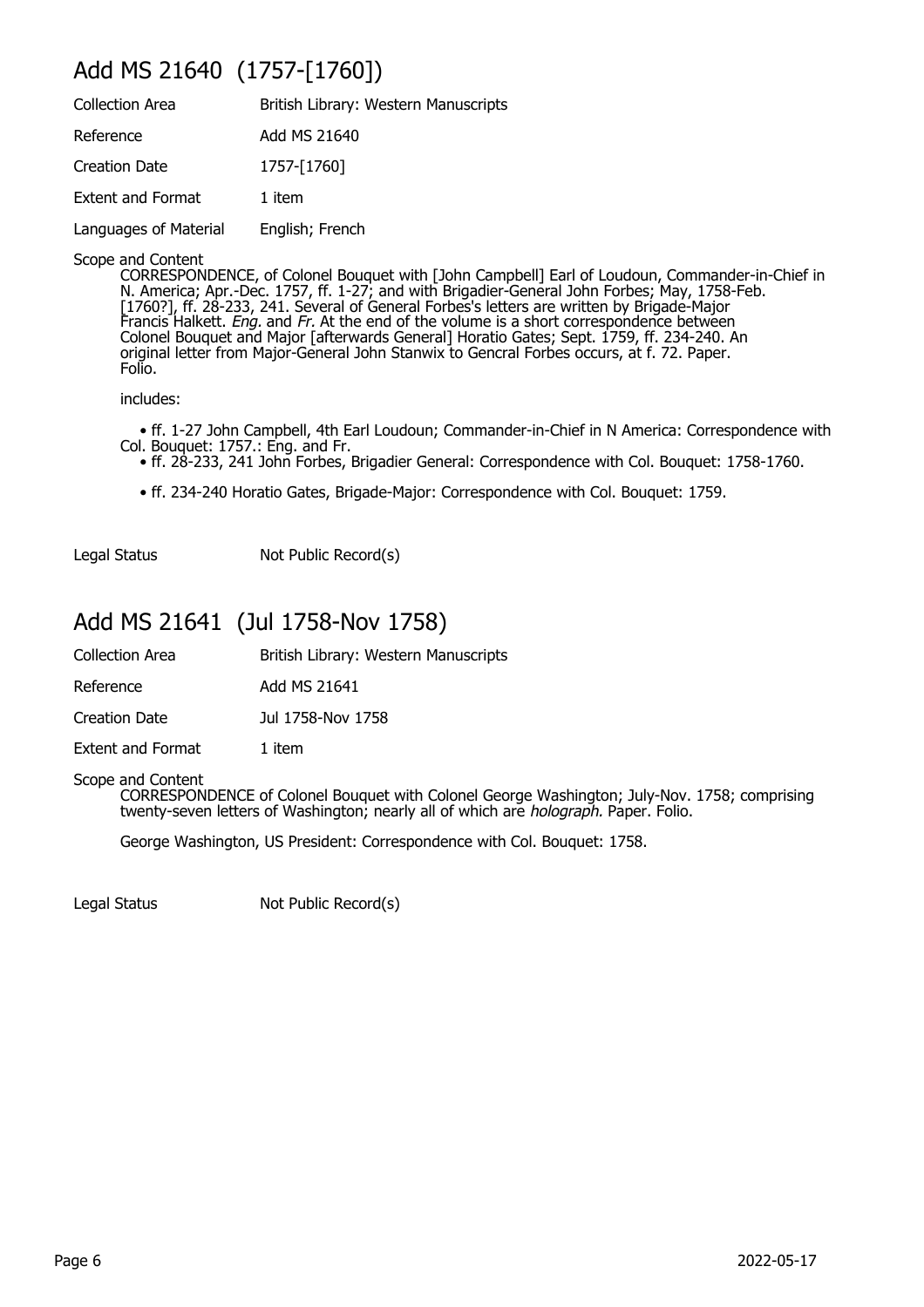## Add MS 21640 (1757-[1760])

| | |
|---|---|
| Collection Area | British Library: Western Manuscripts |
| Reference | Add MS 21640 |
| Creation Date | 1757-[1760] |
| Extent and Format | 1 item |
| Languages of Material | English; French |

Scope and Content

CORRESPONDENCE, of Colonel Bouquet with [John Campbell] Earl of Loudoun, Commander-in-Chief in N. America; Apr.-Dec. 1757, ff. 1-27; and with Brigadier-General John Forbes; May, 1758-Feb. [1760?], ff. 28-233, 241. Several of General Forbes's letters are written by Brigade-Major Francis Halkett. *Eng.* and *Fr.* At the end of the volume is a short correspondence between Colonel Bouquet and Major [afterwards General] Horatio Gates; Sept. 1759, ff. 234-240. An original letter from Major-General John Stanwix to Gencral Forbes occurs, at f. 72. Paper. Folio.

includes:

- ff. 1-27 John Campbell, 4th Earl Loudoun; Commander-in-Chief in N America: Correspondence with Col. Bouquet: 1757.: Eng. and Fr.
- ff. 28-233, 241 John Forbes, Brigadier General: Correspondence with Col. Bouquet: 1758-1760.
- ff. 234-240 Horatio Gates, Brigade-Major: Correspondence with Col. Bouquet: 1759.

| | |
|---|---|
| Legal Status | Not Public Record(s) |

## Add MS 21641 (Jul 1758-Nov 1758)

| | |
|---|---|
| Collection Area | British Library: Western Manuscripts |
| Reference | Add MS 21641 |
| Creation Date | Jul 1758-Nov 1758 |
| Extent and Format | 1 item |

Scope and Content

CORRESPONDENCE of Colonel Bouquet with Colonel George Washington; July-Nov. 1758; comprising twenty-seven letters of Washington; nearly all of which are *holograph.* Paper. Folio.

George Washington, US President: Correspondence with Col. Bouquet: 1758.

| | |
|---|---|
| Legal Status | Not Public Record(s) |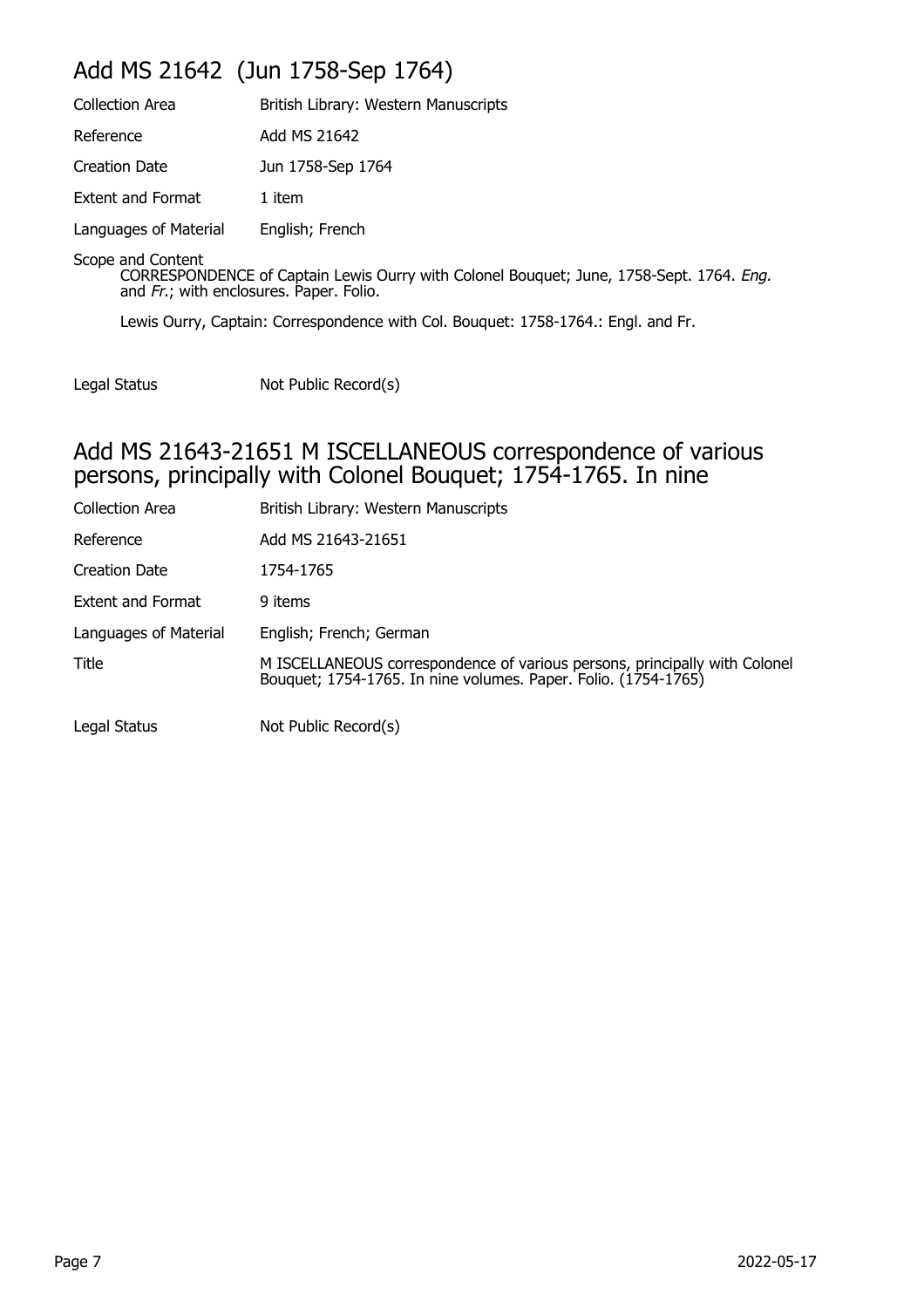## Add MS 21642 (Jun 1758-Sep 1764)

| | |
|---|---|
| Collection Area | British Library: Western Manuscripts |
| Reference | Add MS 21642 |
| Creation Date | Jun 1758-Sep 1764 |
| Extent and Format | 1 item |
| Languages of Material | English; French |

Scope and Content

CORRESPONDENCE of Captain Lewis Ourry with Colonel Bouquet; June, 1758-Sept. 1764. *Eng.* and *Fr.*; with enclosures. Paper. Folio.

Lewis Ourry, Captain: Correspondence with Col. Bouquet: 1758-1764.: Engl. and Fr.

| | |
|---|---|
| Legal Status | Not Public Record(s) |

## Add MS 21643-21651 M ISCELLANEOUS correspondence of various persons, principally with Colonel Bouquet; 1754-1765. In nine

| | |
|---|---|
| Collection Area | British Library: Western Manuscripts |
| Reference | Add MS 21643-21651 |
| Creation Date | 1754-1765 |
| Extent and Format | 9 items |
| Languages of Material | English; French; German |
| Title | M ISCELLANEOUS correspondence of various persons, principally with Colonel Bouquet; 1754-1765. In nine volumes. Paper. Folio. (1754-1765) |
| Legal Status | Not Public Record(s) |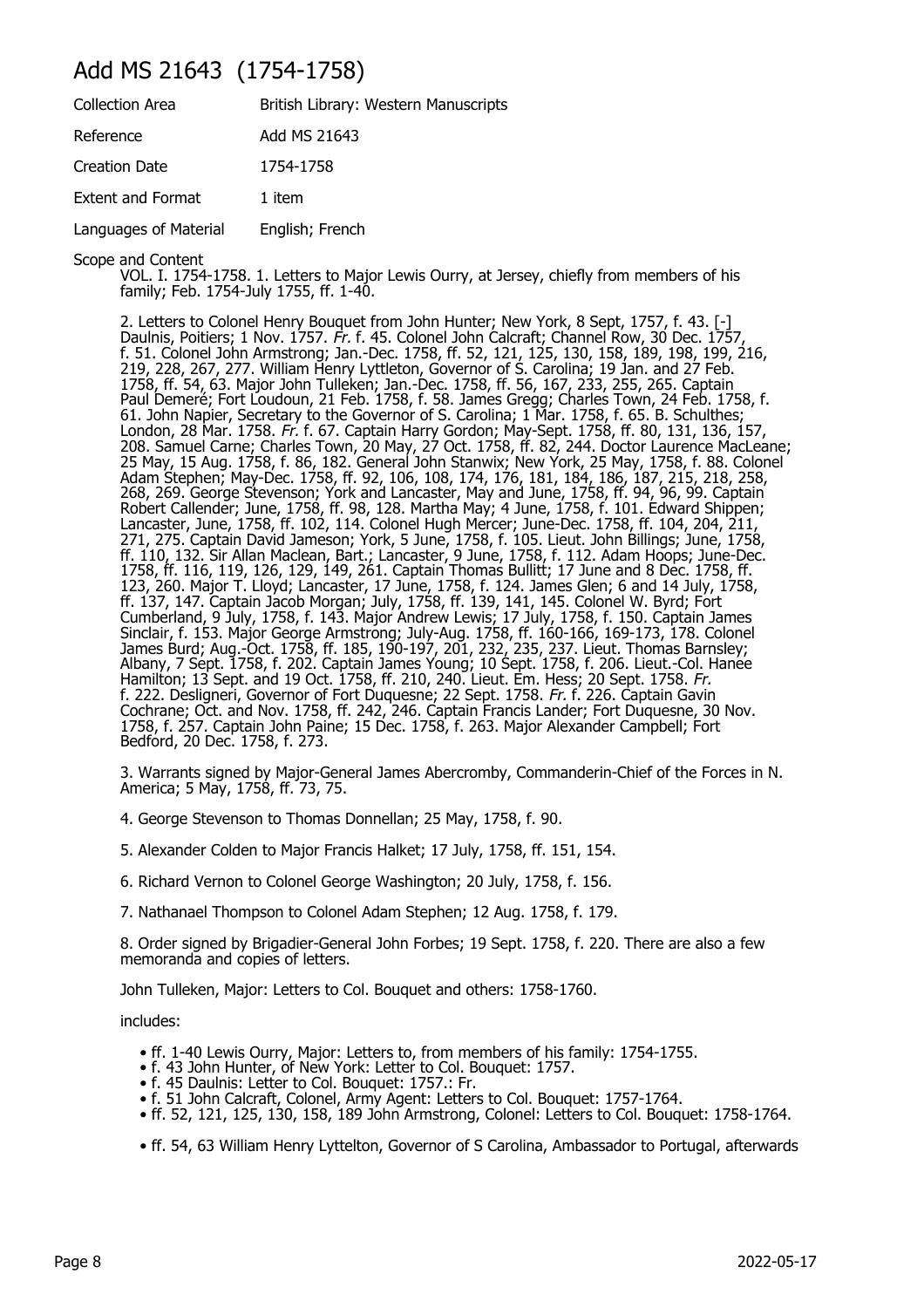# Add MS 21643 (1754-1758)

| Collection Area | British Library: Western Manuscripts |
|---|---|
| Reference | Add MS 21643 |
| Creation Date | 1754-1758 |
| Extent and Format | 1 item |
| Languages of Material | English; French |

Scope and Content

VOL. I. 1754-1758. 1. Letters to Major Lewis Ourry, at Jersey, chiefly from members of his family; Feb. 1754-July 1755, ff. 1-40.

2. Letters to Colonel Henry Bouquet from John Hunter; New York, 8 Sept, 1757, f. 43. [-] Daulnis, Poitiers; 1 Nov. 1757. *Fr.* f. 45. Colonel John Calcraft; Channel Row, 30 Dec. 1757, f. 51. Colonel John Armstrong; Jan.-Dec. 1758, ff. 52, 121, 125, 130, 158, 189, 198, 199, 216, 219, 228, 267, 277. William Henry Lyttleton, Governor of S. Carolina; 19 Jan. and 27 Feb. 1758, ff. 54, 63. Major John Tulleken; Jan.-Dec. 1758, ff. 56, 167, 233, 255, 265. Captain Paul Demeré; Fort Loudoun, 21 Feb. 1758, f. 58. James Gregg; Charles Town, 24 Feb. 1758, f. 61. John Napier, Secretary to the Governor of S. Carolina; 1 Mar. 1758, f. 65. B. Schulthes; London, 28 Mar. 1758. *Fr.* f. 67. Captain Harry Gordon; May-Sept. 1758, ff. 80, 131, 136, 157, 208. Samuel Carne; Charles Town, 20 May, 27 Oct. 1758, ff. 82, 244. Doctor Laurence MacLeane; 25 May, 15 Aug. 1758, f. 86, 182. General John Stanwix; New York, 25 May, 1758, f. 88. Colonel Adam Stephen; May-Dec. 1758, ff. 92, 106, 108, 174, 176, 181, 184, 186, 187, 215, 218, 258, 268, 269. George Stevenson; York and Lancaster, May and June, 1758, ff. 94, 96, 99. Captain Robert Callender; June, 1758, ff. 98, 128. Martha May; 4 June, 1758, f. 101. Edward Shippen; Lancaster, June, 1758, ff. 102, 114. Colonel Hugh Mercer; June-Dec. 1758, ff. 104, 204, 211, 271, 275. Captain David Jameson; York, 5 June, 1758, f. 105. Lieut. John Billings; June, 1758, ff. 110, 132. Sir Allan Maclean, Bart.; Lancaster, 9 June, 1758, f. 112. Adam Hoops; June-Dec. 1758, ff. 116, 119, 126, 129, 149, 261. Captain Thomas Bullitt; 17 June and 8 Dec. 1758, ff. 123, 260. Major T. Lloyd; Lancaster, 17 June, 1758, f. 124. James Glen; 6 and 14 July, 1758, ff. 137, 147. Captain Jacob Morgan; July, 1758, ff. 139, 141, 145. Colonel W. Byrd; Fort Cumberland, 9 July, 1758, f. 143. Major Andrew Lewis; 17 July, 1758, f. 150. Captain James Sinclair, f. 153. Major George Armstrong; July-Aug. 1758, ff. 160-166, 169-173, 178. Colonel James Burd; Aug.-Oct. 1758, ff. 185, 190-197, 201, 232, 235, 237. Lieut. Thomas Barnsley; Albany, 7 Sept. 1758, f. 202. Captain James Young; 10 Sept. 1758, f. 206. Lieut.-Col. Hanee Hamilton; 13 Sept. and 19 Oct. 1758, ff. 210, 240. Lieut. Em. Hess; 20 Sept. 1758. *Fr.* f. 222. Desligneri, Governor of Fort Duquesne; 22 Sept. 1758. *Fr.* f. 226. Captain Gavin Cochrane; Oct. and Nov. 1758, ff. 242, 246. Captain Francis Lander; Fort Duquesne, 30 Nov. 1758, f. 257. Captain John Paine; 15 Dec. 1758, f. 263. Major Alexander Campbell; Fort Bedford, 20 Dec. 1758, f. 273.

3. Warrants signed by Major-General James Abercromby, Commanderin-Chief of the Forces in N. America; 5 May, 1758, ff. 73, 75.

4. George Stevenson to Thomas Donnellan; 25 May, 1758, f. 90.

5. Alexander Colden to Major Francis Halket; 17 July, 1758, ff. 151, 154.

6. Richard Vernon to Colonel George Washington; 20 July, 1758, f. 156.

7. Nathanael Thompson to Colonel Adam Stephen; 12 Aug. 1758, f. 179.

8. Order signed by Brigadier-General John Forbes; 19 Sept. 1758, f. 220. There are also a few memoranda and copies of letters.

John Tulleken, Major: Letters to Col. Bouquet and others: 1758-1760.

includes:

- ff. 1-40 Lewis Ourry, Major: Letters to, from members of his family: 1754-1755.
- f. 43 John Hunter, of New York: Letter to Col. Bouquet: 1757.
- f. 45 Daulnis: Letter to Col. Bouquet: 1757.: Fr.
- f. 51 John Calcraft, Colonel, Army Agent: Letters to Col. Bouquet: 1757-1764.
- ff. 52, 121, 125, 130, 158, 189 John Armstrong, Colonel: Letters to Col. Bouquet: 1758-1764.
- ff. 54, 63 William Henry Lyttelton, Governor of S Carolina, Ambassador to Portugal, afterwards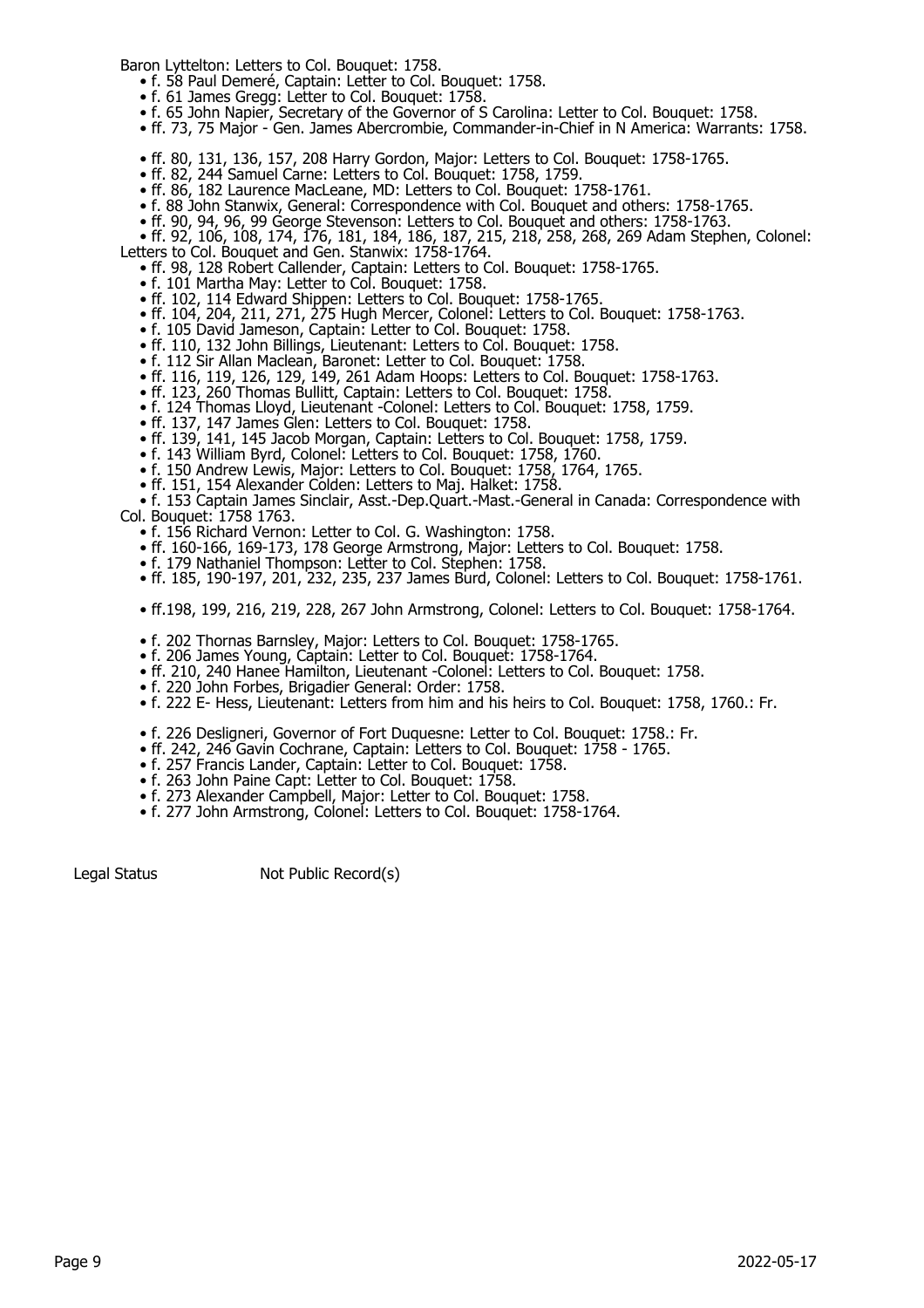Baron Lyttelton: Letters to Col. Bouquet: 1758.

- f. 58 Paul Demeré, Captain: Letter to Col. Bouquet: 1758.
- f. 61 James Gregg: Letter to Col. Bouquet: 1758.
- f. 65 John Napier, Secretary of the Governor of S Carolina: Letter to Col. Bouquet: 1758.
- ff. 73, 75 Major - Gen. James Abercrombie, Commander-in-Chief in N America: Warrants: 1758.
- ff. 80, 131, 136, 157, 208 Harry Gordon, Major: Letters to Col. Bouquet: 1758-1765.
- ff. 82, 244 Samuel Carne: Letters to Col. Bouquet: 1758, 1759.
- ff. 86, 182 Laurence MacLeane, MD: Letters to Col. Bouquet: 1758-1761.
- f. 88 John Stanwix, General: Correspondence with Col. Bouquet and others: 1758-1765.
- ff. 90, 94, 96, 99 George Stevenson: Letters to Col. Bouquet and others: 1758-1763.
- ff. 92, 106, 108, 174, 176, 181, 184, 186, 187, 215, 218, 258, 268, 269 Adam Stephen, Colonel: Letters to Col. Bouquet and Gen. Stanwix: 1758-1764.
- ff. 98, 128 Robert Callender, Captain: Letters to Col. Bouquet: 1758-1765.
- f. 101 Martha May: Letter to Col. Bouquet: 1758.
- ff. 102, 114 Edward Shippen: Letters to Col. Bouquet: 1758-1765.
- ff. 104, 204, 211, 271, 275 Hugh Mercer, Colonel: Letters to Col. Bouquet: 1758-1763.
- f. 105 David Jameson, Captain: Letter to Col. Bouquet: 1758.
- ff. 110, 132 John Billings, Lieutenant: Letters to Col. Bouquet: 1758.
- f. 112 Sir Allan Maclean, Baronet: Letter to Col. Bouquet: 1758.
- ff. 116, 119, 126, 129, 149, 261 Adam Hoops: Letters to Col. Bouquet: 1758-1763.
- ff. 123, 260 Thomas Bullitt, Captain: Letters to Col. Bouquet: 1758.
- f. 124 Thomas Lloyd, Lieutenant -Colonel: Letters to Col. Bouquet: 1758, 1759.
- ff. 137, 147 James Glen: Letters to Col. Bouquet: 1758.
- ff. 139, 141, 145 Jacob Morgan, Captain: Letters to Col. Bouquet: 1758, 1759.
- f. 143 William Byrd, Colonel: Letters to Col. Bouquet: 1758, 1760.
- f. 150 Andrew Lewis, Major: Letters to Col. Bouquet: 1758, 1764, 1765.
- ff. 151, 154 Alexander Colden: Letters to Maj. Halket: 1758.
- f. 153 Captain James Sinclair, Asst.-Dep.Quart.-Mast.-General in Canada: Correspondence with Col. Bouquet: 1758 1763.
- f. 156 Richard Vernon: Letter to Col. G. Washington: 1758.
- ff. 160-166, 169-173, 178 George Armstrong, Major: Letters to Col. Bouquet: 1758.
- f. 179 Nathaniel Thompson: Letter to Col. Stephen: 1758.
- ff. 185, 190-197, 201, 232, 235, 237 James Burd, Colonel: Letters to Col. Bouquet: 1758-1761.
- ff.198, 199, 216, 219, 228, 267 John Armstrong, Colonel: Letters to Col. Bouquet: 1758-1764.
- f. 202 Thornas Barnsley, Major: Letters to Col. Bouquet: 1758-1765.
- f. 206 James Young, Captain: Letter to Col. Bouquet: 1758-1764.
- ff. 210, 240 Hanee Hamilton, Lieutenant -Colonel: Letters to Col. Bouquet: 1758.
- f. 220 John Forbes, Brigadier General: Order: 1758.
- f. 222 E- Hess, Lieutenant: Letters from him and his heirs to Col. Bouquet: 1758, 1760.: Fr.
- f. 226 Desligneri, Governor of Fort Duquesne: Letter to Col. Bouquet: 1758.: Fr.
- ff. 242, 246 Gavin Cochrane, Captain: Letters to Col. Bouquet: 1758 - 1765.
- f. 257 Francis Lander, Captain: Letter to Col. Bouquet: 1758.
- f. 263 John Paine Capt: Letter to Col. Bouquet: 1758.
- f. 273 Alexander Campbell, Major: Letter to Col. Bouquet: 1758.
- f. 277 John Armstrong, Colonel: Letters to Col. Bouquet: 1758-1764.

| Legal Status | Not Public Record(s) |
|---|---|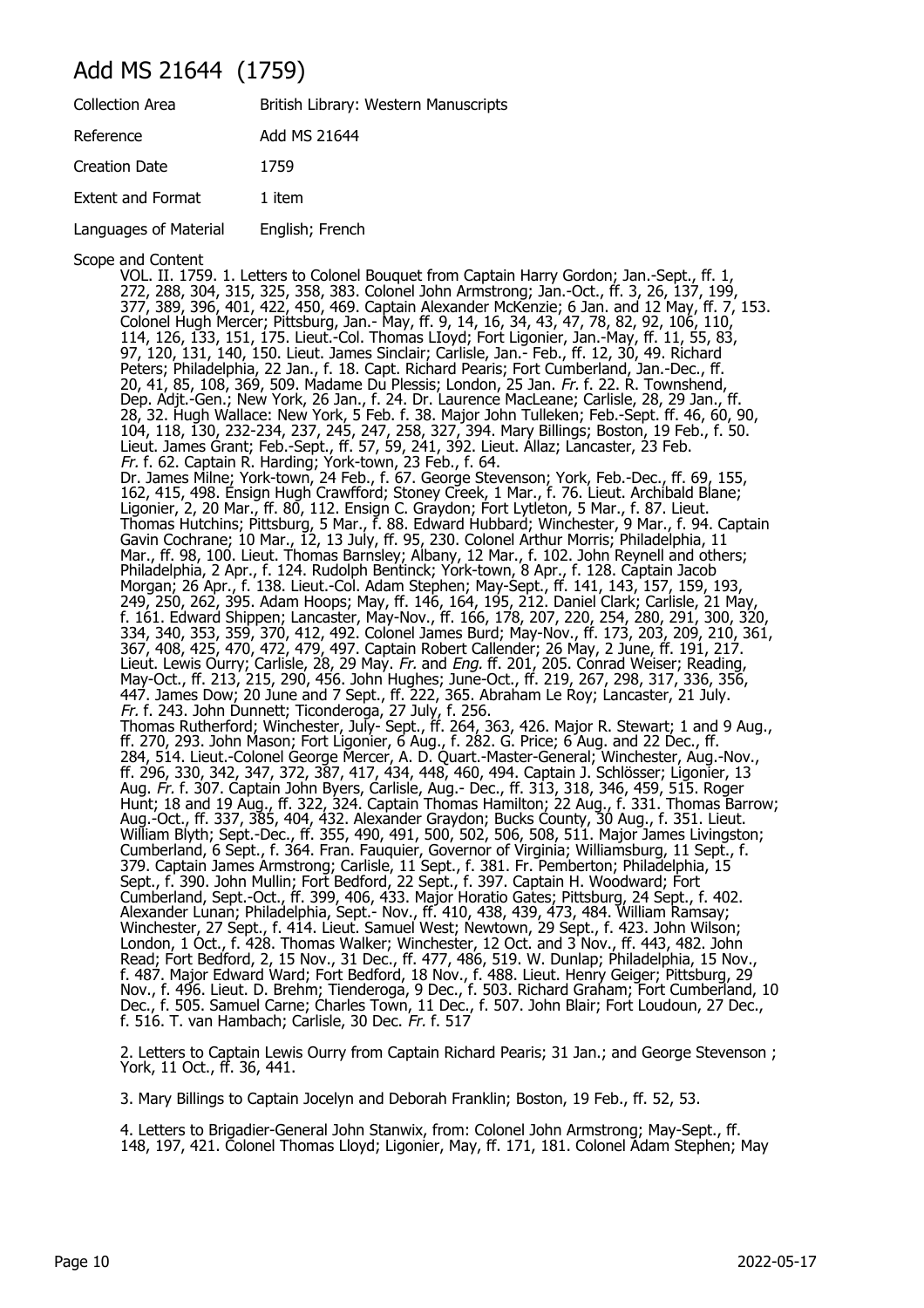# Add MS 21644 (1759)

| | |
|---|---|
| Collection Area | British Library: Western Manuscripts |
| Reference | Add MS 21644 |
| Creation Date | 1759 |
| Extent and Format | 1 item |
| Languages of Material | English; French |

Scope and Content

VOL. II. 1759. 1. Letters to Colonel Bouquet from Captain Harry Gordon; Jan.-Sept., ff. 1, 272, 288, 304, 315, 325, 358, 383. Colonel John Armstrong; Jan.-Oct., ff. 3, 26, 137, 199, 377, 389, 396, 401, 422, 450, 469. Captain Alexander McKenzie; 6 Jan. and 12 May, ff. 7, 153. Colonel Hugh Mercer; Pittsburg, Jan.- May, ff. 9, 14, 16, 34, 43, 47, 78, 82, 92, 106, 110, 114, 126, 133, 151, 175. Lieut.-Col. Thomas Lloyd; Fort Ligonier, Jan.-May, ff. 11, 55, 83, 97, 120, 131, 140, 150. Lieut. James Sinclair; Carlisle, Jan.- Feb., ff. 12, 30, 49. Richard Peters; Philadelphia, 22 Jan., f. 18. Capt. Richard Pearis; Fort Cumberland, Jan.-Dec., ff. 20, 41, 85, 108, 369, 509. Madame Du Plessis; London, 25 Jan. *Fr.* f. 22. R. Townshend, Dep. Adjt.-Gen.; New York, 26 Jan., f. 24. Dr. Laurence MacLeane; Carlisle, 28, 29 Jan., ff. 28, 32. Hugh Wallace: New York, 5 Feb. f. 38. Major John Tulleken; Feb.-Sept. ff. 46, 60, 90, 104, 118, 130, 232-234, 237, 245, 247, 258, 327, 394. Mary Billings; Boston, 19 Feb., f. 50. Lieut. James Grant; Feb.-Sept., ff. 57, 59, 241, 392. Lieut. Allaz; Lancaster, 23 Feb. *Fr.* f. 62. Captain R. Harding; York-town, 23 Feb., f. 64. Dr. James Milne; York-town, 24 Feb., f. 67. George Stevenson; York, Feb.-Dec., ff. 69, 155, 162, 415, 498. Ensign Hugh Crawfford; Stoney Creek, 1 Mar., f. 76. Lieut. Archibald Blane; Ligonier, 2, 20 Mar., ff. 80, 112. Ensign C. Graydon; Fort Lytleton, 5 Mar., f. 87. Lieut. Thomas Hutchins; Pittsburg, 5 Mar., f. 88. Edward Hubbard; Winchester, 9 Mar., f. 94. Captain Gavin Cochrane; 10 Mar., 12, 13 July, ff. 95, 230. Colonel Arthur Morris; Philadelphia, 11 Mar., ff. 98, 100. Lieut. Thomas Barnsley; Albany, 12 Mar., f. 102. John Reynell and others; Philadelphia, 2 Apr., f. 124. Rudolph Bentinck; York-town, 8 Apr., f. 128. Captain Jacob Morgan; 26 Apr., f. 138. Lieut.-Col. Adam Stephen; May-Sept., ff. 141, 143, 157, 159, 193, 249, 250, 262, 395. Adam Hoops; May, ff. 146, 164, 195, 212. Daniel Clark; Carlisle, 21 May, f. 161. Edward Shippen; Lancaster, May-Nov., ff. 166, 178, 207, 220, 254, 280, 291, 300, 320, 334, 340, 353, 359, 370, 412, 492. Colonel James Burd; May-Nov., ff. 173, 203, 209, 210, 361, 367, 408, 425, 470, 472, 479, 497. Captain Robert Callender; 26 May, 2 June, ff. 191, 217. Lieut. Lewis Ourry; Carlisle, 28, 29 May. *Fr.* and *Eng.* ff. 201, 205. Conrad Weiser; Reading, May-Oct., ff. 213, 215, 290, 456. John Hughes; June-Oct., ff. 219, 267, 298, 317, 336, 356, 447. James Dow; 20 June and 7 Sept., ff. 222, 365. Abraham Le Roy; Lancaster, 21 July. *Fr.* f. 243. John Dunnett; Ticonderoga, 27 July, f. 256. Thomas Rutherford; Winchester, July- Sept., ff. 264, 363, 426. Major R. Stewart; 1 and 9 Aug., ff. 270, 293. John Mason; Fort Ligonier, 6 Aug., f. 282. G. Price; 6 Aug. and 22 Dec., ff. 284, 514. Lieut.-Colonel George Mercer, A. D. Quart.-Master-General; Winchester, Aug.-Nov., ff. 296, 330, 342, 347, 372, 387, 417, 434, 448, 460, 494. Captain J. Schlösser; Ligonier, 13 Aug. *Fr.* f. 307. Captain John Byers, Carlisle, Aug.- Dec., ff. 313, 318, 346, 459, 515. Roger Hunt; 18 and 19 Aug., ff. 322, 324. Captain Thomas Hamilton; 22 Aug., f. 331. Thomas Barrow; Aug.-Oct., ff. 337, 385, 404, 432. Alexander Graydon; Bucks County, 30 Aug., f. 351. Lieut. William Blyth; Sept.-Dec., ff. 355, 490, 491, 500, 502, 506, 508, 511. Major James Livingston; Cumberland, 6 Sept., f. 364. Fran. Fauquier, Governor of Virginia; Williamsburg, 11 Sept., f. 379. Captain James Armstrong; Carlisle, 11 Sept., f. 381. Fr. Pemberton; Philadelphia, 15 Sept., f. 390. John Mullin; Fort Bedford, 22 Sept., f. 397. Captain H. Woodward; Fort Cumberland, Sept.-Oct., ff. 399, 406, 433. Major Horatio Gates; Pittsburg, 24 Sept., f. 402. Alexander Lunan; Philadelphia, Sept.- Nov., ff. 410, 438, 439, 473, 484. William Ramsay; Winchester, 27 Sept., f. 414. Lieut. Samuel West; Newtown, 29 Sept., f. 423. John Wilson; London, 1 Oct., f. 428. Thomas Walker; Winchester, 12 Oct. and 3 Nov., ff. 443, 482. John Read; Fort Bedford, 2, 15 Nov., 31 Dec., ff. 477, 486, 519. W. Dunlap; Philadelphia, 15 Nov., f. 487. Major Edward Ward; Fort Bedford, 18 Nov., f. 488. Lieut. Henry Geiger; Pittsburg, 29 Nov., f. 496. Lieut. D. Brehm; Tienderoga, 9 Dec., f. 503. Richard Graham; Fort Cumberland, 10 Dec., f. 505. Samuel Carne; Charles Town, 11 Dec., f. 507. John Blair; Fort Loudoun, 27 Dec., f. 516. T. van Hambach; Carlisle, 30 Dec. *Fr.* f. 517

2. Letters to Captain Lewis Ourry from Captain Richard Pearis; 31 Jan.; and George Stevenson ; York, 11 Oct., ff. 36, 441.

3. Mary Billings to Captain Jocelyn and Deborah Franklin; Boston, 19 Feb., ff. 52, 53.

4. Letters to Brigadier-General John Stanwix, from: Colonel John Armstrong; May-Sept., ff. 148, 197, 421. Colonel Thomas Lloyd; Ligonier, May, ff. 171, 181. Colonel Adam Stephen; May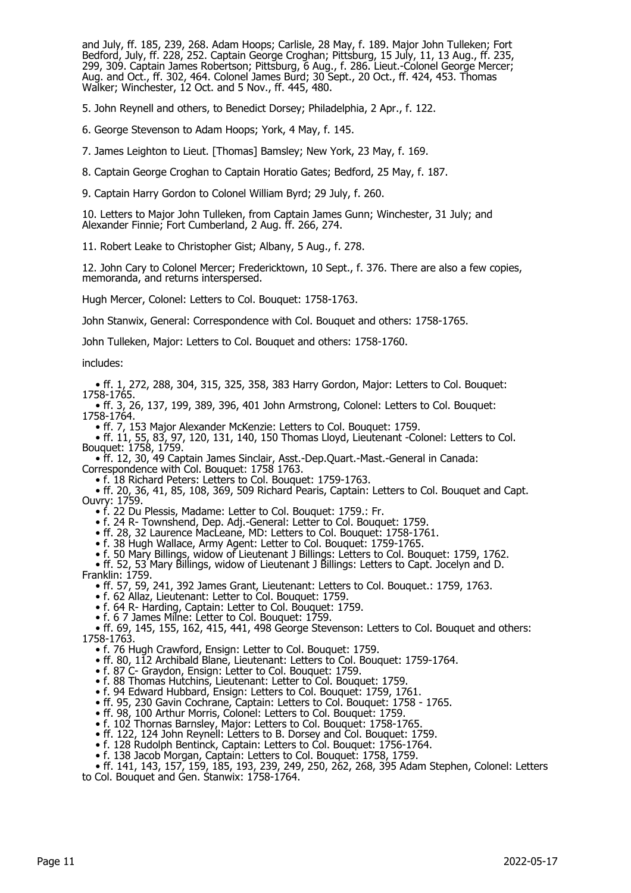and July, ff. 185, 239, 268. Adam Hoops; Carlisle, 28 May, f. 189. Major John Tulleken; Fort Bedford, July, ff. 228, 252. Captain George Croghan; Pittsburg, 15 July, 11, 13 Aug., ff. 235, 299, 309. Captain James Robertson; Pittsburg, 6 Aug., f. 286. Lieut.-Colonel George Mercer; Aug. and Oct., ff. 302, 464. Colonel James Burd; 30 Sept., 20 Oct., ff. 424, 453. Thomas Walker; Winchester, 12 Oct. and 5 Nov., ff. 445, 480.

5. John Reynell and others, to Benedict Dorsey; Philadelphia, 2 Apr., f. 122.

6. George Stevenson to Adam Hoops; York, 4 May, f. 145.

7. James Leighton to Lieut. [Thomas] Bamsley; New York, 23 May, f. 169.

8. Captain George Croghan to Captain Horatio Gates; Bedford, 25 May, f. 187.

9. Captain Harry Gordon to Colonel William Byrd; 29 July, f. 260.

10. Letters to Major John Tulleken, from Captain James Gunn; Winchester, 31 July; and Alexander Finnie; Fort Cumberland, 2 Aug. ff. 266, 274.

11. Robert Leake to Christopher Gist; Albany, 5 Aug., f. 278.

12. John Cary to Colonel Mercer; Fredericktown, 10 Sept., f. 376. There are also a few copies, memoranda, and returns interspersed.

Hugh Mercer, Colonel: Letters to Col. Bouquet: 1758-1763.

John Stanwix, General: Correspondence with Col. Bouquet and others: 1758-1765.

John Tulleken, Major: Letters to Col. Bouquet and others: 1758-1760.

includes:

- ff. 1, 272, 288, 304, 315, 325, 358, 383 Harry Gordon, Major: Letters to Col. Bouquet: 1758-1765.
- ff. 3, 26, 137, 199, 389, 396, 401 John Armstrong, Colonel: Letters to Col. Bouquet: 1758-1764.
- ff. 7, 153 Major Alexander McKenzie: Letters to Col. Bouquet: 1759.
- ff. 11, 55, 83, 97, 120, 131, 140, 150 Thomas Lloyd, Lieutenant -Colonel: Letters to Col. Bouquet: 1758, 1759.
- ff. 12, 30, 49 Captain James Sinclair, Asst.-Dep.Quart.-Mast.-General in Canada: Correspondence with Col. Bouquet: 1758 1763.
- f. 18 Richard Peters: Letters to Col. Bouquet: 1759-1763.
- ff. 20, 36, 41, 85, 108, 369, 509 Richard Pearis, Captain: Letters to Col. Bouquet and Capt. Ouvry: 1759.
- f. 22 Du Plessis, Madame: Letter to Col. Bouquet: 1759.: Fr.
- f. 24 R- Townshend, Dep. Adj.-General: Letter to Col. Bouquet: 1759.
- ff. 28, 32 Laurence MacLeane, MD: Letters to Col. Bouquet: 1758-1761.
- f. 38 Hugh Wallace, Army Agent: Letter to Col. Bouquet: 1759-1765.
- f. 50 Mary Billings, widow of Lieutenant J Billings: Letters to Col. Bouquet: 1759, 1762.
- ff. 52, 53 Mary Billings, widow of Lieutenant J Billings: Letters to Capt. Jocelyn and D. Franklin: 1759.
- ff. 57, 59, 241, 392 James Grant, Lieutenant: Letters to Col. Bouquet.: 1759, 1763.
- f. 62 Allaz, Lieutenant: Letter to Col. Bouquet: 1759.
- f. 64 R- Harding, Captain: Letter to Col. Bouquet: 1759.
- f. 6 7 James Milne: Letter to Col. Bouquet: 1759.
- ff. 69, 145, 155, 162, 415, 441, 498 George Stevenson: Letters to Col. Bouquet and others: 1758-1763.
- f. 76 Hugh Crawford, Ensign: Letter to Col. Bouquet: 1759.
- ff. 80, 112 Archibald Blane, Lieutenant: Letters to Col. Bouquet: 1759-1764.
- f. 87 C- Graydon, Ensign: Letter to Col. Bouquet: 1759.
- f. 88 Thomas Hutchins, Lieutenant: Letter to Col. Bouquet: 1759.
- f. 94 Edward Hubbard, Ensign: Letters to Col. Bouquet: 1759, 1761.
- ff. 95, 230 Gavin Cochrane, Captain: Letters to Col. Bouquet: 1758 - 1765.
- ff. 98, 100 Arthur Morris, Colonel: Letters to Col. Bouquet: 1759.
- f. 102 Thornas Barnsley, Major: Letters to Col. Bouquet: 1758-1765.
- ff. 122, 124 John Reynell: Letters to B. Dorsey and Col. Bouquet: 1759.
- f. 128 Rudolph Bentinck, Captain: Letters to Col. Bouquet: 1756-1764.
- f. 138 Jacob Morgan, Captain: Letters to Col. Bouquet: 1758, 1759.
- ff. 141, 143, 157, 159, 185, 193, 239, 249, 250, 262, 268, 395 Adam Stephen, Colonel: Letters to Col. Bouquet and Gen. Stanwix: 1758-1764.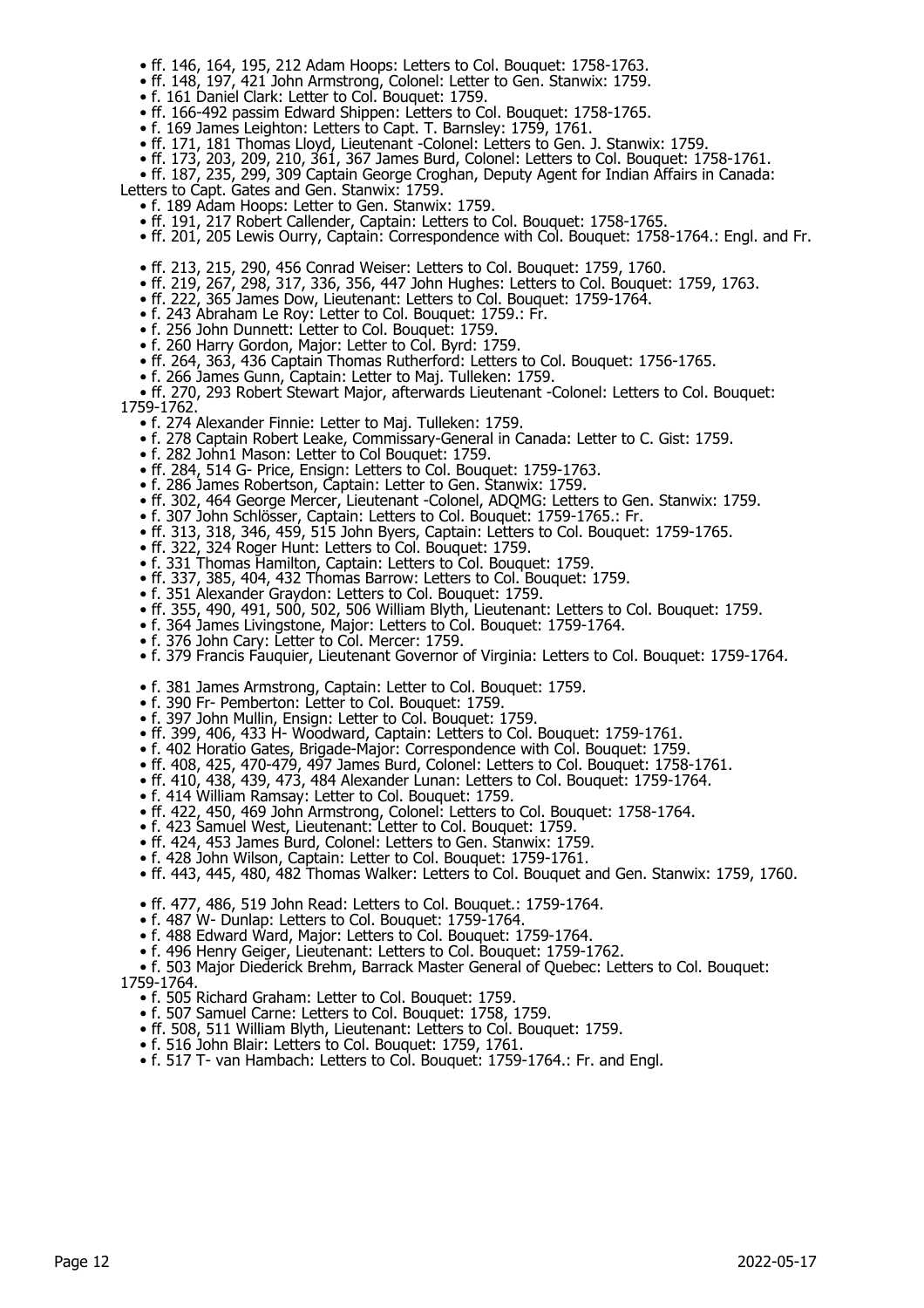- ff. 146, 164, 195, 212 Adam Hoops: Letters to Col. Bouquet: 1758-1763.
- ff. 148, 197, 421 John Armstrong, Colonel: Letter to Gen. Stanwix: 1759.
- f. 161 Daniel Clark: Letter to Col. Bouquet: 1759.
- ff. 166-492 passim Edward Shippen: Letters to Col. Bouquet: 1758-1765.
- f. 169 James Leighton: Letters to Capt. T. Barnsley: 1759, 1761.
- ff. 171, 181 Thomas Lloyd, Lieutenant -Colonel: Letters to Gen. J. Stanwix: 1759.
- ff. 173, 203, 209, 210, 361, 367 James Burd, Colonel: Letters to Col. Bouquet: 1758-1761.
- ff. 187, 235, 299, 309 Captain George Croghan, Deputy Agent for Indian Affairs in Canada: Letters to Capt. Gates and Gen. Stanwix: 1759.
- f. 189 Adam Hoops: Letter to Gen. Stanwix: 1759.
- ff. 191, 217 Robert Callender, Captain: Letters to Col. Bouquet: 1758-1765.
- ff. 201, 205 Lewis Ourry, Captain: Correspondence with Col. Bouquet: 1758-1764.: Engl. and Fr.
- ff. 213, 215, 290, 456 Conrad Weiser: Letters to Col. Bouquet: 1759, 1760.
- ff. 219, 267, 298, 317, 336, 356, 447 John Hughes: Letters to Col. Bouquet: 1759, 1763.
- ff. 222, 365 James Dow, Lieutenant: Letters to Col. Bouquet: 1759-1764.
- f. 243 Abraham Le Roy: Letter to Col. Bouquet: 1759.: Fr.
- f. 256 John Dunnett: Letter to Col. Bouquet: 1759.
- f. 260 Harry Gordon, Major: Letter to Col. Byrd: 1759.
- ff. 264, 363, 436 Captain Thomas Rutherford: Letters to Col. Bouquet: 1756-1765.
- f. 266 James Gunn, Captain: Letter to Maj. Tulleken: 1759.
- ff. 270, 293 Robert Stewart Major, afterwards Lieutenant -Colonel: Letters to Col. Bouquet: 1759-1762.
- f. 274 Alexander Finnie: Letter to Maj. Tulleken: 1759.
- f. 278 Captain Robert Leake, Commissary-General in Canada: Letter to C. Gist: 1759.
- f. 282 John1 Mason: Letter to Col Bouquet: 1759.
- ff. 284, 514 G- Price, Ensign: Letters to Col. Bouquet: 1759-1763.
- f. 286 James Robertson, Captain: Letter to Gen. Stanwix: 1759.
- ff. 302, 464 George Mercer, Lieutenant -Colonel, ADQMG: Letters to Gen. Stanwix: 1759.
- f. 307 John Schlösser, Captain: Letters to Col. Bouquet: 1759-1765.: Fr.
- ff. 313, 318, 346, 459, 515 John Byers, Captain: Letters to Col. Bouquet: 1759-1765.
- ff. 322, 324 Roger Hunt: Letters to Col. Bouquet: 1759.
- f. 331 Thomas Hamilton, Captain: Letters to Col. Bouquet: 1759.
- ff. 337, 385, 404, 432 Thomas Barrow: Letters to Col. Bouquet: 1759.
- f. 351 Alexander Graydon: Letters to Col. Bouquet: 1759.
- ff. 355, 490, 491, 500, 502, 506 William Blyth, Lieutenant: Letters to Col. Bouquet: 1759.
- f. 364 James Livingstone, Major: Letters to Col. Bouquet: 1759-1764.
- f. 376 John Cary: Letter to Col. Mercer: 1759.
- f. 379 Francis Fauquier, Lieutenant Governor of Virginia: Letters to Col. Bouquet: 1759-1764.
- f. 381 James Armstrong, Captain: Letter to Col. Bouquet: 1759.
- f. 390 Fr- Pemberton: Letter to Col. Bouquet: 1759.
- f. 397 John Mullin, Ensign: Letter to Col. Bouquet: 1759.
- ff. 399, 406, 433 H- Woodward, Captain: Letters to Col. Bouquet: 1759-1761.
- f. 402 Horatio Gates, Brigade-Major: Correspondence with Col. Bouquet: 1759.
- ff. 408, 425, 470-479, 497 James Burd, Colonel: Letters to Col. Bouquet: 1758-1761.
- ff. 410, 438, 439, 473, 484 Alexander Lunan: Letters to Col. Bouquet: 1759-1764.
- f. 414 William Ramsay: Letter to Col. Bouquet: 1759.
- ff. 422, 450, 469 John Armstrong, Colonel: Letters to Col. Bouquet: 1758-1764.
- f. 423 Samuel West, Lieutenant: Letter to Col. Bouquet: 1759.
- ff. 424, 453 James Burd, Colonel: Letters to Gen. Stanwix: 1759.
- f. 428 John Wilson, Captain: Letter to Col. Bouquet: 1759-1761.
- ff. 443, 445, 480, 482 Thomas Walker: Letters to Col. Bouquet and Gen. Stanwix: 1759, 1760.
- ff. 477, 486, 519 John Read: Letters to Col. Bouquet.: 1759-1764.
- f. 487 W- Dunlap: Letters to Col. Bouquet: 1759-1764.
- f. 488 Edward Ward, Major: Letters to Col. Bouquet: 1759-1764.
- f. 496 Henry Geiger, Lieutenant: Letters to Col. Bouquet: 1759-1762.
- f. 503 Major Diederick Brehm, Barrack Master General of Quebec: Letters to Col. Bouquet: 1759-1764.
- f. 505 Richard Graham: Letter to Col. Bouquet: 1759.
- f. 507 Samuel Carne: Letters to Col. Bouquet: 1758, 1759.
- ff. 508, 511 William Blyth, Lieutenant: Letters to Col. Bouquet: 1759.
- f. 516 John Blair: Letters to Col. Bouquet: 1759, 1761.
- f. 517 T- van Hambach: Letters to Col. Bouquet: 1759-1764.: Fr. and Engl.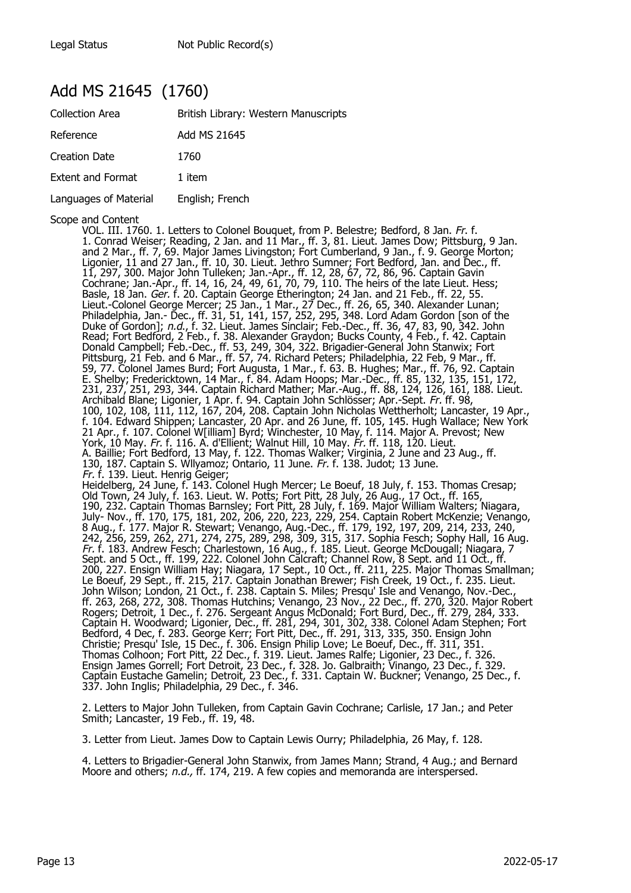| | |
|---|---|
| Legal Status | Not Public Record(s) |

## Add MS 21645 (1760)

| | |
|---|---|
| Collection Area | British Library: Western Manuscripts |
| Reference | Add MS 21645 |
| Creation Date | 1760 |
| Extent and Format | 1 item |
| Languages of Material | English; French |

Scope and Content

VOL. III. 1760. 1. Letters to Colonel Bouquet, from P. Belestre; Bedford, 8 Jan. *Fr.* f. 1. Conrad Weiser; Reading, 2 Jan. and 11 Mar., ff. 3, 81. Lieut. James Dow; Pittsburg, 9 Jan. and 2 Mar., ff. 7, 69. Major James Livingston; Fort Cumberland, 9 Jan., f. 9. George Morton; Ligonier, 11 and 27 Jan., ff. 10, 30. Lieut. Jethro Sumner; Fort Bedford, Jan. and Dec., ff. 11, 297, 300. Major John Tulleken; Jan.-Apr., ff. 12, 28, 67, 72, 86, 96. Captain Gavin Cochrane; Jan.-Apr., ff. 14, 16, 24, 49, 61, 70, 79, 110. The heirs of the late Lieut. Hess; Basle, 18 Jan. *Ger.* f. 20. Captain George Etherington; 24 Jan. and 21 Feb., ff. 22, 55. Lieut.-Colonel George Mercer; 25 Jan., 1 Mar., 27 Dec., ff. 26, 65, 340. Alexander Lunan; Philadelphia, Jan.- Dec., ff. 31, 51, 141, 157, 252, 295, 348. Lord Adam Gordon [son of the Duke of Gordon]; *n.d.*, f. 32. Lieut. James Sinclair; Feb.-Dec., ff. 36, 47, 83, 90, 342. John Read; Fort Bedford, 2 Feb., f. 38. Alexander Graydon; Bucks County, 4 Feb., f. 42. Captain Donald Campbell; Feb.-Dec., ff. 53, 249, 304, 322. Brigadier-General John Stanwix; Fort Pittsburg, 21 Feb. and 6 Mar., ff. 57, 74. Richard Peters; Philadelphia, 22 Feb, 9 Mar., ff. 59, 77. Colonel James Burd; Fort Augusta, 1 Mar., f. 63. B. Hughes; Mar., ff. 76, 92. Captain E. Shelby; Fredericktown, 14 Mar., f. 84. Adam Hoops; Mar.-Dec., ff. 85, 132, 135, 151, 172, 231, 237, 251, 293, 344. Captain Richard Mather; Mar.-Aug., ff. 88, 124, 126, 161, 188. Lieut. Archibald Blane; Ligonier, 1 Apr. f. 94. Captain John Schlösser; Apr.-Sept. *Fr.* ff. 98, 100, 102, 108, 111, 112, 167, 204, 208. Captain John Nicholas Wettherholt; Lancaster, 19 Apr., f. 104. Edward Shippen; Lancaster, 20 Apr. and 26 June, ff. 105, 145. Hugh Wallace; New York 21 Apr., f. 107. Colonel W[illiam] Byrd; Winchester, 10 May, f. 114. Major A. Prevost; New York, 10 May. *Fr.* f. 116. A. d'Ellient; Walnut Hill, 10 May. *Fr.* ff. 118, 120. Lieut. A. Baillie; Fort Bedford, 13 May, f. 122. Thomas Walker; Virginia, 2 June and 23 Aug., ff. 130, 187. Captain S. Wllyamoz; Ontario, 11 June. *Fr.* f. 138. Judot; 13 June. *Fr.* f. 139. Lieut. Henrig Geiger; Heidelberg, 24 June, f. 143. Colonel Hugh Mercer; Le Boeuf, 18 July, f. 153. Thomas Cresap; Old Town, 24 July, f. 163. Lieut. W. Potts; Fort Pitt, 28 July, 26 Aug., 17 Oct., ff. 165, 190, 232. Captain Thomas Barnsley; Fort Pitt, 28 July, f. 169. Major William Walters; Niagara, July- Nov., ff. 170, 175, 181, 202, 206, 220, 223, 229, 254. Captain Robert McKenzie; Venango, 8 Aug., f. 177. Major R. Stewart; Venango, Aug.-Dec., ff. 179, 192, 197, 209, 214, 233, 240, 242, 256, 259, 262, 271, 274, 275, 289, 298, 309, 315, 317. Sophia Fesch; Sophy Hall, 16 Aug. *Fr.* f. 183. Andrew Fesch; Charlestown, 16 Aug., f. 185. Lieut. George McDougall; Niagara, 7 Sept. and 5 Oct., ff. 199, 222. Colonel John Calcraft; Channel Row, 8 Sept. and 11 Oct., ff. 200, 227. Ensign William Hay; Niagara, 17 Sept., 10 Oct., ff. 211, 225. Major Thomas Smallman; Le Boeuf, 29 Sept., ff. 215, 217. Captain Jonathan Brewer; Fish Creek, 19 Oct., f. 235. Lieut. John Wilson; London, 21 Oct., f. 238. Captain S. Miles; Presqu' Isle and Venango, Nov.-Dec., ff. 263, 268, 272, 308. Thomas Hutchins; Venango, 23 Nov., 22 Dec., ff. 270, 320. Major Robert Rogers; Detroit, 1 Dec., f. 276. Sergeant Angus McDonald; Fort Burd, Dec., ff. 279, 284, 333. Captain H. Woodward; Ligonier, Dec., ff. 281, 294, 301, 302, 338. Colonel Adam Stephen; Fort Bedford, 4 Dec, f. 283. George Kerr; Fort Pitt, Dec., ff. 291, 313, 335, 350. Ensign John Christie; Presqu' Isle, 15 Dec., f. 306. Ensign Philip Love; Le Boeuf, Dec., ff. 311, 351. Thomas Colhoon; Fort Pitt, 22 Dec., f. 319. Lieut. James Ralfe; Ligonier, 23 Dec., f. 326. Ensign James Gorrell; Fort Detroit, 23 Dec., f. 328. Jo. Galbraith; Vinango, 23 Dec., f. 329. Captain Eustache Gamelin; Detroit, 23 Dec., f. 331. Captain W. Buckner; Venango, 25 Dec., f. 337. John Inglis; Philadelphia, 29 Dec., f. 346.

2. Letters to Major John Tulleken, from Captain Gavin Cochrane; Carlisle, 17 Jan.; and Peter Smith; Lancaster, 19 Feb., ff. 19, 48.

3. Letter from Lieut. James Dow to Captain Lewis Ourry; Philadelphia, 26 May, f. 128.

4. Letters to Brigadier-General John Stanwix, from James Mann; Strand, 4 Aug.; and Bernard Moore and others; *n.d.,* ff. 174, 219. A few copies and memoranda are interspersed.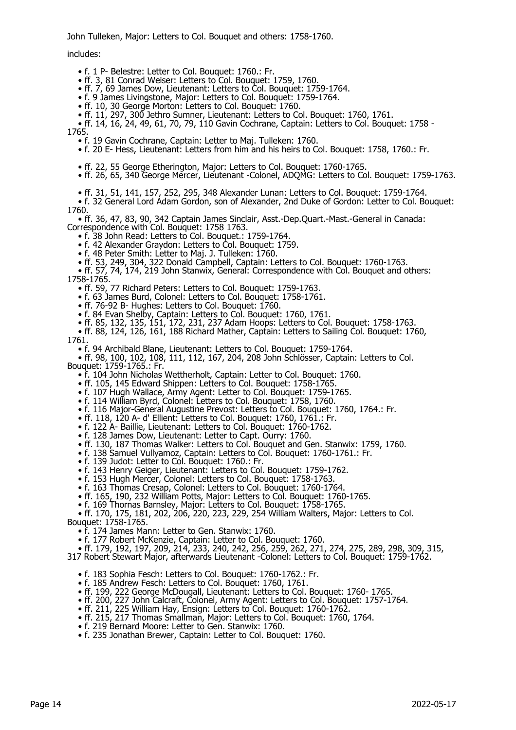John Tulleken, Major: Letters to Col. Bouquet and others: 1758-1760.

includes:

- f. 1 P- Belestre: Letter to Col. Bouquet: 1760.: Fr.
- ff. 3, 81 Conrad Weiser: Letters to Col. Bouquet: 1759, 1760.
- ff. 7, 69 James Dow, Lieutenant: Letters to Col. Bouquet: 1759-1764.
- f. 9 James Livingstone, Major: Letters to Col. Bouquet: 1759-1764.
- ff. 10, 30 George Morton: Letters to Col. Bouquet: 1760.
- ff. 11, 297, 300 Jethro Sumner, Lieutenant: Letters to Col. Bouquet: 1760, 1761.
- ff. 14, 16, 24, 49, 61, 70, 79, 110 Gavin Cochrane, Captain: Letters to Col. Bouquet: 1758 - 1765.
- f. 19 Gavin Cochrane, Captain: Letter to Maj. Tulleken: 1760.
- f. 20 E- Hess, Lieutenant: Letters from him and his heirs to Col. Bouquet: 1758, 1760.: Fr.
- ff. 22, 55 George Etherington, Major: Letters to Col. Bouquet: 1760-1765.
- ff. 26, 65, 340 George Mercer, Lieutenant -Colonel, ADQMG: Letters to Col. Bouquet: 1759-1763.
- ff. 31, 51, 141, 157, 252, 295, 348 Alexander Lunan: Letters to Col. Bouquet: 1759-1764.
- f. 32 General Lord Adam Gordon, son of Alexander, 2nd Duke of Gordon: Letter to Col. Bouquet: 1760.
- ff. 36, 47, 83, 90, 342 Captain James Sinclair, Asst.-Dep.Quart.-Mast.-General in Canada: Correspondence with Col. Bouquet: 1758 1763.
- f. 38 John Read: Letters to Col. Bouquet.: 1759-1764.
- f. 42 Alexander Graydon: Letters to Col. Bouquet: 1759.
- f. 48 Peter Smith: Letter to Maj. J. Tulleken: 1760.
- ff. 53, 249, 304, 322 Donald Campbell, Captain: Letters to Col. Bouquet: 1760-1763.
- ff. 57, 74, 174, 219 John Stanwix, General: Correspondence with Col. Bouquet and others: 1758-1765.
- ff. 59, 77 Richard Peters: Letters to Col. Bouquet: 1759-1763.
- f. 63 James Burd, Colonel: Letters to Col. Bouquet: 1758-1761.
- ff. 76-92 B- Hughes: Letters to Col. Bouquet: 1760.
- f. 84 Evan Shelby, Captain: Letters to Col. Bouquet: 1760, 1761.
- ff. 85, 132, 135, 151, 172, 231, 237 Adam Hoops: Letters to Col. Bouquet: 1758-1763.
- ff. 88, 124, 126, 161, 188 Richard Mather, Captain: Letters to Sailing Col. Bouquet: 1760, 1761.
- f. 94 Archibald Blane, Lieutenant: Letters to Col. Bouquet: 1759-1764.
- ff. 98, 100, 102, 108, 111, 112, 167, 204, 208 John Schlösser, Captain: Letters to Col. Bouquet: 1759-1765.: Fr.
- f. 104 John Nicholas Wettherholt, Captain: Letter to Col. Bouquet: 1760.
- ff. 105, 145 Edward Shippen: Letters to Col. Bouquet: 1758-1765.
- f. 107 Hugh Wallace, Army Agent: Letter to Col. Bouquet: 1759-1765.
- f. 114 William Byrd, Colonel: Letters to Col. Bouquet: 1758, 1760.
- f. 116 Major-General Augustine Prevost: Letters to Col. Bouquet: 1760, 1764.: Fr.
- ff. 118, 120 A- d' Ellient: Letters to Col. Bouquet: 1760, 1761.: Fr.
- f. 122 A- Baillie, Lieutenant: Letters to Col. Bouquet: 1760-1762.
- f. 128 James Dow, Lieutenant: Letter to Capt. Ourry: 1760.
- ff. 130, 187 Thomas Walker: Letters to Col. Bouquet and Gen. Stanwix: 1759, 1760.
- f. 138 Samuel Vullyamoz, Captain: Letters to Col. Bouquet: 1760-1761.: Fr.
- f. 139 Judot: Letter to Col. Bouquet: 1760.: Fr.
- f. 143 Henry Geiger, Lieutenant: Letters to Col. Bouquet: 1759-1762.
- f. 153 Hugh Mercer, Colonel: Letters to Col. Bouquet: 1758-1763.
- f. 163 Thomas Cresap, Colonel: Letters to Col. Bouquet: 1760-1764.
- ff. 165, 190, 232 William Potts, Major: Letters to Col. Bouquet: 1760-1765.
- f. 169 Thornas Barnsley, Major: Letters to Col. Bouquet: 1758-1765.
- ff. 170, 175, 181, 202, 206, 220, 223, 229, 254 William Walters, Major: Letters to Col. Bouquet: 1758-1765.
- f. 174 James Mann: Letter to Gen. Stanwix: 1760.
- f. 177 Robert McKenzie, Captain: Letter to Col. Bouquet: 1760.
- ff. 179, 192, 197, 209, 214, 233, 240, 242, 256, 259, 262, 271, 274, 275, 289, 298, 309, 315, 317 Robert Stewart Major, afterwards Lieutenant -Colonel: Letters to Col. Bouquet: 1759-1762.
- f. 183 Sophia Fesch: Letters to Col. Bouquet: 1760-1762.: Fr.
- f. 185 Andrew Fesch: Letters to Col. Bouquet: 1760, 1761.
- ff. 199, 222 George McDougall, Lieutenant: Letters to Col. Bouquet: 1760- 1765.
- ff. 200, 227 John Calcraft, Colonel, Army Agent: Letters to Col. Bouquet: 1757-1764.
- ff. 211, 225 William Hay, Ensign: Letters to Col. Bouquet: 1760-1762.
- ff. 215, 217 Thomas Smallman, Major: Letters to Col. Bouquet: 1760, 1764.
- f. 219 Bernard Moore: Letter to Gen. Stanwix: 1760.
- f. 235 Jonathan Brewer, Captain: Letter to Col. Bouquet: 1760.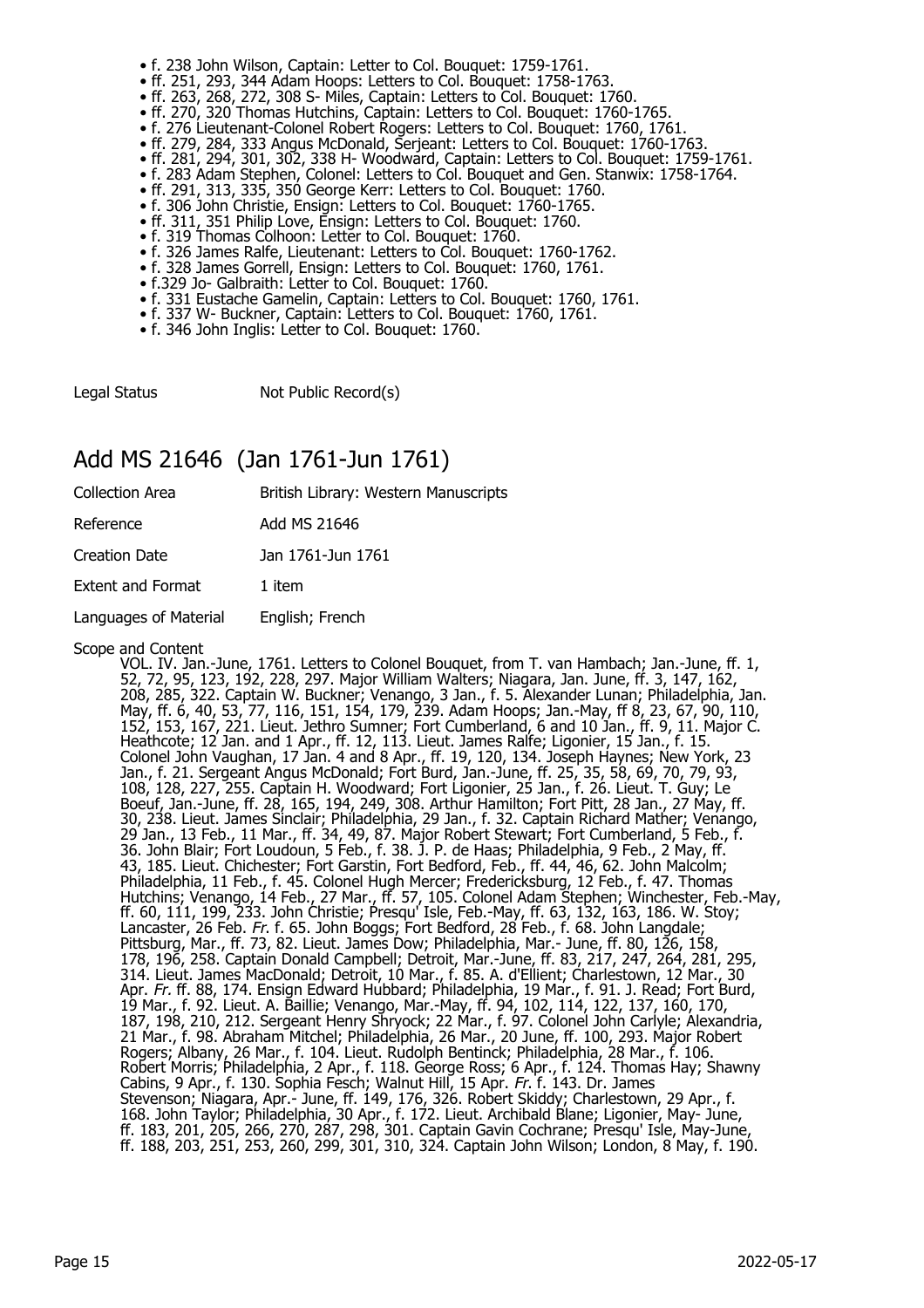- f. 238 John Wilson, Captain: Letter to Col. Bouquet: 1759-1761.
- ff. 251, 293, 344 Adam Hoops: Letters to Col. Bouquet: 1758-1763.
- ff. 263, 268, 272, 308 S- Miles, Captain: Letters to Col. Bouquet: 1760.
- ff. 270, 320 Thomas Hutchins, Captain: Letters to Col. Bouquet: 1760-1765.
- f. 276 Lieutenant-Colonel Robert Rogers: Letters to Col. Bouquet: 1760, 1761.
- ff. 279, 284, 333 Angus McDonald, Serjeant: Letters to Col. Bouquet: 1760-1763.
- ff. 281, 294, 301, 302, 338 H- Woodward, Captain: Letters to Col. Bouquet: 1759-1761.
- f. 283 Adam Stephen, Colonel: Letters to Col. Bouquet and Gen. Stanwix: 1758-1764.
- ff. 291, 313, 335, 350 George Kerr: Letters to Col. Bouquet: 1760.
- f. 306 John Christie, Ensign: Letters to Col. Bouquet: 1760-1765.
- ff. 311, 351 Philip Love, Ensign: Letters to Col. Bouquet: 1760.
- f. 319 Thomas Colhoon: Letter to Col. Bouquet: 1760.
- f. 326 James Ralfe, Lieutenant: Letters to Col. Bouquet: 1760-1762.
- f. 328 James Gorrell, Ensign: Letters to Col. Bouquet: 1760, 1761.
- f.329 Jo- Galbraith: Letter to Col. Bouquet: 1760.
- f. 331 Eustache Gamelin, Captain: Letters to Col. Bouquet: 1760, 1761.
- f. 337 W- Buckner, Captain: Letters to Col. Bouquet: 1760, 1761.
- f. 346 John Inglis: Letter to Col. Bouquet: 1760.

| | |
|---|---|
| Legal Status | Not Public Record(s) |

## Add MS 21646 (Jan 1761-Jun 1761)

| | |
|---|---|
| Collection Area | British Library: Western Manuscripts |
| Reference | Add MS 21646 |
| Creation Date | Jan 1761-Jun 1761 |
| Extent and Format | 1 item |
| Languages of Material | English; French |

Scope and Content

VOL. IV. Jan.-June, 1761. Letters to Colonel Bouquet, from T. van Hambach; Jan.-June, ff. 1, 52, 72, 95, 123, 192, 228, 297. Major William Walters; Niagara, Jan. June, ff. 3, 147, 162, 208, 285, 322. Captain W. Buckner; Venango, 3 Jan., f. 5. Alexander Lunan; Philadelphia, Jan. May, ff. 6, 40, 53, 77, 116, 151, 154, 179, 239. Adam Hoops; Jan.-May, ff 8, 23, 67, 90, 110, 152, 153, 167, 221. Lieut. Jethro Sumner; Fort Cumberland, 6 and 10 Jan., ff. 9, 11. Major C. Heathcote; 12 Jan. and 1 Apr., ff. 12, 113. Lieut. James Ralfe; Ligonier, 15 Jan., f. 15. Colonel John Vaughan, 17 Jan. 4 and 8 Apr., ff. 19, 120, 134. Joseph Haynes; New York, 23 Jan., f. 21. Sergeant Angus McDonald; Fort Burd, Jan.-June, ff. 25, 35, 58, 69, 70, 79, 93, 108, 128, 227, 255. Captain H. Woodward; Fort Ligonier, 25 Jan., f. 26. Lieut. T. Guy; Le Boeuf, Jan.-June, ff. 28, 165, 194, 249, 308. Arthur Hamilton; Fort Pitt, 28 Jan., 27 May, ff. 30, 238. Lieut. James Sinclair; Philadelphia, 29 Jan., f. 32. Captain Richard Mather; Venango, 29 Jan., 13 Feb., 11 Mar., ff. 34, 49, 87. Major Robert Stewart; Fort Cumberland, 5 Feb., f. 36. John Blair; Fort Loudoun, 5 Feb., f. 38. J. P. de Haas; Philadelphia, 9 Feb., 2 May, ff. 43, 185. Lieut. Chichester; Fort Garstin, Fort Bedford, Feb., ff. 44, 46, 62. John Malcolm; Philadelphia, 11 Feb., f. 45. Colonel Hugh Mercer; Fredericksburg, 12 Feb., f. 47. Thomas Hutchins; Venango, 14 Feb., 27 Mar., ff. 57, 105. Colonel Adam Stephen; Winchester, Feb.-May, ff. 60, 111, 199, 233. John Christie; Presqu' Isle, Feb.-May, ff. 63, 132, 163, 186. W. Stoy; Lancaster, 26 Feb. *Fr.* f. 65. John Boggs; Fort Bedford, 28 Feb., f. 68. John Langdale; Pittsburg, Mar., ff. 73, 82. Lieut. James Dow; Philadelphia, Mar.- June, ff. 80, 126, 158, 178, 196, 258. Captain Donald Campbell; Detroit, Mar.-June, ff. 83, 217, 247, 264, 281, 295, 314. Lieut. James MacDonald; Detroit, 10 Mar., f. 85. A. d'Ellient; Charlestown, 12 Mar., 30 Apr. *Fr.* ff. 88, 174. Ensign Edward Hubbard; Philadelphia, 19 Mar., f. 91. J. Read; Fort Burd, 19 Mar., f. 92. Lieut. A. Baillie; Venango, Mar.-May, ff. 94, 102, 114, 122, 137, 160, 170, 187, 198, 210, 212. Sergeant Henry Shryock; 22 Mar., f. 97. Colonel John Carlyle; Alexandria, 21 Mar., f. 98. Abraham Mitchel; Philadelphia, 26 Mar., 20 June, ff. 100, 293. Major Robert Rogers; Albany, 26 Mar., f. 104. Lieut. Rudolph Bentinck; Philadelphia, 28 Mar., f. 106. Robert Morris; Philadelphia, 2 Apr., f. 118. George Ross; 6 Apr., f. 124. Thomas Hay; Shawny Cabins, 9 Apr., f. 130. Sophia Fesch; Walnut Hill, 15 Apr. *Fr.* f. 143. Dr. James Stevenson; Niagara, Apr.- June, ff. 149, 176, 326. Robert Skiddy; Charlestown, 29 Apr., f. 168. John Taylor; Philadelphia, 30 Apr., f. 172. Lieut. Archibald Blane; Ligonier, May- June, ff. 183, 201, 205, 266, 270, 287, 298, 301. Captain Gavin Cochrane; Presqu' Isle, May-June, ff. 188, 203, 251, 253, 260, 299, 301, 310, 324. Captain John Wilson; London, 8 May, f. 190.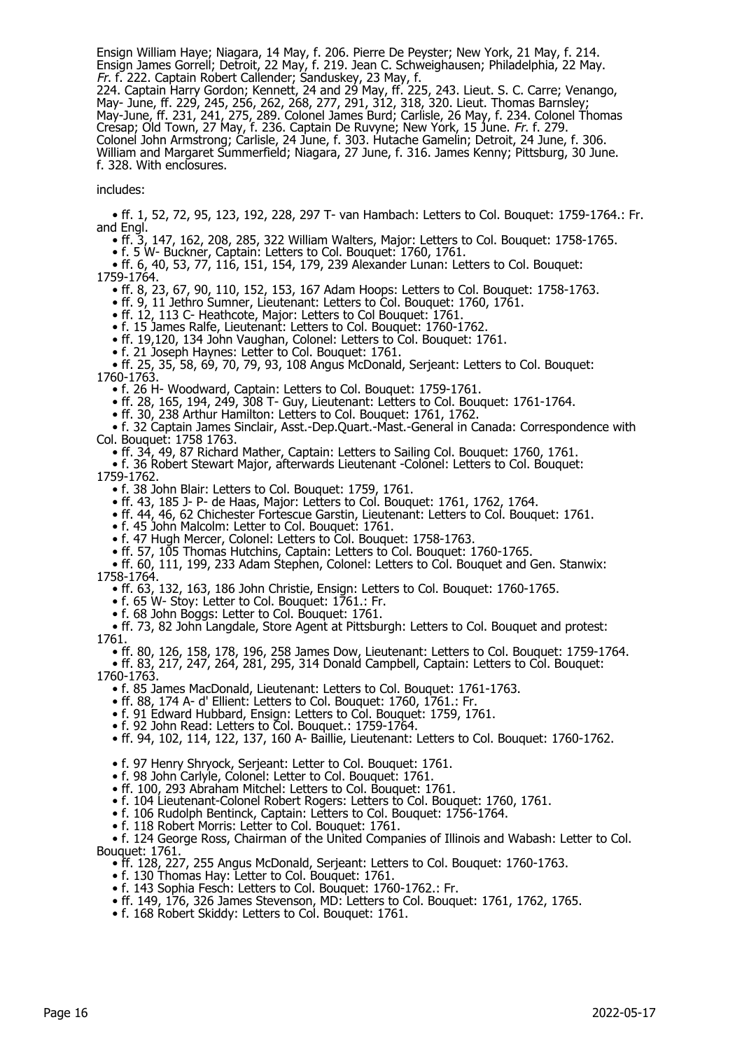Ensign William Haye; Niagara, 14 May, f. 206. Pierre De Peyster; New York, 21 May, f. 214. Ensign James Gorrell; Detroit, 22 May, f. 219. Jean C. Schweighausen; Philadelphia, 22 May. *Fr.* f. 222. Captain Robert Callender; Sanduskey, 23 May, f. 224. Captain Harry Gordon; Kennett, 24 and 29 May, ff. 225, 243. Lieut. S. C. Carre; Venango, May- June, ff. 229, 245, 256, 262, 268, 277, 291, 312, 318, 320. Lieut. Thomas Barnsley; May-June, ff. 231, 241, 275, 289. Colonel James Burd; Carlisle, 26 May, f. 234. Colonel Thomas Cresap; Old Town, 27 May, f. 236. Captain De Ruvyne; New York, 15 June. *Fr.* f. 279. Colonel John Armstrong; Carlisle, 24 June, f. 303. Hutache Gamelin; Detroit, 24 June, f. 306. William and Margaret Summerfield; Niagara, 27 June, f. 316. James Kenny; Pittsburg, 30 June. f. 328. With enclosures.

includes:

- ff. 1, 52, 72, 95, 123, 192, 228, 297 T- van Hambach: Letters to Col. Bouquet: 1759-1764.: Fr. and Engl.
- ff. 3, 147, 162, 208, 285, 322 William Walters, Major: Letters to Col. Bouquet: 1758-1765.
- f. 5 W- Buckner, Captain: Letters to Col. Bouquet: 1760, 1761.
- ff. 6, 40, 53, 77, 116, 151, 154, 179, 239 Alexander Lunan: Letters to Col. Bouquet: 1759-1764.
- ff. 8, 23, 67, 90, 110, 152, 153, 167 Adam Hoops: Letters to Col. Bouquet: 1758-1763.
- ff. 9, 11 Jethro Sumner, Lieutenant: Letters to Col. Bouquet: 1760, 1761.
- ff. 12, 113 C- Heathcote, Major: Letters to Col Bouquet: 1761.
- f. 15 James Ralfe, Lieutenant: Letters to Col. Bouquet: 1760-1762.
- ff. 19,120, 134 John Vaughan, Colonel: Letters to Col. Bouquet: 1761.
- f. 21 Joseph Haynes: Letter to Col. Bouquet: 1761.
- ff. 25, 35, 58, 69, 70, 79, 93, 108 Angus McDonald, Serjeant: Letters to Col. Bouquet: 1760-1763.
- f. 26 H- Woodward, Captain: Letters to Col. Bouquet: 1759-1761.
- ff. 28, 165, 194, 249, 308 T- Guy, Lieutenant: Letters to Col. Bouquet: 1761-1764.
- ff. 30, 238 Arthur Hamilton: Letters to Col. Bouquet: 1761, 1762.
- f. 32 Captain James Sinclair, Asst.-Dep.Quart.-Mast.-General in Canada: Correspondence with Col. Bouquet: 1758 1763.
- ff. 34, 49, 87 Richard Mather, Captain: Letters to Sailing Col. Bouquet: 1760, 1761.
- f. 36 Robert Stewart Major, afterwards Lieutenant -Colonel: Letters to Col. Bouquet: 1759-1762.
- f. 38 John Blair: Letters to Col. Bouquet: 1759, 1761.
- ff. 43, 185 J- P- de Haas, Major: Letters to Col. Bouquet: 1761, 1762, 1764.
- ff. 44, 46, 62 Chichester Fortescue Garstin, Lieutenant: Letters to Col. Bouquet: 1761.
- f. 45 John Malcolm: Letter to Col. Bouquet: 1761.
- f. 47 Hugh Mercer, Colonel: Letters to Col. Bouquet: 1758-1763.
- ff. 57, 105 Thomas Hutchins, Captain: Letters to Col. Bouquet: 1760-1765.
- ff. 60, 111, 199, 233 Adam Stephen, Colonel: Letters to Col. Bouquet and Gen. Stanwix: 1758-1764.
- ff. 63, 132, 163, 186 John Christie, Ensign: Letters to Col. Bouquet: 1760-1765.
- f. 65 W- Stoy: Letter to Col. Bouquet: 1761.: Fr.
- f. 68 John Boggs: Letter to Col. Bouquet: 1761.
- ff. 73, 82 John Langdale, Store Agent at Pittsburgh: Letters to Col. Bouquet and protest: 1761.
- ff. 80, 126, 158, 178, 196, 258 James Dow, Lieutenant: Letters to Col. Bouquet: 1759-1764.
- ff. 83, 217, 247, 264, 281, 295, 314 Donald Campbell, Captain: Letters to Col. Bouquet: 1760-1763.
- f. 85 James MacDonald, Lieutenant: Letters to Col. Bouquet: 1761-1763.
- ff. 88, 174 A- d' Ellient: Letters to Col. Bouquet: 1760, 1761.: Fr.
- f. 91 Edward Hubbard, Ensign: Letters to Col. Bouquet: 1759, 1761.
- f. 92 John Read: Letters to Col. Bouquet.: 1759-1764.
- ff. 94, 102, 114, 122, 137, 160 A- Baillie, Lieutenant: Letters to Col. Bouquet: 1760-1762.
- f. 97 Henry Shryock, Serjeant: Letter to Col. Bouquet: 1761.
- f. 98 John Carlyle, Colonel: Letter to Col. Bouquet: 1761.
- ff. 100, 293 Abraham Mitchel: Letters to Col. Bouquet: 1761.
- f. 104 Lieutenant-Colonel Robert Rogers: Letters to Col. Bouquet: 1760, 1761.
- f. 106 Rudolph Bentinck, Captain: Letters to Col. Bouquet: 1756-1764.
- f. 118 Robert Morris: Letter to Col. Bouquet: 1761.
- f. 124 George Ross, Chairman of the United Companies of Illinois and Wabash: Letter to Col. Bouquet: 1761.
- ff. 128, 227, 255 Angus McDonald, Serjeant: Letters to Col. Bouquet: 1760-1763.
- f. 130 Thomas Hay: Letter to Col. Bouquet: 1761.
- f. 143 Sophia Fesch: Letters to Col. Bouquet: 1760-1762.: Fr.
- ff. 149, 176, 326 James Stevenson, MD: Letters to Col. Bouquet: 1761, 1762, 1765.
- f. 168 Robert Skiddy: Letters to Col. Bouquet: 1761.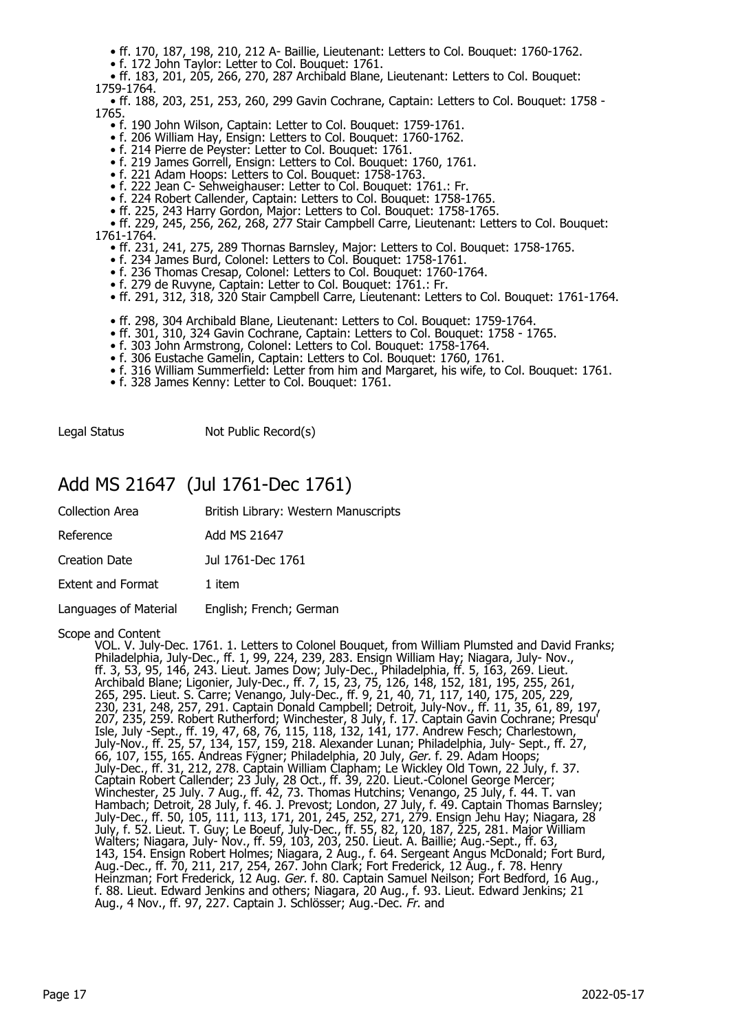- ff. 170, 187, 198, 210, 212 A- Baillie, Lieutenant: Letters to Col. Bouquet: 1760-1762.
- f. 172 John Taylor: Letter to Col. Bouquet: 1761.
- ff. 183, 201, 205, 266, 270, 287 Archibald Blane, Lieutenant: Letters to Col. Bouquet: 1759-1764.
- ff. 188, 203, 251, 253, 260, 299 Gavin Cochrane, Captain: Letters to Col. Bouquet: 1758 - 1765.
- f. 190 John Wilson, Captain: Letter to Col. Bouquet: 1759-1761.
- f. 206 William Hay, Ensign: Letters to Col. Bouquet: 1760-1762.
- f. 214 Pierre de Peyster: Letter to Col. Bouquet: 1761.
- f. 219 James Gorrell, Ensign: Letters to Col. Bouquet: 1760, 1761.
- f. 221 Adam Hoops: Letters to Col. Bouquet: 1758-1763.
- f. 222 Jean C- Sehweighauser: Letter to Col. Bouquet: 1761.: Fr.
- f. 224 Robert Callender, Captain: Letters to Col. Bouquet: 1758-1765.
- ff. 225, 243 Harry Gordon, Major: Letters to Col. Bouquet: 1758-1765.
- ff. 229, 245, 256, 262, 268, 277 Stair Campbell Carre, Lieutenant: Letters to Col. Bouquet: 1761-1764.
- ff. 231, 241, 275, 289 Thornas Barnsley, Major: Letters to Col. Bouquet: 1758-1765.
- f. 234 James Burd, Colonel: Letters to Col. Bouquet: 1758-1761.
- f. 236 Thomas Cresap, Colonel: Letters to Col. Bouquet: 1760-1764.
- f. 279 de Ruvyne, Captain: Letter to Col. Bouquet: 1761.: Fr.
- ff. 291, 312, 318, 320 Stair Campbell Carre, Lieutenant: Letters to Col. Bouquet: 1761-1764.
- ff. 298, 304 Archibald Blane, Lieutenant: Letters to Col. Bouquet: 1759-1764.
- ff. 301, 310, 324 Gavin Cochrane, Captain: Letters to Col. Bouquet: 1758 - 1765.
- f. 303 John Armstrong, Colonel: Letters to Col. Bouquet: 1758-1764.
- f. 306 Eustache Gamelin, Captain: Letters to Col. Bouquet: 1760, 1761.
- f. 316 William Summerfield: Letter from him and Margaret, his wife, to Col. Bouquet: 1761.
- f. 328 James Kenny: Letter to Col. Bouquet: 1761.

Legal Status Not Public Record(s)

## Add MS 21647 (Jul 1761-Dec 1761)

| | |
|---|---|
| Collection Area | British Library: Western Manuscripts |
| Reference | Add MS 21647 |
| Creation Date | Jul 1761-Dec 1761 |
| Extent and Format | 1 item |
| Languages of Material | English; French; German |

Scope and Content

VOL. V. July-Dec. 1761. 1. Letters to Colonel Bouquet, from William Plumsted and David Franks; Philadelphia, July-Dec., ff. 1, 99, 224, 239, 283. Ensign William Hay; Niagara, July- Nov., ff. 3, 53, 95, 146, 243. Lieut. James Dow; July-Dec., Philadelphia, ff. 5, 163, 269. Lieut. Archibald Blane; Ligonier, July-Dec., ff. 7, 15, 23, 75, 126, 148, 152, 181, 195, 255, 261, 265, 295. Lieut. S. Carre; Venango, July-Dec., ff. 9, 21, 40, 71, 117, 140, 175, 205, 229, 230, 231, 248, 257, 291. Captain Donald Campbell; Detroit, July-Nov., ff. 11, 35, 61, 89, 197, 207, 235, 259. Robert Rutherford; Winchester, 8 July, f. 17. Captain Gavin Cochrane; Presqu' Isle, July -Sept., ff. 19, 47, 68, 76, 115, 118, 132, 141, 177. Andrew Fesch; Charlestown, July-Nov., ff. 25, 57, 134, 157, 159, 218. Alexander Lunan; Philadelphia, July- Sept., ff. 27, 66, 107, 155, 165. Andreas Fÿgner; Philadelphia, 20 July, *Ger.* f. 29. Adam Hoops; July-Dec., ff. 31, 212, 278. Captain William Clapham; Le Wickley Old Town, 22 July, f. 37. Captain Robert Callender; 23 July, 28 Oct., ff. 39, 220. Lieut.-Colonel George Mercer; Winchester, 25 July. 7 Aug., ff. 42, 73. Thomas Hutchins; Venango, 25 July, f. 44. T. van Hambach; Detroit, 28 July, f. 46. J. Prevost; London, 27 July, f. 49. Captain Thomas Barnsley; July-Dec., ff. 50, 105, 111, 113, 171, 201, 245, 252, 271, 279. Ensign Jehu Hay; Niagara, 28 July, f. 52. Lieut. T. Guy; Le Boeuf, July-Dec., ff. 55, 82, 120, 187, 225, 281. Major William Walters; Niagara, July- Nov., ff. 59, 103, 203, 250. Lieut. A. Baillie; Aug.-Sept., ff. 63, 143, 154. Ensign Robert Holmes; Niagara, 2 Aug., f. 64. Sergeant Angus McDonald; Fort Burd, Aug.-Dec., ff. 70, 211, 217, 254, 267. John Clark; Fort Frederick, 12 Aug., f. 78. Henry Heinzman; Fort Frederick, 12 Aug. *Ger.* f. 80. Captain Samuel Neilson; Fort Bedford, 16 Aug., f. 88. Lieut. Edward Jenkins and others; Niagara, 20 Aug., f. 93. Lieut. Edward Jenkins; 21 Aug., 4 Nov., ff. 97, 227. Captain J. Schlösser; Aug.-Dec. *Fr.* and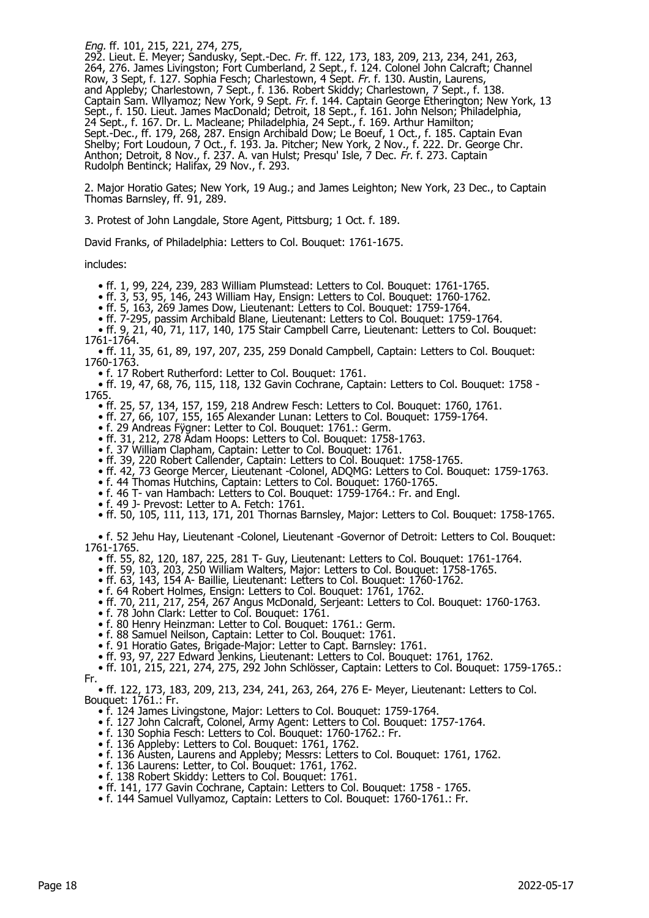*Eng.* ff. 101, 215, 221, 274, 275, 292. Lieut. E. Meyer; Sandusky, Sept.-Dec. *Fr.* ff. 122, 173, 183, 209, 213, 234, 241, 263, 264, 276. James Livingston; Fort Cumberland, 2 Sept., f. 124. Colonel John Calcraft; Channel Row, 3 Sept, f. 127. Sophia Fesch; Charlestown, 4 Sept. *Fr.* f. 130. Austin, Laurens, and Appleby; Charlestown, 7 Sept., f. 136. Robert Skiddy; Charlestown, 7 Sept., f. 138. Captain Sam. Wllyamoz; New York, 9 Sept. *Fr.* f. 144. Captain George Etherington; New York, 13 Sept., f. 150. Lieut. James MacDonald; Detroit, 18 Sept., f. 161. John Nelson; Philadelphia, 24 Sept., f. 167. Dr. L. Macleane; Philadelphia, 24 Sept., f. 169. Arthur Hamilton; Sept.-Dec., ff. 179, 268, 287. Ensign Archibald Dow; Le Boeuf, 1 Oct., f. 185. Captain Evan Shelby; Fort Loudoun, 7 Oct., f. 193. Ja. Pitcher; New York, 2 Nov., f. 222. Dr. George Chr. Anthon; Detroit, 8 Nov., f. 237. A. van Hulst; Presqu' Isle, 7 Dec. *Fr.* f. 273. Captain Rudolph Bentinck; Halifax, 29 Nov., f. 293.

2. Major Horatio Gates; New York, 19 Aug.; and James Leighton; New York, 23 Dec., to Captain Thomas Barnsley, ff. 91, 289.

3. Protest of John Langdale, Store Agent, Pittsburg; 1 Oct. f. 189.

David Franks, of Philadelphia: Letters to Col. Bouquet: 1761-1675.

includes:

- ff. 1, 99, 224, 239, 283 William Plumstead: Letters to Col. Bouquet: 1761-1765.
- ff. 3, 53, 95, 146, 243 William Hay, Ensign: Letters to Col. Bouquet: 1760-1762.
- ff. 5, 163, 269 James Dow, Lieutenant: Letters to Col. Bouquet: 1759-1764.
- ff. 7-295, passim Archibald Blane, Lieutenant: Letters to Col. Bouquet: 1759-1764.
- ff. 9, 21, 40, 71, 117, 140, 175 Stair Campbell Carre, Lieutenant: Letters to Col. Bouquet: 1761-1764.
- ff. 11, 35, 61, 89, 197, 207, 235, 259 Donald Campbell, Captain: Letters to Col. Bouquet: 1760-1763.
- f. 17 Robert Rutherford: Letter to Col. Bouquet: 1761.
- ff. 19, 47, 68, 76, 115, 118, 132 Gavin Cochrane, Captain: Letters to Col. Bouquet: 1758 - 1765.
- ff. 25, 57, 134, 157, 159, 218 Andrew Fesch: Letters to Col. Bouquet: 1760, 1761.
- ff. 27, 66, 107, 155, 165 Alexander Lunan: Letters to Col. Bouquet: 1759-1764.
- f. 29 Andreas Fÿgner: Letter to Col. Bouquet: 1761.: Germ.
- ff. 31, 212, 278 Adam Hoops: Letters to Col. Bouquet: 1758-1763.
- f. 37 William Clapham, Captain: Letter to Col. Bouquet: 1761.
- ff. 39, 220 Robert Callender, Captain: Letters to Col. Bouquet: 1758-1765.
- ff. 42, 73 George Mercer, Lieutenant -Colonel, ADQMG: Letters to Col. Bouquet: 1759-1763.
- f. 44 Thomas Hutchins, Captain: Letters to Col. Bouquet: 1760-1765.
- f. 46 T- van Hambach: Letters to Col. Bouquet: 1759-1764.: Fr. and Engl.
- f. 49 J- Prevost: Letter to A. Fetch: 1761.
- ff. 50, 105, 111, 113, 171, 201 Thornas Barnsley, Major: Letters to Col. Bouquet: 1758-1765.
- f. 52 Jehu Hay, Lieutenant -Colonel, Lieutenant -Governor of Detroit: Letters to Col. Bouquet: 1761-1765.
- ff. 55, 82, 120, 187, 225, 281 T- Guy, Lieutenant: Letters to Col. Bouquet: 1761-1764.
- ff. 59, 103, 203, 250 William Walters, Major: Letters to Col. Bouquet: 1758-1765.
- ff. 63, 143, 154 A- Baillie, Lieutenant: Letters to Col. Bouquet: 1760-1762.
- f. 64 Robert Holmes, Ensign: Letters to Col. Bouquet: 1761, 1762.
- ff. 70, 211, 217, 254, 267 Angus McDonald, Serjeant: Letters to Col. Bouquet: 1760-1763.
- f. 78 John Clark: Letter to Col. Bouquet: 1761.
- f. 80 Henry Heinzman: Letter to Col. Bouquet: 1761.: Germ.
- f. 88 Samuel Neilson, Captain: Letter to Col. Bouquet: 1761.
- f. 91 Horatio Gates, Brigade-Major: Letter to Capt. Barnsley: 1761.
- ff. 93, 97, 227 Edward Jenkins, Lieutenant: Letters to Col. Bouquet: 1761, 1762.
- ff. 101, 215, 221, 274, 275, 292 John Schlösser, Captain: Letters to Col. Bouquet: 1759-1765.: Fr.
- ff. 122, 173, 183, 209, 213, 234, 241, 263, 264, 276 E- Meyer, Lieutenant: Letters to Col. Bouquet: 1761.: Fr.
- f. 124 James Livingstone, Major: Letters to Col. Bouquet: 1759-1764.
- f. 127 John Calcraft, Colonel, Army Agent: Letters to Col. Bouquet: 1757-1764.
- f. 130 Sophia Fesch: Letters to Col. Bouquet: 1760-1762.: Fr.
- f. 136 Appleby: Letters to Col. Bouquet: 1761, 1762.
- f. 136 Austen, Laurens and Appleby; Messrs: Letters to Col. Bouquet: 1761, 1762.
- f. 136 Laurens: Letter, to Col. Bouquet: 1761, 1762.
- f. 138 Robert Skiddy: Letters to Col. Bouquet: 1761.
- ff. 141, 177 Gavin Cochrane, Captain: Letters to Col. Bouquet: 1758 - 1765.
- f. 144 Samuel Vullyamoz, Captain: Letters to Col. Bouquet: 1760-1761.: Fr.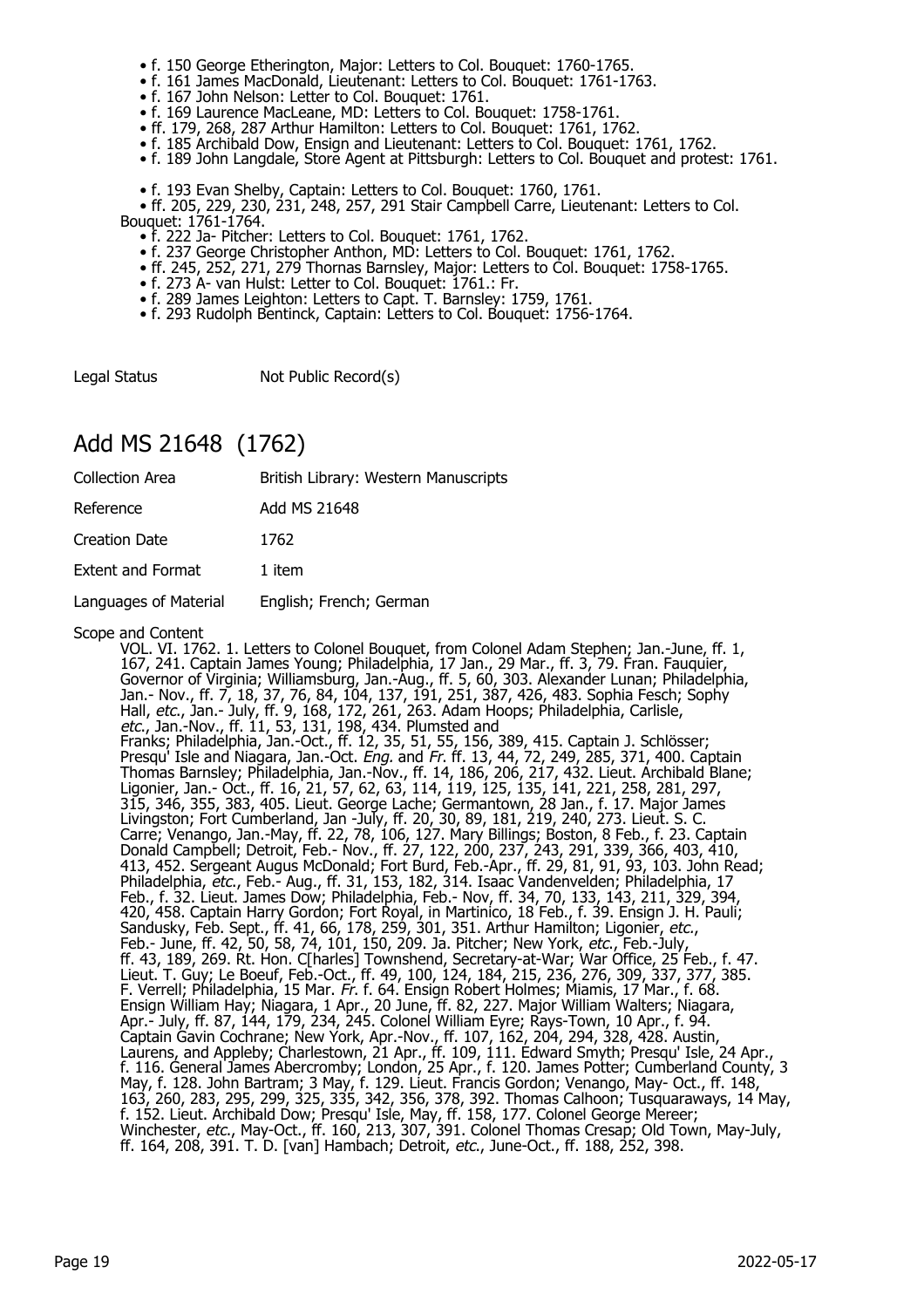- f. 150 George Etherington, Major: Letters to Col. Bouquet: 1760-1765.
- f. 161 James MacDonald, Lieutenant: Letters to Col. Bouquet: 1761-1763.
- f. 167 John Nelson: Letter to Col. Bouquet: 1761.
- f. 169 Laurence MacLeane, MD: Letters to Col. Bouquet: 1758-1761.
- ff. 179, 268, 287 Arthur Hamilton: Letters to Col. Bouquet: 1761, 1762.
- f. 185 Archibald Dow, Ensign and Lieutenant: Letters to Col. Bouquet: 1761, 1762.
- f. 189 John Langdale, Store Agent at Pittsburgh: Letters to Col. Bouquet and protest: 1761.
- f. 193 Evan Shelby, Captain: Letters to Col. Bouquet: 1760, 1761.
- ff. 205, 229, 230, 231, 248, 257, 291 Stair Campbell Carre, Lieutenant: Letters to Col. Bouquet: 1761-1764.
- f. 222 Ja- Pitcher: Letters to Col. Bouquet: 1761, 1762.
- f. 237 George Christopher Anthon, MD: Letters to Col. Bouquet: 1761, 1762.
- ff. 245, 252, 271, 279 Thornas Barnsley, Major: Letters to Col. Bouquet: 1758-1765.
- f. 273 A- van Hulst: Letter to Col. Bouquet: 1761.: Fr.
- f. 289 James Leighton: Letters to Capt. T. Barnsley: 1759, 1761.
- f. 293 Rudolph Bentinck, Captain: Letters to Col. Bouquet: 1756-1764.

Legal Status Not Public Record(s)

## Add MS 21648 (1762)

| | |
|---|---|
| Collection Area | British Library: Western Manuscripts |
| Reference | Add MS 21648 |
| Creation Date | 1762 |
| Extent and Format | 1 item |
| Languages of Material | English; French; German |

Scope and Content

VOL. VI. 1762. 1. Letters to Colonel Bouquet, from Colonel Adam Stephen; Jan.-June, ff. 1, 167, 241. Captain James Young; Philadelphia, 17 Jan., 29 Mar., ff. 3, 79. Fran. Fauquier, Governor of Virginia; Williamsburg, Jan.-Aug., ff. 5, 60, 303. Alexander Lunan; Philadelphia, Jan.- Nov., ff. 7, 18, 37, 76, 84, 104, 137, 191, 251, 387, 426, 483. Sophia Fesch; Sophy Hall, *etc.*, Jan.- July, ff. 9, 168, 172, 261, 263. Adam Hoops; Philadelphia, Carlisle, *etc.*, Jan.-Nov., ff. 11, 53, 131, 198, 434. Plumsted and Franks; Philadelphia, Jan.-Oct., ff. 12, 35, 51, 55, 156, 389, 415. Captain J. Schlösser; Presqu' Isle and Niagara, Jan.-Oct. *Eng.* and *Fr.* ff. 13, 44, 72, 249, 285, 371, 400. Captain Thomas Barnsley; Philadelphia, Jan.-Nov., ff. 14, 186, 206, 217, 432. Lieut. Archibald Blane; Ligonier, Jan.- Oct., ff. 16, 21, 57, 62, 63, 114, 119, 125, 135, 141, 221, 258, 281, 297, 315, 346, 355, 383, 405. Lieut. George Lache; Germantown, 28 Jan., f. 17. Major James Livingston; Fort Cumberland, Jan -July, ff. 20, 30, 89, 181, 219, 240, 273. Lieut. S. C. Carre; Venango, Jan.-May, ff. 22, 78, 106, 127. Mary Billings; Boston, 8 Feb., f. 23. Captain Donald Campbell; Detroit, Feb.- Nov., ff. 27, 122, 200, 237, 243, 291, 339, 366, 403, 410, 413, 452. Sergeant Augus McDonald; Fort Burd, Feb.-Apr., ff. 29, 81, 91, 93, 103. John Read; Philadelphia, *etc.*, Feb.- Aug., ff. 31, 153, 182, 314. Isaac Vandenvelden; Philadelphia, 17 Feb., f. 32. Lieut. James Dow; Philadelphia, Feb.- Nov, ff. 34, 70, 133, 143, 211, 329, 394, 420, 458. Captain Harry Gordon; Fort Royal, in Martinico, 18 Feb., f. 39. Ensign J. H. Pauli; Sandusky, Feb. Sept., ff. 41, 66, 178, 259, 301, 351. Arthur Hamilton; Ligonier, *etc.*, Feb.- June, ff. 42, 50, 58, 74, 101, 150, 209. Ja. Pitcher; New York, *etc.*, Feb.-July, ff. 43, 189, 269. Rt. Hon. C[harles] Townshend, Secretary-at-War; War Office, 25 Feb., f. 47. Lieut. T. Guy; Le Boeuf, Feb.-Oct., ff. 49, 100, 124, 184, 215, 236, 276, 309, 337, 377, 385. F. Verrell; Philadelphia, 15 Mar. *Fr.* f. 64. Ensign Robert Holmes; Miamis, 17 Mar., f. 68. Ensign William Hay; Niagara, 1 Apr., 20 June, ff. 82, 227. Major William Walters; Niagara, Apr.- July, ff. 87, 144, 179, 234, 245. Colonel William Eyre; Rays-Town, 10 Apr., f. 94. Captain Gavin Cochrane; New York, Apr.-Nov., ff. 107, 162, 204, 294, 328, 428. Austin, Laurens, and Appleby; Charlestown, 21 Apr., ff. 109, 111. Edward Smyth; Presqu' Isle, 24 Apr., f. 116. General James Abercromby; London, 25 Apr., f. 120. James Potter; Cumberland County, 3 May, f. 128. John Bartram; 3 May, f. 129. Lieut. Francis Gordon; Venango, May- Oct., ff. 148, 163, 260, 283, 295, 299, 325, 335, 342, 356, 378, 392. Thomas Calhoon; Tusquaraways, 14 May, f. 152. Lieut. Archibald Dow; Presqu' Isle, May, ff. 158, 177. Colonel George Mereer; Winchester, *etc.*, May-Oct., ff. 160, 213, 307, 391. Colonel Thomas Cresap; Old Town, May-July, ff. 164, 208, 391. T. D. [van] Hambach; Detroit, *etc.*, June-Oct., ff. 188, 252, 398.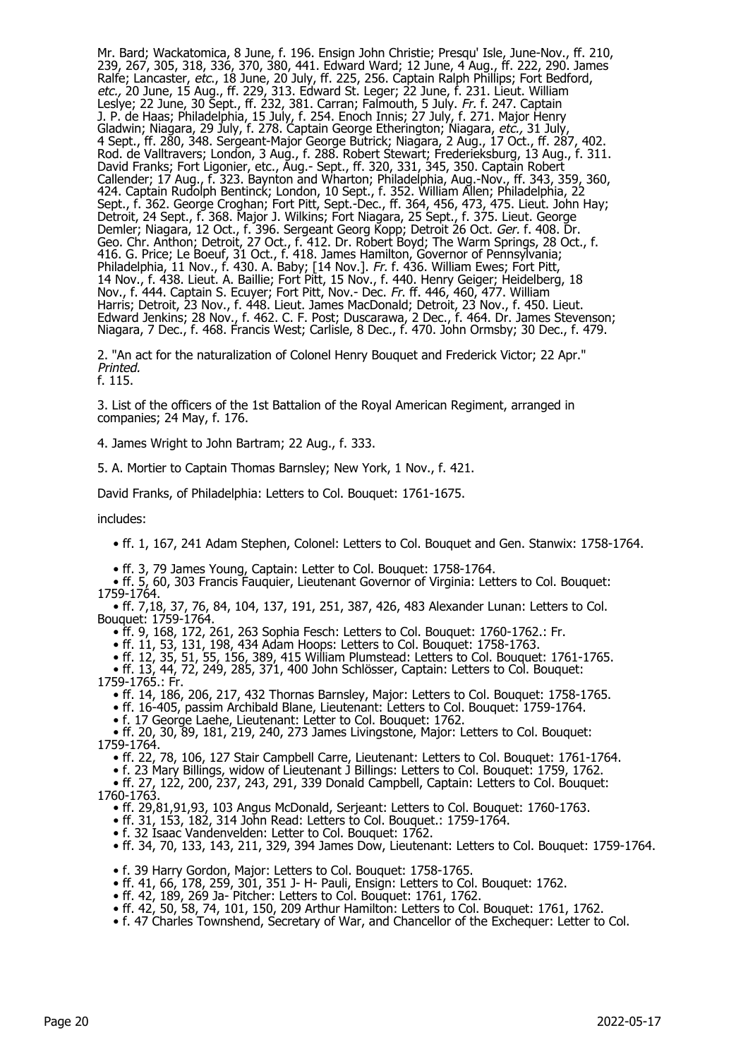Mr. Bard; Wackatomica, 8 June, f. 196. Ensign John Christie; Presqu' Isle, June-Nov., ff. 210, 239, 267, 305, 318, 336, 370, 380, 441. Edward Ward; 12 June, 4 Aug., ff. 222, 290. James Ralfe; Lancaster, *etc.*, 18 June, 20 July, ff. 225, 256. Captain Ralph Phillips; Fort Bedford, *etc.,* 20 June, 15 Aug., ff. 229, 313. Edward St. Leger; 22 June, f. 231. Lieut. William Leslye; 22 June, 30 Sept., ff. 232, 381. Carran; Falmouth, 5 July. *Fr.* f. 247. Captain J. P. de Haas; Philadelphia, 15 July, f. 254. Enoch Innis; 27 July, f. 271. Major Henry Gladwin; Niagara, 29 July, f. 278. Captain George Etherington; Niagara, *etc.,* 31 July, 4 Sept., ff. 280, 348. Sergeant-Major George Butrick; Niagara, 2 Aug., 17 Oct., ff. 287, 402. Rod. de Valltravers; London, 3 Aug., f. 288. Robert Stewart; Fredericksburg, 13 Aug., f. 311. David Franks; Fort Ligonier, etc., Aug.- Sept., ff. 320, 331, 345, 350. Captain Robert Callender; 17 Aug., f. 323. Baynton and Wharton; Philadelphia, Aug.-Nov., ff. 343, 359, 360, 424. Captain Rudolph Bentinck; London, 10 Sept., f. 352. William Allen; Philadelphia, 22 Sept., f. 362. George Croghan; Fort Pitt, Sept.-Dec., ff. 364, 456, 473, 475. Lieut. John Hay; Detroit, 24 Sept., f. 368. Major J. Wilkins; Fort Niagara, 25 Sept., f. 375. Lieut. George Demler; Niagara, 12 Oct., f. 396. Sergeant Georg Kopp; Detroit 26 Oct. *Ger.* f. 408. Dr. Geo. Chr. Anthon; Detroit, 27 Oct., f. 412. Dr. Robert Boyd; The Warm Springs, 28 Oct., f. 416. G. Price; Le Boeuf, 31 Oct., f. 418. James Hamilton, Governor of Pennsylvania; Philadelphia, 11 Nov., f. 430. A. Baby; [14 Nov.]. *Fr.* f. 436. William Ewes; Fort Pitt, 14 Nov., f. 438. Lieut. A. Baillie; Fort Pitt, 15 Nov., f. 440. Henry Geiger; Heidelberg, 18 Nov., f. 444. Captain S. Ecuyer; Fort Pitt, Nov.- Dec. *Fr.* ff. 446, 460, 477. William Harris; Detroit, 23 Nov., f. 448. Lieut. James MacDonald; Detroit, 23 Nov., f. 450. Lieut. Edward Jenkins; 28 Nov., f. 462. C. F. Post; Duscarawa, 2 Dec., f. 464. Dr. James Stevenson; Niagara, 7 Dec., f. 468. Francis West; Carlisle, 8 Dec., f. 470. John Ormsby; 30 Dec., f. 479.

2. "An act for the naturalization of Colonel Henry Bouquet and Frederick Victor; 22 Apr." *Printed.*
f. 115.

3. List of the officers of the 1st Battalion of the Royal American Regiment, arranged in companies; 24 May, f. 176.

4. James Wright to John Bartram; 22 Aug., f. 333.

5. A. Mortier to Captain Thomas Barnsley; New York, 1 Nov., f. 421.

David Franks, of Philadelphia: Letters to Col. Bouquet: 1761-1675.

includes:

- ff. 1, 167, 241 Adam Stephen, Colonel: Letters to Col. Bouquet and Gen. Stanwix: 1758-1764.
- ff. 3, 79 James Young, Captain: Letter to Col. Bouquet: 1758-1764.
- ff. 5, 60, 303 Francis Fauquier, Lieutenant Governor of Virginia: Letters to Col. Bouquet: 1759-1764.
- ff. 7,18, 37, 76, 84, 104, 137, 191, 251, 387, 426, 483 Alexander Lunan: Letters to Col. Bouquet: 1759-1764.
- ff. 9, 168, 172, 261, 263 Sophia Fesch: Letters to Col. Bouquet: 1760-1762.: Fr.
- ff. 11, 53, 131, 198, 434 Adam Hoops: Letters to Col. Bouquet: 1758-1763.
- ff. 12, 35, 51, 55, 156, 389, 415 William Plumstead: Letters to Col. Bouquet: 1761-1765.
- ff. 13, 44, 72, 249, 285, 371, 400 John Schlösser, Captain: Letters to Col. Bouquet: 1759-1765.: Fr.
- ff. 14, 186, 206, 217, 432 Thornas Barnsley, Major: Letters to Col. Bouquet: 1758-1765.
- ff. 16-405, passim Archibald Blane, Lieutenant: Letters to Col. Bouquet: 1759-1764.
- f. 17 George Laehe, Lieutenant: Letter to Col. Bouquet: 1762.
- ff. 20, 30, 89, 181, 219, 240, 273 James Livingstone, Major: Letters to Col. Bouquet: 1759-1764.
- ff. 22, 78, 106, 127 Stair Campbell Carre, Lieutenant: Letters to Col. Bouquet: 1761-1764.
- f. 23 Mary Billings, widow of Lieutenant J Billings: Letters to Col. Bouquet: 1759, 1762.
- ff. 27, 122, 200, 237, 243, 291, 339 Donald Campbell, Captain: Letters to Col. Bouquet: 1760-1763.
- ff. 29,81,91,93, 103 Angus McDonald, Serjeant: Letters to Col. Bouquet: 1760-1763.
- ff. 31, 153, 182, 314 John Read: Letters to Col. Bouquet.: 1759-1764.
- f. 32 Isaac Vandenvelden: Letter to Col. Bouquet: 1762.
- ff. 34, 70, 133, 143, 211, 329, 394 James Dow, Lieutenant: Letters to Col. Bouquet: 1759-1764.
- f. 39 Harry Gordon, Major: Letters to Col. Bouquet: 1758-1765.
- ff. 41, 66, 178, 259, 301, 351 J- H- Pauli, Ensign: Letters to Col. Bouquet: 1762.
- ff. 42, 189, 269 Ja- Pitcher: Letters to Col. Bouquet: 1761, 1762.
- ff. 42, 50, 58, 74, 101, 150, 209 Arthur Hamilton: Letters to Col. Bouquet: 1761, 1762.
- f. 47 Charles Townshend, Secretary of War, and Chancellor of the Exchequer: Letter to Col.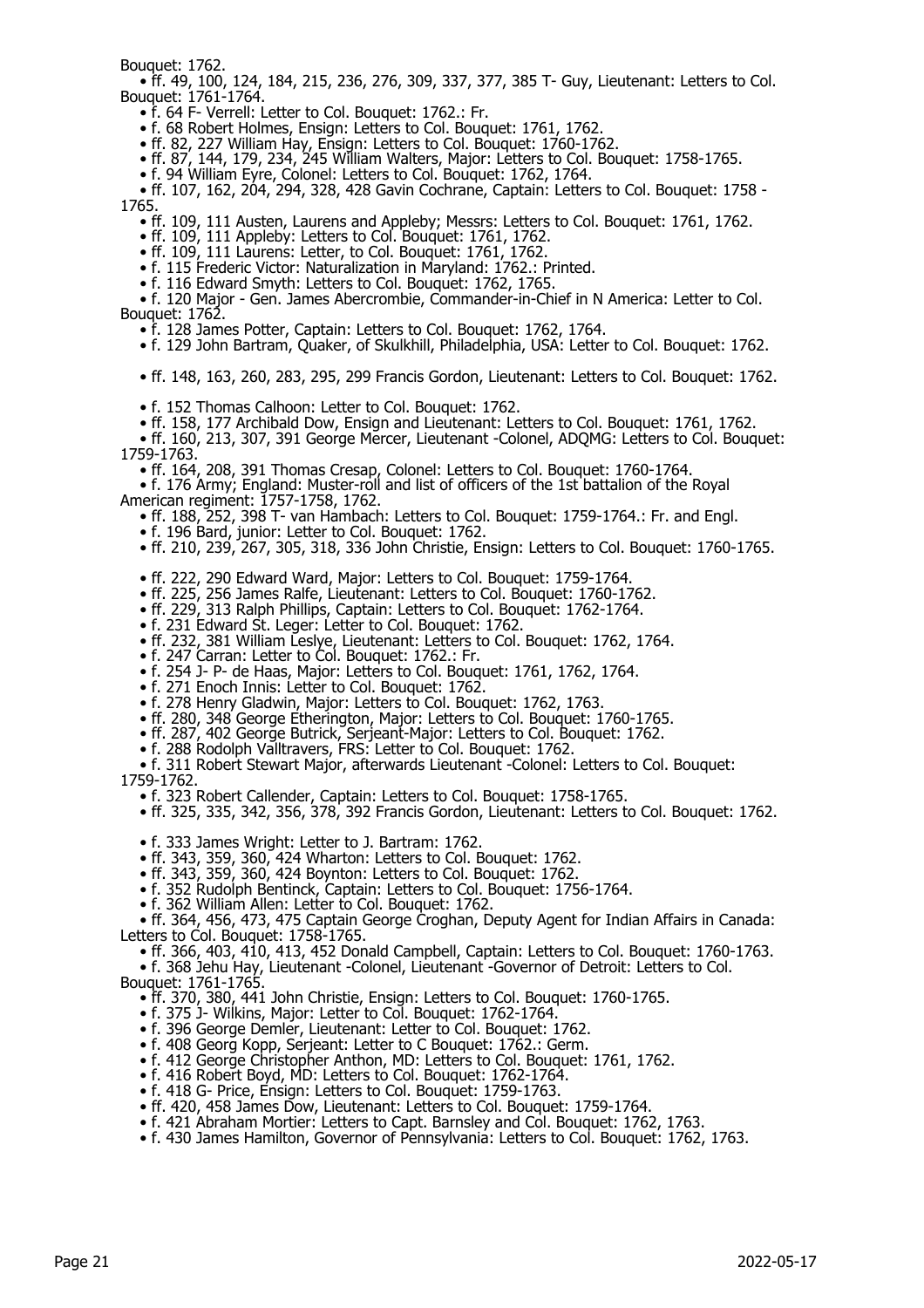Bouquet: 1762.

- ff. 49, 100, 124, 184, 215, 236, 276, 309, 337, 377, 385 T- Guy, Lieutenant: Letters to Col. Bouquet: 1761-1764.
  - f. 64 F- Verrell: Letter to Col. Bouquet: 1762.: Fr.
  - f. 68 Robert Holmes, Ensign: Letters to Col. Bouquet: 1761, 1762.
  - ff. 82, 227 William Hay, Ensign: Letters to Col. Bouquet: 1760-1762.
  - ff. 87, 144, 179, 234, 245 William Walters, Major: Letters to Col. Bouquet: 1758-1765.
  - f. 94 William Eyre, Colonel: Letters to Col. Bouquet: 1762, 1764.
- ff. 107, 162, 204, 294, 328, 428 Gavin Cochrane, Captain: Letters to Col. Bouquet: 1758 - 1765.
  - ff. 109, 111 Austen, Laurens and Appleby; Messrs: Letters to Col. Bouquet: 1761, 1762.
  - ff. 109, 111 Appleby: Letters to Col. Bouquet: 1761, 1762.
  - ff. 109, 111 Laurens: Letter, to Col. Bouquet: 1761, 1762.
  - f. 115 Frederic Victor: Naturalization in Maryland: 1762.: Printed.
  - f. 116 Edward Smyth: Letters to Col. Bouquet: 1762, 1765.
- f. 120 Major - Gen. James Abercrombie, Commander-in-Chief in N America: Letter to Col. Bouquet: 1762.
  - f. 128 James Potter, Captain: Letters to Col. Bouquet: 1762, 1764.
  - f. 129 John Bartram, Quaker, of Skulkhill, Philadelphia, USA: Letter to Col. Bouquet: 1762.
  - ff. 148, 163, 260, 283, 295, 299 Francis Gordon, Lieutenant: Letters to Col. Bouquet: 1762.
  - f. 152 Thomas Calhoon: Letter to Col. Bouquet: 1762.
  - ff. 158, 177 Archibald Dow, Ensign and Lieutenant: Letters to Col. Bouquet: 1761, 1762.
- ff. 160, 213, 307, 391 George Mercer, Lieutenant -Colonel, ADQMG: Letters to Col. Bouquet: 1759-1763.
  - ff. 164, 208, 391 Thomas Cresap, Colonel: Letters to Col. Bouquet: 1760-1764.
- f. 176 Army; England: Muster-roll and list of officers of the 1st battalion of the Royal American regiment: 1757-1758, 1762.
  - ff. 188, 252, 398 T- van Hambach: Letters to Col. Bouquet: 1759-1764.: Fr. and Engl.
  - f. 196 Bard, junior: Letter to Col. Bouquet: 1762.
  - ff. 210, 239, 267, 305, 318, 336 John Christie, Ensign: Letters to Col. Bouquet: 1760-1765.
  - ff. 222, 290 Edward Ward, Major: Letters to Col. Bouquet: 1759-1764.
  - ff. 225, 256 James Ralfe, Lieutenant: Letters to Col. Bouquet: 1760-1762.
  - ff. 229, 313 Ralph Phillips, Captain: Letters to Col. Bouquet: 1762-1764.
  - f. 231 Edward St. Leger: Letter to Col. Bouquet: 1762.
  - ff. 232, 381 William Leslye, Lieutenant: Letters to Col. Bouquet: 1762, 1764.
  - f. 247 Carran: Letter to Col. Bouquet: 1762.: Fr.
  - f. 254 J- P- de Haas, Major: Letters to Col. Bouquet: 1761, 1762, 1764.
  - f. 271 Enoch Innis: Letter to Col. Bouquet: 1762.
  - f. 278 Henry Gladwin, Major: Letters to Col. Bouquet: 1762, 1763.
  - ff. 280, 348 George Etherington, Major: Letters to Col. Bouquet: 1760-1765.
  - ff. 287, 402 George Butrick, Serjeant-Major: Letters to Col. Bouquet: 1762.
  - f. 288 Rodolph Valltravers, FRS: Letter to Col. Bouquet: 1762.
- f. 311 Robert Stewart Major, afterwards Lieutenant -Colonel: Letters to Col. Bouquet: 1759-1762.
  - f. 323 Robert Callender, Captain: Letters to Col. Bouquet: 1758-1765.
  - ff. 325, 335, 342, 356, 378, 392 Francis Gordon, Lieutenant: Letters to Col. Bouquet: 1762.
  - f. 333 James Wright: Letter to J. Bartram: 1762.
  - ff. 343, 359, 360, 424 Wharton: Letters to Col. Bouquet: 1762.
  - ff. 343, 359, 360, 424 Boynton: Letters to Col. Bouquet: 1762.
  - f. 352 Rudolph Bentinck, Captain: Letters to Col. Bouquet: 1756-1764.
  - f. 362 William Allen: Letter to Col. Bouquet: 1762.
- ff. 364, 456, 473, 475 Captain George Croghan, Deputy Agent for Indian Affairs in Canada: Letters to Col. Bouquet: 1758-1765.
  - ff. 366, 403, 410, 413, 452 Donald Campbell, Captain: Letters to Col. Bouquet: 1760-1763.
- f. 368 Jehu Hay, Lieutenant -Colonel, Lieutenant -Governor of Detroit: Letters to Col. Bouquet: 1761-1765.
  - ff. 370, 380, 441 John Christie, Ensign: Letters to Col. Bouquet: 1760-1765.
  - f. 375 J- Wilkins, Major: Letter to Col. Bouquet: 1762-1764.
  - f. 396 George Demler, Lieutenant: Letter to Col. Bouquet: 1762.
  - f. 408 Georg Kopp, Serjeant: Letter to C Bouquet: 1762.: Germ.
  - f. 412 George Christopher Anthon, MD: Letters to Col. Bouquet: 1761, 1762.
  - f. 416 Robert Boyd, MD: Letters to Col. Bouquet: 1762-1764.
  - f. 418 G- Price, Ensign: Letters to Col. Bouquet: 1759-1763.
  - ff. 420, 458 James Dow, Lieutenant: Letters to Col. Bouquet: 1759-1764.
  - f. 421 Abraham Mortier: Letters to Capt. Barnsley and Col. Bouquet: 1762, 1763.
  - f. 430 James Hamilton, Governor of Pennsylvania: Letters to Col. Bouquet: 1762, 1763.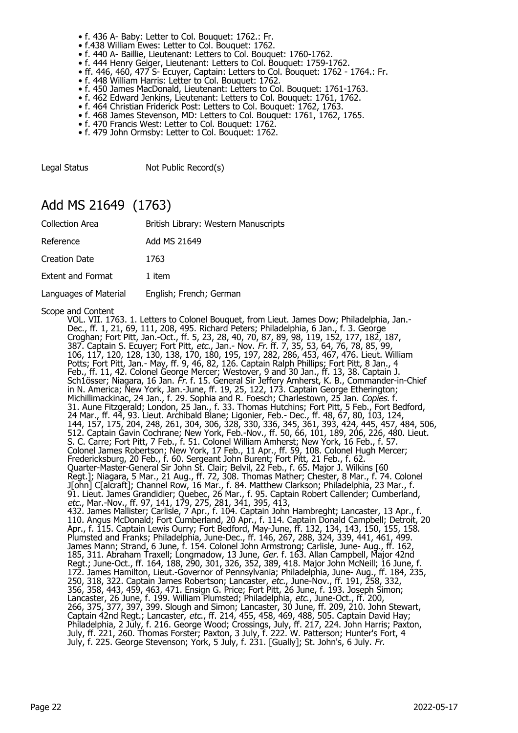- f. 436 A- Baby: Letter to Col. Bouquet: 1762.: Fr.
- f.438 William Ewes: Letter to Col. Bouquet: 1762.
- f. 440 A- Baillie, Lieutenant: Letters to Col. Bouquet: 1760-1762.
- f. 444 Henry Geiger, Lieutenant: Letters to Col. Bouquet: 1759-1762.
- ff. 446, 460, 477 S- Ecuyer, Captain: Letters to Col. Bouquet: 1762 - 1764.: Fr.
- f. 448 William Harris: Letter to Col. Bouquet: 1762.
- f. 450 James MacDonald, Lieutenant: Letters to Col. Bouquet: 1761-1763.
- f. 462 Edward Jenkins, Lieutenant: Letters to Col. Bouquet: 1761, 1762.
- f. 464 Christian Friderick Post: Letters to Col. Bouquet: 1762, 1763.
- f. 468 James Stevenson, MD: Letters to Col. Bouquet: 1761, 1762, 1765.
- f. 470 Francis West: Letter to Col. Bouquet: 1762.
- f. 479 John Ormsby: Letter to Col. Bouquet: 1762.

Legal Status Not Public Record(s)

## Add MS 21649 (1763)

| | |
|---|---|
| Collection Area | British Library: Western Manuscripts |
| Reference | Add MS 21649 |
| Creation Date | 1763 |
| Extent and Format | 1 item |
| Languages of Material | English; French; German |

Scope and Content

VOL. VII. 1763. 1. Letters to Colonel Bouquet, from Lieut. James Dow; Philadelphia, Jan.-Dec., ff. 1, 21, 69, 111, 208, 495. Richard Peters; Philadelphia, 6 Jan., f. 3. George Croghan; Fort Pitt, Jan.-Oct., ff. 5, 23, 28, 40, 70, 87, 89, 98, 119, 152, 177, 182, 187, 387. Captain S. Ecuyer; Fort Pitt, *etc.*, Jan.- Nov. *Fr.* ff. 7, 35, 53, 64, 76, 78, 85, 99, 106, 117, 120, 128, 130, 138, 170, 180, 195, 197, 282, 286, 453, 467, 476. Lieut. William Potts; Fort Pitt, Jan.- May, ff. 9, 46, 82, 126. Captain Ralph Phillips; Fort Pitt, 8 Jan., 4 Feb., ff. 11, 42. Colonel George Mercer; Westover, 9 and 30 Jan., ff. 13, 38. Captain J. Schlösser; Niagara, 16 Jan. *Fr.* f. 15. General Sir Jeffery Amherst, K. B., Commander-in-Chief in N. America; New York, Jan.-June, ff. 19, 25, 122, 173. Captain George Etherington; Michillimackinac, 24 Jan., f. 29. Sophia and R. Foesch; Charlestown, 25 Jan. *Copies.* f. 31. Aune Fitzgerald; London, 25 Jan., f. 33. Thomas Hutchins; Fort Pitt, 5 Feb., Fort Bedford, 24 Mar., ff. 44, 93. Lieut. Archibald Blane; Ligonier, Feb.- Dec., ff. 48, 67, 80, 103, 124, 144, 157, 175, 204, 248, 261, 304, 306, 328, 330, 336, 345, 361, 393, 424, 445, 457, 484, 506, 512. Captain Gavin Cochrane; New York, Feb.-Nov., ff. 50, 66, 101, 189, 206, 226, 480. Lieut. S. C. Carre; Fort Pitt, 7 Feb., f. 51. Colonel William Amherst; New York, 16 Feb., f. 57. Colonel James Robertson; New York, 17 Feb., 11 Apr., ff. 59, 108. Colonel Hugh Mercer; Fredericksburg, 20 Feb., f. 60. Sergeant John Burent; Fort Pitt, 21 Feb., f. 62. Quarter-Master-General Sir John St. Clair; Belvil, 22 Feb., f. 65. Major J. Wilkins [60 Regt.]; Niagara, 5 Mar., 21 Aug., ff. 72, 308. Thomas Mather; Chester, 8 Mar., f. 74. Colonel J[ohn] C[alcraft]; Channel Row, 16 Mar., f. 84. Matthew Clarkson; Philadelphia, 23 Mar., f. 91. Lieut. James Grandidier; Quebec, 26 Mar., f. 95. Captain Robert Callender; Cumberland, *etc.*, Mar.-Nov., ff. 97, 141, 179, 275, 281, 341, 395, 413, 432. James Mallister; Carlisle, 7 Apr., f. 104. Captain John Hambreght; Lancaster, 13 Apr., f. 110. Angus McDonald; Fort Cumberland, 20 Apr., f. 114. Captain Donald Campbell; Detroit, 20 Apr., f. 115. Captain Lewis Ourry; Fort Bedford, May-June, ff. 132, 134, 143, 150, 155, 158. Plumsted and Franks; Philadelphia, June-Dec., ff. 146, 267, 288, 324, 339, 441, 461, 499. James Mann; Strand, 6 June, f. 154. Colonel John Armstrong; Carlisle, June- Aug., ff. 162, 185, 311. Abraham Traxell; Longmadow, 13 June, *Ger.* f. 163. Allan Campbell, Major 42nd Regt.; June-Oct., ff. 164, 188, 290, 301, 326, 352, 389, 418. Major John McNeill; 16 June, f. 172. James Hamilton, Lieut.-Governor of Pennsylvania; Philadelphia, June- Aug., ff. 184, 235, 250, 318, 322. Captain James Robertson; Lancaster, *etc.*, June-Nov., ff. 191, 258, 332, 356, 358, 443, 459, 463, 471. Ensign G. Price; Fort Pitt, 26 June, f. 193. Joseph Simon; Lancaster, 26 June, f. 199. William Plumsted; Philadelphia, *etc.*, June-Oct., ff. 200, 266, 375, 377, 397, 399. Slough and Simon; Lancaster, 30 June, ff. 209, 210. John Stewart, Captain 42nd Regt.; Lancaster, *etc.*, ff. 214, 455, 458, 469, 488, 505. Captain David Hay; Philadelphia, 2 July, f. 216. George Wood; Crossings, July, ff. 217, 224. John Harris; Paxton, July, ff. 221, 260. Thomas Forster; Paxton, 3 July, f. 222. W. Patterson; Hunter's Fort, 4 July, f. 225. George Stevenson; York, 5 July, f. 231. [Gually]; St. John's, 6 July. *Fr.*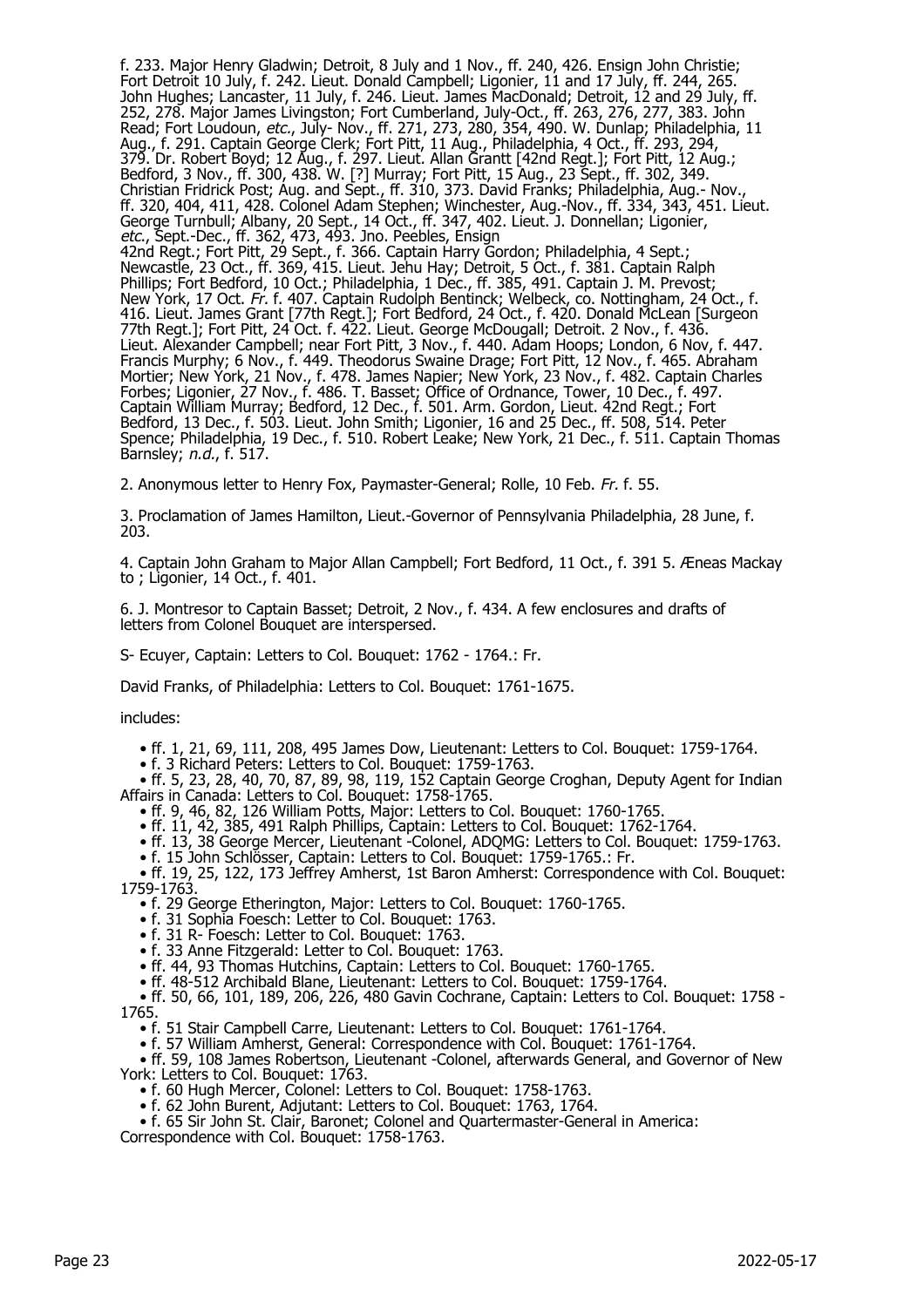f. 233. Major Henry Gladwin; Detroit, 8 July and 1 Nov., ff. 240, 426. Ensign John Christie; Fort Detroit 10 July, f. 242. Lieut. Donald Campbell; Ligonier, 11 and 17 July, ff. 244, 265. John Hughes; Lancaster, 11 July, f. 246. Lieut. James MacDonald; Detroit, 12 and 29 July, ff. 252, 278. Major James Livingston; Fort Cumberland, July-Oct., ff. 263, 276, 277, 383. John Read; Fort Loudoun, *etc.*, July- Nov., ff. 271, 273, 280, 354, 490. W. Dunlap; Philadelphia, 11 Aug., f. 291. Captain George Clerk; Fort Pitt, 11 Aug., Philadelphia, 4 Oct., ff. 293, 294, 379. Dr. Robert Boyd; 12 Aug., f. 297. Lieut. Allan Grantt [42nd Regt.]; Fort Pitt, 12 Aug.; Bedford, 3 Nov., ff. 300, 438. W. [?] Murray; Fort Pitt, 15 Aug., 23 Sept., ff. 302, 349. Christian Fridrick Post; Aug. and Sept., ff. 310, 373. David Franks; Philadelphia, Aug.- Nov., ff. 320, 404, 411, 428. Colonel Adam Stephen; Winchester, Aug.-Nov., ff. 334, 343, 451. Lieut. George Turnbull; Albany, 20 Sept., 14 Oct., ff. 347, 402. Lieut. J. Donnellan; Ligonier, *etc.*, Sept.-Dec., ff. 362, 473, 493. Jno. Peebles, Ensign 42nd Regt.; Fort Pitt, 29 Sept., f. 366. Captain Harry Gordon; Philadelphia, 4 Sept.; Newcastle, 23 Oct., ff. 369, 415. Lieut. Jehu Hay; Detroit, 5 Oct., f. 381. Captain Ralph Phillips; Fort Bedford, 10 Oct.; Philadelphia, 1 Dec., ff. 385, 491. Captain J. M. Prevost; New York, 17 Oct. *Fr.* f. 407. Captain Rudolph Bentinck; Welbeck, co. Nottingham, 24 Oct., f. 416. Lieut. James Grant [77th Regt.]; Fort Bedford, 24 Oct., f. 420. Donald McLean [Surgeon 77th Regt.]; Fort Pitt, 24 Oct. f. 422. Lieut. George McDougall; Detroit. 2 Nov., f. 436. Lieut. Alexander Campbell; near Fort Pitt, 3 Nov., f. 440. Adam Hoops; London, 6 Nov, f. 447. Francis Murphy; 6 Nov., f. 449. Theodorus Swaine Drage; Fort Pitt, 12 Nov., f. 465. Abraham Mortier; New York, 21 Nov., f. 478. James Napier; New York, 23 Nov., f. 482. Captain Charles Forbes; Ligonier, 27 Nov., f. 486. T. Basset; Office of Ordnance, Tower, 10 Dec., f. 497. Captain William Murray; Bedford, 12 Dec., f. 501. Arm. Gordon, Lieut. 42nd Regt.; Fort Bedford, 13 Dec., f. 503. Lieut. John Smith; Ligonier, 16 and 25 Dec., ff. 508, 514. Peter Spence; Philadelphia, 19 Dec., f. 510. Robert Leake; New York, 21 Dec., f. 511. Captain Thomas Barnsley; *n.d.*, f. 517.

2. Anonymous letter to Henry Fox, Paymaster-General; Rolle, 10 Feb. *Fr.* f. 55.

3. Proclamation of James Hamilton, Lieut.-Governor of Pennsylvania Philadelphia, 28 June, f. 203.

4. Captain John Graham to Major Allan Campbell; Fort Bedford, 11 Oct., f. 391 5. Æneas Mackay to ; Ligonier, 14 Oct., f. 401.

6. J. Montresor to Captain Basset; Detroit, 2 Nov., f. 434. A few enclosures and drafts of letters from Colonel Bouquet are interspersed.

S- Ecuyer, Captain: Letters to Col. Bouquet: 1762 - 1764.: Fr.

David Franks, of Philadelphia: Letters to Col. Bouquet: 1761-1675.

includes:

- ff. 1, 21, 69, 111, 208, 495 James Dow, Lieutenant: Letters to Col. Bouquet: 1759-1764.
- f. 3 Richard Peters: Letters to Col. Bouquet: 1759-1763.
- ff. 5, 23, 28, 40, 70, 87, 89, 98, 119, 152 Captain George Croghan, Deputy Agent for Indian Affairs in Canada: Letters to Col. Bouquet: 1758-1765.
- ff. 9, 46, 82, 126 William Potts, Major: Letters to Col. Bouquet: 1760-1765.
- ff. 11, 42, 385, 491 Ralph Phillips, Captain: Letters to Col. Bouquet: 1762-1764.
- ff. 13, 38 George Mercer, Lieutenant -Colonel, ADQMG: Letters to Col. Bouquet: 1759-1763.
- f. 15 John Schlösser, Captain: Letters to Col. Bouquet: 1759-1765.: Fr.
- ff. 19, 25, 122, 173 Jeffrey Amherst, 1st Baron Amherst: Correspondence with Col. Bouquet: 1759-1763.
- f. 29 George Etherington, Major: Letters to Col. Bouquet: 1760-1765.
- f. 31 Sophia Foesch: Letter to Col. Bouquet: 1763.
- f. 31 R- Foesch: Letter to Col. Bouquet: 1763.
- f. 33 Anne Fitzgerald: Letter to Col. Bouquet: 1763.
- ff. 44, 93 Thomas Hutchins, Captain: Letters to Col. Bouquet: 1760-1765.
- ff. 48-512 Archibald Blane, Lieutenant: Letters to Col. Bouquet: 1759-1764.
- ff. 50, 66, 101, 189, 206, 226, 480 Gavin Cochrane, Captain: Letters to Col. Bouquet: 1758 - 1765.
- f. 51 Stair Campbell Carre, Lieutenant: Letters to Col. Bouquet: 1761-1764.
- f. 57 William Amherst, General: Correspondence with Col. Bouquet: 1761-1764.
- ff. 59, 108 James Robertson, Lieutenant -Colonel, afterwards General, and Governor of New York: Letters to Col. Bouquet: 1763.
- f. 60 Hugh Mercer, Colonel: Letters to Col. Bouquet: 1758-1763.
- f. 62 John Burent, Adjutant: Letters to Col. Bouquet: 1763, 1764.
- f. 65 Sir John St. Clair, Baronet; Colonel and Quartermaster-General in America: Correspondence with Col. Bouquet: 1758-1763.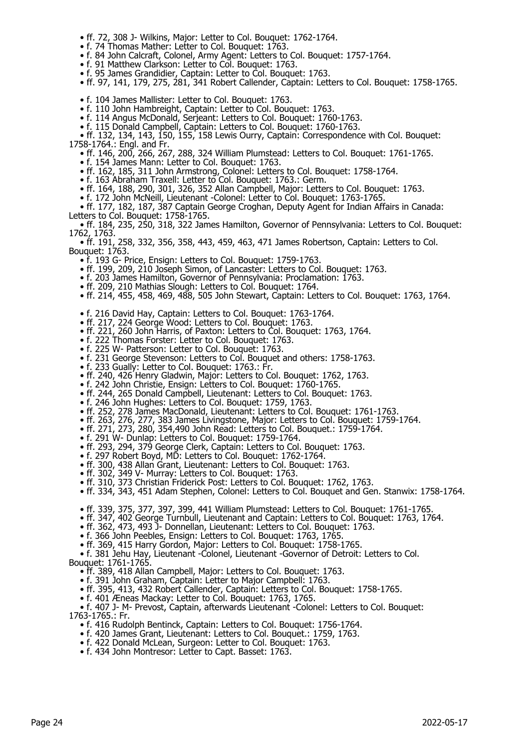- ff. 72, 308 J- Wilkins, Major: Letter to Col. Bouquet: 1762-1764.
- f. 74 Thomas Mather: Letter to Col. Bouquet: 1763.
- f. 84 John Calcraft, Colonel, Army Agent: Letters to Col. Bouquet: 1757-1764.
- f. 91 Matthew Clarkson: Letter to Col. Bouquet: 1763.
- f. 95 James Grandidier, Captain: Letter to Col. Bouquet: 1763.
- ff. 97, 141, 179, 275, 281, 341 Robert Callender, Captain: Letters to Col. Bouquet: 1758-1765.
- f. 104 James Mallister: Letter to Col. Bouquet: 1763.
- f. 110 John Hambreight, Captain: Letter to Col. Bouquet: 1763.
- f. 114 Angus McDonald, Serjeant: Letters to Col. Bouquet: 1760-1763.
- f. 115 Donald Campbell, Captain: Letters to Col. Bouquet: 1760-1763.
- ff. 132, 134, 143, 150, 155, 158 Lewis Ourry, Captain: Correspondence with Col. Bouquet: 1758-1764.: Engl. and Fr.
- ff. 146, 200, 266, 267, 288, 324 William Plumstead: Letters to Col. Bouquet: 1761-1765.
- f. 154 James Mann: Letter to Col. Bouquet: 1763.
- ff. 162, 185, 311 John Armstrong, Colonel: Letters to Col. Bouquet: 1758-1764.
- f. 163 Abraham Traxell: Letter to Col. Bouquet: 1763.: Germ.
- ff. 164, 188, 290, 301, 326, 352 Allan Campbell, Major: Letters to Col. Bouquet: 1763.
- f. 172 John McNeill, Lieutenant -Colonel: Letter to Col. Bouquet: 1763-1765.
- ff. 177, 182, 187, 387 Captain George Croghan, Deputy Agent for Indian Affairs in Canada: Letters to Col. Bouquet: 1758-1765.
- ff. 184, 235, 250, 318, 322 James Hamilton, Governor of Pennsylvania: Letters to Col. Bouquet: 1762, 1763.
- ff. 191, 258, 332, 356, 358, 443, 459, 463, 471 James Robertson, Captain: Letters to Col. Bouquet: 1763.
- f. 193 G- Price, Ensign: Letters to Col. Bouquet: 1759-1763.
- ff. 199, 209, 210 Joseph Simon, of Lancaster: Letters to Col. Bouquet: 1763.
- f. 203 James Hamilton, Governor of Pennsylvania: Proclamation: 1763.
- ff. 209, 210 Mathias Slough: Letters to Col. Bouquet: 1764.
- ff. 214, 455, 458, 469, 488, 505 John Stewart, Captain: Letters to Col. Bouquet: 1763, 1764.
- f. 216 David Hay, Captain: Letters to Col. Bouquet: 1763-1764.
- ff. 217, 224 George Wood: Letters to Col. Bouquet: 1763.
- ff. 221, 260 John Harris, of Paxton: Letters to Col. Bouquet: 1763, 1764.
- f. 222 Thomas Forster: Letter to Col. Bouquet: 1763.
- f. 225 W- Patterson: Letter to Col. Bouquet: 1763.
- f. 231 George Stevenson: Letters to Col. Bouquet and others: 1758-1763.
- f. 233 Gually: Letter to Col. Bouquet: 1763.: Fr.
- ff. 240, 426 Henry Gladwin, Major: Letters to Col. Bouquet: 1762, 1763.
- f. 242 John Christie, Ensign: Letters to Col. Bouquet: 1760-1765.
- ff. 244, 265 Donald Campbell, Lieutenant: Letters to Col. Bouquet: 1763.
- f. 246 John Hughes: Letters to Col. Bouquet: 1759, 1763.
- ff. 252, 278 James MacDonald, Lieutenant: Letters to Col. Bouquet: 1761-1763.
- ff. 263, 276, 277, 383 James Livingstone, Major: Letters to Col. Bouquet: 1759-1764.
- ff. 271, 273, 280, 354,490 John Read: Letters to Col. Bouquet.: 1759-1764.
- f. 291 W- Dunlap: Letters to Col. Bouquet: 1759-1764.
- ff. 293, 294, 379 George Clerk, Captain: Letters to Col. Bouquet: 1763.
- f. 297 Robert Boyd, MD: Letters to Col. Bouquet: 1762-1764.
- ff. 300, 438 Allan Grant, Lieutenant: Letters to Col. Bouquet: 1763.
- ff. 302, 349 V- Murray: Letters to Col. Bouquet: 1763.
- ff. 310, 373 Christian Friderick Post: Letters to Col. Bouquet: 1762, 1763.
- ff. 334, 343, 451 Adam Stephen, Colonel: Letters to Col. Bouquet and Gen. Stanwix: 1758-1764.
- ff. 339, 375, 377, 397, 399, 441 William Plumstead: Letters to Col. Bouquet: 1761-1765.
- ff. 347, 402 George Turnbull, Lieutenant and Captain: Letters to Col. Bouquet: 1763, 1764.
- ff. 362, 473, 493 J- Donnellan, Lieutenant: Letters to Col. Bouquet: 1763.
- f. 366 John Peebles, Ensign: Letters to Col. Bouquet: 1763, 1765.
- ff. 369, 415 Harry Gordon, Major: Letters to Col. Bouquet: 1758-1765.
- f. 381 Jehu Hay, Lieutenant -Colonel, Lieutenant -Governor of Detroit: Letters to Col. Bouquet: 1761-1765.
- ff. 389, 418 Allan Campbell, Major: Letters to Col. Bouquet: 1763.
- f. 391 John Graham, Captain: Letter to Major Campbell: 1763.
- ff. 395, 413, 432 Robert Callender, Captain: Letters to Col. Bouquet: 1758-1765.
- f. 401 Æneas Mackay: Letter to Col. Bouquet: 1763, 1765.
- f. 407 J- M- Prevost, Captain, afterwards Lieutenant -Colonel: Letters to Col. Bouquet: 1763-1765.: Fr.
- f. 416 Rudolph Bentinck, Captain: Letters to Col. Bouquet: 1756-1764.
- f. 420 James Grant, Lieutenant: Letters to Col. Bouquet.: 1759, 1763.
- f. 422 Donald McLean, Surgeon: Letter to Col. Bouquet: 1763.
- f. 434 John Montresor: Letter to Capt. Basset: 1763.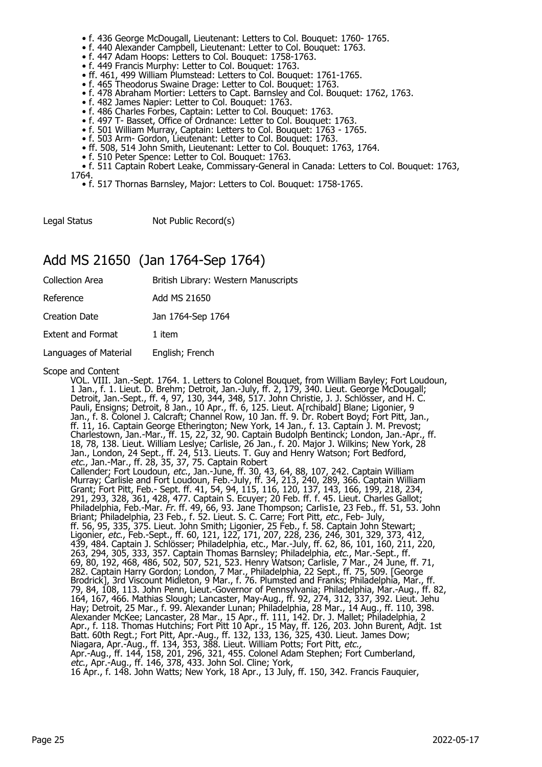- f. 436 George McDougall, Lieutenant: Letters to Col. Bouquet: 1760- 1765.
- f. 440 Alexander Campbell, Lieutenant: Letter to Col. Bouquet: 1763.
- f. 447 Adam Hoops: Letters to Col. Bouquet: 1758-1763.
- f. 449 Francis Murphy: Letter to Col. Bouquet: 1763.
- ff. 461, 499 William Plumstead: Letters to Col. Bouquet: 1761-1765.
- f. 465 Theodorus Swaine Drage: Letter to Col. Bouquet: 1763.
- f. 478 Abraham Mortier: Letters to Capt. Barnsley and Col. Bouquet: 1762, 1763.
- f. 482 James Napier: Letter to Col. Bouquet: 1763.
- f. 486 Charles Forbes, Captain: Letter to Col. Bouquet: 1763.
- f. 497 T- Basset, Office of Ordnance: Letter to Col. Bouquet: 1763.
- f. 501 William Murray, Captain: Letters to Col. Bouquet: 1763 - 1765.
- f. 503 Arm- Gordon, Lieutenant: Letter to Col. Bouquet: 1763.
- ff. 508, 514 John Smith, Lieutenant: Letter to Col. Bouquet: 1763, 1764.
- f. 510 Peter Spence: Letter to Col. Bouquet: 1763.
- f. 511 Captain Robert Leake, Commissary-General in Canada: Letters to Col. Bouquet: 1763, 1764.
- f. 517 Thornas Barnsley, Major: Letters to Col. Bouquet: 1758-1765.

Legal Status Not Public Record(s)

## Add MS 21650 (Jan 1764-Sep 1764)

| | |
|---|---|
| Collection Area | British Library: Western Manuscripts |
| Reference | Add MS 21650 |
| Creation Date | Jan 1764-Sep 1764 |
| Extent and Format | 1 item |
| Languages of Material | English; French |

Scope and Content

VOL. VIII. Jan.-Sept. 1764. 1. Letters to Colonel Bouquet, from William Bayley; Fort Loudoun, 1 Jan., f. 1. Lieut. D. Brehm; Detroit, Jan.-July, ff. 2, 179, 340. Lieut. George McDougall; Detroit, Jan.-Sept., ff. 4, 97, 130, 344, 348, 517. John Christie, J. J. Schlösser, and H. C. Pauli, Ensigns; Detroit, 8 Jan., 10 Apr., ff. 6, 125. Lieut. A[rchibald] Blane; Ligonier, 9 Jan., f. 8. Colonel J. Calcraft; Channel Row, 10 Jan. ff. 9. Dr. Robert Boyd; Fort Pitt, Jan., ff. 11, 16. Captain George Etherington; New York, 14 Jan., f. 13. Captain J. M. Prevost; Charlestown, Jan.-Mar., ff. 15, 22, 32, 90. Captain Budolph Bentinck; London, Jan.-Apr., ff. 18, 78, 138. Lieut. William Leslye; Carlisle, 26 Jan., f. 20. Major J. Wilkins; New York, 28 Jan., London, 24 Sept., ff. 24, 513. Lieuts. T. Guy and Henry Watson; Fort Bedford, *etc.*, Jan.-Mar., ff. 28, 35, 37, 75. Captain Robert Callender; Fort Loudoun, *etc.*, Jan.-June, ff. 30, 43, 64, 88, 107, 242. Captain William Murray; Carlisle and Fort Loudoun, Feb.-July, ff. 34, 213, 240, 289, 366. Captain William Grant; Fort Pitt, Feb.- Sept. ff. 41, 54, 94, 115, 116, 120, 137, 143, 166, 199, 218, 234, 291, 293, 328, 361, 428, 477. Captain S. Ecuyer; 20 Feb. ff. f. 45. Lieut. Charles Gallot; Philadelphia, Feb.-Mar. *Fr.* ff. 49, 66, 93. Jane Thompson; Carlis1e, 23 Feb., ff. 51, 53. John Briant; Philadelphia, 23 Feb., f. 52. Lieut. S. C. Carre; Fort Pitt, *etc.*, Feb- July, ff. 56, 95, 335, 375. Lieut. John Smith; Ligonier, 25 Feb., f. 58. Captain John Stewart; Ligonier, *etc.*, Feb.-Sept., ff. 60, 121, 122, 171, 207, 228, 236, 246, 301, 329, 373, 412, 439, 484. Captain J. Schlösser; Philadelphia, etc., Mar.-July, ff. 62, 86, 101, 160, 211, 220, 263, 294, 305, 333, 357. Captain Thomas Barnsley; Philadelphia, *etc.*, Mar.-Sept., ff. 69, 80, 192, 468, 486, 502, 507, 521, 523. Henry Watson; Carlisle, 7 Mar., 24 June, ff. 71, 282. Captain Harry Gordon; London, 7 Mar., Philadelphia, 22 Sept., ff. 75, 509. [George Brodrick], 3rd Viscount Midleton, 9 Mar., f. 76. Plumsted and Franks; Philadelphia, Mar., ff. 79, 84, 108, 113. John Penn, Lieut.-Governor of Pennsylvania; Philadelphia, Mar.-Aug., ff. 82, 164, 167, 466. Mathias Slough; Lancaster, May-Aug., ff. 92, 274, 312, 337, 392. Lieut. Jehu Hay; Detroit, 25 Mar., f. 99. Alexander Lunan; Philadelphia, 28 Mar., 14 Aug., ff. 110, 398. Alexander McKee; Lancaster, 28 Mar., 15 Apr., ff. 111, 142. Dr. J. Mallet; Philadelphia, 2 Apr., f. 118. Thomas Hutchins; Fort Pitt 10 Apr., 15 May, ff. 126, 203. John Burent, Adjt. 1st Batt. 60th Regt.; Fort Pitt, Apr.-Aug., ff. 132, 133, 136, 325, 430. Lieut. James Dow; Niagara, Apr.-Aug., ff. 134, 353, 388. Lieut. William Potts; Fort Pitt, *etc.*, Apr.-Aug., ff. 144, 158, 201, 296, 321, 455. Colonel Adam Stephen; Fort Cumberland, *etc.*, Apr.-Aug., ff. 146, 378, 433. John Sol. Cline; York, 16 Apr., f. 148. John Watts; New York, 18 Apr., 13 July, ff. 150, 342. Francis Fauquier,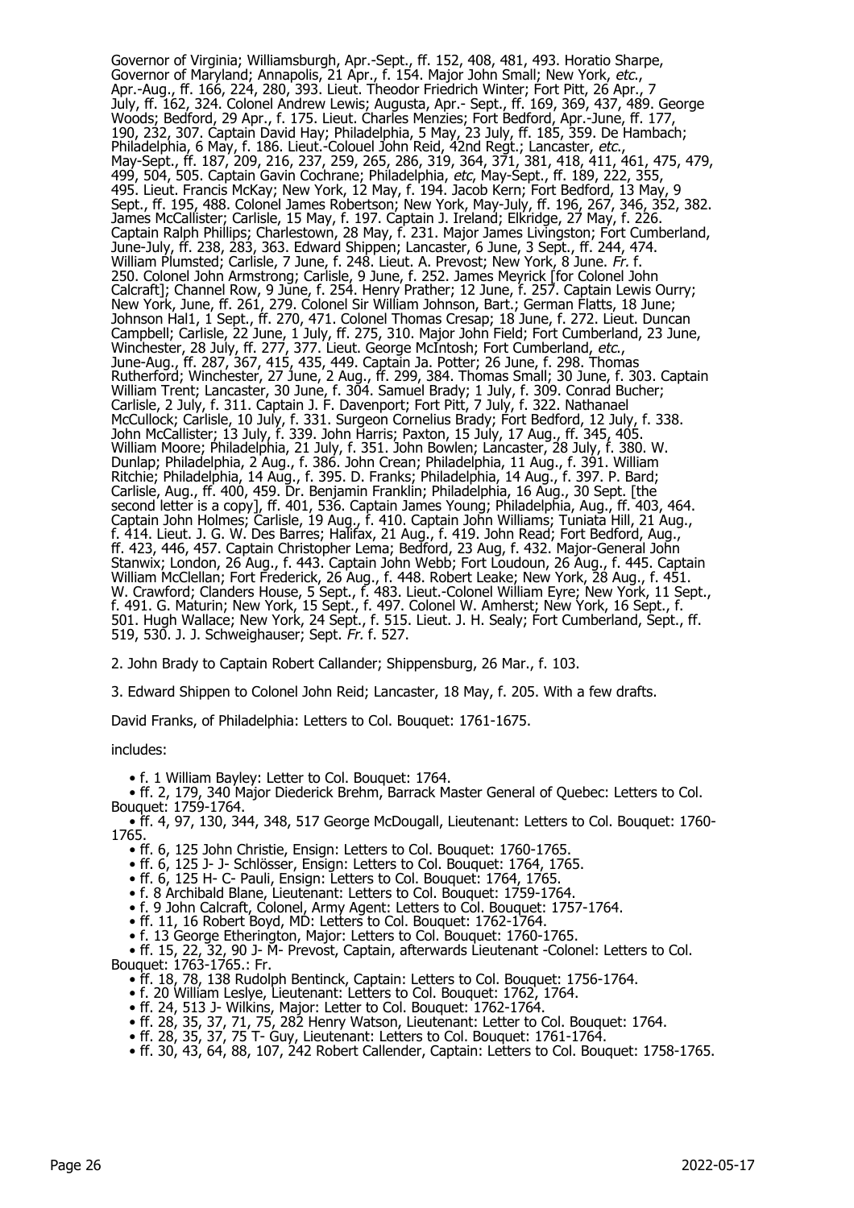Governor of Virginia; Williamsburgh, Apr.-Sept., ff. 152, 408, 481, 493. Horatio Sharpe, Governor of Maryland; Annapolis, 21 Apr., f. 154. Major John Small; New York, *etc.*, Apr.-Aug., ff. 166, 224, 280, 393. Lieut. Theodor Friedrich Winter; Fort Pitt, 26 Apr., 7 July, ff. 162, 324. Colonel Andrew Lewis; Augusta, Apr.- Sept., ff. 169, 369, 437, 489. George Woods; Bedford, 29 Apr., f. 175. Lieut. Charles Menzies; Fort Bedford, Apr.-June, ff. 177, 190, 232, 307. Captain David Hay; Philadelphia, 5 May, 23 July, ff. 185, 359. De Hambach; Philadelphia, 6 May, f. 186. Lieut.-Colouel John Reid, 42nd Regt.; Lancaster, *etc.*, May-Sept., ff. 187, 209, 216, 237, 259, 265, 286, 319, 364, 371, 381, 418, 411, 461, 475, 479, 499, 504, 505. Captain Gavin Cochrane; Philadelphia, *etc*, May-Sept., ff. 189, 222, 355, 495. Lieut. Francis McKay; New York, 12 May, f. 194. Jacob Kern; Fort Bedford, 13 May, 9 Sept., ff. 195, 488. Colonel James Robertson; New York, May-July, ff. 196, 267, 346, 352, 382. James McCallister; Carlisle, 15 May, f. 197. Captain J. Ireland; Elkridge, 27 May, f. 226. Captain Ralph Phillips; Charlestown, 28 May, f. 231. Major James Livingston; Fort Cumberland, June-July, ff. 238, 283, 363. Edward Shippen; Lancaster, 6 June, 3 Sept., ff. 244, 474. William Plumsted; Carlisle, 7 June, f. 248. Lieut. A. Prevost; New York, 8 June. *Fr.* f. 250. Colonel John Armstrong; Carlisle, 9 June, f. 252. James Meyrick [for Colonel John Calcraft]; Channel Row, 9 June, f. 254. Henry Prather; 12 June, f. 257. Captain Lewis Ourry; New York, June, ff. 261, 279. Colonel Sir William Johnson, Bart.; German Flatts, 18 June; Johnson Hal1, 1 Sept., ff. 270, 471. Colonel Thomas Cresap; 18 June, f. 272. Lieut. Duncan Campbell; Carlisle, 22 June, 1 July, ff. 275, 310. Major John Field; Fort Cumberland, 23 June, Winchester, 28 July, ff. 277, 377. Lieut. George McIntosh; Fort Cumberland, *etc.*, June-Aug., ff. 287, 367, 415, 435, 449. Captain Ja. Potter; 26 June, f. 298. Thomas Rutherford; Winchester, 27 June, 2 Aug., ff. 299, 384. Thomas Small; 30 June, f. 303. Captain William Trent; Lancaster, 30 June, f. 304. Samuel Brady; 1 July, f. 309. Conrad Bucher; Carlisle, 2 July, f. 311. Captain J. F. Davenport; Fort Pitt, 7 July, f. 322. Nathanael McCullock; Carlisle, 10 July, f. 331. Surgeon Cornelius Brady; Fort Bedford, 12 July, f. 338. John McCallister; 13 July, f. 339. John Harris; Paxton, 15 July, 17 Aug., ff. 345, 405. William Moore; Philadelphia, 21 July, f. 351. John Bowlen; Lancaster, 28 July, f. 380. W. Dunlap; Philadelphia, 2 Aug., f. 386. John Crean; Philadelphia, 11 Aug., f. 391. William Ritchie; Philadelphia, 14 Aug., f. 395. D. Franks; Philadelphia, 14 Aug., f. 397. P. Bard; Carlisle, Aug., ff. 400, 459. Dr. Benjamin Franklin; Philadelphia, 16 Aug., 30 Sept. [the second letter is a copy], ff. 401, 536. Captain James Young; Philadelphia, Aug., ff. 403, 464. Captain John Holmes; Carlisle, 19 Aug., f. 410. Captain John Williams; Tuniata Hill, 21 Aug., f. 414. Lieut. J. G. W. Des Barres; Halifax, 21 Aug., f. 419. John Read; Fort Bedford, Aug., ff. 423, 446, 457. Captain Christopher Lema; Bedford, 23 Aug, f. 432. Major-General John Stanwix; London, 26 Aug., f. 443. Captain John Webb; Fort Loudoun, 26 Aug., f. 445. Captain William McClellan; Fort Frederick, 26 Aug., f. 448. Robert Leake; New York, 28 Aug., f. 451. W. Crawford; Clanders House, 5 Sept., f. 483. Lieut.-Colonel William Eyre; New York, 11 Sept., f. 491. G. Maturin; New York, 15 Sept., f. 497. Colonel W. Amherst; New York, 16 Sept., f. 501. Hugh Wallace; New York, 24 Sept., f. 515. Lieut. J. H. Sealy; Fort Cumberland, Sept., ff. 519, 530. J. J. Schweighauser; Sept. *Fr.* f. 527.

2. John Brady to Captain Robert Callander; Shippensburg, 26 Mar., f. 103.

3. Edward Shippen to Colonel John Reid; Lancaster, 18 May, f. 205. With a few drafts.

David Franks, of Philadelphia: Letters to Col. Bouquet: 1761-1675.

includes:

- f. 1 William Bayley: Letter to Col. Bouquet: 1764.
- ff. 2, 179, 340 Major Diederick Brehm, Barrack Master General of Quebec: Letters to Col. Bouquet: 1759-1764.
- ff. 4, 97, 130, 344, 348, 517 George McDougall, Lieutenant: Letters to Col. Bouquet: 1760-1765.
- ff. 6, 125 John Christie, Ensign: Letters to Col. Bouquet: 1760-1765.
- ff. 6, 125 J- J- Schlösser, Ensign: Letters to Col. Bouquet: 1764, 1765.
- ff. 6, 125 H- C- Pauli, Ensign: Letters to Col. Bouquet: 1764, 1765.
- f. 8 Archibald Blane, Lieutenant: Letters to Col. Bouquet: 1759-1764.
- f. 9 John Calcraft, Colonel, Army Agent: Letters to Col. Bouquet: 1757-1764.
- ff. 11, 16 Robert Boyd, MD: Letters to Col. Bouquet: 1762-1764.
- f. 13 George Etherington, Major: Letters to Col. Bouquet: 1760-1765.
- ff. 15, 22, 32, 90 J- M- Prevost, Captain, afterwards Lieutenant -Colonel: Letters to Col. Bouquet: 1763-1765.: Fr.
- ff. 18, 78, 138 Rudolph Bentinck, Captain: Letters to Col. Bouquet: 1756-1764.
- f. 20 William Leslye, Lieutenant: Letters to Col. Bouquet: 1762, 1764.
- ff. 24, 513 J- Wilkins, Major: Letter to Col. Bouquet: 1762-1764.
- ff. 28, 35, 37, 71, 75, 282 Henry Watson, Lieutenant: Letter to Col. Bouquet: 1764.
- ff. 28, 35, 37, 75 T- Guy, Lieutenant: Letters to Col. Bouquet: 1761-1764.
- ff. 30, 43, 64, 88, 107, 242 Robert Callender, Captain: Letters to Col. Bouquet: 1758-1765.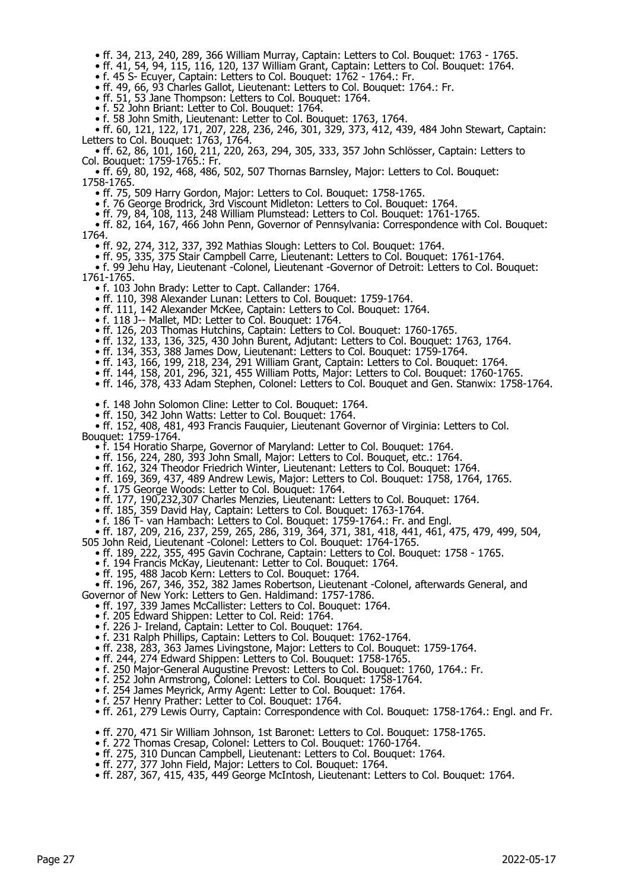- ff. 34, 213, 240, 289, 366 William Murray, Captain: Letters to Col. Bouquet: 1763 - 1765.
- ff. 41, 54, 94, 115, 116, 120, 137 William Grant, Captain: Letters to Col. Bouquet: 1764.
- f. 45 S- Ecuyer, Captain: Letters to Col. Bouquet: 1762 - 1764.: Fr.
- ff. 49, 66, 93 Charles Gallot, Lieutenant: Letters to Col. Bouquet: 1764.: Fr.
- ff. 51, 53 Jane Thompson: Letters to Col. Bouquet: 1764.
- f. 52 John Briant: Letter to Col. Bouquet: 1764.
- f. 58 John Smith, Lieutenant: Letter to Col. Bouquet: 1763, 1764.
- ff. 60, 121, 122, 171, 207, 228, 236, 246, 301, 329, 373, 412, 439, 484 John Stewart, Captain: Letters to Col. Bouquet: 1763, 1764.
- ff. 62, 86, 101, 160, 211, 220, 263, 294, 305, 333, 357 John Schlösser, Captain: Letters to Col. Bouquet: 1759-1765.: Fr.
- ff. 69, 80, 192, 468, 486, 502, 507 Thornas Barnsley, Major: Letters to Col. Bouquet: 1758-1765.
- ff. 75, 509 Harry Gordon, Major: Letters to Col. Bouquet: 1758-1765.
- f. 76 George Brodrick, 3rd Viscount Midleton: Letters to Col. Bouquet: 1764.
- ff. 79, 84, 108, 113, 248 William Plumstead: Letters to Col. Bouquet: 1761-1765.
- ff. 82, 164, 167, 466 John Penn, Governor of Pennsylvania: Correspondence with Col. Bouquet: 1764.
- ff. 92, 274, 312, 337, 392 Mathias Slough: Letters to Col. Bouquet: 1764.
- ff. 95, 335, 375 Stair Campbell Carre, Lieutenant: Letters to Col. Bouquet: 1761-1764.
- f. 99 Jehu Hay, Lieutenant -Colonel, Lieutenant -Governor of Detroit: Letters to Col. Bouquet: 1761-1765.
- f. 103 John Brady: Letter to Capt. Callander: 1764.
- ff. 110, 398 Alexander Lunan: Letters to Col. Bouquet: 1759-1764.
- ff. 111, 142 Alexander McKee, Captain: Letters to Col. Bouquet: 1764.
- f. 118 J-- Mallet, MD: Letter to Col. Bouquet: 1764.
- ff. 126, 203 Thomas Hutchins, Captain: Letters to Col. Bouquet: 1760-1765.
- ff. 132, 133, 136, 325, 430 John Burent, Adjutant: Letters to Col. Bouquet: 1763, 1764.
- ff. 134, 353, 388 James Dow, Lieutenant: Letters to Col. Bouquet: 1759-1764.
- ff. 143, 166, 199, 218, 234, 291 William Grant, Captain: Letters to Col. Bouquet: 1764.
- ff. 144, 158, 201, 296, 321, 455 William Potts, Major: Letters to Col. Bouquet: 1760-1765.
- ff. 146, 378, 433 Adam Stephen, Colonel: Letters to Col. Bouquet and Gen. Stanwix: 1758-1764.
- f. 148 John Solomon Cline: Letter to Col. Bouquet: 1764.
- ff. 150, 342 John Watts: Letter to Col. Bouquet: 1764.
- ff. 152, 408, 481, 493 Francis Fauquier, Lieutenant Governor of Virginia: Letters to Col. Bouquet: 1759-1764.
- f. 154 Horatio Sharpe, Governor of Maryland: Letter to Col. Bouquet: 1764.
- ff. 156, 224, 280, 393 John Small, Major: Letters to Col. Bouquet, etc.: 1764.
- ff. 162, 324 Theodor Friedrich Winter, Lieutenant: Letters to Col. Bouquet: 1764.
- ff. 169, 369, 437, 489 Andrew Lewis, Major: Letters to Col. Bouquet: 1758, 1764, 1765.
- f. 175 George Woods: Letter to Col. Bouquet: 1764.
- ff. 177, 190,232,307 Charles Menzies, Lieutenant: Letters to Col. Bouquet: 1764.
- ff. 185, 359 David Hay, Captain: Letters to Col. Bouquet: 1763-1764.
- f. 186 T- van Hambach: Letters to Col. Bouquet: 1759-1764.: Fr. and Engl.
- ff. 187, 209, 216, 237, 259, 265, 286, 319, 364, 371, 381, 418, 441, 461, 475, 479, 499, 504, 505 John Reid, Lieutenant -Colonel: Letters to Col. Bouquet: 1764-1765.
- ff. 189, 222, 355, 495 Gavin Cochrane, Captain: Letters to Col. Bouquet: 1758 - 1765.
- f. 194 Francis McKay, Lieutenant: Letter to Col. Bouquet: 1764.
- ff. 195, 488 Jacob Kern: Letters to Col. Bouquet: 1764.
- ff. 196, 267, 346, 352, 382 James Robertson, Lieutenant -Colonel, afterwards General, and Governor of New York: Letters to Gen. Haldimand: 1757-1786.
- ff. 197, 339 James McCallister: Letters to Col. Bouquet: 1764.
- f. 205 Edward Shippen: Letter to Col. Reid: 1764.
- f. 226 J- Ireland, Captain: Letter to Col. Bouquet: 1764.
- f. 231 Ralph Phillips, Captain: Letters to Col. Bouquet: 1762-1764.
- ff. 238, 283, 363 James Livingstone, Major: Letters to Col. Bouquet: 1759-1764.
- ff. 244, 274 Edward Shippen: Letters to Col. Bouquet: 1758-1765.
- f. 250 Major-General Augustine Prevost: Letters to Col. Bouquet: 1760, 1764.: Fr.
- f. 252 John Armstrong, Colonel: Letters to Col. Bouquet: 1758-1764.
- f. 254 James Meyrick, Army Agent: Letter to Col. Bouquet: 1764.
- f. 257 Henry Prather: Letter to Col. Bouquet: 1764.
- ff. 261, 279 Lewis Ourry, Captain: Correspondence with Col. Bouquet: 1758-1764.: Engl. and Fr.
- ff. 270, 471 Sir William Johnson, 1st Baronet: Letters to Col. Bouquet: 1758-1765.
- f. 272 Thomas Cresap, Colonel: Letters to Col. Bouquet: 1760-1764.
- ff. 275, 310 Duncan Campbell, Lieutenant: Letters to Col. Bouquet: 1764.
- ff. 277, 377 John Field, Major: Letters to Col. Bouquet: 1764.
- ff. 287, 367, 415, 435, 449 George McIntosh, Lieutenant: Letters to Col. Bouquet: 1764.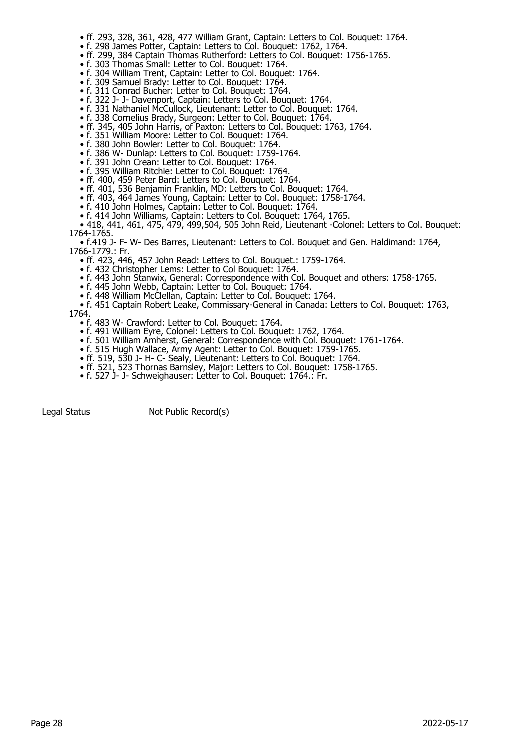- ff. 293, 328, 361, 428, 477 William Grant, Captain: Letters to Col. Bouquet: 1764.
- f. 298 James Potter, Captain: Letters to Col. Bouquet: 1762, 1764.
- ff. 299, 384 Captain Thomas Rutherford: Letters to Col. Bouquet: 1756-1765.
- f. 303 Thomas Small: Letter to Col. Bouquet: 1764.
- f. 304 William Trent, Captain: Letter to Col. Bouquet: 1764.
- f. 309 Samuel Brady: Letter to Col. Bouquet: 1764.
- f. 311 Conrad Bucher: Letter to Col. Bouquet: 1764.
- f. 322 J- J- Davenport, Captain: Letters to Col. Bouquet: 1764.
- f. 331 Nathaniel McCullock, Lieutenant: Letter to Col. Bouquet: 1764.
- f. 338 Cornelius Brady, Surgeon: Letter to Col. Bouquet: 1764.
- ff. 345, 405 John Harris, of Paxton: Letters to Col. Bouquet: 1763, 1764.
- f. 351 William Moore: Letter to Col. Bouquet: 1764.
- f. 380 John Bowler: Letter to Col. Bouquet: 1764.
- f. 386 W- Dunlap: Letters to Col. Bouquet: 1759-1764.
- f. 391 John Crean: Letter to Col. Bouquet: 1764.
- f. 395 William Ritchie: Letter to Col. Bouquet: 1764.
- ff. 400, 459 Peter Bard: Letters to Col. Bouquet: 1764.
- ff. 401, 536 Benjamin Franklin, MD: Letters to Col. Bouquet: 1764.
- ff. 403, 464 James Young, Captain: Letter to Col. Bouquet: 1758-1764.
- f. 410 John Holmes, Captain: Letter to Col. Bouquet: 1764.
- f. 414 John Williams, Captain: Letters to Col. Bouquet: 1764, 1765.
- 418, 441, 461, 475, 479, 499,504, 505 John Reid, Lieutenant -Colonel: Letters to Col. Bouquet: 1764-1765.
- f.419 J- F- W- Des Barres, Lieutenant: Letters to Col. Bouquet and Gen. Haldimand: 1764, 1766-1779.: Fr.
- ff. 423, 446, 457 John Read: Letters to Col. Bouquet.: 1759-1764.
- f. 432 Christopher Lems: Letter to Col Bouquet: 1764.
- f. 443 John Stanwix, General: Correspondence with Col. Bouquet and others: 1758-1765.
- f. 445 John Webb, Captain: Letter to Col. Bouquet: 1764.
- f. 448 William McClellan, Captain: Letter to Col. Bouquet: 1764.
- f. 451 Captain Robert Leake, Commissary-General in Canada: Letters to Col. Bouquet: 1763, 1764.
- f. 483 W- Crawford: Letter to Col. Bouquet: 1764.
- f. 491 William Eyre, Colonel: Letters to Col. Bouquet: 1762, 1764.
- f. 501 William Amherst, General: Correspondence with Col. Bouquet: 1761-1764.
- f. 515 Hugh Wallace, Army Agent: Letter to Col. Bouquet: 1759-1765.
- ff. 519, 530 J- H- C- Sealy, Lieutenant: Letters to Col. Bouquet: 1764.
- ff. 521, 523 Thornas Barnsley, Major: Letters to Col. Bouquet: 1758-1765.
- f. 527 J- J- Schweighauser: Letter to Col. Bouquet: 1764.: Fr.

Legal Status Not Public Record(s)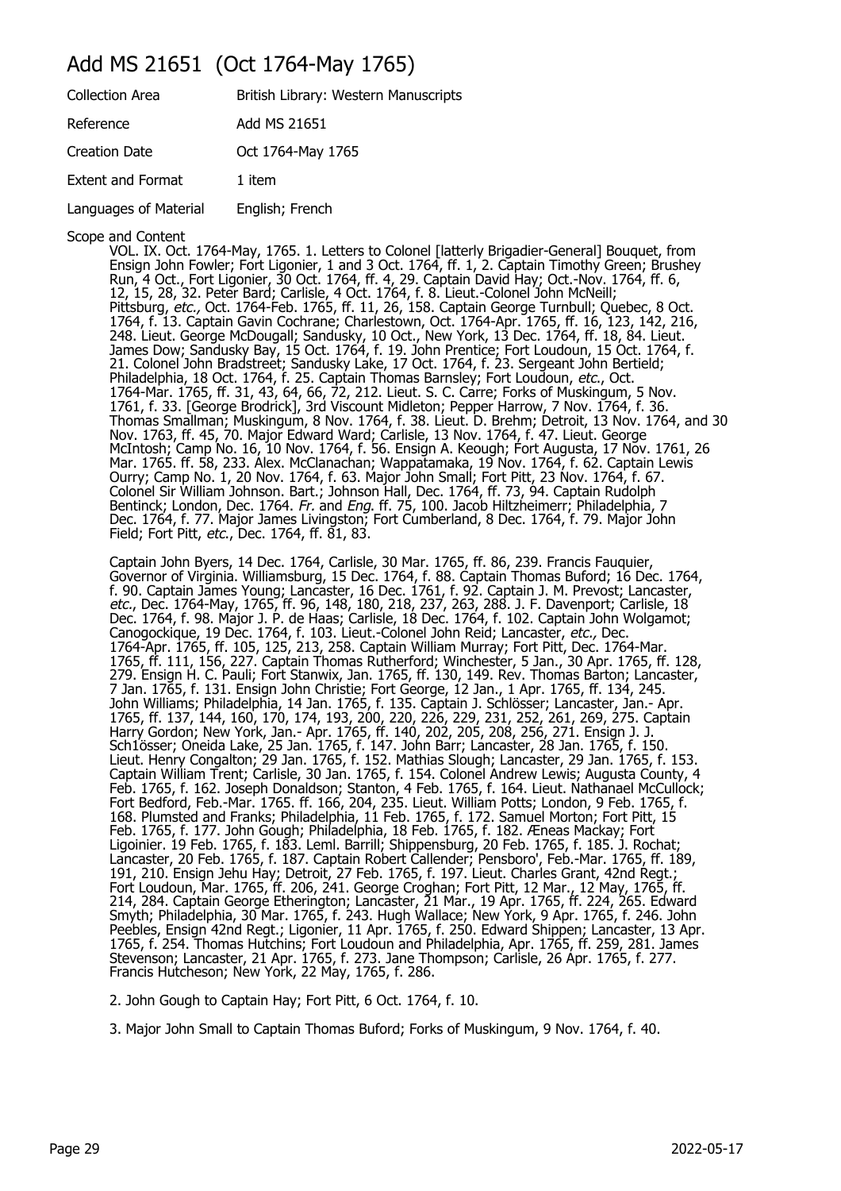# Add MS 21651 (Oct 1764-May 1765)

| Collection Area | British Library: Western Manuscripts |
| --- | --- |
| Reference | Add MS 21651 |
| Creation Date | Oct 1764-May 1765 |
| Extent and Format | 1 item |
| Languages of Material | English; French |

Scope and Content

VOL. IX. Oct. 1764-May, 1765. 1. Letters to Colonel [latterly Brigadier-General] Bouquet, from Ensign John Fowler; Fort Ligonier, 1 and 3 Oct. 1764, ff. 1, 2. Captain Timothy Green; Brushey Run, 4 Oct., Fort Ligonier, 30 Oct. 1764, ff. 4, 29. Captain David Hay; Oct.-Nov. 1764, ff. 6, 12, 15, 28, 32. Peter Bard; Carlisle, 4 Oct. 1764, f. 8. Lieut.-Colonel John McNeill; Pittsburg, *etc.*, Oct. 1764-Feb. 1765, ff. 11, 26, 158. Captain George Turnbull; Quebec, 8 Oct. 1764, f. 13. Captain Gavin Cochrane; Charlestown, Oct. 1764-Apr. 1765, ff. 16, 123, 142, 216, 248. Lieut. George McDougall; Sandusky, 10 Oct., New York, 13 Dec. 1764, ff. 18, 84. Lieut. James Dow; Sandusky Bay, 15 Oct. 1764, f. 19. John Prentice; Fort Loudoun, 15 Oct. 1764, f. 21. Colonel John Bradstreet; Sandusky Lake, 17 Oct. 1764, f. 23. Sergeant John Bertield; Philadelphia, 18 Oct. 1764, f. 25. Captain Thomas Barnsley; Fort Loudoun, *etc.*, Oct. 1764-Mar. 1765, ff. 31, 43, 64, 66, 72, 212. Lieut. S. C. Carre; Forks of Muskingum, 5 Nov. 1761, f. 33. [George Brodrick], 3rd Viscount Midleton; Pepper Harrow, 7 Nov. 1764, f. 36. Thomas Smallman; Muskingum, 8 Nov. 1764, f. 38. Lieut. D. Brehm; Detroit, 13 Nov. 1764, and 30 Nov. 1763, ff. 45, 70. Major Edward Ward; Carlisle, 13 Nov. 1764, f. 47. Lieut. George McIntosh; Camp No. 16, 10 Nov. 1764, f. 56. Ensign A. Keough; Fort Augusta, 17 Nov. 1761, 26 Mar. 1765. ff. 58, 233. Alex. McClanachan; Wappatamaka, 19 Nov. 1764, f. 62. Captain Lewis Ourry; Camp No. 1, 20 Nov. 1764, f. 63. Major John Small; Fort Pitt, 23 Nov. 1764, f. 67. Colonel Sir William Johnson. Bart.; Johnson Hall, Dec. 1764, ff. 73, 94. Captain Rudolph Bentinck; London, Dec. 1764. *Fr.* and *Eng.* ff. 75, 100. Jacob Hiltzheimerr; Philadelphia, 7 Dec. 1764, f. 77. Major James Livingston; Fort Cumberland, 8 Dec. 1764, f. 79. Major John Field; Fort Pitt, *etc.*, Dec. 1764, ff. 81, 83.

Captain John Byers, 14 Dec. 1764, Carlisle, 30 Mar. 1765, ff. 86, 239. Francis Fauquier, Governor of Virginia. Williamsburg, 15 Dec. 1764, f. 88. Captain Thomas Buford; 16 Dec. 1764, f. 90. Captain James Young; Lancaster, 16 Dec. 1761, f. 92. Captain J. M. Prevost; Lancaster, *etc.*, Dec. 1764-May, 1765, ff. 96, 148, 180, 218, 237, 263, 288. J. F. Davenport; Carlisle, 18 Dec. 1764, f. 98. Major J. P. de Haas; Carlisle, 18 Dec. 1764, f. 102. Captain John Wolgamot; Canogockique, 19 Dec. 1764, f. 103. Lieut.-Colonel John Reid; Lancaster, *etc.*, Dec. 1764-Apr. 1765, ff. 105, 125, 213, 258. Captain William Murray; Fort Pitt, Dec. 1764-Mar. 1765, ff. 111, 156, 227. Captain Thomas Rutherford; Winchester, 5 Jan., 30 Apr. 1765, ff. 128, 279. Ensign H. C. Pauli; Fort Stanwix, Jan. 1765, ff. 130, 149. Rev. Thomas Barton; Lancaster, 7 Jan. 1765, f. 131. Ensign John Christie; Fort George, 12 Jan., 1 Apr. 1765, ff. 134, 245. John Williams; Philadelphia, 14 Jan. 1765, f. 135. Captain J. Schlösser; Lancaster, Jan.- Apr. 1765, ff. 137, 144, 160, 170, 174, 193, 200, 220, 226, 229, 231, 252, 261, 269, 275. Captain Harry Gordon; New York, Jan.- Apr. 1765, ff. 140, 202, 205, 208, 256, 271. Ensign J. J. Sch1össer; Oneida Lake, 25 Jan. 1765, f. 147. John Barr; Lancaster, 28 Jan. 1765, f. 150. Lieut. Henry Congalton; 29 Jan. 1765, f. 152. Mathias Slough; Lancaster, 29 Jan. 1765, f. 153. Captain William Trent; Carlisle, 30 Jan. 1765, f. 154. Colonel Andrew Lewis; Augusta County, 4 Feb. 1765, f. 162. Joseph Donaldson; Stanton, 4 Feb. 1765, f. 164. Lieut. Nathanael McCullock; Fort Bedford, Feb.-Mar. 1765. ff. 166, 204, 235. Lieut. William Potts; London, 9 Feb. 1765, f. 168. Plumsted and Franks; Philadelphia, 11 Feb. 1765, f. 172. Samuel Morton; Fort Pitt, 15 Feb. 1765, f. 177. John Gough; Philadelphia, 18 Feb. 1765, f. 182. Æneas Mackay; Fort Ligoinier. 19 Feb. 1765, f. 183. Leml. Barrill; Shippensburg, 20 Feb. 1765, f. 185. J. Rochat; Lancaster, 20 Feb. 1765, f. 187. Captain Robert Callender; Pensboro', Feb.-Mar. 1765, ff. 189, 191, 210. Ensign Jehu Hay; Detroit, 27 Feb. 1765, f. 197. Lieut. Charles Grant, 42nd Regt.; Fort Loudoun, Mar. 1765, ff. 206, 241. George Croghan; Fort Pitt, 12 Mar., 12 May, 1765, ff. 214, 284. Captain George Etherington; Lancaster, 21 Mar., 19 Apr. 1765, ff. 224, 265. Edward Smyth; Philadelphia, 30 Mar. 1765, f. 243. Hugh Wallace; New York, 9 Apr. 1765, f. 246. John Peebles, Ensign 42nd Regt.; Ligonier, 11 Apr. 1765, f. 250. Edward Shippen; Lancaster, 13 Apr. 1765, f. 254. Thomas Hutchins; Fort Loudoun and Philadelphia, Apr. 1765, ff. 259, 281. James Stevenson; Lancaster, 21 Apr. 1765, f. 273. Jane Thompson; Carlisle, 26 Apr. 1765, f. 277. Francis Hutcheson; New York, 22 May, 1765, f. 286.

2. John Gough to Captain Hay; Fort Pitt, 6 Oct. 1764, f. 10.

3. Major John Small to Captain Thomas Buford; Forks of Muskingum, 9 Nov. 1764, f. 40.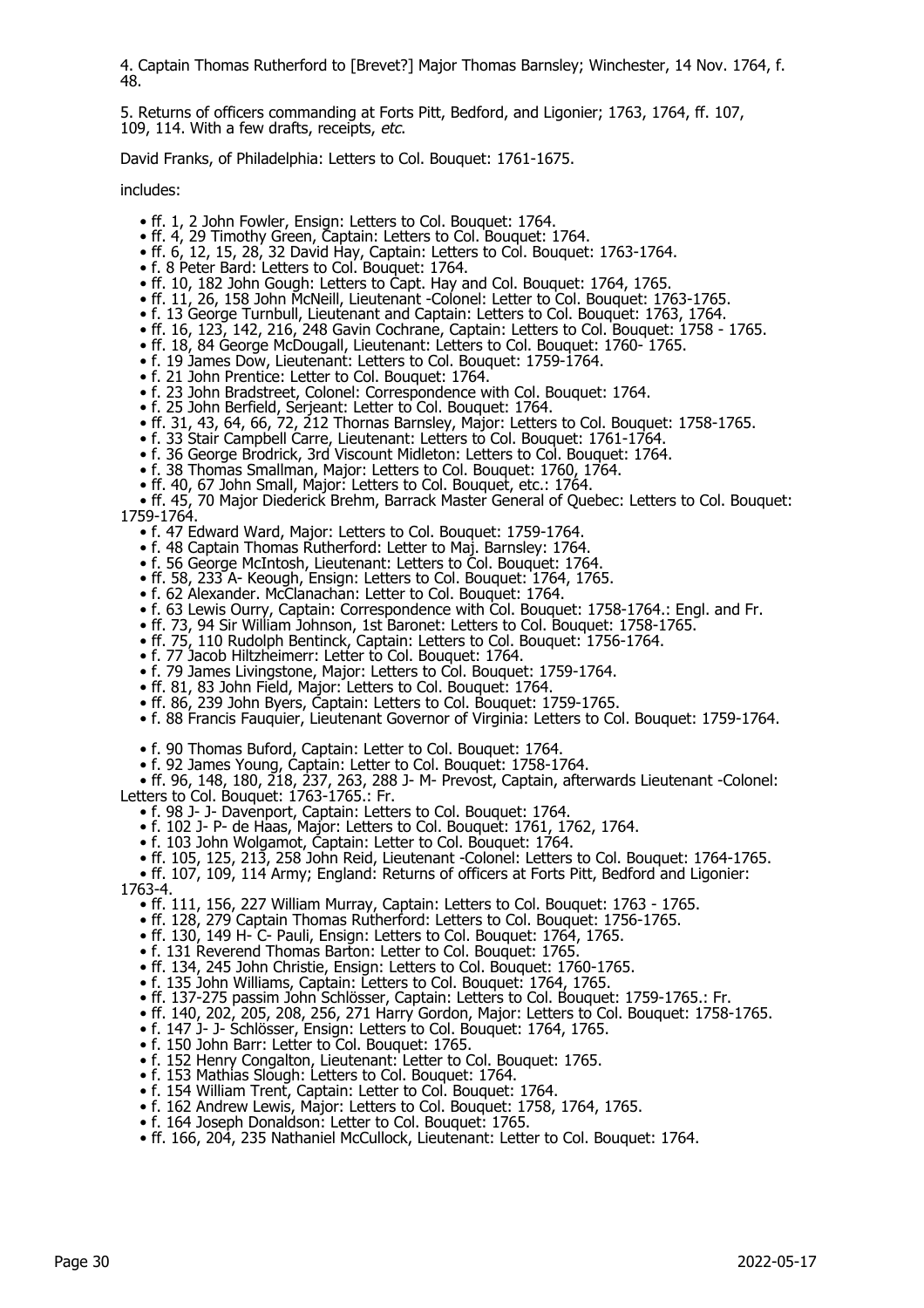4. Captain Thomas Rutherford to [Brevet?] Major Thomas Barnsley; Winchester, 14 Nov. 1764, f. 48.

5. Returns of officers commanding at Forts Pitt, Bedford, and Ligonier; 1763, 1764, ff. 107, 109, 114. With a few drafts, receipts, *etc*.

David Franks, of Philadelphia: Letters to Col. Bouquet: 1761-1675.

includes:

- ff. 1, 2 John Fowler, Ensign: Letters to Col. Bouquet: 1764.
- ff. 4, 29 Timothy Green, Captain: Letters to Col. Bouquet: 1764.
- ff. 6, 12, 15, 28, 32 David Hay, Captain: Letters to Col. Bouquet: 1763-1764.
- f. 8 Peter Bard: Letters to Col. Bouquet: 1764.
- ff. 10, 182 John Gough: Letters to Capt. Hay and Col. Bouquet: 1764, 1765.
- ff. 11, 26, 158 John McNeill, Lieutenant -Colonel: Letter to Col. Bouquet: 1763-1765.
- f. 13 George Turnbull, Lieutenant and Captain: Letters to Col. Bouquet: 1763, 1764.
- ff. 16, 123, 142, 216, 248 Gavin Cochrane, Captain: Letters to Col. Bouquet: 1758 - 1765.
- ff. 18, 84 George McDougall, Lieutenant: Letters to Col. Bouquet: 1760- 1765.
- f. 19 James Dow, Lieutenant: Letters to Col. Bouquet: 1759-1764.
- f. 21 John Prentice: Letter to Col. Bouquet: 1764.
- f. 23 John Bradstreet, Colonel: Correspondence with Col. Bouquet: 1764.
- f. 25 John Berfield, Serjeant: Letter to Col. Bouquet: 1764.
- ff. 31, 43, 64, 66, 72, 212 Thornas Barnsley, Major: Letters to Col. Bouquet: 1758-1765.
- f. 33 Stair Campbell Carre, Lieutenant: Letters to Col. Bouquet: 1761-1764.
- f. 36 George Brodrick, 3rd Viscount Midleton: Letters to Col. Bouquet: 1764.
- f. 38 Thomas Smallman, Major: Letters to Col. Bouquet: 1760, 1764.
- ff. 40, 67 John Small, Major: Letters to Col. Bouquet, etc.: 1764.
- ff. 45, 70 Major Diederick Brehm, Barrack Master General of Quebec: Letters to Col. Bouquet: 1759-1764.
- f. 47 Edward Ward, Major: Letters to Col. Bouquet: 1759-1764.
- f. 48 Captain Thomas Rutherford: Letter to Maj. Barnsley: 1764.
- f. 56 George McIntosh, Lieutenant: Letters to Col. Bouquet: 1764.
- ff. 58, 233 A- Keough, Ensign: Letters to Col. Bouquet: 1764, 1765.
- f. 62 Alexander. McClanachan: Letter to Col. Bouquet: 1764.
- f. 63 Lewis Ourry, Captain: Correspondence with Col. Bouquet: 1758-1764.: Engl. and Fr.
- ff. 73, 94 Sir William Johnson, 1st Baronet: Letters to Col. Bouquet: 1758-1765.
- ff. 75, 110 Rudolph Bentinck, Captain: Letters to Col. Bouquet: 1756-1764.
- f. 77 Jacob Hiltzheimerr: Letter to Col. Bouquet: 1764.
- f. 79 James Livingstone, Major: Letters to Col. Bouquet: 1759-1764.
- ff. 81, 83 John Field, Major: Letters to Col. Bouquet: 1764.
- ff. 86, 239 John Byers, Captain: Letters to Col. Bouquet: 1759-1765.
- f. 88 Francis Fauquier, Lieutenant Governor of Virginia: Letters to Col. Bouquet: 1759-1764.
- f. 90 Thomas Buford, Captain: Letter to Col. Bouquet: 1764.
- f. 92 James Young, Captain: Letter to Col. Bouquet: 1758-1764.
- ff. 96, 148, 180, 218, 237, 263, 288 J- M- Prevost, Captain, afterwards Lieutenant -Colonel: Letters to Col. Bouquet: 1763-1765.: Fr.
- f. 98 J- J- Davenport, Captain: Letters to Col. Bouquet: 1764.
- f. 102 J- P- de Haas, Major: Letters to Col. Bouquet: 1761, 1762, 1764.
- f. 103 John Wolgamot, Captain: Letter to Col. Bouquet: 1764.
- ff. 105, 125, 213, 258 John Reid, Lieutenant -Colonel: Letters to Col. Bouquet: 1764-1765.
- ff. 107, 109, 114 Army; England: Returns of officers at Forts Pitt, Bedford and Ligonier: 1763-4.
- ff. 111, 156, 227 William Murray, Captain: Letters to Col. Bouquet: 1763 - 1765.
- ff. 128, 279 Captain Thomas Rutherford: Letters to Col. Bouquet: 1756-1765.
- ff. 130, 149 H- C- Pauli, Ensign: Letters to Col. Bouquet: 1764, 1765.
- f. 131 Reverend Thomas Barton: Letter to Col. Bouquet: 1765.
- ff. 134, 245 John Christie, Ensign: Letters to Col. Bouquet: 1760-1765.
- f. 135 John Williams, Captain: Letters to Col. Bouquet: 1764, 1765.
- ff. 137-275 passim John Schlösser, Captain: Letters to Col. Bouquet: 1759-1765.: Fr.
- ff. 140, 202, 205, 208, 256, 271 Harry Gordon, Major: Letters to Col. Bouquet: 1758-1765.
- f. 147 J- J- Schlösser, Ensign: Letters to Col. Bouquet: 1764, 1765.
- f. 150 John Barr: Letter to Col. Bouquet: 1765.
- f. 152 Henry Congalton, Lieutenant: Letter to Col. Bouquet: 1765.
- f. 153 Mathias Slough: Letters to Col. Bouquet: 1764.
- f. 154 William Trent, Captain: Letter to Col. Bouquet: 1764.
- f. 162 Andrew Lewis, Major: Letters to Col. Bouquet: 1758, 1764, 1765.
- f. 164 Joseph Donaldson: Letter to Col. Bouquet: 1765.
- ff. 166, 204, 235 Nathaniel McCullock, Lieutenant: Letter to Col. Bouquet: 1764.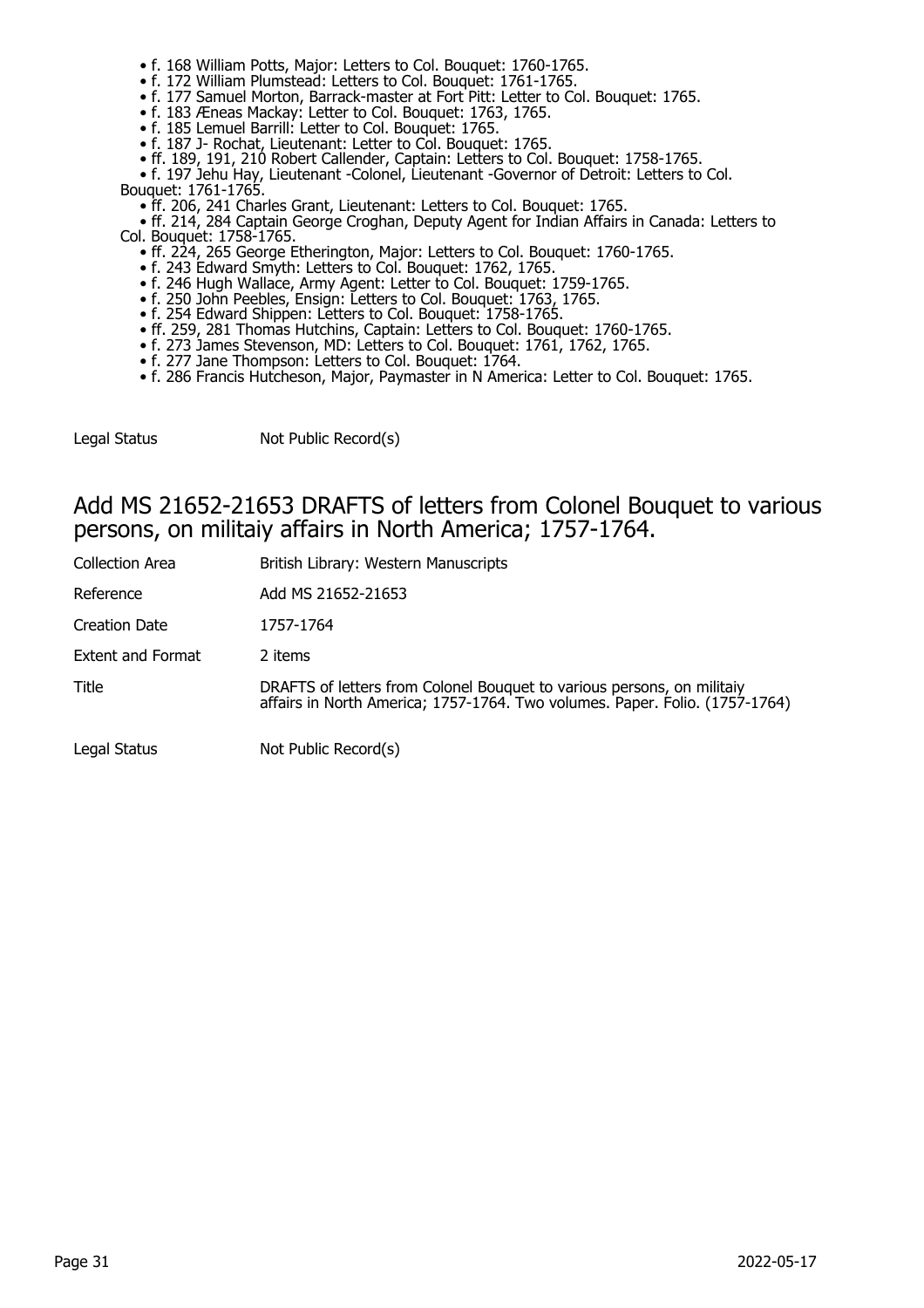- f. 168 William Potts, Major: Letters to Col. Bouquet: 1760-1765.
- f. 172 William Plumstead: Letters to Col. Bouquet: 1761-1765.
- f. 177 Samuel Morton, Barrack-master at Fort Pitt: Letter to Col. Bouquet: 1765.
- f. 183 Æneas Mackay: Letter to Col. Bouquet: 1763, 1765.
- f. 185 Lemuel Barrill: Letter to Col. Bouquet: 1765.
- f. 187 J- Rochat, Lieutenant: Letter to Col. Bouquet: 1765.
- ff. 189, 191, 210 Robert Callender, Captain: Letters to Col. Bouquet: 1758-1765.
- f. 197 Jehu Hay, Lieutenant -Colonel, Lieutenant -Governor of Detroit: Letters to Col. Bouquet: 1761-1765.
- ff. 206, 241 Charles Grant, Lieutenant: Letters to Col. Bouquet: 1765.
- ff. 214, 284 Captain George Croghan, Deputy Agent for Indian Affairs in Canada: Letters to Col. Bouquet: 1758-1765.
- ff. 224, 265 George Etherington, Major: Letters to Col. Bouquet: 1760-1765.
- f. 243 Edward Smyth: Letters to Col. Bouquet: 1762, 1765.
- f. 246 Hugh Wallace, Army Agent: Letter to Col. Bouquet: 1759-1765.
- f. 250 John Peebles, Ensign: Letters to Col. Bouquet: 1763, 1765.
- f. 254 Edward Shippen: Letters to Col. Bouquet: 1758-1765.
- ff. 259, 281 Thomas Hutchins, Captain: Letters to Col. Bouquet: 1760-1765.
- f. 273 James Stevenson, MD: Letters to Col. Bouquet: 1761, 1762, 1765.
- f. 277 Jane Thompson: Letters to Col. Bouquet: 1764.
- f. 286 Francis Hutcheson, Major, Paymaster in N America: Letter to Col. Bouquet: 1765.

| | |
|---|---|
| Legal Status | Not Public Record(s) |

## Add MS 21652-21653 DRAFTS of letters from Colonel Bouquet to various persons, on militaiy affairs in North America; 1757-1764.

| | |
|---|---|
| Collection Area | British Library: Western Manuscripts |
| Reference | Add MS 21652-21653 |
| Creation Date | 1757-1764 |
| Extent and Format | 2 items |
| Title | DRAFTS of letters from Colonel Bouquet to various persons, on militaiy affairs in North America; 1757-1764. Two volumes. Paper. Folio. (1757-1764) |
| Legal Status | Not Public Record(s) |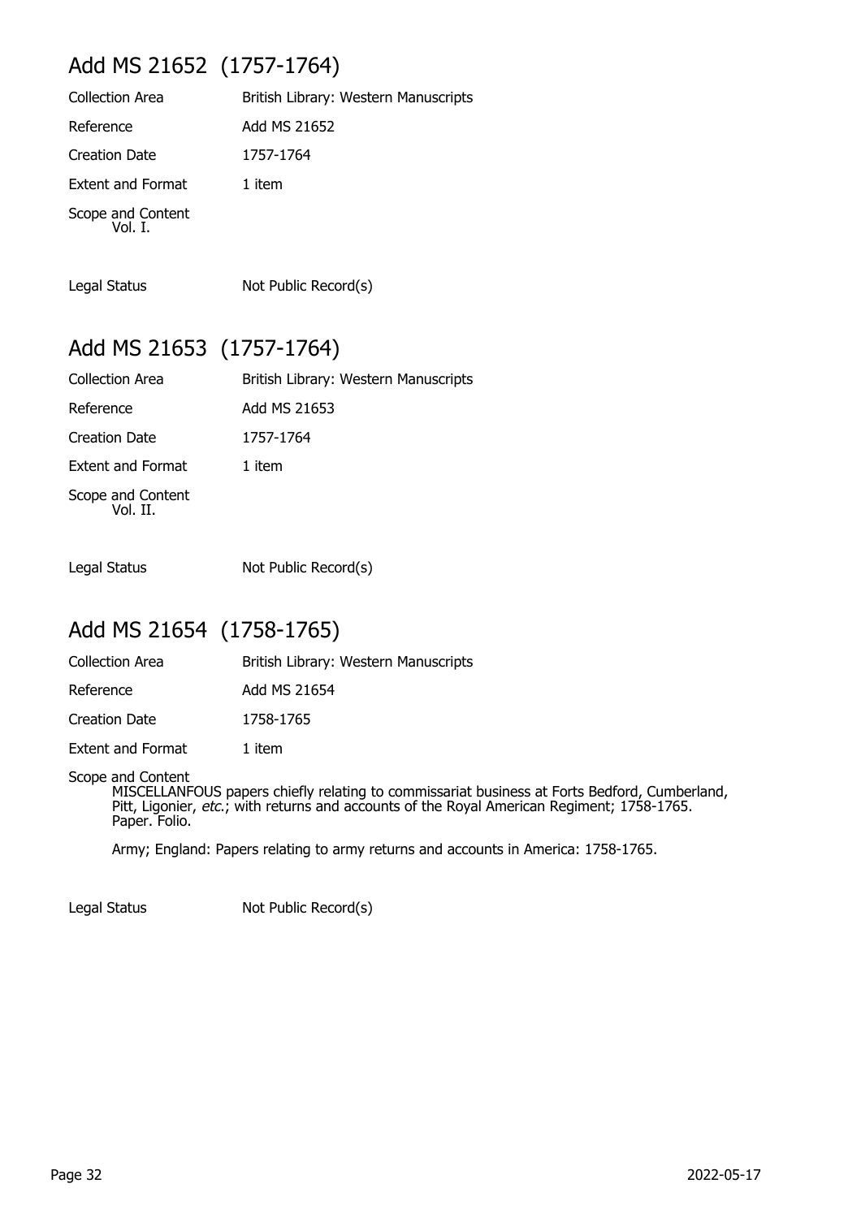## Add MS 21652 (1757-1764)

Collection Area: British Library: Western Manuscripts

Reference: Add MS 21652

Creation Date: 1757-1764

Extent and Format: 1 item

Scope and Content
Vol. I.

Legal Status: Not Public Record(s)

## Add MS 21653 (1757-1764)

Collection Area: British Library: Western Manuscripts

Reference: Add MS 21653

Creation Date: 1757-1764

Extent and Format: 1 item

Scope and Content
Vol. II.

Legal Status: Not Public Record(s)

## Add MS 21654 (1758-1765)

Collection Area: British Library: Western Manuscripts

Reference: Add MS 21654

Creation Date: 1758-1765

Extent and Format: 1 item

Scope and Content
MISCELLANFOUS papers chiefly relating to commissariat business at Forts Bedford, Cumberland, Pitt, Ligonier, *etc.*; with returns and accounts of the Royal American Regiment; 1758-1765. Paper. Folio.

Army; England: Papers relating to army returns and accounts in America: 1758-1765.

Legal Status: Not Public Record(s)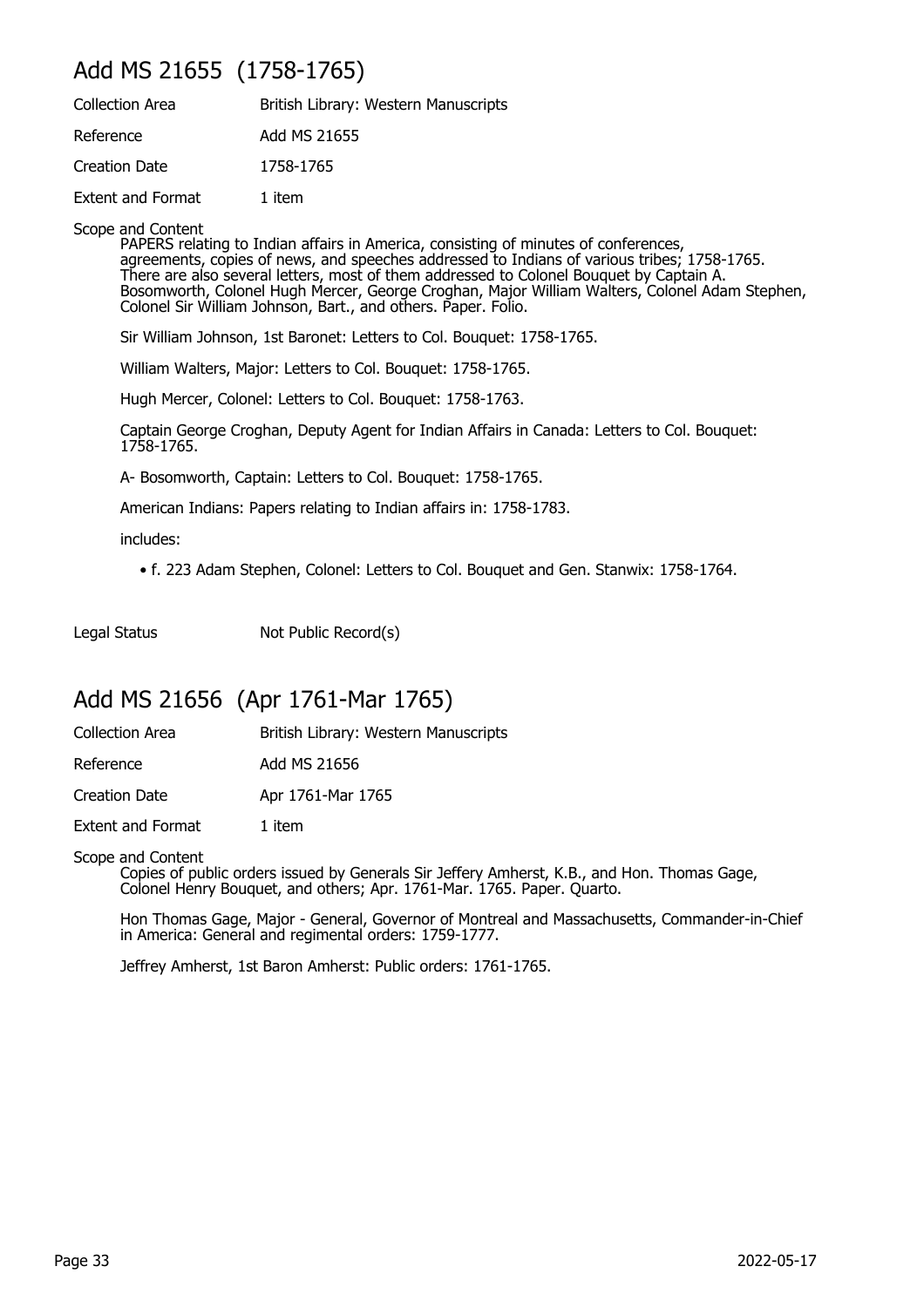## Add MS 21655 (1758-1765)

| | |
|---|---|
| Collection Area | British Library: Western Manuscripts |
| Reference | Add MS 21655 |
| Creation Date | 1758-1765 |
| Extent and Format | 1 item |

Scope and Content

PAPERS relating to Indian affairs in America, consisting of minutes of conferences, agreements, copies of news, and speeches addressed to Indians of various tribes; 1758-1765. There are also several letters, most of them addressed to Colonel Bouquet by Captain A. Bosomworth, Colonel Hugh Mercer, George Croghan, Major William Walters, Colonel Adam Stephen, Colonel Sir William Johnson, Bart., and others. Paper. Folio.

Sir William Johnson, 1st Baronet: Letters to Col. Bouquet: 1758-1765.

William Walters, Major: Letters to Col. Bouquet: 1758-1765.

Hugh Mercer, Colonel: Letters to Col. Bouquet: 1758-1763.

Captain George Croghan, Deputy Agent for Indian Affairs in Canada: Letters to Col. Bouquet: 1758-1765.

A- Bosomworth, Captain: Letters to Col. Bouquet: 1758-1765.

American Indians: Papers relating to Indian affairs in: 1758-1783.

includes:

- f. 223 Adam Stephen, Colonel: Letters to Col. Bouquet and Gen. Stanwix: 1758-1764.

Legal Status: Not Public Record(s)

## Add MS 21656 (Apr 1761-Mar 1765)

| | |
|---|---|
| Collection Area | British Library: Western Manuscripts |
| Reference | Add MS 21656 |
| Creation Date | Apr 1761-Mar 1765 |
| Extent and Format | 1 item |

Scope and Content

Copies of public orders issued by Generals Sir Jeffery Amherst, K.B., and Hon. Thomas Gage, Colonel Henry Bouquet, and others; Apr. 1761-Mar. 1765. Paper. Quarto.

Hon Thomas Gage, Major - General, Governor of Montreal and Massachusetts, Commander-in-Chief in America: General and regimental orders: 1759-1777.

Jeffrey Amherst, 1st Baron Amherst: Public orders: 1761-1765.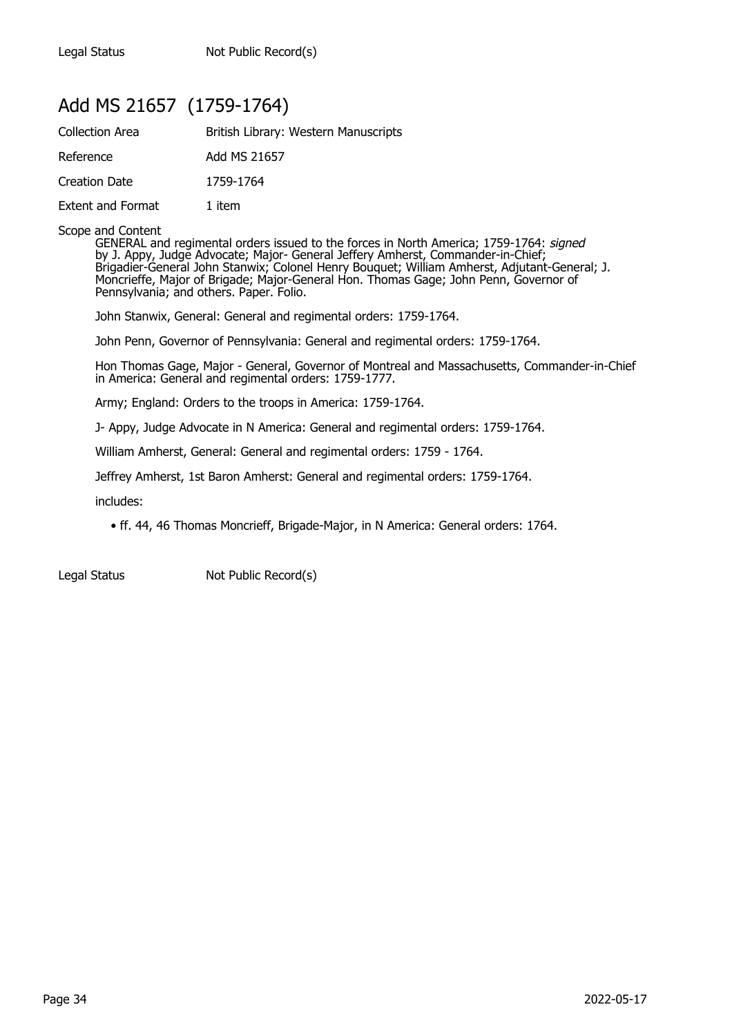| Legal Status | Not Public Record(s) |
|---|---|

## Add MS 21657 (1759-1764)

| Collection Area | British Library: Western Manuscripts |
|---|---|
| Reference | Add MS 21657 |
| Creation Date | 1759-1764 |
| Extent and Format | 1 item |

Scope and Content

GENERAL and regimental orders issued to the forces in North America; 1759-1764: *signed* by J. Appy, Judge Advocate; Major- General Jeffery Amherst, Commander-in-Chief; Brigadier-General John Stanwix; Colonel Henry Bouquet; William Amherst, Adjutant-General; J. Moncrieffe, Major of Brigade; Major-General Hon. Thomas Gage; John Penn, Governor of Pennsylvania; and others. Paper. Folio.

John Stanwix, General: General and regimental orders: 1759-1764.

John Penn, Governor of Pennsylvania: General and regimental orders: 1759-1764.

Hon Thomas Gage, Major - General, Governor of Montreal and Massachusetts, Commander-in-Chief in America: General and regimental orders: 1759-1777.

Army; England: Orders to the troops in America: 1759-1764.

J- Appy, Judge Advocate in N America: General and regimental orders: 1759-1764.

William Amherst, General: General and regimental orders: 1759 - 1764.

Jeffrey Amherst, 1st Baron Amherst: General and regimental orders: 1759-1764.

includes:

- ff. 44, 46 Thomas Moncrieff, Brigade-Major, in N America: General orders: 1764.

| Legal Status | Not Public Record(s) |
|---|---|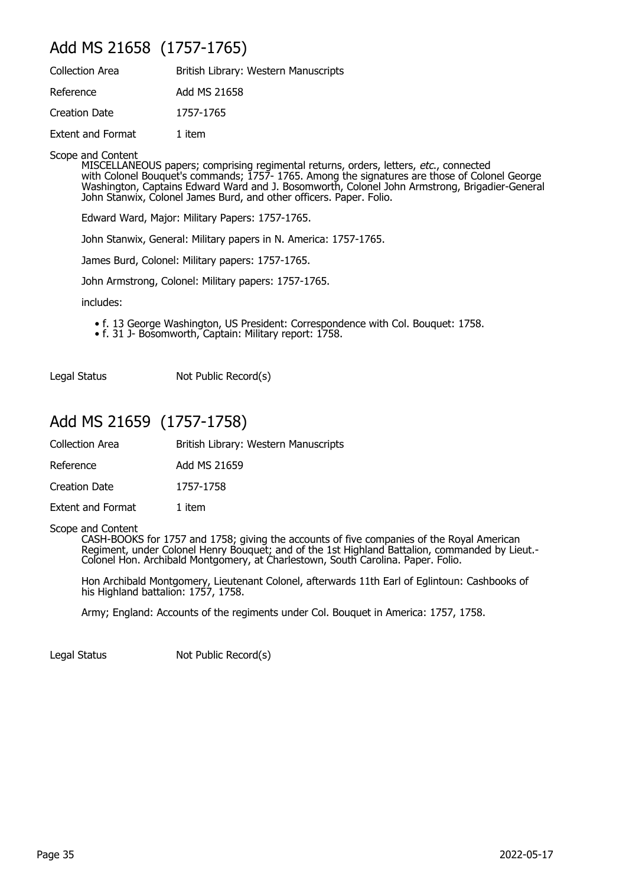## Add MS 21658 (1757-1765)

Collection Area British Library: Western Manuscripts

Reference Add MS 21658

Creation Date 1757-1765

Extent and Format 1 item

Scope and Content

MISCELLANEOUS papers; comprising regimental returns, orders, letters, *etc.*, connected with Colonel Bouquet's commands; 1757- 1765. Among the signatures are those of Colonel George Washington, Captains Edward Ward and J. Bosomworth, Colonel John Armstrong, Brigadier-General John Stanwix, Colonel James Burd, and other officers. Paper. Folio.

Edward Ward, Major: Military Papers: 1757-1765.

John Stanwix, General: Military papers in N. America: 1757-1765.

James Burd, Colonel: Military papers: 1757-1765.

John Armstrong, Colonel: Military papers: 1757-1765.

includes:

- f. 13 George Washington, US President: Correspondence with Col. Bouquet: 1758.
- f. 31 J- Bosomworth, Captain: Military report: 1758.

Legal Status Not Public Record(s)

## Add MS 21659 (1757-1758)

Collection Area British Library: Western Manuscripts

Reference Add MS 21659

Creation Date 1757-1758

Extent and Format 1 item

Scope and Content

CASH-BOOKS for 1757 and 1758; giving the accounts of five companies of the Royal American Regiment, under Colonel Henry Bouquet; and of the 1st Highland Battalion, commanded by Lieut.-Colonel Hon. Archibald Montgomery, at Charlestown, South Carolina. Paper. Folio.

Hon Archibald Montgomery, Lieutenant Colonel, afterwards 11th Earl of Eglintoun: Cashbooks of his Highland battalion: 1757, 1758.

Army; England: Accounts of the regiments under Col. Bouquet in America: 1757, 1758.

Legal Status Not Public Record(s)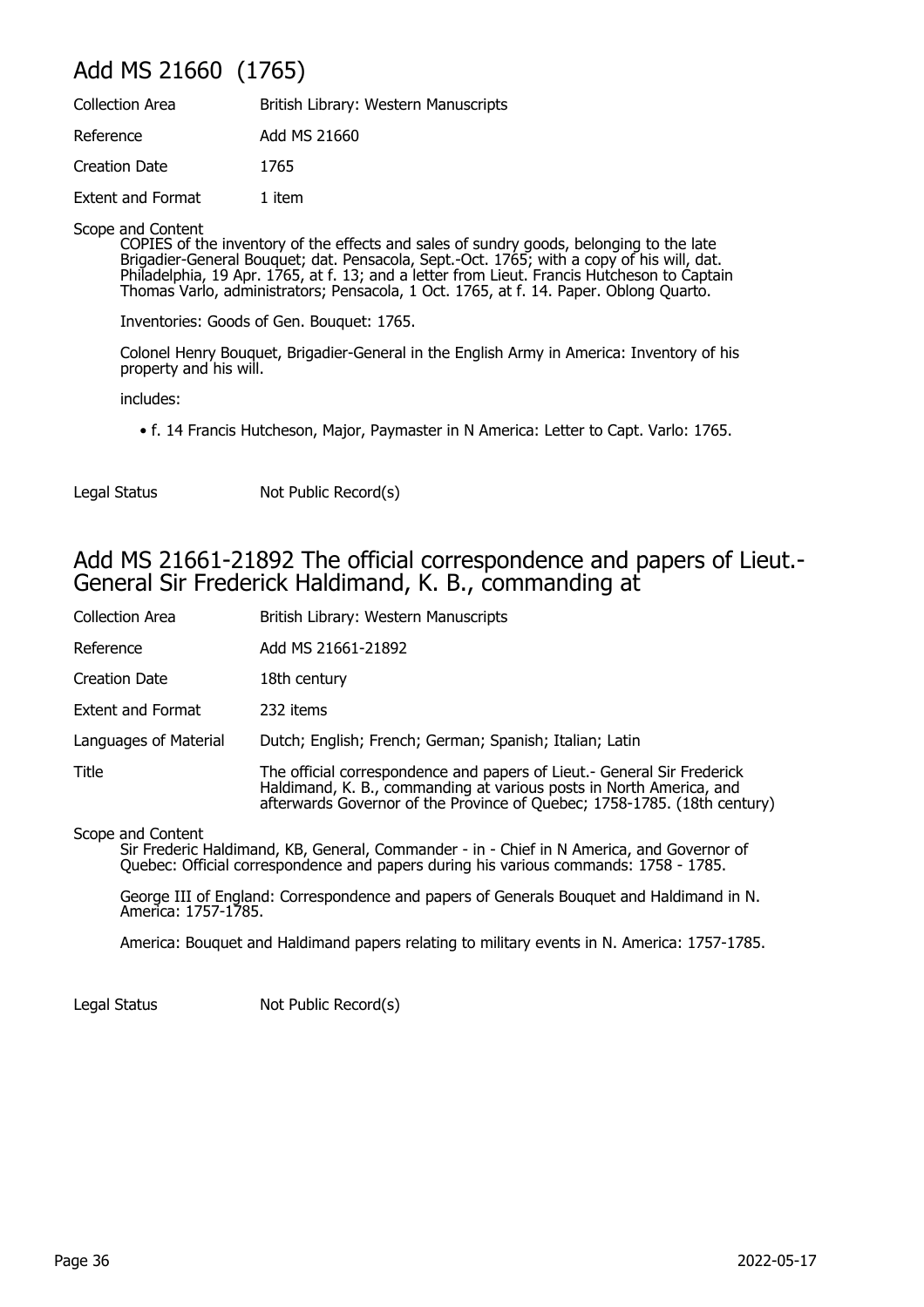## Add MS 21660 (1765)

| | |
|---|---|
| Collection Area | British Library: Western Manuscripts |
| Reference | Add MS 21660 |
| Creation Date | 1765 |
| Extent and Format | 1 item |

Scope and Content

COPIES of the inventory of the effects and sales of sundry goods, belonging to the late Brigadier-General Bouquet; dat. Pensacola, Sept.-Oct. 1765; with a copy of his will, dat. Philadelphia, 19 Apr. 1765, at f. 13; and a letter from Lieut. Francis Hutcheson to Captain Thomas Varlo, administrators; Pensacola, 1 Oct. 1765, at f. 14. Paper. Oblong Quarto.

Inventories: Goods of Gen. Bouquet: 1765.

Colonel Henry Bouquet, Brigadier-General in the English Army in America: Inventory of his property and his will.

includes:

- f. 14 Francis Hutcheson, Major, Paymaster in N America: Letter to Capt. Varlo: 1765.

Legal Status: Not Public Record(s)

## Add MS 21661-21892 The official correspondence and papers of Lieut.-General Sir Frederick Haldimand, K. B., commanding at

| | |
|---|---|
| Collection Area | British Library: Western Manuscripts |
| Reference | Add MS 21661-21892 |
| Creation Date | 18th century |
| Extent and Format | 232 items |
| Languages of Material | Dutch; English; French; German; Spanish; Italian; Latin |
| Title | The official correspondence and papers of Lieut.- General Sir Frederick Haldimand, K. B., commanding at various posts in North America, and afterwards Governor of the Province of Quebec; 1758-1785. (18th century) |

Scope and Content

Sir Frederic Haldimand, KB, General, Commander - in - Chief in N America, and Governor of Quebec: Official correspondence and papers during his various commands: 1758 - 1785.

George III of England: Correspondence and papers of Generals Bouquet and Haldimand in N. America: 1757-1785.

America: Bouquet and Haldimand papers relating to military events in N. America: 1757-1785.

Legal Status: Not Public Record(s)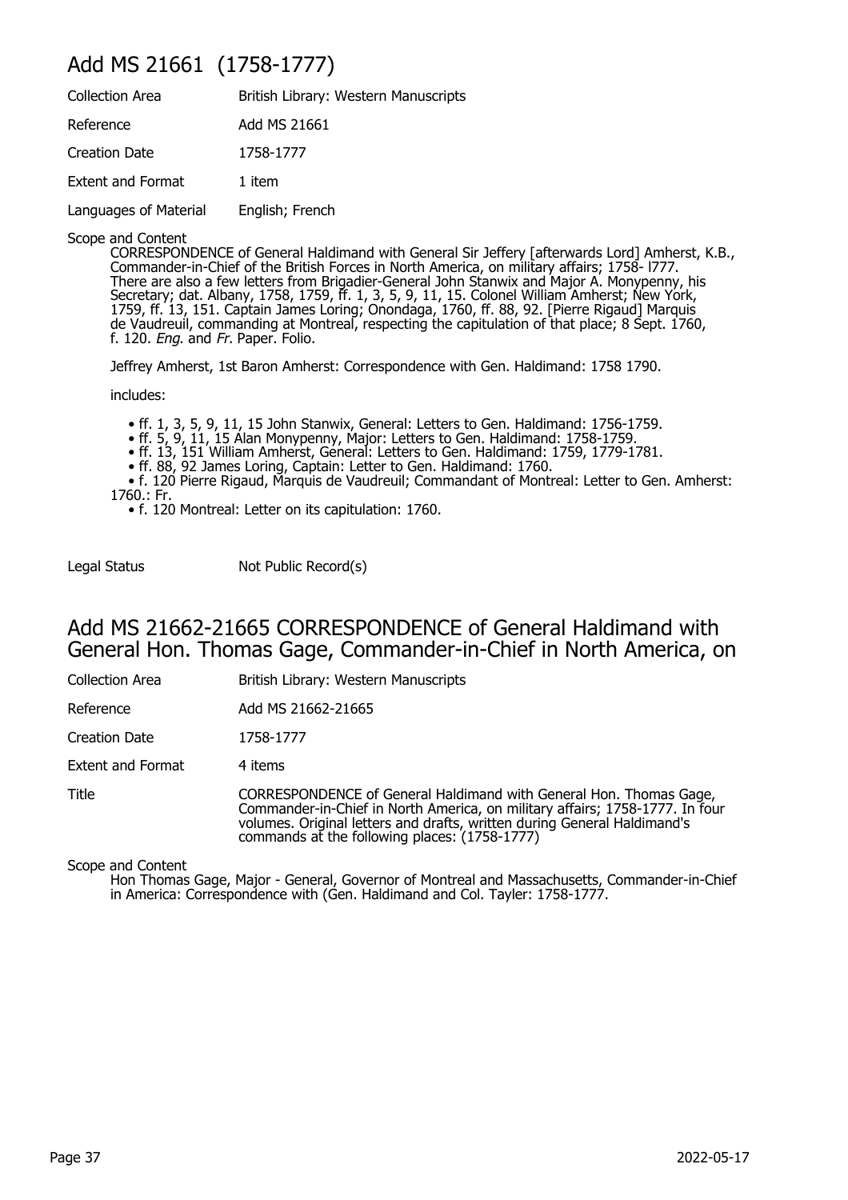## Add MS 21661 (1758-1777)

| | |
|---|---|
| Collection Area | British Library: Western Manuscripts |
| Reference | Add MS 21661 |
| Creation Date | 1758-1777 |
| Extent and Format | 1 item |
| Languages of Material | English; French |

Scope and Content

CORRESPONDENCE of General Haldimand with General Sir Jeffery [afterwards Lord] Amherst, K.B., Commander-in-Chief of the British Forces in North America, on military affairs; 1758- l777. There are also a few letters from Brigadier-General John Stanwix and Major A. Monypenny, his Secretary; dat. Albany, 1758, 1759, ff. 1, 3, 5, 9, 11, 15. Colonel William Amherst; New York, 1759, ff. 13, 151. Captain James Loring; Onondaga, 1760, ff. 88, 92. [Pierre Rigaud] Marquis de Vaudreuil, commanding at Montreal, respecting the capitulation of that place; 8 Sept. 1760, f. 120. *Eng.* and *Fr.* Paper. Folio.

Jeffrey Amherst, 1st Baron Amherst: Correspondence with Gen. Haldimand: 1758 1790.

includes:

- ff. 1, 3, 5, 9, 11, 15 John Stanwix, General: Letters to Gen. Haldimand: 1756-1759.
- ff. 5, 9, 11, 15 Alan Monypenny, Major: Letters to Gen. Haldimand: 1758-1759.
- ff. 13, 151 William Amherst, General: Letters to Gen. Haldimand: 1759, 1779-1781.
- ff. 88, 92 James Loring, Captain: Letter to Gen. Haldimand: 1760.
- f. 120 Pierre Rigaud, Marquis de Vaudreuil; Commandant of Montreal: Letter to Gen. Amherst: 1760.: Fr.
- f. 120 Montreal: Letter on its capitulation: 1760.

| | |
|---|---|
| Legal Status | Not Public Record(s) |

## Add MS 21662-21665 CORRESPONDENCE of General Haldimand with General Hon. Thomas Gage, Commander-in-Chief in North America, on

| | |
|---|---|
| Collection Area | British Library: Western Manuscripts |
| Reference | Add MS 21662-21665 |
| Creation Date | 1758-1777 |
| Extent and Format | 4 items |
| Title | CORRESPONDENCE of General Haldimand with General Hon. Thomas Gage, Commander-in-Chief in North America, on military affairs; 1758-1777. In four volumes. Original letters and drafts, written during General Haldimand's commands at the following places: (1758-1777) |

Scope and Content

Hon Thomas Gage, Major - General, Governor of Montreal and Massachusetts, Commander-in-Chief in America: Correspondence with (Gen. Haldimand and Col. Tayler: 1758-1777.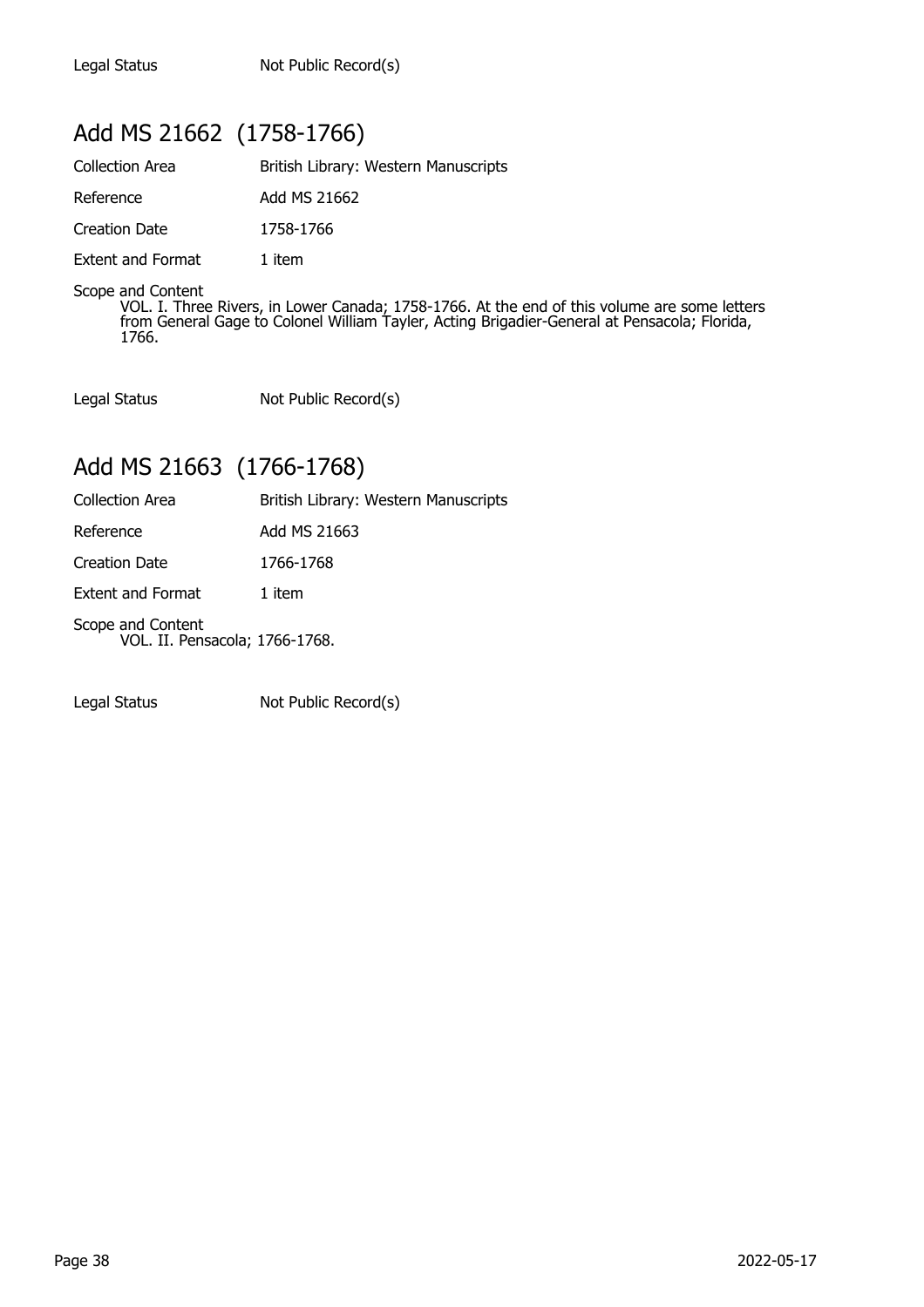| Legal Status | Not Public Record(s) |
|---|---|

## Add MS 21662 (1758-1766)

| Collection Area | British Library: Western Manuscripts |
|---|---|
| Reference | Add MS 21662 |
| Creation Date | 1758-1766 |
| Extent and Format | 1 item |

Scope and Content
VOL. I. Three Rivers, in Lower Canada; 1758-1766. At the end of this volume are some letters from General Gage to Colonel William Tayler, Acting Brigadier-General at Pensacola; Florida, 1766.

| Legal Status | Not Public Record(s) |
|---|---|

## Add MS 21663 (1766-1768)

| Collection Area | British Library: Western Manuscripts |
|---|---|
| Reference | Add MS 21663 |
| Creation Date | 1766-1768 |
| Extent and Format | 1 item |

Scope and Content
VOL. II. Pensacola; 1766-1768.

| Legal Status | Not Public Record(s) |
|---|---|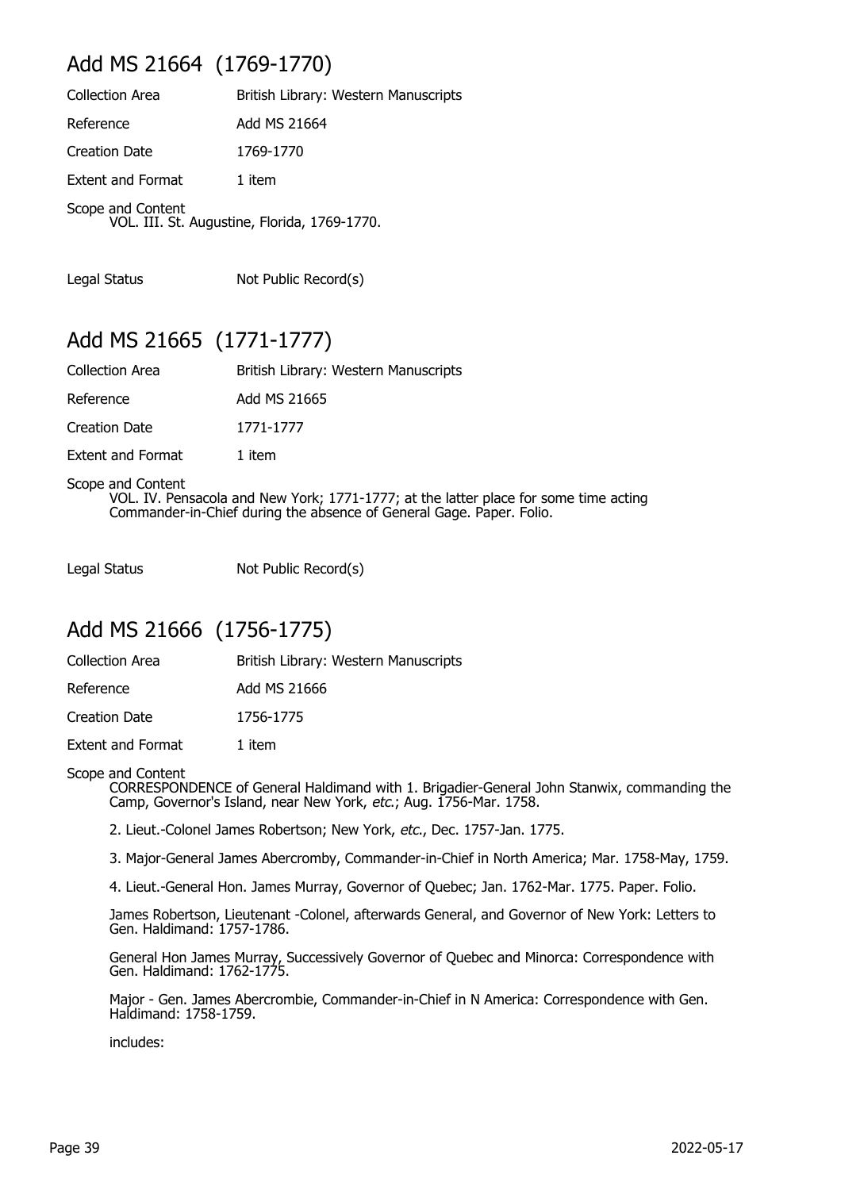## Add MS 21664 (1769-1770)

Collection Area British Library: Western Manuscripts

Reference Add MS 21664

Creation Date 1769-1770

Extent and Format 1 item

Scope and Content
VOL. III. St. Augustine, Florida, 1769-1770.

Legal Status Not Public Record(s)

## Add MS 21665 (1771-1777)

Collection Area British Library: Western Manuscripts

Reference Add MS 21665

Creation Date 1771-1777

Extent and Format 1 item

Scope and Content
VOL. IV. Pensacola and New York; 1771-1777; at the latter place for some time acting Commander-in-Chief during the absence of General Gage. Paper. Folio.

Legal Status Not Public Record(s)

## Add MS 21666 (1756-1775)

Collection Area British Library: Western Manuscripts

Reference Add MS 21666

Creation Date 1756-1775

Extent and Format 1 item

Scope and Content
CORRESPONDENCE of General Haldimand with 1. Brigadier-General John Stanwix, commanding the Camp, Governor's Island, near New York, *etc.*; Aug. 1756-Mar. 1758.

2. Lieut.-Colonel James Robertson; New York, *etc.*, Dec. 1757-Jan. 1775.

3. Major-General James Abercromby, Commander-in-Chief in North America; Mar. 1758-May, 1759.

4. Lieut.-General Hon. James Murray, Governor of Quebec; Jan. 1762-Mar. 1775. Paper. Folio.

James Robertson, Lieutenant -Colonel, afterwards General, and Governor of New York: Letters to Gen. Haldimand: 1757-1786.

General Hon James Murray, Successively Governor of Quebec and Minorca: Correspondence with Gen. Haldimand: 1762-1775.

Major - Gen. James Abercrombie, Commander-in-Chief in N America: Correspondence with Gen. Haldimand: 1758-1759.

includes: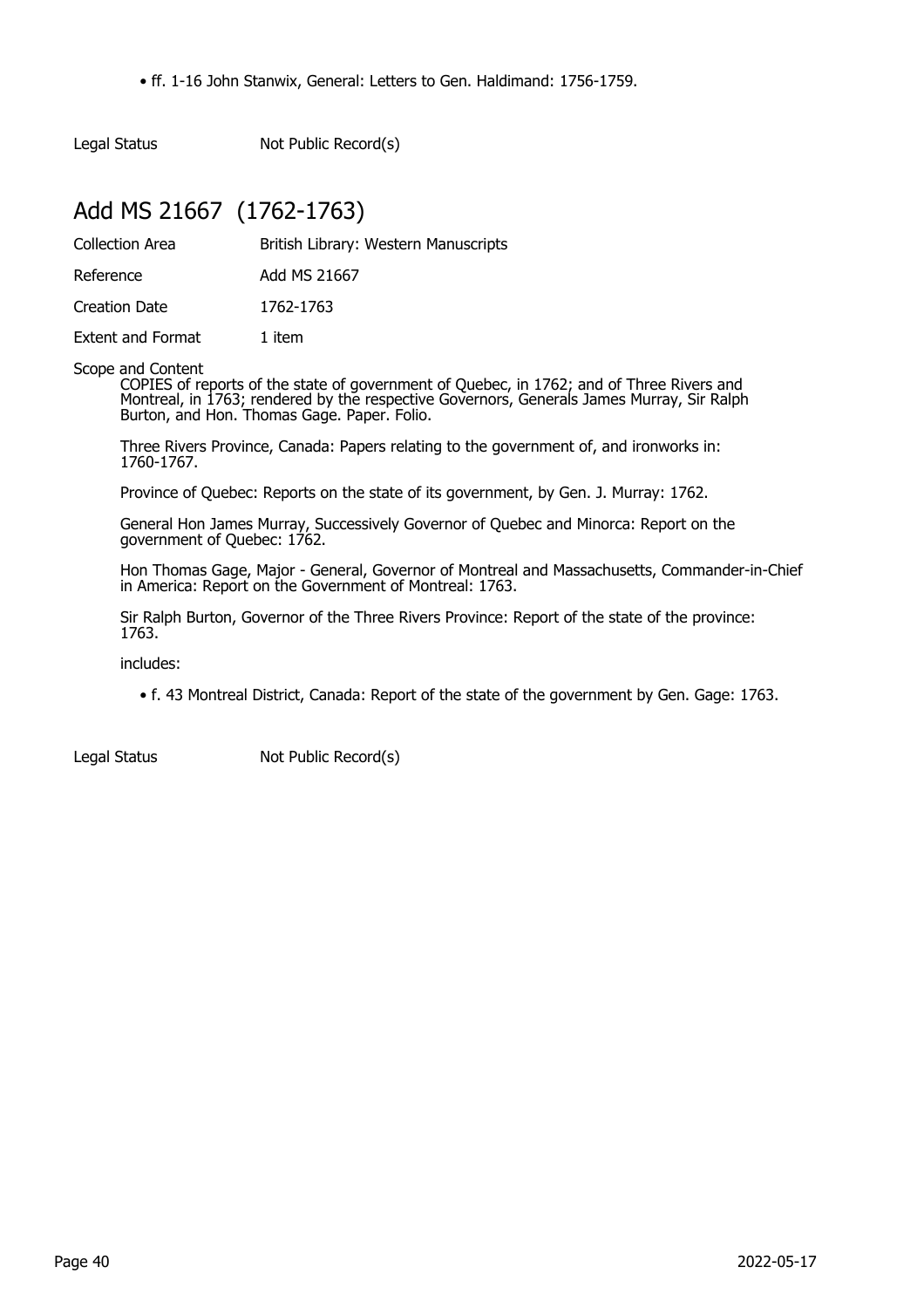- ff. 1-16 John Stanwix, General: Letters to Gen. Haldimand: 1756-1759.

Legal Status Not Public Record(s)

## Add MS 21667 (1762-1763)

Collection Area British Library: Western Manuscripts

Reference Add MS 21667

Creation Date 1762-1763

Extent and Format 1 item

Scope and Content

COPIES of reports of the state of government of Quebec, in 1762; and of Three Rivers and Montreal, in 1763; rendered by the respective Governors, Generals James Murray, Sir Ralph Burton, and Hon. Thomas Gage. Paper. Folio.

Three Rivers Province, Canada: Papers relating to the government of, and ironworks in: 1760-1767.

Province of Quebec: Reports on the state of its government, by Gen. J. Murray: 1762.

General Hon James Murray, Successively Governor of Quebec and Minorca: Report on the government of Quebec: 1762.

Hon Thomas Gage, Major - General, Governor of Montreal and Massachusetts, Commander-in-Chief in America: Report on the Government of Montreal: 1763.

Sir Ralph Burton, Governor of the Three Rivers Province: Report of the state of the province: 1763.

includes:

- f. 43 Montreal District, Canada: Report of the state of the government by Gen. Gage: 1763.

Legal Status Not Public Record(s)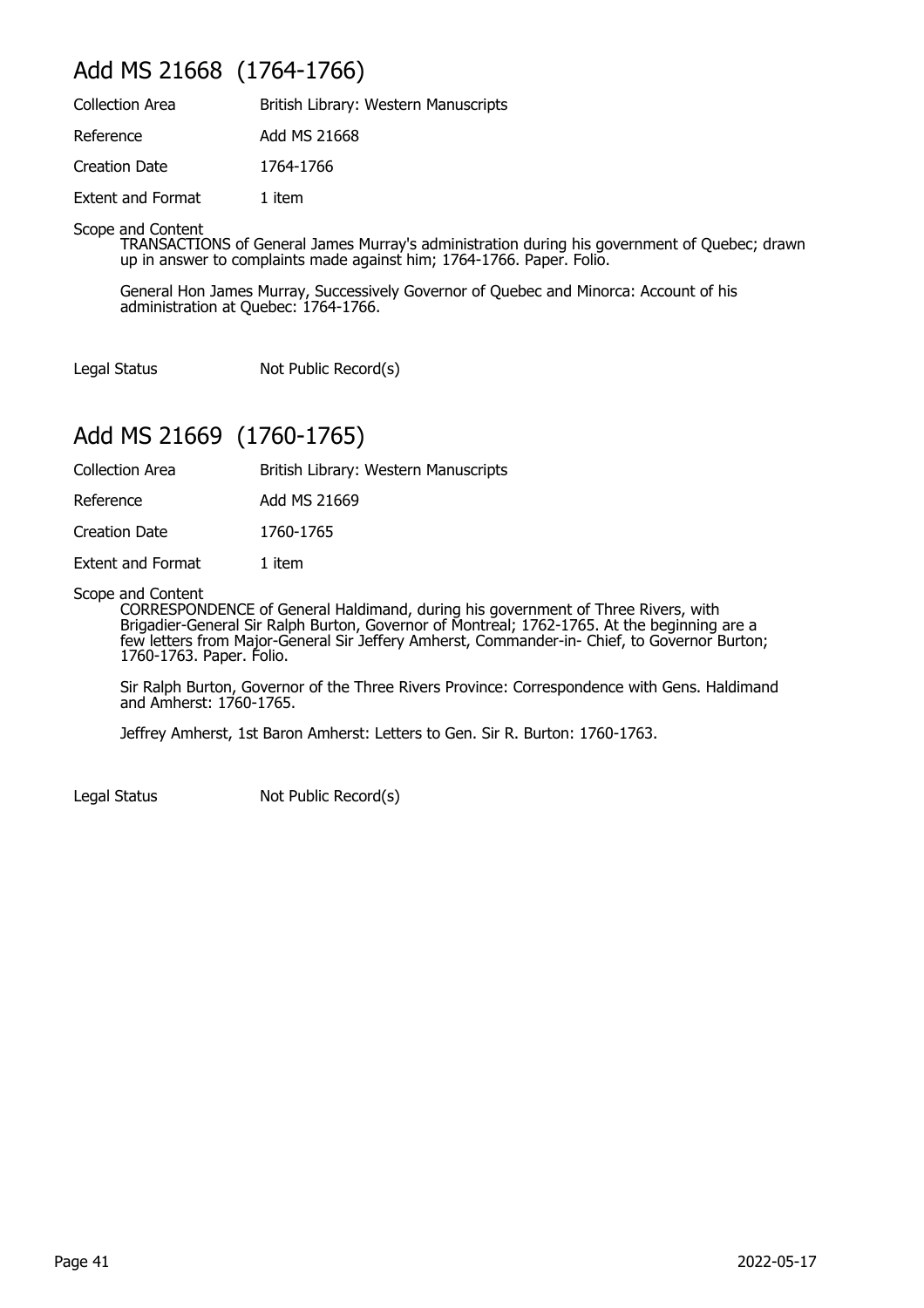## Add MS 21668 (1764-1766)

| | |
|---|---|
| Collection Area | British Library: Western Manuscripts |
| Reference | Add MS 21668 |
| Creation Date | 1764-1766 |
| Extent and Format | 1 item |

Scope and Content

TRANSACTIONS of General James Murray's administration during his government of Quebec; drawn up in answer to complaints made against him; 1764-1766. Paper. Folio.

General Hon James Murray, Successively Governor of Quebec and Minorca: Account of his administration at Quebec: 1764-1766.

| | |
|---|---|
| Legal Status | Not Public Record(s) |

## Add MS 21669 (1760-1765)

| | |
|---|---|
| Collection Area | British Library: Western Manuscripts |
| Reference | Add MS 21669 |
| Creation Date | 1760-1765 |
| Extent and Format | 1 item |

Scope and Content

CORRESPONDENCE of General Haldimand, during his government of Three Rivers, with Brigadier-General Sir Ralph Burton, Governor of Montreal; 1762-1765. At the beginning are a few letters from Major-General Sir Jeffery Amherst, Commander-in- Chief, to Governor Burton; 1760-1763. Paper. Folio.

Sir Ralph Burton, Governor of the Three Rivers Province: Correspondence with Gens. Haldimand and Amherst: 1760-1765.

Jeffrey Amherst, 1st Baron Amherst: Letters to Gen. Sir R. Burton: 1760-1763.

| | |
|---|---|
| Legal Status | Not Public Record(s) |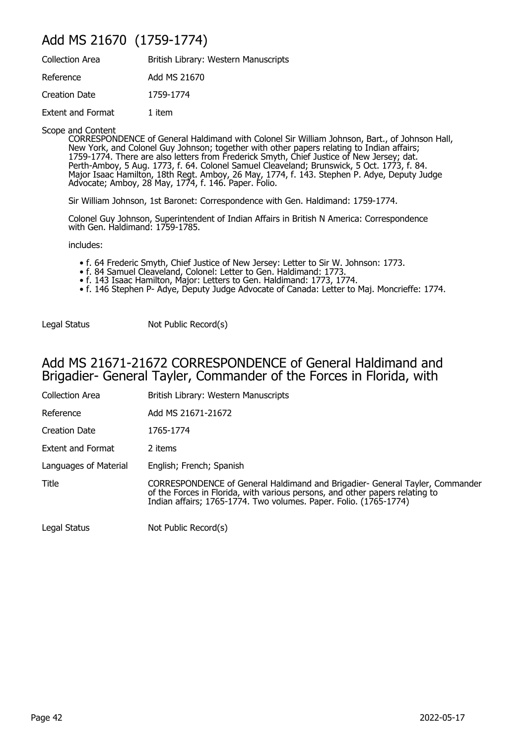## Add MS 21670 (1759-1774)

| | |
|---|---|
| Collection Area | British Library: Western Manuscripts |
| Reference | Add MS 21670 |
| Creation Date | 1759-1774 |
| Extent and Format | 1 item |

Scope and Content

CORRESPONDENCE of General Haldimand with Colonel Sir William Johnson, Bart., of Johnson Hall, New York, and Colonel Guy Johnson; together with other papers relating to Indian affairs; 1759-1774. There are also letters from Frederick Smyth, Chief Justice of New Jersey; dat. Perth-Amboy, 5 Aug. 1773, f. 64. Colonel Samuel Cleaveland; Brunswick, 5 Oct. 1773, f. 84. Major Isaac Hamilton, 18th Regt. Amboy, 26 May, 1774, f. 143. Stephen P. Adye, Deputy Judge Advocate; Amboy, 28 May, 1774, f. 146. Paper. Folio.

Sir William Johnson, 1st Baronet: Correspondence with Gen. Haldimand: 1759-1774.

Colonel Guy Johnson, Superintendent of Indian Affairs in British N America: Correspondence with Gen. Haldimand: 1759-1785.

includes:

- f. 64 Frederic Smyth, Chief Justice of New Jersey: Letter to Sir W. Johnson: 1773.
- f. 84 Samuel Cleaveland, Colonel: Letter to Gen. Haldimand: 1773.
- f. 143 Isaac Hamilton, Major: Letters to Gen. Haldimand: 1773, 1774.
- f. 146 Stephen P- Adye, Deputy Judge Advocate of Canada: Letter to Maj. Moncrieffe: 1774.

| | |
|---|---|
| Legal Status | Not Public Record(s) |

## Add MS 21671-21672 CORRESPONDENCE of General Haldimand and Brigadier- General Tayler, Commander of the Forces in Florida, with

| | |
|---|---|
| Collection Area | British Library: Western Manuscripts |
| Reference | Add MS 21671-21672 |
| Creation Date | 1765-1774 |
| Extent and Format | 2 items |
| Languages of Material | English; French; Spanish |
| Title | CORRESPONDENCE of General Haldimand and Brigadier- General Tayler, Commander of the Forces in Florida, with various persons, and other papers relating to Indian affairs; 1765-1774. Two volumes. Paper. Folio. (1765-1774) |
| Legal Status | Not Public Record(s) |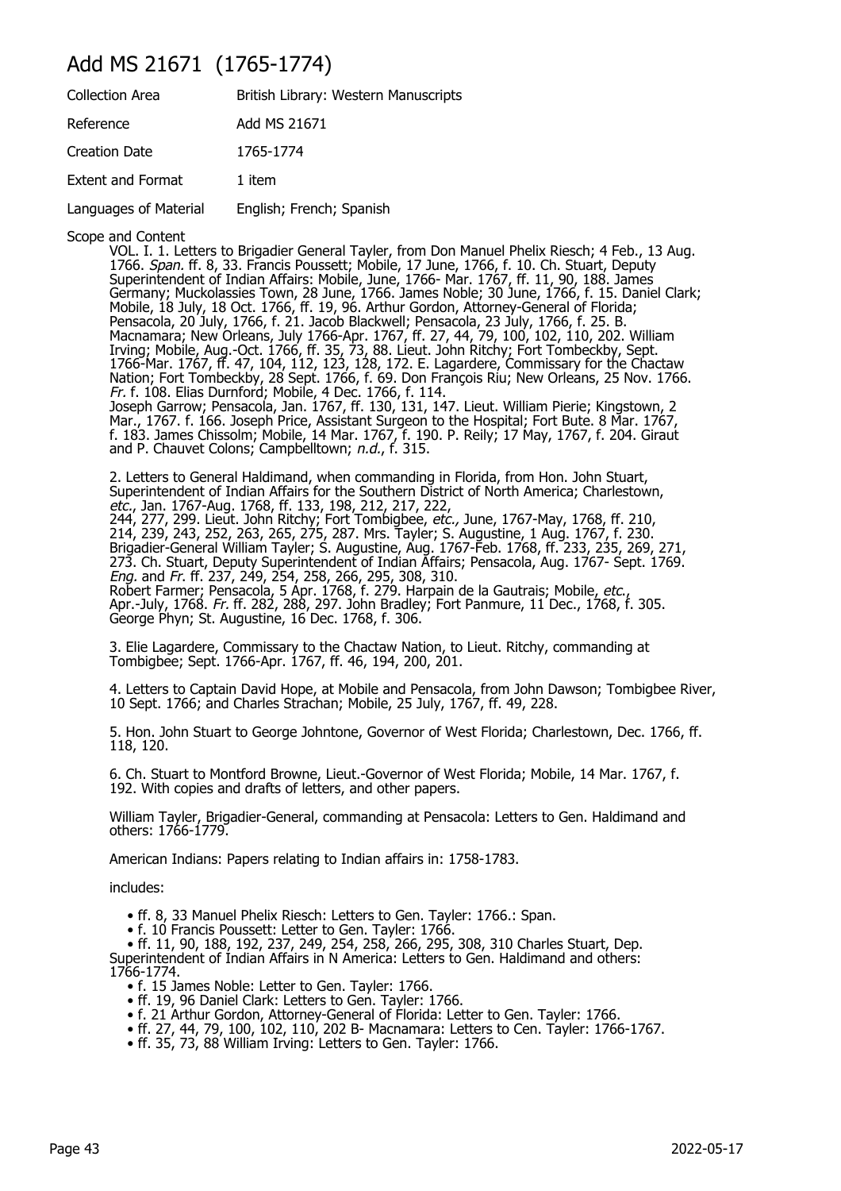# Add MS 21671 (1765-1774)

| Collection Area | British Library: Western Manuscripts |
|---|---|
| Reference | Add MS 21671 |
| Creation Date | 1765-1774 |
| Extent and Format | 1 item |
| Languages of Material | English; French; Spanish |

Scope and Content

VOL. I. 1. Letters to Brigadier General Tayler, from Don Manuel Phelix Riesch; 4 Feb., 13 Aug. 1766. *Span.* ff. 8, 33. Francis Poussett; Mobile, 17 June, 1766, f. 10. Ch. Stuart, Deputy Superintendent of Indian Affairs: Mobile, June, 1766- Mar. 1767, ff. 11, 90, 188. James Germany; Muckolassies Town, 28 June, 1766. James Noble; 30 June, 1766, f. 15. Daniel Clark; Mobile, 18 July, 18 Oct. 1766, ff. 19, 96. Arthur Gordon, Attorney-General of Florida; Pensacola, 20 July, 1766, f. 21. Jacob Blackwell; Pensacola, 23 July, 1766, f. 25. B. Macnamara; New Orleans, July 1766-Apr. 1767, ff. 27, 44, 79, 100, 102, 110, 202. William Irving; Mobile, Aug.-Oct. 1766, ff. 35, 73, 88. Lieut. John Ritchy; Fort Tombeckby, Sept. 1766-Mar. 1767, ff. 47, 104, 112, 123, 128, 172. E. Lagardere, Commissary for the Chactaw Nation; Fort Tombeckby, 28 Sept. 1766, f. 69. Don François Riu; New Orleans, 25 Nov. 1766. *Fr.* f. 108. Elias Durnford; Mobile, 4 Dec. 1766, f. 114.
Joseph Garrow; Pensacola, Jan. 1767, ff. 130, 131, 147. Lieut. William Pierie; Kingstown, 2 Mar., 1767. f. 166. Joseph Price, Assistant Surgeon to the Hospital; Fort Bute. 8 Mar. 1767, f. 183. James Chissolm; Mobile, 14 Mar. 1767, f. 190. P. Reily; 17 May, 1767, f. 204. Giraut and P. Chauvet Colons; Campbelltown; *n.d.*, f. 315.

2. Letters to General Haldimand, when commanding in Florida, from Hon. John Stuart, Superintendent of Indian Affairs for the Southern District of North America; Charlestown, *etc.*, Jan. 1767-Aug. 1768, ff. 133, 198, 212, 217, 222, 244, 277, 299. Lieut. John Ritchy; Fort Tombigbee, *etc.,* June, 1767-May, 1768, ff. 210, 214, 239, 243, 252, 263, 265, 275, 287. Mrs. Tayler; S. Augustine, 1 Aug. 1767, f. 230. Brigadier-General William Tayler; S. Augustine, Aug. 1767-Feb. 1768, ff. 233, 235, 269, 271, 273. Ch. Stuart, Deputy Superintendent of Indian Affairs; Pensacola, Aug. 1767- Sept. 1769. *Eng.* and *Fr.* ff. 237, 249, 254, 258, 266, 295, 308, 310.
Robert Farmer; Pensacola, 5 Apr. 1768, f. 279. Harpain de la Gautrais; Mobile, *etc.*, Apr.-July, 1768. *Fr.* ff. 282, 288, 297. John Bradley; Fort Panmure, 11 Dec., 1768, f. 305. George Phyn; St. Augustine, 16 Dec. 1768, f. 306.

3. Elie Lagardere, Commissary to the Chactaw Nation, to Lieut. Ritchy, commanding at Tombigbee; Sept. 1766-Apr. 1767, ff. 46, 194, 200, 201.

4. Letters to Captain David Hope, at Mobile and Pensacola, from John Dawson; Tombigbee River, 10 Sept. 1766; and Charles Strachan; Mobile, 25 July, 1767, ff. 49, 228.

5. Hon. John Stuart to George Johntone, Governor of West Florida; Charlestown, Dec. 1766, ff. 118, 120.

6. Ch. Stuart to Montford Browne, Lieut.-Governor of West Florida; Mobile, 14 Mar. 1767, f. 192. With copies and drafts of letters, and other papers.

William Tayler, Brigadier-General, commanding at Pensacola: Letters to Gen. Haldimand and others: 1766-1779.

American Indians: Papers relating to Indian affairs in: 1758-1783.

includes:

- ff. 8, 33 Manuel Phelix Riesch: Letters to Gen. Tayler: 1766.: Span.
- f. 10 Francis Poussett: Letter to Gen. Tayler: 1766.
- ff. 11, 90, 188, 192, 237, 249, 254, 258, 266, 295, 308, 310 Charles Stuart, Dep. Superintendent of Indian Affairs in N America: Letters to Gen. Haldimand and others: 1766-1774.
- f. 15 James Noble: Letter to Gen. Tayler: 1766.
- ff. 19, 96 Daniel Clark: Letters to Gen. Tayler: 1766.
- f. 21 Arthur Gordon, Attorney-General of Florida: Letter to Gen. Tayler: 1766.
- ff. 27, 44, 79, 100, 102, 110, 202 B- Macnamara: Letters to Cen. Tayler: 1766-1767.
- ff. 35, 73, 88 William Irving: Letters to Gen. Tayler: 1766.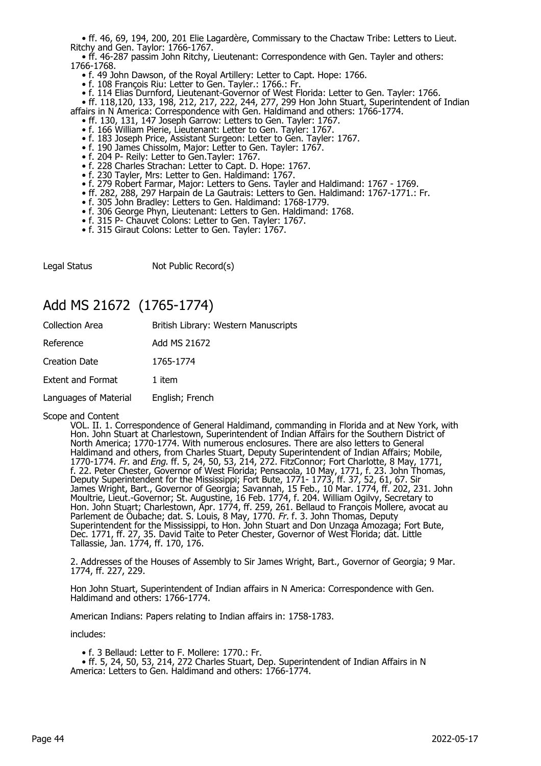- ff. 46, 69, 194, 200, 201 Elie Lagardère, Commissary to the Chactaw Tribe: Letters to Lieut. Ritchy and Gen. Taylor: 1766-1767.
- ff. 46-287 passim John Ritchy, Lieutenant: Correspondence with Gen. Tayler and others: 1766-1768.
- f. 49 John Dawson, of the Royal Artillery: Letter to Capt. Hope: 1766.
- f. 108 François Riu: Letter to Gen. Tayler.: 1766.: Fr.
- f. 114 Elias Durnford, Lieutenant-Governor of West Florida: Letter to Gen. Tayler: 1766.
- ff. 118,120, 133, 198, 212, 217, 222, 244, 277, 299 Hon John Stuart, Superintendent of Indian affairs in N America: Correspondence with Gen. Haldimand and others: 1766-1774.
- ff. 130, 131, 147 Joseph Garrow: Letters to Gen. Tayler: 1767.
- f. 166 William Pierie, Lieutenant: Letter to Gen. Tayler: 1767.
- f. 183 Joseph Price, Assistant Surgeon: Letter to Gen. Tayler: 1767.
- f. 190 James Chissolm, Major: Letter to Gen. Tayler: 1767.
- f. 204 P- Reily: Letter to Gen.Tayler: 1767.
- f. 228 Charles Strachan: Letter to Capt. D. Hope: 1767.
- f. 230 Tayler, Mrs: Letter to Gen. Haldimand: 1767.
- f. 279 Robert Farmar, Major: Letters to Gens. Tayler and Haldimand: 1767 - 1769.
- ff. 282, 288, 297 Harpain de La Gautrais: Letters to Gen. Haldimand: 1767-1771.: Fr.
- f. 305 John Bradley: Letters to Gen. Haldimand: 1768-1779.
- f. 306 George Phyn, Lieutenant: Letters to Gen. Haldimand: 1768.
- f. 315 P- Chauvet Colons: Letter to Gen. Tayler: 1767.
- f. 315 Giraut Colons: Letter to Gen. Tayler: 1767.

Legal Status Not Public Record(s)

## Add MS 21672 (1765-1774)

| | |
|---|---|
| Collection Area | British Library: Western Manuscripts |
| Reference | Add MS 21672 |
| Creation Date | 1765-1774 |
| Extent and Format | 1 item |
| Languages of Material | English; French |

Scope and Content

VOL. II. 1. Correspondence of General Haldimand, commanding in Florida and at New York, with Hon. John Stuart at Charlestown, Superintendent of Indian Affairs for the Southern District of North America; 1770-1774. With numerous enclosures. There are also letters to General Haldimand and others, from Charles Stuart, Deputy Superintendent of Indian Affairs; Mobile, 1770-1774. *Fr.* and *Eng.* ff. 5, 24, 50, 53, 214, 272. FitzConnor; Fort Charlotte, 8 May, 1771, f. 22. Peter Chester, Governor of West Florida; Pensacola, 10 May, 1771, f. 23. John Thomas, Deputy Superintendent for the Mississippi; Fort Bute, 1771- 1773, ff. 37, 52, 61, 67. Sir James Wright, Bart., Governor of Georgia; Savannah, 15 Feb., 10 Mar. 1774, ff. 202, 231. John Moultrie, Lieut.-Governor; St. Augustine, 16 Feb. 1774, f. 204. William Ogilvy, Secretary to Hon. John Stuart; Charlestown, Apr. 1774, ff. 259, 261. Bellaud to François Mollere, avocat au Parlement de Oubache; dat. S. Louis, 8 May, 1770. *Fr.* f. 3. John Thomas, Deputy Superintendent for the Mississippi, to Hon. John Stuart and Don Unzaga Amozaga; Fort Bute, Dec. 1771, ff. 27, 35. David Taite to Peter Chester, Governor of West Florida; dat. Little Tallassie, Jan. 1774, ff. 170, 176.

2. Addresses of the Houses of Assembly to Sir James Wright, Bart., Governor of Georgia; 9 Mar. 1774, ff. 227, 229.

Hon John Stuart, Superintendent of Indian affairs in N America: Correspondence with Gen. Haldimand and others: 1766-1774.

American Indians: Papers relating to Indian affairs in: 1758-1783.

includes:

- f. 3 Bellaud: Letter to F. Mollere: 1770.: Fr.
- ff. 5, 24, 50, 53, 214, 272 Charles Stuart, Dep. Superintendent of Indian Affairs in N America: Letters to Gen. Haldimand and others: 1766-1774.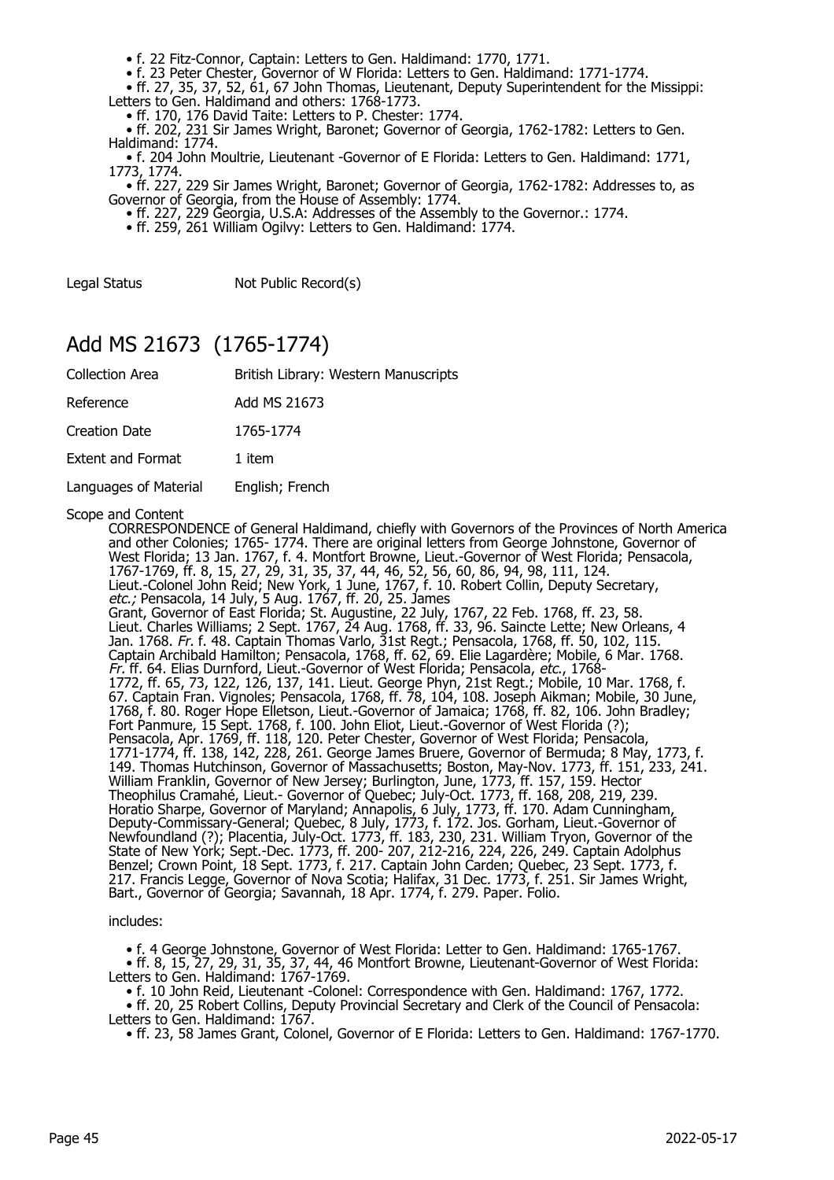- f. 22 Fitz-Connor, Captain: Letters to Gen. Haldimand: 1770, 1771.
- f. 23 Peter Chester, Governor of W Florida: Letters to Gen. Haldimand: 1771-1774.
- ff. 27, 35, 37, 52, 61, 67 John Thomas, Lieutenant, Deputy Superintendent for the Missipi: Letters to Gen. Haldimand and others: 1768-1773.
- ff. 170, 176 David Taite: Letters to P. Chester: 1774.
- ff. 202, 231 Sir James Wright, Baronet; Governor of Georgia, 1762-1782: Letters to Gen. Haldimand: 1774.
- f. 204 John Moultrie, Lieutenant -Governor of E Florida: Letters to Gen. Haldimand: 1771, 1773, 1774.
- ff. 227, 229 Sir James Wright, Baronet; Governor of Georgia, 1762-1782: Addresses to, as Governor of Georgia, from the House of Assembly: 1774.
- ff. 227, 229 Georgia, U.S.A: Addresses of the Assembly to the Governor.: 1774.
- ff. 259, 261 William Ogilvy: Letters to Gen. Haldimand: 1774.

| | |
|---|---|
| Legal Status | Not Public Record(s) |

## Add MS 21673 (1765-1774)

| | |
|---|---|
| Collection Area | British Library: Western Manuscripts |
| Reference | Add MS 21673 |
| Creation Date | 1765-1774 |
| Extent and Format | 1 item |
| Languages of Material | English; French |

Scope and Content

CORRESPONDENCE of General Haldimand, chiefly with Governors of the Provinces of North America and other Colonies; 1765- 1774. There are original letters from George Johnstone, Governor of West Florida; 13 Jan. 1767, f. 4. Montfort Browne, Lieut.-Governor of West Florida; Pensacola, 1767-1769, ff. 8, 15, 27, 29, 31, 35, 37, 44, 46, 52, 56, 60, 86, 94, 98, 111, 124. Lieut.-Colonel John Reid; New York, 1 June, 1767, f. 10. Robert Collin, Deputy Secretary, *etc.;* Pensacola, 14 July, 5 Aug. 1767, ff. 20, 25. James Grant, Governor of East Florida; St. Augustine, 22 July, 1767, 22 Feb. 1768, ff. 23, 58. Lieut. Charles Williams; 2 Sept. 1767, 24 Aug. 1768, ff. 33, 96. Saincte Lette; New Orleans, 4 Jan. 1768. *Fr.* f. 48. Captain Thomas Varlo, 31st Regt.; Pensacola, 1768, ff. 50, 102, 115. Captain Archibald Hamilton; Pensacola, 1768, ff. 62, 69. Elie Lagardère; Mobile, 6 Mar. 1768. *Fr.* ff. 64. Elias Durnford, Lieut.-Governor of West Florida; Pensacola, *etc.*, 1768-1772, ff. 65, 73, 122, 126, 137, 141. Lieut. George Phyn, 21st Regt.; Mobile, 10 Mar. 1768, f. 67. Captain Fran. Vignoles; Pensacola, 1768, ff. 78, 104, 108. Joseph Aikman; Mobile, 30 June, 1768, f. 80. Roger Hope Elletson, Lieut.-Governor of Jamaica; 1768, ff. 82, 106. John Bradley; Fort Panmure, 15 Sept. 1768, f. 100. John Eliot, Lieut.-Governor of West Florida (?); Pensacola, Apr. 1769, ff. 118, 120. Peter Chester, Governor of West Florida; Pensacola, 1771-1774, ff. 138, 142, 228, 261. George James Bruere, Governor of Bermuda; 8 May, 1773, f. 149. Thomas Hutchinson, Governor of Massachusetts; Boston, May-Nov. 1773, ff. 151, 233, 241. William Franklin, Governor of New Jersey; Burlington, June, 1773, ff. 157, 159. Hector Theophilus Cramahé, Lieut.- Governor of Quebec; July-Oct. 1773, ff. 168, 208, 219, 239. Horatio Sharpe, Governor of Maryland; Annapolis, 6 July, 1773, ff. 170. Adam Cunningham, Deputy-Commissary-General; Quebec, 8 July, 1773, f. 172. Jos. Gorham, Lieut.-Governor of Newfoundland (?); Placentia, July-Oct. 1773, ff. 183, 230, 231. William Tryon, Governor of the State of New York; Sept.-Dec. 1773, ff. 200- 207, 212-216, 224, 226, 249. Captain Adolphus Benzel; Crown Point, 18 Sept. 1773, f. 217. Captain John Carden; Quebec, 23 Sept. 1773, f. 217. Francis Legge, Governor of Nova Scotia; Halifax, 31 Dec. 1773, f. 251. Sir James Wright, Bart., Governor of Georgia; Savannah, 18 Apr. 1774, f. 279. Paper. Folio.

includes:

- f. 4 George Johnstone, Governor of West Florida: Letter to Gen. Haldimand: 1765-1767.
- ff. 8, 15, 27, 29, 31, 35, 37, 44, 46 Montfort Browne, Lieutenant-Governor of West Florida: Letters to Gen. Haldimand: 1767-1769.
- f. 10 John Reid, Lieutenant -Colonel: Correspondence with Gen. Haldimand: 1767, 1772.
- ff. 20, 25 Robert Collins, Deputy Provincial Secretary and Clerk of the Council of Pensacola: Letters to Gen. Haldimand: 1767.
- ff. 23, 58 James Grant, Colonel, Governor of E Florida: Letters to Gen. Haldimand: 1767-1770.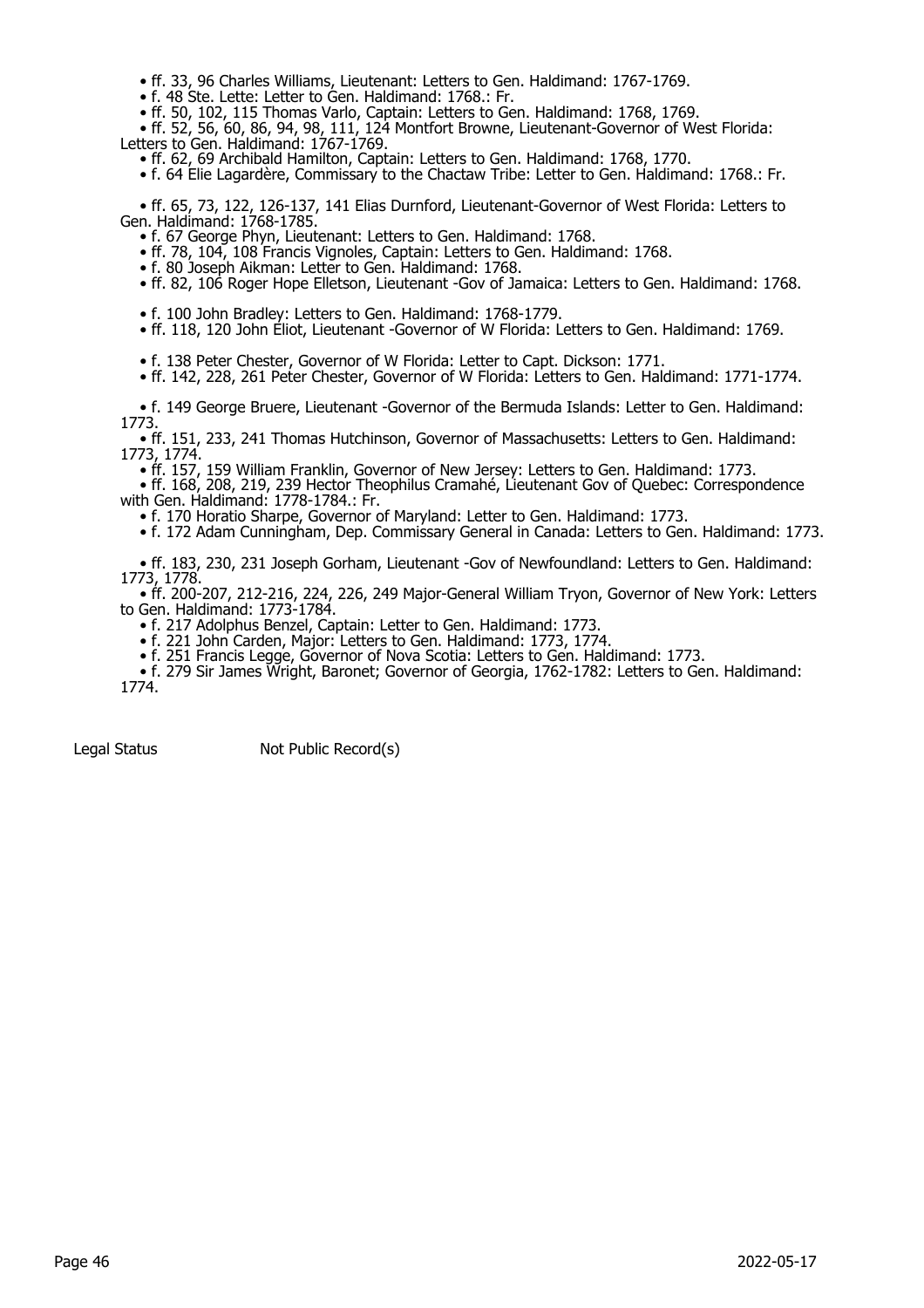- ff. 33, 96 Charles Williams, Lieutenant: Letters to Gen. Haldimand: 1767-1769.
- f. 48 Ste. Lette: Letter to Gen. Haldimand: 1768.: Fr.
- ff. 50, 102, 115 Thomas Varlo, Captain: Letters to Gen. Haldimand: 1768, 1769.
- ff. 52, 56, 60, 86, 94, 98, 111, 124 Montfort Browne, Lieutenant-Governor of West Florida: Letters to Gen. Haldimand: 1767-1769.
- ff. 62, 69 Archibald Hamilton, Captain: Letters to Gen. Haldimand: 1768, 1770.
- f. 64 Elie Lagardère, Commissary to the Chactaw Tribe: Letter to Gen. Haldimand: 1768.: Fr.
- ff. 65, 73, 122, 126-137, 141 Elias Durnford, Lieutenant-Governor of West Florida: Letters to Gen. Haldimand: 1768-1785.
- f. 67 George Phyn, Lieutenant: Letters to Gen. Haldimand: 1768.
- ff. 78, 104, 108 Francis Vignoles, Captain: Letters to Gen. Haldimand: 1768.
- f. 80 Joseph Aikman: Letter to Gen. Haldimand: 1768.
- ff. 82, 106 Roger Hope Elletson, Lieutenant -Gov of Jamaica: Letters to Gen. Haldimand: 1768.
- f. 100 John Bradley: Letters to Gen. Haldimand: 1768-1779.
- ff. 118, 120 John Eliot, Lieutenant -Governor of W Florida: Letters to Gen. Haldimand: 1769.
- f. 138 Peter Chester, Governor of W Florida: Letter to Capt. Dickson: 1771.
- ff. 142, 228, 261 Peter Chester, Governor of W Florida: Letters to Gen. Haldimand: 1771-1774.
- f. 149 George Bruere, Lieutenant -Governor of the Bermuda Islands: Letter to Gen. Haldimand: 1773.
- ff. 151, 233, 241 Thomas Hutchinson, Governor of Massachusetts: Letters to Gen. Haldimand: 1773, 1774.
- ff. 157, 159 William Franklin, Governor of New Jersey: Letters to Gen. Haldimand: 1773.
- ff. 168, 208, 219, 239 Hector Theophilus Cramahé, Lieutenant Gov of Quebec: Correspondence with Gen. Haldimand: 1778-1784.: Fr.
- f. 170 Horatio Sharpe, Governor of Maryland: Letter to Gen. Haldimand: 1773.
- f. 172 Adam Cunningham, Dep. Commissary General in Canada: Letters to Gen. Haldimand: 1773.
- ff. 183, 230, 231 Joseph Gorham, Lieutenant -Gov of Newfoundland: Letters to Gen. Haldimand: 1773, 1778.
- ff. 200-207, 212-216, 224, 226, 249 Major-General William Tryon, Governor of New York: Letters to Gen. Haldimand: 1773-1784.
- f. 217 Adolphus Benzel, Captain: Letter to Gen. Haldimand: 1773.
- f. 221 John Carden, Major: Letters to Gen. Haldimand: 1773, 1774.
- f. 251 Francis Legge, Governor of Nova Scotia: Letters to Gen. Haldimand: 1773.
- f. 279 Sir James Wright, Baronet; Governor of Georgia, 1762-1782: Letters to Gen. Haldimand: 1774.

Legal Status Not Public Record(s)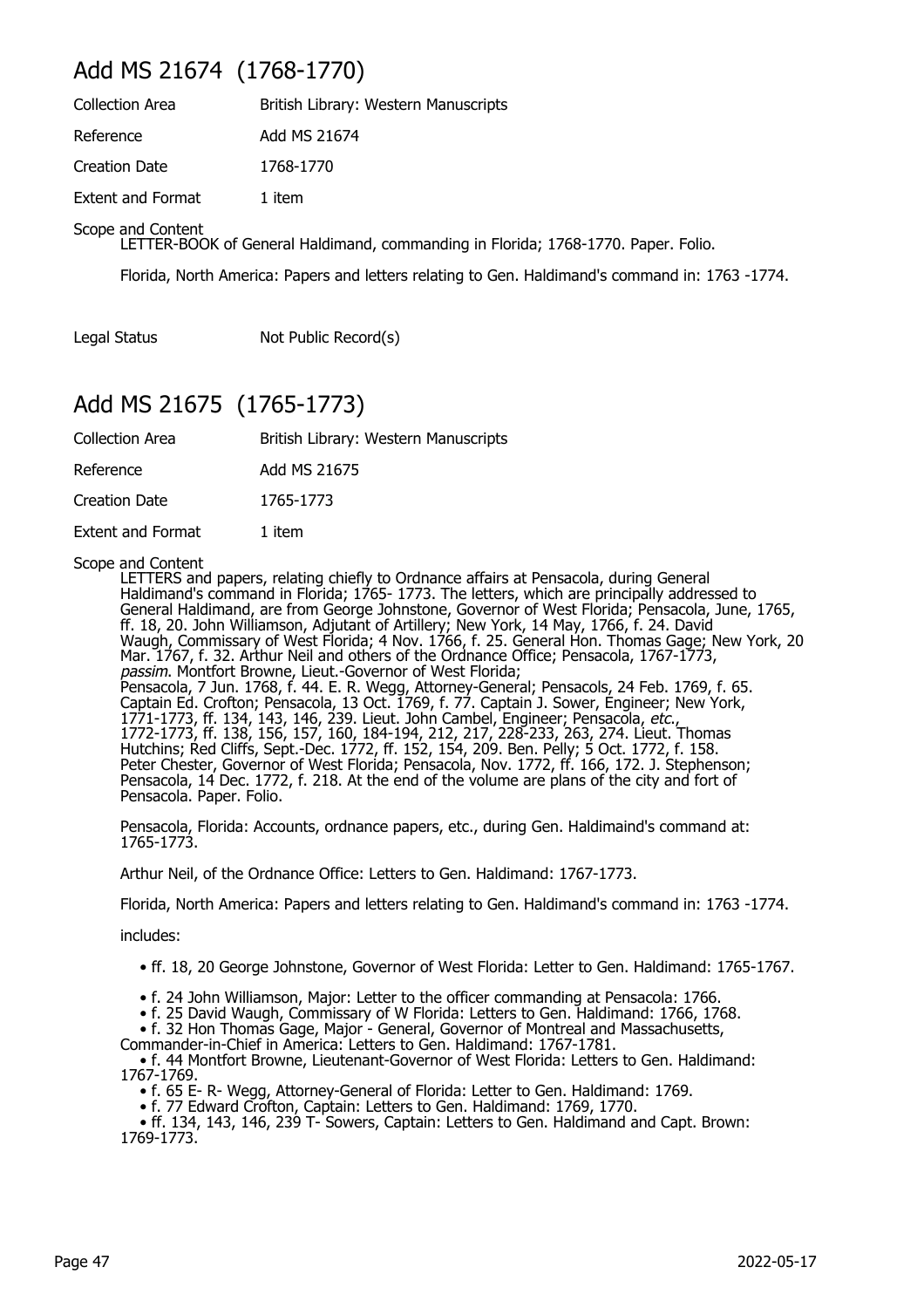## Add MS 21674 (1768-1770)

| | |
|---|---|
| Collection Area | British Library: Western Manuscripts |
| Reference | Add MS 21674 |
| Creation Date | 1768-1770 |
| Extent and Format | 1 item |

Scope and Content

LETTER-BOOK of General Haldimand, commanding in Florida; 1768-1770. Paper. Folio.

Florida, North America: Papers and letters relating to Gen. Haldimand's command in: 1763 -1774.

Legal Status: Not Public Record(s)

## Add MS 21675 (1765-1773)

| | |
|---|---|
| Collection Area | British Library: Western Manuscripts |
| Reference | Add MS 21675 |
| Creation Date | 1765-1773 |
| Extent and Format | 1 item |

Scope and Content

LETTERS and papers, relating chiefly to Ordnance affairs at Pensacola, during General Haldimand's command in Florida; 1765- 1773. The letters, which are principally addressed to General Haldimand, are from George Johnstone, Governor of West Florida; Pensacola, June, 1765, ff. 18, 20. John Williamson, Adjutant of Artillery; New York, 14 May, 1766, f. 24. David Waugh, Commissary of West Florida; 4 Nov. 1766, f. 25. General Hon. Thomas Gage; New York, 20 Mar. 1767, f. 32. Arthur Neil and others of the Ordnance Office; Pensacola, 1767-1773, *passim*. Montfort Browne, Lieut.-Governor of West Florida; Pensacola, 7 Jun. 1768, f. 44. E. R. Wegg, Attorney-General; Pensacols, 24 Feb. 1769, f. 65. Captain Ed. Crofton; Pensacola, 13 Oct. 1769, f. 77. Captain J. Sower, Engineer; New York, 1771-1773, ff. 134, 143, 146, 239. Lieut. John Cambel, Engineer; Pensacola, *etc.*, 1772-1773, ff. 138, 156, 157, 160, 184-194, 212, 217, 228-233, 263, 274. Lieut. Thomas Hutchins; Red Cliffs, Sept.-Dec. 1772, ff. 152, 154, 209. Ben. Pelly; 5 Oct. 1772, f. 158. Peter Chester, Governor of West Florida; Pensacola, Nov. 1772, ff. 166, 172. J. Stephenson; Pensacola, 14 Dec. 1772, f. 218. At the end of the volume are plans of the city and fort of Pensacola. Paper. Folio.

Pensacola, Florida: Accounts, ordnance papers, etc., during Gen. Haldimaind's command at: 1765-1773.

Arthur Neil, of the Ordnance Office: Letters to Gen. Haldimand: 1767-1773.

Florida, North America: Papers and letters relating to Gen. Haldimand's command in: 1763 -1774.

includes:

- ff. 18, 20 George Johnstone, Governor of West Florida: Letter to Gen. Haldimand: 1765-1767.
- f. 24 John Williamson, Major: Letter to the officer commanding at Pensacola: 1766.
- f. 25 David Waugh, Commissary of W Florida: Letters to Gen. Haldimand: 1766, 1768.
- f. 32 Hon Thomas Gage, Major - General, Governor of Montreal and Massachusetts, Commander-in-Chief in America: Letters to Gen. Haldimand: 1767-1781.
- f. 44 Montfort Browne, Lieutenant-Governor of West Florida: Letters to Gen. Haldimand: 1767-1769.
- f. 65 E- R- Wegg, Attorney-General of Florida: Letter to Gen. Haldimand: 1769.
- f. 77 Edward Crofton, Captain: Letters to Gen. Haldimand: 1769, 1770.
- ff. 134, 143, 146, 239 T- Sowers, Captain: Letters to Gen. Haldimand and Capt. Brown: 1769-1773.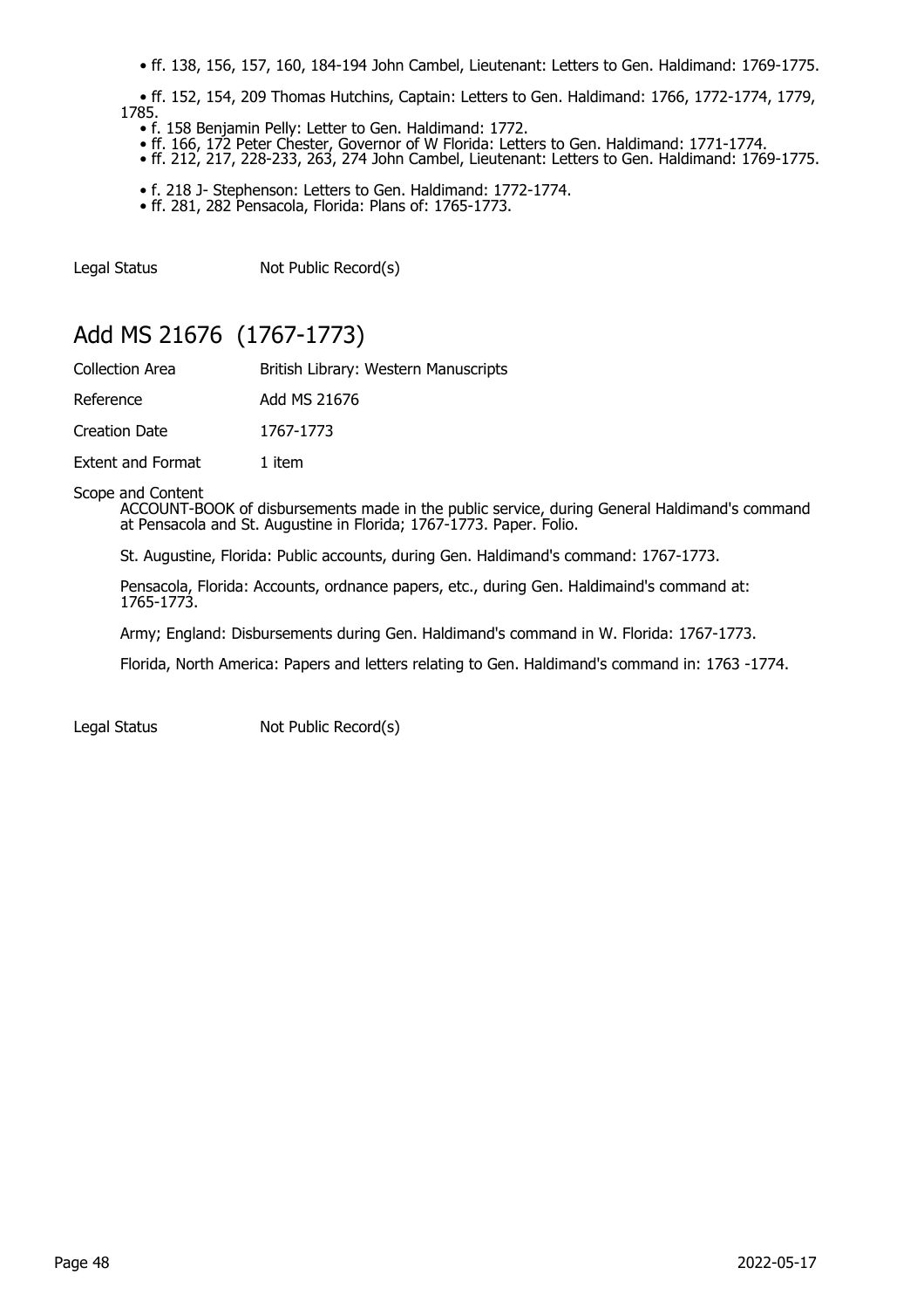- ff. 138, 156, 157, 160, 184-194 John Cambel, Lieutenant: Letters to Gen. Haldimand: 1769-1775.
- ff. 152, 154, 209 Thomas Hutchins, Captain: Letters to Gen. Haldimand: 1766, 1772-1774, 1779, 1785.
- f. 158 Benjamin Pelly: Letter to Gen. Haldimand: 1772.
- ff. 166, 172 Peter Chester, Governor of W Florida: Letters to Gen. Haldimand: 1771-1774.
- ff. 212, 217, 228-233, 263, 274 John Cambel, Lieutenant: Letters to Gen. Haldimand: 1769-1775.
- f. 218 J- Stephenson: Letters to Gen. Haldimand: 1772-1774.
- ff. 281, 282 Pensacola, Florida: Plans of: 1765-1773.

Legal Status Not Public Record(s)

## Add MS 21676 (1767-1773)

Collection Area British Library: Western Manuscripts

Reference Add MS 21676

Creation Date 1767-1773

Extent and Format 1 item

Scope and Content

ACCOUNT-BOOK of disbursements made in the public service, during General Haldimand's command at Pensacola and St. Augustine in Florida; 1767-1773. Paper. Folio.

St. Augustine, Florida: Public accounts, during Gen. Haldimand's command: 1767-1773.

Pensacola, Florida: Accounts, ordnance papers, etc., during Gen. Haldimaind's command at: 1765-1773.

Army; England: Disbursements during Gen. Haldimand's command in W. Florida: 1767-1773.

Florida, North America: Papers and letters relating to Gen. Haldimand's command in: 1763 -1774.

Legal Status Not Public Record(s)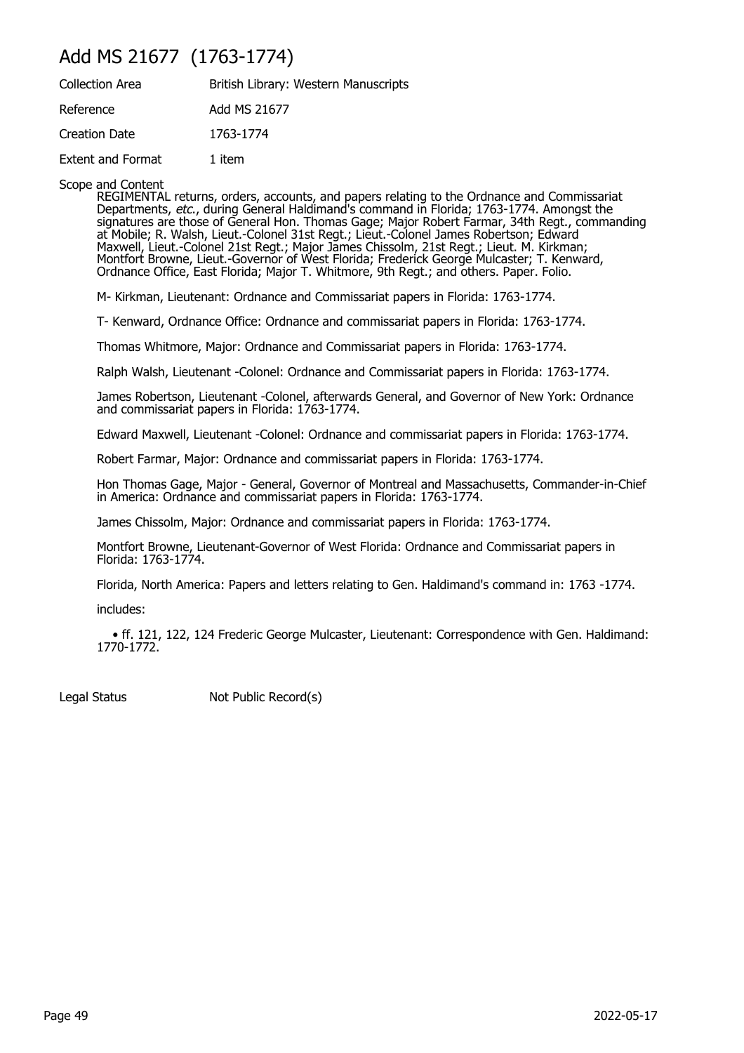# Add MS 21677 (1763-1774)

| | |
|---|---|
| Collection Area | British Library: Western Manuscripts |
| Reference | Add MS 21677 |
| Creation Date | 1763-1774 |
| Extent and Format | 1 item |

Scope and Content

REGIMENTAL returns, orders, accounts, and papers relating to the Ordnance and Commissariat Departments, *etc.*, during General Haldimand's command in Florida; 1763-1774. Amongst the signatures are those of General Hon. Thomas Gage; Major Robert Farmar, 34th Regt., commanding at Mobile; R. Walsh, Lieut.-Colonel 31st Regt.; Lieut.-Colonel James Robertson; Edward Maxwell, Lieut.-Colonel 21st Regt.; Major James Chissolm, 21st Regt.; Lieut. M. Kirkman; Montfort Browne, Lieut.-Governor of West Florida; Frederick George Mulcaster; T. Kenward, Ordnance Office, East Florida; Major T. Whitmore, 9th Regt.; and others. Paper. Folio.

M- Kirkman, Lieutenant: Ordnance and Commissariat papers in Florida: 1763-1774.

T- Kenward, Ordnance Office: Ordnance and commissariat papers in Florida: 1763-1774.

Thomas Whitmore, Major: Ordnance and Commissariat papers in Florida: 1763-1774.

Ralph Walsh, Lieutenant -Colonel: Ordnance and Commissariat papers in Florida: 1763-1774.

James Robertson, Lieutenant -Colonel, afterwards General, and Governor of New York: Ordnance and commissariat papers in Florida: 1763-1774.

Edward Maxwell, Lieutenant -Colonel: Ordnance and commissariat papers in Florida: 1763-1774.

Robert Farmar, Major: Ordnance and commissariat papers in Florida: 1763-1774.

Hon Thomas Gage, Major - General, Governor of Montreal and Massachusetts, Commander-in-Chief in America: Ordnance and commissariat papers in Florida: 1763-1774.

James Chissolm, Major: Ordnance and commissariat papers in Florida: 1763-1774.

Montfort Browne, Lieutenant-Governor of West Florida: Ordnance and Commissariat papers in Florida: 1763-1774.

Florida, North America: Papers and letters relating to Gen. Haldimand's command in: 1763 -1774.

includes:

- ff. 121, 122, 124 Frederic George Mulcaster, Lieutenant: Correspondence with Gen. Haldimand: 1770-1772.

Legal Status: Not Public Record(s)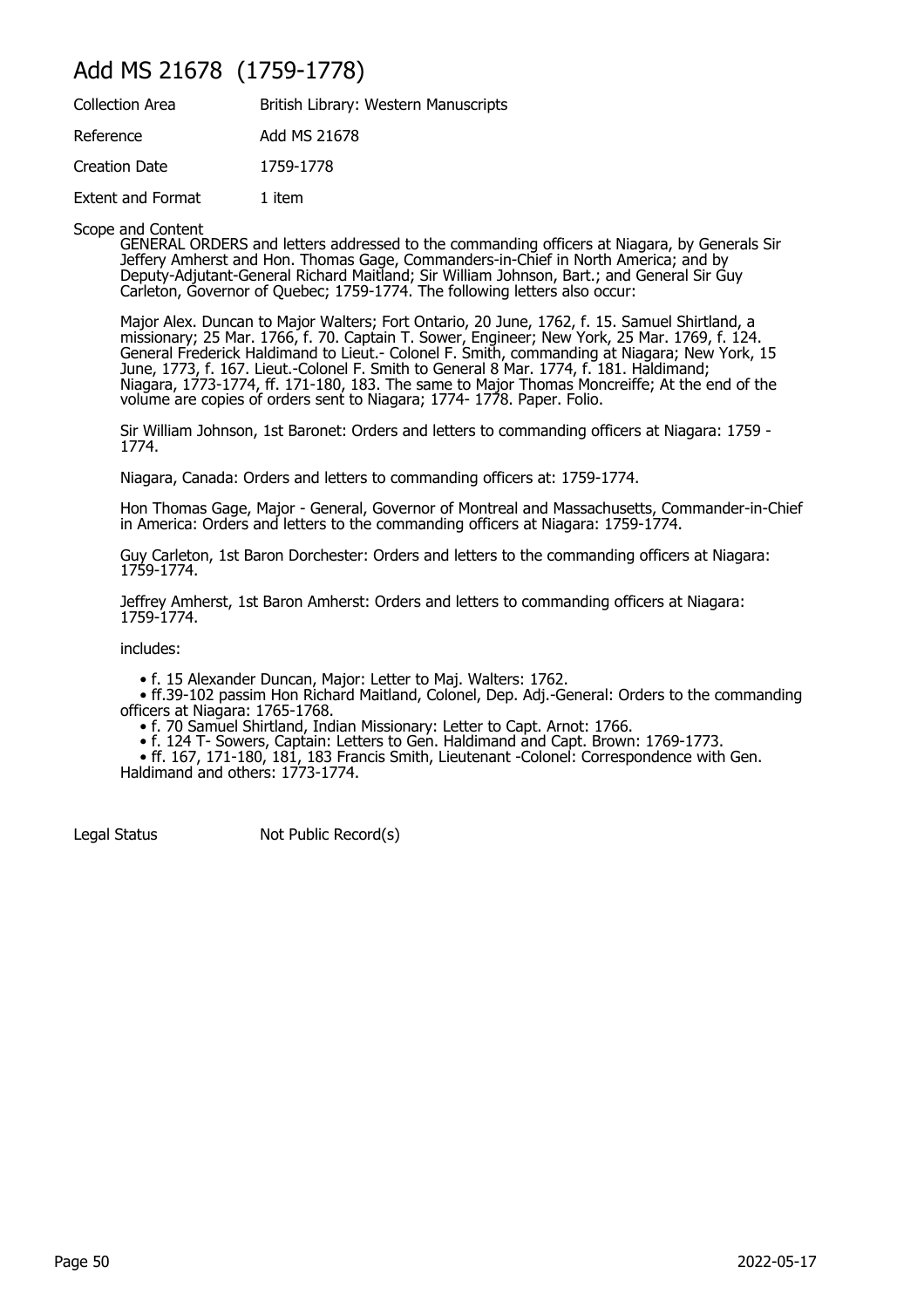# Add MS 21678  (1759-1778)

| | |
|---|---|
| Collection Area | British Library: Western Manuscripts |
| Reference | Add MS 21678 |
| Creation Date | 1759-1778 |
| Extent and Format | 1 item |

Scope and Content

GENERAL ORDERS and letters addressed to the commanding officers at Niagara, by Generals Sir Jeffery Amherst and Hon. Thomas Gage, Commanders-in-Chief in North America; and by Deputy-Adjutant-General Richard Maitland; Sir William Johnson, Bart.; and General Sir Guy Carleton, Governor of Quebec; 1759-1774. The following letters also occur:

Major Alex. Duncan to Major Walters; Fort Ontario, 20 June, 1762, f. 15. Samuel Shirtland, a missionary; 25 Mar. 1766, f. 70. Captain T. Sower, Engineer; New York, 25 Mar. 1769, f. 124. General Frederick Haldimand to Lieut.- Colonel F. Smith, commanding at Niagara; New York, 15 June, 1773, f. 167. Lieut.-Colonel F. Smith to General 8 Mar. 1774, f. 181. Haldimand; Niagara, 1773-1774, ff. 171-180, 183. The same to Major Thomas Moncreiffe; At the end of the volume are copies of orders sent to Niagara; 1774- 1778. Paper. Folio.

Sir William Johnson, 1st Baronet: Orders and letters to commanding officers at Niagara: 1759 - 1774.

Niagara, Canada: Orders and letters to commanding officers at: 1759-1774.

Hon Thomas Gage, Major - General, Governor of Montreal and Massachusetts, Commander-in-Chief in America: Orders and letters to the commanding officers at Niagara: 1759-1774.

Guy Carleton, 1st Baron Dorchester: Orders and letters to the commanding officers at Niagara: 1759-1774.

Jeffrey Amherst, 1st Baron Amherst: Orders and letters to commanding officers at Niagara: 1759-1774.

includes:

- f. 15 Alexander Duncan, Major: Letter to Maj. Walters: 1762.
- ff.39-102 passim Hon Richard Maitland, Colonel, Dep. Adj.-General: Orders to the commanding officers at Niagara: 1765-1768.
- f. 70 Samuel Shirtland, Indian Missionary: Letter to Capt. Arnot: 1766.
- f. 124 T- Sowers, Captain: Letters to Gen. Haldimand and Capt. Brown: 1769-1773.
- ff. 167, 171-180, 181, 183 Francis Smith, Lieutenant -Colonel: Correspondence with Gen. Haldimand and others: 1773-1774.

| | |
|---|---|
| Legal Status | Not Public Record(s) |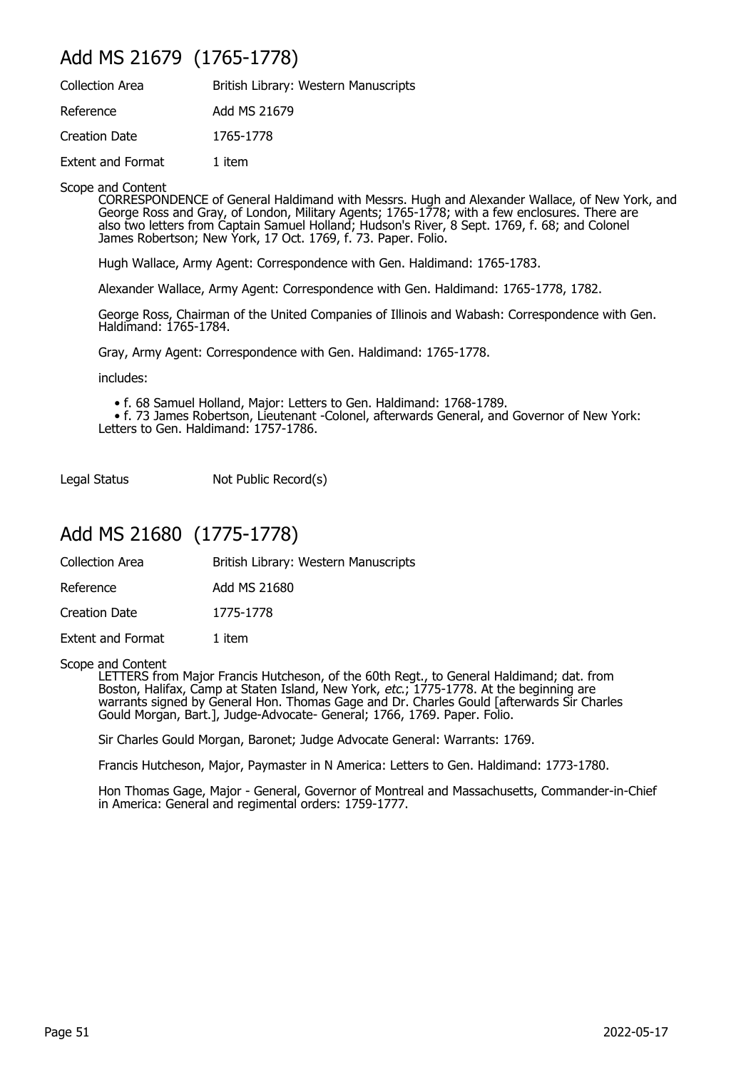## Add MS 21679 (1765-1778)

| | |
|---|---|
| Collection Area | British Library: Western Manuscripts |
| Reference | Add MS 21679 |
| Creation Date | 1765-1778 |
| Extent and Format | 1 item |

Scope and Content

CORRESPONDENCE of General Haldimand with Messrs. Hugh and Alexander Wallace, of New York, and George Ross and Gray, of London, Military Agents; 1765-1778; with a few enclosures. There are also two letters from Captain Samuel Holland; Hudson's River, 8 Sept. 1769, f. 68; and Colonel James Robertson; New York, 17 Oct. 1769, f. 73. Paper. Folio.

Hugh Wallace, Army Agent: Correspondence with Gen. Haldimand: 1765-1783.

Alexander Wallace, Army Agent: Correspondence with Gen. Haldimand: 1765-1778, 1782.

George Ross, Chairman of the United Companies of Illinois and Wabash: Correspondence with Gen. Haldimand: 1765-1784.

Gray, Army Agent: Correspondence with Gen. Haldimand: 1765-1778.

includes:

- f. 68 Samuel Holland, Major: Letters to Gen. Haldimand: 1768-1789.
- f. 73 James Robertson, Lieutenant -Colonel, afterwards General, and Governor of New York: Letters to Gen. Haldimand: 1757-1786.

| | |
|---|---|
| Legal Status | Not Public Record(s) |

## Add MS 21680 (1775-1778)

| | |
|---|---|
| Collection Area | British Library: Western Manuscripts |
| Reference | Add MS 21680 |
| Creation Date | 1775-1778 |
| Extent and Format | 1 item |

Scope and Content

LETTERS from Major Francis Hutcheson, of the 60th Regt., to General Haldimand; dat. from Boston, Halifax, Camp at Staten Island, New York, *etc.*; 1775-1778. At the beginning are warrants signed by General Hon. Thomas Gage and Dr. Charles Gould [afterwards Sir Charles Gould Morgan, Bart.], Judge-Advocate- General; 1766, 1769. Paper. Folio.

Sir Charles Gould Morgan, Baronet; Judge Advocate General: Warrants: 1769.

Francis Hutcheson, Major, Paymaster in N America: Letters to Gen. Haldimand: 1773-1780.

Hon Thomas Gage, Major - General, Governor of Montreal and Massachusetts, Commander-in-Chief in America: General and regimental orders: 1759-1777.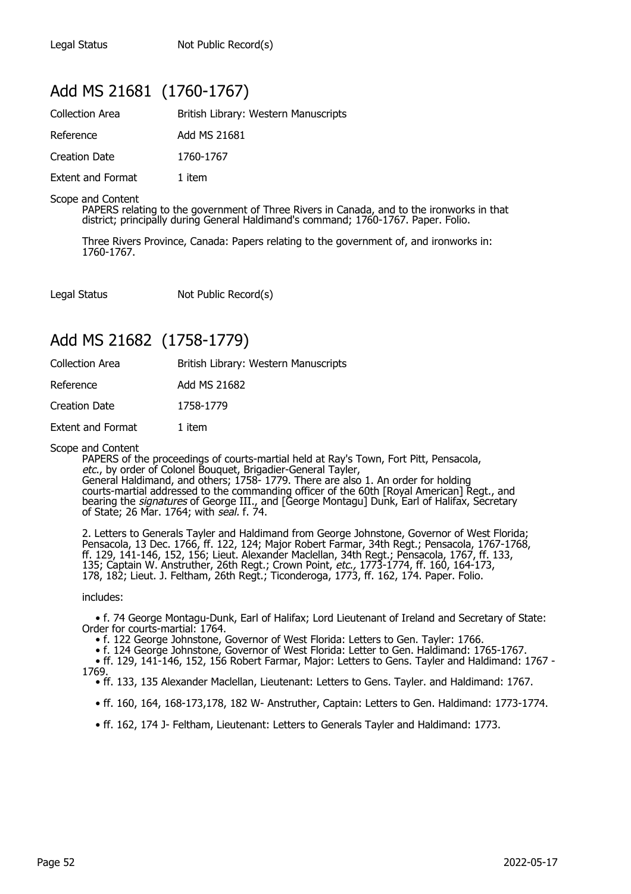Legal Status Not Public Record(s)

## Add MS 21681 (1760-1767)

| | |
|---|---|
| Collection Area | British Library: Western Manuscripts |
| Reference | Add MS 21681 |
| Creation Date | 1760-1767 |
| Extent and Format | 1 item |

Scope and Content

PAPERS relating to the government of Three Rivers in Canada, and to the ironworks in that district; principally during General Haldimand's command; 1760-1767. Paper. Folio.

Three Rivers Province, Canada: Papers relating to the government of, and ironworks in: 1760-1767.

Legal Status Not Public Record(s)

## Add MS 21682 (1758-1779)

| | |
|---|---|
| Collection Area | British Library: Western Manuscripts |
| Reference | Add MS 21682 |
| Creation Date | 1758-1779 |
| Extent and Format | 1 item |

Scope and Content

PAPERS of the proceedings of courts-martial held at Ray's Town, Fort Pitt, Pensacola, *etc.*, by order of Colonel Bouquet, Brigadier-General Tayler, General Haldimand, and others; 1758- 1779. There are also 1. An order for holding courts-martial addressed to the commanding officer of the 60th [Royal American] Regt., and bearing the *signatures* of George III., and [George Montagu] Dunk, Earl of Halifax, Secretary of State; 26 Mar. 1764; with *seal.* f. 74.

2. Letters to Generals Tayler and Haldimand from George Johnstone, Governor of West Florida; Pensacola, 13 Dec. 1766, ff. 122, 124; Major Robert Farmar, 34th Regt.; Pensacola, 1767-1768, ff. 129, 141-146, 152, 156; Lieut. Alexander Maclellan, 34th Regt.; Pensacola, 1767, ff. 133, 135; Captain W. Anstruther, 26th Regt.; Crown Point, *etc.*, 1773-1774, ff. 160, 164-173, 178, 182; Lieut. J. Feltham, 26th Regt.; Ticonderoga, 1773, ff. 162, 174. Paper. Folio.

includes:

- f. 74 George Montagu-Dunk, Earl of Halifax; Lord Lieutenant of Ireland and Secretary of State: Order for courts-martial: 1764.
- f. 122 George Johnstone, Governor of West Florida: Letters to Gen. Tayler: 1766.
- f. 124 George Johnstone, Governor of West Florida: Letter to Gen. Haldimand: 1765-1767.
- ff. 129, 141-146, 152, 156 Robert Farmar, Major: Letters to Gens. Tayler and Haldimand: 1767 - 1769.
- ff. 133, 135 Alexander Maclellan, Lieutenant: Letters to Gens. Tayler. and Haldimand: 1767.
- ff. 160, 164, 168-173,178, 182 W- Anstruther, Captain: Letters to Gen. Haldimand: 1773-1774.
- ff. 162, 174 J- Feltham, Lieutenant: Letters to Generals Tayler and Haldimand: 1773.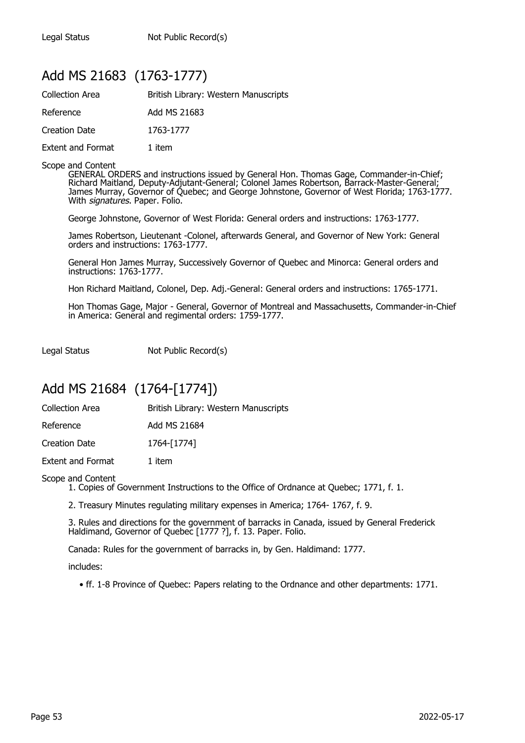Legal Status Not Public Record(s)

## Add MS 21683 (1763-1777)

Collection Area British Library: Western Manuscripts

Reference Add MS 21683

Creation Date 1763-1777

Extent and Format 1 item

Scope and Content

GENERAL ORDERS and instructions issued by General Hon. Thomas Gage, Commander-in-Chief; Richard Maitland, Deputy-Adjutant-General; Colonel James Robertson, Barrack-Master-General; James Murray, Governor of Quebec; and George Johnstone, Governor of West Florida; 1763-1777. With *signatures*. Paper. Folio.

George Johnstone, Governor of West Florida: General orders and instructions: 1763-1777.

James Robertson, Lieutenant -Colonel, afterwards General, and Governor of New York: General orders and instructions: 1763-1777.

General Hon James Murray, Successively Governor of Quebec and Minorca: General orders and instructions: 1763-1777.

Hon Richard Maitland, Colonel, Dep. Adj.-General: General orders and instructions: 1765-1771.

Hon Thomas Gage, Major - General, Governor of Montreal and Massachusetts, Commander-in-Chief in America: General and regimental orders: 1759-1777.

Legal Status Not Public Record(s)

## Add MS 21684 (1764-[1774])

Collection Area British Library: Western Manuscripts

Reference Add MS 21684

Creation Date 1764-[1774]

Extent and Format 1 item

Scope and Content

1. Copies of Government Instructions to the Office of Ordnance at Quebec; 1771, f. 1.

2. Treasury Minutes regulating military expenses in America; 1764- 1767, f. 9.

3. Rules and directions for the government of barracks in Canada, issued by General Frederick Haldimand, Governor of Quebec [1777 ?], f. 13. Paper. Folio.

Canada: Rules for the government of barracks in, by Gen. Haldimand: 1777.

includes:

- ff. 1-8 Province of Quebec: Papers relating to the Ordnance and other departments: 1771.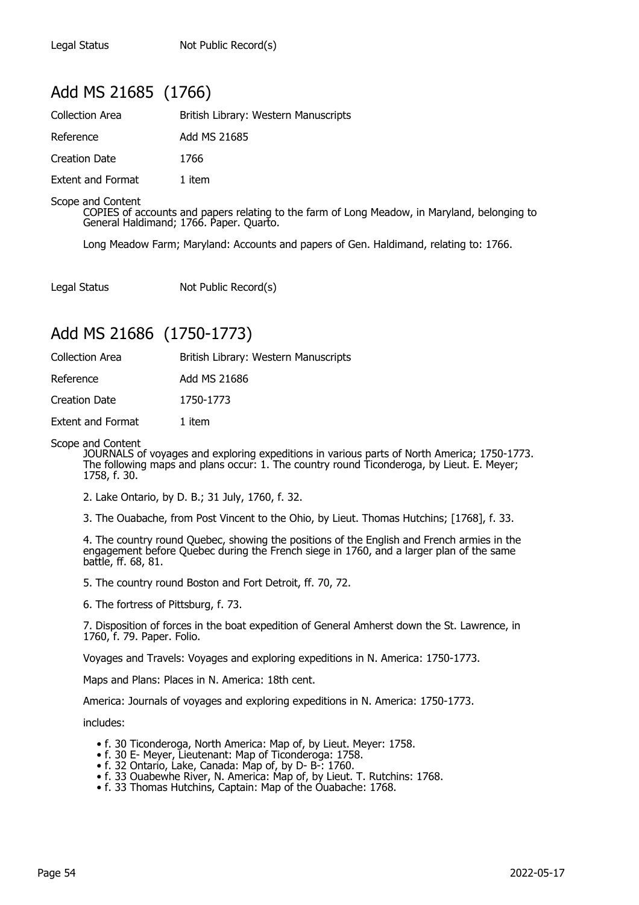Legal Status Not Public Record(s)

## Add MS 21685 (1766)

Collection Area British Library: Western Manuscripts

Reference Add MS 21685

Creation Date 1766

Extent and Format 1 item

Scope and Content
COPIES of accounts and papers relating to the farm of Long Meadow, in Maryland, belonging to General Haldimand; 1766. Paper. Quarto.

Long Meadow Farm; Maryland: Accounts and papers of Gen. Haldimand, relating to: 1766.

Legal Status Not Public Record(s)

## Add MS 21686 (1750-1773)

Collection Area British Library: Western Manuscripts

Reference Add MS 21686

Creation Date 1750-1773

Extent and Format 1 item

Scope and Content
JOURNALS of voyages and exploring expeditions in various parts of North America; 1750-1773. The following maps and plans occur: 1. The country round Ticonderoga, by Lieut. E. Meyer; 1758, f. 30.

2. Lake Ontario, by D. B.; 31 July, 1760, f. 32.

3. The Ouabache, from Post Vincent to the Ohio, by Lieut. Thomas Hutchins; [1768], f. 33.

4. The country round Quebec, showing the positions of the English and French armies in the engagement before Quebec during the French siege in 1760, and a larger plan of the same battle, ff. 68, 81.

5. The country round Boston and Fort Detroit, ff. 70, 72.

6. The fortress of Pittsburg, f. 73.

7. Disposition of forces in the boat expedition of General Amherst down the St. Lawrence, in 1760, f. 79. Paper. Folio.

Voyages and Travels: Voyages and exploring expeditions in N. America: 1750-1773.

Maps and Plans: Places in N. America: 18th cent.

America: Journals of voyages and exploring expeditions in N. America: 1750-1773.

includes:

- f. 30 Ticonderoga, North America: Map of, by Lieut. Meyer: 1758.
- f. 30 E- Meyer, Lieutenant: Map of Ticonderoga: 1758.
- f. 32 Ontario, Lake, Canada: Map of, by D- B-: 1760.
- f. 33 Ouabewhe River, N. America: Map of, by Lieut. T. Rutchins: 1768.
- f. 33 Thomas Hutchins, Captain: Map of the Ouabache: 1768.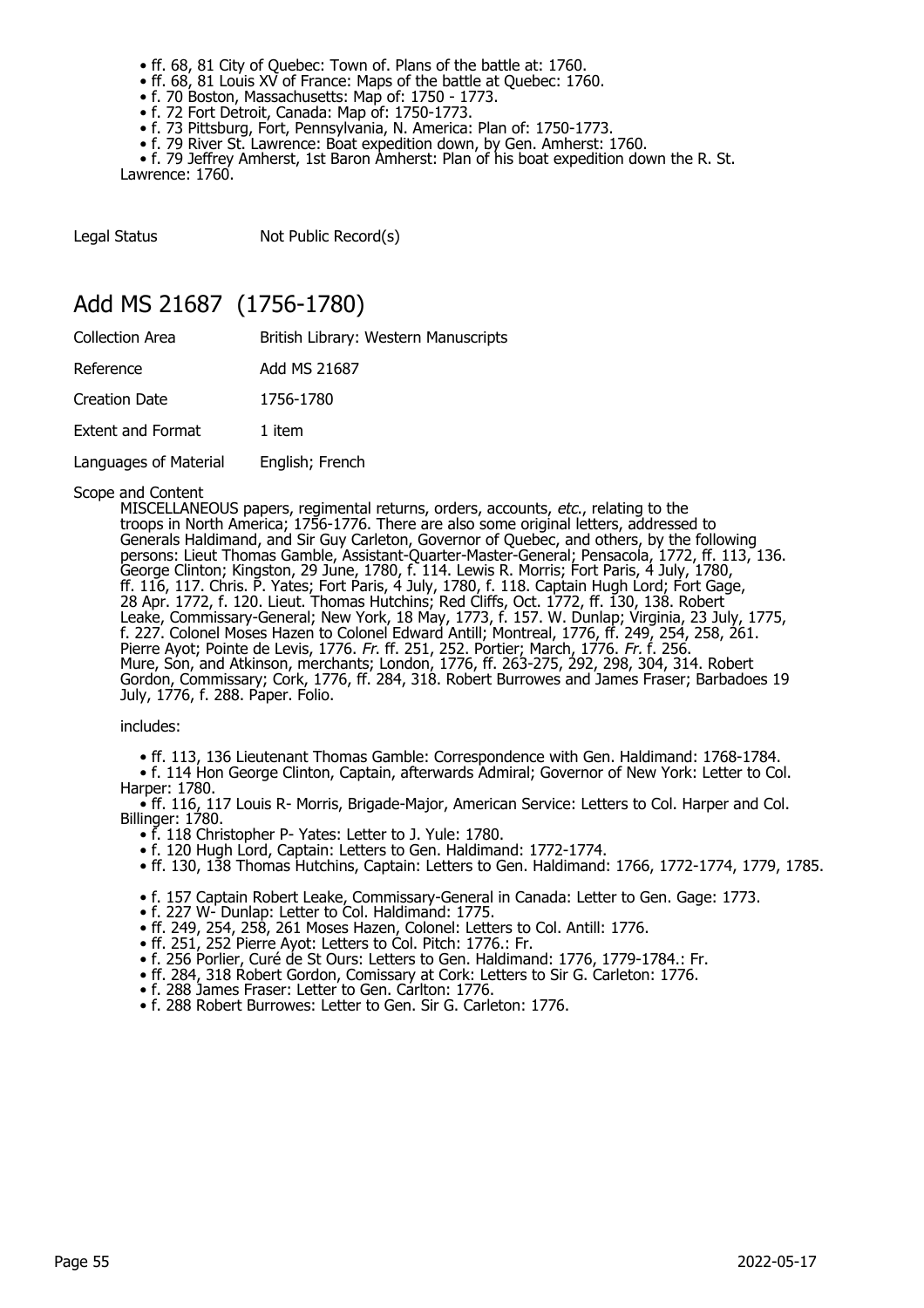- ff. 68, 81 City of Quebec: Town of. Plans of the battle at: 1760.
- ff. 68, 81 Louis XV of France: Maps of the battle at Quebec: 1760.
- f. 70 Boston, Massachusetts: Map of: 1750 - 1773.
- f. 72 Fort Detroit, Canada: Map of: 1750-1773.
- f. 73 Pittsburg, Fort, Pennsylvania, N. America: Plan of: 1750-1773.
- f. 79 River St. Lawrence: Boat expedition down, by Gen. Amherst: 1760.
- f. 79 Jeffrey Amherst, 1st Baron Amherst: Plan of his boat expedition down the R. St. Lawrence: 1760.

Legal Status Not Public Record(s)

## Add MS 21687 (1756-1780)

| | |
|---|---|
| Collection Area | British Library: Western Manuscripts |
| Reference | Add MS 21687 |
| Creation Date | 1756-1780 |
| Extent and Format | 1 item |
| Languages of Material | English; French |

Scope and Content

MISCELLANEOUS papers, regimental returns, orders, accounts, *etc.*, relating to the troops in North America; 1756-1776. There are also some original letters, addressed to Generals Haldimand, and Sir Guy Carleton, Governor of Quebec, and others, by the following persons: Lieut Thomas Gamble, Assistant-Quarter-Master-General; Pensacola, 1772, ff. 113, 136. George Clinton; Kingston, 29 June, 1780, f. 114. Lewis R. Morris; Fort Paris, 4 July, 1780, ff. 116, 117. Chris. P. Yates; Fort Paris, 4 July, 1780, f. 118. Captain Hugh Lord; Fort Gage, 28 Apr. 1772, f. 120. Lieut. Thomas Hutchins; Red Cliffs, Oct. 1772, ff. 130, 138. Robert Leake, Commissary-General; New York, 18 May, 1773, f. 157. W. Dunlap; Virginia, 23 July, 1775, f. 227. Colonel Moses Hazen to Colonel Edward Antill; Montreal, 1776, ff. 249, 254, 258, 261. Pierre Ayot; Pointe de Levis, 1776. *Fr.* ff. 251, 252. Portier; March, 1776. *Fr.* f. 256. Mure, Son, and Atkinson, merchants; London, 1776, ff. 263-275, 292, 298, 304, 314. Robert Gordon, Commissary; Cork, 1776, ff. 284, 318. Robert Burrowes and James Fraser; Barbadoes 19 July, 1776, f. 288. Paper. Folio.

includes:

- ff. 113, 136 Lieutenant Thomas Gamble: Correspondence with Gen. Haldimand: 1768-1784.
- f. 114 Hon George Clinton, Captain, afterwards Admiral; Governor of New York: Letter to Col. Harper: 1780.
- ff. 116, 117 Louis R- Morris, Brigade-Major, American Service: Letters to Col. Harper and Col. Billinger: 1780.
- f. 118 Christopher P- Yates: Letter to J. Yule: 1780.
- f. 120 Hugh Lord, Captain: Letters to Gen. Haldimand: 1772-1774.
- ff. 130, 138 Thomas Hutchins, Captain: Letters to Gen. Haldimand: 1766, 1772-1774, 1779, 1785.
- f. 157 Captain Robert Leake, Commissary-General in Canada: Letter to Gen. Gage: 1773.
- f. 227 W- Dunlap: Letter to Col. Haldimand: 1775.
- ff. 249, 254, 258, 261 Moses Hazen, Colonel: Letters to Col. Antill: 1776.
- ff. 251, 252 Pierre Ayot: Letters to Col. Pitch: 1776.: Fr.
- f. 256 Porlier, Curé de St Ours: Letters to Gen. Haldimand: 1776, 1779-1784.: Fr.
- ff. 284, 318 Robert Gordon, Comissary at Cork: Letters to Sir G. Carleton: 1776.
- f. 288 James Fraser: Letter to Gen. Carlton: 1776.
- f. 288 Robert Burrowes: Letter to Gen. Sir G. Carleton: 1776.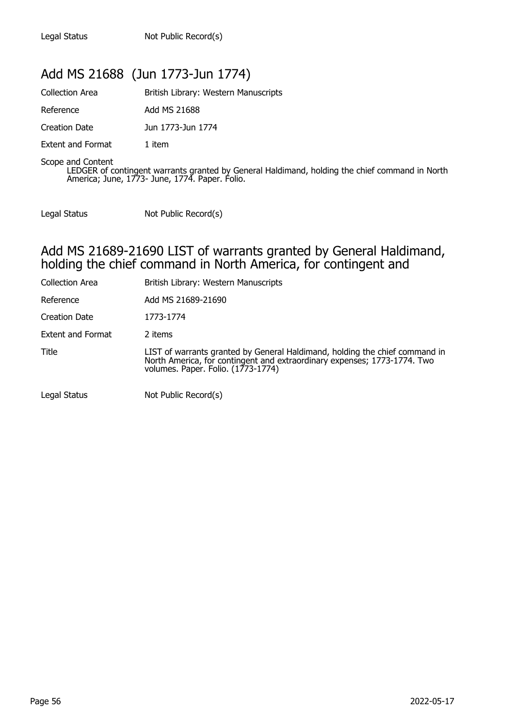| | |
|---|---|
| Legal Status | Not Public Record(s) |

## Add MS 21688 (Jun 1773-Jun 1774)

| | |
|---|---|
| Collection Area | British Library: Western Manuscripts |
| Reference | Add MS 21688 |
| Creation Date | Jun 1773-Jun 1774 |
| Extent and Format | 1 item |

Scope and Content

LEDGER of contingent warrants granted by General Haldimand, holding the chief command in North America; June, 1773- June, 1774. Paper. Folio.

| | |
|---|---|
| Legal Status | Not Public Record(s) |

## Add MS 21689-21690 LIST of warrants granted by General Haldimand, holding the chief command in North America, for contingent and

| | |
|---|---|
| Collection Area | British Library: Western Manuscripts |
| Reference | Add MS 21689-21690 |
| Creation Date | 1773-1774 |
| Extent and Format | 2 items |
| Title | LIST of warrants granted by General Haldimand, holding the chief command in North America, for contingent and extraordinary expenses; 1773-1774. Two volumes. Paper. Folio. (1773-1774) |
| Legal Status | Not Public Record(s) |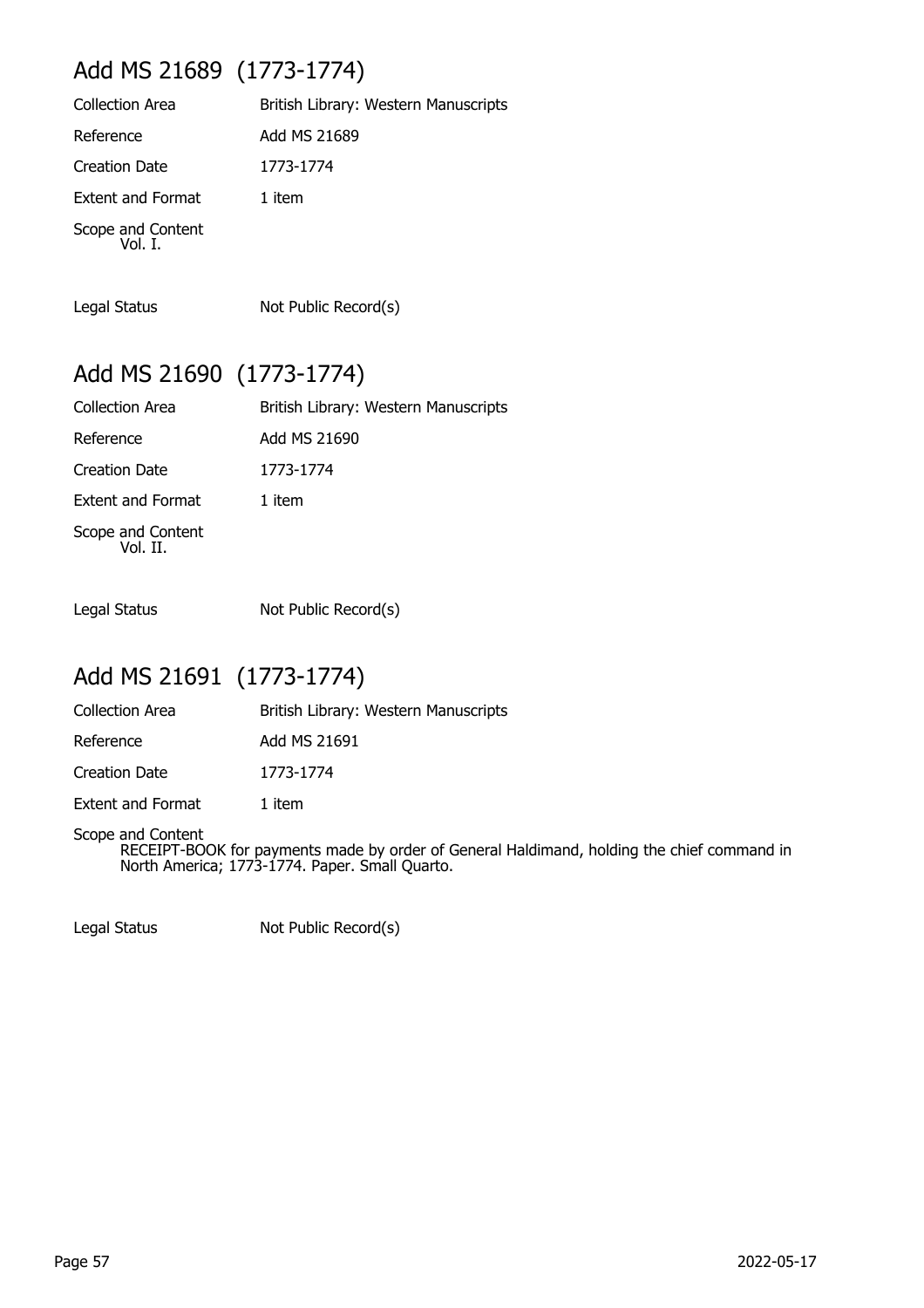## Add MS 21689 (1773-1774)

| | |
|---|---|
| Collection Area | British Library: Western Manuscripts |
| Reference | Add MS 21689 |
| Creation Date | 1773-1774 |
| Extent and Format | 1 item |

Scope and Content
Vol. I.

| | |
|---|---|
| Legal Status | Not Public Record(s) |

## Add MS 21690 (1773-1774)

| | |
|---|---|
| Collection Area | British Library: Western Manuscripts |
| Reference | Add MS 21690 |
| Creation Date | 1773-1774 |
| Extent and Format | 1 item |

Scope and Content
Vol. II.

| | |
|---|---|
| Legal Status | Not Public Record(s) |

## Add MS 21691 (1773-1774)

| | |
|---|---|
| Collection Area | British Library: Western Manuscripts |
| Reference | Add MS 21691 |
| Creation Date | 1773-1774 |
| Extent and Format | 1 item |

Scope and Content
RECEIPT-BOOK for payments made by order of General Haldimand, holding the chief command in North America; 1773-1774. Paper. Small Quarto.

| | |
|---|---|
| Legal Status | Not Public Record(s) |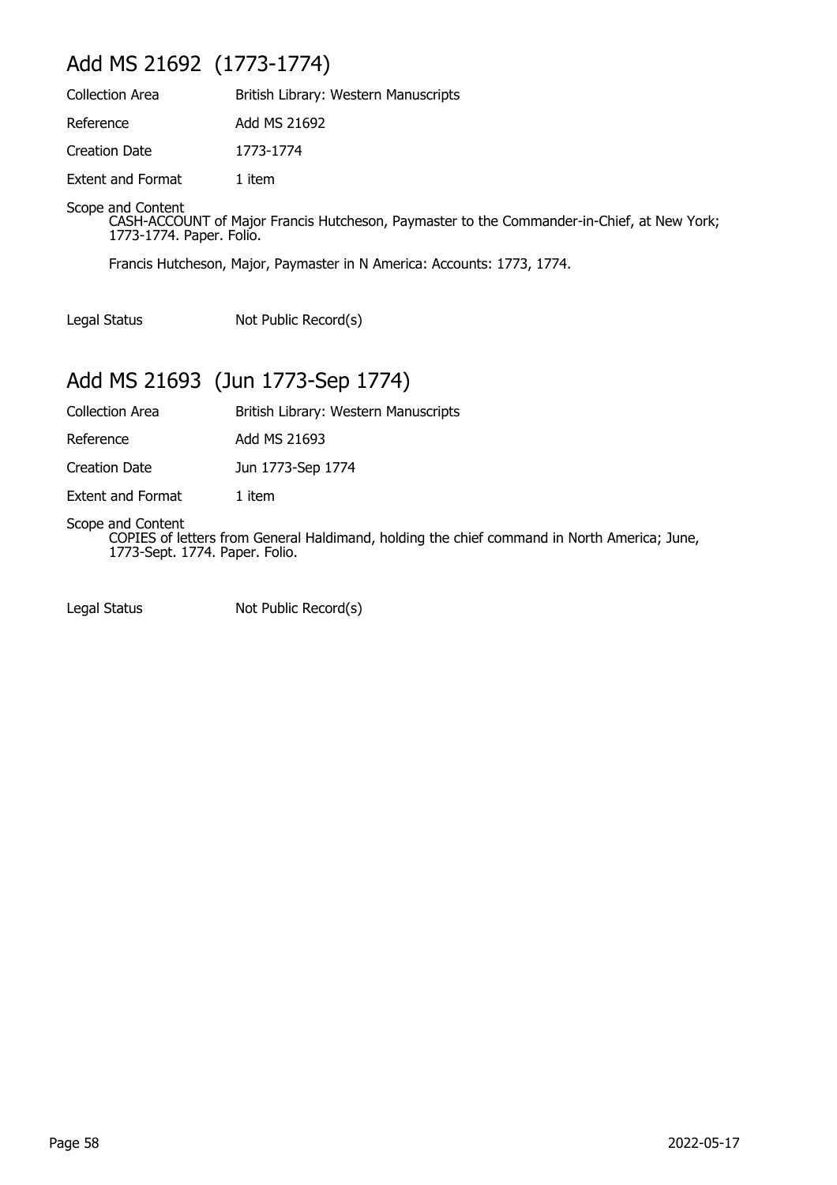## Add MS 21692 (1773-1774)

| | |
|---|---|
| Collection Area | British Library: Western Manuscripts |
| Reference | Add MS 21692 |
| Creation Date | 1773-1774 |
| Extent and Format | 1 item |

Scope and Content

CASH-ACCOUNT of Major Francis Hutcheson, Paymaster to the Commander-in-Chief, at New York; 1773-1774. Paper. Folio.

Francis Hutcheson, Major, Paymaster in N America: Accounts: 1773, 1774.

| | |
|---|---|
| Legal Status | Not Public Record(s) |

## Add MS 21693 (Jun 1773-Sep 1774)

| | |
|---|---|
| Collection Area | British Library: Western Manuscripts |
| Reference | Add MS 21693 |
| Creation Date | Jun 1773-Sep 1774 |
| Extent and Format | 1 item |

Scope and Content

COPIES of letters from General Haldimand, holding the chief command in North America; June, 1773-Sept. 1774. Paper. Folio.

| | |
|---|---|
| Legal Status | Not Public Record(s) |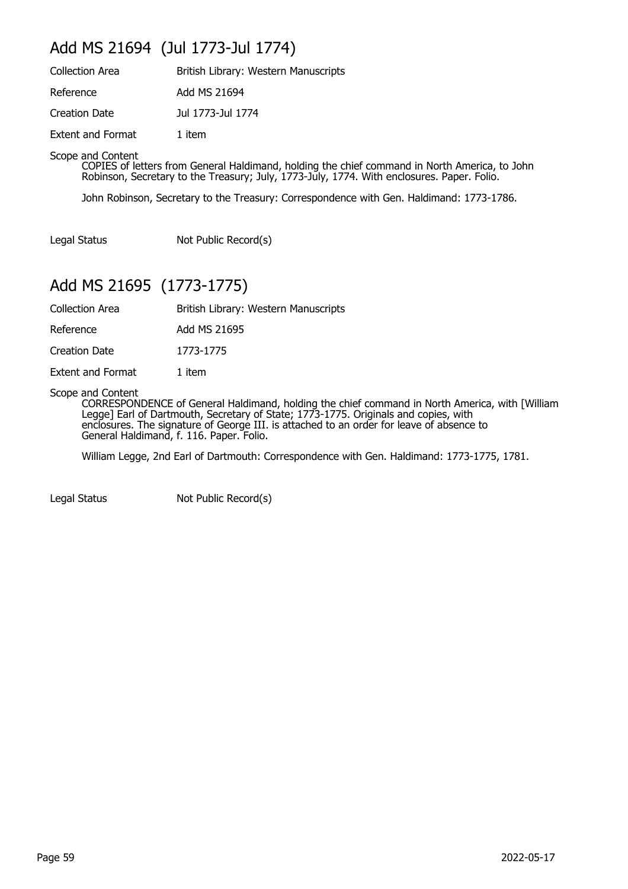## Add MS 21694 (Jul 1773-Jul 1774)

| | |
|---|---|
| Collection Area | British Library: Western Manuscripts |
| Reference | Add MS 21694 |
| Creation Date | Jul 1773-Jul 1774 |
| Extent and Format | 1 item |

Scope and Content

COPIES of letters from General Haldimand, holding the chief command in North America, to John Robinson, Secretary to the Treasury; July, 1773-July, 1774. With enclosures. Paper. Folio.

John Robinson, Secretary to the Treasury: Correspondence with Gen. Haldimand: 1773-1786.

| | |
|---|---|
| Legal Status | Not Public Record(s) |

## Add MS 21695 (1773-1775)

| | |
|---|---|
| Collection Area | British Library: Western Manuscripts |
| Reference | Add MS 21695 |
| Creation Date | 1773-1775 |
| Extent and Format | 1 item |

Scope and Content

CORRESPONDENCE of General Haldimand, holding the chief command in North America, with [William Legge] Earl of Dartmouth, Secretary of State; 1773-1775. Originals and copies, with enclosures. The signature of George III. is attached to an order for leave of absence to General Haldimand, f. 116. Paper. Folio.

William Legge, 2nd Earl of Dartmouth: Correspondence with Gen. Haldimand: 1773-1775, 1781.

| | |
|---|---|
| Legal Status | Not Public Record(s) |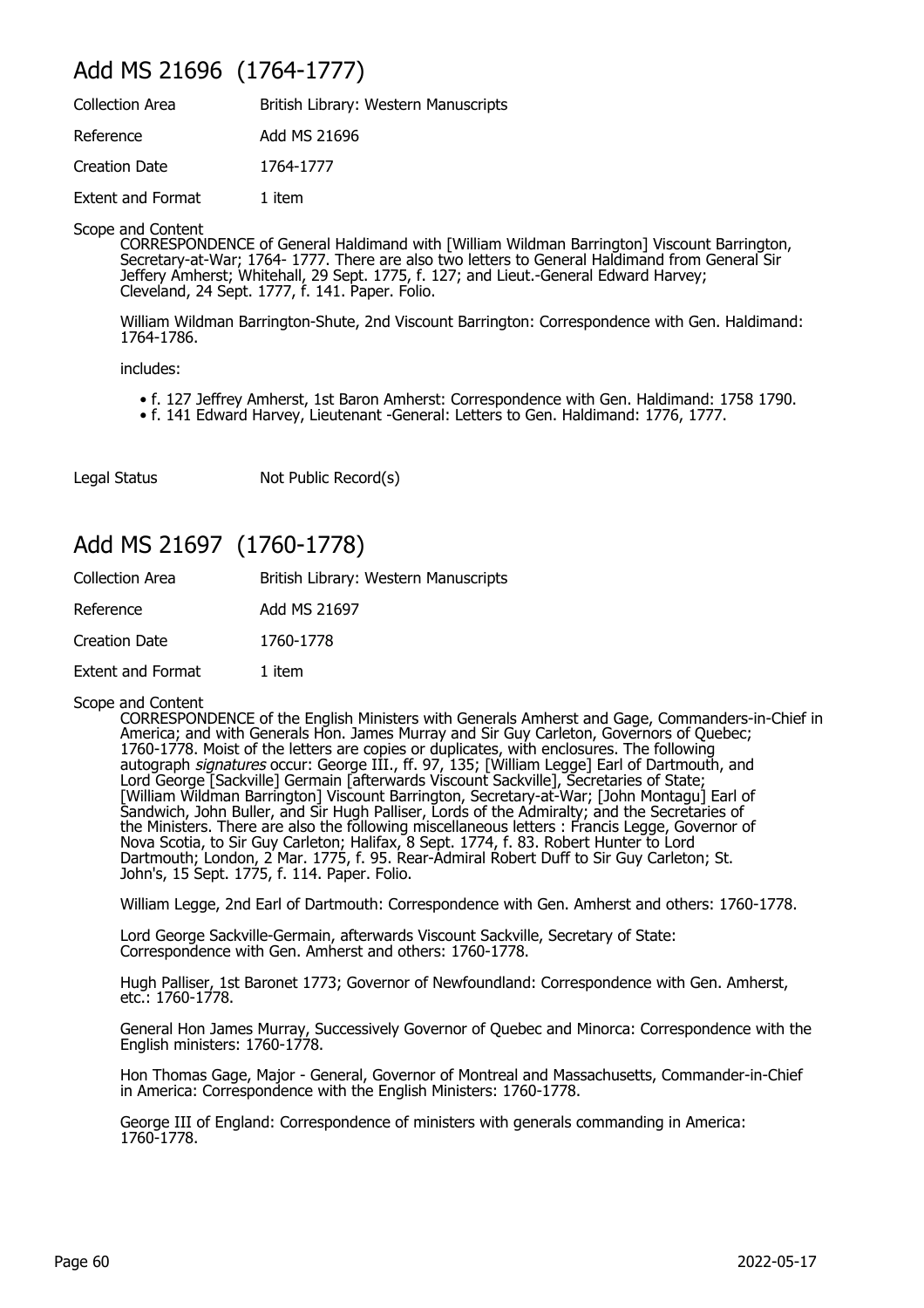## Add MS 21696 (1764-1777)

| | |
|---|---|
| Collection Area | British Library: Western Manuscripts |
| Reference | Add MS 21696 |
| Creation Date | 1764-1777 |
| Extent and Format | 1 item |

Scope and Content

CORRESPONDENCE of General Haldimand with [William Wildman Barrington] Viscount Barrington, Secretary-at-War; 1764- 1777. There are also two letters to General Haldimand from General Sir Jeffery Amherst; Whitehall, 29 Sept. 1775, f. 127; and Lieut.-General Edward Harvey; Cleveland, 24 Sept. 1777, f. 141. Paper. Folio.

William Wildman Barrington-Shute, 2nd Viscount Barrington: Correspondence with Gen. Haldimand: 1764-1786.

includes:

- f. 127 Jeffrey Amherst, 1st Baron Amherst: Correspondence with Gen. Haldimand: 1758 1790.
- f. 141 Edward Harvey, Lieutenant -General: Letters to Gen. Haldimand: 1776, 1777.

Legal Status Not Public Record(s)

## Add MS 21697 (1760-1778)

| | |
|---|---|
| Collection Area | British Library: Western Manuscripts |
| Reference | Add MS 21697 |
| Creation Date | 1760-1778 |
| Extent and Format | 1 item |

Scope and Content

CORRESPONDENCE of the English Ministers with Generals Amherst and Gage, Commanders-in-Chief in America; and with Generals Hon. James Murray and Sir Guy Carleton, Governors of Quebec; 1760-1778. Moist of the letters are copies or duplicates, with enclosures. The following autograph *signatures* occur: George III., ff. 97, 135; [William Legge] Earl of Dartmouth, and Lord George [Sackville] Germain [afterwards Viscount Sackville], Secretaries of State; [William Wildman Barrington] Viscount Barrington, Secretary-at-War; [John Montagu] Earl of Sandwich, John Buller, and Sir Hugh Palliser, Lords of the Admiralty; and the Secretaries of the Ministers. There are also the following miscellaneous letters : Francis Legge, Governor of Nova Scotia, to Sir Guy Carleton; Halifax, 8 Sept. 1774, f. 83. Robert Hunter to Lord Dartmouth; London, 2 Mar. 1775, f. 95. Rear-Admiral Robert Duff to Sir Guy Carleton; St. John's, 15 Sept. 1775, f. 114. Paper. Folio.

William Legge, 2nd Earl of Dartmouth: Correspondence with Gen. Amherst and others: 1760-1778.

Lord George Sackville-Germain, afterwards Viscount Sackville, Secretary of State: Correspondence with Gen. Amherst and others: 1760-1778.

Hugh Palliser, 1st Baronet 1773; Governor of Newfoundland: Correspondence with Gen. Amherst, etc.: 1760-1778.

General Hon James Murray, Successively Governor of Quebec and Minorca: Correspondence with the English ministers: 1760-1778.

Hon Thomas Gage, Major - General, Governor of Montreal and Massachusetts, Commander-in-Chief in America: Correspondence with the English Ministers: 1760-1778.

George III of England: Correspondence of ministers with generals commanding in America: 1760-1778.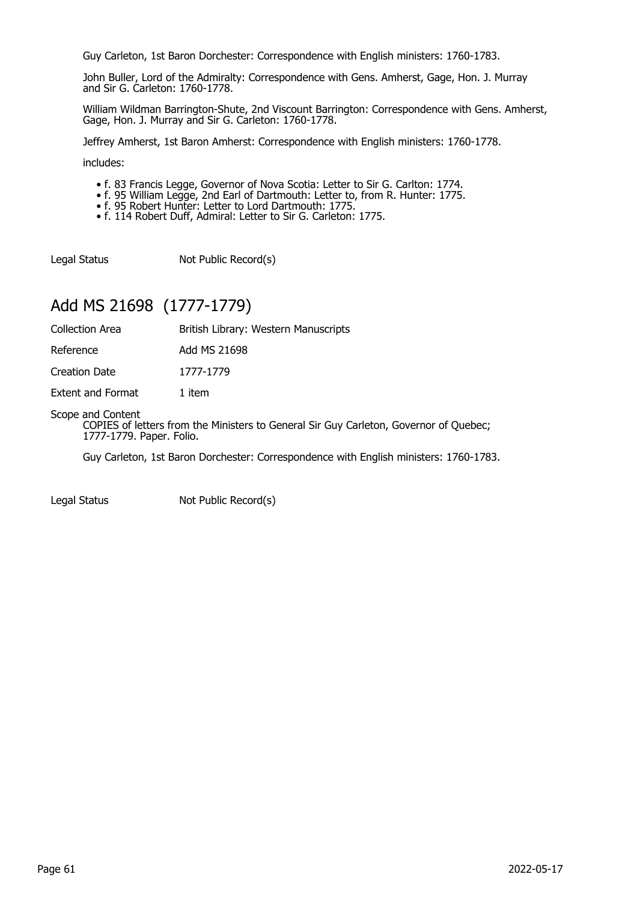Guy Carleton, 1st Baron Dorchester: Correspondence with English ministers: 1760-1783.

John Buller, Lord of the Admiralty: Correspondence with Gens. Amherst, Gage, Hon. J. Murray and Sir G. Carleton: 1760-1778.

William Wildman Barrington-Shute, 2nd Viscount Barrington: Correspondence with Gens. Amherst, Gage, Hon. J. Murray and Sir G. Carleton: 1760-1778.

Jeffrey Amherst, 1st Baron Amherst: Correspondence with English ministers: 1760-1778.

includes:

- f. 83 Francis Legge, Governor of Nova Scotia: Letter to Sir G. Carlton: 1774.
- f. 95 William Legge, 2nd Earl of Dartmouth: Letter to, from R. Hunter: 1775.
- f. 95 Robert Hunter: Letter to Lord Dartmouth: 1775.
- f. 114 Robert Duff, Admiral: Letter to Sir G. Carleton: 1775.

Legal Status Not Public Record(s)

## Add MS 21698 (1777-1779)

Collection Area British Library: Western Manuscripts

Reference Add MS 21698

Creation Date 1777-1779

Extent and Format 1 item

Scope and Content
COPIES of letters from the Ministers to General Sir Guy Carleton, Governor of Quebec; 1777-1779. Paper. Folio.

Guy Carleton, 1st Baron Dorchester: Correspondence with English ministers: 1760-1783.

Legal Status Not Public Record(s)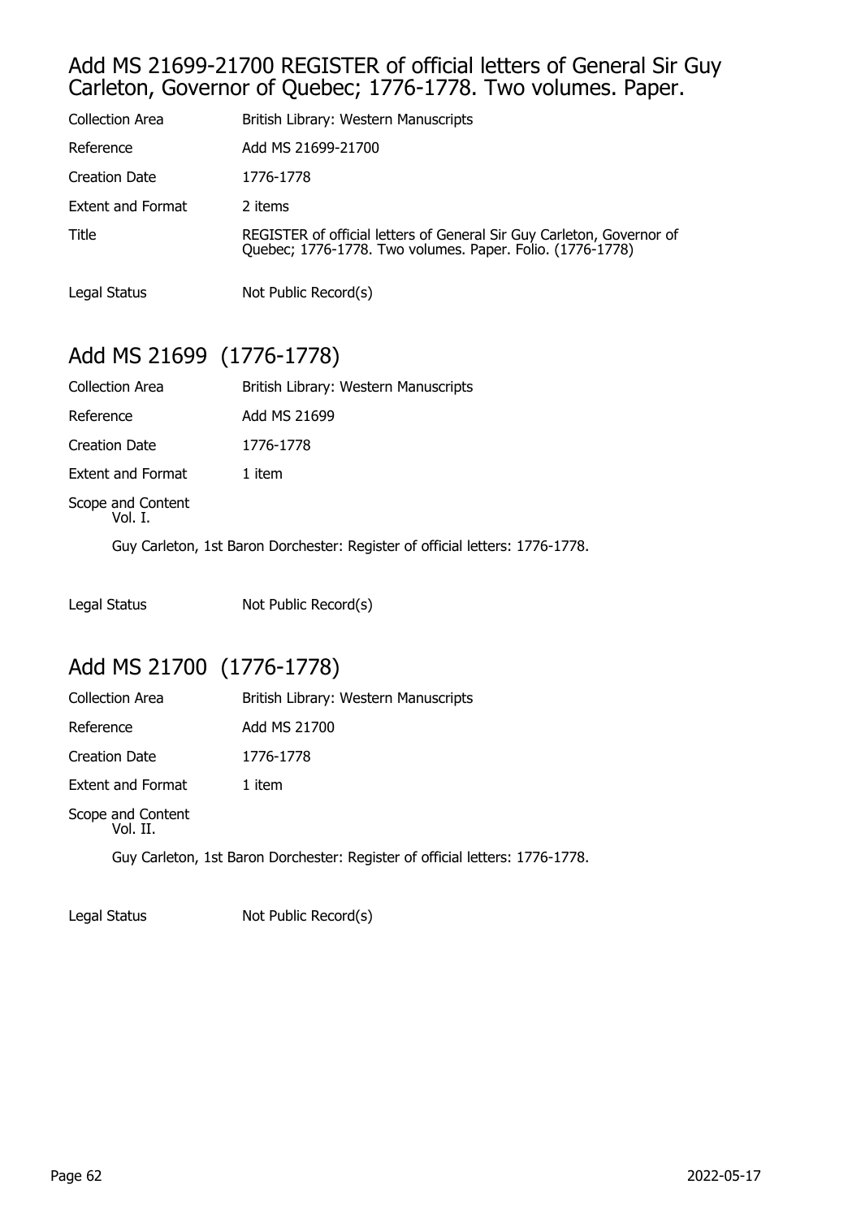## Add MS 21699-21700 REGISTER of official letters of General Sir Guy Carleton, Governor of Quebec; 1776-1778. Two volumes. Paper.

| | |
|---|---|
| Collection Area | British Library: Western Manuscripts |
| Reference | Add MS 21699-21700 |
| Creation Date | 1776-1778 |
| Extent and Format | 2 items |
| Title | REGISTER of official letters of General Sir Guy Carleton, Governor of Quebec; 1776-1778. Two volumes. Paper. Folio. (1776-1778) |
| Legal Status | Not Public Record(s) |

## Add MS 21699 (1776-1778)

| | |
|---|---|
| Collection Area | British Library: Western Manuscripts |
| Reference | Add MS 21699 |
| Creation Date | 1776-1778 |
| Extent and Format | 1 item |

Scope and Content
Vol. I.

Guy Carleton, 1st Baron Dorchester: Register of official letters: 1776-1778.

| | |
|---|---|
| Legal Status | Not Public Record(s) |

## Add MS 21700 (1776-1778)

| | |
|---|---|
| Collection Area | British Library: Western Manuscripts |
| Reference | Add MS 21700 |
| Creation Date | 1776-1778 |
| Extent and Format | 1 item |

Scope and Content
Vol. II.

Guy Carleton, 1st Baron Dorchester: Register of official letters: 1776-1778.

| | |
|---|---|
| Legal Status | Not Public Record(s) |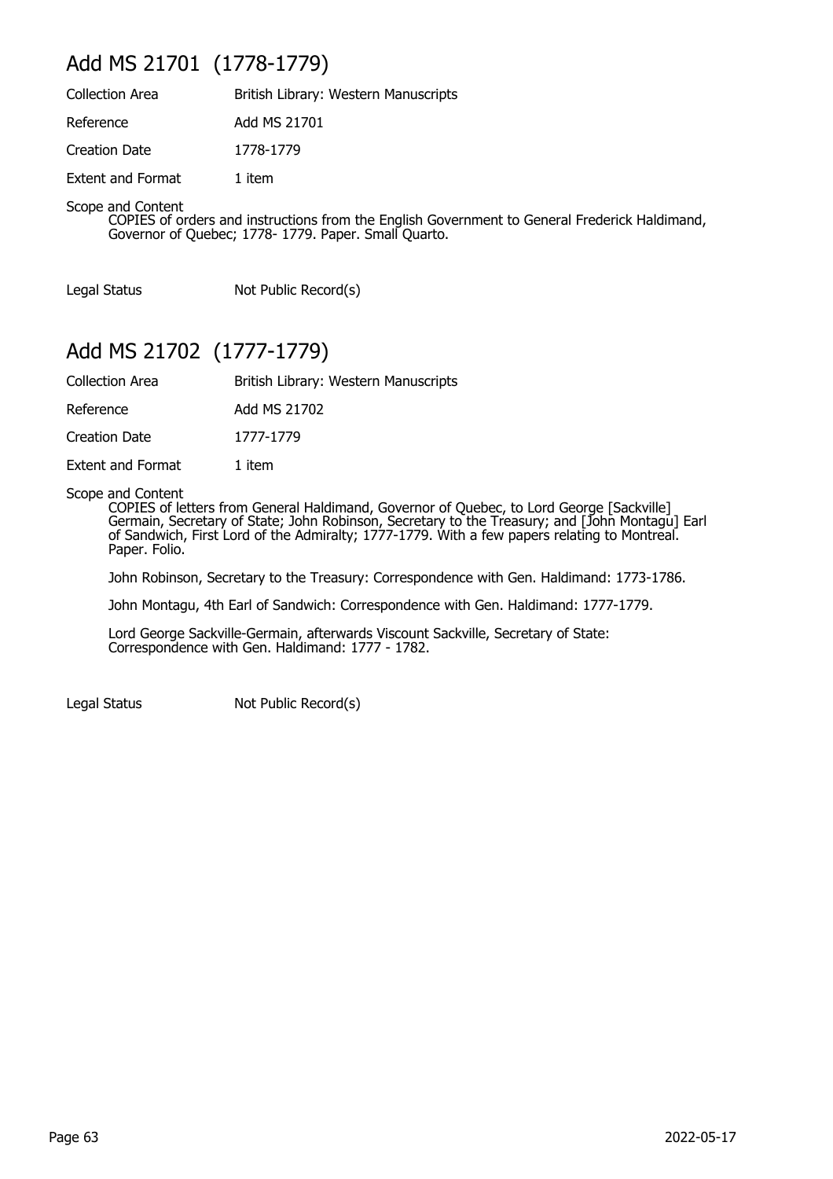## Add MS 21701 (1778-1779)

| | |
|---|---|
| Collection Area | British Library: Western Manuscripts |
| Reference | Add MS 21701 |
| Creation Date | 1778-1779 |
| Extent and Format | 1 item |

Scope and Content

COPIES of orders and instructions from the English Government to General Frederick Haldimand, Governor of Quebec; 1778- 1779. Paper. Small Quarto.

| | |
|---|---|
| Legal Status | Not Public Record(s) |

## Add MS 21702 (1777-1779)

| | |
|---|---|
| Collection Area | British Library: Western Manuscripts |
| Reference | Add MS 21702 |
| Creation Date | 1777-1779 |
| Extent and Format | 1 item |

Scope and Content

COPIES of letters from General Haldimand, Governor of Quebec, to Lord George [Sackville] Germain, Secretary of State; John Robinson, Secretary to the Treasury; and [John Montagu] Earl of Sandwich, First Lord of the Admiralty; 1777-1779. With a few papers relating to Montreal. Paper. Folio.

John Robinson, Secretary to the Treasury: Correspondence with Gen. Haldimand: 1773-1786.

John Montagu, 4th Earl of Sandwich: Correspondence with Gen. Haldimand: 1777-1779.

Lord George Sackville-Germain, afterwards Viscount Sackville, Secretary of State: Correspondence with Gen. Haldimand: 1777 - 1782.

| | |
|---|---|
| Legal Status | Not Public Record(s) |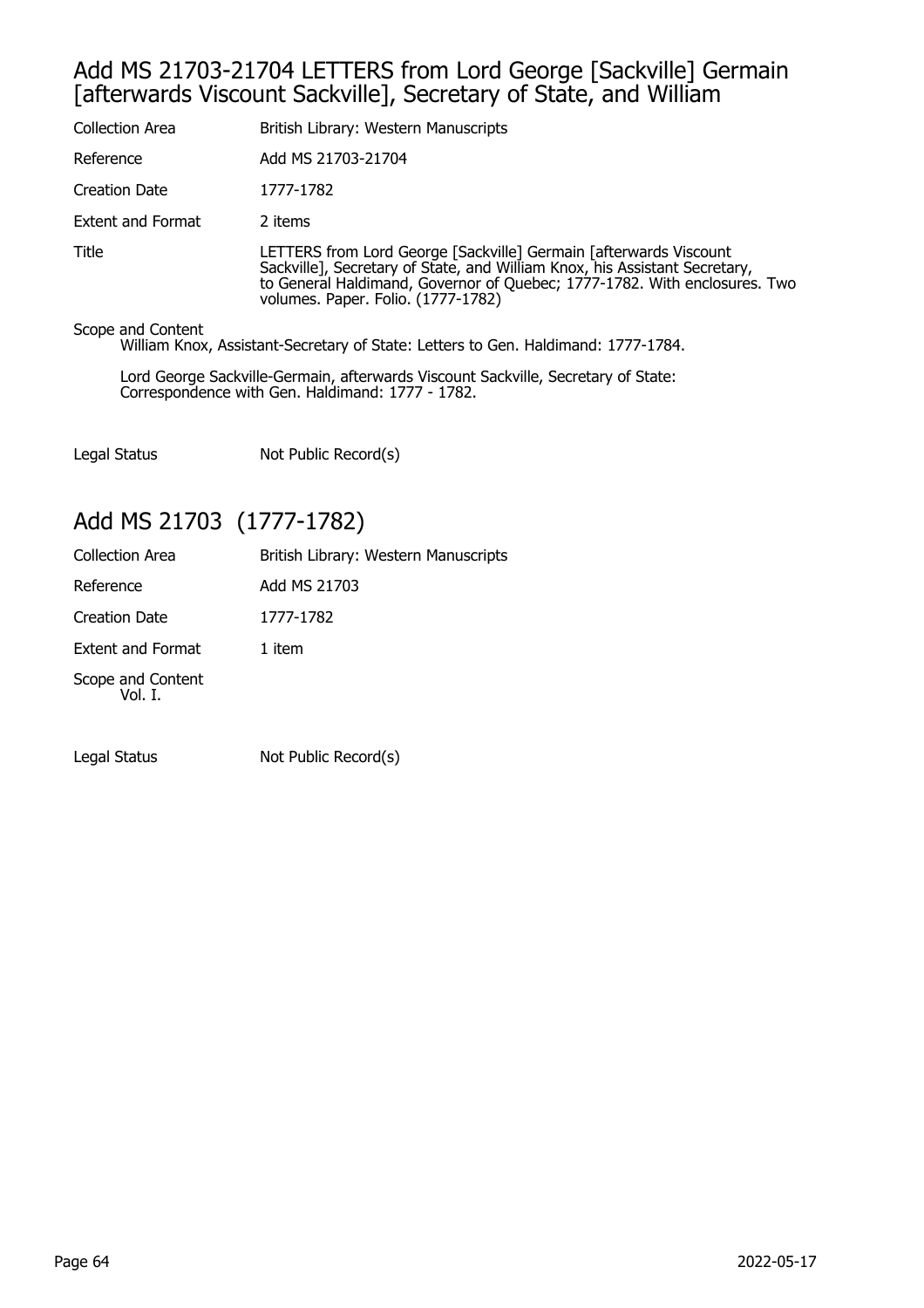## Add MS 21703-21704 LETTERS from Lord George [Sackville] Germain [afterwards Viscount Sackville], Secretary of State, and William

| | |
|---|---|
| Collection Area | British Library: Western Manuscripts |
| Reference | Add MS 21703-21704 |
| Creation Date | 1777-1782 |
| Extent and Format | 2 items |
| Title | LETTERS from Lord George [Sackville] Germain [afterwards Viscount Sackville], Secretary of State, and William Knox, his Assistant Secretary, to General Haldimand, Governor of Quebec; 1777-1782. With enclosures. Two volumes. Paper. Folio. (1777-1782) |

Scope and Content

William Knox, Assistant-Secretary of State: Letters to Gen. Haldimand: 1777-1784.

Lord George Sackville-Germain, afterwards Viscount Sackville, Secretary of State: Correspondence with Gen. Haldimand: 1777 - 1782.

| | |
|---|---|
| Legal Status | Not Public Record(s) |

## Add MS 21703 (1777-1782)

| | |
|---|---|
| Collection Area | British Library: Western Manuscripts |
| Reference | Add MS 21703 |
| Creation Date | 1777-1782 |
| Extent and Format | 1 item |

Scope and Content

Vol. I.

| | |
|---|---|
| Legal Status | Not Public Record(s) |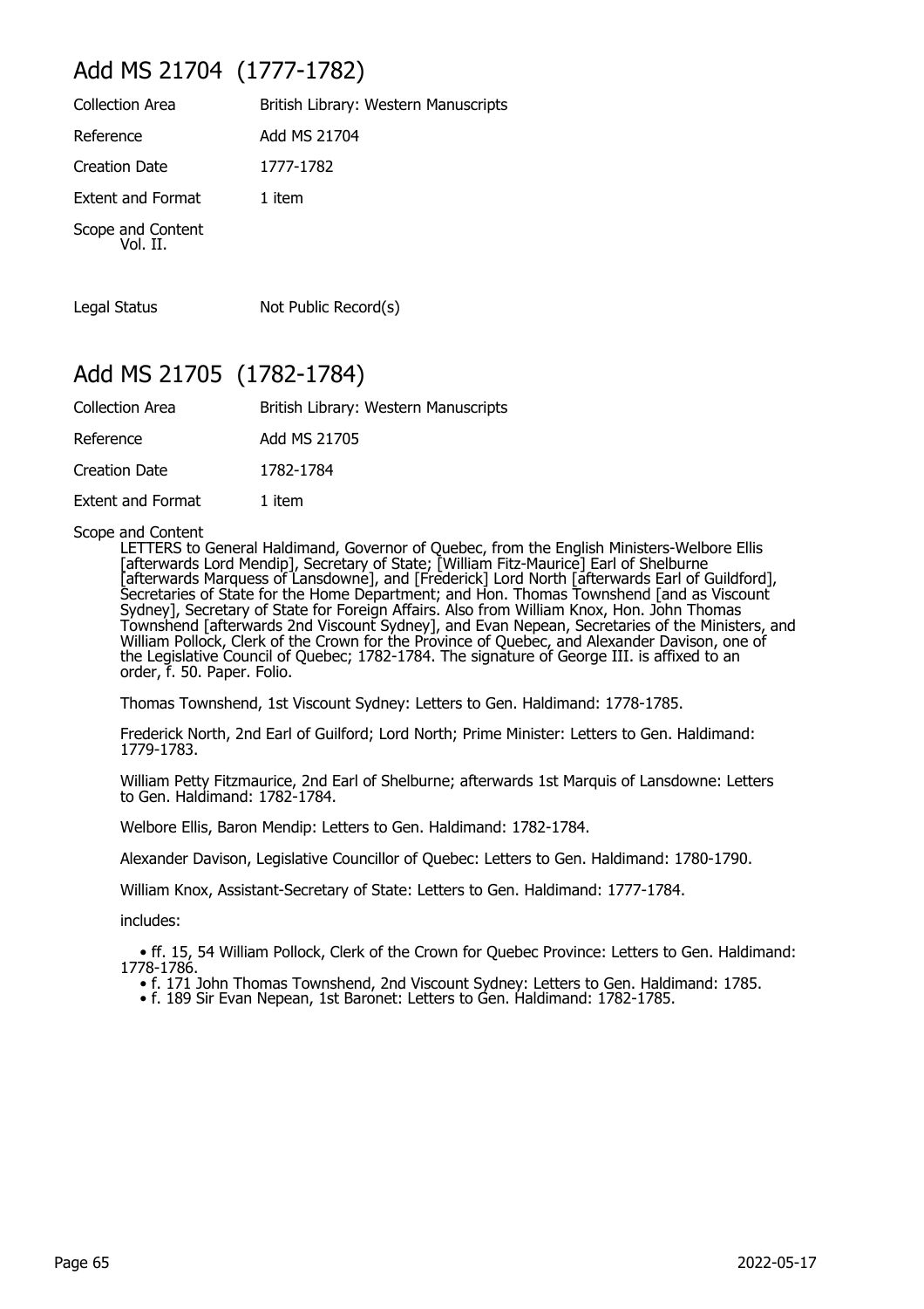## Add MS 21704 (1777-1782)

| | |
|---|---|
| Collection Area | British Library: Western Manuscripts |
| Reference | Add MS 21704 |
| Creation Date | 1777-1782 |
| Extent and Format | 1 item |

Scope and Content
Vol. II.

| | |
|---|---|
| Legal Status | Not Public Record(s) |

## Add MS 21705 (1782-1784)

| | |
|---|---|
| Collection Area | British Library: Western Manuscripts |
| Reference | Add MS 21705 |
| Creation Date | 1782-1784 |
| Extent and Format | 1 item |

Scope and Content

LETTERS to General Haldimand, Governor of Quebec, from the English Ministers-Welbore Ellis [afterwards Lord Mendip], Secretary of State; [William Fitz-Maurice] Earl of Shelburne [afterwards Marquess of Lansdowne], and [Frederick] Lord North [afterwards Earl of Guildford], Secretaries of State for the Home Department; and Hon. Thomas Townshend [and as Viscount Sydney], Secretary of State for Foreign Affairs. Also from William Knox, Hon. John Thomas Townshend [afterwards 2nd Viscount Sydney], and Evan Nepean, Secretaries of the Ministers, and William Pollock, Clerk of the Crown for the Province of Quebec, and Alexander Davison, one of the Legislative Council of Quebec; 1782-1784. The signature of George III. is affixed to an order, f. 50. Paper. Folio.

Thomas Townshend, 1st Viscount Sydney: Letters to Gen. Haldimand: 1778-1785.

Frederick North, 2nd Earl of Guilford; Lord North; Prime Minister: Letters to Gen. Haldimand: 1779-1783.

William Petty Fitzmaurice, 2nd Earl of Shelburne; afterwards 1st Marquis of Lansdowne: Letters to Gen. Haldimand: 1782-1784.

Welbore Ellis, Baron Mendip: Letters to Gen. Haldimand: 1782-1784.

Alexander Davison, Legislative Councillor of Quebec: Letters to Gen. Haldimand: 1780-1790.

William Knox, Assistant-Secretary of State: Letters to Gen. Haldimand: 1777-1784.

includes:

- ff. 15, 54 William Pollock, Clerk of the Crown for Quebec Province: Letters to Gen. Haldimand: 1778-1786.
- f. 171 John Thomas Townshend, 2nd Viscount Sydney: Letters to Gen. Haldimand: 1785.
- f. 189 Sir Evan Nepean, 1st Baronet: Letters to Gen. Haldimand: 1782-1785.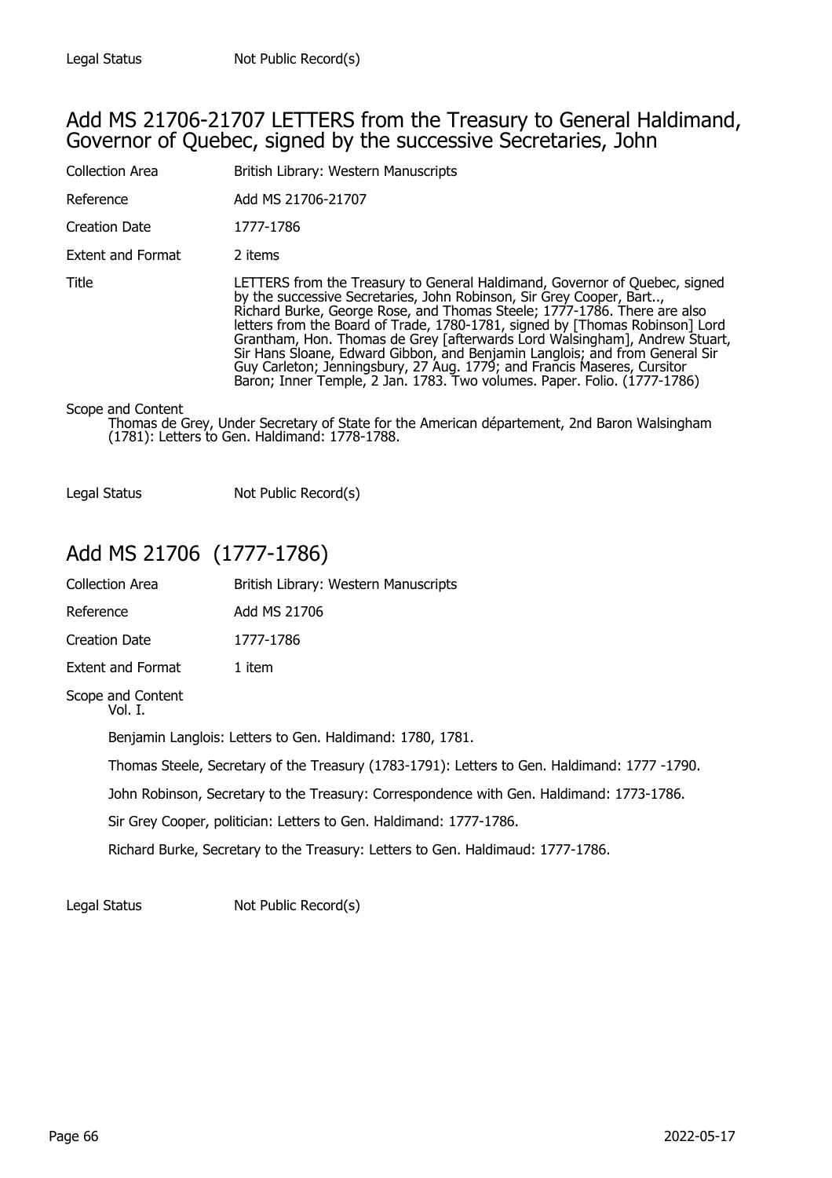Legal Status Not Public Record(s)

## Add MS 21706-21707 LETTERS from the Treasury to General Haldimand, Governor of Quebec, signed by the successive Secretaries, John

| | |
|---|---|
| Collection Area | British Library: Western Manuscripts |
| Reference | Add MS 21706-21707 |
| Creation Date | 1777-1786 |
| Extent and Format | 2 items |
| Title | LETTERS from the Treasury to General Haldimand, Governor of Quebec, signed by the successive Secretaries, John Robinson, Sir Grey Cooper, Bart.., Richard Burke, George Rose, and Thomas Steele; 1777-1786. There are also letters from the Board of Trade, 1780-1781, signed by [Thomas Robinson] Lord Grantham, Hon. Thomas de Grey [afterwards Lord Walsingham], Andrew Stuart, Sir Hans Sloane, Edward Gibbon, and Benjamin Langlois; and from General Sir Guy Carleton; Jenningsbury, 27 Aug. 1779; and Francis Maseres, Cursitor Baron; Inner Temple, 2 Jan. 1783. Two volumes. Paper. Folio. (1777-1786) |

Scope and Content

Thomas de Grey, Under Secretary of State for the American département, 2nd Baron Walsingham (1781): Letters to Gen. Haldimand: 1778-1788.

Legal Status Not Public Record(s)

## Add MS 21706 (1777-1786)

| | |
|---|---|
| Collection Area | British Library: Western Manuscripts |
| Reference | Add MS 21706 |
| Creation Date | 1777-1786 |
| Extent and Format | 1 item |

Scope and Content

Vol. I.

Benjamin Langlois: Letters to Gen. Haldimand: 1780, 1781.

Thomas Steele, Secretary of the Treasury (1783-1791): Letters to Gen. Haldimand: 1777 -1790.

John Robinson, Secretary to the Treasury: Correspondence with Gen. Haldimand: 1773-1786.

Sir Grey Cooper, politician: Letters to Gen. Haldimand: 1777-1786.

Richard Burke, Secretary to the Treasury: Letters to Gen. Haldimaud: 1777-1786.

Legal Status Not Public Record(s)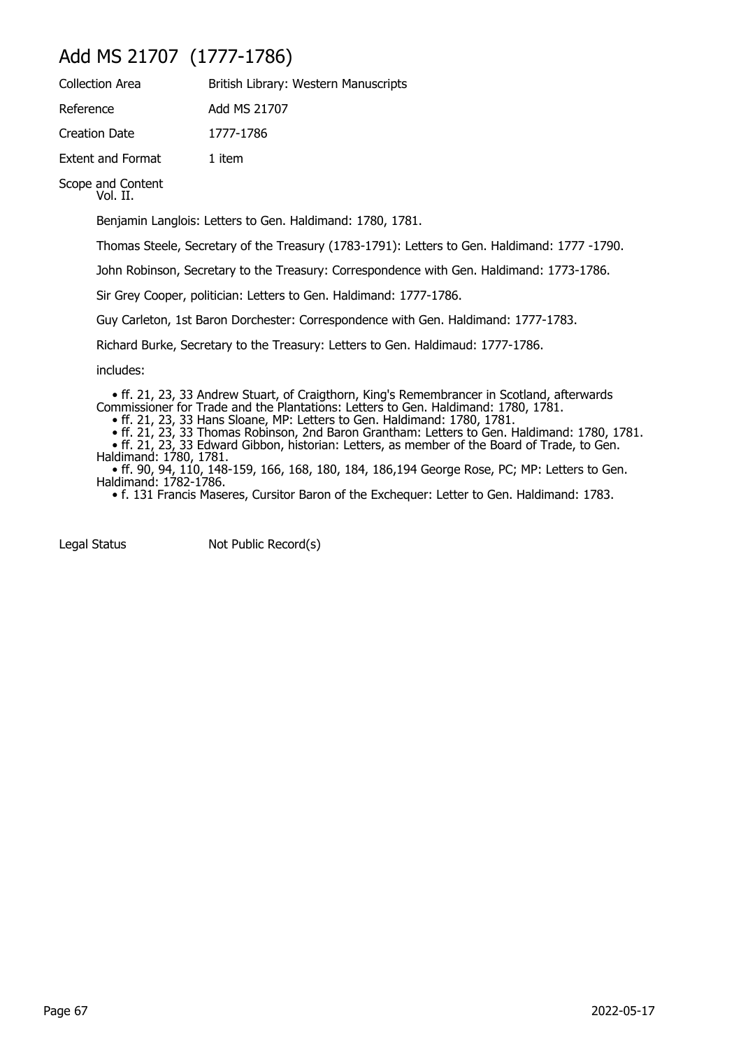# Add MS 21707 (1777-1786)

| | |
|---|---|
| Collection Area | British Library: Western Manuscripts |
| Reference | Add MS 21707 |
| Creation Date | 1777-1786 |
| Extent and Format | 1 item |

Scope and Content

Vol. II.

Benjamin Langlois: Letters to Gen. Haldimand: 1780, 1781.

Thomas Steele, Secretary of the Treasury (1783-1791): Letters to Gen. Haldimand: 1777 -1790.

John Robinson, Secretary to the Treasury: Correspondence with Gen. Haldimand: 1773-1786.

Sir Grey Cooper, politician: Letters to Gen. Haldimand: 1777-1786.

Guy Carleton, 1st Baron Dorchester: Correspondence with Gen. Haldimand: 1777-1783.

Richard Burke, Secretary to the Treasury: Letters to Gen. Haldimaud: 1777-1786.

includes:

- ff. 21, 23, 33 Andrew Stuart, of Craigthorn, King's Remembrancer in Scotland, afterwards Commissioner for Trade and the Plantations: Letters to Gen. Haldimand: 1780, 1781.
- ff. 21, 23, 33 Hans Sloane, MP: Letters to Gen. Haldimand: 1780, 1781.
- ff. 21, 23, 33 Thomas Robinson, 2nd Baron Grantham: Letters to Gen. Haldimand: 1780, 1781.
- ff. 21, 23, 33 Edward Gibbon, historian: Letters, as member of the Board of Trade, to Gen. Haldimand: 1780, 1781.
- ff. 90, 94, 110, 148-159, 166, 168, 180, 184, 186,194 George Rose, PC; MP: Letters to Gen. Haldimand: 1782-1786.
- f. 131 Francis Maseres, Cursitor Baron of the Exchequer: Letter to Gen. Haldimand: 1783.

| | |
|---|---|
| Legal Status | Not Public Record(s) |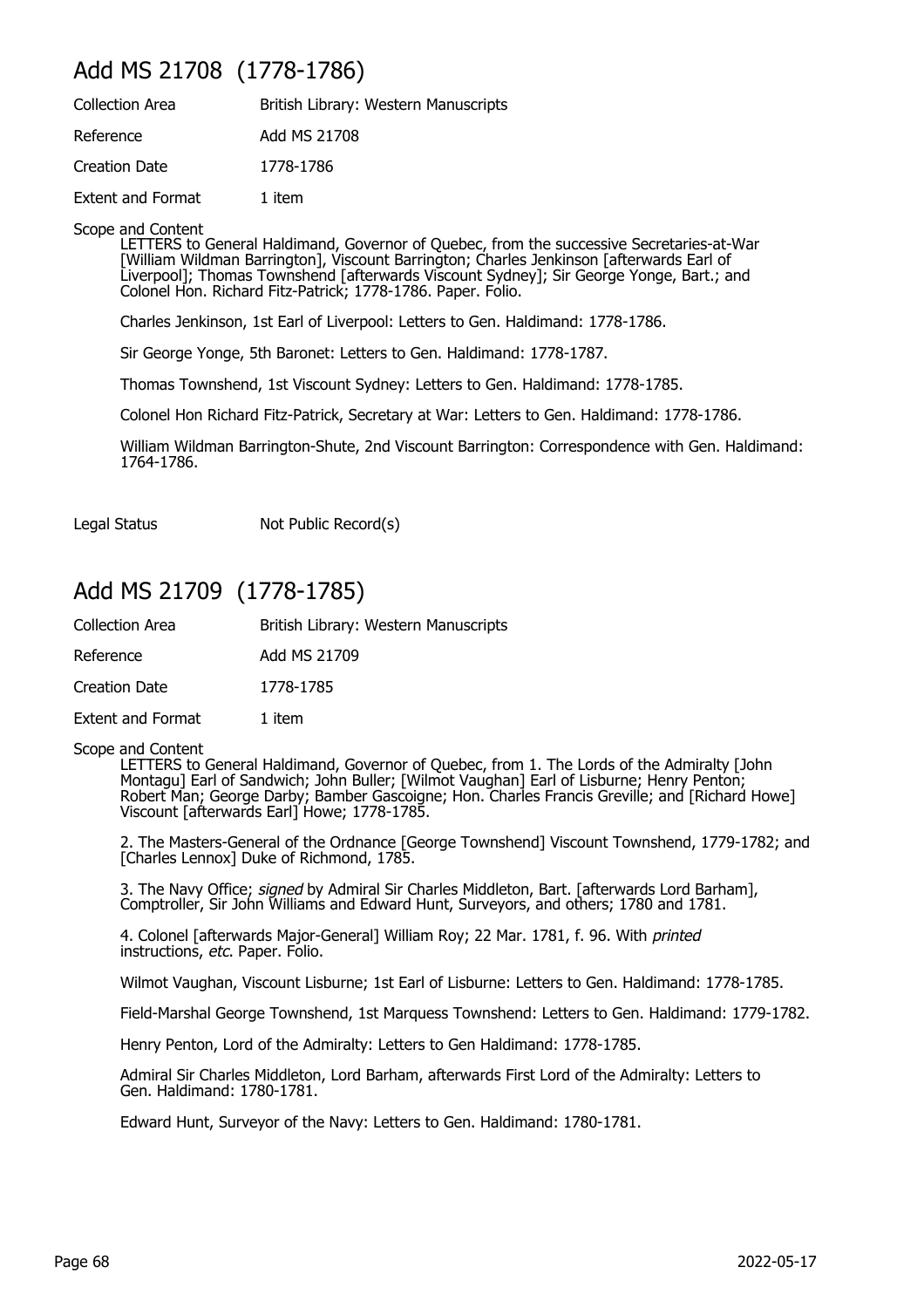## Add MS 21708 (1778-1786)

| | |
|---|---|
| Collection Area | British Library: Western Manuscripts |
| Reference | Add MS 21708 |
| Creation Date | 1778-1786 |
| Extent and Format | 1 item |

Scope and Content

LETTERS to General Haldimand, Governor of Quebec, from the successive Secretaries-at-War [William Wildman Barrington], Viscount Barrington; Charles Jenkinson [afterwards Earl of Liverpool]; Thomas Townshend [afterwards Viscount Sydney]; Sir George Yonge, Bart.; and Colonel Hon. Richard Fitz-Patrick; 1778-1786. Paper. Folio.

Charles Jenkinson, 1st Earl of Liverpool: Letters to Gen. Haldimand: 1778-1786.

Sir George Yonge, 5th Baronet: Letters to Gen. Haldimand: 1778-1787.

Thomas Townshend, 1st Viscount Sydney: Letters to Gen. Haldimand: 1778-1785.

Colonel Hon Richard Fitz-Patrick, Secretary at War: Letters to Gen. Haldimand: 1778-1786.

William Wildman Barrington-Shute, 2nd Viscount Barrington: Correspondence with Gen. Haldimand: 1764-1786.

| | |
|---|---|
| Legal Status | Not Public Record(s) |

## Add MS 21709 (1778-1785)

| | |
|---|---|
| Collection Area | British Library: Western Manuscripts |
| Reference | Add MS 21709 |
| Creation Date | 1778-1785 |
| Extent and Format | 1 item |

Scope and Content

LETTERS to General Haldimand, Governor of Quebec, from 1. The Lords of the Admiralty [John Montagu] Earl of Sandwich; John Buller; [Wilmot Vaughan] Earl of Lisburne; Henry Penton; Robert Man; George Darby; Bamber Gascoigne; Hon. Charles Francis Greville; and [Richard Howe] Viscount [afterwards Earl] Howe; 1778-1785.

2. The Masters-General of the Ordnance [George Townshend] Viscount Townshend, 1779-1782; and [Charles Lennox] Duke of Richmond, 1785.

3. The Navy Office; *signed* by Admiral Sir Charles Middleton, Bart. [afterwards Lord Barham], Comptroller, Sir John Williams and Edward Hunt, Surveyors, and others; 1780 and 1781.

4. Colonel [afterwards Major-General] William Roy; 22 Mar. 1781, f. 96. With *printed* instructions, *etc*. Paper. Folio.

Wilmot Vaughan, Viscount Lisburne; 1st Earl of Lisburne: Letters to Gen. Haldimand: 1778-1785.

Field-Marshal George Townshend, 1st Marquess Townshend: Letters to Gen. Haldimand: 1779-1782.

Henry Penton, Lord of the Admiralty: Letters to Gen Haldimand: 1778-1785.

Admiral Sir Charles Middleton, Lord Barham, afterwards First Lord of the Admiralty: Letters to Gen. Haldimand: 1780-1781.

Edward Hunt, Surveyor of the Navy: Letters to Gen. Haldimand: 1780-1781.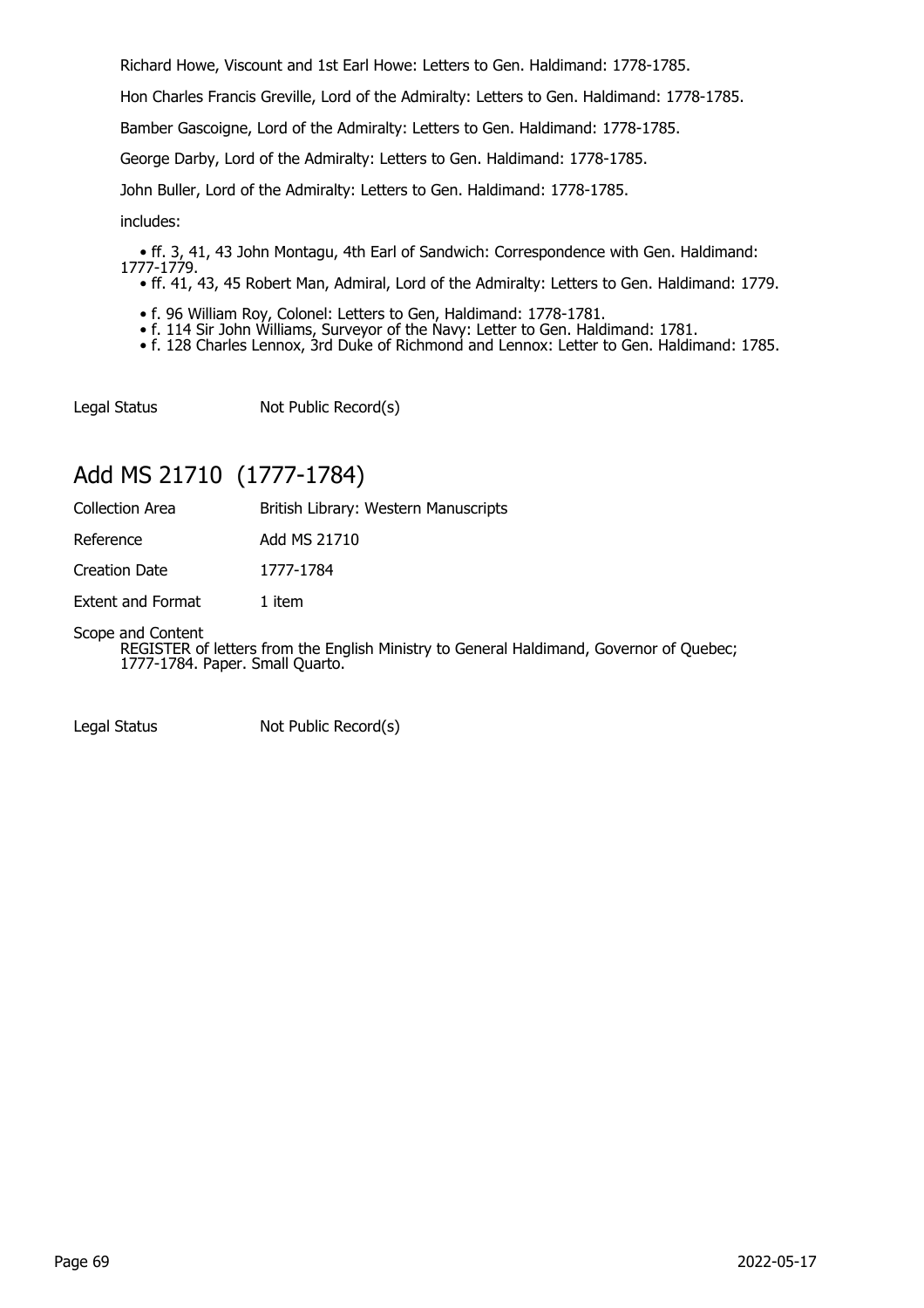Richard Howe, Viscount and 1st Earl Howe: Letters to Gen. Haldimand: 1778-1785.

Hon Charles Francis Greville, Lord of the Admiralty: Letters to Gen. Haldimand: 1778-1785.

Bamber Gascoigne, Lord of the Admiralty: Letters to Gen. Haldimand: 1778-1785.

George Darby, Lord of the Admiralty: Letters to Gen. Haldimand: 1778-1785.

John Buller, Lord of the Admiralty: Letters to Gen. Haldimand: 1778-1785.

includes:

- ff. 3, 41, 43 John Montagu, 4th Earl of Sandwich: Correspondence with Gen. Haldimand: 1777-1779.
- ff. 41, 43, 45 Robert Man, Admiral, Lord of the Admiralty: Letters to Gen. Haldimand: 1779.
- f. 96 William Roy, Colonel: Letters to Gen, Haldimand: 1778-1781.
- f. 114 Sir John Williams, Surveyor of the Navy: Letter to Gen. Haldimand: 1781.
- f. 128 Charles Lennox, 3rd Duke of Richmond and Lennox: Letter to Gen. Haldimand: 1785.

Legal Status Not Public Record(s)

## Add MS 21710 (1777-1784)

Collection Area British Library: Western Manuscripts

Reference Add MS 21710

Creation Date 1777-1784

Extent and Format 1 item

Scope and Content
REGISTER of letters from the English Ministry to General Haldimand, Governor of Quebec; 1777-1784. Paper. Small Quarto.

Legal Status Not Public Record(s)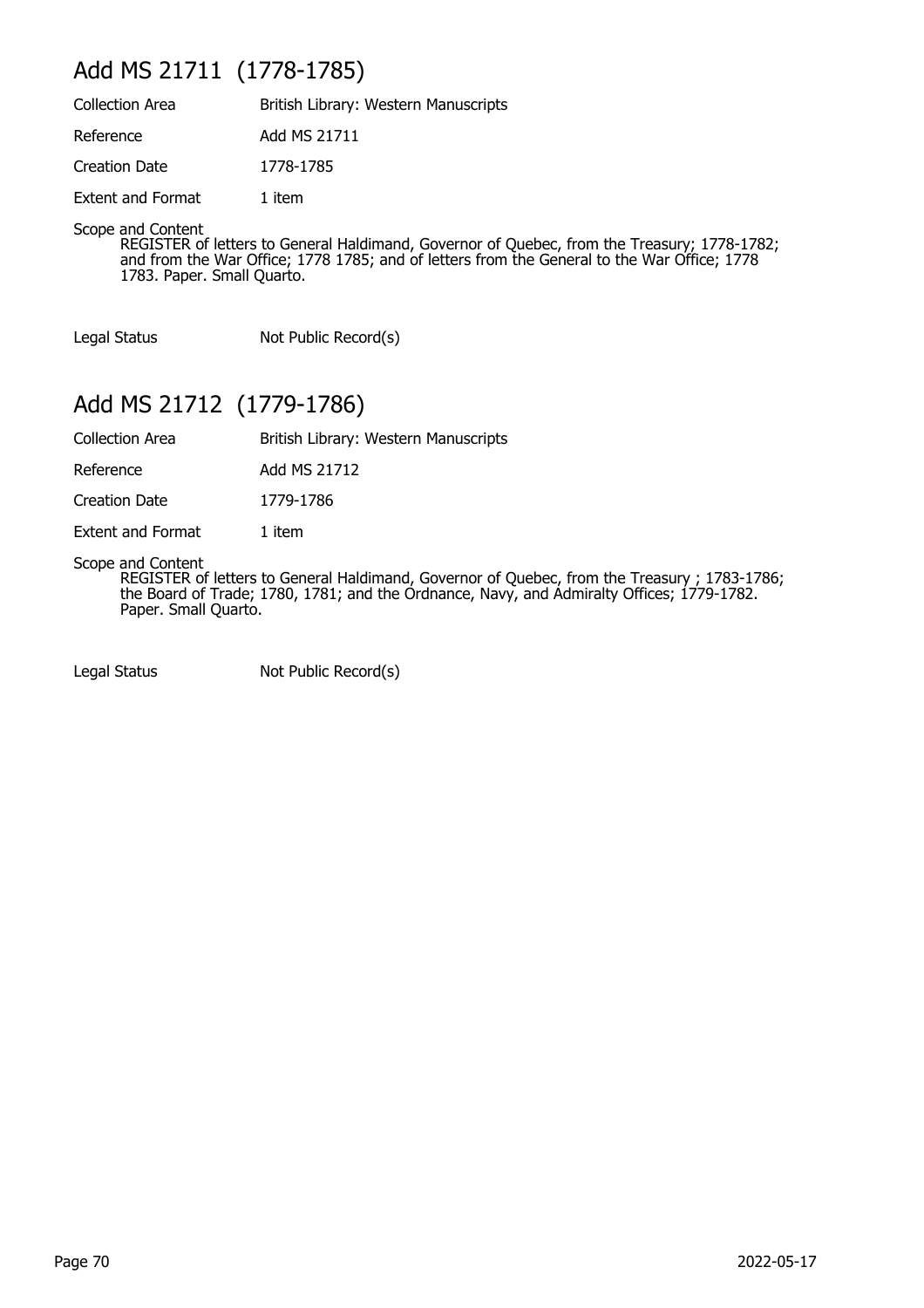## Add MS 21711 (1778-1785)

| | |
|---|---|
| Collection Area | British Library: Western Manuscripts |
| Reference | Add MS 21711 |
| Creation Date | 1778-1785 |
| Extent and Format | 1 item |

Scope and Content

REGISTER of letters to General Haldimand, Governor of Quebec, from the Treasury; 1778-1782; and from the War Office; 1778 1785; and of letters from the General to the War Office; 1778 1783. Paper. Small Quarto.

| | |
|---|---|
| Legal Status | Not Public Record(s) |

## Add MS 21712 (1779-1786)

| | |
|---|---|
| Collection Area | British Library: Western Manuscripts |
| Reference | Add MS 21712 |
| Creation Date | 1779-1786 |
| Extent and Format | 1 item |

Scope and Content

REGISTER of letters to General Haldimand, Governor of Quebec, from the Treasury ; 1783-1786; the Board of Trade; 1780, 1781; and the Ordnance, Navy, and Admiralty Offices; 1779-1782. Paper. Small Quarto.

| | |
|---|---|
| Legal Status | Not Public Record(s) |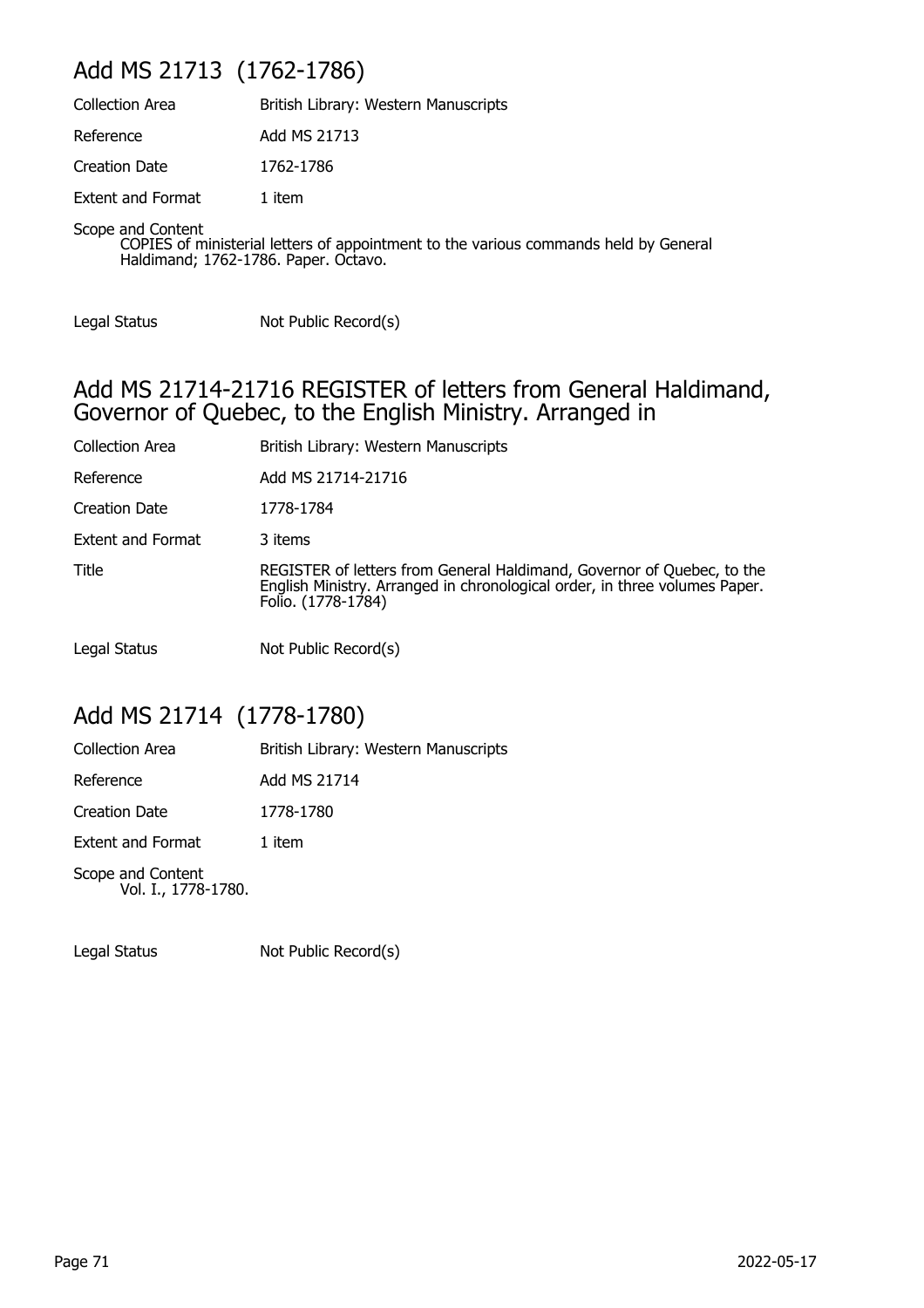## Add MS 21713 (1762-1786)

| | |
|---|---|
| Collection Area | British Library: Western Manuscripts |
| Reference | Add MS 21713 |
| Creation Date | 1762-1786 |
| Extent and Format | 1 item |

Scope and Content
: COPIES of ministerial letters of appointment to the various commands held by General Haldimand; 1762-1786. Paper. Octavo.

| | |
|---|---|
| Legal Status | Not Public Record(s) |

## Add MS 21714-21716 REGISTER of letters from General Haldimand, Governor of Quebec, to the English Ministry. Arranged in

| | |
|---|---|
| Collection Area | British Library: Western Manuscripts |
| Reference | Add MS 21714-21716 |
| Creation Date | 1778-1784 |
| Extent and Format | 3 items |
| Title | REGISTER of letters from General Haldimand, Governor of Quebec, to the English Ministry. Arranged in chronological order, in three volumes Paper. Folio. (1778-1784) |
| Legal Status | Not Public Record(s) |

## Add MS 21714 (1778-1780)

| | |
|---|---|
| Collection Area | British Library: Western Manuscripts |
| Reference | Add MS 21714 |
| Creation Date | 1778-1780 |
| Extent and Format | 1 item |

Scope and Content
: Vol. I., 1778-1780.

| | |
|---|---|
| Legal Status | Not Public Record(s) |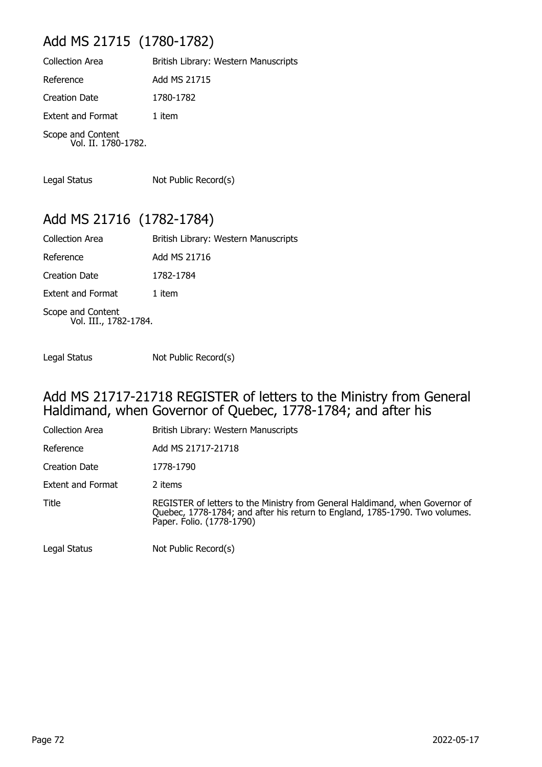## Add MS 21715 (1780-1782)

| | |
|---|---|
| Collection Area | British Library: Western Manuscripts |
| Reference | Add MS 21715 |
| Creation Date | 1780-1782 |
| Extent and Format | 1 item |

Scope and Content
Vol. II. 1780-1782.

| | |
|---|---|
| Legal Status | Not Public Record(s) |

## Add MS 21716 (1782-1784)

| | |
|---|---|
| Collection Area | British Library: Western Manuscripts |
| Reference | Add MS 21716 |
| Creation Date | 1782-1784 |
| Extent and Format | 1 item |

Scope and Content
Vol. III., 1782-1784.

| | |
|---|---|
| Legal Status | Not Public Record(s) |

## Add MS 21717-21718 REGISTER of letters to the Ministry from General Haldimand, when Governor of Quebec, 1778-1784; and after his

| | |
|---|---|
| Collection Area | British Library: Western Manuscripts |
| Reference | Add MS 21717-21718 |
| Creation Date | 1778-1790 |
| Extent and Format | 2 items |
| Title | REGISTER of letters to the Ministry from General Haldimand, when Governor of Quebec, 1778-1784; and after his return to England, 1785-1790. Two volumes. Paper. Folio. (1778-1790) |
| Legal Status | Not Public Record(s) |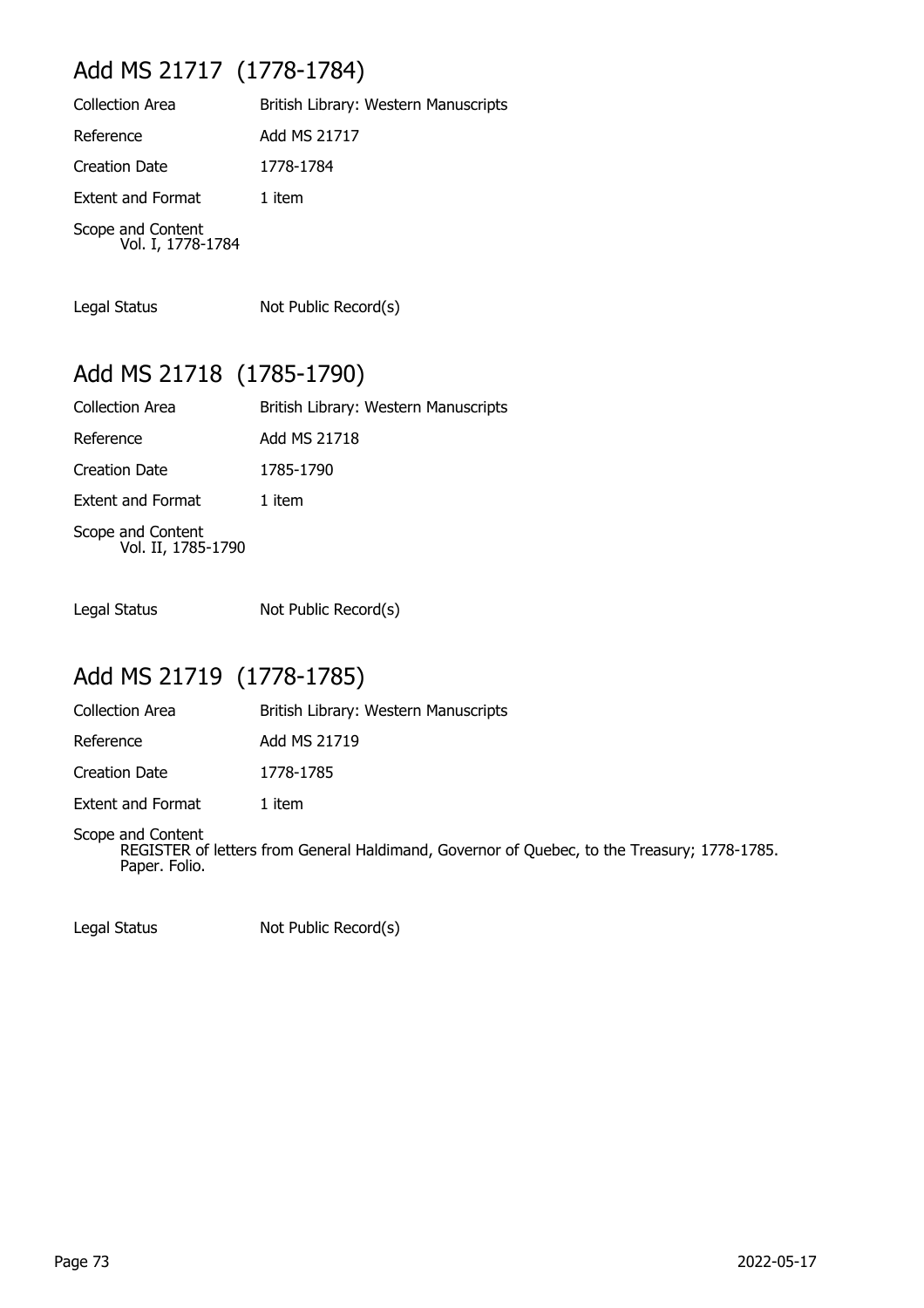## Add MS 21717 (1778-1784)

| | |
|---|---|
| Collection Area | British Library: Western Manuscripts |
| Reference | Add MS 21717 |
| Creation Date | 1778-1784 |
| Extent and Format | 1 item |

Scope and Content
Vol. I, 1778-1784

| | |
|---|---|
| Legal Status | Not Public Record(s) |

## Add MS 21718 (1785-1790)

| | |
|---|---|
| Collection Area | British Library: Western Manuscripts |
| Reference | Add MS 21718 |
| Creation Date | 1785-1790 |
| Extent and Format | 1 item |

Scope and Content
Vol. II, 1785-1790

| | |
|---|---|
| Legal Status | Not Public Record(s) |

## Add MS 21719 (1778-1785)

| | |
|---|---|
| Collection Area | British Library: Western Manuscripts |
| Reference | Add MS 21719 |
| Creation Date | 1778-1785 |
| Extent and Format | 1 item |

Scope and Content
REGISTER of letters from General Haldimand, Governor of Quebec, to the Treasury; 1778-1785. Paper. Folio.

| | |
|---|---|
| Legal Status | Not Public Record(s) |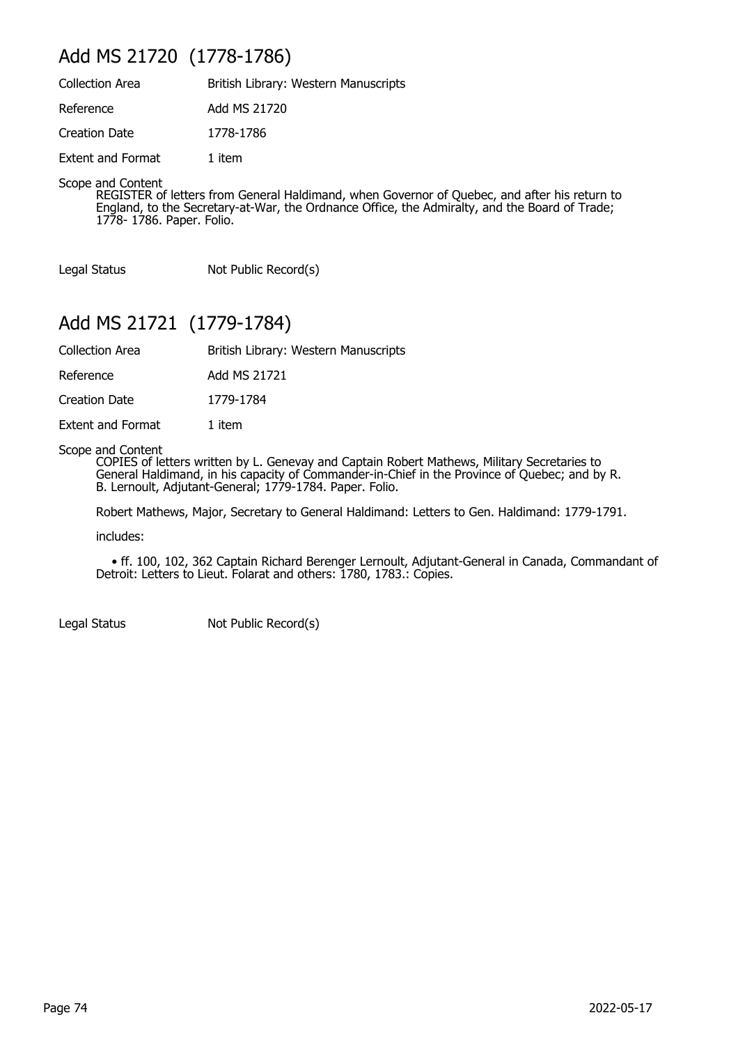## Add MS 21720 (1778-1786)

Collection Area British Library: Western Manuscripts

Reference Add MS 21720

Creation Date 1778-1786

Extent and Format 1 item

Scope and Content
REGISTER of letters from General Haldimand, when Governor of Quebec, and after his return to England, to the Secretary-at-War, the Ordnance Office, the Admiralty, and the Board of Trade; 1778- 1786. Paper. Folio.

Legal Status Not Public Record(s)

## Add MS 21721 (1779-1784)

Collection Area British Library: Western Manuscripts

Reference Add MS 21721

Creation Date 1779-1784

Extent and Format 1 item

Scope and Content
COPIES of letters written by L. Genevay and Captain Robert Mathews, Military Secretaries to General Haldimand, in his capacity of Commander-in-Chief in the Province of Quebec; and by R. B. Lernoult, Adjutant-General; 1779-1784. Paper. Folio.

Robert Mathews, Major, Secretary to General Haldimand: Letters to Gen. Haldimand: 1779-1791.

includes:

- ff. 100, 102, 362 Captain Richard Berenger Lernoult, Adjutant-General in Canada, Commandant of Detroit: Letters to Lieut. Folarat and others: 1780, 1783.: Copies.

Legal Status Not Public Record(s)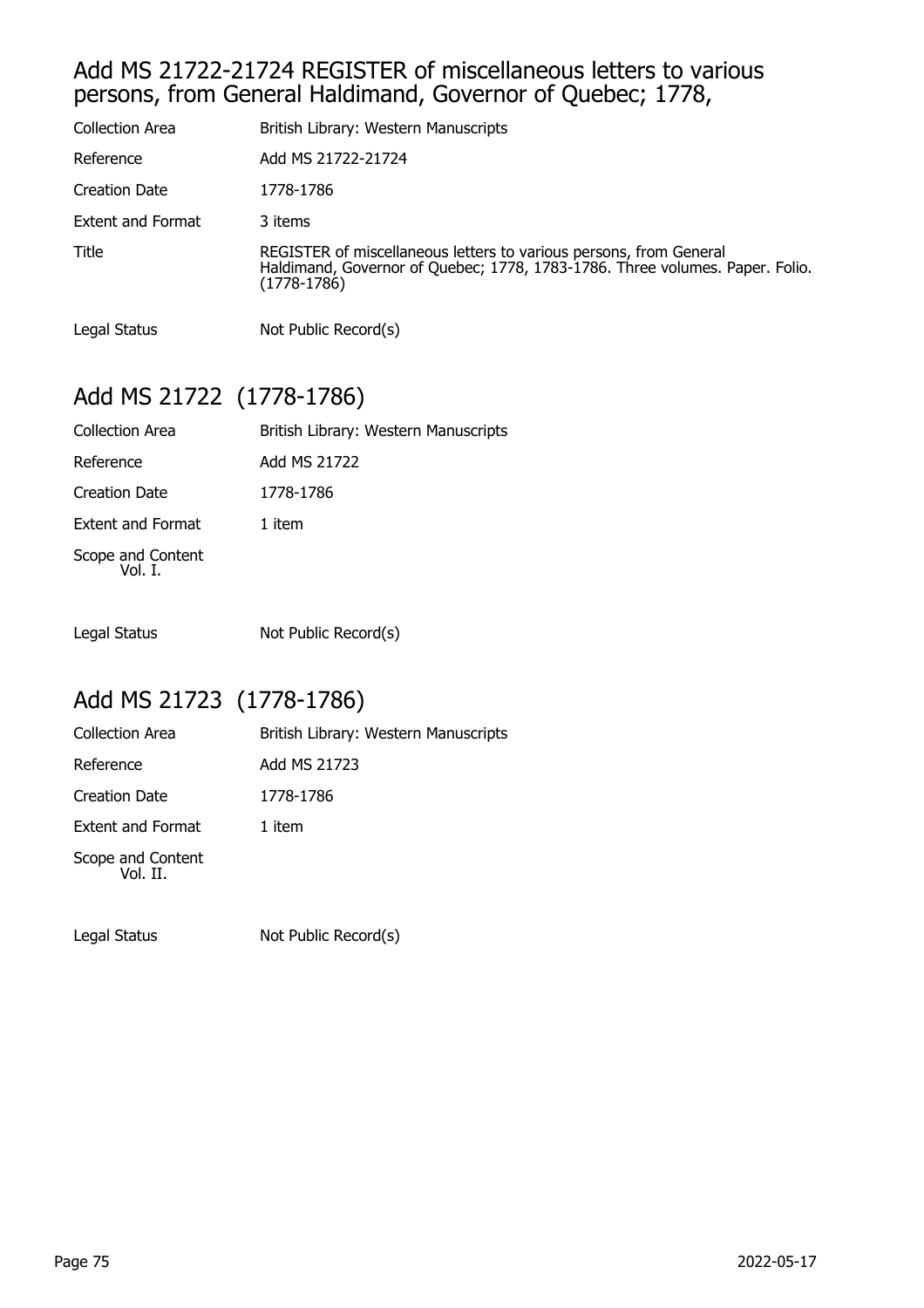## Add MS 21722-21724 REGISTER of miscellaneous letters to various persons, from General Haldimand, Governor of Quebec; 1778,

| | |
|---|---|
| Collection Area | British Library: Western Manuscripts |
| Reference | Add MS 21722-21724 |
| Creation Date | 1778-1786 |
| Extent and Format | 3 items |
| Title | REGISTER of miscellaneous letters to various persons, from General Haldimand, Governor of Quebec; 1778, 1783-1786. Three volumes. Paper. Folio. (1778-1786) |
| Legal Status | Not Public Record(s) |

## Add MS 21722 (1778-1786)

| | |
|---|---|
| Collection Area | British Library: Western Manuscripts |
| Reference | Add MS 21722 |
| Creation Date | 1778-1786 |
| Extent and Format | 1 item |
| Scope and Content | Vol. I. |
| Legal Status | Not Public Record(s) |

## Add MS 21723 (1778-1786)

| | |
|---|---|
| Collection Area | British Library: Western Manuscripts |
| Reference | Add MS 21723 |
| Creation Date | 1778-1786 |
| Extent and Format | 1 item |
| Scope and Content | Vol. II. |
| Legal Status | Not Public Record(s) |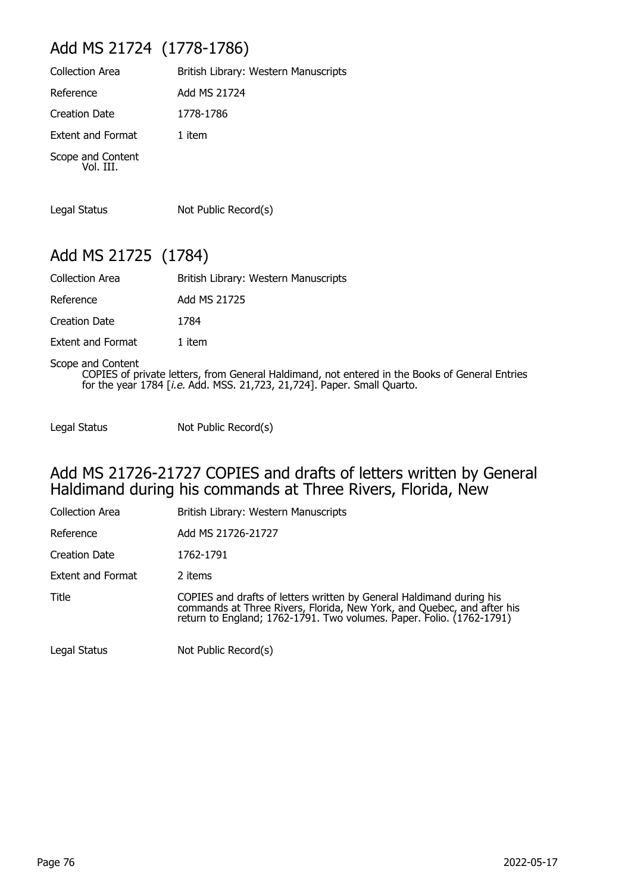## Add MS 21724 (1778-1786)

| | |
|---|---|
| Collection Area | British Library: Western Manuscripts |
| Reference | Add MS 21724 |
| Creation Date | 1778-1786 |
| Extent and Format | 1 item |

Scope and Content
Vol. III.

| | |
|---|---|
| Legal Status | Not Public Record(s) |

## Add MS 21725 (1784)

| | |
|---|---|
| Collection Area | British Library: Western Manuscripts |
| Reference | Add MS 21725 |
| Creation Date | 1784 |
| Extent and Format | 1 item |

Scope and Content
COPIES of private letters, from General Haldimand, not entered in the Books of General Entries for the year 1784 [*i.e.* Add. MSS. 21,723, 21,724]. Paper. Small Quarto.

| | |
|---|---|
| Legal Status | Not Public Record(s) |

## Add MS 21726-21727 COPIES and drafts of letters written by General Haldimand during his commands at Three Rivers, Florida, New

| | |
|---|---|
| Collection Area | British Library: Western Manuscripts |
| Reference | Add MS 21726-21727 |
| Creation Date | 1762-1791 |
| Extent and Format | 2 items |
| Title | COPIES and drafts of letters written by General Haldimand during his commands at Three Rivers, Florida, New York, and Quebec, and after his return to England; 1762-1791. Two volumes. Paper. Folio. (1762-1791) |
| Legal Status | Not Public Record(s) |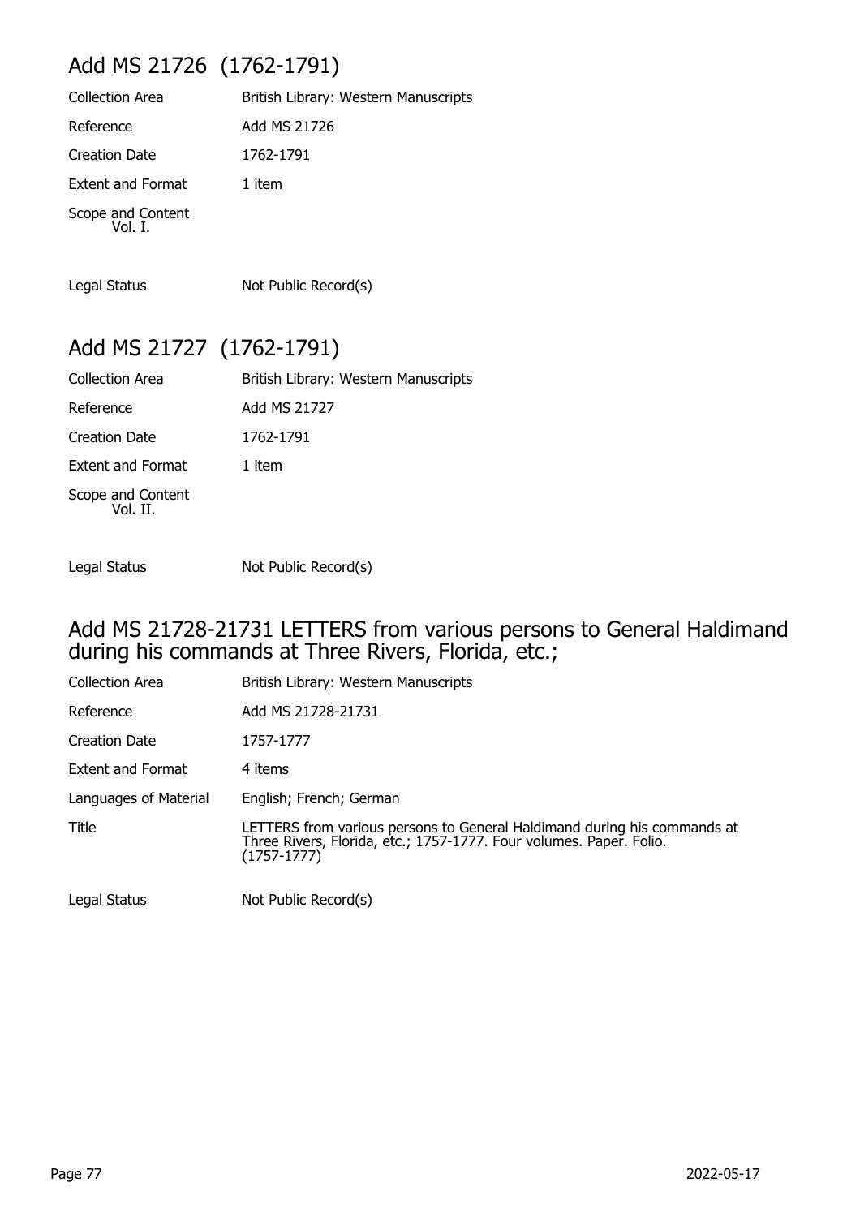## Add MS 21726 (1762-1791)

| | |
|---|---|
| Collection Area | British Library: Western Manuscripts |
| Reference | Add MS 21726 |
| Creation Date | 1762-1791 |
| Extent and Format | 1 item |
| Scope and Content | Vol. I. |
| Legal Status | Not Public Record(s) |

## Add MS 21727 (1762-1791)

| | |
|---|---|
| Collection Area | British Library: Western Manuscripts |
| Reference | Add MS 21727 |
| Creation Date | 1762-1791 |
| Extent and Format | 1 item |
| Scope and Content | Vol. II. |
| Legal Status | Not Public Record(s) |

## Add MS 21728-21731 LETTERS from various persons to General Haldimand during his commands at Three Rivers, Florida, etc.;

| | |
|---|---|
| Collection Area | British Library: Western Manuscripts |
| Reference | Add MS 21728-21731 |
| Creation Date | 1757-1777 |
| Extent and Format | 4 items |
| Languages of Material | English; French; German |
| Title | LETTERS from various persons to General Haldimand during his commands at Three Rivers, Florida, etc.; 1757-1777. Four volumes. Paper. Folio. (1757-1777) |
| Legal Status | Not Public Record(s) |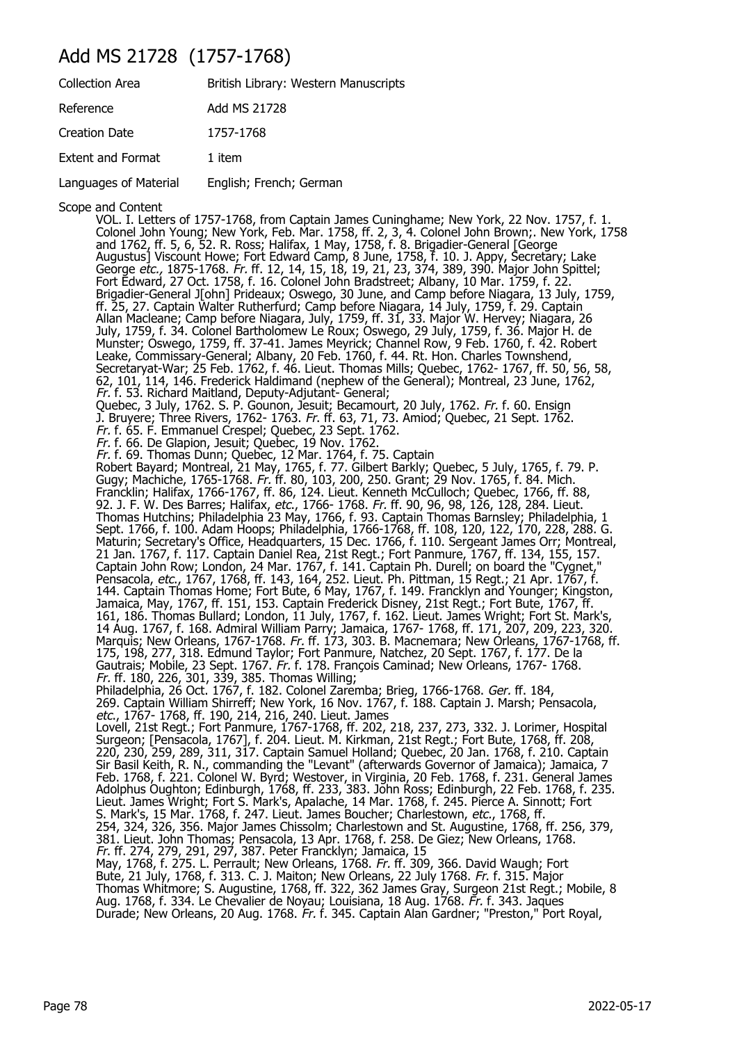# Add MS 21728 (1757-1768)

| Collection Area | British Library: Western Manuscripts |
|---|---|
| Reference | Add MS 21728 |
| Creation Date | 1757-1768 |
| Extent and Format | 1 item |
| Languages of Material | English; French; German |

Scope and Content

VOL. I. Letters of 1757-1768, from Captain James Cuninghame; New York, 22 Nov. 1757, f. 1. Colonel John Young; New York, Feb. Mar. 1758, ff. 2, 3, 4. Colonel John Brown;. New York, 1758 and 1762, ff. 5, 6, 52. R. Ross; Halifax, 1 May, 1758, f. 8. Brigadier-General [George Augustus] Viscount Howe; Fort Edward Camp, 8 June, 1758, f. 10. J. Appy, Secretary; Lake George *etc.*, 1875-1768. *Fr.* ff. 12, 14, 15, 18, 19, 21, 23, 374, 389, 390. Major John Spittel; Fort Edward, 27 Oct. 1758, f. 16. Colonel John Bradstreet; Albany, 10 Mar. 1759, f. 22. Brigadier-General J[ohn] Prideaux; Oswego, 30 June, and Camp before Niagara, 13 July, 1759, ff. 25, 27. Captain Walter Rutherfurd; Camp before Niagara, 14 July, 1759, f. 29. Captain Allan Macleane; Camp before Niagara, July, 1759, ff. 31, 33. Major W. Hervey; Niagara, 26 July, 1759, f. 34. Colonel Bartholomew Le Roux; Oswego, 29 July, 1759, f. 36. Major H. de Munster; Oswego, 1759, ff. 37-41. James Meyrick; Channel Row, 9 Feb. 1760, f. 42. Robert Leake, Commissary-General; Albany, 20 Feb. 1760, f. 44. Rt. Hon. Charles Townshend, Secretaryat-War; 25 Feb. 1762, f. 46. Lieut. Thomas Mills; Quebec, 1762- 1767, ff. 50, 56, 58, 62, 101, 114, 146. Frederick Haldimand (nephew of the General); Montreal, 23 June, 1762, *Fr.* f. 53. Richard Maitland, Deputy-Adjutant- General;
Quebec, 3 July, 1762. S. P. Gounon, Jesuit; Becamourt, 20 July, 1762. *Fr.* f. 60. Ensign J. Bruyere; Three Rivers, 1762- 1763. *Fr.* ff. 63, 71, 73. Amiod; Quebec, 21 Sept. 1762. *Fr.* f. 65. F. Emmanuel Crespel; Quebec, 23 Sept. 1762.
*Fr.* f. 66. De Glapion, Jesuit; Quebec, 19 Nov. 1762.
*Fr.* f. 69. Thomas Dunn; Quebec, 12 Mar. 1764, f. 75. Captain Robert Bayard; Montreal, 21 May, 1765, f. 77. Gilbert Barkly; Quebec, 5 July, 1765, f. 79. P. Gugy; Machiche, 1765-1768. *Fr.* ff. 80, 103, 200, 250. Grant; 29 Nov. 1765, f. 84. Mich. Francklin; Halifax, 1766-1767, ff. 86, 124. Lieut. Kenneth McCulloch; Quebec, 1766, ff. 88, 92. J. F. W. Des Barres; Halifax, *etc.*, 1766- 1768. *Fr.* ff. 90, 96, 98, 126, 128, 284. Lieut. Thomas Hutchins; Philadelphia 23 May, 1766, f. 93. Captain Thomas Barnsley; Philadelphia, 1 Sept. 1766, f. 100. Adam Hoops; Philadelphia, 1766-1768, ff. 108, 120, 122, 170, 228, 288. G. Maturin; Secretary's Office, Headquarters, 15 Dec. 1766, f. 110. Sergeant James Orr; Montreal, 21 Jan. 1767, f. 117. Captain Daniel Rea, 21st Regt.; Fort Panmure, 1767, ff. 134, 155, 157. Captain John Row; London, 24 Mar. 1767, f. 141. Captain Ph. Durell; on board the "Cygnet," Pensacola, *etc.*, 1767, 1768, ff. 143, 164, 252. Lieut. Ph. Pittman, 15 Regt.; 21 Apr. 1767, f. 144. Captain Thomas Home; Fort Bute, 6 May, 1767, f. 149. Francklyn and Younger; Kingston, Jamaica, May, 1767, ff. 151, 153. Captain Frederick Disney, 21st Regt.; Fort Bute, 1767, ff. 161, 186. Thomas Bullard; London, 11 July, 1767, f. 162. Lieut. James Wright; Fort St. Mark's, 14 Aug. 1767, f. 168. Admiral William Parry; Jamaica, 1767- 1768, ff. 171, 207, 209, 223, 320. Marquis; New Orleans, 1767-1768. *Fr.* ff. 173, 303. B. Macnemara; New Orleans, 1767-1768, ff. 175, 198, 277, 318. Edmund Taylor; Fort Panmure, Natchez, 20 Sept. 1767, f. 177. De la Gautrais; Mobile, 23 Sept. 1767. *Fr.* f. 178. François Caminad; New Orleans, 1767- 1768. *Fr.* ff. 180, 226, 301, 339, 385. Thomas Willing;
Philadelphia, 26 Oct. 1767, f. 182. Colonel Zaremba; Brieg, 1766-1768. *Ger.* ff. 184, 269. Captain William Shirreff; New York, 16 Nov. 1767, f. 188. Captain J. Marsh; Pensacola, *etc.*, 1767- 1768, ff. 190, 214, 216, 240. Lieut. James
Lovell, 21st Regt.; Fort Panmure, 1767-1768, ff. 202, 218, 237, 273, 332. J. Lorimer, Hospital Surgeon; [Pensacola, 1767], f. 204. Lieut. M. Kirkman, 21st Regt.; Fort Bute, 1768, ff. 208, 220, 230, 259, 289, 311, 317. Captain Samuel Holland; Quebec, 20 Jan. 1768, f. 210. Captain Sir Basil Keith, R. N., commanding the "Levant" (afterwards Governor of Jamaica); Jamaica, 7 Feb. 1768, f. 221. Colonel W. Byrd; Westover, in Virginia, 20 Feb. 1768, f. 231. General James Adolphus Oughton; Edinburgh, 1768, ff. 233, 383. John Ross; Edinburgh, 22 Feb. 1768, f. 235. Lieut. James Wright; Fort S. Mark's, Apalache, 14 Mar. 1768, f. 245. Pierce A. Sinnott; Fort S. Mark's, 15 Mar. 1768, f. 247. Lieut. James Boucher; Charlestown, *etc.*, 1768, ff. 254, 324, 326, 356. Major James Chissolm; Charlestown and St. Augustine, 1768, ff. 256, 379, 381. Lieut. John Thomas; Pensacola, 13 Apr. 1768, f. 258. De Giez; New Orleans, 1768. *Fr.* ff. 274, 279, 291, 297, 387. Peter Francklyn; Jamaica, 15
May, 1768, f. 275. L. Perrault; New Orleans, 1768. *Fr.* ff. 309, 366. David Waugh; Fort Bute, 21 July, 1768, f. 313. C. J. Maiton; New Orleans, 22 July 1768. *Fr.* f. 315. Major Thomas Whitmore; S. Augustine, 1768, ff. 322, 362 James Gray, Surgeon 21st Regt.; Mobile, 8 Aug. 1768, f. 334. Le Chevalier de Noyau; Louisiana, 18 Aug. 1768. *Fr.* f. 343. Jaques Durade; New Orleans, 20 Aug. 1768. *Fr.* f. 345. Captain Alan Gardner; "Preston," Port Royal,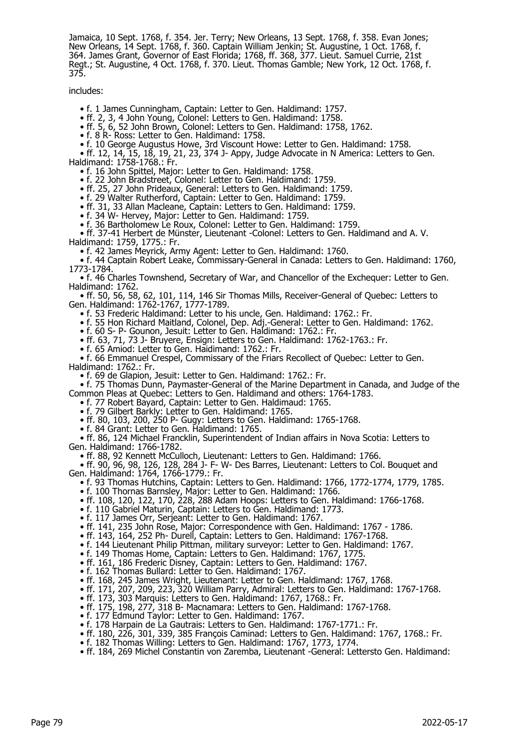Jamaica, 10 Sept. 1768, f. 354. Jer. Terry; New Orleans, 13 Sept. 1768, f. 358. Evan Jones; New Orleans, 14 Sept. 1768, f. 360. Captain William Jenkin; St. Augustine, 1 Oct. 1768, f. 364. James Grant, Governor of East Florida; 1768, ff. 368, 377. Lieut. Samuel Currie, 21st Regt.; St. Augustine, 4 Oct. 1768, f. 370. Lieut. Thomas Gamble; New York, 12 Oct. 1768, f. 375.

includes:

- f. 1 James Cunningham, Captain: Letter to Gen. Haldimand: 1757.
- ff. 2, 3, 4 John Young, Colonel: Letters to Gen. Haldimand: 1758.
- ff. 5, 6, 52 John Brown, Colonel: Letters to Gen. Haldimand: 1758, 1762.
- f. 8 R- Ross: Letter to Gen. Haldimand: 1758.
- f. 10 George Augustus Howe, 3rd Viscount Howe: Letter to Gen. Haldimand: 1758.
- ff. 12, 14, 15, 18, 19, 21, 23, 374 J- Appy, Judge Advocate in N America: Letters to Gen. Haldimand: 1758-1768.: Fr.
- f. 16 John Spittel, Major: Letter to Gen. Haldimand: 1758.
- f. 22 John Bradstreet, Colonel: Letter to Gen. Haldimand: 1759.
- ff. 25, 27 John Prideaux, General: Letters to Gen. Haldimand: 1759.
- f. 29 Walter Rutherford, Captain: Letter to Gen. Haldimand: 1759.
- ff. 31, 33 Allan Macleane, Captain: Letters to Gen. Haldimand: 1759.
- f. 34 W- Hervey, Major: Letter to Gen. Haldimand: 1759.
- f. 36 Bartholomew Le Roux, Colonel: Letter to Gen. Haldimand: 1759.
- ff. 37-41 Herbert de Münster, Lieutenant -Colonel: Letters to Gen. Haldimand and A. V. Haldimand: 1759, 1775.: Fr.
- f. 42 James Meyrick, Army Agent: Letter to Gen. Haldimand: 1760.
- f. 44 Captain Robert Leake, Commissary-General in Canada: Letters to Gen. Haldimand: 1760, 1773-1784.
- f. 46 Charles Townshend, Secretary of War, and Chancellor of the Exchequer: Letter to Gen. Haldimand: 1762.
- ff. 50, 56, 58, 62, 101, 114, 146 Sir Thomas Mills, Receiver-General of Quebec: Letters to Gen. Haldimand: 1762-1767, 1777-1789.
- f. 53 Frederic Haldimand: Letter to his uncle, Gen. Haldimand: 1762.: Fr.
- f. 55 Hon Richard Maitland, Colonel, Dep. Adj.-General: Letter to Gen. Haldimand: 1762.
- f. 60 S- P- Gounon, Jesuit: Letter to Gen. Haldimand: 1762.: Fr.
- ff. 63, 71, 73 J- Bruyere, Ensign: Letters to Gen. Haldimand: 1762-1763.: Fr.
- f. 65 Amiod: Letter to Gen. Haidimand: 1762.: Fr.
- f. 66 Emmanuel Crespel, Commissary of the Friars Recollect of Quebec: Letter to Gen. Haldimand: 1762.: Fr.
- f. 69 de Glapion, Jesuit: Letter to Gen. Haldimand: 1762.: Fr.
- f. 75 Thomas Dunn, Paymaster-General of the Marine Department in Canada, and Judge of the Common Pleas at Quebec: Letters to Gen. Haldimand and others: 1764-1783.
- f. 77 Robert Bayard, Captain: Letter to Gen. Haldimaud: 1765.
- f. 79 Gilbert Barkly: Letter to Gen. Haldimand: 1765.
- ff. 80, 103, 200, 250 P- Gugy: Letters to Gen. Haldimand: 1765-1768.
- f. 84 Grant: Letter to Gen. Haldimand: 1765.
- ff. 86, 124 Michael Francklin, Superintendent of Indian affairs in Nova Scotia: Letters to Gen. Haldimand: 1766-1782.
- ff. 88, 92 Kennett McCulloch, Lieutenant: Letters to Gen. Haldimand: 1766.
- ff. 90, 96, 98, 126, 128, 284 J- F- W- Des Barres, Lieutenant: Letters to Col. Bouquet and Gen. Haldimand: 1764, 1766-1779.: Fr.
- f. 93 Thomas Hutchins, Captain: Letters to Gen. Haldimand: 1766, 1772-1774, 1779, 1785.
- f. 100 Thornas Barnsley, Major: Letter to Gen. Haldimand: 1766.
- ff. 108, 120, 122, 170, 228, 288 Adam Hoops: Letters to Gen. Haldimand: 1766-1768.
- f. 110 Gabriel Maturin, Captain: Letters to Gen. Haldimand: 1773.
- f. 117 James Orr, Serjeant: Letter to Gen. Haldimand: 1767.
- ff. 141, 235 John Rose, Major: Correspondence with Gen. Haldimand: 1767 - 1786.
- ff. 143, 164, 252 Ph- Durell, Captain: Letters to Gen. Haldimand: 1767-1768.
- f. 144 Lieutenant Philip Pittman, military surveyor: Letter to Gen. Haldimand: 1767.
- f. 149 Thomas Home, Captain: Letters to Gen. Haldimand: 1767, 1775.
- ff. 161, 186 Frederic Disney, Captain: Letters to Gen. Haldimand: 1767.
- f. 162 Thomas Bullard: Letter to Gen. Haldimand: 1767.
- ff. 168, 245 James Wright, Lieutenant: Letter to Gen. Haldimand: 1767, 1768.
- ff. 171, 207, 209, 223, 320 William Parry, Admiral: Letters to Gen. Haldimand: 1767-1768.
- ff. 173, 303 Marquis: Letters to Gen. Haldimand: 1767, 1768.: Fr.
- ff. 175, 198, 277, 318 B- Macnamara: Letters to Gen. Haldimand: 1767-1768.
- f. 177 Edmund Taylor: Letter to Gen. Haldimand: 1767.
- f. 178 Harpain de La Gautrais: Letters to Gen. Haldimand: 1767-1771.: Fr.
- ff. 180, 226, 301, 339, 385 François Caminad: Letters to Gen. Haldimand: 1767, 1768.: Fr.
- f. 182 Thomas Willing: Letters to Gen. Haldimand: 1767, 1773, 1774.
- ff. 184, 269 Michel Constantin von Zaremba, Lieutenant -General: Lettersto Gen. Haldimand: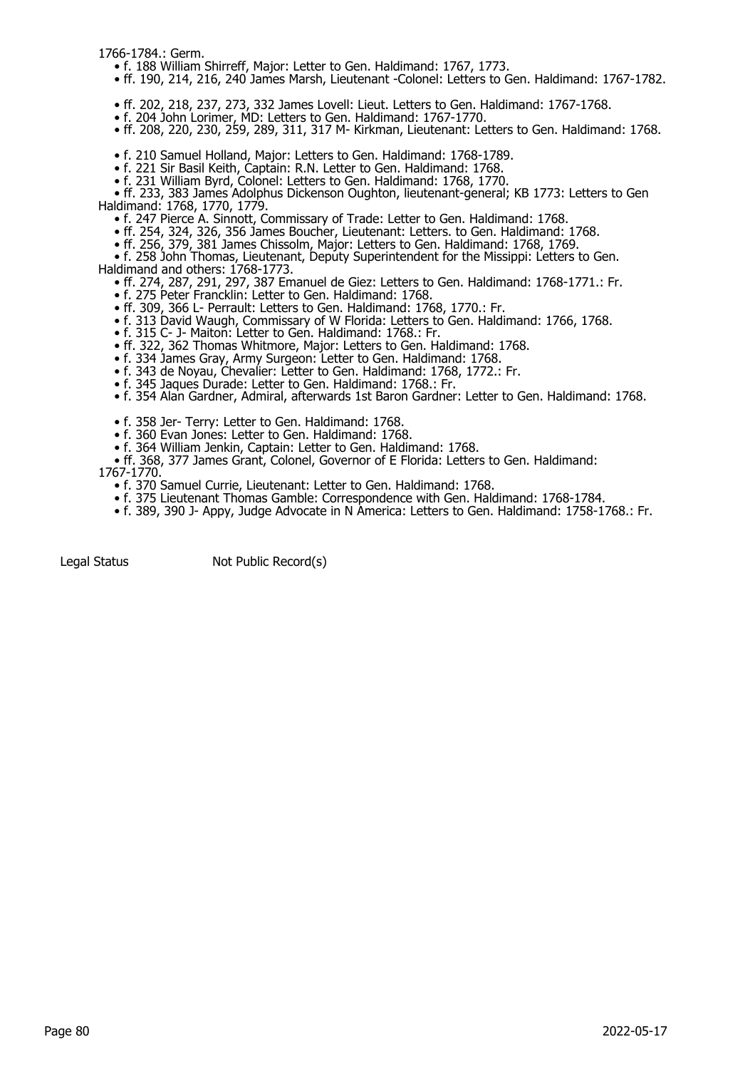1766-1784.: Germ.

- f. 188 William Shirreff, Major: Letter to Gen. Haldimand: 1767, 1773.
- ff. 190, 214, 216, 240 James Marsh, Lieutenant -Colonel: Letters to Gen. Haldimand: 1767-1782.
- ff. 202, 218, 237, 273, 332 James Lovell: Lieut. Letters to Gen. Haldimand: 1767-1768.
- f. 204 John Lorimer, MD: Letters to Gen. Haldimand: 1767-1770.
- ff. 208, 220, 230, 259, 289, 311, 317 M- Kirkman, Lieutenant: Letters to Gen. Haldimand: 1768.
- f. 210 Samuel Holland, Major: Letters to Gen. Haldimand: 1768-1789.
- f. 221 Sir Basil Keith, Captain: R.N. Letter to Gen. Haldimand: 1768.
- f. 231 William Byrd, Colonel: Letters to Gen. Haldimand: 1768, 1770.
- ff. 233, 383 James Adolphus Dickenson Oughton, lieutenant-general; KB 1773: Letters to Gen Haldimand: 1768, 1770, 1779.
- f. 247 Pierce A. Sinnott, Commissary of Trade: Letter to Gen. Haldimand: 1768.
- ff. 254, 324, 326, 356 James Boucher, Lieutenant: Letters. to Gen. Haldimand: 1768.
- ff. 256, 379, 381 James Chissolm, Major: Letters to Gen. Haldimand: 1768, 1769.
- f. 258 John Thomas, Lieutenant, Deputy Superintendent for the Missippi: Letters to Gen. Haldimand and others: 1768-1773.
- ff. 274, 287, 291, 297, 387 Emanuel de Giez: Letters to Gen. Haldimand: 1768-1771.: Fr.
- f. 275 Peter Francklin: Letter to Gen. Haldimand: 1768.
- ff. 309, 366 L- Perrault: Letters to Gen. Haldimand: 1768, 1770.: Fr.
- f. 313 David Waugh, Commissary of W Florida: Letters to Gen. Haldimand: 1766, 1768.
- f. 315 C- J- Maiton: Letter to Gen. Haldimand: 1768.: Fr.
- ff. 322, 362 Thomas Whitmore, Major: Letters to Gen. Haldimand: 1768.
- f. 334 James Gray, Army Surgeon: Letter to Gen. Haldimand: 1768.
- f. 343 de Noyau, Chevalier: Letter to Gen. Haldimand: 1768, 1772.: Fr.
- f. 345 Jaques Durade: Letter to Gen. Haldimand: 1768.: Fr.
- f. 354 Alan Gardner, Admiral, afterwards 1st Baron Gardner: Letter to Gen. Haldimand: 1768.
- f. 358 Jer- Terry: Letter to Gen. Haldimand: 1768.
- f. 360 Evan Jones: Letter to Gen. Haldimand: 1768.
- f. 364 William Jenkin, Captain: Letter to Gen. Haldimand: 1768.
- ff. 368, 377 James Grant, Colonel, Governor of E Florida: Letters to Gen. Haldimand: 1767-1770.
- f. 370 Samuel Currie, Lieutenant: Letter to Gen. Haldimand: 1768.
- f. 375 Lieutenant Thomas Gamble: Correspondence with Gen. Haldimand: 1768-1784.
- f. 389, 390 J- Appy, Judge Advocate in N America: Letters to Gen. Haldimand: 1758-1768.: Fr.

Legal Status Not Public Record(s)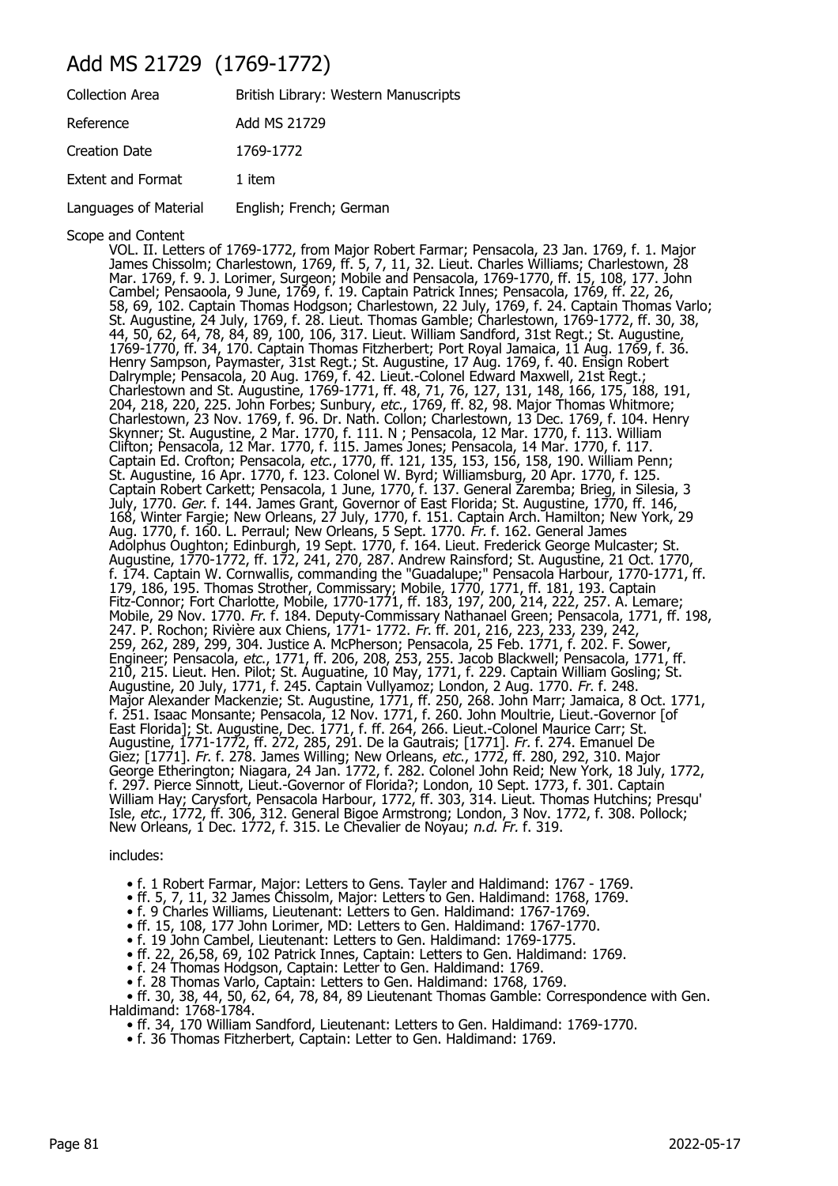# Add MS 21729 (1769-1772)

| Collection Area | British Library: Western Manuscripts |
|---|---|
| Reference | Add MS 21729 |
| Creation Date | 1769-1772 |
| Extent and Format | 1 item |
| Languages of Material | English; French; German |

Scope and Content

VOL. II. Letters of 1769-1772, from Major Robert Farmar; Pensacola, 23 Jan. 1769, f. 1. Major James Chissolm; Charlestown, 1769, ff. 5, 7, 11, 32. Lieut. Charles Williams; Charlestown, 28 Mar. 1769, f. 9. J. Lorimer, Surgeon; Mobile and Pensacola, 1769-1770, ff. 15, 108, 177. John Cambel; Pensaoola, 9 June, 1769, f. 19. Captain Patrick Innes; Pensacola, 1769, ff. 22, 26, 58, 69, 102. Captain Thomas Hodgson; Charlestown, 22 July, 1769, f. 24. Captain Thomas Varlo; St. Augustine, 24 July, 1769, f. 28. Lieut. Thomas Gamble; Charlestown, 1769-1772, ff. 30, 38, 44, 50, 62, 64, 78, 84, 89, 100, 106, 317. Lieut. William Sandford, 31st Regt.; St. Augustine, 1769-1770, ff. 34, 170. Captain Thomas Fitzherbert; Port Royal Jamaica, 11 Aug. 1769, f. 36. Henry Sampson, Paymaster, 31st Regt.; St. Augustine, 17 Aug. 1769, f. 40. Ensign Robert Dalrymple; Pensacola, 20 Aug. 1769, f. 42. Lieut.-Colonel Edward Maxwell, 21st Regt.; Charlestown and St. Augustine, 1769-1771, ff. 48, 71, 76, 127, 131, 148, 166, 175, 188, 191, 204, 218, 220, 225. John Forbes; Sunbury, *etc.*, 1769, ff. 82, 98. Major Thomas Whitmore; Charlestown, 23 Nov. 1769, f. 96. Dr. Nath. Collon; Charlestown, 13 Dec. 1769, f. 104. Henry Skynner; St. Augustine, 2 Mar. 1770, f. 111. N ; Pensacola, 12 Mar. 1770, f. 113. William Clifton; Pensacola, 12 Mar. 1770, f. 115. James Jones; Pensacola, 14 Mar. 1770, f. 117. Captain Ed. Crofton; Pensacola, *etc.*, 1770, ff. 121, 135, 153, 156, 158, 190. William Penn; St. Augustine, 16 Apr. 1770, f. 123. Colonel W. Byrd; Williamsburg, 20 Apr. 1770, f. 125. Captain Robert Carkett; Pensacola, 1 June, 1770, f. 137. General Zaremba; Brieg, in Silesia, 3 July, 1770. *Ger.* f. 144. James Grant, Governor of East Florida; St. Augustine, 1770, ff. 146, 168, Winter Fargie; New Orleans, 27 July, 1770, f. 151. Captain Arch. Hamilton; New York, 29 Aug. 1770, f. 160. L. Perraul; New Orleans, 5 Sept. 1770. *Fr.* f. 162. General James Adolphus Oughton; Edinburgh, 19 Sept. 1770, f. 164. Lieut. Frederick George Mulcaster; St. Augustine, 1770-1772, ff. 172, 241, 270, 287. Andrew Rainsford; St. Augustine, 21 Oct. 1770, f. 174. Captain W. Cornwallis, commanding the "Guadalupe;" Pensacola Harbour, 1770-1771, ff. 179, 186, 195. Thomas Strother, Commissary; Mobile, 1770, 1771, ff. 181, 193. Captain Fitz-Connor; Fort Charlotte, Mobile, 1770-1771, ff. 183, 197, 200, 214, 222, 257. A. Lemare; Mobile, 29 Nov. 1770. *Fr.* f. 184. Deputy-Commissary Nathanael Green; Pensacola, 1771, ff. 198, 247. P. Rochon; Rivière aux Chiens, 1771- 1772. *Fr.* ff. 201, 216, 223, 233, 239, 242, 259, 262, 289, 299, 304. Justice A. McPherson; Pensacola, 25 Feb. 1771, f. 202. F. Sower, Engineer; Pensacola, *etc.*, 1771, ff. 206, 208, 253, 255. Jacob Blackwell; Pensacola, 1771, ff. 210, 215. Lieut. Hen. Pilot; St. Auguatine, 10 May, 1771, f. 229. Captain William Gosling; St. Augustine, 20 July, 1771, f. 245. Captain Vullyamoz; London, 2 Aug. 1770. *Fr.* f. 248. Major Alexander Mackenzie; St. Augustine, 1771, ff. 250, 268. John Marr; Jamaica, 8 Oct. 1771, f. 251. Isaac Monsante; Pensacola, 12 Nov. 1771, f. 260. John Moultrie, Lieut.-Governor [of East Florida]; St. Augustine, Dec. 1771, f. ff. 264, 266. Lieut.-Colonel Maurice Carr; St. Augustine, 1771-1772, ff. 272, 285, 291. De la Gautrais; [1771]. *Fr.* f. 274. Emanuel De Giez; [1771]. *Fr.* f. 278. James Willing; New Orleans, *etc.*, 1772, ff. 280, 292, 310. Major George Etherington; Niagara, 24 Jan. 1772, f. 282. Colonel John Reid; New York, 18 July, 1772, f. 297. Pierce Sinnott, Lieut.-Governor of Florida?; London, 10 Sept. 1773, f. 301. Captain William Hay; Carysfort, Pensacola Harbour, 1772, ff. 303, 314. Lieut. Thomas Hutchins; Presqu' Isle, *etc.*, 1772, ff. 306, 312. General Bigoe Armstrong; London, 3 Nov. 1772, f. 308. Pollock; New Orleans, 1 Dec. 1772, f. 315. Le Chevalier de Noyau; *n.d. Fr.* f. 319.

includes:

- f. 1 Robert Farmar, Major: Letters to Gens. Tayler and Haldimand: 1767 - 1769.
- ff. 5, 7, 11, 32 James Chissolm, Major: Letters to Gen. Haldimand: 1768, 1769.
- f. 9 Charles Williams, Lieutenant: Letters to Gen. Haldimand: 1767-1769.
- ff. 15, 108, 177 John Lorimer, MD: Letters to Gen. Haldimand: 1767-1770.
- f. 19 John Cambel, Lieutenant: Letters to Gen. Haldimand: 1769-1775.
- ff. 22, 26,58, 69, 102 Patrick Innes, Captain: Letters to Gen. Haldimand: 1769.
- f. 24 Thomas Hodgson, Captain: Letter to Gen. Haldimand: 1769.
- f. 28 Thomas Varlo, Captain: Letters to Gen. Haldimand: 1768, 1769.
- ff. 30, 38, 44, 50, 62, 64, 78, 84, 89 Lieutenant Thomas Gamble: Correspondence with Gen. Haldimand: 1768-1784.
- ff. 34, 170 William Sandford, Lieutenant: Letters to Gen. Haldimand: 1769-1770.
- f. 36 Thomas Fitzherbert, Captain: Letter to Gen. Haldimand: 1769.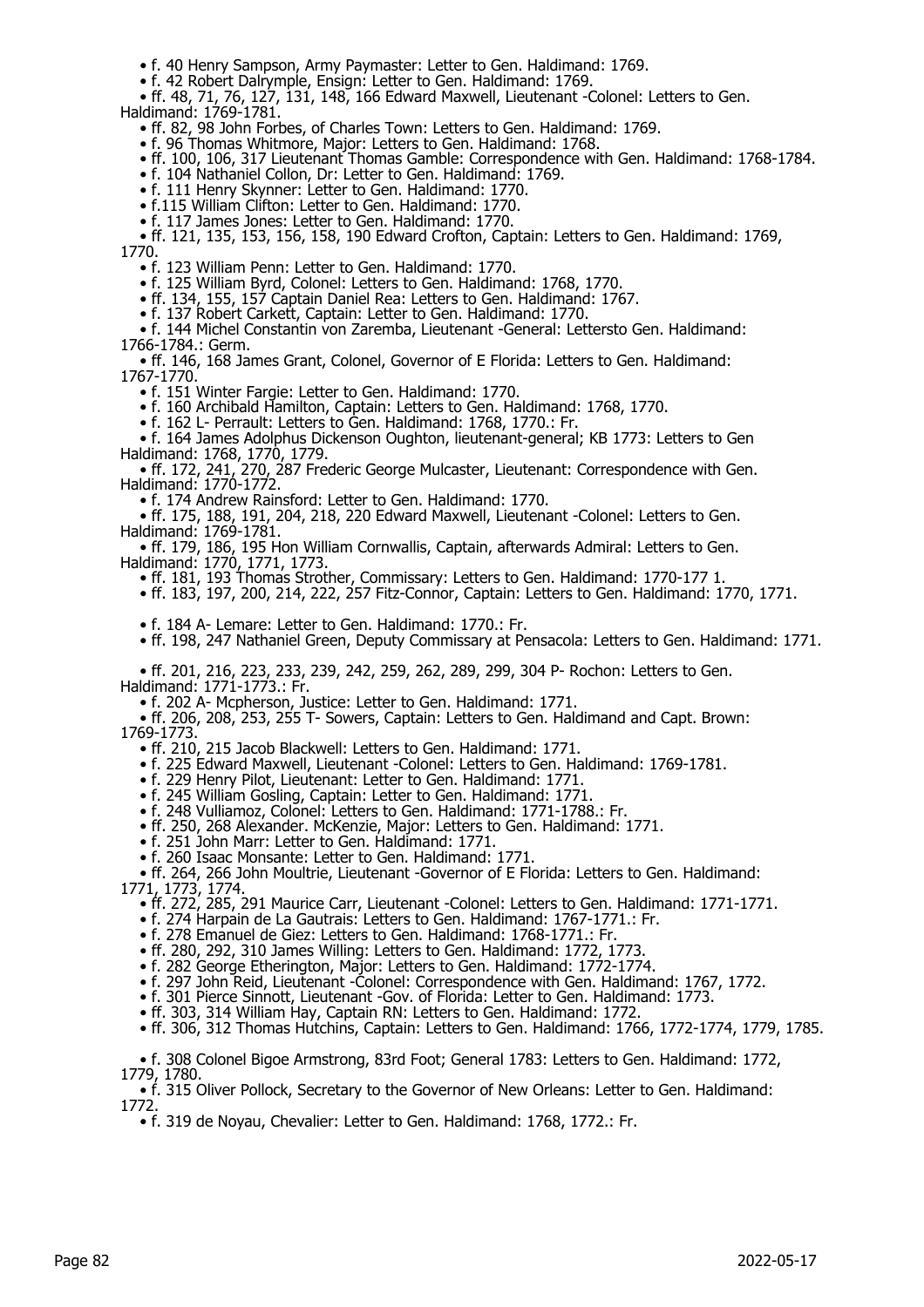- f. 40 Henry Sampson, Army Paymaster: Letter to Gen. Haldimand: 1769.
- f. 42 Robert Dalrymple, Ensign: Letter to Gen. Haldimand: 1769.
- ff. 48, 71, 76, 127, 131, 148, 166 Edward Maxwell, Lieutenant -Colonel: Letters to Gen. Haldimand: 1769-1781.
- ff. 82, 98 John Forbes, of Charles Town: Letters to Gen. Haldimand: 1769.
- f. 96 Thomas Whitmore, Major: Letters to Gen. Haldimand: 1768.
- ff. 100, 106, 317 Lieutenant Thomas Gamble: Correspondence with Gen. Haldimand: 1768-1784.
- f. 104 Nathaniel Collon, Dr: Letter to Gen. Haldimand: 1769.
- f. 111 Henry Skynner: Letter to Gen. Haldimand: 1770.
- f.115 William Clifton: Letter to Gen. Haldimand: 1770.
- f. 117 James Jones: Letter to Gen. Haldimand: 1770.
- ff. 121, 135, 153, 156, 158, 190 Edward Crofton, Captain: Letters to Gen. Haldimand: 1769, 1770.
- f. 123 William Penn: Letter to Gen. Haldimand: 1770.
- f. 125 William Byrd, Colonel: Letters to Gen. Haldimand: 1768, 1770.
- ff. 134, 155, 157 Captain Daniel Rea: Letters to Gen. Haldimand: 1767.
- f. 137 Robert Carkett, Captain: Letter to Gen. Haldimand: 1770.
- f. 144 Michel Constantin von Zaremba, Lieutenant -General: Lettersto Gen. Haldimand: 1766-1784.: Germ.
- ff. 146, 168 James Grant, Colonel, Governor of E Florida: Letters to Gen. Haldimand: 1767-1770.
- f. 151 Winter Fargie: Letter to Gen. Haldimand: 1770.
- f. 160 Archibald Hamilton, Captain: Letters to Gen. Haldimand: 1768, 1770.
- f. 162 L- Perrault: Letters to Gen. Haldimand: 1768, 1770.: Fr.
- f. 164 James Adolphus Dickenson Oughton, lieutenant-general; KB 1773: Letters to Gen Haldimand: 1768, 1770, 1779.
- ff. 172, 241, 270, 287 Frederic George Mulcaster, Lieutenant: Correspondence with Gen. Haldimand: 1770-1772.
- f. 174 Andrew Rainsford: Letter to Gen. Haldimand: 1770.
- ff. 175, 188, 191, 204, 218, 220 Edward Maxwell, Lieutenant -Colonel: Letters to Gen. Haldimand: 1769-1781.
- ff. 179, 186, 195 Hon William Cornwallis, Captain, afterwards Admiral: Letters to Gen. Haldimand: 1770, 1771, 1773.
- ff. 181, 193 Thomas Strother, Commissary: Letters to Gen. Haldimand: 1770-177 1.
- ff. 183, 197, 200, 214, 222, 257 Fitz-Connor, Captain: Letters to Gen. Haldimand: 1770, 1771.
- f. 184 A- Lemare: Letter to Gen. Haldimand: 1770.: Fr.
- ff. 198, 247 Nathaniel Green, Deputy Commissary at Pensacola: Letters to Gen. Haldimand: 1771.
- ff. 201, 216, 223, 233, 239, 242, 259, 262, 289, 299, 304 P- Rochon: Letters to Gen. Haldimand: 1771-1773.: Fr.
- f. 202 A- Mcpherson, Justice: Letter to Gen. Haldimand: 1771.
- ff. 206, 208, 253, 255 T- Sowers, Captain: Letters to Gen. Haldimand and Capt. Brown: 1769-1773.
- ff. 210, 215 Jacob Blackwell: Letters to Gen. Haldimand: 1771.
- f. 225 Edward Maxwell, Lieutenant -Colonel: Letters to Gen. Haldimand: 1769-1781.
- f. 229 Henry Pilot, Lieutenant: Letter to Gen. Haldimand: 1771.
- f. 245 William Gosling, Captain: Letter to Gen. Haldimand: 1771.
- f. 248 Vulliamoz, Colonel: Letters to Gen. Haldimand: 1771-1788.: Fr.
- ff. 250, 268 Alexander. McKenzie, Major: Letters to Gen. Haldimand: 1771.
- f. 251 John Marr: Letter to Gen. Haldimand: 1771.
- f. 260 Isaac Monsante: Letter to Gen. Haldimand: 1771.
- ff. 264, 266 John Moultrie, Lieutenant -Governor of E Florida: Letters to Gen. Haldimand: 1771, 1773, 1774.
- ff. 272, 285, 291 Maurice Carr, Lieutenant -Colonel: Letters to Gen. Haldimand: 1771-1771.
- f. 274 Harpain de La Gautrais: Letters to Gen. Haldimand: 1767-1771.: Fr.
- f. 278 Emanuel de Giez: Letters to Gen. Haldimand: 1768-1771.: Fr.
- ff. 280, 292, 310 James Willing: Letters to Gen. Haldimand: 1772, 1773.
- f. 282 George Etherington, Major: Letters to Gen. Haldimand: 1772-1774.
- f. 297 John Reid, Lieutenant -Colonel: Correspondence with Gen. Haldimand: 1767, 1772.
- f. 301 Pierce Sinnott, Lieutenant -Gov. of Florida: Letter to Gen. Haldimand: 1773.
- ff. 303, 314 William Hay, Captain RN: Letters to Gen. Haldimand: 1772.
- ff. 306, 312 Thomas Hutchins, Captain: Letters to Gen. Haldimand: 1766, 1772-1774, 1779, 1785.
- f. 308 Colonel Bigoe Armstrong, 83rd Foot; General 1783: Letters to Gen. Haldimand: 1772, 1779, 1780.
- f. 315 Oliver Pollock, Secretary to the Governor of New Orleans: Letter to Gen. Haldimand: 1772.
- f. 319 de Noyau, Chevalier: Letter to Gen. Haldimand: 1768, 1772.: Fr.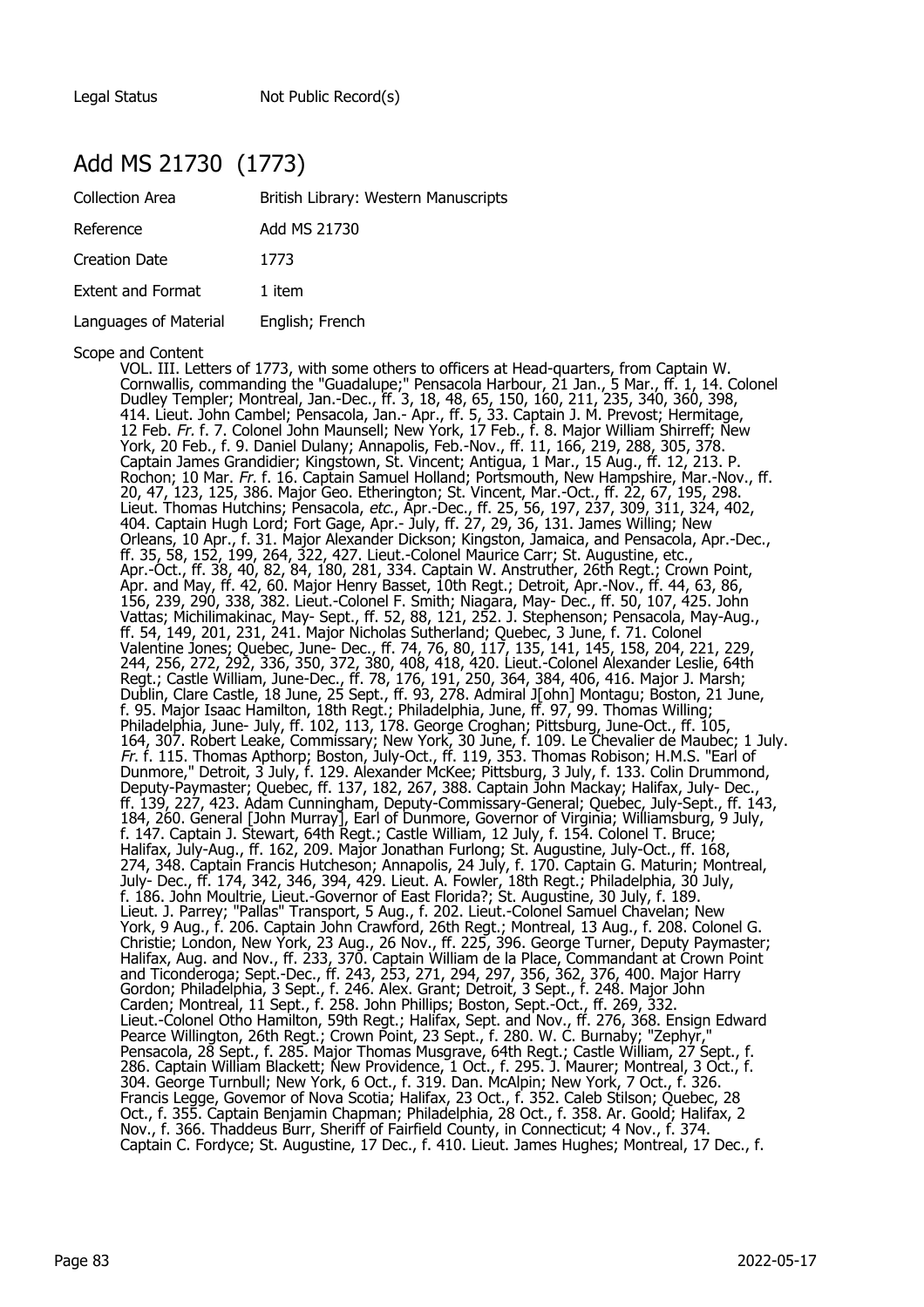| Legal Status | Not Public Record(s) |
|---|---|

## Add MS 21730 (1773)

| Collection Area | British Library: Western Manuscripts |
|---|---|
| Reference | Add MS 21730 |
| Creation Date | 1773 |
| Extent and Format | 1 item |
| Languages of Material | English; French |

Scope and Content

VOL. III. Letters of 1773, with some others to officers at Head-quarters, from Captain W. Cornwallis, commanding the "Guadalupe;" Pensacola Harbour, 21 Jan., 5 Mar., ff. 1, 14. Colonel Dudley Templer; Montreal, Jan.-Dec., ff. 3, 18, 48, 65, 150, 160, 211, 235, 340, 360, 398, 414. Lieut. John Cambel; Pensacola, Jan.- Apr., ff. 5, 33. Captain J. M. Prevost; Hermitage, 12 Feb. *Fr.* f. 7. Colonel John Maunsell; New York, 17 Feb., f. 8. Major William Shirreff; New York, 20 Feb., f. 9. Daniel Dulany; Annapolis, Feb.-Nov., ff. 11, 166, 219, 288, 305, 378. Captain James Grandidier; Kingstown, St. Vincent; Antigua, 1 Mar., 15 Aug., ff. 12, 213. P. Rochon; 10 Mar. *Fr.* f. 16. Captain Samuel Holland; Portsmouth, New Hampshire, Mar.-Nov., ff. 20, 47, 123, 125, 386. Major Geo. Etherington; St. Vincent, Mar.-Oct., ff. 22, 67, 195, 298. Lieut. Thomas Hutchins; Pensacola, *etc.*, Apr.-Dec., ff. 25, 56, 197, 237, 309, 311, 324, 402, 404. Captain Hugh Lord; Fort Gage, Apr.- July, ff. 27, 29, 36, 131. James Willing; New Orleans, 10 Apr., f. 31. Major Alexander Dickson; Kingston, Jamaica, and Pensacola, Apr.-Dec., ff. 35, 58, 152, 199, 264, 322, 427. Lieut.-Colonel Maurice Carr; St. Augustine, etc., Apr.-Oct., ff. 38, 40, 82, 84, 180, 281, 334. Captain W. Anstruther, 26th Regt.; Crown Point, Apr. and May, ff. 42, 60. Major Henry Basset, 10th Regt.; Detroit, Apr.-Nov., ff. 44, 63, 86, 156, 239, 290, 338, 382. Lieut.-Colonel F. Smith; Niagara, May- Dec., ff. 50, 107, 425. John Vattas; Michilimakinac, May- Sept., ff. 52, 88, 121, 252. J. Stephenson; Pensacola, May-Aug., ff. 54, 149, 201, 231, 241. Major Nicholas Sutherland; Quebec, 3 June, f. 71. Colonel Valentine Jones; Quebec, June- Dec., ff. 74, 76, 80, 117, 135, 141, 145, 158, 204, 221, 229, 244, 256, 272, 292, 336, 350, 372, 380, 408, 418, 420. Lieut.-Colonel Alexander Leslie, 64th Regt.; Castle William, June-Dec., ff. 78, 176, 191, 250, 364, 384, 406, 416. Major J. Marsh; Dublin, Clare Castle, 18 June, 25 Sept., ff. 93, 278. Admiral J[ohn] Montagu; Boston, 21 June, f. 95. Major Isaac Hamilton, 18th Regt.; Philadelphia, June, ff. 97, 99. Thomas Willing; Philadelphia, June- July, ff. 102, 113, 178. George Croghan; Pittsburg, June-Oct., ff. 105, 164, 307. Robert Leake, Commissary; New York, 30 June, f. 109. Le Chevalier de Maubec; 1 July. *Fr.* f. 115. Thomas Apthorp; Boston, July-Oct., ff. 119, 353. Thomas Robison; H.M.S. "Earl of Dunmore," Detroit, 3 July, f. 129. Alexander McKee; Pittsburg, 3 July, f. 133. Colin Drummond, Deputy-Paymaster; Quebec, ff. 137, 182, 267, 388. Captain John Mackay; Halifax, July- Dec., ff. 139, 227, 423. Adam Cunningham, Deputy-Commissary-General; Quebec, July-Sept., ff. 143, 184, 260. General [John Murray], Earl of Dunmore, Governor of Virginia; Williamsburg, 9 July, f. 147. Captain J. Stewart, 64th Regt.; Castle William, 12 July, f. 154. Colonel T. Bruce; Halifax, July-Aug., ff. 162, 209. Major Jonathan Furlong; St. Augustine, July-Oct., ff. 168, 274, 348. Captain Francis Hutcheson; Annapolis, 24 July, f. 170. Captain G. Maturin; Montreal, July- Dec., ff. 174, 342, 346, 394, 429. Lieut. A. Fowler, 18th Regt.; Philadelphia, 30 July, f. 186. John Moultrie, Lieut.-Governor of East Florida?; St. Augustine, 30 July, f. 189. Lieut. J. Parrey; "Pallas" Transport, 5 Aug., f. 202. Lieut.-Colonel Samuel Chavelan; New York, 9 Aug., f. 206. Captain John Crawford, 26th Regt.; Montreal, 13 Aug., f. 208. Colonel G. Christie; London, New York, 23 Aug., 26 Nov., ff. 225, 396. George Turner, Deputy Paymaster; Halifax, Aug. and Nov., ff. 233, 370. Captain William de la Place, Commandant at Crown Point and Ticonderoga; Sept.-Dec., ff. 243, 253, 271, 294, 297, 356, 362, 376, 400. Major Harry Gordon; Philadelphia, 3 Sept., f. 246. Alex. Grant; Detroit, 3 Sept., f. 248. Major John Carden; Montreal, 11 Sept., f. 258. John Phillips; Boston, Sept.-Oct., ff. 269, 332. Lieut.-Colonel Otho Hamilton, 59th Regt.; Halifax, Sept. and Nov., ff. 276, 368. Ensign Edward Pearce Willington, 26th Regt.; Crown Point, 23 Sept., f. 280. W. C. Burnaby; "Zephyr," Pensacola, 28 Sept., f. 285. Major Thomas Musgrave, 64th Regt.; Castle William, 27 Sept., f. 286. Captain William Blackett; New Providence, 1 Oct., f. 295. J. Maurer; Montreal, 3 Oct., f. 304. George Turnbull; New York, 6 Oct., f. 319. Dan. McAlpin; New York, 7 Oct., f. 326. Francis Legge, Governor of Nova Scotia; Halifax, 23 Oct., f. 352. Caleb Stilson; Quebec, 28 Oct., f. 355. Captain Benjamin Chapman; Philadelphia, 28 Oct., f. 358. Ar. Goold; Halifax, 2 Nov., f. 366. Thaddeus Burr, Sheriff of Fairfield County, in Connecticut; 4 Nov., f. 374. Captain C. Fordyce; St. Augustine, 17 Dec., f. 410. Lieut. James Hughes; Montreal, 17 Dec., f.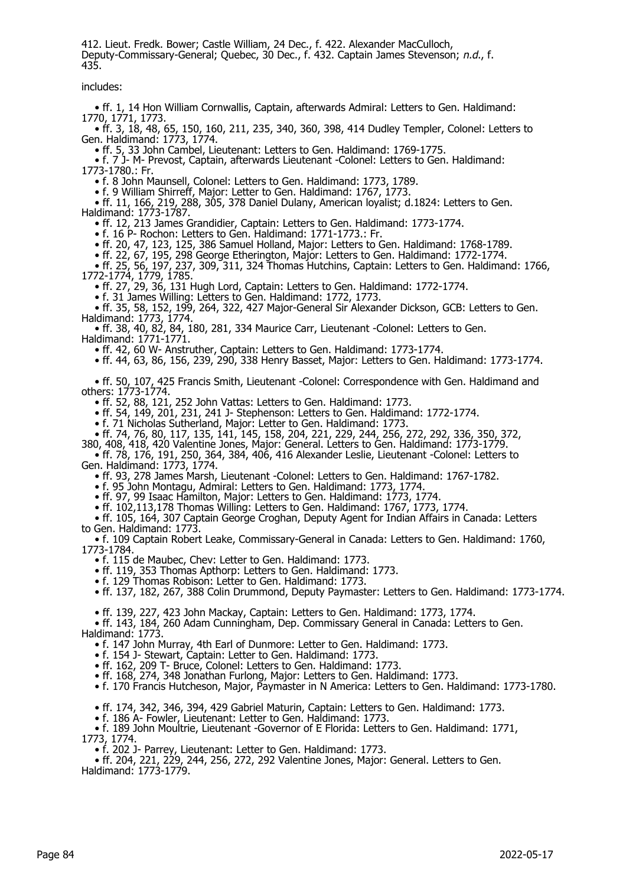412. Lieut. Fredk. Bower; Castle William, 24 Dec., f. 422. Alexander MacCulloch, Deputy-Commissary-General; Quebec, 30 Dec., f. 432. Captain James Stevenson; *n.d.*, f. 435.

includes:

- ff. 1, 14 Hon William Cornwallis, Captain, afterwards Admiral: Letters to Gen. Haldimand: 1770, 1771, 1773.
- ff. 3, 18, 48, 65, 150, 160, 211, 235, 340, 360, 398, 414 Dudley Templer, Colonel: Letters to Gen. Haldimand: 1773, 1774.
- ff. 5, 33 John Cambel, Lieutenant: Letters to Gen. Haldimand: 1769-1775.
- f. 7 J- M- Prevost, Captain, afterwards Lieutenant -Colonel: Letters to Gen. Haldimand: 1773-1780.: Fr.
- f. 8 John Maunsell, Colonel: Letters to Gen. Haldimand: 1773, 1789.
- f. 9 William Shirreff, Major: Letter to Gen. Haldimand: 1767, 1773.
- ff. 11, 166, 219, 288, 305, 378 Daniel Dulany, American loyalist; d.1824: Letters to Gen. Haldimand: 1773-1787.
- ff. 12, 213 James Grandidier, Captain: Letters to Gen. Haldimand: 1773-1774.
- f. 16 P- Rochon: Letters to Gen. Haldimand: 1771-1773.: Fr.
- ff. 20, 47, 123, 125, 386 Samuel Holland, Major: Letters to Gen. Haldimand: 1768-1789.
- ff. 22, 67, 195, 298 George Etherington, Major: Letters to Gen. Haldimand: 1772-1774.
- ff. 25, 56, 197, 237, 309, 311, 324 Thomas Hutchins, Captain: Letters to Gen. Haldimand: 1766, 1772-1774, 1779, 1785.
- ff. 27, 29, 36, 131 Hugh Lord, Captain: Letters to Gen. Haldimand: 1772-1774.
- f. 31 James Willing: Letters to Gen. Haldimand: 1772, 1773.
- ff. 35, 58, 152, 199, 264, 322, 427 Major-General Sir Alexander Dickson, GCB: Letters to Gen. Haldimand: 1773, 1774.
- ff. 38, 40, 82, 84, 180, 281, 334 Maurice Carr, Lieutenant -Colonel: Letters to Gen. Haldimand: 1771-1771.
- ff. 42, 60 W- Anstruther, Captain: Letters to Gen. Haldimand: 1773-1774.
- ff. 44, 63, 86, 156, 239, 290, 338 Henry Basset, Major: Letters to Gen. Haldimand: 1773-1774.
- ff. 50, 107, 425 Francis Smith, Lieutenant -Colonel: Correspondence with Gen. Haldimand and others: 1773-1774.
- ff. 52, 88, 121, 252 John Vattas: Letters to Gen. Haldimand: 1773.
- ff. 54, 149, 201, 231, 241 J- Stephenson: Letters to Gen. Haldimand: 1772-1774.
- f. 71 Nicholas Sutherland, Major: Letter to Gen. Haldimand: 1773.
- ff. 74, 76, 80, 117, 135, 141, 145, 158, 204, 221, 229, 244, 256, 272, 292, 336, 350, 372, 380, 408, 418, 420 Valentine Jones, Major: General. Letters to Gen. Haldimand: 1773-1779.
- ff. 78, 176, 191, 250, 364, 384, 406, 416 Alexander Leslie, Lieutenant -Colonel: Letters to Gen. Haldimand: 1773, 1774.
- ff. 93, 278 James Marsh, Lieutenant -Colonel: Letters to Gen. Haldimand: 1767-1782.
- f. 95 John Montagu, Admiral: Letters to Gen. Haldimand: 1773, 1774.
- ff. 97, 99 Isaac Hamilton, Major: Letters to Gen. Haldimand: 1773, 1774.
- ff. 102,113,178 Thomas Willing: Letters to Gen. Haldimand: 1767, 1773, 1774.
- ff. 105, 164, 307 Captain George Croghan, Deputy Agent for Indian Affairs in Canada: Letters to Gen. Haldimand: 1773.
- f. 109 Captain Robert Leake, Commissary-General in Canada: Letters to Gen. Haldimand: 1760, 1773-1784.
- f. 115 de Maubec, Chev: Letter to Gen. Haldimand: 1773.
- ff. 119, 353 Thomas Apthorp: Letters to Gen. Haldimand: 1773.
- f. 129 Thomas Robison: Letter to Gen. Haldimand: 1773.
- ff. 137, 182, 267, 388 Colin Drummond, Deputy Paymaster: Letters to Gen. Haldimand: 1773-1774.
- ff. 139, 227, 423 John Mackay, Captain: Letters to Gen. Haldimand: 1773, 1774.
- ff. 143, 184, 260 Adam Cunningham, Dep. Commissary General in Canada: Letters to Gen. Haldimand: 1773.
- f. 147 John Murray, 4th Earl of Dunmore: Letter to Gen. Haldimand: 1773.
- f. 154 J- Stewart, Captain: Letter to Gen. Haldimand: 1773.
- ff. 162, 209 T- Bruce, Colonel: Letters to Gen. Haldimand: 1773.
- ff. 168, 274, 348 Jonathan Furlong, Major: Letters to Gen. Haldimand: 1773.
- f. 170 Francis Hutcheson, Major, Paymaster in N America: Letters to Gen. Haldimand: 1773-1780.
- ff. 174, 342, 346, 394, 429 Gabriel Maturin, Captain: Letters to Gen. Haldimand: 1773.
- f. 186 A- Fowler, Lieutenant: Letter to Gen. Haldimand: 1773.
- f. 189 John Moultrie, Lieutenant -Governor of E Florida: Letters to Gen. Haldimand: 1771, 1773, 1774.
- f. 202 J- Parrey, Lieutenant: Letter to Gen. Haldimand: 1773.
- ff. 204, 221, 229, 244, 256, 272, 292 Valentine Jones, Major: General. Letters to Gen. Haldimand: 1773-1779.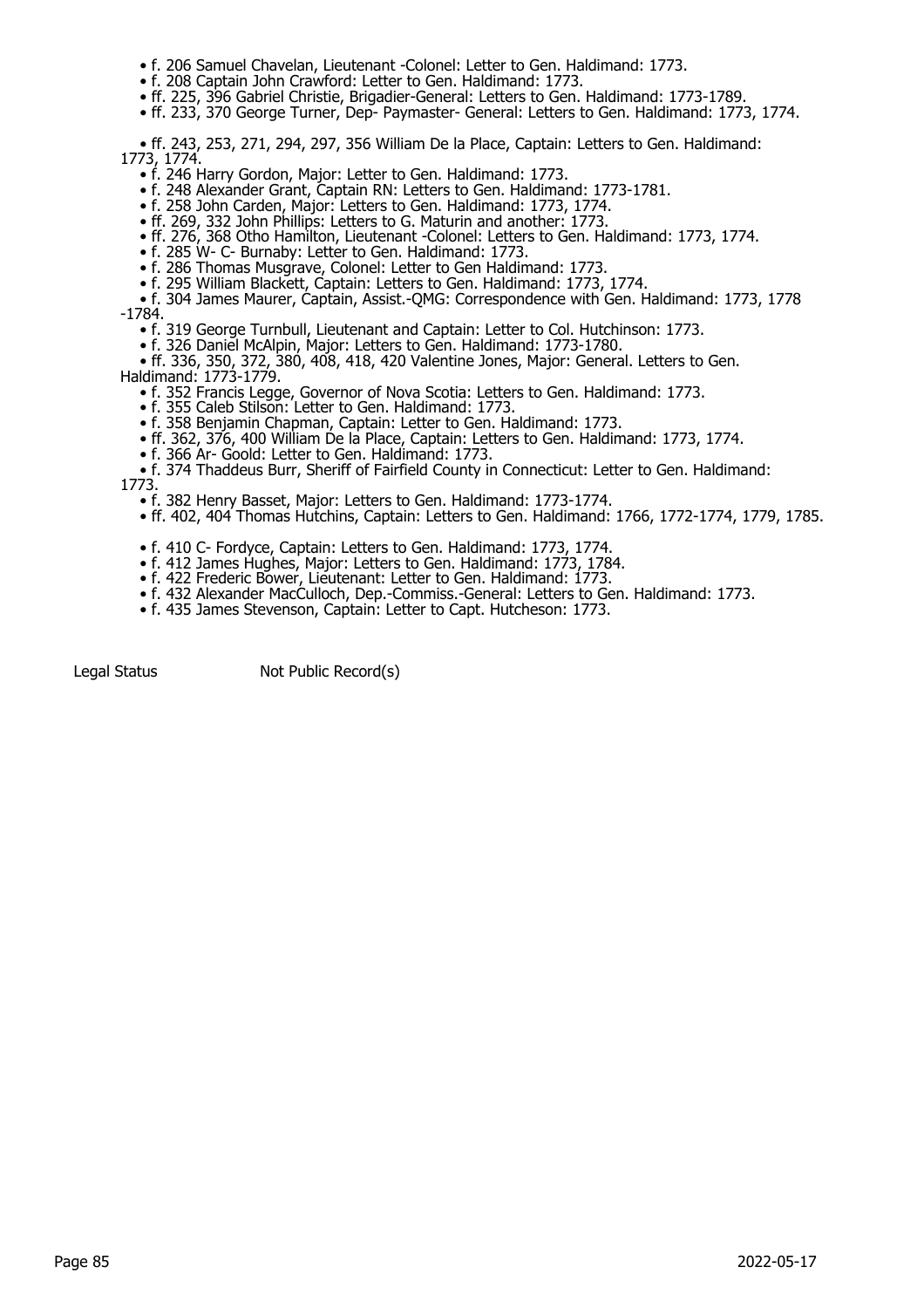- f. 206 Samuel Chavelan, Lieutenant -Colonel: Letter to Gen. Haldimand: 1773.
- f. 208 Captain John Crawford: Letter to Gen. Haldimand: 1773.
- ff. 225, 396 Gabriel Christie, Brigadier-General: Letters to Gen. Haldimand: 1773-1789.
- ff. 233, 370 George Turner, Dep- Paymaster- General: Letters to Gen. Haldimand: 1773, 1774.
- ff. 243, 253, 271, 294, 297, 356 William De la Place, Captain: Letters to Gen. Haldimand: 1773, 1774.
- f. 246 Harry Gordon, Major: Letter to Gen. Haldimand: 1773.
- f. 248 Alexander Grant, Captain RN: Letters to Gen. Haldimand: 1773-1781.
- f. 258 John Carden, Major: Letters to Gen. Haldimand: 1773, 1774.
- ff. 269, 332 John Phillips: Letters to G. Maturin and another: 1773.
- ff. 276, 368 Otho Hamilton, Lieutenant -Colonel: Letters to Gen. Haldimand: 1773, 1774.
- f. 285 W- C- Burnaby: Letter to Gen. Haldimand: 1773.
- f. 286 Thomas Musgrave, Colonel: Letter to Gen Haldimand: 1773.
- f. 295 William Blackett, Captain: Letters to Gen. Haldimand: 1773, 1774.
- f. 304 James Maurer, Captain, Assist.-QMG: Correspondence with Gen. Haldimand: 1773, 1778 -1784.
- f. 319 George Turnbull, Lieutenant and Captain: Letter to Col. Hutchinson: 1773.
- f. 326 Daniel McAlpin, Major: Letters to Gen. Haldimand: 1773-1780.
- ff. 336, 350, 372, 380, 408, 418, 420 Valentine Jones, Major: General. Letters to Gen. Haldimand: 1773-1779.
- f. 352 Francis Legge, Governor of Nova Scotia: Letters to Gen. Haldimand: 1773.
- f. 355 Caleb Stilson: Letter to Gen. Haldimand: 1773.
- f. 358 Benjamin Chapman, Captain: Letter to Gen. Haldimand: 1773.
- ff. 362, 376, 400 William De la Place, Captain: Letters to Gen. Haldimand: 1773, 1774.
- f. 366 Ar- Goold: Letter to Gen. Haldimand: 1773.
- f. 374 Thaddeus Burr, Sheriff of Fairfield County in Connecticut: Letter to Gen. Haldimand: 1773.
- f. 382 Henry Basset, Major: Letters to Gen. Haldimand: 1773-1774.
- ff. 402, 404 Thomas Hutchins, Captain: Letters to Gen. Haldimand: 1766, 1772-1774, 1779, 1785.
- f. 410 C- Fordyce, Captain: Letters to Gen. Haldimand: 1773, 1774.
- f. 412 James Hughes, Major: Letters to Gen. Haldimand: 1773, 1784.
- f. 422 Frederic Bower, Lieutenant: Letter to Gen. Haldimand: 1773.
- f. 432 Alexander MacCulloch, Dep.-Commiss.-General: Letters to Gen. Haldimand: 1773.
- f. 435 James Stevenson, Captain: Letter to Capt. Hutcheson: 1773.

Legal Status Not Public Record(s)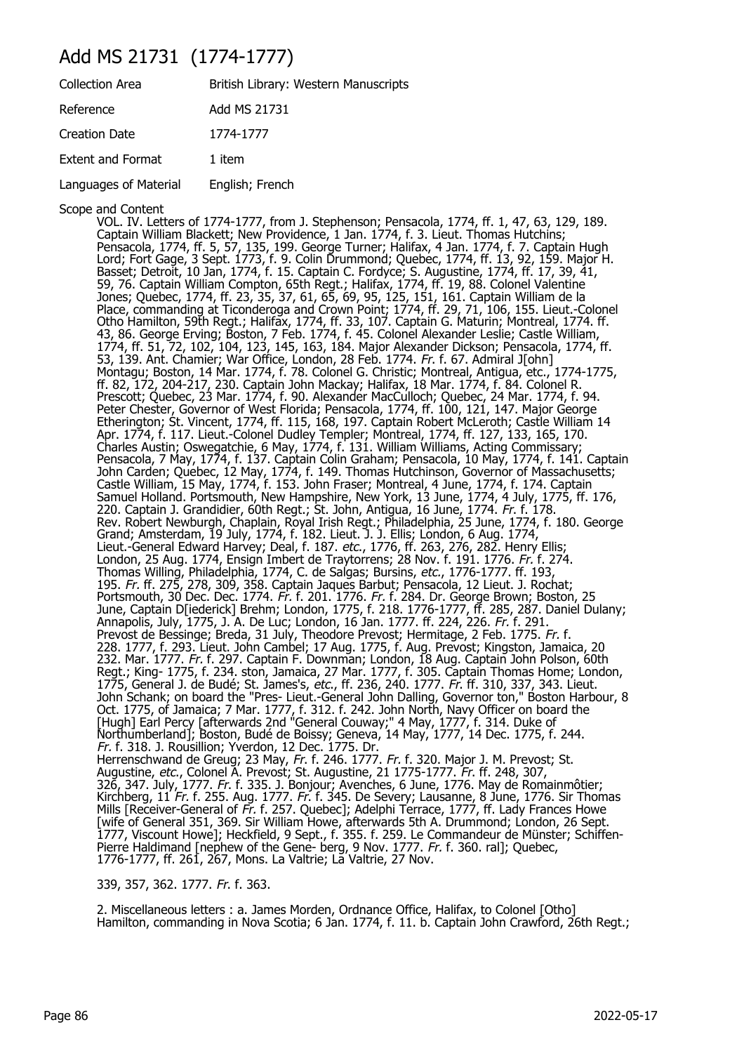# Add MS 21731 (1774-1777)

| Collection Area | British Library: Western Manuscripts |
|---|---|
| Reference | Add MS 21731 |
| Creation Date | 1774-1777 |
| Extent and Format | 1 item |
| Languages of Material | English; French |

Scope and Content

VOL. IV. Letters of 1774-1777, from J. Stephenson; Pensacola, 1774, ff. 1, 47, 63, 129, 189. Captain William Blackett; New Providence, 1 Jan. 1774, f. 3. Lieut. Thomas Hutchins; Pensacola, 1774, ff. 5, 57, 135, 199. George Turner; Halifax, 4 Jan. 1774, f. 7. Captain Hugh Lord; Fort Gage, 3 Sept. 1773, f. 9. Colin Drummond; Quebec, 1774, ff. 13, 92, 159. Major H. Basset; Detroit, 10 Jan, 1774, f. 15. Captain C. Fordyce; S. Augustine, 1774, ff. 17, 39, 41, 59, 76. Captain William Compton, 65th Regt.; Halifax, 1774, ff. 19, 88. Colonel Valentine Jones; Quebec, 1774, ff. 23, 35, 37, 61, 65, 69, 95, 125, 151, 161. Captain William de la Place, commanding at Ticonderoga and Crown Point; 1774, ff. 29, 71, 106, 155. Lieut.-Colonel Otho Hamilton, 59th Regt.; Halifax, 1774, ff. 33, 107. Captain G. Maturin; Montreal, 1774. ff. 43, 86. George Erving; Boston, 7 Feb. 1774, f. 45. Colonel Alexander Leslie; Castle William, 1774, ff. 51, 72, 102, 104, 123, 145, 163, 184. Major Alexander Dickson; Pensacola, 1774, ff. 53, 139. Ant. Chamier; War Office, London, 28 Feb. 1774. *Fr.* f. 67. Admiral J[ohn] Montagu; Boston, 14 Mar. 1774, f. 78. Colonel G. Christie; Montreal, Antigua, etc., 1774-1775, ff. 82, 172, 204-217, 230. Captain John Mackay; Halifax, 18 Mar. 1774, f. 84. Colonel R. Prescott; Quebec, 23 Mar. 1774, f. 90. Alexander MacCulloch; Quebec, 24 Mar. 1774, f. 94. Peter Chester, Governor of West Florida; Pensacola, 1774, ff. 100, 121, 147. Major George Etherington; St. Vincent, 1774, ff. 115, 168, 197. Captain Robert McLeroth; Castle William 14 Apr. 1774, f. 117. Lieut.-Colonel Dudley Templer; Montreal, 1774, ff. 127, 133, 165, 170. Charles Austin; Oswegatchie, 6 May, 1774, f. 131. William Williams, Acting Commissary; Pensacola, 7 May, 1774, f. 137. Captain Colin Graham; Pensacola, 10 May, 1774, f. 141. Captain John Carden; Quebec, 12 May, 1774, f. 149. Thomas Hutchinson, Governor of Massachusetts; Castle William, 15 May, 1774, f. 153. John Fraser; Montreal, 4 June, 1774, f. 174. Captain Samuel Holland. Portsmouth, New Hampshire, New York, 13 June, 1774, 4 July, 1775, ff. 176, 220. Captain J. Grandidier, 60th Regt.; St. John, Antigua, 16 June, 1774. *Fr.* f. 178. Rev. Robert Newburgh, Chaplain, Royal Irish Regt.; Philadelphia, 25 June, 1774, f. 180. George Grand; Amsterdam, 19 July, 1774, f. 182. Lieut. J. J. Ellis; London, 6 Aug. 1774, Lieut.-General Edward Harvey; Deal, f. 187. *etc.*, 1776, ff. 263, 276, 282. Henry Ellis; London, 25 Aug. 1774, Ensign Imbert de Traytorrens; 28 Nov. f. 191. 1776. *Fr.* f. 274. Thomas Willing, Philadelphia, 1774, C. de Salgas; Bursins, *etc.*, 1776-1777. ff. 193, 195. *Fr.* ff. 275, 278, 309, 358. Captain Jaques Barbut; Pensacola, 12 Lieut. J. Rochat; Portsmouth, 30 Dec. Dec. 1774. *Fr.* f. 201. 1776. *Fr.* f. 284. Dr. George Brown; Boston, 25 June, Captain D[iederick] Brehm; London, 1775, f. 218. 1776-1777, ff. 285, 287. Daniel Dulany; Annapolis, July, 1775, J. A. De Luc; London, 16 Jan. 1777. ff. 224, 226. *Fr.* f. 291. Prevost de Bessinge; Breda, 31 July, Theodore Prevost; Hermitage, 2 Feb. 1775. *Fr.* f. 228. 1777, f. 293. Lieut. John Cambel; 17 Aug. 1775, f. Aug. Prevost; Kingston, Jamaica, 20 232. Mar. 1777. *Fr.* f. 297. Captain F. Downman; London, 18 Aug. Captain John Polson, 60th Regt.; King- 1775, f. 234. ston, Jamaica, 27 Mar. 1777, f. 305. Captain Thomas Home; London, 1775, General J. de Budé; St. James's, *etc.*, ff. 236, 240. 1777. *Fr.* ff. 310, 337, 343. Lieut. John Schank; on board the "Pres- Lieut.-General John Dalling, Governor ton," Boston Harbour, 8 Oct. 1775, of Jamaica; 7 Mar. 1777, f. 312. f. 242. John North, Navy Officer on board the [Hugh] Earl Percy [afterwards 2nd "General Couway;" 4 May, 1777, f. 314. Duke of Northumberland]; Boston, Budé de Boissy; Geneva, 14 May, 1777, 14 Dec. 1775, f. 244. *Fr.* f. 318. J. Rousillion; Yverdon, 12 Dec. 1775. Dr. Herrenschwand de Greug; 23 May, *Fr.* f. 246. 1777. *Fr.* f. 320. Major J. M. Prevost; St. Augustine, *etc.*, Colonel A. Prevost; St. Augustine, 21 1775-1777. *Fr.* ff. 248, 307, 326, 347. July, 1777. *Fr.* f. 335. J. Bonjour; Avenches, 6 June, 1776. May de Romainmôtier; Kirchberg, 11 *Fr.* f. 255. Aug. 1777. *Fr.* f. 345. De Severy; Lausanne, 8 June, 1776. Sir Thomas Mills [Receiver-General of *Fr.* f. 257. Quebec]; Adelphi Terrace, 1777, ff. Lady Frances Howe [wife of General 351, 369. Sir William Howe, afterwards 5th A. Drummond; London, 26 Sept. 1777, Viscount Howe]; Heckfield, 9 Sept., f. 355. f. 259. Le Commandeur de Münster; Schiffen- Pierre Haldimand [nephew of the Gene- berg, 9 Nov. 1777. *Fr.* f. 360. ral]; Quebec, 1776-1777, ff. 261, 267, Mons. La Valtrie; La Valtrie, 27 Nov.

339, 357, 362. 1777. *Fr.* f. 363.

2. Miscellaneous letters : a. James Morden, Ordnance Office, Halifax, to Colonel [Otho] Hamilton, commanding in Nova Scotia; 6 Jan. 1774, f. 11. b. Captain John Crawford, 26th Regt.;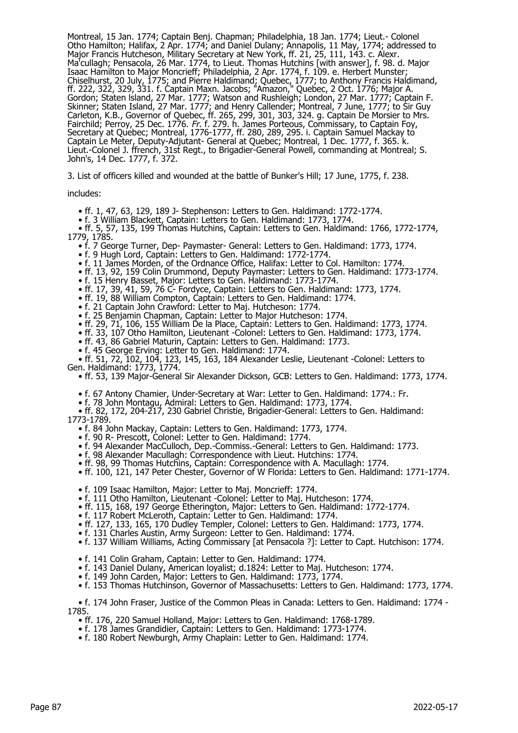Montreal, 15 Jan. 1774; Captain Benj. Chapman; Philadelphia, 18 Jan. 1774; Lieut.- Colonel Otho Hamilton; Halifax, 2 Apr. 1774; and Daniel Dulany; Annapolis, 11 May, 1774; addressed to Major Francis Hutcheson, Military Secretary at New York, ff. 21, 25, 111, 143. c. Alexr. Ma'cullagh; Pensacola, 26 Mar. 1774, to Lieut. Thomas Hutchins [with answer], f. 98. d. Major Isaac Hamilton to Major Moncrieff; Philadelphia, 2 Apr. 1774, f. 109. e. Herbert Munster; Chiselhurst, 20 July, 1775; and Pierre Haldimand; Quebec, 1777; to Anthony Francis Haldimand, ff. 222, 322, 329, 331. f. Captain Maxn. Jacobs; "Amazon," Quebec, 2 Oct. 1776; Major A. Gordon; Staten Island, 27 Mar. 1777; Watson and Rushleigh; London, 27 Mar. 1777; Captain F. Skinner; Staten Island, 27 Mar. 1777; and Henry Callender; Montreal, 7 June, 1777; to Sir Guy Carleton, K.B., Governor of Quebec, ff. 265, 299, 301, 303, 324. g. Captain De Morsier to Mrs. Fairchild; Perroy, 25 Dec. 1776. *Fr*. f. 279. h. James Porteous, Commissary, to Captain Foy, Secretary at Quebec; Montreal, 1776-1777, ff. 280, 289, 295. i. Captain Samuel Mackay to Captain Le Meter, Deputy-Adjutant- General at Quebec; Montreal, 1 Dec. 1777, f. 365. k. Lieut.-Colonel J. ffrench, 31st Regt., to Brigadier-General Powell, commanding at Montreal; S. John's, 14 Dec. 1777, f. 372.

3. List of officers killed and wounded at the battle of Bunker's Hill; 17 June, 1775, f. 238.

includes:

- ff. 1, 47, 63, 129, 189 J- Stephenson: Letters to Gen. Haldimand: 1772-1774.
- f. 3 William Blackett, Captain: Letters to Gen. Haldimand: 1773, 1774.
- ff. 5, 57, 135, 199 Thomas Hutchins, Captain: Letters to Gen. Haldimand: 1766, 1772-1774, 1779, 1785.
- f. 7 George Turner, Dep- Paymaster- General: Letters to Gen. Haldimand: 1773, 1774.
- f. 9 Hugh Lord, Captain: Letters to Gen. Haldimand: 1772-1774.
- f. 11 James Morden, of the Ordnance Office, Halifax: Letter to Col. Hamilton: 1774.
- ff. 13, 92, 159 Colin Drummond, Deputy Paymaster: Letters to Gen. Haldimand: 1773-1774.
- f. 15 Henry Basset, Major: Letters to Gen. Haldimand: 1773-1774.
- ff. 17, 39, 41, 59, 76 C- Fordyce, Captain: Letters to Gen. Haldimand: 1773, 1774.
- ff. 19, 88 William Compton, Captain: Letters to Gen. Haldimand: 1774.
- f. 21 Captain John Crawford: Letter to Maj. Hutcheson: 1774.
- f. 25 Benjamin Chapman, Captain: Letter to Major Hutcheson: 1774.
- ff. 29, 71, 106, 155 William De la Place, Captain: Letters to Gen. Haldimand: 1773, 1774.
- ff. 33, 107 Otho Hamilton, Lieutenant -Colonel: Letters to Gen. Haldimand: 1773, 1774.
- ff. 43, 86 Gabriel Maturin, Captain: Letters to Gen. Haldimand: 1773.
- f. 45 George Erving: Letter to Gen. Haldimand: 1774.
- ff. 51, 72, 102, 104, 123, 145, 163, 184 Alexander Leslie, Lieutenant -Colonel: Letters to Gen. Haldimand: 1773, 1774.
- ff. 53, 139 Major-General Sir Alexander Dickson, GCB: Letters to Gen. Haldimand: 1773, 1774.
- f. 67 Antony Chamier, Under-Secretary at War: Letter to Gen. Haldimand: 1774.: Fr.
- f. 78 John Montagu, Admiral: Letters to Gen. Haldimand: 1773, 1774.
- ff. 82, 172, 204-217, 230 Gabriel Christie, Brigadier-General: Letters to Gen. Haldimand: 1773-1789.
- f. 84 John Mackay, Captain: Letters to Gen. Haldimand: 1773, 1774.
- f. 90 R- Prescott, Colonel: Letter to Gen. Haldimand: 1774.
- f. 94 Alexander MacCulloch, Dep.-Commiss.-General: Letters to Gen. Haldimand: 1773.
- f. 98 Alexander Macullagh: Correspondence with Lieut. Hutchins: 1774.
- ff. 98, 99 Thomas Hutchins, Captain: Correspondence with A. Macullagh: 1774.
- ff. 100, 121, 147 Peter Chester, Governor of W Florida: Letters to Gen. Haldimand: 1771-1774.
- f. 109 Isaac Hamilton, Major: Letter to Maj. Moncrieff: 1774.
- f. 111 Otho Hamilton, Lieutenant -Colonel: Letter to Maj. Hutcheson: 1774.
- ff. 115, 168, 197 George Etherington, Major: Letters to Gen. Haldimand: 1772-1774.
- f. 117 Robert McLeroth, Captain: Letter to Gen. Haldimand: 1774.
- ff. 127, 133, 165, 170 Dudley Templer, Colonel: Letters to Gen. Haldimand: 1773, 1774.
- f. 131 Charles Austin, Army Surgeon: Letter to Gen. Haldimand: 1774.
- f. 137 William Williams, Acting Commissary [at Pensacola ?]: Letter to Capt. Hutchison: 1774.
- f. 141 Colin Graham, Captain: Letter to Gen. Haldimand: 1774.
- f. 143 Daniel Dulany, American loyalist; d.1824: Letter to Maj. Hutcheson: 1774.
- f. 149 John Carden, Major: Letters to Gen. Haldimand: 1773, 1774.
- f. 153 Thomas Hutchinson, Governor of Massachusetts: Letters to Gen. Haldimand: 1773, 1774.
- f. 174 John Fraser, Justice of the Common Pleas in Canada: Letters to Gen. Haldimand: 1774 - 1785.
- ff. 176, 220 Samuel Holland, Major: Letters to Gen. Haldimand: 1768-1789.
- f. 178 James Grandidier, Captain: Letters to Gen. Haldimand: 1773-1774.
- f. 180 Robert Newburgh, Army Chaplain: Letter to Gen. Haldimand: 1774.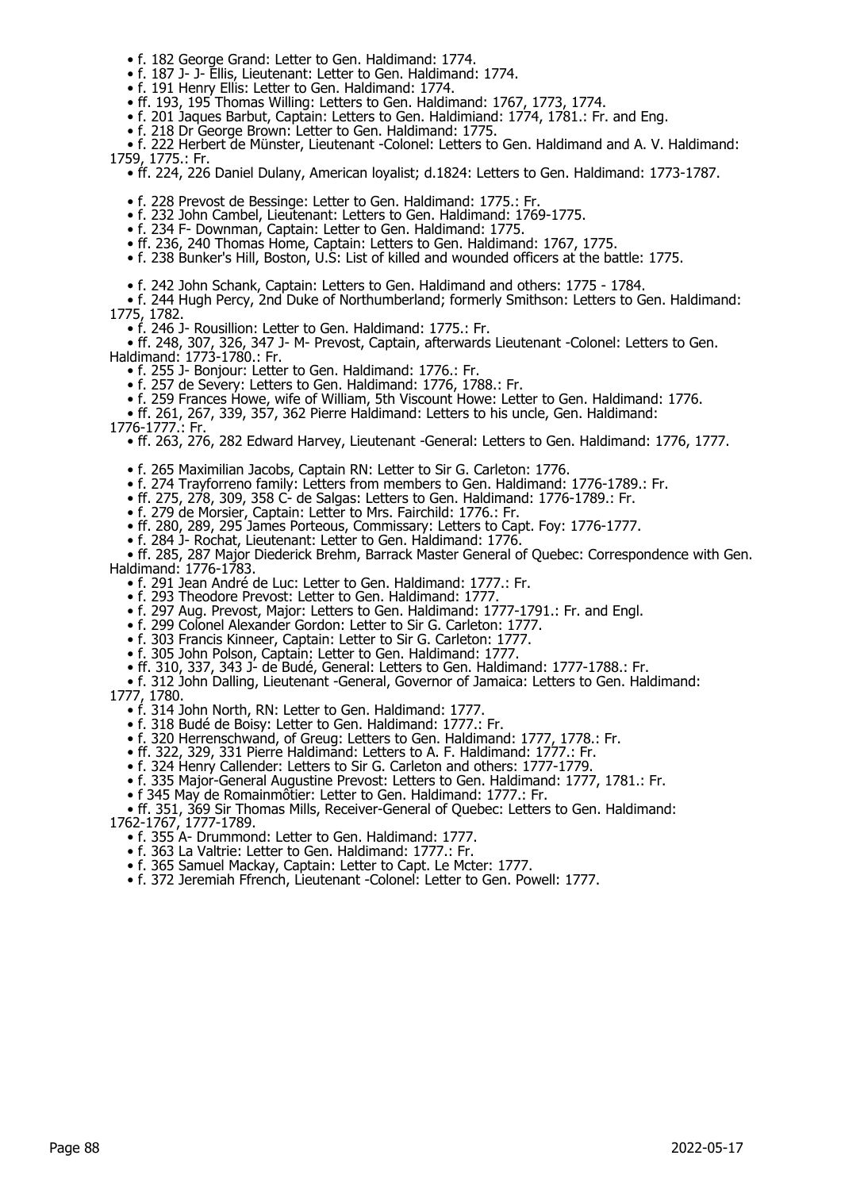- f. 182 George Grand: Letter to Gen. Haldimand: 1774.
- f. 187 J- J- Ellis, Lieutenant: Letter to Gen. Haldimand: 1774.
- f. 191 Henry Ellis: Letter to Gen. Haldimand: 1774.
- ff. 193, 195 Thomas Willing: Letters to Gen. Haldimand: 1767, 1773, 1774.
- f. 201 Jaques Barbut, Captain: Letters to Gen. Haldimiand: 1774, 1781.: Fr. and Eng.
- f. 218 Dr George Brown: Letter to Gen. Haldimand: 1775.
- f. 222 Herbert de Münster, Lieutenant -Colonel: Letters to Gen. Haldimand and A. V. Haldimand: 1759, 1775.: Fr.
- ff. 224, 226 Daniel Dulany, American loyalist; d.1824: Letters to Gen. Haldimand: 1773-1787.
- f. 228 Prevost de Bessinge: Letter to Gen. Haldimand: 1775.: Fr.
- f. 232 John Cambel, Lieutenant: Letters to Gen. Haldimand: 1769-1775.
- f. 234 F- Downman, Captain: Letter to Gen. Haldimand: 1775.
- ff. 236, 240 Thomas Home, Captain: Letters to Gen. Haldimand: 1767, 1775.
- f. 238 Bunker's Hill, Boston, U.S: List of killed and wounded officers at the battle: 1775.
- f. 242 John Schank, Captain: Letters to Gen. Haldimand and others: 1775 - 1784.
- f. 244 Hugh Percy, 2nd Duke of Northumberland; formerly Smithson: Letters to Gen. Haldimand: 1775, 1782.
- f. 246 J- Rousillion: Letter to Gen. Haldimand: 1775.: Fr.
- ff. 248, 307, 326, 347 J- M- Prevost, Captain, afterwards Lieutenant -Colonel: Letters to Gen. Haldimand: 1773-1780.: Fr.
- f. 255 J- Bonjour: Letter to Gen. Haldimand: 1776.: Fr.
- f. 257 de Severy: Letters to Gen. Haldimand: 1776, 1788.: Fr.
- f. 259 Frances Howe, wife of William, 5th Viscount Howe: Letter to Gen. Haldimand: 1776.
- ff. 261, 267, 339, 357, 362 Pierre Haldimand: Letters to his uncle, Gen. Haldimand: 1776-1777.: Fr.
- ff. 263, 276, 282 Edward Harvey, Lieutenant -General: Letters to Gen. Haldimand: 1776, 1777.
- f. 265 Maximilian Jacobs, Captain RN: Letter to Sir G. Carleton: 1776.
- f. 274 Trayforreno family: Letters from members to Gen. Haldimand: 1776-1789.: Fr.
- ff. 275, 278, 309, 358 C- de Salgas: Letters to Gen. Haldimand: 1776-1789.: Fr.
- f. 279 de Morsier, Captain: Letter to Mrs. Fairchild: 1776.: Fr.
- ff. 280, 289, 295 James Porteous, Commissary: Letters to Capt. Foy: 1776-1777.
- f. 284 J- Rochat, Lieutenant: Letter to Gen. Haldimand: 1776.
- ff. 285, 287 Major Diederick Brehm, Barrack Master General of Quebec: Correspondence with Gen. Haldimand: 1776-1783.
- f. 291 Jean André de Luc: Letter to Gen. Haldimand: 1777.: Fr.
- f. 293 Theodore Prevost: Letter to Gen. Haldimand: 1777.
- f. 297 Aug. Prevost, Major: Letters to Gen. Haldimand: 1777-1791.: Fr. and Engl.
- f. 299 Colonel Alexander Gordon: Letter to Sir G. Carleton: 1777.
- f. 303 Francis Kinneer, Captain: Letter to Sir G. Carleton: 1777.
- f. 305 John Polson, Captain: Letter to Gen. Haldimand: 1777.
- ff. 310, 337, 343 J- de Budé, General: Letters to Gen. Haldimand: 1777-1788.: Fr.
- f. 312 John Dalling, Lieutenant -General, Governor of Jamaica: Letters to Gen. Haldimand: 1777, 1780.
- f. 314 John North, RN: Letter to Gen. Haldimand: 1777.
- f. 318 Budé de Boisy: Letter to Gen. Haldimand: 1777.: Fr.
- f. 320 Herrenschwand, of Greug: Letters to Gen. Haldimand: 1777, 1778.: Fr.
- ff. 322, 329, 331 Pierre Haldimand: Letters to A. F. Haldimand: 1777.: Fr.
- f. 324 Henry Callender: Letters to Sir G. Carleton and others: 1777-1779.
- f. 335 Major-General Augustine Prevost: Letters to Gen. Haldimand: 1777, 1781.: Fr.
- f 345 May de Romainmôtier: Letter to Gen. Haldimand: 1777.: Fr.
- ff. 351, 369 Sir Thomas Mills, Receiver-General of Quebec: Letters to Gen. Haldimand: 1762-1767, 1777-1789.
- f. 355 A- Drummond: Letter to Gen. Haldimand: 1777.
- f. 363 La Valtrie: Letter to Gen. Haldimand: 1777.: Fr.
- f. 365 Samuel Mackay, Captain: Letter to Capt. Le Mcter: 1777.
- f. 372 Jeremiah Ffrench, Lieutenant -Colonel: Letter to Gen. Powell: 1777.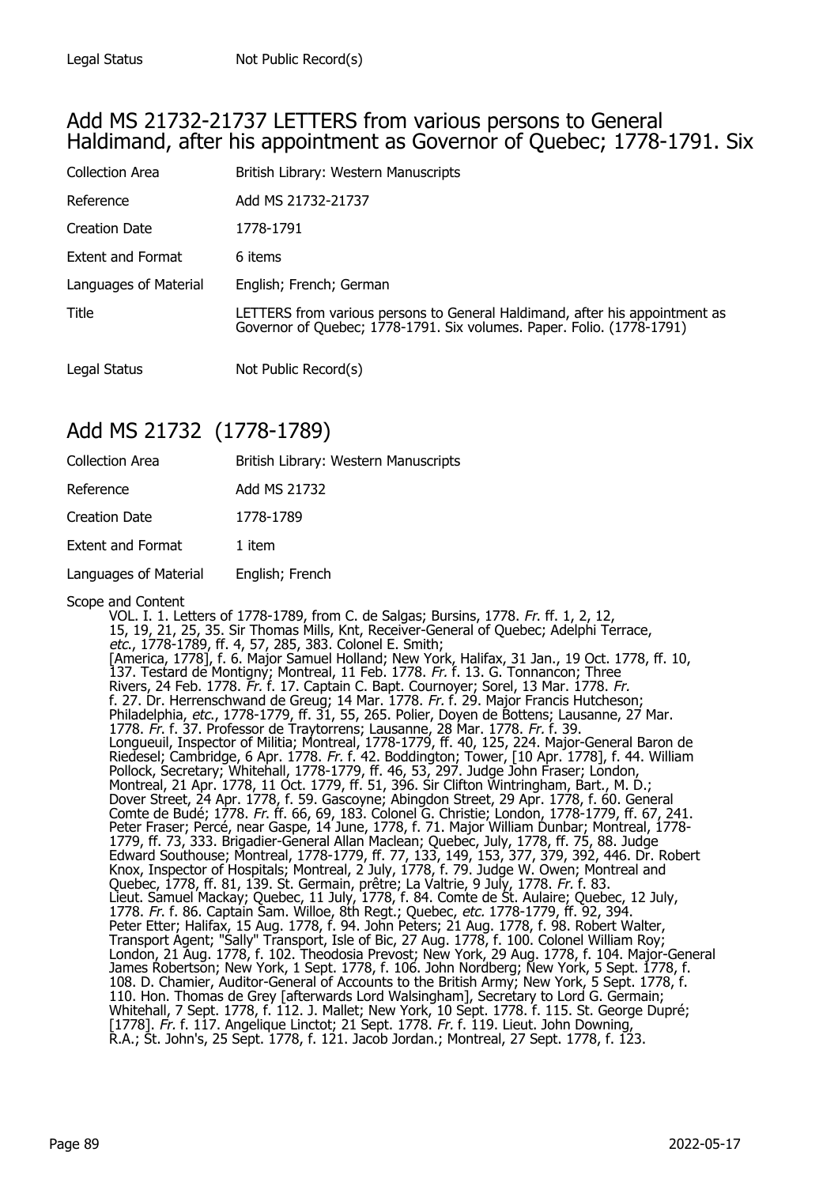| Legal Status | Not Public Record(s) |
| --- | --- |

## Add MS 21732-21737 LETTERS from various persons to General Haldimand, after his appointment as Governor of Quebec; 1778-1791. Six

| Collection Area | British Library: Western Manuscripts |
| --- | --- |
| Reference | Add MS 21732-21737 |
| Creation Date | 1778-1791 |
| Extent and Format | 6 items |
| Languages of Material | English; French; German |
| Title | LETTERS from various persons to General Haldimand, after his appointment as Governor of Quebec; 1778-1791. Six volumes. Paper. Folio. (1778-1791) |
| Legal Status | Not Public Record(s) |

## Add MS 21732 (1778-1789)

| Collection Area | British Library: Western Manuscripts |
| --- | --- |
| Reference | Add MS 21732 |
| Creation Date | 1778-1789 |
| Extent and Format | 1 item |
| Languages of Material | English; French |

Scope and Content

VOL. I. 1. Letters of 1778-1789, from C. de Salgas; Bursins, 1778. *Fr.* ff. 1, 2, 12, 15, 19, 21, 25, 35. Sir Thomas Mills, Knt, Receiver-General of Quebec; Adelphi Terrace, *etc.*, 1778-1789, ff. 4, 57, 285, 383. Colonel E. Smith; [America, 1778], f. 6. Major Samuel Holland; New York, Halifax, 31 Jan., 19 Oct. 1778, ff. 10, 137. Testard de Montigny; Montreal, 11 Feb. 1778. *Fr.* f. 13. G. Tonnancon; Three Rivers, 24 Feb. 1778. *Fr.* f. 17. Captain C. Bapt. Cournoyer; Sorel, 13 Mar. 1778. *Fr.* f. 27. Dr. Herrenschwand de Greug; 14 Mar. 1778. *Fr.* f. 29. Major Francis Hutcheson; Philadelphia, *etc.*, 1778-1779, ff. 31, 55, 265. Polier, Doyen de Bottens; Lausanne, 27 Mar. 1778. *Fr.* f. 37. Professor de Traytorrens; Lausanne, 28 Mar. 1778. *Fr.* f. 39. Longueuil, Inspector of Militia; Montreal, 1778-1779, ff. 40, 125, 224. Major-General Baron de Riedesel; Cambridge, 6 Apr. 1778. *Fr.* f. 42. Boddington; Tower, [10 Apr. 1778], f. 44. William Pollock, Secretary; Whitehall, 1778-1779, ff. 46, 53, 297. Judge John Fraser; London, Montreal, 21 Apr. 1778, 11 Oct. 1779, ff. 51, 396. Sir Clifton Wintringham, Bart., M. D.; Dover Street, 24 Apr. 1778, f. 59. Gascoyne; Abingdon Street, 29 Apr. 1778, f. 60. General Comte de Budé; 1778. *Fr.* ff. 66, 69, 183. Colonel G. Christie; London, 1778-1779, ff. 67, 241. Peter Fraser; Percé, near Gaspe, 14 June, 1778, f. 71. Major William Dunbar; Montreal, 1778-1779, ff. 73, 333. Brigadier-General Allan Maclean; Quebec, July, 1778, ff. 75, 88. Judge Edward Southouse; Montreal, 1778-1779, ff. 77, 133, 149, 153, 377, 379, 392, 446. Dr. Robert Knox, Inspector of Hospitals; Montreal, 2 July, 1778, f. 79. Judge W. Owen; Montreal and Quebec, 1778, ff. 81, 139. St. Germain, prêtre; La Valtrie, 9 July, 1778. *Fr.* f. 83. Lieut. Samuel Mackay; Quebec, 11 July, 1778, f. 84. Comte de St. Aulaire; Quebec, 12 July, 1778. *Fr.* f. 86. Captain Sam. Willoe, 8th Regt.; Quebec, *etc.* 1778-1779, ff. 92, 394. Peter Etter; Halifax, 15 Aug. 1778, f. 94. John Peters; 21 Aug. 1778, f. 98. Robert Walter, Transport Agent; "Sally" Transport, Isle of Bic, 27 Aug. 1778, f. 100. Colonel William Roy; London, 21 Aug. 1778, f. 102. Theodosia Prevost; New York, 29 Aug. 1778, f. 104. Major-General James Robertson; New York, 1 Sept. 1778, f. 106. John Nordberg; New York, 5 Sept. 1778, f. 108. D. Chamier, Auditor-General of Accounts to the British Army; New York, 5 Sept. 1778, f. 110. Hon. Thomas de Grey [afterwards Lord Walsingham], Secretary to Lord G. Germain; Whitehall, 7 Sept. 1778, f. 112. J. Mallet; New York, 10 Sept. 1778. f. 115. St. George Dupré; [1778]. *Fr.* f. 117. Angelique Linctot; 21 Sept. 1778. *Fr.* f. 119. Lieut. John Downing, R.A.; St. John's, 25 Sept. 1778, f. 121. Jacob Jordan.; Montreal, 27 Sept. 1778, f. 123.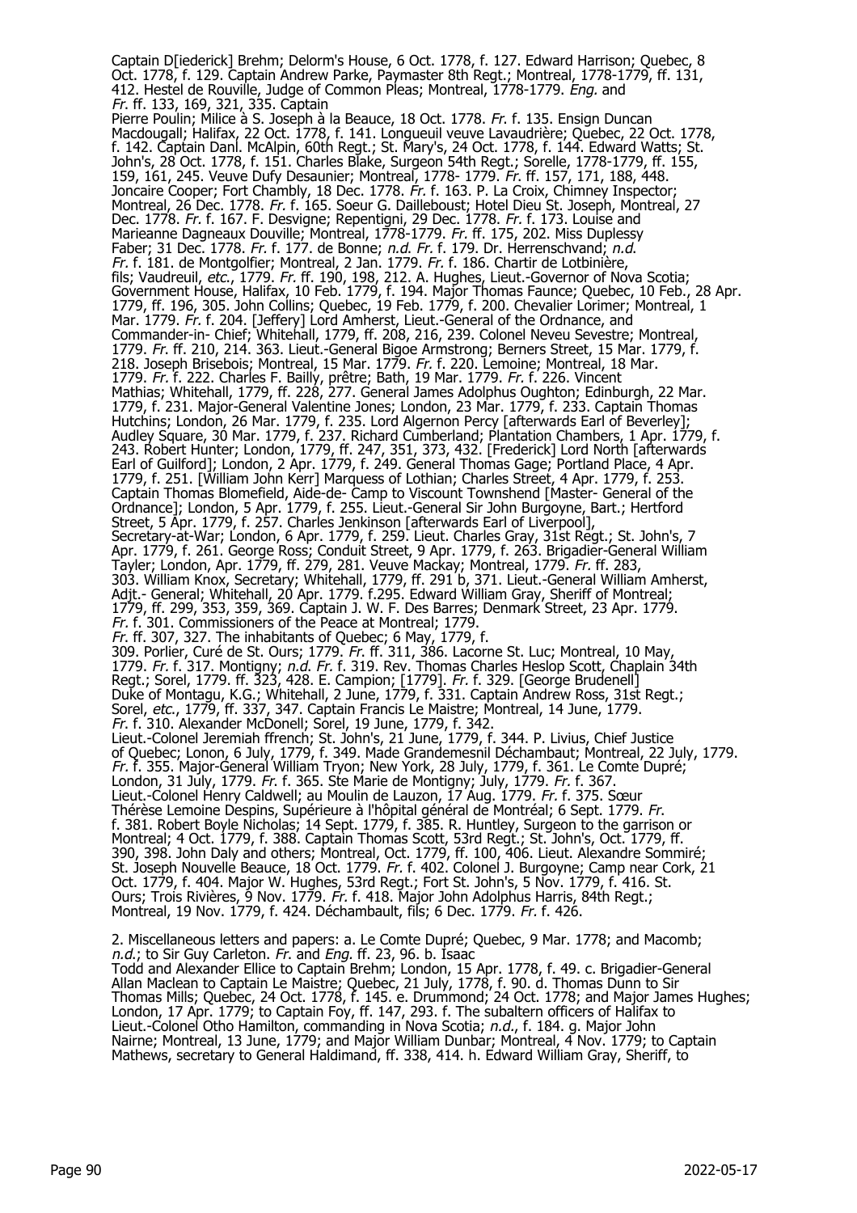Captain D[iederick] Brehm; Delorm's House, 6 Oct. 1778, f. 127. Edward Harrison; Quebec, 8 Oct. 1778, f. 129. Captain Andrew Parke, Paymaster 8th Regt.; Montreal, 1778-1779, ff. 131, 412. Hestel de Rouville, Judge of Common Pleas; Montreal, 1778-1779. *Eng.* and *Fr.* ff. 133, 169, 321, 335. Captain Pierre Poulin; Milice à S. Joseph à la Beauce, 18 Oct. 1778. *Fr.* f. 135. Ensign Duncan Macdougall; Halifax, 22 Oct. 1778, f. 141. Longueuil veuve Lavaudrière; Quebec, 22 Oct. 1778, f. 142. Captain Danl. McAlpin, 60th Regt.; St. Mary's, 24 Oct. 1778, f. 144. Edward Watts; St. John's, 28 Oct. 1778, f. 151. Charles Blake, Surgeon 54th Regt.; Sorelle, 1778-1779, ff. 155, 159, 161, 245. Veuve Dufy Desaunier; Montreal, 1778- 1779. *Fr.* ff. 157, 171, 188, 448. Joncaire Cooper; Fort Chambly, 18 Dec. 1778. *Fr.* f. 163. P. La Croix, Chimney Inspector; Montreal, 26 Dec. 1778. *Fr.* f. 165. Soeur G. Daillebout; Hotel Dieu St. Joseph, Montreal, 27 Dec. 1778. *Fr.* f. 167. F. Desvigne; Repentigni, 29 Dec. 1778. *Fr.* f. 173. Louise and Marieanne Dagneaux Douville; Montreal, 1778-1779. *Fr.* ff. 175, 202. Miss Duplessy Faber; 31 Dec. 1778. *Fr.* f. 177. de Bonne; *n.d. Fr.* f. 179. Dr. Herrenschvand; *n.d. Fr.* f. 181. de Montgolfier; Montreal, 2 Jan. 1779. *Fr.* f. 186. Chartir de Lotbinière, fils; Vaudreuil, *etc.*, 1779. *Fr.* ff. 190, 198, 212. A. Hughes, Lieut.-Governor of Nova Scotia; Government House, Halifax, 10 Feb. 1779, f. 194. Major Thomas Faunce; Quebec, 10 Feb., 28 Apr. 1779, ff. 196, 305. John Collins; Quebec, 19 Feb. 1779, f. 200. Chevalier Lorimer; Montreal, 1 Mar. 1779. *Fr.* f. 204. [Jeffery] Lord Amherst, Lieut.-General of the Ordnance, and Commander-in- Chief; Whitehall, 1779, ff. 208, 216, 239. Colonel Neveu Sevestre; Montreal, 1779. *Fr.* ff. 210, 214. 363. Lieut.-General Bigoe Armstrong; Berners Street, 15 Mar. 1779, f. 218. Joseph Brisebois; Montreal, 15 Mar. 1779. *Fr.* f. 220. Lemoine; Montreal, 18 Mar. 1779. *Fr.* f. 222. Charles F. Bailly, prêtre; Bath, 19 Mar. 1779. *Fr.* f. 226. Vincent Mathias; Whitehall, 1779, ff. 228, 277. General James Adolphus Oughton; Edinburgh, 22 Mar. 1779, f. 231. Major-General Valentine Jones; London, 23 Mar. 1779, f. 233. Captain Thomas Hutchins; London, 26 Mar. 1779, f. 235. Lord Algernon Percy [afterwards Earl of Beverley]; Audley Square, 30 Mar. 1779, f. 237. Richard Cumberland; Plantation Chambers, 1 Apr. 1779, f. 243. Robert Hunter; London, 1779, ff. 247, 351, 373, 432. [Frederick] Lord North [afterwards Earl of Guilford]; London, 2 Apr. 1779, f. 249. General Thomas Gage; Portland Place, 4 Apr. 1779, f. 251. [William John Kerr] Marquess of Lothian; Charles Street, 4 Apr. 1779, f. 253. Captain Thomas Blomefield, Aide-de- Camp to Viscount Townshend [Master- General of the Ordnance]; London, 5 Apr. 1779, f. 255. Lieut.-General Sir John Burgoyne, Bart.; Hertford Street, 5 Apr. 1779, f. 257. Charles Jenkinson [afterwards Earl of Liverpool], Secretary-at-War; London, 6 Apr. 1779, f. 259. Lieut. Charles Gray, 31st Regt.; St. John's, 7 Apr. 1779, f. 261. George Ross; Conduit Street, 9 Apr. 1779, f. 263. Brigadier-General William Tayler; London, Apr. 1779, ff. 279, 281. Veuve Mackay; Montreal, 1779. *Fr.* ff. 283, 303. William Knox, Secretary; Whitehall, 1779, ff. 291 b, 371. Lieut.-General William Amherst, Adjt.- General; Whitehall, 20 Apr. 1779. f.295. Edward William Gray, Sheriff of Montreal; 1779, ff. 299, 353, 359, 369. Captain J. W. F. Des Barres; Denmark Street, 23 Apr. 1779. *Fr.* f. 301. Commissioners of the Peace at Montreal; 1779. *Fr.* ff. 307, 327. The inhabitants of Quebec; 6 May, 1779, f. 309. Porlier, Curé de St. Ours; 1779. *Fr.* ff. 311, 386. Lacorne St. Luc; Montreal, 10 May, 1779. *Fr.* f. 317. Montigny; *n.d. Fr.* f. 319. Rev. Thomas Charles Heslop Scott, Chaplain 34th Regt.; Sorel, 1779. ff. 323, 428. E. Campion; [1779]. *Fr.* f. 329. [George Brudenell] Duke of Montagu, K.G.; Whitehall, 2 June, 1779, f. 331. Captain Andrew Ross, 31st Regt.; Sorel, *etc.*, 1779, ff. 337, 347. Captain Francis Le Maistre; Montreal, 14 June, 1779. *Fr.* f. 310. Alexander McDonell; Sorel, 19 June, 1779, f. 342. Lieut.-Colonel Jeremiah ffrench; St. John's, 21 June, 1779, f. 344. P. Livius, Chief Justice of Quebec; Lonon, 6 July, 1779, f. 349. Made Grandemesnil Déchambaut; Montreal, 22 July, 1779. *Fr.* f. 355. Major-General William Tryon; New York, 28 July, 1779, f. 361. Le Comte Dupré; London, 31 July, 1779. *Fr.* f. 365. Ste Marie de Montigny; July, 1779. *Fr.* f. 367. Lieut.-Colonel Henry Caldwell; au Moulin de Lauzon, 17 Aug. 1779. *Fr.* f. 375. Sœur Thérèse Lemoine Despins, Supérieure à l'hôpital général de Montréal; 6 Sept. 1779. *Fr.* f. 381. Robert Boyle Nicholas; 14 Sept. 1779, f. 385. R. Huntley, Surgeon to the garrison or Montreal; 4 Oct. 1779, f. 388. Captain Thomas Scott, 53rd Regt.; St. John's, Oct. 1779, ff. 390, 398. John Daly and others; Montreal, Oct. 1779, ff. 100, 406. Lieut. Alexandre Sommiré; St. Joseph Nouvelle Beauce, 18 Oct. 1779. *Fr.* f. 402. Colonel J. Burgoyne; Camp near Cork, 21 Oct. 1779, f. 404. Major W. Hughes, 53rd Regt.; Fort St. John's, 5 Nov. 1779, f. 416. St. Ours; Trois Rivières, 9 Nov. 1779. *Fr.* f. 418. Major John Adolphus Harris, 84th Regt.; Montreal, 19 Nov. 1779, f. 424. Déchambault, fils; 6 Dec. 1779. *Fr.* f. 426.

2. Miscellaneous letters and papers: a. Le Comte Dupré; Quebec, 9 Mar. 1778; and Macomb; *n.d.*; to Sir Guy Carleton. *Fr.* and *Eng.* ff. 23, 96. b. Isaac Todd and Alexander Ellice to Captain Brehm; London, 15 Apr. 1778, f. 49. c. Brigadier-General Allan Maclean to Captain Le Maistre; Quebec, 21 July, 1778, f. 90. d. Thomas Dunn to Sir Thomas Mills; Quebec, 24 Oct. 1778, f. 145. e. Drummond; 24 Oct. 1778; and Major James Hughes; London, 17 Apr. 1779; to Captain Foy, ff. 147, 293. f. The subaltern officers of Halifax to Lieut.-Colonel Otho Hamilton, commanding in Nova Scotia; *n.d.*, f. 184. g. Major John Nairne; Montreal, 13 June, 1779; and Major William Dunbar; Montreal, 4 Nov. 1779; to Captain Mathews, secretary to General Haldimand, ff. 338, 414. h. Edward William Gray, Sheriff, to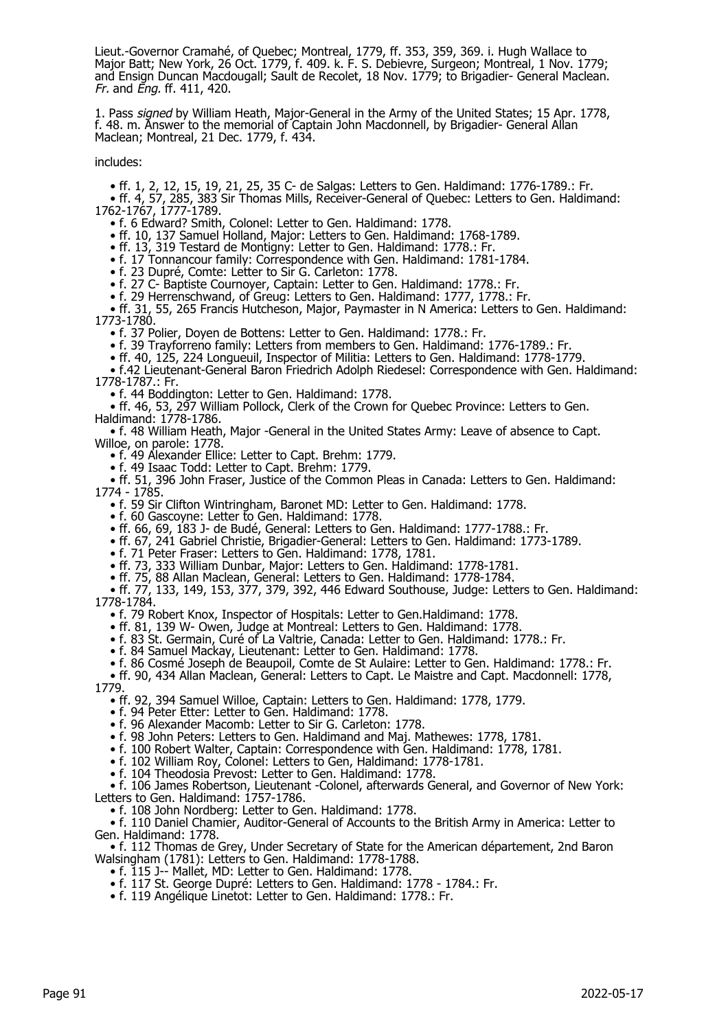Lieut.-Governor Cramahé, of Quebec; Montreal, 1779, ff. 353, 359, 369. i. Hugh Wallace to Major Batt; New York, 26 Oct. 1779, f. 409. k. F. S. Debievre, Surgeon; Montreal, 1 Nov. 1779; and Ensign Duncan Macdougall; Sault de Recolet, 18 Nov. 1779; to Brigadier- General Maclean. *Fr.* and *Eng.* ff. 411, 420.

1. Pass *signed* by William Heath, Major-General in the Army of the United States; 15 Apr. 1778, f. 48. m. Answer to the memorial of Captain John Macdonnell, by Brigadier- General Allan Maclean; Montreal, 21 Dec. 1779, f. 434.

includes:

- ff. 1, 2, 12, 15, 19, 21, 25, 35 C- de Salgas: Letters to Gen. Haldimand: 1776-1789.: Fr.
- ff. 4, 57, 285, 383 Sir Thomas Mills, Receiver-General of Quebec: Letters to Gen. Haldimand: 1762-1767, 1777-1789.
- f. 6 Edward? Smith, Colonel: Letter to Gen. Haldimand: 1778.
- ff. 10, 137 Samuel Holland, Major: Letters to Gen. Haldimand: 1768-1789.
- ff. 13, 319 Testard de Montigny: Letter to Gen. Haldimand: 1778.: Fr.
- f. 17 Tonnancour family: Correspondence with Gen. Haldimand: 1781-1784.
- f. 23 Dupré, Comte: Letter to Sir G. Carleton: 1778.
- f. 27 C- Baptiste Cournoyer, Captain: Letter to Gen. Haldimand: 1778.: Fr.
- f. 29 Herrenschwand, of Greug: Letters to Gen. Haldimand: 1777, 1778.: Fr.
- ff. 31, 55, 265 Francis Hutcheson, Major, Paymaster in N America: Letters to Gen. Haldimand: 1773-1780.
- f. 37 Polier, Doyen de Bottens: Letter to Gen. Haldimand: 1778.: Fr.
- f. 39 Trayforreno family: Letters from members to Gen. Haldimand: 1776-1789.: Fr.
- ff. 40, 125, 224 Longueuil, Inspector of Militia: Letters to Gen. Haldimand: 1778-1779.
- f.42 Lieutenant-General Baron Friedrich Adolph Riedesel: Correspondence with Gen. Haldimand: 1778-1787.: Fr.
- f. 44 Boddington: Letter to Gen. Haldimand: 1778.
- ff. 46, 53, 297 William Pollock, Clerk of the Crown for Quebec Province: Letters to Gen. Haldimand: 1778-1786.
- f. 48 William Heath, Major -General in the United States Army: Leave of absence to Capt. Willoe, on parole: 1778.
- f. 49 Alexander Ellice: Letter to Capt. Brehm: 1779.
- f. 49 Isaac Todd: Letter to Capt. Brehm: 1779.
- ff. 51, 396 John Fraser, Justice of the Common Pleas in Canada: Letters to Gen. Haldimand: 1774 - 1785.
- f. 59 Sir Clifton Wintringham, Baronet MD: Letter to Gen. Haldimand: 1778.
- f. 60 Gascoyne: Letter to Gen. Haldimand: 1778.
- ff. 66, 69, 183 J- de Budé, General: Letters to Gen. Haldimand: 1777-1788.: Fr.
- ff. 67, 241 Gabriel Christie, Brigadier-General: Letters to Gen. Haldimand: 1773-1789.
- f. 71 Peter Fraser: Letters to Gen. Haldimand: 1778, 1781.
- ff. 73, 333 William Dunbar, Major: Letters to Gen. Haldimand: 1778-1781.
- ff. 75, 88 Allan Maclean, General: Letters to Gen. Haldimand: 1778-1784.
- ff. 77, 133, 149, 153, 377, 379, 392, 446 Edward Southouse, Judge: Letters to Gen. Haldimand: 1778-1784.
- f. 79 Robert Knox, Inspector of Hospitals: Letter to Gen.Haldimand: 1778.
- ff. 81, 139 W- Owen, Judge at Montreal: Letters to Gen. Haldimand: 1778.
- f. 83 St. Germain, Curé of La Valtrie, Canada: Letter to Gen. Haldimand: 1778.: Fr.
- f. 84 Samuel Mackay, Lieutenant: Letter to Gen. Haldimand: 1778.
- f. 86 Cosmé Joseph de Beaupoil, Comte de St Aulaire: Letter to Gen. Haldimand: 1778.: Fr.
- ff. 90, 434 Allan Maclean, General: Letters to Capt. Le Maistre and Capt. Macdonnell: 1778, 1779.
- ff. 92, 394 Samuel Willoe, Captain: Letters to Gen. Haldimand: 1778, 1779.
- f. 94 Peter Etter: Letter to Gen. Haldimand: 1778.
- f. 96 Alexander Macomb: Letter to Sir G. Carleton: 1778.
- f. 98 John Peters: Letters to Gen. Haldimand and Maj. Mathewes: 1778, 1781.
- f. 100 Robert Walter, Captain: Correspondence with Gen. Haldimand: 1778, 1781.
- f. 102 William Roy, Colonel: Letters to Gen, Haldimand: 1778-1781.
- f. 104 Theodosia Prevost: Letter to Gen. Haldimand: 1778.
- f. 106 James Robertson, Lieutenant -Colonel, afterwards General, and Governor of New York: Letters to Gen. Haldimand: 1757-1786.
- f. 108 John Nordberg: Letter to Gen. Haldimand: 1778.
- f. 110 Daniel Chamier, Auditor-General of Accounts to the British Army in America: Letter to Gen. Haldimand: 1778.
- f. 112 Thomas de Grey, Under Secretary of State for the American département, 2nd Baron Walsingham (1781): Letters to Gen. Haldimand: 1778-1788.
- f. 115 J-- Mallet, MD: Letter to Gen. Haldimand: 1778.
- f. 117 St. George Dupré: Letters to Gen. Haldimand: 1778 - 1784.: Fr.
- f. 119 Angélique Linetot: Letter to Gen. Haldimand: 1778.: Fr.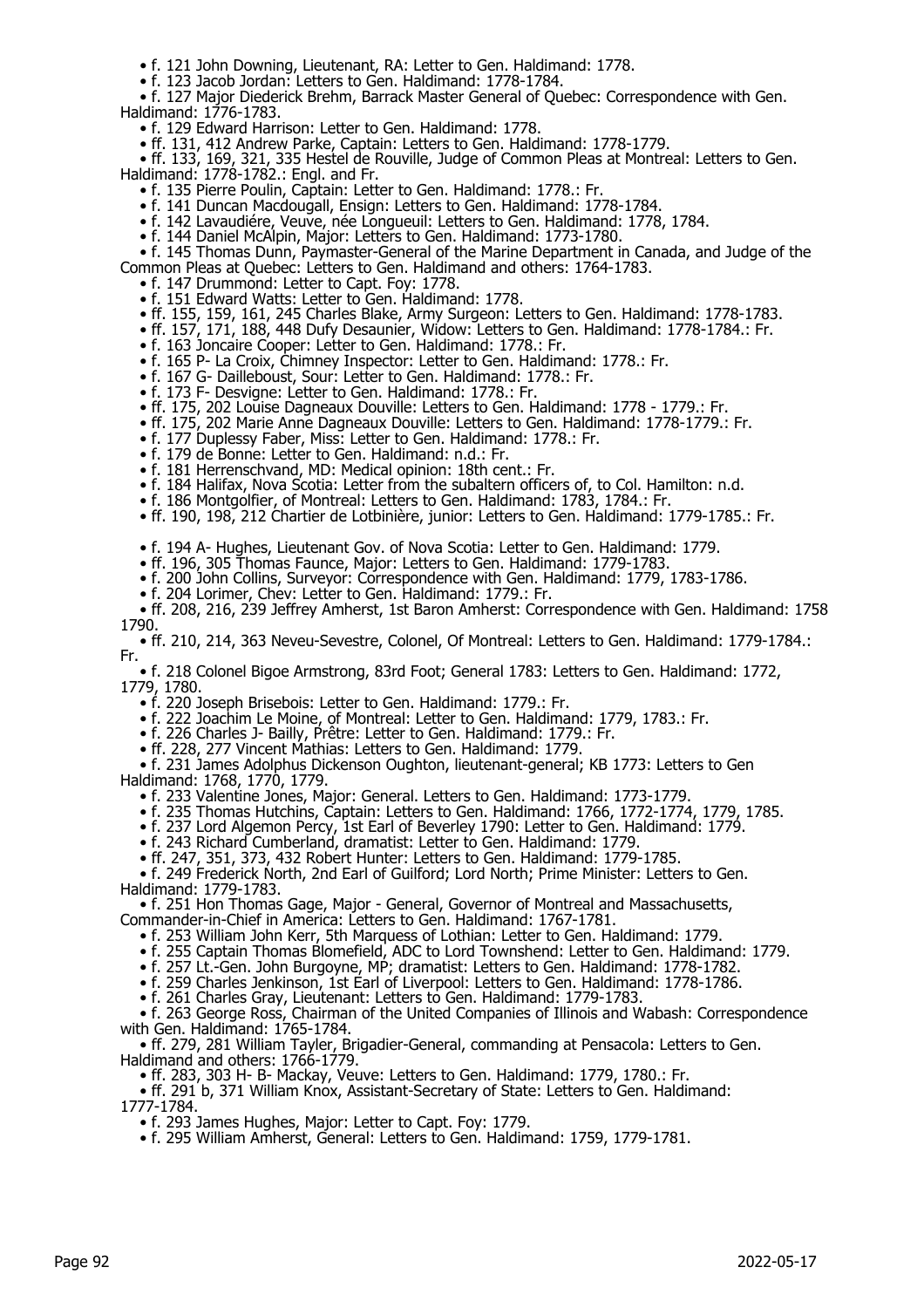- f. 121 John Downing, Lieutenant, RA: Letter to Gen. Haldimand: 1778.
- f. 123 Jacob Jordan: Letters to Gen. Haldimand: 1778-1784.
- f. 127 Major Diederick Brehm, Barrack Master General of Quebec: Correspondence with Gen. Haldimand: 1776-1783.
- f. 129 Edward Harrison: Letter to Gen. Haldimand: 1778.
- ff. 131, 412 Andrew Parke, Captain: Letters to Gen. Haldimand: 1778-1779.
- ff. 133, 169, 321, 335 Hestel de Rouville, Judge of Common Pleas at Montreal: Letters to Gen. Haldimand: 1778-1782.: Engl. and Fr.
- f. 135 Pierre Poulin, Captain: Letter to Gen. Haldimand: 1778.: Fr.
- f. 141 Duncan Macdougall, Ensign: Letters to Gen. Haldimand: 1778-1784.
- f. 142 Lavaudiére, Veuve, née Longueuil: Letters to Gen. Haldimand: 1778, 1784.
- f. 144 Daniel McAlpin, Major: Letters to Gen. Haldimand: 1773-1780.
- f. 145 Thomas Dunn, Paymaster-General of the Marine Department in Canada, and Judge of the Common Pleas at Quebec: Letters to Gen. Haldimand and others: 1764-1783.
- f. 147 Drummond: Letter to Capt. Foy: 1778.
- f. 151 Edward Watts: Letter to Gen. Haldimand: 1778.
- ff. 155, 159, 161, 245 Charles Blake, Army Surgeon: Letters to Gen. Haldimand: 1778-1783.
- ff. 157, 171, 188, 448 Dufy Desaunier, Widow: Letters to Gen. Haldimand: 1778-1784.: Fr.
- f. 163 Joncaire Cooper: Letter to Gen. Haldimand: 1778.: Fr.
- f. 165 P- La Croix, Chimney Inspector: Letter to Gen. Haldimand: 1778.: Fr.
- f. 167 G- Dailleboust, Sour: Letter to Gen. Haldimand: 1778.: Fr.
- f. 173 F- Desvigne: Letter to Gen. Haldimand: 1778.: Fr.
- ff. 175, 202 Louise Dagneaux Douville: Letters to Gen. Haldimand: 1778 - 1779.: Fr.
- ff. 175, 202 Marie Anne Dagneaux Douville: Letters to Gen. Haldimand: 1778-1779.: Fr.
- f. 177 Duplessy Faber, Miss: Letter to Gen. Haldimand: 1778.: Fr.
- f. 179 de Bonne: Letter to Gen. Haldimand: n.d.: Fr.
- f. 181 Herrenschvand, MD: Medical opinion: 18th cent.: Fr.
- f. 184 Halifax, Nova Scotia: Letter from the subaltern officers of, to Col. Hamilton: n.d.
- f. 186 Montgolfier, of Montreal: Letters to Gen. Haldimand: 1783, 1784.: Fr.
- ff. 190, 198, 212 Chartier de Lotbinière, junior: Letters to Gen. Haldimand: 1779-1785.: Fr.
- f. 194 A- Hughes, Lieutenant Gov. of Nova Scotia: Letter to Gen. Haldimand: 1779.
- ff. 196, 305 Thomas Faunce, Major: Letters to Gen. Haldimand: 1779-1783.
- f. 200 John Collins, Surveyor: Correspondence with Gen. Haldimand: 1779, 1783-1786.
- f. 204 Lorimer, Chev: Letter to Gen. Haldimand: 1779.: Fr.
- ff. 208, 216, 239 Jeffrey Amherst, 1st Baron Amherst: Correspondence with Gen. Haldimand: 1758 1790.
- ff. 210, 214, 363 Neveu-Sevestre, Colonel, Of Montreal: Letters to Gen. Haldimand: 1779-1784.: Fr.
- f. 218 Colonel Bigoe Armstrong, 83rd Foot; General 1783: Letters to Gen. Haldimand: 1772, 1779, 1780.
- f. 220 Joseph Brisebois: Letter to Gen. Haldimand: 1779.: Fr.
- f. 222 Joachim Le Moine, of Montreal: Letter to Gen. Haldimand: 1779, 1783.: Fr.
- f. 226 Charles J- Bailly, Prêtre: Letter to Gen. Haldimand: 1779.: Fr.
- ff. 228, 277 Vincent Mathias: Letters to Gen. Haldimand: 1779.
- f. 231 James Adolphus Dickenson Oughton, lieutenant-general; KB 1773: Letters to Gen Haldimand: 1768, 1770, 1779.
- f. 233 Valentine Jones, Major: General. Letters to Gen. Haldimand: 1773-1779.
- f. 235 Thomas Hutchins, Captain: Letters to Gen. Haldimand: 1766, 1772-1774, 1779, 1785.
- f. 237 Lord Algemon Percy, 1st Earl of Beverley 1790: Letter to Gen. Haldimand: 1779.
- f. 243 Richard Cumberland, dramatist: Letter to Gen. Haldimand: 1779.
- ff. 247, 351, 373, 432 Robert Hunter: Letters to Gen. Haldimand: 1779-1785.
- f. 249 Frederick North, 2nd Earl of Guilford; Lord North; Prime Minister: Letters to Gen. Haldimand: 1779-1783.
- f. 251 Hon Thomas Gage, Major - General, Governor of Montreal and Massachusetts, Commander-in-Chief in America: Letters to Gen. Haldimand: 1767-1781.
- f. 253 William John Kerr, 5th Marquess of Lothian: Letter to Gen. Haldimand: 1779.
- f. 255 Captain Thomas Blomefield, ADC to Lord Townshend: Letter to Gen. Haldimand: 1779.
- f. 257 Lt.-Gen. John Burgoyne, MP; dramatist: Letters to Gen. Haldimand: 1778-1782.
- f. 259 Charles Jenkinson, 1st Earl of Liverpool: Letters to Gen. Haldimand: 1778-1786.
- f. 261 Charles Gray, Lieutenant: Letters to Gen. Haldimand: 1779-1783.
- f. 263 George Ross, Chairman of the United Companies of Illinois and Wabash: Correspondence with Gen. Haldimand: 1765-1784.
- ff. 279, 281 William Tayler, Brigadier-General, commanding at Pensacola: Letters to Gen. Haldimand and others: 1766-1779.
- ff. 283, 303 H- B- Mackay, Veuve: Letters to Gen. Haldimand: 1779, 1780.: Fr.
- ff. 291 b, 371 William Knox, Assistant-Secretary of State: Letters to Gen. Haldimand: 1777-1784.
- f. 293 James Hughes, Major: Letter to Capt. Foy: 1779.
- f. 295 William Amherst, General: Letters to Gen. Haldimand: 1759, 1779-1781.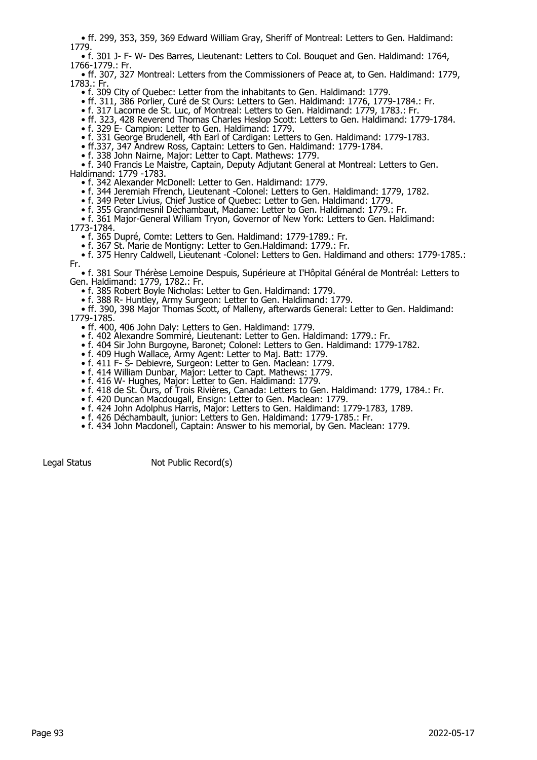- ff. 299, 353, 359, 369 Edward William Gray, Sheriff of Montreal: Letters to Gen. Haldimand: 1779.
- f. 301 J- F- W- Des Barres, Lieutenant: Letters to Col. Bouquet and Gen. Haldimand: 1764, 1766-1779.: Fr.
- ff. 307, 327 Montreal: Letters from the Commissioners of Peace at, to Gen. Haldimand: 1779, 1783.: Fr.
- f. 309 City of Quebec: Letter from the inhabitants to Gen. Haldimand: 1779.
- ff. 311, 386 Porlier, Curé de St Ours: Letters to Gen. Haldimand: 1776, 1779-1784.: Fr.
- f. 317 Lacorne de St. Luc, of Montreal: Letters to Gen. Haldimand: 1779, 1783.: Fr.
- ff. 323, 428 Reverend Thomas Charles Heslop Scott: Letters to Gen. Haldimand: 1779-1784.
- f. 329 E- Campion: Letter to Gen. Haldimand: 1779.
- f. 331 George Brudenell, 4th Earl of Cardigan: Letters to Gen. Haldimand: 1779-1783.
- ff.337, 347 Andrew Ross, Captain: Letters to Gen. Haldimand: 1779-1784.
- f. 338 John Nairne, Major: Letter to Capt. Mathews: 1779.
- f. 340 Francis Le Maistre, Captain, Deputy Adjutant General at Montreal: Letters to Gen. Haldimand: 1779 -1783.
- f. 342 Alexander McDonell: Letter to Gen. Haldirnand: 1779.
- f. 344 Jeremiah Ffrench, Lieutenant -Colonel: Letters to Gen. Haldimand: 1779, 1782.
- f. 349 Peter Livius, Chief Justice of Quebec: Letter to Gen. Haldimand: 1779.
- f. 355 Grandmesnil Déchambaut, Madame: Letter to Gen. Haldimand: 1779.: Fr.
- f. 361 Major-General William Tryon, Governor of New York: Letters to Gen. Haldimand: 1773-1784.
- f. 365 Dupré, Comte: Letters to Gen. Haldimand: 1779-1789.: Fr.
- f. 367 St. Marie de Montigny: Letter to Gen.Haldimand: 1779.: Fr.
- f. 375 Henry Caldwell, Lieutenant -Colonel: Letters to Gen. Haldimand and others: 1779-1785.: Fr.
- f. 381 Sour Thérèse Lemoine Despuis, Supérieure at I'Hôpital Général de Montréal: Letters to Gen. Haldimand: 1779, 1782.: Fr.
- f. 385 Robert Boyle Nicholas: Letter to Gen. Haldimand: 1779.
- f. 388 R- Huntley, Army Surgeon: Letter to Gen. Haldimand: 1779.
- ff. 390, 398 Major Thomas Scott, of Malleny, afterwards General: Letter to Gen. Haldimand: 1779-1785.
- ff. 400, 406 John Daly: Letters to Gen. Haldimand: 1779.
- f. 402 Alexandre Sommiré, Lieutenant: Letter to Gen. Haldimand: 1779.: Fr.
- f. 404 Sir John Burgoyne, Baronet; Colonel: Letters to Gen. Haldimand: 1779-1782.
- f. 409 Hugh Wallace, Army Agent: Letter to Maj. Batt: 1779.
- f. 411 F- S- Debievre, Surgeon: Letter to Gen. Maclean: 1779.
- f. 414 William Dunbar, Major: Letter to Capt. Mathews: 1779.
- f. 416 W- Hughes, Major: Letter to Gen. Haldimand: 1779.
- f. 418 de St. Ours, of Trois Rivières, Canada: Letters to Gen. Haldimand: 1779, 1784.: Fr.
- f. 420 Duncan Macdougall, Ensign: Letter to Gen. Maclean: 1779.
- f. 424 John Adolphus Harris, Major: Letters to Gen. Haldimand: 1779-1783, 1789.
- f. 426 Déchambault, junior: Letters to Gen. Haldimand: 1779-1785.: Fr.
- f. 434 John Macdonell, Captain: Answer to his memorial, by Gen. Maclean: 1779.

Legal Status Not Public Record(s)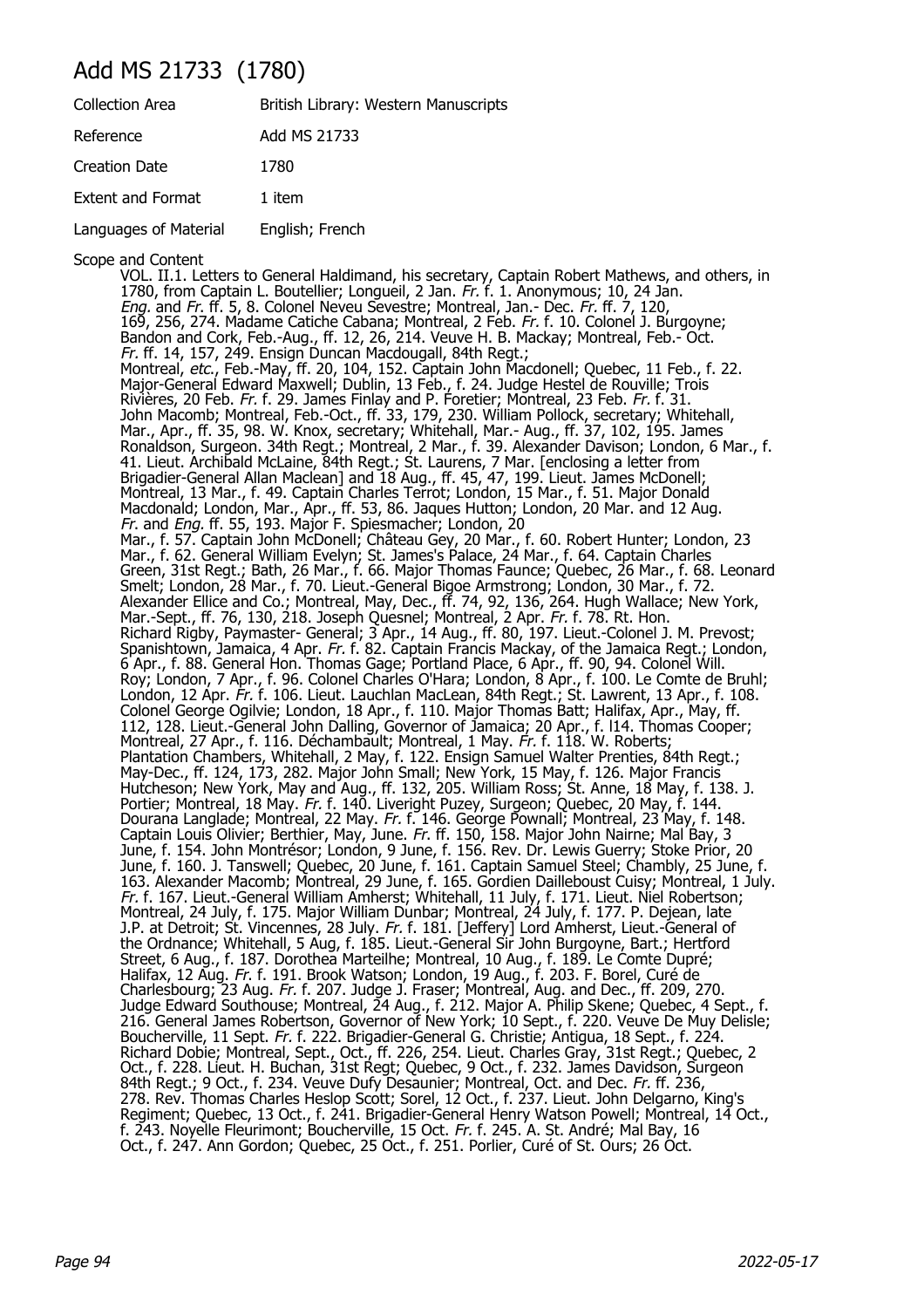# Add MS 21733 (1780)

| | |
|---|---|
| Collection Area | British Library: Western Manuscripts |
| Reference | Add MS 21733 |
| Creation Date | 1780 |
| Extent and Format | 1 item |
| Languages of Material | English; French |

Scope and Content

VOL. II.1. Letters to General Haldimand, his secretary, Captain Robert Mathews, and others, in 1780, from Captain L. Boutellier; Longueil, 2 Jan. *Fr.* f. 1. Anonymous; 10, 24 Jan. *Eng.* and *Fr.* ff. 5, 8. Colonel Neveu Sevestre; Montreal, Jan.- Dec. *Fr.* ff. 7, 120, 169, 256, 274. Madame Catiche Cabana; Montreal, 2 Feb. *Fr.* f. 10. Colonel J. Burgoyne; Bandon and Cork, Feb.-Aug., ff. 12, 26, 214. Veuve H. B. Mackay; Montreal, Feb.- Oct. *Fr.* ff. 14, 157, 249. Ensign Duncan Macdougall, 84th Regt.; Montreal, *etc.*, Feb.-May, ff. 20, 104, 152. Captain John Macdonell; Quebec, 11 Feb., f. 22. Major-General Edward Maxwell; Dublin, 13 Feb., f. 24. Judge Hestel de Rouville; Trois Rivières, 20 Feb. *Fr.* f. 29. James Finlay and P. Foretier; Montreal, 23 Feb. *Fr.* f. 31. John Macomb; Montreal, Feb.-Oct., ff. 33, 179, 230. William Pollock, secretary; Whitehall, Mar., Apr., ff. 35, 98. W. Knox, secretary; Whitehall, Mar.- Aug., ff. 37, 102, 195. James Ronaldson, Surgeon. 34th Regt.; Montreal, 2 Mar., f. 39. Alexander Davison; London, 6 Mar., f. 41. Lieut. Archibald McLaine, 84th Regt.; St. Laurens, 7 Mar. [enclosing a letter from Brigadier-General Allan Maclean] and 18 Aug., ff. 45, 47, 199. Lieut. James McDonell; Montreal, 13 Mar., f. 49. Captain Charles Terrot; London, 15 Mar., f. 51. Major Donald Macdonald; London, Mar., Apr., ff. 53, 86. Jaques Hutton; London, 20 Mar. and 12 Aug. *Fr.* and *Eng.* ff. 55, 193. Major F. Spiesmacher; London, 20 Mar., f. 57. Captain John McDonell; Château Gey, 20 Mar., f. 60. Robert Hunter; London, 23 Mar., f. 62. General William Evelyn; St. James's Palace, 24 Mar., f. 64. Captain Charles Green, 31st Regt.; Bath, 26 Mar., f. 66. Major Thomas Faunce; Quebec, 26 Mar., f. 68. Leonard Smelt; London, 28 Mar., f. 70. Lieut.-General Bigoe Armstrong; London, 30 Mar., f. 72. Alexander Ellice and Co.; Montreal, May, Dec., ff. 74, 92, 136, 264. Hugh Wallace; New York, Mar.-Sept., ff. 76, 130, 218. Joseph Quesnel; Montreal, 2 Apr. *Fr.* f. 78. Rt. Hon. Richard Rigby, Paymaster- General; 3 Apr., 14 Aug., ff. 80, 197. Lieut.-Colonel J. M. Prevost; Spanishtown, Jamaica, 4 Apr. *Fr.* f. 82. Captain Francis Mackay, of the Jamaica Regt.; London, 6 Apr., f. 88. General Hon. Thomas Gage; Portland Place, 6 Apr., ff. 90, 94. Colonel Will. Roy; London, 7 Apr., f. 96. Colonel Charles O'Hara; London, 8 Apr., f. 100. Le Comte de Bruhl; London, 12 Apr. *Fr.* f. 106. Lieut. Lauchlan MacLean, 84th Regt.; St. Lawrent, 13 Apr., f. 108. Colonel George Ogilvie; London, 18 Apr., f. 110. Major Thomas Batt; Halifax, Apr., May, ff. 112, 128. Lieut.-General John Dalling, Governor of Jamaica; 20 Apr., f. l14. Thomas Cooper; Montreal, 27 Apr., f. 116. Déchambault; Montreal, 1 May. *Fr.* f. 118. W. Roberts; Plantation Chambers, Whitehall, 2 May, f. 122. Ensign Samuel Walter Prenties, 84th Regt.; May-Dec., ff. 124, 173, 282. Major John Small; New York, 15 May, f. 126. Major Francis Hutcheson; New York, May and Aug., ff. 132, 205. William Ross; St. Anne, 18 May, f. 138. J. Portier; Montreal, 18 May. *Fr.* f. 140. Liveright Puzey, Surgeon; Quebec, 20 May, f. 144. Dourana Langlade; Montreal, 22 May. *Fr.* f. 146. George Pownall; Montreal, 23 May, f. 148. Captain Louis Olivier; Berthier, May, June. *Fr.* ff. 150, 158. Major John Nairne; Mal Bay, 3 June, f. 154. John Montrésor; London, 9 June, f. 156. Rev. Dr. Lewis Guerry; Stoke Prior, 20 June, f. 160. J. Tanswell; Quebec, 20 June, f. 161. Captain Samuel Steel; Chambly, 25 June, f. 163. Alexander Macomb; Montreal, 29 June, f. 165. Gordien Dailleboust Cuisy; Montreal, 1 July. *Fr.* f. 167. Lieut.-General William Amherst; Whitehall, 11 July, f. 171. Lieut. Niel Robertson; Montreal, 24 July, f. 175. Major William Dunbar; Montreal, 24 July, f. 177. P. Dejean, late J.P. at Detroit; St. Vincennes, 28 July. *Fr.* f. 181. [Jeffery] Lord Amherst, Lieut.-General of the Ordnance; Whitehall, 5 Aug, f. 185. Lieut.-General Sir John Burgoyne, Bart.; Hertford Street, 6 Aug., f. 187. Dorothea Marteilhe; Montreal, 10 Aug., f. 189. Le Comte Dupré; Halifax, 12 Aug. *Fr.* f. 191. Brook Watson; London, 19 Aug., f. 203. F. Borel, Curé de Charlesbourg; 23 Aug. *Fr.* f. 207. Judge J. Fraser; Montreal, Aug. and Dec., ff. 209, 270. Judge Edward Southouse; Montreal, 24 Aug., f. 212. Major A. Philip Skene; Quebec, 4 Sept., f. 216. General James Robertson, Governor of New York; 10 Sept., f. 220. Veuve De Muy Delisle; Boucherville, 11 Sept. *Fr.* f. 222. Brigadier-General G. Christie; Antigua, 18 Sept., f. 224. Richard Dobie; Montreal, Sept., Oct., ff. 226, 254. Lieut. Charles Gray, 31st Regt.; Quebec, 2 Oct., f. 228. Lieut. H. Buchan, 31st Regt; Quebec, 9 Oct., f. 232. James Davidson, Surgeon 84th Regt.; 9 Oct., f. 234. Veuve Dufy Desaunier; Montreal, Oct. and Dec. *Fr.* ff. 236, 278. Rev. Thomas Charles Heslop Scott; Sorel, 12 Oct., f. 237. Lieut. John Delgarno, King's Regiment; Quebec, 13 Oct., f. 241. Brigadier-General Henry Watson Powell; Montreal, 14 Oct., f. 243. Noyelle Fleurimont; Boucherville, 15 Oct. *Fr.* f. 245. A. St. André; Mal Bay, 16 Oct., f. 247. Ann Gordon; Quebec, 25 Oct., f. 251. Porlier, Curé of St. Ours; 26 Oct.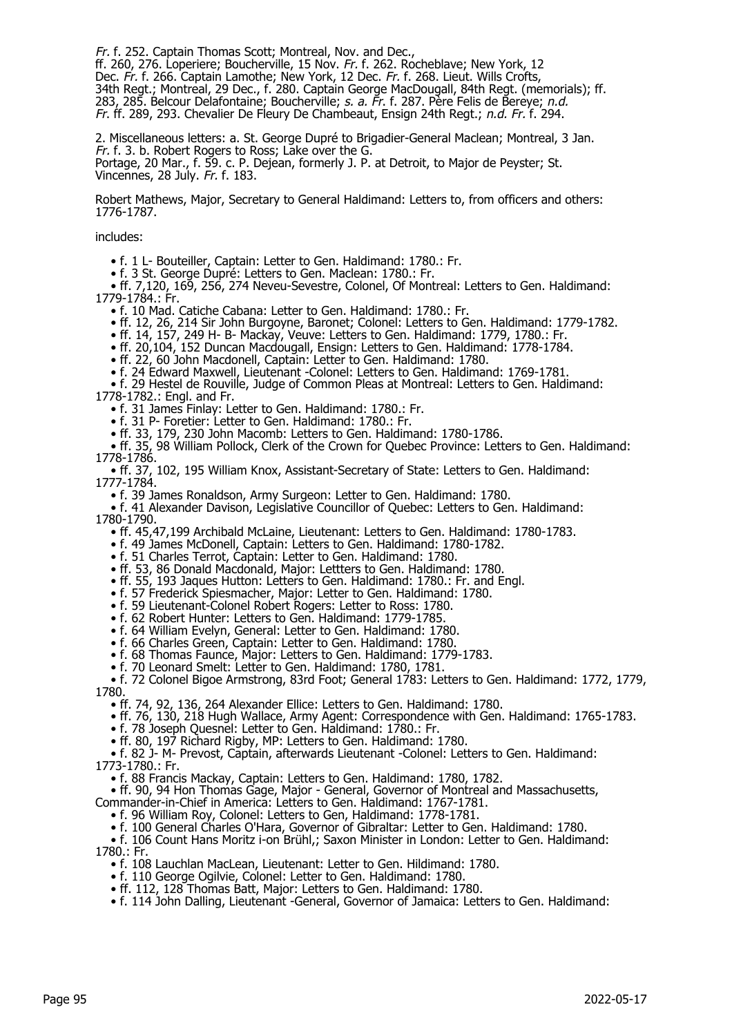*Fr.* f. 252. Captain Thomas Scott; Montreal, Nov. and Dec., ff. 260, 276. Loperiere; Boucherville, 15 Nov. *Fr.* f. 262. Rocheblave; New York, 12 Dec. *Fr.* f. 266. Captain Lamothe; New York, 12 Dec. *Fr.* f. 268. Lieut. Wills Crofts, 34th Regt.; Montreal, 29 Dec., f. 280. Captain George MacDougall, 84th Regt. (memorials); ff. 283, 285. Belcour Delafontaine; Boucherville; *s. a. Fr.* f. 287. Père Felis de Bereye; *n.d. Fr.* ff. 289, 293. Chevalier De Fleury De Chambeaut, Ensign 24th Regt.; *n.d. Fr.* f. 294.

2. Miscellaneous letters: a. St. George Dupré to Brigadier-General Maclean; Montreal, 3 Jan. *Fr.* f. 3. b. Robert Rogers to Ross; Lake over the G. Portage, 20 Mar., f. 59. c. P. Dejean, formerly J. P. at Detroit, to Major de Peyster; St. Vincennes, 28 July. *Fr.* f. 183.

Robert Mathews, Major, Secretary to General Haldimand: Letters to, from officers and others: 1776-1787.

includes:

- f. 1 L- Bouteiller, Captain: Letter to Gen. Haldimand: 1780.: Fr.
- f. 3 St. George Dupré: Letters to Gen. Maclean: 1780.: Fr.
- ff. 7,120, 169, 256, 274 Neveu-Sevestre, Colonel, Of Montreal: Letters to Gen. Haldimand: 1779-1784.: Fr.
- f. 10 Mad. Catiche Cabana: Letter to Gen. Haldimand: 1780.: Fr.
- ff. 12, 26, 214 Sir John Burgoyne, Baronet; Colonel: Letters to Gen. Haldimand: 1779-1782.
- ff. 14, 157, 249 H- B- Mackay, Veuve: Letters to Gen. Haldimand: 1779, 1780.: Fr.
- ff. 20,104, 152 Duncan Macdougall, Ensign: Letters to Gen. Haldimand: 1778-1784.
- ff. 22, 60 John Macdonell, Captain: Letter to Gen. Haldimand: 1780.
- f. 24 Edward Maxwell, Lieutenant -Colonel: Letters to Gen. Haldimand: 1769-1781.
- f. 29 Hestel de Rouville, Judge of Common Pleas at Montreal: Letters to Gen. Haldimand: 1778-1782.: Engl. and Fr.
- f. 31 James Finlay: Letter to Gen. Haldimand: 1780.: Fr.
- f. 31 P- Foretier: Letter to Gen. Haldimand: 1780.: Fr.
- ff. 33, 179, 230 John Macomb: Letters to Gen. Haldimand: 1780-1786.
- ff. 35, 98 William Pollock, Clerk of the Crown for Quebec Province: Letters to Gen. Haldimand: 1778-1786.
- ff. 37, 102, 195 William Knox, Assistant-Secretary of State: Letters to Gen. Haldimand: 1777-1784.
- f. 39 James Ronaldson, Army Surgeon: Letter to Gen. Haldimand: 1780.
- f. 41 Alexander Davison, Legislative Councillor of Quebec: Letters to Gen. Haldimand: 1780-1790.
- ff. 45,47,199 Archibald McLaine, Lieutenant: Letters to Gen. Haldimand: 1780-1783.
- f. 49 James McDonell, Captain: Letters to Gen. Haldimand: 1780-1782.
- f. 51 Charles Terrot, Captain: Letter to Gen. Haldimand: 1780.
- ff. 53, 86 Donald Macdonald, Major: Lettters to Gen. Haldimand: 1780.
- ff. 55, 193 Jaques Hutton: Letters to Gen. Haldimand: 1780.: Fr. and Engl.
- f. 57 Frederick Spiesmacher, Major: Letter to Gen. Haldimand: 1780.
- f. 59 Lieutenant-Colonel Robert Rogers: Letter to Ross: 1780.
- f. 62 Robert Hunter: Letters to Gen. Haldimand: 1779-1785.
- f. 64 William Evelyn, General: Letter to Gen. Haldimand: 1780.
- f. 66 Charles Green, Captain: Letter to Gen. Haldimand: 1780.
- f. 68 Thomas Faunce, Major: Letters to Gen. Haldimand: 1779-1783.
- f. 70 Leonard Smelt: Letter to Gen. Haldimand: 1780, 1781.
- f. 72 Colonel Bigoe Armstrong, 83rd Foot; General 1783: Letters to Gen. Haldimand: 1772, 1779, 1780.
- ff. 74, 92, 136, 264 Alexander Ellice: Letters to Gen. Haldimand: 1780.
- ff. 76, 130, 218 Hugh Wallace, Army Agent: Correspondence with Gen. Haldimand: 1765-1783.
- f. 78 Joseph Quesnel: Letter to Gen. Haldimand: 1780.: Fr.
- ff. 80, 197 Richard Rigby, MP: Letters to Gen. Haldimand: 1780.
- f. 82 J- M- Prevost, Captain, afterwards Lieutenant -Colonel: Letters to Gen. Haldimand: 1773-1780.: Fr.
- f. 88 Francis Mackay, Captain: Letters to Gen. Haldimand: 1780, 1782.
- ff. 90, 94 Hon Thomas Gage, Major - General, Governor of Montreal and Massachusetts, Commander-in-Chief in America: Letters to Gen. Haldimand: 1767-1781.
- f. 96 William Roy, Colonel: Letters to Gen, Haldimand: 1778-1781.
- f. 100 General Charles O'Hara, Governor of Gibraltar: Letter to Gen. Haldimand: 1780.
- f. 106 Count Hans Moritz i-on Brühl,; Saxon Minister in London: Letter to Gen. Haldimand: 1780.: Fr.
- f. 108 Lauchlan MacLean, Lieutenant: Letter to Gen. Hildimand: 1780.
- f. 110 George Ogilvie, Colonel: Letter to Gen. Haldimand: 1780.
- ff. 112, 128 Thomas Batt, Major: Letters to Gen. Haldimand: 1780.
- f. 114 John Dalling, Lieutenant -General, Governor of Jamaica: Letters to Gen. Haldimand: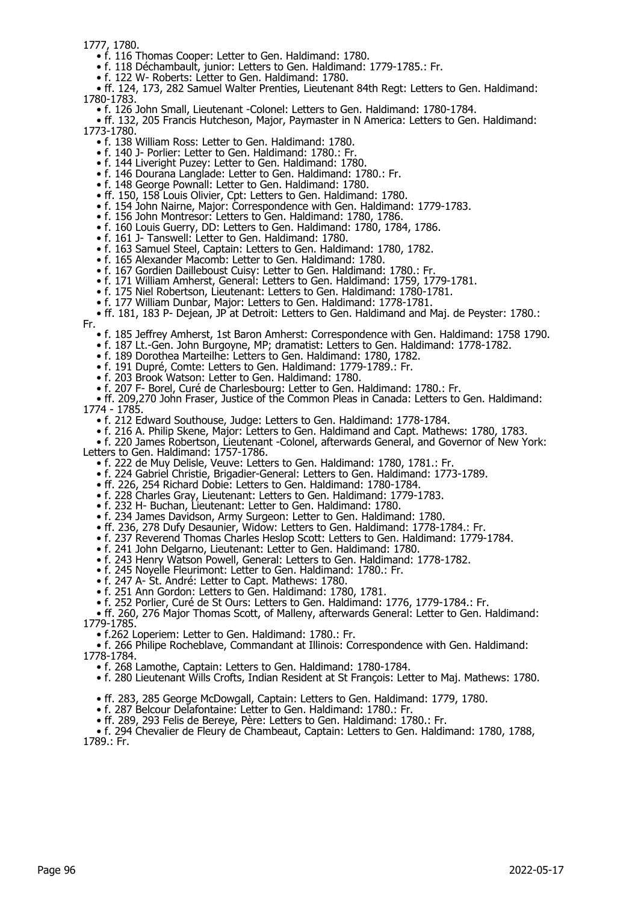1777, 1780.

- f. 116 Thomas Cooper: Letter to Gen. Haldimand: 1780.
- f. 118 Déchambault, junior: Letters to Gen. Haldimand: 1779-1785.: Fr.
- f. 122 W- Roberts: Letter to Gen. Haldimand: 1780.
- ff. 124, 173, 282 Samuel Walter Prenties, Lieutenant 84th Regt: Letters to Gen. Haldimand: 1780-1783.
- f. 126 John Small, Lieutenant -Colonel: Letters to Gen. Haldimand: 1780-1784.
- ff. 132, 205 Francis Hutcheson, Major, Paymaster in N America: Letters to Gen. Haldimand: 1773-1780.
- f. 138 William Ross: Letter to Gen. Haldimand: 1780.
- f. 140 J- Porlier: Letter to Gen. Haldimand: 1780.: Fr.
- f. 144 Liveright Puzey: Letter to Gen. Haldimand: 1780.
- f. 146 Dourana Langlade: Letter to Gen. Haldimand: 1780.: Fr.
- f. 148 George Pownall: Letter to Gen. Haldimand: 1780.
- ff. 150, 158 Louis Olivier, Cpt: Letters to Gen. Haldimand: 1780.
- f. 154 John Nairne, Major: Correspondence with Gen. Haldimand: 1779-1783.
- f. 156 John Montresor: Letters to Gen. Haldimand: 1780, 1786.
- f. 160 Louis Guerry, DD: Letters to Gen. Haldimand: 1780, 1784, 1786.
- f. 161 J- Tanswell: Letter to Gen. Haldimand: 1780.
- f. 163 Samuel Steel, Captain: Letters to Gen. Haldimand: 1780, 1782.
- f. 165 Alexander Macomb: Letter to Gen. Haldimand: 1780.
- f. 167 Gordien Dailleboust Cuisy: Letter to Gen. Haldimand: 1780.: Fr.
- f. 171 William Amherst, General: Letters to Gen. Haldimand: 1759, 1779-1781.
- f. 175 Niel Robertson, Lieutenant: Letters to Gen. Haldimand: 1780-1781.
- f. 177 William Dunbar, Major: Letters to Gen. Haldimand: 1778-1781.
- ff. 181, 183 P- Dejean, JP at Detroit: Letters to Gen. Haldimand and Maj. de Peyster: 1780.: Fr.
- f. 185 Jeffrey Amherst, 1st Baron Amherst: Correspondence with Gen. Haldimand: 1758 1790.
- f. 187 Lt.-Gen. John Burgoyne, MP; dramatist: Letters to Gen. Haldimand: 1778-1782.
- f. 189 Dorothea Marteilhe: Letters to Gen. Haldimand: 1780, 1782.
- f. 191 Dupré, Comte: Letters to Gen. Haldimand: 1779-1789.: Fr.
- f. 203 Brook Watson: Letter to Gen. Haldimand: 1780.
- f. 207 F- Borel, Curé de Charlesbourg: Letter to Gen. Haldimand: 1780.: Fr.
- ff. 209,270 John Fraser, Justice of the Common Pleas in Canada: Letters to Gen. Haldimand: 1774 - 1785.
- f. 212 Edward Southouse, Judge: Letters to Gen. Haldimand: 1778-1784.
- f. 216 A. Philip Skene, Major: Letters to Gen. Haldimand and Capt. Mathews: 1780, 1783.
- f. 220 James Robertson, Lieutenant -Colonel, afterwards General, and Governor of New York: Letters to Gen. Haldimand: 1757-1786.
- f. 222 de Muy Delisle, Veuve: Letters to Gen. Haldimand: 1780, 1781.: Fr.
- f. 224 Gabriel Christie, Brigadier-General: Letters to Gen. Haldimand: 1773-1789.
- ff. 226, 254 Richard Dobie: Letters to Gen. Haldimand: 1780-1784.
- f. 228 Charles Gray, Lieutenant: Letters to Gen. Haldimand: 1779-1783.
- f. 232 H- Buchan, Lieutenant: Letter to Gen. Haldimand: 1780.
- f. 234 James Davidson, Army Surgeon: Letter to Gen. Haldimand: 1780.
- ff. 236, 278 Dufy Desaunier, Widow: Letters to Gen. Haldimand: 1778-1784.: Fr.
- f. 237 Reverend Thomas Charles Heslop Scott: Letters to Gen. Haldimand: 1779-1784.
- f. 241 John Delgarno, Lieutenant: Letter to Gen. Haldimand: 1780.
- f. 243 Henry Watson Powell, General: Letters to Gen. Haldimand: 1778-1782.
- f. 245 Noyelle Fleurimont: Letter to Gen. Haldimand: 1780.: Fr.
- f. 247 A- St. André: Letter to Capt. Mathews: 1780.
- f. 251 Ann Gordon: Letters to Gen. Haldimand: 1780, 1781.
- f. 252 Porlier, Curé de St Ours: Letters to Gen. Haldimand: 1776, 1779-1784.: Fr.
- ff. 260, 276 Major Thomas Scott, of Malleny, afterwards General: Letter to Gen. Haldimand: 1779-1785.
- f.262 Loperiem: Letter to Gen. Haldimand: 1780.: Fr.
- f. 266 Philipe Rocheblave, Commandant at Illinois: Correspondence with Gen. Haldimand: 1778-1784.
- f. 268 Lamothe, Captain: Letters to Gen. Haldimand: 1780-1784.
- f. 280 Lieutenant Wills Crofts, Indian Resident at St François: Letter to Maj. Mathews: 1780.
- ff. 283, 285 George McDowgall, Captain: Letters to Gen. Haldimand: 1779, 1780.
- f. 287 Belcour Delafontaine: Letter to Gen. Haldimand: 1780.: Fr.
- ff. 289, 293 Felis de Bereye, Père: Letters to Gen. Haldimand: 1780.: Fr.
- f. 294 Chevalier de Fleury de Chambeaut, Captain: Letters to Gen. Haldimand: 1780, 1788, 1789.: Fr.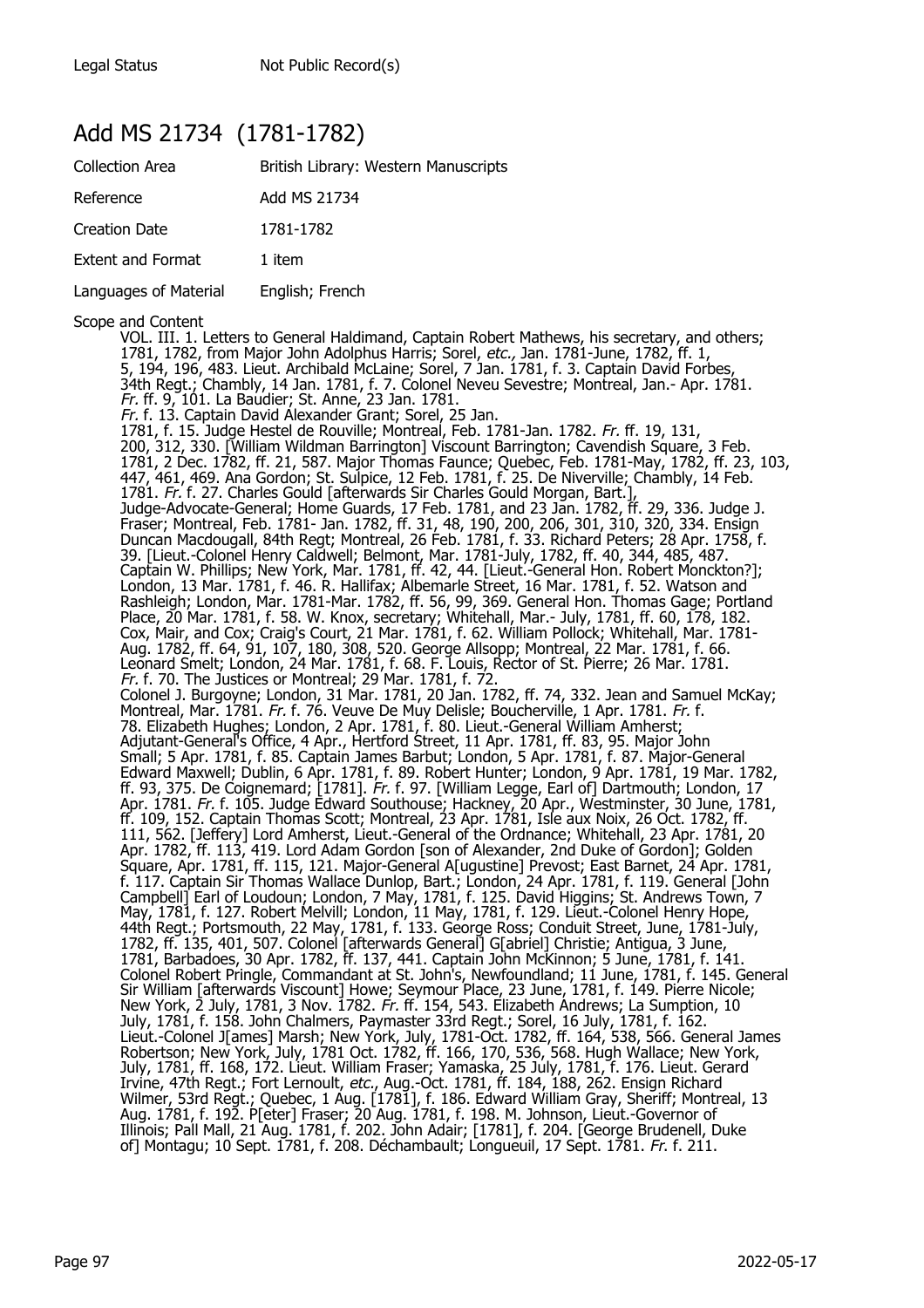| Legal Status | Not Public Record(s) |
|---|---|

## Add MS 21734 (1781-1782)

| Collection Area | British Library: Western Manuscripts |
|---|---|
| Reference | Add MS 21734 |
| Creation Date | 1781-1782 |
| Extent and Format | 1 item |
| Languages of Material | English; French |

Scope and Content

VOL. III. 1. Letters to General Haldimand, Captain Robert Mathews, his secretary, and others; 1781, 1782, from Major John Adolphus Harris; Sorel, *etc.,* Jan. 1781-June, 1782, ff. 1, 5, 194, 196, 483. Lieut. Archibald McLaine; Sorel, 7 Jan. 1781, f. 3. Captain David Forbes, 34th Regt.; Chambly, 14 Jan. 1781, f. 7. Colonel Neveu Sevestre; Montreal, Jan.- Apr. 1781. *Fr.* ff. 9, 101. La Baudier; St. Anne, 23 Jan. 1781. *Fr.* f. 13. Captain David Alexander Grant; Sorel, 25 Jan. 1781, f. 15. Judge Hestel de Rouville; Montreal, Feb. 1781-Jan. 1782. *Fr.* ff. 19, 131, 200, 312, 330. [William Wildman Barrington] Viscount Barrington; Cavendish Square, 3 Feb. 1781, 2 Dec. 1782, ff. 21, 587. Major Thomas Faunce; Quebec, Feb. 1781-May, 1782, ff. 23, 103, 447, 461, 469. Ana Gordon; St. Sulpice, 12 Feb. 1781, f. 25. De Niverville; Chambly, 14 Feb. 1781. *Fr.* f. 27. Charles Gould [afterwards Sir Charles Gould Morgan, Bart.], Judge-Advocate-General; Home Guards, 17 Feb. 1781, and 23 Jan. 1782, ff. 29, 336. Judge J. Fraser; Montreal, Feb. 1781- Jan. 1782, ff. 31, 48, 190, 200, 206, 301, 310, 320, 334. Ensign Duncan Macdougall, 84th Regt; Montreal, 26 Feb. 1781, f. 33. Richard Peters; 28 Apr. 1758, f. 39. [Lieut.-Colonel Henry Caldwell]; Belmont, Mar. 1781-July, 1782, ff. 40, 344, 485, 487. Captain W. Phillips; New York, Mar. 1781, ff. 42, 44. [Lieut.-General Hon. Robert Monckton?]; London, 13 Mar. 1781, f. 46. R. Hallifax; Albemarle Street, 16 Mar. 1781, f. 52. Watson and Rashleigh; London, Mar. 1781-Mar. 1782, ff. 56, 99, 369. General Hon. Thomas Gage; Portland Place, 20 Mar. 1781, f. 58. W. Knox, secretary; Whitehall, Mar.- July, 1781, ff. 60, 178, 182. Cox, Mair, and Cox; Craig's Court, 21 Mar. 1781, f. 62. William Pollock; Whitehall, Mar. 1781- Aug. 1782, ff. 64, 91, 107, 180, 308, 520. George Allsopp; Montreal, 22 Mar. 1781, f. 66. Leonard Smelt; London, 24 Mar. 1781, f. 68. F. Louis, Rector of St. Pierre; 26 Mar. 1781. *Fr.* f. 70. The Justices or Montreal; 29 Mar. 1781, f. 72. Colonel J. Burgoyne; London, 31 Mar. 1781, 20 Jan. 1782, ff. 74, 332. Jean and Samuel McKay; Montreal, Mar. 1781. *Fr.* f. 76. Veuve De Muy Delisle; Boucherville, 1 Apr. 1781. *Fr.* f. 78. Elizabeth Hughes; London, 2 Apr. 1781, f. 80. Lieut.-General William Amherst; Adjutant-General's Office, 4 Apr., Hertford Street, 11 Apr. 1781, ff. 83, 95. Major John Small; 5 Apr. 1781, f. 85. Captain James Barbut; London, 5 Apr. 1781, f. 87. Major-General Edward Maxwell; Dublin, 6 Apr. 1781, f. 89. Robert Hunter; London, 9 Apr. 1781, 19 Mar. 1782, ff. 93, 375. De Coignemard; [1781]. *Fr.* f. 97. [William Legge, Earl of] Dartmouth; London, 17 Apr. 1781. *Fr.* f. 105. Judge Edward Southouse; Hackney, 20 Apr., Westminster, 30 June, 1781, ff. 109, 152. Captain Thomas Scott; Montreal, 23 Apr. 1781, Isle aux Noix, 26 Oct. 1782, ff. 111, 562. [Jeffery] Lord Amherst, Lieut.-General of the Ordnance; Whitehall, 23 Apr. 1781, 20 Apr. 1782, ff. 113, 419. Lord Adam Gordon [son of Alexander, 2nd Duke of Gordon]; Golden Square, Apr. 1781, ff. 115, 121. Major-General A[ugustine] Prevost; East Barnet, 24 Apr. 1781, f. 117. Captain Sir Thomas Wallace Dunlop, Bart.; London, 24 Apr. 1781, f. 119. General [John Campbell] Earl of Loudoun; London, 7 May, 1781, f. 125. David Higgins; St. Andrews Town, 7 May, 1781, f. 127. Robert Melvill; London, 11 May, 1781, f. 129. Lieut.-Colonel Henry Hope, 44th Regt.; Portsmouth, 22 May, 1781, f. 133. George Ross; Conduit Street, June, 1781-July, 1782, ff. 135, 401, 507. Colonel [afterwards General] G[abriel] Christie; Antigua, 3 June, 1781, Barbadoes, 30 Apr. 1782, ff. 137, 441. Captain John McKinnon; 5 June, 1781, f. 141. Colonel Robert Pringle, Commandant at St. John's, Newfoundland; 11 June, 1781, f. 145. General Sir William [afterwards Viscount] Howe; Seymour Place, 23 June, 1781, f. 149. Pierre Nicole; New York, 2 July, 1781, 3 Nov. 1782. *Fr.* ff. 154, 543. Elizabeth Andrews; La Sumption, 10 July, 1781, f. 158. John Chalmers, Paymaster 33rd Regt.; Sorel, 16 July, 1781, f. 162. Lieut.-Colonel J[ames] Marsh; New York, July, 1781-Oct. 1782, ff. 164, 538, 566. General James Robertson; New York, July, 1781 Oct. 1782, ff. 166, 170, 536, 568. Hugh Wallace; New York, July, 1781, ff. 168, 172. Lieut. William Fraser; Yamaska, 25 July, 1781, f. 176. Lieut. Gerard Irvine, 47th Regt.; Fort Lernoult, *etc.,* Aug.-Oct. 1781, ff. 184, 188, 262. Ensign Richard Wilmer, 53rd Regt.; Quebec, 1 Aug. [1781], f. 186. Edward William Gray, Sheriff; Montreal, 13 Aug. 1781, f. 192. P[eter] Fraser; 20 Aug. 1781, f. 198. M. Johnson, Lieut.-Governor of Illinois; Pall Mall, 21 Aug. 1781, f. 202. John Adair; [1781], f. 204. [George Brudenell, Duke of] Montagu; 10 Sept. 1781, f. 208. Déchambault; Longueuil, 17 Sept. 1781. *Fr.* f. 211.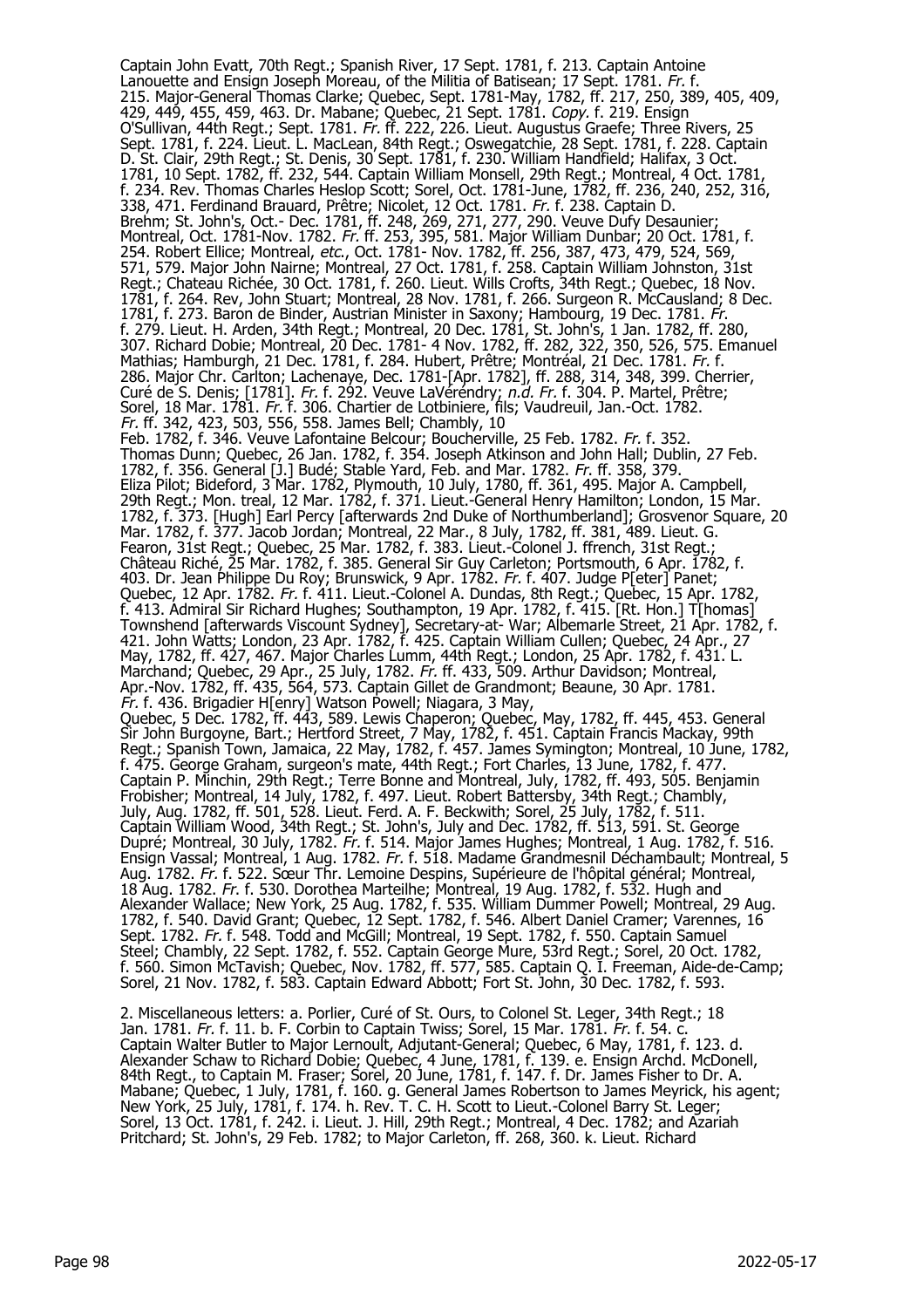Captain John Evatt, 70th Regt.; Spanish River, 17 Sept. 1781, f. 213. Captain Antoine Lanouette and Ensign Joseph Moreau, of the Militia of Batisean; 17 Sept. 1781. *Fr.* f. 215. Major-General Thomas Clarke; Quebec, Sept. 1781-May, 1782, ff. 217, 250, 389, 405, 409, 429, 449, 455, 459, 463. Dr. Mabane; Quebec, 21 Sept. 1781. *Copy.* f. 219. Ensign O'Sullivan, 44th Regt.; Sept. 1781. *Fr.* ff. 222, 226. Lieut. Augustus Graefe; Three Rivers, 25 Sept. 1781, f. 224. Lieut. L. MacLean, 84th Regt.; Oswegatchie, 28 Sept. 1781, f. 228. Captain D. St. Clair, 29th Regt.; St. Denis, 30 Sept. 1781, f. 230. William Handfield; Halifax, 3 Oct. 1781, 10 Sept. 1782, ff. 232, 544. Captain William Monsell, 29th Regt.; Montreal, 4 Oct. 1781, f. 234. Rev. Thomas Charles Heslop Scott; Sorel, Oct. 1781-June, 1782, ff. 236, 240, 252, 316, 338, 471. Ferdinand Brauard, Prêtre; Nicolet, 12 Oct. 1781. *Fr.* f. 238. Captain D. Brehm; St. John's, Oct.- Dec. 1781, ff. 248, 269, 271, 277, 290. Veuve Dufy Desaunier; Montreal, Oct. 1781-Nov. 1782. *Fr.* ff. 253, 395, 581. Major William Dunbar; 20 Oct. 1781, f. 254. Robert Ellice; Montreal, *etc.*, Oct. 1781- Nov. 1782, ff. 256, 387, 473, 479, 524, 569, 571, 579. Major John Nairne; Montreal, 27 Oct. 1781, f. 258. Captain William Johnston, 31st Regt.; Chateau Richée, 30 Oct. 1781, f. 260. Lieut. Wills Crofts, 34th Regt.; Quebec, 18 Nov. 1781, f. 264. Rev, John Stuart; Montreal, 28 Nov. 1781, f. 266. Surgeon R. McCausland; 8 Dec. 1781, f. 273. Baron de Binder, Austrian Minister in Saxony; Hambourg, 19 Dec. 1781. *Fr.* f. 279. Lieut. H. Arden, 34th Regt.; Montreal, 20 Dec. 1781, St. John's, 1 Jan. 1782, ff. 280, 307. Richard Dobie; Montreal, 20 Dec. 1781- 4 Nov. 1782, ff. 282, 322, 350, 526, 575. Emanuel Mathias; Hamburgh, 21 Dec. 1781, f. 284. Hubert, Prêtre; Montréal, 21 Dec. 1781. *Fr.* f. 286. Major Chr. Carlton; Lachenaye, Dec. 1781-[Apr. 1782], ff. 288, 314, 348, 399. Cherrier, Curé de S. Denis; [1781]. *Fr.* f. 292. Veuve LaVérendry; *n.d. Fr.* f. 304. P. Martel, Prêtre; Sorel, 18 Mar. 1781. *Fr.* f. 306. Chartier de Lotbiniere, fils; Vaudreuil, Jan.-Oct. 1782. *Fr.* ff. 342, 423, 503, 556, 558. James Bell; Chambly, 10 Feb. 1782, f. 346. Veuve Lafontaine Belcour; Boucherville, 25 Feb. 1782. *Fr.* f. 352. Thomas Dunn; Quebec, 26 Jan. 1782, f. 354. Joseph Atkinson and John Hall; Dublin, 27 Feb. 1782, f. 356. General [J.] Budé; Stable Yard, Feb. and Mar. 1782. *Fr.* ff. 358, 379. Eliza Pilot; Bideford, 3 Mar. 1782, Plymouth, 10 July, 1780, ff. 361, 495. Major A. Campbell, 29th Regt.; Mon. treal, 12 Mar. 1782, f. 371. Lieut.-General Henry Hamilton; London, 15 Mar. 1782, f. 373. [Hugh] Earl Percy [afterwards 2nd Duke of Northumberland]; Grosvenor Square, 20 Mar. 1782, f. 377. Jacob Jordan; Montreal, 22 Mar., 8 July, 1782, ff. 381, 489. Lieut. G. Fearon, 31st Regt.; Quebec, 25 Mar. 1782, f. 383. Lieut.-Colonel J. ffrench, 31st Regt.; Château Riché, 25 Mar. 1782, f. 385. General Sir Guy Carleton; Portsmouth, 6 Apr. 1782, f. 403. Dr. Jean Philippe Du Roy; Brunswick, 9 Apr. 1782. *Fr.* f. 407. Judge P[eter] Panet; Quebec, 12 Apr. 1782. *Fr.* f. 411. Lieut.-Colonel A. Dundas, 8th Regt.; Quebec, 15 Apr. 1782, f. 413. Admiral Sir Richard Hughes; Southampton, 19 Apr. 1782, f. 415. [Rt. Hon.] T[homas] Townshend [afterwards Viscount Sydney], Secretary-at- War; Albemarle Street, 21 Apr. 1782, f. 421. John Watts; London, 23 Apr. 1782, f. 425. Captain William Cullen; Quebec, 24 Apr., 27 May, 1782, ff. 427, 467. Major Charles Lumm, 44th Regt.; London, 25 Apr. 1782, f. 431. L. Marchand; Quebec, 29 Apr., 25 July, 1782. *Fr.* ff. 433, 509. Arthur Davidson; Montreal, Apr.-Nov. 1782, ff. 435, 564, 573. Captain Gillet de Grandmont; Beaune, 30 Apr. 1781. *Fr.* f. 436. Brigadier H[enry] Watson Powell; Niagara, 3 May, Quebec, 5 Dec. 1782, ff. 443, 589. Lewis Chaperon; Quebec, May, 1782, ff. 445, 453. General Sir John Burgoyne, Bart.; Hertford Street, 7 May, 1782, f. 451. Captain Francis Mackay, 99th Regt.; Spanish Town, Jamaica, 22 May, 1782, f. 457. James Symington; Montreal, 10 June, 1782, f. 475. George Graham, surgeon's mate, 44th Regt.; Fort Charles, 13 June, 1782, f. 477. Captain P. Minchin, 29th Regt.; Terre Bonne and Montreal, July, 1782, ff. 493, 505. Benjamin Frobisher; Montreal, 14 July, 1782, f. 497. Lieut. Robert Battersby, 34th Regt.; Chambly, July, Aug. 1782, ff. 501, 528. Lieut. Ferd. A. F. Beckwith; Sorel, 25 July, 1782, f. 511. Captain William Wood, 34th Regt.; St. John's, July and Dec. 1782, ff. 513, 591. St. George Dupré; Montreal, 30 July, 1782. *Fr.* f. 514. Major James Hughes; Montreal, 1 Aug. 1782, f. 516. Ensign Vassal; Montreal, 1 Aug. 1782. *Fr.* f. 518. Madame Grandmesnil Déchambault; Montreal, 5 Aug. 1782. *Fr.* f. 522. Sœur Thr. Lemoine Despins, Supérieure de l'hôpital général; Montreal, 18 Aug. 1782. *Fr.* f. 530. Dorothea Marteilhe; Montreal, 19 Aug. 1782, f. 532. Hugh and Alexander Wallace; New York, 25 Aug. 1782, f. 535. William Dummer Powell; Montreal, 29 Aug. 1782, f. 540. David Grant; Quebec, 12 Sept. 1782, f. 546. Albert Daniel Cramer; Varennes, 16 Sept. 1782. *Fr.* f. 548. Todd and McGill; Montreal, 19 Sept. 1782, f. 550. Captain Samuel Steel; Chambly, 22 Sept. 1782, f. 552. Captain George Mure, 53rd Regt.; Sorel, 20 Oct. 1782, f. 560. Simon McTavish; Quebec, Nov. 1782, ff. 577, 585. Captain Q. I. Freeman, Aide-de-Camp; Sorel, 21 Nov. 1782, f. 583. Captain Edward Abbott; Fort St. John, 30 Dec. 1782, f. 593.

2. Miscellaneous letters: a. Porlier, Curé of St. Ours, to Colonel St. Leger, 34th Regt.; 18 Jan. 1781. *Fr.* f. 11. b. F. Corbin to Captain Twiss; Sorel, 15 Mar. 1781. *Fr.* f. 54. c. Captain Walter Butler to Major Lernoult, Adjutant-General; Quebec, 6 May, 1781, f. 123. d. Alexander Schaw to Richard Dobie; Quebec, 4 June, 1781, f. 139. e. Ensign Archd. McDonell, 84th Regt., to Captain M. Fraser; Sorel, 20 June, 1781, f. 147. f. Dr. James Fisher to Dr. A. Mabane; Quebec, 1 July, 1781, f. 160. g. General James Robertson to James Meyrick, his agent; New York, 25 July, 1781, f. 174. h. Rev. T. C. H. Scott to Lieut.-Colonel Barry St. Leger; Sorel, 13 Oct. 1781, f. 242. i. Lieut. J. Hill, 29th Regt.; Montreal, 4 Dec. 1782; and Azariah Pritchard; St. John's, 29 Feb. 1782; to Major Carleton, ff. 268, 360. k. Lieut. Richard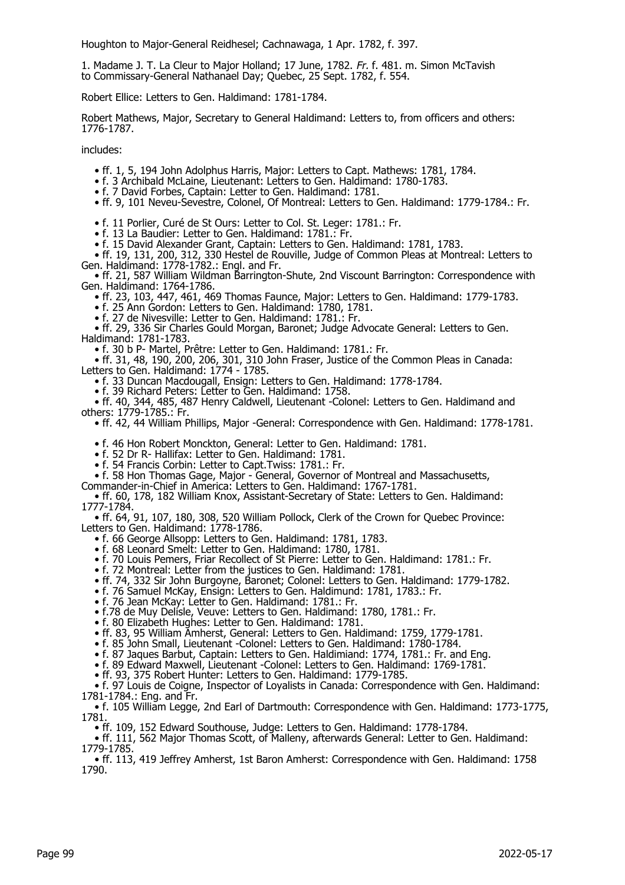Houghton to Major-General Reidhesel; Cachnawaga, 1 Apr. 1782, f. 397.

1. Madame J. T. La Cleur to Major Holland; 17 June, 1782. *Fr.* f. 481. m. Simon McTavish to Commissary-General Nathanael Day; Quebec, 25 Sept. 1782, f. 554.

Robert Ellice: Letters to Gen. Haldimand: 1781-1784.

Robert Mathews, Major, Secretary to General Haldimand: Letters to, from officers and others: 1776-1787.

includes:

- ff. 1, 5, 194 John Adolphus Harris, Major: Letters to Capt. Mathews: 1781, 1784.
- f. 3 Archibald McLaine, Lieutenant: Letters to Gen. Haldimand: 1780-1783.
- f. 7 David Forbes, Captain: Letter to Gen. Haldimand: 1781.
- ff. 9, 101 Neveu-Sevestre, Colonel, Of Montreal: Letters to Gen. Haldimand: 1779-1784.: Fr.
- f. 11 Porlier, Curé de St Ours: Letter to Col. St. Leger: 1781.: Fr.
- f. 13 La Baudier: Letter to Gen. Haldimand: 1781.: Fr.
- f. 15 David Alexander Grant, Captain: Letters to Gen. Haldimand: 1781, 1783.
- ff. 19, 131, 200, 312, 330 Hestel de Rouville, Judge of Common Pleas at Montreal: Letters to Gen. Haldimand: 1778-1782.: Engl. and Fr.
- ff. 21, 587 William Wildman Barrington-Shute, 2nd Viscount Barrington: Correspondence with Gen. Haldimand: 1764-1786.
- ff. 23, 103, 447, 461, 469 Thomas Faunce, Major: Letters to Gen. Haldimand: 1779-1783.
- f. 25 Ann Gordon: Letters to Gen. Haldimand: 1780, 1781.
- f. 27 de Nivesville: Letter to Gen. Haldimand: 1781.: Fr.
- ff. 29, 336 Sir Charles Gould Morgan, Baronet; Judge Advocate General: Letters to Gen. Haldimand: 1781-1783.
- f. 30 b P- Martel, Prêtre: Letter to Gen. Haldimand: 1781.: Fr.
- ff. 31, 48, 190, 200, 206, 301, 310 John Fraser, Justice of the Common Pleas in Canada: Letters to Gen. Haldimand: 1774 - 1785.
- f. 33 Duncan Macdougall, Ensign: Letters to Gen. Haldimand: 1778-1784.
- f. 39 Richard Peters: Letter to Gen. Haldimand: 1758.
- ff. 40, 344, 485, 487 Henry Caldwell, Lieutenant -Colonel: Letters to Gen. Haldimand and others: 1779-1785.: Fr.
- ff. 42, 44 William Phillips, Major -General: Correspondence with Gen. Haldimand: 1778-1781.
- f. 46 Hon Robert Monckton, General: Letter to Gen. Haldimand: 1781.
- f. 52 Dr R- Hallifax: Letter to Gen. Haldimand: 1781.
- f. 54 Francis Corbin: Letter to Capt.Twiss: 1781.: Fr.
- f. 58 Hon Thomas Gage, Major - General, Governor of Montreal and Massachusetts, Commander-in-Chief in America: Letters to Gen. Haldimand: 1767-1781.
- ff. 60, 178, 182 William Knox, Assistant-Secretary of State: Letters to Gen. Haldimand: 1777-1784.
- ff. 64, 91, 107, 180, 308, 520 William Pollock, Clerk of the Crown for Quebec Province: Letters to Gen. Haldimand: 1778-1786.
- f. 66 George Allsopp: Letters to Gen. Haldimand: 1781, 1783.
- f. 68 Leonard Smelt: Letter to Gen. Haldimand: 1780, 1781.
- f. 70 Louis Pemers, Friar Recollect of St Pierre: Letter to Gen. Haldimand: 1781.: Fr.
- f. 72 Montreal: Letter from the justices to Gen. Haldimand: 1781.
- ff. 74, 332 Sir John Burgoyne, Baronet; Colonel: Letters to Gen. Haldimand: 1779-1782.
- f. 76 Samuel McKay, Ensign: Letters to Gen. Haldimund: 1781, 1783.: Fr.
- f. 76 Jean McKay: Letter to Gen. Haldimand: 1781.: Fr.
- f.78 de Muy Delisle, Veuve: Letters to Gen. Haldimand: 1780, 1781.: Fr.
- f. 80 Elizabeth Hughes: Letter to Gen. Haldimand: 1781.
- ff. 83, 95 William Amherst, General: Letters to Gen. Haldimand: 1759, 1779-1781.
- f. 85 John Small, Lieutenant -Colonel: Letters to Gen. Haldimand: 1780-1784.
- f. 87 Jaques Barbut, Captain: Letters to Gen. Haldimiand: 1774, 1781.: Fr. and Eng.
- f. 89 Edward Maxwell, Lieutenant -Colonel: Letters to Gen. Haldimand: 1769-1781.
- ff. 93, 375 Robert Hunter: Letters to Gen. Haldimand: 1779-1785.
- f. 97 Louis de Coigne, Inspector of Loyalists in Canada: Correspondence with Gen. Haldimand: 1781-1784.: Eng. and Fr.
- f. 105 William Legge, 2nd Earl of Dartmouth: Correspondence with Gen. Haldimand: 1773-1775, 1781.
- ff. 109, 152 Edward Southouse, Judge: Letters to Gen. Haldimand: 1778-1784.
- ff. 111, 562 Major Thomas Scott, of Malleny, afterwards General: Letter to Gen. Haldimand: 1779-1785.
- ff. 113, 419 Jeffrey Amherst, 1st Baron Amherst: Correspondence with Gen. Haldimand: 1758 1790.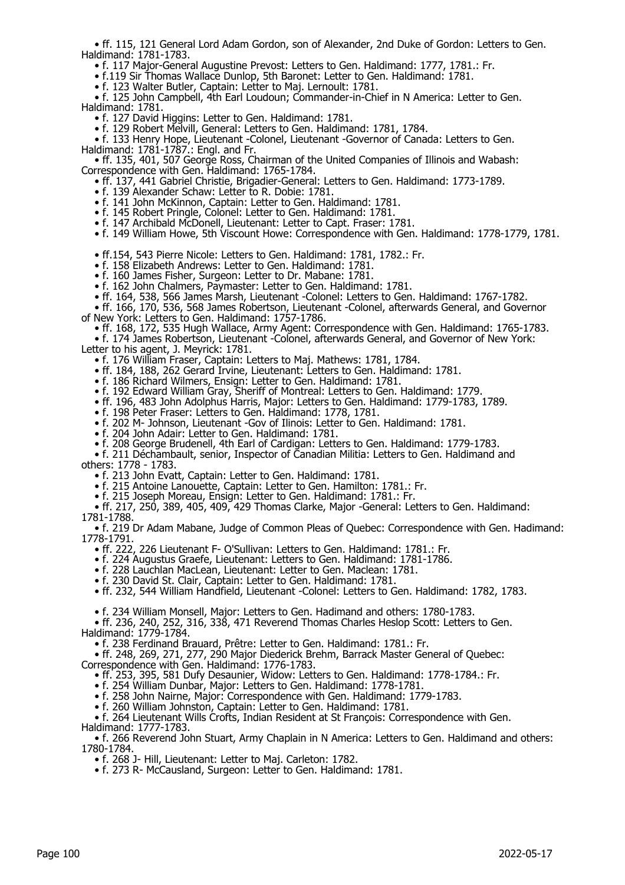- ff. 115, 121 General Lord Adam Gordon, son of Alexander, 2nd Duke of Gordon: Letters to Gen. Haldimand: 1781-1783.
- f. 117 Major-General Augustine Prevost: Letters to Gen. Haldimand: 1777, 1781.: Fr.
- f.119 Sir Thomas Wallace Dunlop, 5th Baronet: Letter to Gen. Haldimand: 1781.
- f. 123 Walter Butler, Captain: Letter to Maj. Lernoult: 1781.
- f. 125 John Campbell, 4th Earl Loudoun; Commander-in-Chief in N America: Letter to Gen. Haldimand: 1781.
- f. 127 David Higgins: Letter to Gen. Haldimand: 1781.
- f. 129 Robert Melvill, General: Letters to Gen. Haldimand: 1781, 1784.
- f. 133 Henry Hope, Lieutenant -Colonel, Lieutenant -Governor of Canada: Letters to Gen. Haldimand: 1781-1787.: Engl. and Fr.
- ff. 135, 401, 507 George Ross, Chairman of the United Companies of Illinois and Wabash: Correspondence with Gen. Haldimand: 1765-1784.
- ff. 137, 441 Gabriel Christie, Brigadier-General: Letters to Gen. Haldimand: 1773-1789.
- f. 139 Alexander Schaw: Letter to R. Dobie: 1781.
- f. 141 John McKinnon, Captain: Letter to Gen. Haldimand: 1781.
- f. 145 Robert Pringle, Colonel: Letter to Gen. Haldimand: 1781.
- f. 147 Archibald McDonell, Lieutenant: Letter to Capt. Fraser: 1781.
- f. 149 William Howe, 5th Viscount Howe: Correspondence with Gen. Haldimand: 1778-1779, 1781.
- ff.154, 543 Pierre Nicole: Letters to Gen. Haldimand: 1781, 1782.: Fr.
- f. 158 Elizabeth Andrews: Letter to Gen. Haldimand: 1781.
- f. 160 James Fisher, Surgeon: Letter to Dr. Mabane: 1781.
- f. 162 John Chalmers, Paymaster: Letter to Gen. Haldimand: 1781.
- ff. 164, 538, 566 James Marsh, Lieutenant -Colonel: Letters to Gen. Haldimand: 1767-1782.
- ff. 166, 170, 536, 568 James Robertson, Lieutenant -Colonel, afterwards General, and Governor of New York: Letters to Gen. Haldimand: 1757-1786.
- ff. 168, 172, 535 Hugh Wallace, Army Agent: Correspondence with Gen. Haldimand: 1765-1783.
- f. 174 James Robertson, Lieutenant -Colonel, afterwards General, and Governor of New York: Letter to his agent, J. Meyrick: 1781.
- f. 176 William Fraser, Captain: Letters to Maj. Mathews: 1781, 1784.
- ff. 184, 188, 262 Gerard Irvine, Lieutenant: Letters to Gen. Haldimand: 1781.
- f. 186 Richard Wilmers, Ensign: Letter to Gen. Haldimand: 1781.
- f. 192 Edward William Gray, Sheriff of Montreal: Letters to Gen. Haldimand: 1779.
- ff. 196, 483 John Adolphus Harris, Major: Letters to Gen. Haldimand: 1779-1783, 1789.
- f. 198 Peter Fraser: Letters to Gen. Haldimand: 1778, 1781.
- f. 202 M- Johnson, Lieutenant -Gov of Ilinois: Letter to Gen. Haldimand: 1781.
- f. 204 John Adair: Letter to Gen. Haldimand: 1781.
- f. 208 George Brudenell, 4th Earl of Cardigan: Letters to Gen. Haldimand: 1779-1783.
- f. 211 Déchambault, senior, Inspector of Canadian Militia: Letters to Gen. Haldimand and others: 1778 - 1783.
- f. 213 John Evatt, Captain: Letter to Gen. Haldimand: 1781.
- f. 215 Antoine Lanouette, Captain: Letter to Gen. Hamilton: 1781.: Fr.
- f. 215 Joseph Moreau, Ensign: Letter to Gen. Haldimand: 1781.: Fr.
- ff. 217, 250, 389, 405, 409, 429 Thomas Clarke, Major -General: Letters to Gen. Haldimand: 1781-1788.
- f. 219 Dr Adam Mabane, Judge of Common Pleas of Quebec: Correspondence with Gen. Hadimand: 1778-1791.
- ff. 222, 226 Lieutenant F- O'Sullivan: Letters to Gen. Haldimand: 1781.: Fr.
- f. 224 Augustus Graefe, Lieutenant: Letters to Gen. Haldimand: 1781-1786.
- f. 228 Lauchlan MacLean, Lieutenant: Letter to Gen. Maclean: 1781.
- f. 230 David St. Clair, Captain: Letter to Gen. Haldimand: 1781.
- ff. 232, 544 William Handfield, Lieutenant -Colonel: Letters to Gen. Haldimand: 1782, 1783.
- f. 234 William Monsell, Major: Letters to Gen. Hadimand and others: 1780-1783.
- ff. 236, 240, 252, 316, 338, 471 Reverend Thomas Charles Heslop Scott: Letters to Gen. Haldimand: 1779-1784.
- f. 238 Ferdinand Brauard, Prêtre: Letter to Gen. Haldimand: 1781.: Fr.
- ff. 248, 269, 271, 277, 290 Major Diederick Brehm, Barrack Master General of Quebec: Correspondence with Gen. Haldimand: 1776-1783.
- ff. 253, 395, 581 Dufy Desaunier, Widow: Letters to Gen. Haldimand: 1778-1784.: Fr.
- f. 254 William Dunbar, Major: Letters to Gen. Haldimand: 1778-1781.
- f. 258 John Nairne, Major: Correspondence with Gen. Haldimand: 1779-1783.
- f. 260 William Johnston, Captain: Letter to Gen. Haldimand: 1781.
- f. 264 Lieutenant Wills Crofts, Indian Resident at St François: Correspondence with Gen. Haldimand: 1777-1783.
- f. 266 Reverend John Stuart, Army Chaplain in N America: Letters to Gen. Haldimand and others: 1780-1784.
- f. 268 J- Hill, Lieutenant: Letter to Maj. Carleton: 1782.
- f. 273 R- McCausland, Surgeon: Letter to Gen. Haldimand: 1781.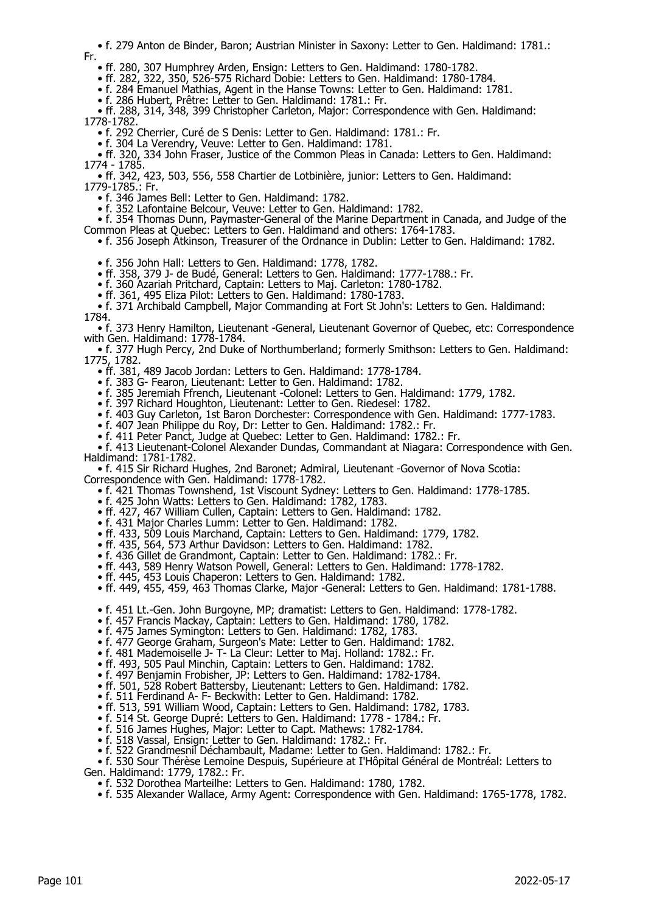- f. 279 Anton de Binder, Baron; Austrian Minister in Saxony: Letter to Gen. Haldimand: 1781.: Fr.
- ff. 280, 307 Humphrey Arden, Ensign: Letters to Gen. Haldimand: 1780-1782.
- ff. 282, 322, 350, 526-575 Richard Dobie: Letters to Gen. Haldimand: 1780-1784.
- f. 284 Emanuel Mathias, Agent in the Hanse Towns: Letter to Gen. Haldimand: 1781.
- f. 286 Hubert, Prêtre: Letter to Gen. Haldimand: 1781.: Fr.
- ff. 288, 314, 348, 399 Christopher Carleton, Major: Correspondence with Gen. Haldimand: 1778-1782.
- f. 292 Cherrier, Curé de S Denis: Letter to Gen. Haldimand: 1781.: Fr.
- f. 304 La Verendry, Veuve: Letter to Gen. Haldimand: 1781.
- ff. 320, 334 John Fraser, Justice of the Common Pleas in Canada: Letters to Gen. Haldimand: 1774 - 1785.
- ff. 342, 423, 503, 556, 558 Chartier de Lotbinière, junior: Letters to Gen. Haldimand: 1779-1785.: Fr.
- f. 346 James Bell: Letter to Gen. Haldimand: 1782.
- f. 352 Lafontaine Belcour, Veuve: Letter to Gen. Haldimand: 1782.
- f. 354 Thomas Dunn, Paymaster-General of the Marine Department in Canada, and Judge of the Common Pleas at Quebec: Letters to Gen. Haldimand and others: 1764-1783.
- f. 356 Joseph Atkinson, Treasurer of the Ordnance in Dublin: Letter to Gen. Haldimand: 1782.
- f. 356 John Hall: Letters to Gen. Haldimand: 1778, 1782.
- ff. 358, 379 J- de Budé, General: Letters to Gen. Haldimand: 1777-1788.: Fr.
- f. 360 Azariah Pritchard, Captain: Letters to Maj. Carleton: 1780-1782.
- ff. 361, 495 Eliza Pilot: Letters to Gen. Haldimand: 1780-1783.
- f. 371 Archibald Campbell, Major Commanding at Fort St John's: Letters to Gen. Haldimand: 1784.
- f. 373 Henry Hamilton, Lieutenant -General, Lieutenant Governor of Quebec, etc: Correspondence with Gen. Haldimand: 1778-1784.
- f. 377 Hugh Percy, 2nd Duke of Northumberland; formerly Smithson: Letters to Gen. Haldimand: 1775, 1782.
- ff. 381, 489 Jacob Jordan: Letters to Gen. Haldimand: 1778-1784.
- f. 383 G- Fearon, Lieutenant: Letter to Gen. Haldimand: 1782.
- f. 385 Jeremiah Ffrench, Lieutenant -Colonel: Letters to Gen. Haldimand: 1779, 1782.
- f. 397 Richard Houghton, Lieutenant: Letter to Gen. Riedesel: 1782.
- f. 403 Guy Carleton, 1st Baron Dorchester: Correspondence with Gen. Haldimand: 1777-1783.
- f. 407 Jean Philippe du Roy, Dr: Letter to Gen. Haldimand: 1782.: Fr.
- f. 411 Peter Panct, Judge at Quebec: Letter to Gen. Haldimand: 1782.: Fr.
- f. 413 Lieutenant-Colonel Alexander Dundas, Commandant at Niagara: Correspondence with Gen. Haldimand: 1781-1782.
- f. 415 Sir Richard Hughes, 2nd Baronet; Admiral, Lieutenant -Governor of Nova Scotia: Correspondence with Gen. Haldimand: 1778-1782.
- f. 421 Thomas Townshend, 1st Viscount Sydney: Letters to Gen. Haldimand: 1778-1785.
- f. 425 John Watts: Letters to Gen. Haldimand: 1782, 1783.
- ff. 427, 467 William Cullen, Captain: Letters to Gen. Haldimand: 1782.
- f. 431 Major Charles Lumm: Letter to Gen. Haldimand: 1782.
- ff. 433, 509 Louis Marchand, Captain: Letters to Gen. Haldimand: 1779, 1782.
- ff. 435, 564, 573 Arthur Davidson: Letters to Gen. Haldimand: 1782.
- f. 436 Gillet de Grandmont, Captain: Letter to Gen. Haldimand: 1782.: Fr.
- ff. 443, 589 Henry Watson Powell, General: Letters to Gen. Haldimand: 1778-1782.
- ff. 445, 453 Louis Chaperon: Letters to Gen. Haldimand: 1782.
- ff. 449, 455, 459, 463 Thomas Clarke, Major -General: Letters to Gen. Haldimand: 1781-1788.
- f. 451 Lt.-Gen. John Burgoyne, MP; dramatist: Letters to Gen. Haldimand: 1778-1782.
- f. 457 Francis Mackay, Captain: Letters to Gen. Haldimand: 1780, 1782.
- f. 475 James Symington: Letters to Gen. Haldimand: 1782, 1783.
- f. 477 George Graham, Surgeon's Mate: Letter to Gen. Haldimand: 1782.
- f. 481 Mademoiselle J- T- La Cleur: Letter to Maj. Holland: 1782.: Fr.
- ff. 493, 505 Paul Minchin, Captain: Letters to Gen. Haldimand: 1782.
- f. 497 Benjamin Frobisher, JP: Letters to Gen. Haldimand: 1782-1784.
- ff. 501, 528 Robert Battersby, Lieutenant: Letters to Gen. Haldimand: 1782.
- f. 511 Ferdinand A- F- Beckwith: Letter to Gen. Haldimand: 1782.
- ff. 513, 591 William Wood, Captain: Letters to Gen. Haldimand: 1782, 1783.
- f. 514 St. George Dupré: Letters to Gen. Haldimand: 1778 - 1784.: Fr.
- f. 516 James Hughes, Major: Letter to Capt. Mathews: 1782-1784.
- f. 518 Vassal, Ensign: Letter to Gen. Haldimand: 1782.: Fr.
- f. 522 Grandmesnil Déchambault, Madame: Letter to Gen. Haldimand: 1782.: Fr.
- f. 530 Sour Thérèse Lemoine Despuis, Supérieure at I'Hôpital Général de Montréal: Letters to Gen. Haldimand: 1779, 1782.: Fr.
- f. 532 Dorothea Marteilhe: Letters to Gen. Haldimand: 1780, 1782.
- f. 535 Alexander Wallace, Army Agent: Correspondence with Gen. Haldimand: 1765-1778, 1782.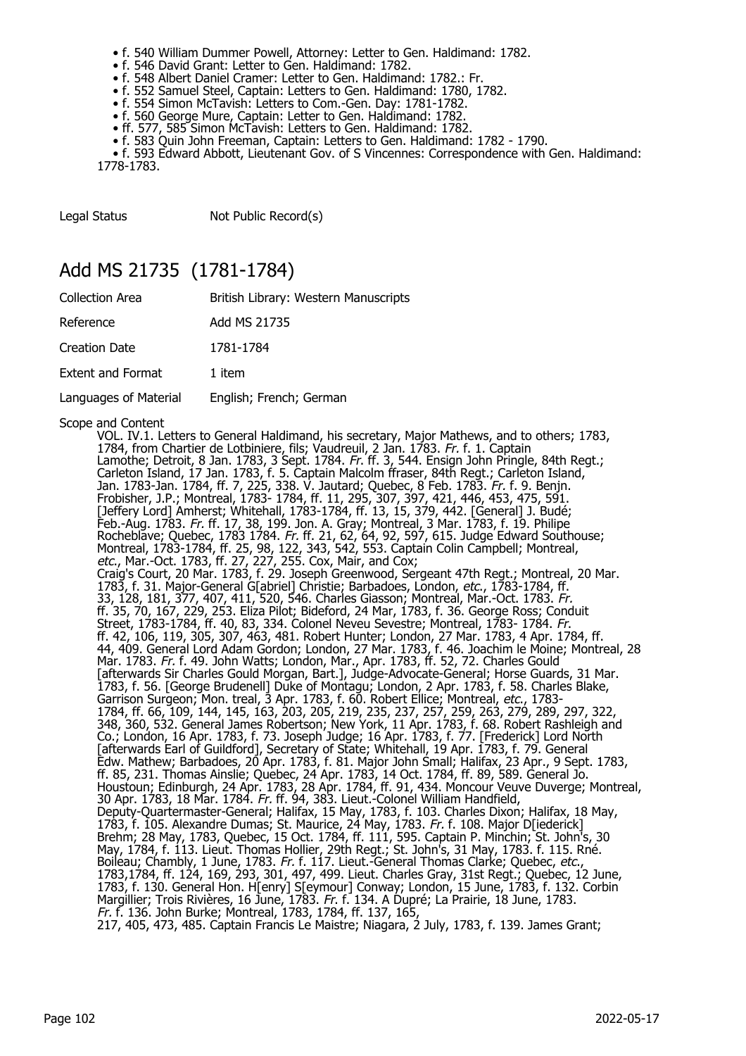- f. 540 William Dummer Powell, Attorney: Letter to Gen. Haldimand: 1782.
- f. 546 David Grant: Letter to Gen. Haldimand: 1782.
- f. 548 Albert Daniel Cramer: Letter to Gen. Haldimand: 1782.: Fr.
- f. 552 Samuel Steel, Captain: Letters to Gen. Haldimand: 1780, 1782.
- f. 554 Simon McTavish: Letters to Com.-Gen. Day: 1781-1782.
- f. 560 George Mure, Captain: Letter to Gen. Haldimand: 1782.
- ff. 577, 585 Simon McTavish: Letters to Gen. Haldimand: 1782.
- f. 583 Quin John Freeman, Captain: Letters to Gen. Haldimand: 1782 - 1790.
- f. 593 Edward Abbott, Lieutenant Gov. of S Vincennes: Correspondence with Gen. Haldimand: 1778-1783.

| | |
|---|---|
| Legal Status | Not Public Record(s) |

## Add MS 21735 (1781-1784)

| | |
|---|---|
| Collection Area | British Library: Western Manuscripts |
| Reference | Add MS 21735 |
| Creation Date | 1781-1784 |
| Extent and Format | 1 item |
| Languages of Material | English; French; German |

Scope and Content

VOL. IV.1. Letters to General Haldimand, his secretary, Major Mathews, and to others; 1783, 1784, from Chartier de Lotbiniere, fils; Vaudreuil, 2 Jan. 1783. *Fr.* f. 1. Captain Lamothe; Detroit, 8 Jan. 1783, 3 Sept. 1784. *Fr.* ff. 3, 544. Ensign John Pringle, 84th Regt.; Carleton Island, 17 Jan. 1783, f. 5. Captain Malcolm ffraser, 84th Regt.; Carleton Island, Jan. 1783-Jan. 1784, ff. 7, 225, 338. V. Jautard; Quebec, 8 Feb. 1783. *Fr.* f. 9. Benjn. Frobisher, J.P.; Montreal, 1783- 1784, ff. 11, 295, 307, 397, 421, 446, 453, 475, 591. [Jeffery Lord] Amherst; Whitehall, 1783-1784, ff. 13, 15, 379, 442. [General] J. Budé; Feb.-Aug. 1783. *Fr.* ff. 17, 38, 199. Jon. A. Gray; Montreal, 3 Mar. 1783, f. 19. Philipe Rocheblave; Quebec, 1783 1784. *Fr.* ff. 21, 62, 64, 92, 597, 615. Judge Edward Southouse; Montreal, 1783-1784, ff. 25, 98, 122, 343, 542, 553. Captain Colin Campbell; Montreal, *etc.*, Mar.-Oct. 1783, ff. 27, 227, 255. Cox, Mair, and Cox; Craig's Court, 20 Mar. 1783, f. 29. Joseph Greenwood, Sergeant 47th Regt.; Montreal, 20 Mar. 1783, f. 31. Major-General G[abriel] Christie; Barbadoes, London, *etc.*, 1783-1784, ff. 33, 128, 181, 377, 407, 411, 520, 546. Charles Giasson; Montreal, Mar.-Oct. 1783. *Fr.* ff. 35, 70, 167, 229, 253. Eliza Pilot; Bideford, 24 Mar, 1783, f. 36. George Ross; Conduit Street, 1783-1784, ff. 40, 83, 334. Colonel Neveu Sevestre; Montreal, 1783- 1784. *Fr.* ff. 42, 106, 119, 305, 307, 463, 481. Robert Hunter; London, 27 Mar. 1783, 4 Apr. 1784, ff. 44, 409. General Lord Adam Gordon; London, 27 Mar. 1783, f. 46. Joachim le Moine; Montreal, 28 Mar. 1783. *Fr.* f. 49. John Watts; London, Mar., Apr. 1783, ff. 52, 72. Charles Gould [afterwards Sir Charles Gould Morgan, Bart.], Judge-Advocate-General; Horse Guards, 31 Mar. 1783, f. 56. [George Brudenell] Duke of Montagu; London, 2 Apr. 1783, f. 58. Charles Blake, Garrison Surgeon; Mon. treal, 3 Apr. 1783, f. 60. Robert Ellice; Montreal, *etc.*, 1783- 1784, ff. 66, 109, 144, 145, 163, 203, 205, 219, 235, 237, 257, 259, 263, 279, 289, 297, 322, 348, 360, 532. General James Robertson; New York, 11 Apr. 1783, f. 68. Robert Rashleigh and Co.; London, 16 Apr. 1783, f. 73. Joseph Judge; 16 Apr. 1783, f. 77. [Frederick] Lord North [afterwards Earl of Guildford], Secretary of State; Whitehall, 19 Apr. 1783, f. 79. General Edw. Mathew; Barbadoes, 20 Apr. 1783, f. 81. Major John Small; Halifax, 23 Apr., 9 Sept. 1783, ff. 85, 231. Thomas Ainslie; Quebec, 24 Apr. 1783, 14 Oct. 1784, ff. 89, 589. General Jo. Houstoun; Edinburgh, 24 Apr. 1783, 28 Apr. 1784, ff. 91, 434. Moncour Veuve Duverge; Montreal, 30 Apr. 1783, 18 Mar. 1784. *Fr.* ff. 94, 383. Lieut.-Colonel William Handfield, Deputy-Quartermaster-General; Halifax, 15 May, 1783, f. 103. Charles Dixon; Halifax, 18 May, 1783, f. 105. Alexandre Dumas; St. Maurice, 24 May, 1783. *Fr.* f. 108. Major D[iederick] Brehm; 28 May, 1783, Quebec, 15 Oct. 1784, ff. 111, 595. Captain P. Minchin; St. John's, 30 May, 1784, f. 113. Lieut. Thomas Hollier, 29th Regt.; St. John's, 31 May, 1783. f. 115. Rné. Boileau; Chambly, 1 June, 1783. *Fr.* f. 117. Lieut.-General Thomas Clarke; Quebec, *etc.*, 1783,1784, ff. 124, 169, 293, 301, 497, 499. Lieut. Charles Gray, 31st Regt.; Quebec, 12 June, 1783, f. 130. General Hon. H[enry] S[eymour] Conway; London, 15 June, 1783, f. 132. Corbin Margillier; Trois Rivières, 16 June, 1783. *Fr.* f. 134. A Dupré; La Prairie, 18 June, 1783. *Fr.* f. 136. John Burke; Montreal, 1783, 1784, ff. 137, 165, 217, 405, 473, 485. Captain Francis Le Maistre; Niagara, 2 July, 1783, f. 139. James Grant;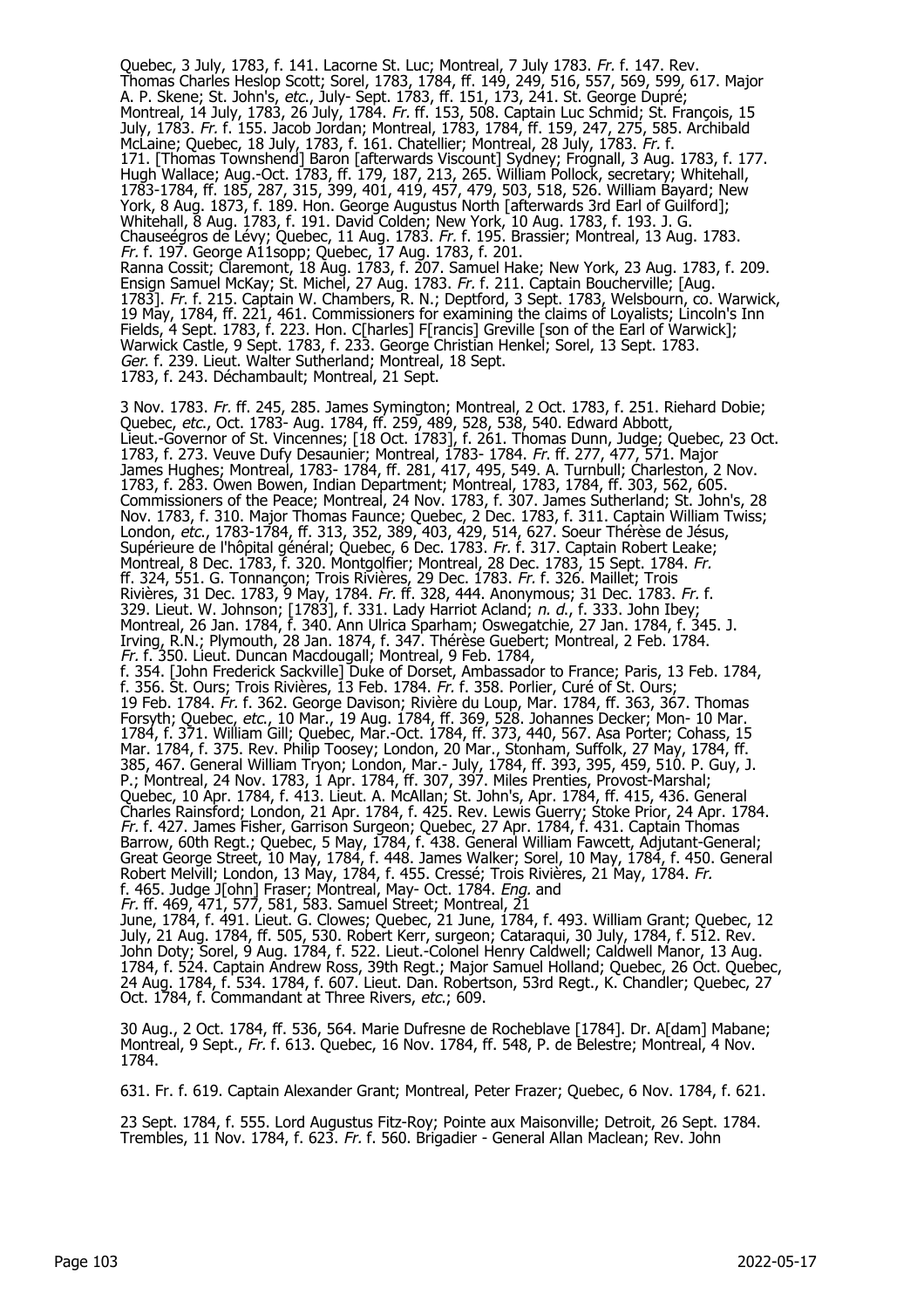Quebec, 3 July, 1783, f. 141. Lacorne St. Luc; Montreal, 7 July 1783. *Fr.* f. 147. Rev. Thomas Charles Heslop Scott; Sorel, 1783, 1784, ff. 149, 249, 516, 557, 569, 599, 617. Major A. P. Skene; St. John's, *etc.*, July- Sept. 1783, ff. 151, 173, 241. St. George Dupré; Montreal, 14 July, 1783, 26 July, 1784. *Fr.* ff. 153, 508. Captain Luc Schmid; St. François, 15 July, 1783. *Fr.* f. 155. Jacob Jordan; Montreal, 1783, 1784, ff. 159, 247, 275, 585. Archibald McLaine; Quebec, 18 July, 1783, f. 161. Chatellier; Montreal, 28 July, 1783. *Fr.* f. 171. [Thomas Townshend] Baron [afterwards Viscount] Sydney; Frognall, 3 Aug. 1783, f. 177. Hugh Wallace; Aug.-Oct. 1783, ff. 179, 187, 213, 265. William Pollock, secretary; Whitehall, 1783-1784, ff. 185, 287, 315, 399, 401, 419, 457, 479, 503, 518, 526. William Bayard; New York, 8 Aug. 1873, f. 189. Hon. George Augustus North [afterwards 3rd Earl of Guilford]; Whitehall, 8 Aug. 1783, f. 191. David Colden; New York, 10 Aug. 1783, f. 193. J. G. Chauseégros de Lévy; Quebec, 11 Aug. 1783. *Fr.* f. 195. Brassier; Montreal, 13 Aug. 1783. *Fr.* f. 197. George A11sopp; Quebec, 17 Aug. 1783, f. 201.
Ranna Cossit; Claremont, 18 Aug. 1783, f. 207. Samuel Hake; New York, 23 Aug. 1783, f. 209. Ensign Samuel McKay; St. Michel, 27 Aug. 1783. *Fr.* f. 211. Captain Boucherville; [Aug. 1783]. *Fr.* f. 215. Captain W. Chambers, R. N.; Deptford, 3 Sept. 1783, Welsbourn, co. Warwick, 19 May, 1784, ff. 221, 461. Commissioners for examining the claims of Loyalists; Lincoln's Inn Fields, 4 Sept. 1783, f. 223. Hon. C[harles] F[rancis] Greville [son of the Earl of Warwick]; Warwick Castle, 9 Sept. 1783, f. 233. George Christian Henkel; Sorel, 13 Sept. 1783. *Ger.* f. 239. Lieut. Walter Sutherland; Montreal, 18 Sept.
1783, f. 243. Déchambault; Montreal, 21 Sept.

3 Nov. 1783. *Fr.* ff. 245, 285. James Symington; Montreal, 2 Oct. 1783, f. 251. Riehard Dobie; Quebec, *etc.*, Oct. 1783- Aug. 1784, ff. 259, 489, 528, 538, 540. Edward Abbott, Lieut.-Governor of St. Vincennes; [18 Oct. 1783], f. 261. Thomas Dunn, Judge; Quebec, 23 Oct. 1783, f. 273. Veuve Dufy Desaunier; Montreal, 1783- 1784. *Fr.* ff. 277, 477, 571. Major James Hughes; Montreal, 1783- 1784, ff. 281, 417, 495, 549. A. Turnbull; Charleston, 2 Nov. 1783, f. 283. Owen Bowen, Indian Department; Montreal, 1783, 1784, ff. 303, 562, 605. Commissioners of the Peace; Montreal, 24 Nov. 1783, f. 307. James Sutherland; St. John's, 28 Nov. 1783, f. 310. Major Thomas Faunce; Quebec, 2 Dec. 1783, f. 311. Captain William Twiss; London, *etc.*, 1783-1784, ff. 313, 352, 389, 403, 429, 514, 627. Soeur Thérèse de Jésus, Supérieure de l'hôpital général; Quebec, 6 Dec. 1783. *Fr.* f. 317. Captain Robert Leake; Montreal, 8 Dec. 1783, f. 320. Montgolfier; Montreal, 28 Dec. 1783, 15 Sept. 1784. *Fr.* ff. 324, 551. G. Tonnançon; Trois Rivières, 29 Dec. 1783. *Fr.* f. 326. Maillet; Trois Rivières, 31 Dec. 1783, 9 May, 1784. *Fr.* ff. 328, 444. Anonymous; 31 Dec. 1783. *Fr.* f. 329. Lieut. W. Johnson; [1783], f. 331. Lady Harriot Acland; *n. d.*, f. 333. John Ibey; Montreal, 26 Jan. 1784, f. 340. Ann Ulrica Sparham; Oswegatchie, 27 Jan. 1784, f. 345. J. Irving, R.N.; Plymouth, 28 Jan. 1874, f. 347. Thérèse Guebert; Montreal, 2 Feb. 1784. *Fr.* f. 350. Lieut. Duncan Macdougall; Montreal, 9 Feb. 1784,
f. 354. [John Frederick Sackville] Duke of Dorset, Ambassador to France; Paris, 13 Feb. 1784, f. 356. St. Ours; Trois Rivières, 13 Feb. 1784. *Fr.* f. 358. Porlier, Curé of St. Ours; 19 Feb. 1784. *Fr.* f. 362. George Davison; Rivière du Loup, Mar. 1784, ff. 363, 367. Thomas Forsyth; Quebec, *etc.*, 10 Mar., 19 Aug. 1784, ff. 369, 528. Johannes Decker; Mon- 10 Mar. 1784, f. 371. William Gill; Quebec, Mar.-Oct. 1784, ff. 373, 440, 567. Asa Porter; Cohass, 15 Mar. 1784, f. 375. Rev. Philip Toosey; London, 20 Mar., Stonham, Suffolk, 27 May, 1784, ff. 385, 467. General William Tryon; London, Mar.- July, 1784, ff. 393, 395, 459, 510. P. Guy, J. P.; Montreal, 24 Nov. 1783, 1 Apr. 1784, ff. 307, 397. Miles Prenties, Provost-Marshal; Quebec, 10 Apr. 1784, f. 413. Lieut. A. McAllan; St. John's, Apr. 1784, ff. 415, 436. General Charles Rainsford; London, 21 Apr. 1784, f. 425. Rev. Lewis Guerry; Stoke Prior, 24 Apr. 1784. *Fr.* f. 427. James Fisher, Garrison Surgeon; Quebec, 27 Apr. 1784, f. 431. Captain Thomas Barrow, 60th Regt.; Quebec, 5 May, 1784, f. 438. General William Fawcett, Adjutant-General; Great George Street, 10 May, 1784, f. 448. James Walker; Sorel, 10 May, 1784, f. 450. General Robert Melvill; London, 13 May, 1784, f. 455. Cressé; Trois Rivières, 21 May, 1784. *Fr.* f. 465. Judge J[ohn] Fraser; Montreal, May- Oct. 1784. *Eng.* and
*Fr.* ff. 469, 471, 577, 581, 583. Samuel Street; Montreal, 21
June, 1784, f. 491. Lieut. G. Clowes; Quebec, 21 June, 1784, f. 493. William Grant; Quebec, 12 July, 21 Aug. 1784, ff. 505, 530. Robert Kerr, surgeon; Cataraqui, 30 July, 1784, f. 512. Rev. John Doty; Sorel, 9 Aug. 1784, f. 522. Lieut.-Colonel Henry Caldwell; Caldwell Manor, 13 Aug. 1784, f. 524. Captain Andrew Ross, 39th Regt.; Major Samuel Holland; Quebec, 26 Oct. Quebec, 24 Aug. 1784, f. 534. 1784, f. 607. Lieut. Dan. Robertson, 53rd Regt., K. Chandler; Quebec, 27 Oct. 1784, f. Commandant at Three Rivers, *etc.*; 609.

30 Aug., 2 Oct. 1784, ff. 536, 564. Marie Dufresne de Rocheblave [1784]. Dr. A[dam] Mabane; Montreal, 9 Sept., *Fr.* f. 613. Quebec, 16 Nov. 1784, ff. 548, P. de Belestre; Montreal, 4 Nov. 1784.

631. Fr. f. 619. Captain Alexander Grant; Montreal, Peter Frazer; Quebec, 6 Nov. 1784, f. 621.

23 Sept. 1784, f. 555. Lord Augustus Fitz-Roy; Pointe aux Maisonville; Detroit, 26 Sept. 1784. Trembles, 11 Nov. 1784, f. 623. *Fr.* f. 560. Brigadier - General Allan Maclean; Rev. John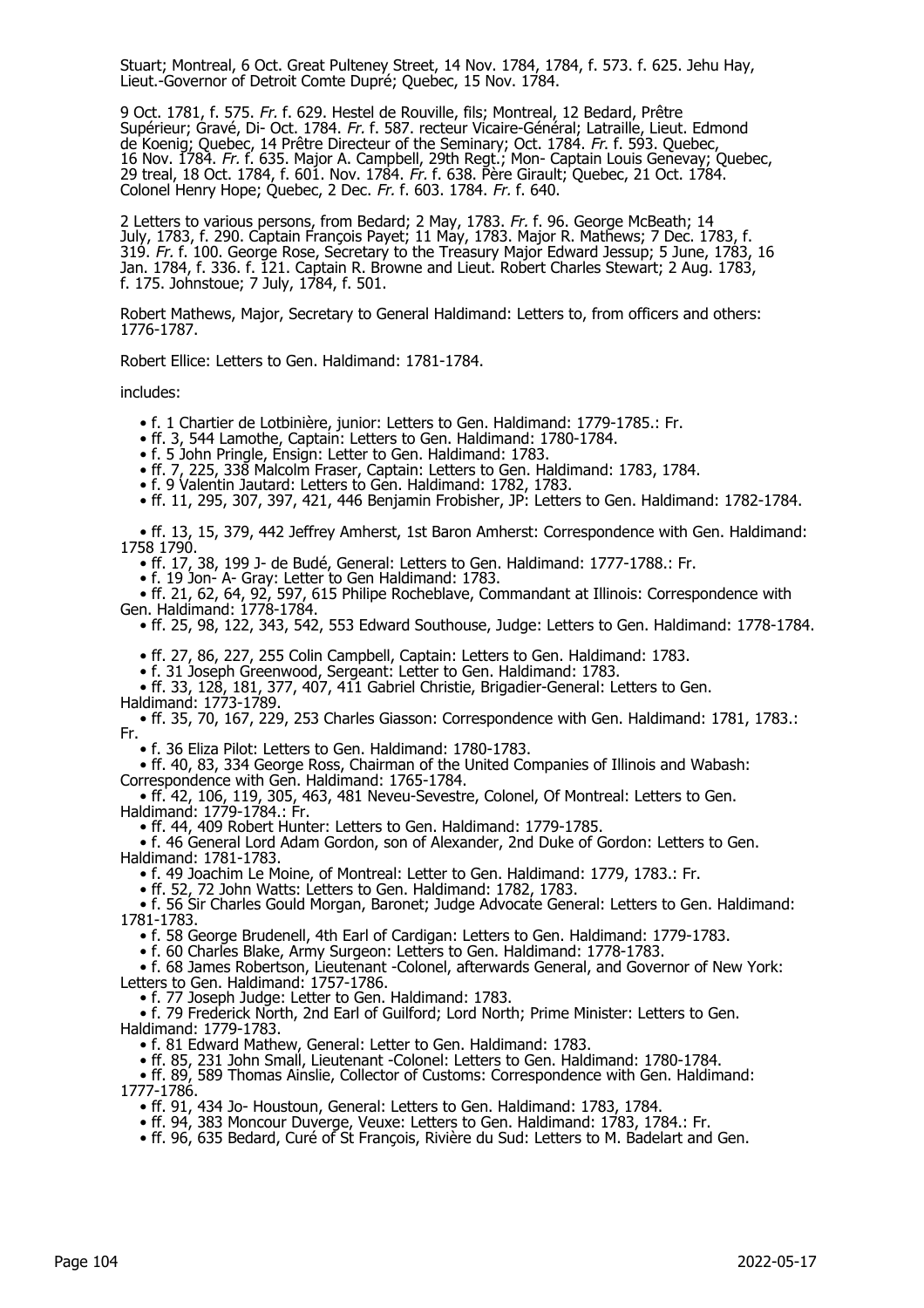Stuart; Montreal, 6 Oct. Great Pulteney Street, 14 Nov. 1784, 1784, f. 573. f. 625. Jehu Hay, Lieut.-Governor of Detroit Comte Dupré; Quebec, 15 Nov. 1784.

9 Oct. 1781, f. 575. *Fr.* f. 629. Hestel de Rouville, fils; Montreal, 12 Bedard, Prêtre Supérieur; Gravé, Di- Oct. 1784. *Fr.* f. 587. recteur Vicaire-Général; Latraille, Lieut. Edmond de Koenig; Quebec, 14 Prêtre Directeur of the Seminary; Oct. 1784. *Fr.* f. 593. Quebec, 16 Nov. 1784. *Fr.* f. 635. Major A. Campbell, 29th Regt.; Mon- Captain Louis Genevay; Quebec, 29 treal, 18 Oct. 1784, f. 601. Nov. 1784. *Fr.* f. 638. Père Girault; Quebec, 21 Oct. 1784. Colonel Henry Hope; Quebec, 2 Dec. *Fr.* f. 603. 1784. *Fr.* f. 640.

2 Letters to various persons, from Bedard; 2 May, 1783. *Fr.* f. 96. George McBeath; 14 July, 1783, f. 290. Captain François Payet; 11 May, 1783. Major R. Mathews; 7 Dec. 1783, f. 319. *Fr.* f. 100. George Rose, Secretary to the Treasury Major Edward Jessup; 5 June, 1783, 16 Jan. 1784, f. 336. f. 121. Captain R. Browne and Lieut. Robert Charles Stewart; 2 Aug. 1783, f. 175. Johnstoue; 7 July, 1784, f. 501.

Robert Mathews, Major, Secretary to General Haldimand: Letters to, from officers and others: 1776-1787.

Robert Ellice: Letters to Gen. Haldimand: 1781-1784.

includes:

- f. 1 Chartier de Lotbinière, junior: Letters to Gen. Haldimand: 1779-1785.: Fr.
- ff. 3, 544 Lamothe, Captain: Letters to Gen. Haldimand: 1780-1784.
- f. 5 John Pringle, Ensign: Letter to Gen. Haldimand: 1783.
- ff. 7, 225, 338 Malcolm Fraser, Captain: Letters to Gen. Haldimand: 1783, 1784.
- f. 9 Valentin Jautard: Letters to Gen. Haldimand: 1782, 1783.
- ff. 11, 295, 307, 397, 421, 446 Benjamin Frobisher, JP: Letters to Gen. Haldimand: 1782-1784.
- ff. 13, 15, 379, 442 Jeffrey Amherst, 1st Baron Amherst: Correspondence with Gen. Haldimand: 1758 1790.
- ff. 17, 38, 199 J- de Budé, General: Letters to Gen. Haldimand: 1777-1788.: Fr.
- f. 19 Jon- A- Gray: Letter to Gen Haldimand: 1783.
- ff. 21, 62, 64, 92, 597, 615 Philipe Rocheblave, Commandant at Illinois: Correspondence with Gen. Haldimand: 1778-1784.
- ff. 25, 98, 122, 343, 542, 553 Edward Southouse, Judge: Letters to Gen. Haldimand: 1778-1784.
- ff. 27, 86, 227, 255 Colin Campbell, Captain: Letters to Gen. Haldimand: 1783.
- f. 31 Joseph Greenwood, Sergeant: Letter to Gen. Haldimand: 1783.
- ff. 33, 128, 181, 377, 407, 411 Gabriel Christie, Brigadier-General: Letters to Gen. Haldimand: 1773-1789.
- ff. 35, 70, 167, 229, 253 Charles Giasson: Correspondence with Gen. Haldimand: 1781, 1783.: Fr.
- f. 36 Eliza Pilot: Letters to Gen. Haldimand: 1780-1783.
- ff. 40, 83, 334 George Ross, Chairman of the United Companies of Illinois and Wabash: Correspondence with Gen. Haldimand: 1765-1784.
- ff. 42, 106, 119, 305, 463, 481 Neveu-Sevestre, Colonel, Of Montreal: Letters to Gen. Haldimand: 1779-1784.: Fr.
- ff. 44, 409 Robert Hunter: Letters to Gen. Haldimand: 1779-1785.
- f. 46 General Lord Adam Gordon, son of Alexander, 2nd Duke of Gordon: Letters to Gen. Haldimand: 1781-1783.
- f. 49 Joachim Le Moine, of Montreal: Letter to Gen. Haldimand: 1779, 1783.: Fr.
- ff. 52, 72 John Watts: Letters to Gen. Haldimand: 1782, 1783.
- f. 56 Sir Charles Gould Morgan, Baronet; Judge Advocate General: Letters to Gen. Haldimand: 1781-1783.
- f. 58 George Brudenell, 4th Earl of Cardigan: Letters to Gen. Haldimand: 1779-1783.
- f. 60 Charles Blake, Army Surgeon: Letters to Gen. Haldimand: 1778-1783.
- f. 68 James Robertson, Lieutenant -Colonel, afterwards General, and Governor of New York: Letters to Gen. Haldimand: 1757-1786.
- f. 77 Joseph Judge: Letter to Gen. Haldimand: 1783.
- f. 79 Frederick North, 2nd Earl of Guilford; Lord North; Prime Minister: Letters to Gen. Haldimand: 1779-1783.
- f. 81 Edward Mathew, General: Letter to Gen. Haldimand: 1783.
- ff. 85, 231 John Small, Lieutenant -Colonel: Letters to Gen. Haldimand: 1780-1784.
- ff. 89, 589 Thomas Ainslie, Collector of Customs: Correspondence with Gen. Haldimand: 1777-1786.
- ff. 91, 434 Jo- Houstoun, General: Letters to Gen. Haldimand: 1783, 1784.
- ff. 94, 383 Moncour Duverge, Veuxe: Letters to Gen. Haldimand: 1783, 1784.: Fr.
- ff. 96, 635 Bedard, Curé of St François, Rivière du Sud: Letters to M. Badelart and Gen.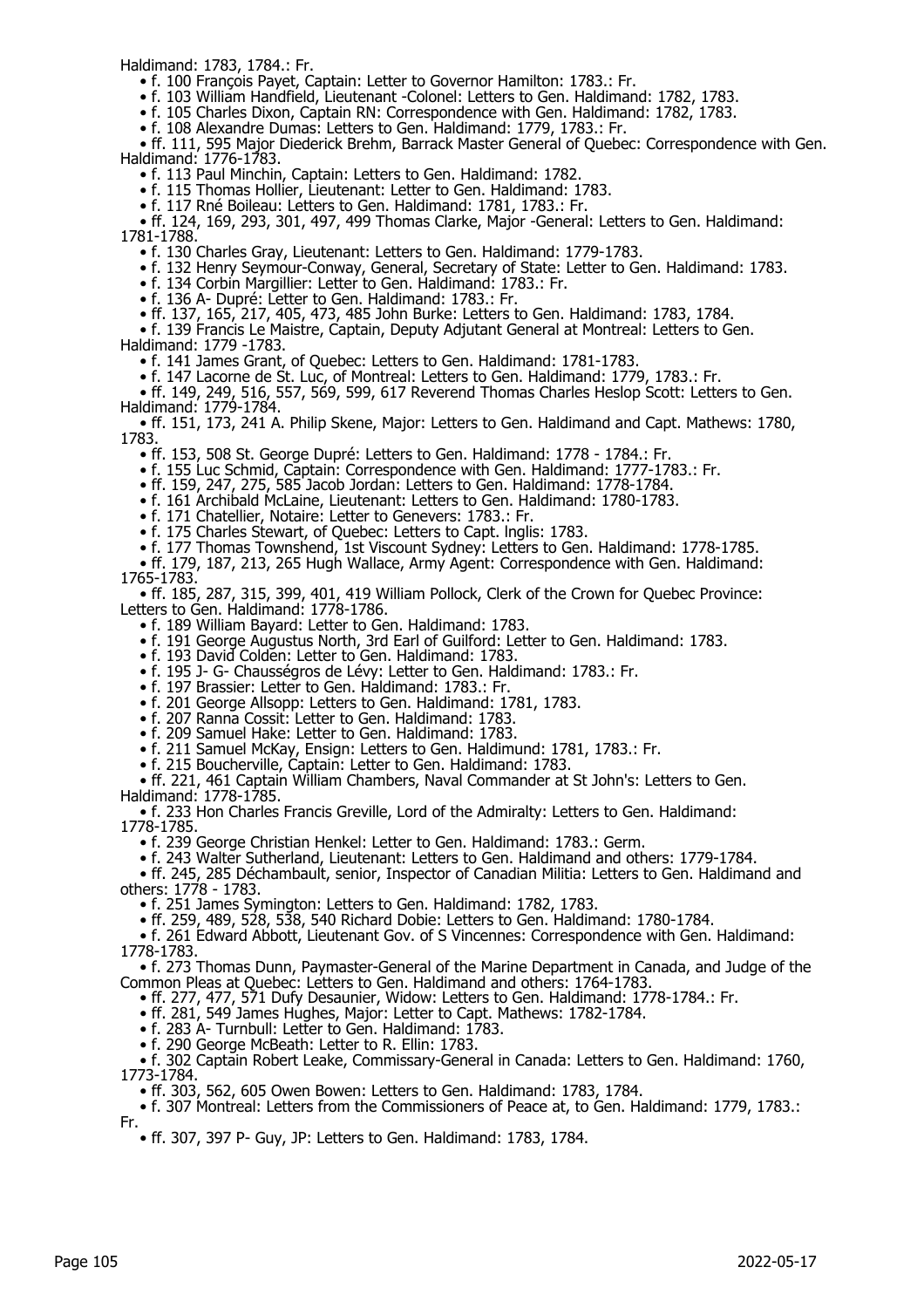Haldimand: 1783, 1784.: Fr.

- f. 100 François Payet, Captain: Letter to Governor Hamilton: 1783.: Fr.
- f. 103 William Handfield, Lieutenant -Colonel: Letters to Gen. Haldimand: 1782, 1783.
- f. 105 Charles Dixon, Captain RN: Correspondence with Gen. Haldimand: 1782, 1783.
- f. 108 Alexandre Dumas: Letters to Gen. Haldimand: 1779, 1783.: Fr.
- ff. 111, 595 Major Diederick Brehm, Barrack Master General of Quebec: Correspondence with Gen. Haldimand: 1776-1783.
- f. 113 Paul Minchin, Captain: Letters to Gen. Haldimand: 1782.
- f. 115 Thomas Hollier, Lieutenant: Letter to Gen. Haldimand: 1783.
- f. 117 Rné Boileau: Letters to Gen. Haldimand: 1781, 1783.: Fr.
- ff. 124, 169, 293, 301, 497, 499 Thomas Clarke, Major -General: Letters to Gen. Haldimand: 1781-1788.
- f. 130 Charles Gray, Lieutenant: Letters to Gen. Haldimand: 1779-1783.
- f. 132 Henry Seymour-Conway, General, Secretary of State: Letter to Gen. Haldimand: 1783.
- f. 134 Corbin Margillier: Letter to Gen. Haldimand: 1783.: Fr.
- f. 136 A- Dupré: Letter to Gen. Haldimand: 1783.: Fr.
- ff. 137, 165, 217, 405, 473, 485 John Burke: Letters to Gen. Haldimand: 1783, 1784.
- f. 139 Francis Le Maistre, Captain, Deputy Adjutant General at Montreal: Letters to Gen. Haldimand: 1779 -1783.
- f. 141 James Grant, of Quebec: Letters to Gen. Haldimand: 1781-1783.
- f. 147 Lacorne de St. Luc, of Montreal: Letters to Gen. Haldimand: 1779, 1783.: Fr.
- ff. 149, 249, 516, 557, 569, 599, 617 Reverend Thomas Charles Heslop Scott: Letters to Gen. Haldimand: 1779-1784.
- ff. 151, 173, 241 A. Philip Skene, Major: Letters to Gen. Haldimand and Capt. Mathews: 1780, 1783.
- ff. 153, 508 St. George Dupré: Letters to Gen. Haldimand: 1778 - 1784.: Fr.
- f. 155 Luc Schmid, Captain: Correspondence with Gen. Haldimand: 1777-1783.: Fr.
- ff. 159, 247, 275, 585 Jacob Jordan: Letters to Gen. Haldimand: 1778-1784.
- f. 161 Archibald McLaine, Lieutenant: Letters to Gen. Haldimand: 1780-1783.
- f. 171 Chatellier, Notaire: Letter to Genevers: 1783.: Fr.
- f. 175 Charles Stewart, of Quebec: Letters to Capt. lnglis: 1783.
- f. 177 Thomas Townshend, 1st Viscount Sydney: Letters to Gen. Haldimand: 1778-1785.
- ff. 179, 187, 213, 265 Hugh Wallace, Army Agent: Correspondence with Gen. Haldimand: 1765-1783.
- ff. 185, 287, 315, 399, 401, 419 William Pollock, Clerk of the Crown for Quebec Province: Letters to Gen. Haldimand: 1778-1786.
- f. 189 William Bayard: Letter to Gen. Haldimand: 1783.
- f. 191 George Augustus North, 3rd Earl of Guilford: Letter to Gen. Haldimand: 1783.
- f. 193 David Colden: Letter to Gen. Haldimand: 1783.
- f. 195 J- G- Chausségros de Lévy: Letter to Gen. Haldimand: 1783.: Fr.
- f. 197 Brassier: Letter to Gen. Haldimand: 1783.: Fr.
- f. 201 George Allsopp: Letters to Gen. Haldimand: 1781, 1783.
- f. 207 Ranna Cossit: Letter to Gen. Haldimand: 1783.
- f. 209 Samuel Hake: Letter to Gen. Haldimand: 1783.
- f. 211 Samuel McKay, Ensign: Letters to Gen. Haldimund: 1781, 1783.: Fr.
- f. 215 Boucherville, Captain: Letter to Gen. Haldimand: 1783.
- ff. 221, 461 Captain William Chambers, Naval Commander at St John's: Letters to Gen. Haldimand: 1778-1785.
- f. 233 Hon Charles Francis Greville, Lord of the Admiralty: Letters to Gen. Haldimand: 1778-1785.
- f. 239 George Christian Henkel: Letter to Gen. Haldimand: 1783.: Germ.
- f. 243 Walter Sutherland, Lieutenant: Letters to Gen. Haldimand and others: 1779-1784.
- ff. 245, 285 Déchambault, senior, Inspector of Canadian Militia: Letters to Gen. Haldimand and others: 1778 - 1783.
- f. 251 James Symington: Letters to Gen. Haldimand: 1782, 1783.
- ff. 259, 489, 528, 538, 540 Richard Dobie: Letters to Gen. Haldimand: 1780-1784.
- f. 261 Edward Abbott, Lieutenant Gov. of S Vincennes: Correspondence with Gen. Haldimand: 1778-1783.
- f. 273 Thomas Dunn, Paymaster-General of the Marine Department in Canada, and Judge of the Common Pleas at Quebec: Letters to Gen. Haldimand and others: 1764-1783.
- ff. 277, 477, 571 Dufy Desaunier, Widow: Letters to Gen. Haldimand: 1778-1784.: Fr.
- ff. 281, 549 James Hughes, Major: Letter to Capt. Mathews: 1782-1784.
- f. 283 A- Turnbull: Letter to Gen. Haldimand: 1783.
- f. 290 George McBeath: Letter to R. Ellin: 1783.
- f. 302 Captain Robert Leake, Commissary-General in Canada: Letters to Gen. Haldimand: 1760, 1773-1784.
- ff. 303, 562, 605 Owen Bowen: Letters to Gen. Haldimand: 1783, 1784.
- f. 307 Montreal: Letters from the Commissioners of Peace at, to Gen. Haldimand: 1779, 1783.: Fr.
- ff. 307, 397 P- Guy, JP: Letters to Gen. Haldimand: 1783, 1784.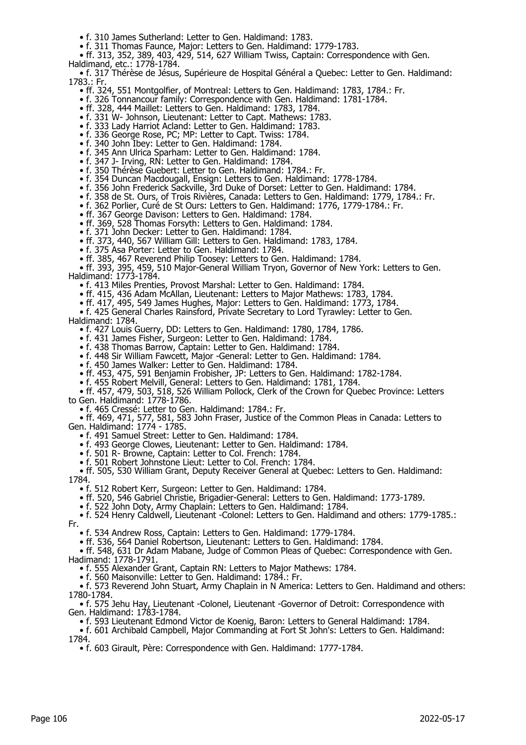- f. 310 James Sutherland: Letter to Gen. Haldimand: 1783.
- f. 311 Thomas Faunce, Major: Letters to Gen. Haldimand: 1779-1783.
- ff. 313, 352, 389, 403, 429, 514, 627 William Twiss, Captain: Correspondence with Gen. Haldimand, etc.: 1778-1784.
- f. 317 Thérèse de Jésus, Supérieure de Hospital Général a Quebec: Letter to Gen. Haldimand: 1783.: Fr.
- ff. 324, 551 Montgolfier, of Montreal: Letters to Gen. Haldimand: 1783, 1784.: Fr.
- f. 326 Tonnancour family: Correspondence with Gen. Haldimand: 1781-1784.
- ff. 328, 444 Maillet: Letters to Gen. Haldimand: 1783, 1784.
- f. 331 W- Johnson, Lieutenant: Letter to Capt. Mathews: 1783.
- f. 333 Lady Harriot Acland: Letter to Gen. Haldimand: 1783.
- f. 336 George Rose, PC; MP: Letter to Capt. Twiss: 1784.
- f. 340 John Ibey: Letter to Gen. Haldimand: 1784.
- f. 345 Ann Ulrica Sparham: Letter to Gen. Haldimand: 1784.
- f. 347 J- Irving, RN: Letter to Gen. Haldimand: 1784.
- f. 350 Thérèse Guebert: Letter to Gen. Haldimand: 1784.: Fr.
- f. 354 Duncan Macdougall, Ensign: Letters to Gen. Haldimand: 1778-1784.
- f. 356 John Frederick Sackville, 3rd Duke of Dorset: Letter to Gen. Haldimand: 1784.
- f. 358 de St. Ours, of Trois Rivières, Canada: Letters to Gen. Haldimand: 1779, 1784.: Fr.
- f. 362 Porlier, Curé de St Ours: Letters to Gen. Haldimand: 1776, 1779-1784.: Fr.
- ff. 367 George Davison: Letters to Gen. Haldimand: 1784.
- ff. 369, 528 Thomas Forsyth: Letters to Gen. Haldimand: 1784.
- f. 371 John Decker: Letter to Gen. Haldimand: 1784.
- ff. 373, 440, 567 William Gill: Letters to Gen. Haldimand: 1783, 1784.
- f. 375 Asa Porter: Letter to Gen. Haldimand: 1784.
- ff. 385, 467 Reverend Philip Toosey: Letters to Gen. Haldimand: 1784.
- ff. 393, 395, 459, 510 Major-General William Tryon, Governor of New York: Letters to Gen. Haldimand: 1773-1784.
- f. 413 Miles Prenties, Provost Marshal: Letter to Gen. Haldimand: 1784.
- ff. 415, 436 Adam McAllan, Lieutenant: Letters to Major Mathews: 1783, 1784.
- ff. 417, 495, 549 James Hughes, Major: Letters to Gen. Haldimand: 1773, 1784.
- f. 425 General Charles Rainsford, Private Secretary to Lord Tyrawley: Letter to Gen. Haldimand: 1784.
- f. 427 Louis Guerry, DD: Letters to Gen. Haldimand: 1780, 1784, 1786.
- f. 431 James Fisher, Surgeon: Letter to Gen. Haldimand: 1784.
- f. 438 Thomas Barrow, Captain: Letter to Gen. Haldimand: 1784.
- f. 448 Sir William Fawcett, Major -General: Letter to Gen. Haldimand: 1784.
- f. 450 James Walker: Letter to Gen. Haldimand: 1784.
- ff. 453, 475, 591 Benjamin Frobisher, JP: Letters to Gen. Haldimand: 1782-1784.
- f. 455 Robert Melvill, General: Letters to Gen. Haldimand: 1781, 1784.
- ff. 457, 479, 503, 518, 526 William Pollock, Clerk of the Crown for Quebec Province: Letters to Gen. Haldimand: 1778-1786.
- f. 465 Cressé: Letter to Gen. Haldimand: 1784.: Fr.
- ff. 469, 471, 577, 581, 583 John Fraser, Justice of the Common Pleas in Canada: Letters to Gen. Haldimand: 1774 - 1785.
- f. 491 Samuel Street: Letter to Gen. Haldimand: 1784.
- f. 493 George Clowes, Lieutenant: Letter to Gen. Haldimand: 1784.
- f. 501 R- Browne, Captain: Letter to Col. French: 1784.
- f. 501 Robert Johnstone Lieut: Letter to Col. French: 1784.
- ff. 505, 530 William Grant, Deputy Receiver General at Quebec: Letters to Gen. Haldimand: 1784.
- f. 512 Robert Kerr, Surgeon: Letter to Gen. Haldimand: 1784.
- ff. 520, 546 Gabriel Christie, Brigadier-General: Letters to Gen. Haldimand: 1773-1789.
- f. 522 John Doty, Army Chaplain: Letters to Gen. Haldimand: 1784.
- f. 524 Henry Caldwell, Lieutenant -Colonel: Letters to Gen. Haldimand and others: 1779-1785.: Fr.
- f. 534 Andrew Ross, Captain: Letters to Gen. Haldimand: 1779-1784.
- ff. 536, 564 Daniel Robertson, Lieutenant: Letters to Gen. Haldimand: 1784.
- ff. 548, 631 Dr Adam Mabane, Judge of Common Pleas of Quebec: Correspondence with Gen. Hadimand: 1778-1791.
- f. 555 Alexander Grant, Captain RN: Letters to Major Mathews: 1784.
- f. 560 Maisonville: Letter to Gen. Haldimand: 1784.: Fr.
- f. 573 Reverend John Stuart, Army Chaplain in N America: Letters to Gen. Haldimand and others: 1780-1784.
- f. 575 Jehu Hay, Lieutenant -Colonel, Lieutenant -Governor of Detroit: Correspondence with Gen. Haldimand: 1783-1784.
- f. 593 Lieutenant Edmond Victor de Koenig, Baron: Letters to General Haldimand: 1784.
- f. 601 Archibald Campbell, Major Commanding at Fort St John's: Letters to Gen. Haldimand: 1784.
- f. 603 Girault, Père: Correspondence with Gen. Haldimand: 1777-1784.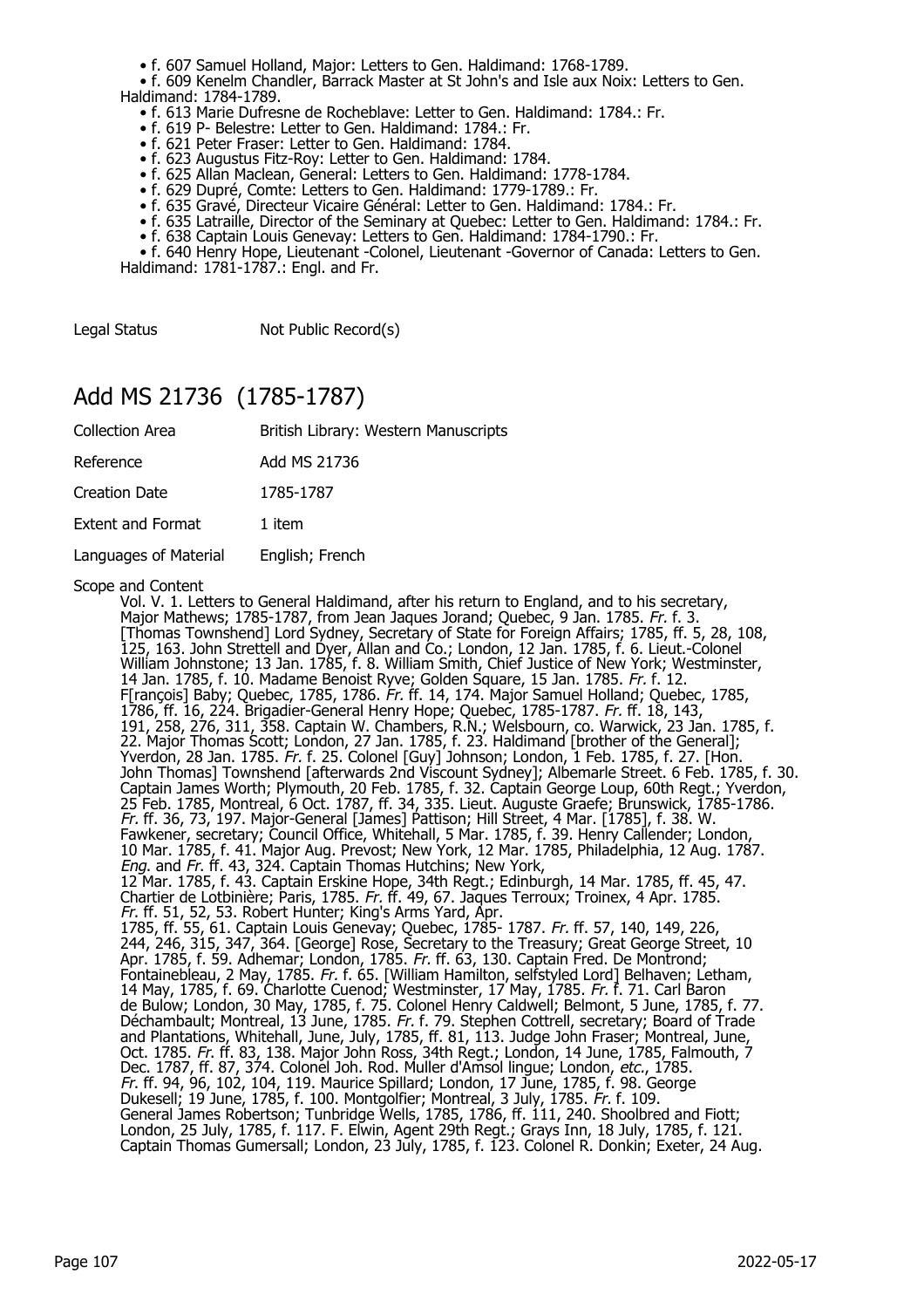- f. 607 Samuel Holland, Major: Letters to Gen. Haldimand: 1768-1789.
- f. 609 Kenelm Chandler, Barrack Master at St John's and Isle aux Noix: Letters to Gen. Haldimand: 1784-1789.
- f. 613 Marie Dufresne de Rocheblave: Letter to Gen. Haldimand: 1784.: Fr.
- f. 619 P- Belestre: Letter to Gen. Haldimand: 1784.: Fr.
- f. 621 Peter Fraser: Letter to Gen. Haldimand: 1784.
- f. 623 Augustus Fitz-Roy: Letter to Gen. Haldimand: 1784.
- f. 625 Allan Maclean, General: Letters to Gen. Haldimand: 1778-1784.
- f. 629 Dupré, Comte: Letters to Gen. Haldimand: 1779-1789.: Fr.
- f. 635 Gravé, Directeur Vicaire Général: Letter to Gen. Haldimand: 1784.: Fr.
- f. 635 Latraille, Director of the Seminary at Quebec: Letter to Gen. Haldimand: 1784.: Fr.
- f. 638 Captain Louis Genevay: Letters to Gen. Haldimand: 1784-1790.: Fr.
- f. 640 Henry Hope, Lieutenant -Colonel, Lieutenant -Governor of Canada: Letters to Gen. Haldimand: 1781-1787.: Engl. and Fr.

Legal Status: Not Public Record(s)

## Add MS 21736 (1785-1787)

| | |
|---|---|
| Collection Area | British Library: Western Manuscripts |
| Reference | Add MS 21736 |
| Creation Date | 1785-1787 |
| Extent and Format | 1 item |
| Languages of Material | English; French |

Scope and Content

Vol. V. 1. Letters to General Haldimand, after his return to England, and to his secretary, Major Mathews; 1785-1787, from Jean Jaques Jorand; Quebec, 9 Jan. 1785. *Fr.* f. 3. [Thomas Townshend] Lord Sydney, Secretary of State for Foreign Affairs; 1785, ff. 5, 28, 108, 125, 163. John Strettell and Dyer, Allan and Co.; London, 12 Jan. 1785, f. 6. Lieut.-Colonel William Johnstone; 13 Jan. 1785, f. 8. William Smith, Chief Justice of New York; Westminster, 14 Jan. 1785, f. 10. Madame Benoist Ryve; Golden Square, 15 Jan. 1785. *Fr.* f. 12. F[rançois] Baby; Quebec, 1785, 1786. *Fr.* ff. 14, 174. Major Samuel Holland; Quebec, 1785, 1786, ff. 16, 224. Brigadier-General Henry Hope; Quebec, 1785-1787. *Fr.* ff. 18, 143, 191, 258, 276, 311, 358. Captain W. Chambers, R.N.; Welsbourn, co. Warwick, 23 Jan. 1785, f. 22. Major Thomas Scott; London, 27 Jan. 1785, f. 23. Haldimand [brother of the General]; Yverdon, 28 Jan. 1785. *Fr.* f. 25. Colonel [Guy] Johnson; London, 1 Feb. 1785, f. 27. [Hon. John Thomas] Townshend [afterwards 2nd Viscount Sydney]; Albemarle Street. 6 Feb. 1785, f. 30. Captain James Worth; Plymouth, 20 Feb. 1785, f. 32. Captain George Loup, 60th Regt.; Yverdon, 25 Feb. 1785, Montreal, 6 Oct. 1787, ff. 34, 335. Lieut. Auguste Graefe; Brunswick, 1785-1786. *Fr.* ff. 36, 73, 197. Major-General [James] Pattison; Hill Street, 4 Mar. [1785], f. 38. W. Fawkener, secretary; Council Office, Whitehall, 5 Mar. 1785, f. 39. Henry Callender; London, 10 Mar. 1785, f. 41. Major Aug. Prevost; New York, 12 Mar. 1785, Philadelphia, 12 Aug. 1787. *Eng.* and *Fr.* ff. 43, 324. Captain Thomas Hutchins; New York, 12 Mar. 1785, f. 43. Captain Erskine Hope, 34th Regt.; Edinburgh, 14 Mar. 1785, ff. 45, 47. Chartier de Lotbinière; Paris, 1785. *Fr.* ff. 49, 67. Jaques Terroux; Troinex, 4 Apr. 1785. *Fr.* ff. 51, 52, 53. Robert Hunter; King's Arms Yard, Apr. 1785, ff. 55, 61. Captain Louis Genevay; Quebec, 1785- 1787. *Fr.* ff. 57, 140, 149, 226, 244, 246, 315, 347, 364. [George] Rose, Secretary to the Treasury; Great George Street, 10 Apr. 1785, f. 59. Adhemar; London, 1785. *Fr.* ff. 63, 130. Captain Fred. De Montrond; Fontainebleau, 2 May, 1785. *Fr.* f. 65. [William Hamilton, selfstyled Lord] Belhaven; Letham, 14 May, 1785, f. 69. Charlotte Cuenod; Westminster, 17 May, 1785. *Fr.* f. 71. Carl Baron de Bulow; London, 30 May, 1785, f. 75. Colonel Henry Caldwell; Belmont, 5 June, 1785, f. 77. Déchambault; Montreal, 13 June, 1785. *Fr.* f. 79. Stephen Cottrell, secretary; Board of Trade and Plantations, Whitehall, June, July, 1785, ff. 81, 113. Judge John Fraser; Montreal, June, Oct. 1785. *Fr.* ff. 83, 138. Major John Ross, 34th Regt.; London, 14 June, 1785, Falmouth, 7 Dec. 1787, ff. 87, 374. Colonel Joh. Rod. Muller d'Amsol lingue; London, *etc.*, 1785. *Fr.* ff. 94, 96, 102, 104, 119. Maurice Spillard; London, 17 June, 1785, f. 98. George Dukesell; 19 June, 1785, f. 100. Montgolfier; Montreal, 3 July, 1785. *Fr.* f. 109. General James Robertson; Tunbridge Wells, 1785, 1786, ff. 111, 240. Shoolbred and Fiott; London, 25 July, 1785, f. 117. F. Elwin, Agent 29th Regt.; Grays Inn, 18 July, 1785, f. 121. Captain Thomas Gumersall; London, 23 July, 1785, f. 123. Colonel R. Donkin; Exeter, 24 Aug.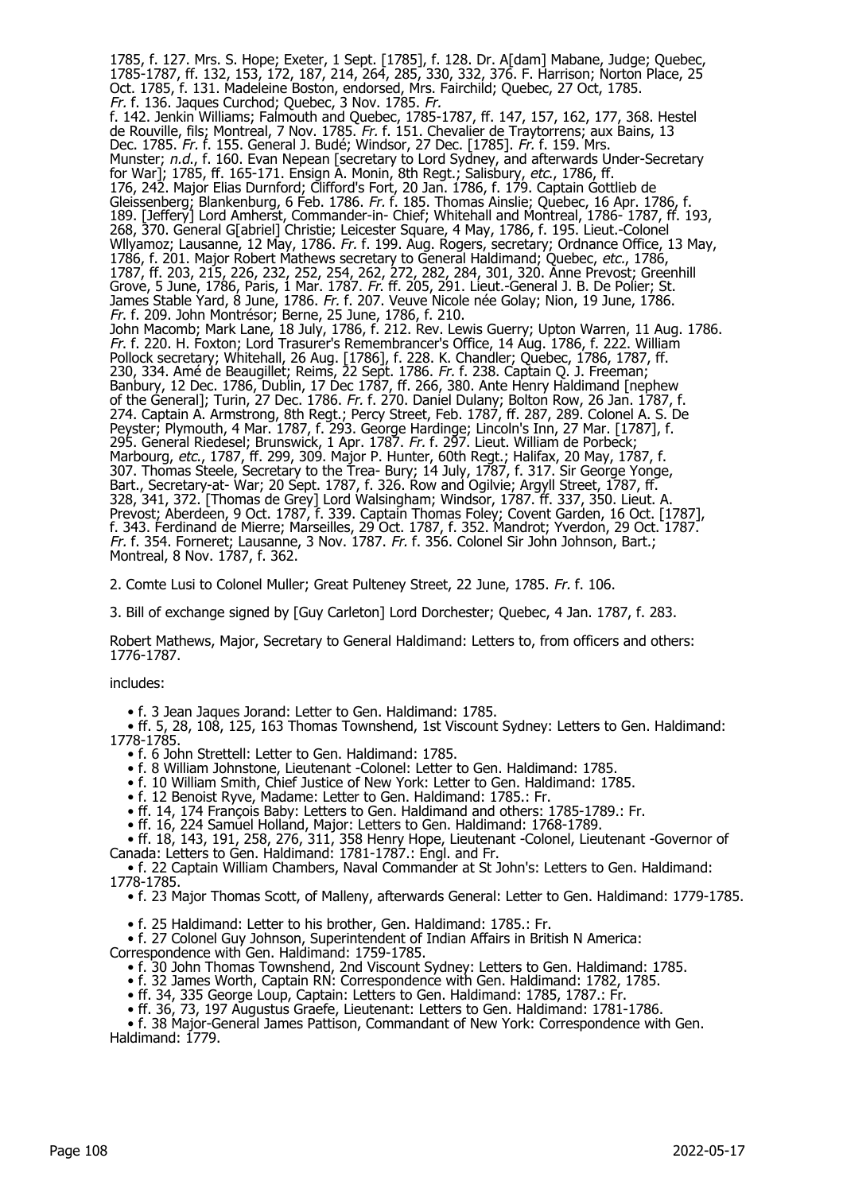1785, f. 127. Mrs. S. Hope; Exeter, 1 Sept. [1785], f. 128. Dr. A[dam] Mabane, Judge; Quebec, 1785-1787, ff. 132, 153, 172, 187, 214, 264, 285, 330, 332, 376. F. Harrison; Norton Place, 25 Oct. 1785, f. 131. Madeleine Boston, endorsed, Mrs. Fairchild; Quebec, 27 Oct, 1785. *Fr.* f. 136. Jaques Curchod; Quebec, 3 Nov. 1785. *Fr.* f. 142. Jenkin Williams; Falmouth and Quebec, 1785-1787, ff. 147, 157, 162, 177, 368. Hestel de Rouville, fils; Montreal, 7 Nov. 1785. *Fr.* f. 151. Chevalier de Traytorrens; aux Bains, 13 Dec. 1785. *Fr.* f. 155. General J. Budé; Windsor, 27 Dec. [1785]. *Fr.* f. 159. Mrs. Munster; *n.d.*, f. 160. Evan Nepean [secretary to Lord Sydney, and afterwards Under-Secretary for War]; 1785, ff. 165-171. Ensign A. Monin, 8th Regt.; Salisbury, *etc.*, 1786, ff. 176, 242. Major Elias Durnford; Clifford's Fort, 20 Jan. 1786, f. 179. Captain Gottlieb de Gleissenberg; Blankenburg, 6 Feb. 1786. *Fr.* f. 185. Thomas Ainslie; Quebec, 16 Apr. 1786, f. 189. [Jeffery] Lord Amherst, Commander-in- Chief; Whitehall and Montreal, 1786- 1787, ff. 193, 268, 370. General G[abriel] Christie; Leicester Square, 4 May, 1786, f. 195. Lieut.-Colonel Wllyamoz; Lausanne, 12 May, 1786. *Fr.* f. 199. Aug. Rogers, secretary; Ordnance Office, 13 May, 1786, f. 201. Major Robert Mathews secretary to General Haldimand; Quebec, *etc.*, 1786, 1787, ff. 203, 215, 226, 232, 252, 254, 262, 272, 282, 284, 301, 320. Anne Prevost; Greenhill Grove, 5 June, 1786, Paris, 1 Mar. 1787. *Fr.* ff. 205, 291. Lieut.-General J. B. De Polier; St. James Stable Yard, 8 June, 1786. *Fr.* f. 207. Veuve Nicole née Golay; Nion, 19 June, 1786. *Fr.* f. 209. John Montrésor; Berne, 25 June, 1786, f. 210. John Macomb; Mark Lane, 18 July, 1786, f. 212. Rev. Lewis Guerry; Upton Warren, 11 Aug. 1786. *Fr.* f. 220. H. Foxton; Lord Trasurer's Remembrancer's Office, 14 Aug. 1786, f. 222. William Pollock secretary; Whitehall, 26 Aug. [1786], f. 228. K. Chandler; Quebec, 1786, 1787, ff. 230, 334. Amé de Beaugillet; Reims, 22 Sept. 1786. *Fr.* f. 238. Captain Q. J. Freeman; Banbury, 12 Dec. 1786, Dublin, 17 Dec 1787, ff. 266, 380. Ante Henry Haldimand [nephew of the General]; Turin, 27 Dec. 1786. *Fr.* f. 270. Daniel Dulany; Bolton Row, 26 Jan. 1787, f. 274. Captain A. Armstrong, 8th Regt.; Percy Street, Feb. 1787, ff. 287, 289. Colonel A. S. De Peyster; Plymouth, 4 Mar. 1787, f. 293. George Hardinge; Lincoln's Inn, 27 Mar. [1787], f. 295. General Riedesel; Brunswick, 1 Apr. 1787. *Fr.* f. 297. Lieut. William de Porbeck; Marbourg, *etc.*, 1787, ff. 299, 309. Major P. Hunter, 60th Regt.; Halifax, 20 May, 1787, f. 307. Thomas Steele, Secretary to the Trea- Bury; 14 July, 1787, f. 317. Sir George Yonge, Bart., Secretary-at- War; 20 Sept. 1787, f. 326. Row and Ogilvie; Argyll Street, 1787, ff. 328, 341, 372. [Thomas de Grey] Lord Walsingham; Windsor, 1787. ff. 337, 350. Lieut. A. Prevost; Aberdeen, 9 Oct. 1787, f. 339. Captain Thomas Foley; Covent Garden, 16 Oct. [1787], f. 343. Ferdinand de Mierre; Marseilles, 29 Oct. 1787, f. 352. Mandrot; Yverdon, 29 Oct. 1787. *Fr.* f. 354. Forneret; Lausanne, 3 Nov. 1787. *Fr.* f. 356. Colonel Sir John Johnson, Bart.; Montreal, 8 Nov. 1787, f. 362.

2. Comte Lusi to Colonel Muller; Great Pulteney Street, 22 June, 1785. *Fr.* f. 106.

3. Bill of exchange signed by [Guy Carleton] Lord Dorchester; Quebec, 4 Jan. 1787, f. 283.

Robert Mathews, Major, Secretary to General Haldimand: Letters to, from officers and others: 1776-1787.

includes:

- f. 3 Jean Jaques Jorand: Letter to Gen. Haldimand: 1785.
- ff. 5, 28, 108, 125, 163 Thomas Townshend, 1st Viscount Sydney: Letters to Gen. Haldimand: 1778-1785.
- f. 6 John Strettell: Letter to Gen. Haldimand: 1785.
- f. 8 William Johnstone, Lieutenant -Colonel: Letter to Gen. Haldimand: 1785.
- f. 10 William Smith, Chief Justice of New York: Letter to Gen. Haldimand: 1785.
- f. 12 Benoist Ryve, Madame: Letter to Gen. Haldimand: 1785.: Fr.
- ff. 14, 174 François Baby: Letters to Gen. Haldimand and others: 1785-1789.: Fr.
- ff. 16, 224 Samuel Holland, Major: Letters to Gen. Haldimand: 1768-1789.
- ff. 18, 143, 191, 258, 276, 311, 358 Henry Hope, Lieutenant -Colonel, Lieutenant -Governor of Canada: Letters to Gen. Haldimand: 1781-1787.: Engl. and Fr.
- f. 22 Captain William Chambers, Naval Commander at St John's: Letters to Gen. Haldimand: 1778-1785.
- f. 23 Major Thomas Scott, of Malleny, afterwards General: Letter to Gen. Haldimand: 1779-1785.
- f. 25 Haldimand: Letter to his brother, Gen. Haldimand: 1785.: Fr.
- f. 27 Colonel Guy Johnson, Superintendent of Indian Affairs in British N America: Correspondence with Gen. Haldimand: 1759-1785.
- f. 30 John Thomas Townshend, 2nd Viscount Sydney: Letters to Gen. Haldimand: 1785.
- f. 32 James Worth, Captain RN: Correspondence with Gen. Haldimand: 1782, 1785.
- ff. 34, 335 George Loup, Captain: Letters to Gen. Haldimand: 1785, 1787.: Fr.
- ff. 36, 73, 197 Augustus Graefe, Lieutenant: Letters to Gen. Haldimand: 1781-1786.
- f. 38 Major-General James Pattison, Commandant of New York: Correspondence with Gen. Haldimand: 1779.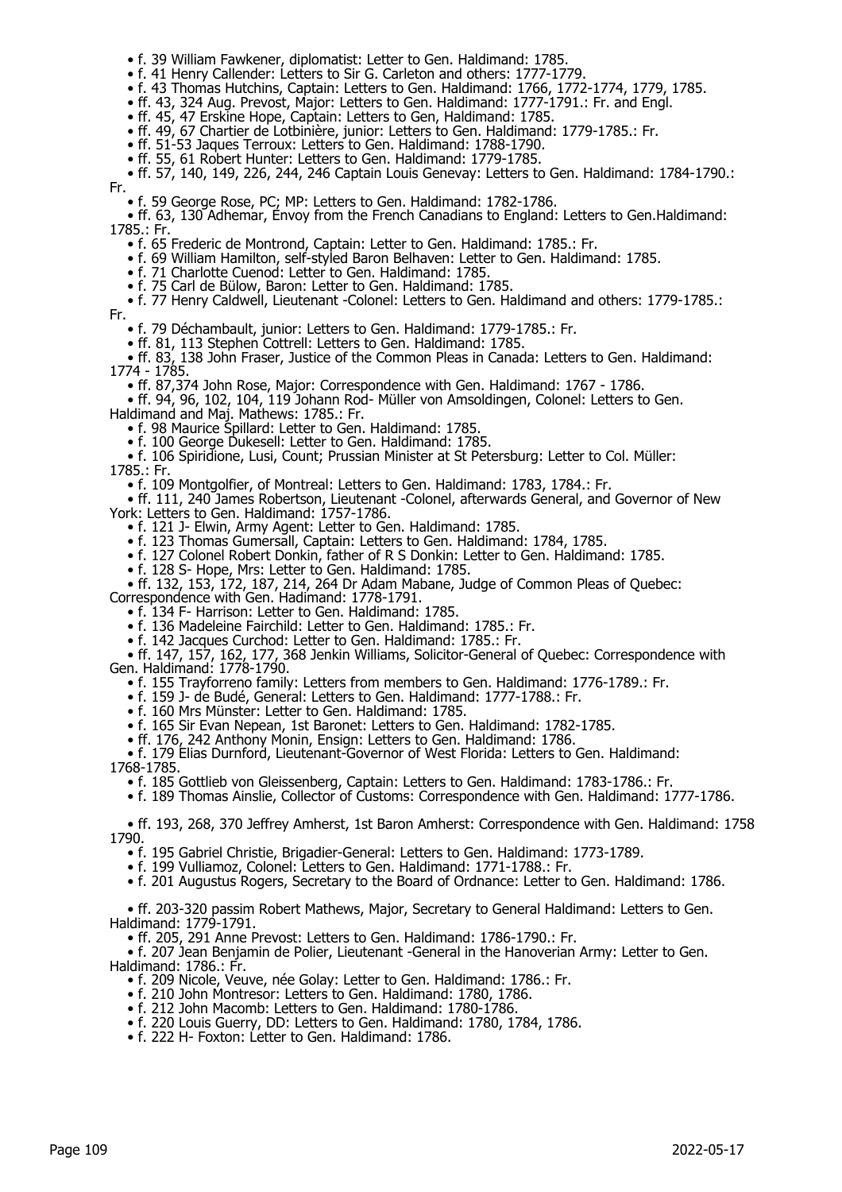- f. 39 William Fawkener, diplomatist: Letter to Gen. Haldimand: 1785.
- f. 41 Henry Callender: Letters to Sir G. Carleton and others: 1777-1779.
- f. 43 Thomas Hutchins, Captain: Letters to Gen. Haldimand: 1766, 1772-1774, 1779, 1785.
- ff. 43, 324 Aug. Prevost, Major: Letters to Gen. Haldimand: 1777-1791.: Fr. and Engl.
- ff. 45, 47 Erskine Hope, Captain: Letters to Gen, Haldimand: 1785.
- ff. 49, 67 Chartier de Lotbinière, junior: Letters to Gen. Haldimand: 1779-1785.: Fr.
- ff. 51-53 Jaques Terroux: Letters to Gen. Haldimand: 1788-1790.
- ff. 55, 61 Robert Hunter: Letters to Gen. Haldimand: 1779-1785.
- ff. 57, 140, 149, 226, 244, 246 Captain Louis Genevay: Letters to Gen. Haldimand: 1784-1790.: Fr.
- f. 59 George Rose, PC; MP: Letters to Gen. Haldimand: 1782-1786.
- ff. 63, 130 Adhemar, Envoy from the French Canadians to England: Letters to Gen.Haldimand: 1785.: Fr.
- f. 65 Frederic de Montrond, Captain: Letter to Gen. Haldimand: 1785.: Fr.
- f. 69 William Hamilton, self-styled Baron Belhaven: Letter to Gen. Haldimand: 1785.
- f. 71 Charlotte Cuenod: Letter to Gen. Haldimand: 1785.
- f. 75 Carl de Bülow, Baron: Letter to Gen. Haldimand: 1785.
- f. 77 Henry Caldwell, Lieutenant -Colonel: Letters to Gen. Haldimand and others: 1779-1785.: Fr.
- f. 79 Déchambault, junior: Letters to Gen. Haldimand: 1779-1785.: Fr.
- ff. 81, 113 Stephen Cottrell: Letters to Gen. Haldimand: 1785.
- ff. 83, 138 John Fraser, Justice of the Common Pleas in Canada: Letters to Gen. Haldimand: 1774 - 1785.
- ff. 87,374 John Rose, Major: Correspondence with Gen. Haldimand: 1767 - 1786.
- ff. 94, 96, 102, 104, 119 Johann Rod- Müller von Amsoldingen, Colonel: Letters to Gen. Haldimand and Maj. Mathews: 1785.: Fr.
- f. 98 Maurice Spillard: Letter to Gen. Haldimand: 1785.
- f. 100 George Dukesell: Letter to Gen. Haldimand: 1785.
- f. 106 Spiridione, Lusi, Count; Prussian Minister at St Petersburg: Letter to Col. Müller: 1785.: Fr.
- f. 109 Montgolfier, of Montreal: Letters to Gen. Haldimand: 1783, 1784.: Fr.
- ff. 111, 240 James Robertson, Lieutenant -Colonel, afterwards General, and Governor of New York: Letters to Gen. Haldimand: 1757-1786.
- f. 121 J- Elwin, Army Agent: Letter to Gen. Haldimand: 1785.
- f. 123 Thomas Gumersall, Captain: Letters to Gen. Haldimand: 1784, 1785.
- f. 127 Colonel Robert Donkin, father of R S Donkin: Letter to Gen. Haldimand: 1785.
- f. 128 S- Hope, Mrs: Letter to Gen. Haldimand: 1785.
- ff. 132, 153, 172, 187, 214, 264 Dr Adam Mabane, Judge of Common Pleas of Quebec: Correspondence with Gen. Hadimand: 1778-1791.
- f. 134 F- Harrison: Letter to Gen. Haldimand: 1785.
- f. 136 Madeleine Fairchild: Letter to Gen. Haldimand: 1785.: Fr.
- f. 142 Jacques Curchod: Letter to Gen. Haldimand: 1785.: Fr.
- ff. 147, 157, 162, 177, 368 Jenkin Williams, Solicitor-General of Quebec: Correspondence with Gen. Haldimand: 1778-1790.
- f. 155 Trayforreno family: Letters from members to Gen. Haldimand: 1776-1789.: Fr.
- f. 159 J- de Budé, General: Letters to Gen. Haldimand: 1777-1788.: Fr.
- f. 160 Mrs Münster: Letter to Gen. Haldimand: 1785.
- f. 165 Sir Evan Nepean, 1st Baronet: Letters to Gen. Haldimand: 1782-1785.
- ff. 176, 242 Anthony Monin, Ensign: Letters to Gen. Haldimand: 1786.
- f. 179 Elias Durnford, Lieutenant-Governor of West Florida: Letters to Gen. Haldimand: 1768-1785.
- f. 185 Gottlieb von Gleissenberg, Captain: Letters to Gen. Haldimand: 1783-1786.: Fr.
- f. 189 Thomas Ainslie, Collector of Customs: Correspondence with Gen. Haldimand: 1777-1786.
- ff. 193, 268, 370 Jeffrey Amherst, 1st Baron Amherst: Correspondence with Gen. Haldimand: 1758 1790.
- f. 195 Gabriel Christie, Brigadier-General: Letters to Gen. Haldimand: 1773-1789.
- f. 199 Vulliamoz, Colonel: Letters to Gen. Haldimand: 1771-1788.: Fr.
- f. 201 Augustus Rogers, Secretary to the Board of Ordnance: Letter to Gen. Haldimand: 1786.
- ff. 203-320 passim Robert Mathews, Major, Secretary to General Haldimand: Letters to Gen. Haldimand: 1779-1791.
- ff. 205, 291 Anne Prevost: Letters to Gen. Haldimand: 1786-1790.: Fr.
- f. 207 Jean Benjamin de Polier, Lieutenant -General in the Hanoverian Army: Letter to Gen. Haldimand: 1786.: Fr.
- f. 209 Nicole, Veuve, née Golay: Letter to Gen. Haldimand: 1786.: Fr.
- f. 210 John Montresor: Letters to Gen. Haldimand: 1780, 1786.
- f. 212 John Macomb: Letters to Gen. Haldimand: 1780-1786.
- f. 220 Louis Guerry, DD: Letters to Gen. Haldimand: 1780, 1784, 1786.
- f. 222 H- Foxton: Letter to Gen. Haldimand: 1786.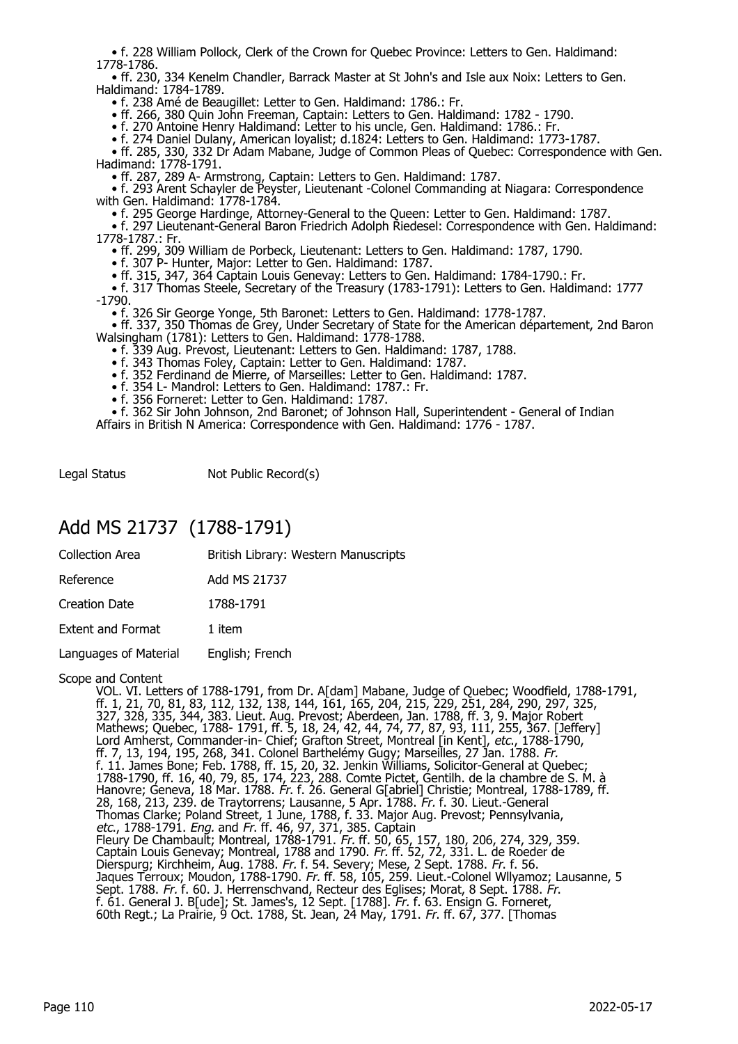- f. 228 William Pollock, Clerk of the Crown for Quebec Province: Letters to Gen. Haldimand: 1778-1786.
- ff. 230, 334 Kenelm Chandler, Barrack Master at St John's and Isle aux Noix: Letters to Gen. Haldimand: 1784-1789.
- f. 238 Amé de Beaugillet: Letter to Gen. Haldimand: 1786.: Fr.
- ff. 266, 380 Quin John Freeman, Captain: Letters to Gen. Haldimand: 1782 - 1790.
- f. 270 Antoine Henry Haldimand: Letter to his uncle, Gen. Haldimand: 1786.: Fr.
- f. 274 Daniel Dulany, American loyalist; d.1824: Letters to Gen. Haldimand: 1773-1787.
- ff. 285, 330, 332 Dr Adam Mabane, Judge of Common Pleas of Quebec: Correspondence with Gen. Hadimand: 1778-1791.
- ff. 287, 289 A- Armstrong, Captain: Letters to Gen. Haldimand: 1787.
- f. 293 Arent Schayler de Peyster, Lieutenant -Colonel Commanding at Niagara: Correspondence with Gen. Haldimand: 1778-1784.
- f. 295 George Hardinge, Attorney-General to the Queen: Letter to Gen. Haldimand: 1787.
- f. 297 Lieutenant-General Baron Friedrich Adolph Riedesel: Correspondence with Gen. Haldimand: 1778-1787.: Fr.
- ff. 299, 309 William de Porbeck, Lieutenant: Letters to Gen. Haldimand: 1787, 1790.
- f. 307 P- Hunter, Major: Letter to Gen. Haldimand: 1787.
- ff. 315, 347, 364 Captain Louis Genevay: Letters to Gen. Haldimand: 1784-1790.: Fr.
- f. 317 Thomas Steele, Secretary of the Treasury (1783-1791): Letters to Gen. Haldimand: 1777 -1790.
- f. 326 Sir George Yonge, 5th Baronet: Letters to Gen. Haldimand: 1778-1787.
- ff. 337, 350 Thomas de Grey, Under Secretary of State for the American département, 2nd Baron Walsingham (1781): Letters to Gen. Haldimand: 1778-1788.
- f. 339 Aug. Prevost, Lieutenant: Letters to Gen. Haldimand: 1787, 1788.
- f. 343 Thomas Foley, Captain: Letter to Gen. Haldimand: 1787.
- f. 352 Ferdinand de Mierre, of Marseilles: Letter to Gen. Haldimand: 1787.
- f. 354 L- Mandrol: Letters to Gen. Haldimand: 1787.: Fr.
- f. 356 Forneret: Letter to Gen. Haldimand: 1787.
- f. 362 Sir John Johnson, 2nd Baronet; of Johnson Hall, Superintendent - General of Indian Affairs in British N America: Correspondence with Gen. Haldimand: 1776 - 1787.

Legal Status: Not Public Record(s)

## Add MS 21737 (1788-1791)

| | |
|---|---|
| Collection Area | British Library: Western Manuscripts |
| Reference | Add MS 21737 |
| Creation Date | 1788-1791 |
| Extent and Format | 1 item |
| Languages of Material | English; French |

Scope and Content

VOL. VI. Letters of 1788-1791, from Dr. A[dam] Mabane, Judge of Quebec; Woodfield, 1788-1791, ff. 1, 21, 70, 81, 83, 112, 132, 138, 144, 161, 165, 204, 215, 229, 251, 284, 290, 297, 325, 327, 328, 335, 344, 383. Lieut. Aug. Prevost; Aberdeen, Jan. 1788, ff. 3, 9. Major Robert Mathews; Quebec, 1788- 1791, ff. 5, 18, 24, 42, 44, 74, 77, 87, 93, 111, 255, 367. [Jeffery] Lord Amherst, Commander-in- Chief; Grafton Street, Montreal [in Kent], *etc.*, 1788-1790, ff. 7, 13, 194, 195, 268, 341. Colonel Barthelémy Gugy; Marseilles, 27 Jan. 1788. *Fr.* f. 11. James Bone; Feb. 1788, ff. 15, 20, 32. Jenkin Williams, Solicitor-General at Quebec; 1788-1790, ff. 16, 40, 79, 85, 174, 223, 288. Comte Pictet, Gentilh. de la chambre de S. M. à Hanovre; Geneva, 18 Mar. 1788. *Fr.* f. 26. General G[abriel] Christie; Montreal, 1788-1789, ff. 28, 168, 213, 239. de Traytorrens; Lausanne, 5 Apr. 1788. *Fr.* f. 30. Lieut.-General Thomas Clarke; Poland Street, 1 June, 1788, f. 33. Major Aug. Prevost; Pennsylvania, *etc.*, 1788-1791. *Eng.* and *Fr.* ff. 46, 97, 371, 385. Captain Fleury De Chambault; Montreal, 1788-1791. *Fr.* ff. 50, 65, 157, 180, 206, 274, 329, 359. Captain Louis Genevay; Montreal, 1788 and 1790. *Fr.* ff. 52, 72, 331. L. de Roeder de Dierspurg; Kirchheim, Aug. 1788. *Fr.* f. 54. Severy; Mese, 2 Sept. 1788. *Fr.* f. 56. Jaques Terroux; Moudon, 1788-1790. *Fr.* ff. 58, 105, 259. Lieut.-Colonel Wllyamoz; Lausanne, 5 Sept. 1788. *Fr.* f. 60. J. Herrenschvand, Recteur des Eglises; Morat, 8 Sept. 1788. *Fr.* f. 61. General J. B[ude]; St. James's, 12 Sept. [1788]. *Fr.* f. 63. Ensign G. Forneret, 60th Regt.; La Prairie, 9 Oct. 1788, St. Jean, 24 May, 1791. *Fr.* ff. 67, 377. [Thomas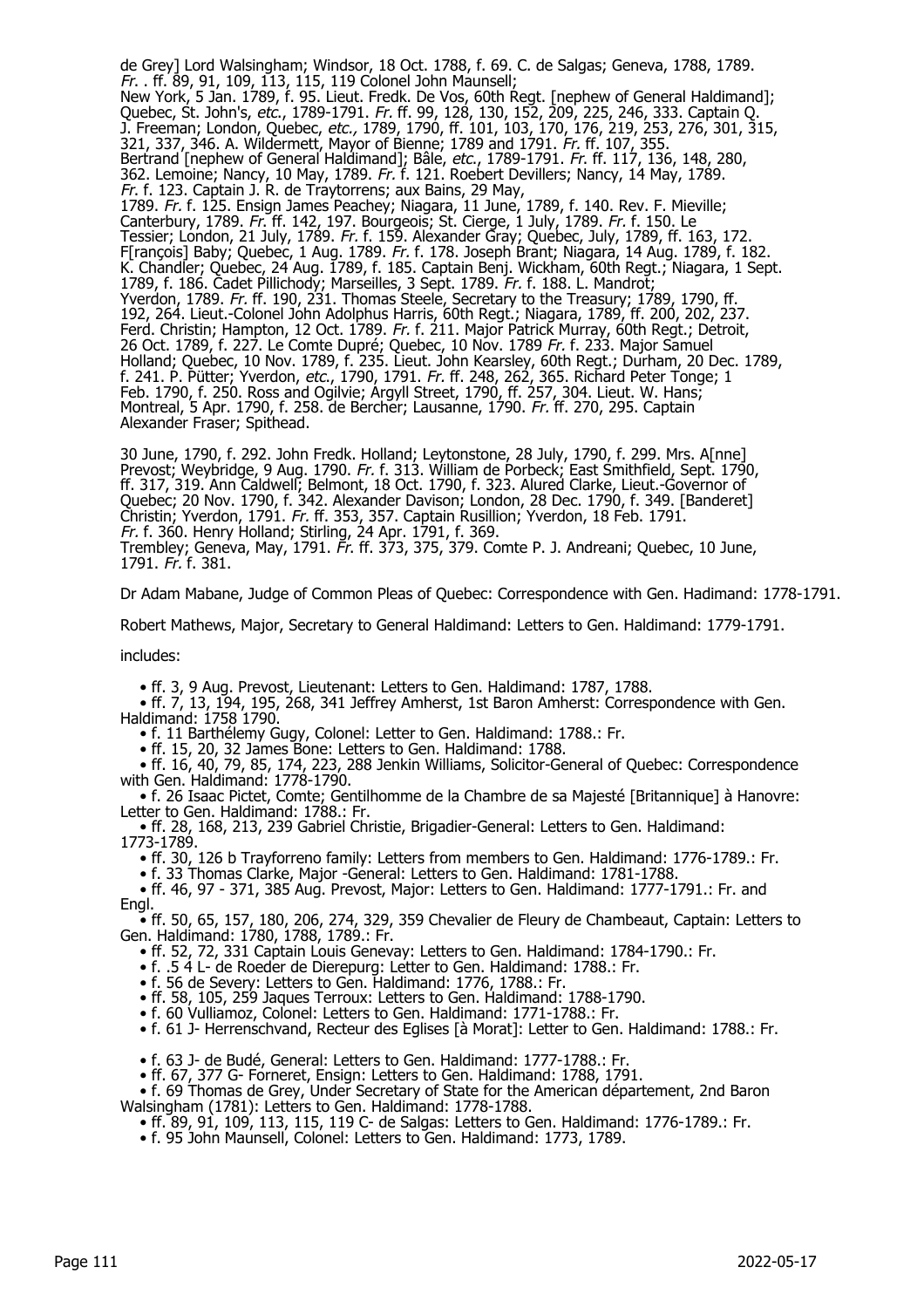de Grey] Lord Walsingham; Windsor, 18 Oct. 1788, f. 69. C. de Salgas; Geneva, 1788, 1789. *Fr.* . ff. 89, 91, 109, 113, 115, 119 Colonel John Maunsell; New York, 5 Jan. 1789, f. 95. Lieut. Fredk. De Vos, 60th Regt. [nephew of General Haldimand]; Quebec, St. John's, *etc.*, 1789-1791. *Fr.* ff. 99, 128, 130, 152, 209, 225, 246, 333. Captain Q. J. Freeman; London, Quebec, *etc.,* 1789, 1790, ff. 101, 103, 170, 176, 219, 253, 276, 301, 315, 321, 337, 346. A. Wildermett, Mayor of Bienne; 1789 and 1791. *Fr.* ff. 107, 355. Bertrand [nephew of General Haldimand]; Bâle, *etc.*, 1789-1791. *Fr.* ff. 117, 136, 148, 280, 362. Lemoine; Nancy, 10 May, 1789. *Fr.* f. 121. Roebert Devillers; Nancy, 14 May, 1789. *Fr.* f. 123. Captain J. R. de Traytorrens; aux Bains, 29 May, 1789. *Fr.* f. 125. Ensign James Peachey; Niagara, 11 June, 1789, f. 140. Rev. F. Mieville; Canterbury, 1789. *Fr.* ff. 142, 197. Bourgeois; St. Cierge, 1 July, 1789. *Fr.* f. 150. Le Tessier; London, 21 July, 1789. *Fr.* f. 159. Alexander Gray; Quebec, July, 1789, ff. 163, 172. F[rançois] Baby; Quebec, 1 Aug. 1789. *Fr.* f. 178. Joseph Brant; Niagara, 14 Aug. 1789, f. 182. K. Chandler; Quebec, 24 Aug. 1789, f. 185. Captain Benj. Wickham, 60th Regt.; Niagara, 1 Sept. 1789, f. 186. Cadet Pillichody; Marseilles, 3 Sept. 1789. *Fr.* f. 188. L. Mandrot; Yverdon, 1789. *Fr.* ff. 190, 231. Thomas Steele, Secretary to the Treasury; 1789, 1790, ff. 192, 264. Lieut.-Colonel John Adolphus Harris, 60th Regt.; Niagara, 1789, ff. 200, 202, 237. Ferd. Christin; Hampton, 12 Oct. 1789. *Fr.* f. 211. Major Patrick Murray, 60th Regt.; Detroit, 26 Oct. 1789, f. 227. Le Comte Dupré; Quebec, 10 Nov. 1789 *Fr.* f. 233. Major Samuel Holland; Quebec, 10 Nov. 1789, f. 235. Lieut. John Kearsley, 60th Regt.; Durham, 20 Dec. 1789, f. 241. P. Pütter; Yverdon, *etc.*, 1790, 1791. *Fr.* ff. 248, 262, 365. Richard Peter Tonge; 1 Feb. 1790, f. 250. Ross and Ogilvie; Argyll Street, 1790, ff. 257, 304. Lieut. W. Hans; Montreal, 5 Apr. 1790, f. 258. de Bercher; Lausanne, 1790. *Fr.* ff. 270, 295. Captain Alexander Fraser; Spithead.

30 June, 1790, f. 292. John Fredk. Holland; Leytonstone, 28 July, 1790, f. 299. Mrs. A[nne] Prevost; Weybridge, 9 Aug. 1790. *Fr.* f. 313. William de Porbeck; East Smithfield, Sept. 1790, ff. 317, 319. Ann Caldwell; Belmont, 18 Oct. 1790, f. 323. Alured Clarke, Lieut.-Governor of Quebec; 20 Nov. 1790, f. 342. Alexander Davison; London, 28 Dec. 1790, f. 349. [Banderet] Christin; Yverdon, 1791. *Fr.* ff. 353, 357. Captain Rusillion; Yverdon, 18 Feb. 1791. *Fr.* f. 360. Henry Holland; Stirling, 24 Apr. 1791, f. 369. Trembley; Geneva, May, 1791. *Fr.* ff. 373, 375, 379. Comte P. J. Andreani; Quebec, 10 June, 1791. *Fr.* f. 381.

Dr Adam Mabane, Judge of Common Pleas of Quebec: Correspondence with Gen. Hadimand: 1778-1791.

Robert Mathews, Major, Secretary to General Haldimand: Letters to Gen. Haldimand: 1779-1791.

includes:

- ff. 3, 9 Aug. Prevost, Lieutenant: Letters to Gen. Haldimand: 1787, 1788.
- ff. 7, 13, 194, 195, 268, 341 Jeffrey Amherst, 1st Baron Amherst: Correspondence with Gen. Haldimand: 1758 1790.
- f. 11 Barthélemy Gugy, Colonel: Letter to Gen. Haldimand: 1788.: Fr.
- ff. 15, 20, 32 James Bone: Letters to Gen. Haldimand: 1788.
- ff. 16, 40, 79, 85, 174, 223, 288 Jenkin Williams, Solicitor-General of Quebec: Correspondence with Gen. Haldimand: 1778-1790.
- f. 26 Isaac Pictet, Comte; Gentilhomme de la Chambre de sa Majesté [Britannique] à Hanovre: Letter to Gen. Haldimand: 1788.: Fr.
- ff. 28, 168, 213, 239 Gabriel Christie, Brigadier-General: Letters to Gen. Haldimand: 1773-1789.
- ff. 30, 126 b Trayforreno family: Letters from members to Gen. Haldimand: 1776-1789.: Fr.
- f. 33 Thomas Clarke, Major -General: Letters to Gen. Haldimand: 1781-1788.
- ff. 46, 97 - 371, 385 Aug. Prevost, Major: Letters to Gen. Haldimand: 1777-1791.: Fr. and Engl.
- ff. 50, 65, 157, 180, 206, 274, 329, 359 Chevalier de Fleury de Chambeaut, Captain: Letters to Gen. Haldimand: 1780, 1788, 1789.: Fr.
- ff. 52, 72, 331 Captain Louis Genevay: Letters to Gen. Haldimand: 1784-1790.: Fr.
- f. .5 4 L- de Roeder de Dierepurg: Letter to Gen. Haldimand: 1788.: Fr.
- f. 56 de Severy: Letters to Gen. Haldimand: 1776, 1788.: Fr.
- ff. 58, 105, 259 Jaques Terroux: Letters to Gen. Haldimand: 1788-1790.
- f. 60 Vulliamoz, Colonel: Letters to Gen. Haldimand: 1771-1788.: Fr.
- f. 61 J- Herrenschvand, Recteur des Eglises [à Morat]: Letter to Gen. Haldimand: 1788.: Fr.
- f. 63 J- de Budé, General: Letters to Gen. Haldimand: 1777-1788.: Fr.
- ff. 67, 377 G- Forneret, Ensign: Letters to Gen. Haldimand: 1788, 1791.
- f. 69 Thomas de Grey, Under Secretary of State for the American département, 2nd Baron Walsingham (1781): Letters to Gen. Haldimand: 1778-1788.
- ff. 89, 91, 109, 113, 115, 119 C- de Salgas: Letters to Gen. Haldimand: 1776-1789.: Fr.
- f. 95 John Maunsell, Colonel: Letters to Gen. Haldimand: 1773, 1789.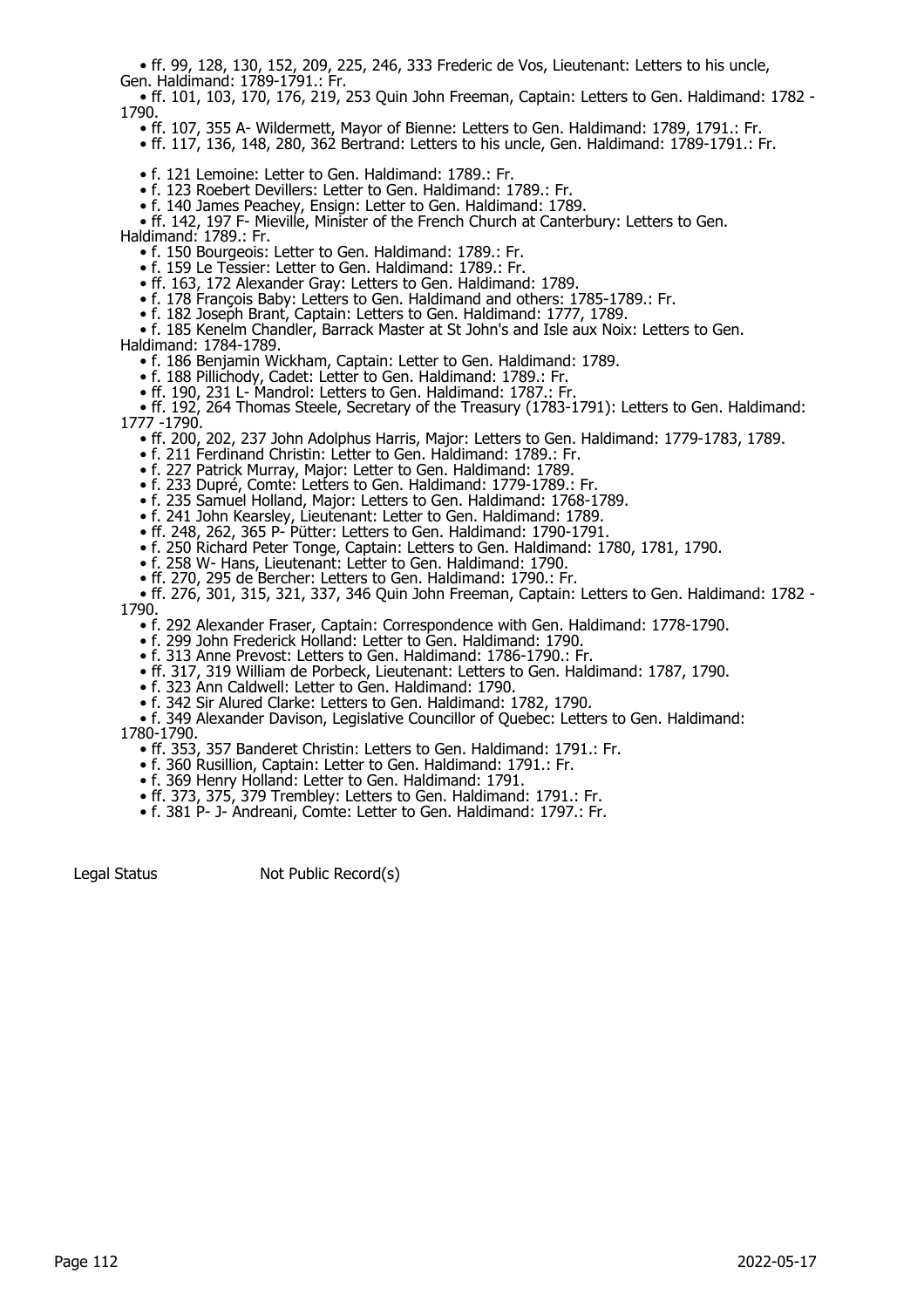- ff. 99, 128, 130, 152, 209, 225, 246, 333 Frederic de Vos, Lieutenant: Letters to his uncle, Gen. Haldimand: 1789-1791.: Fr.
- ff. 101, 103, 170, 176, 219, 253 Quin John Freeman, Captain: Letters to Gen. Haldimand: 1782 - 1790.
- ff. 107, 355 A- Wildermett, Mayor of Bienne: Letters to Gen. Haldimand: 1789, 1791.: Fr.
- ff. 117, 136, 148, 280, 362 Bertrand: Letters to his uncle, Gen. Haldimand: 1789-1791.: Fr.
- f. 121 Lemoine: Letter to Gen. Haldimand: 1789.: Fr.
- f. 123 Roebert Devillers: Letter to Gen. Haldimand: 1789.: Fr.
- f. 140 James Peachey, Ensign: Letter to Gen. Haldimand: 1789.
- ff. 142, 197 F- Mieville, Minister of the French Church at Canterbury: Letters to Gen. Haldimand: 1789.: Fr.
- f. 150 Bourgeois: Letter to Gen. Haldimand: 1789.: Fr.
- f. 159 Le Tessier: Letter to Gen. Haldimand: 1789.: Fr.
- ff. 163, 172 Alexander Gray: Letters to Gen. Haldimand: 1789.
- f. 178 François Baby: Letters to Gen. Haldimand and others: 1785-1789.: Fr.
- f. 182 Joseph Brant, Captain: Letters to Gen. Haldimand: 1777, 1789.
- f. 185 Kenelm Chandler, Barrack Master at St John's and Isle aux Noix: Letters to Gen. Haldimand: 1784-1789.
- f. 186 Benjamin Wickham, Captain: Letter to Gen. Haldimand: 1789.
- f. 188 Pillichody, Cadet: Letter to Gen. Haldimand: 1789.: Fr.
- ff. 190, 231 L- Mandrol: Letters to Gen. Haldimand: 1787.: Fr.
- ff. 192, 264 Thomas Steele, Secretary of the Treasury (1783-1791): Letters to Gen. Haldimand: 1777 -1790.
- ff. 200, 202, 237 John Adolphus Harris, Major: Letters to Gen. Haldimand: 1779-1783, 1789.
- f. 211 Ferdinand Christin: Letter to Gen. Haldimand: 1789.: Fr.
- f. 227 Patrick Murray, Major: Letter to Gen. Haldimand: 1789.
- f. 233 Dupré, Comte: Letters to Gen. Haldimand: 1779-1789.: Fr.
- f. 235 Samuel Holland, Major: Letters to Gen. Haldimand: 1768-1789.
- f. 241 John Kearsley, Lieutenant: Letter to Gen. Haldimand: 1789.
- ff. 248, 262, 365 P- Pütter: Letters to Gen. Haldimand: 1790-1791.
- f. 250 Richard Peter Tonge, Captain: Letters to Gen. Haldimand: 1780, 1781, 1790.
- f. 258 W- Hans, Lieutenant: Letter to Gen. Haldimand: 1790.
- ff. 270, 295 de Bercher: Letters to Gen. Haldimand: 1790.: Fr.
- ff. 276, 301, 315, 321, 337, 346 Quin John Freeman, Captain: Letters to Gen. Haldimand: 1782 - 1790.
- f. 292 Alexander Fraser, Captain: Correspondence with Gen. Haldimand: 1778-1790.
- f. 299 John Frederick Holland: Letter to Gen. Haldimand: 1790.
- f. 313 Anne Prevost: Letters to Gen. Haldimand: 1786-1790.: Fr.
- ff. 317, 319 William de Porbeck, Lieutenant: Letters to Gen. Haldimand: 1787, 1790.
- f. 323 Ann Caldwell: Letter to Gen. Haldimand: 1790.
- f. 342 Sir Alured Clarke: Letters to Gen. Haldimand: 1782, 1790.
- f. 349 Alexander Davison, Legislative Councillor of Quebec: Letters to Gen. Haldimand: 1780-1790.
- ff. 353, 357 Banderet Christin: Letters to Gen. Haldimand: 1791.: Fr.
- f. 360 Rusillion, Captain: Letter to Gen. Haldimand: 1791.: Fr.
- f. 369 Henry Holland: Letter to Gen. Haldimand: 1791.
- ff. 373, 375, 379 Trembley: Letters to Gen. Haldimand: 1791.: Fr.
- f. 381 P- J- Andreani, Comte: Letter to Gen. Haldimand: 1797.: Fr.

Legal Status Not Public Record(s)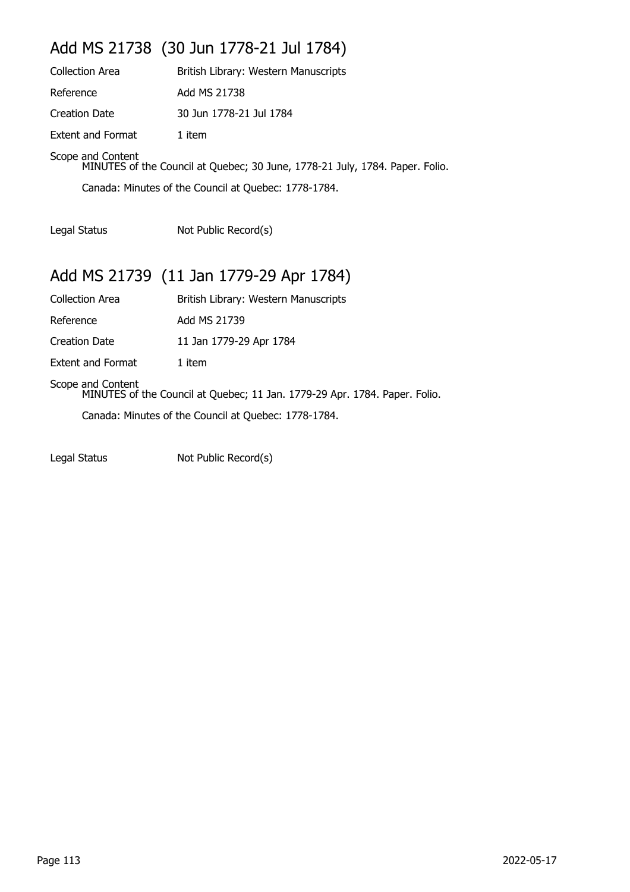## Add MS 21738 (30 Jun 1778-21 Jul 1784)

| | |
|---|---|
| Collection Area | British Library: Western Manuscripts |
| Reference | Add MS 21738 |
| Creation Date | 30 Jun 1778-21 Jul 1784 |
| Extent and Format | 1 item |

Scope and Content
MINUTES of the Council at Quebec; 30 June, 1778-21 July, 1784. Paper. Folio.

Canada: Minutes of the Council at Quebec: 1778-1784.

Legal Status Not Public Record(s)

## Add MS 21739 (11 Jan 1779-29 Apr 1784)

| | |
|---|---|
| Collection Area | British Library: Western Manuscripts |
| Reference | Add MS 21739 |
| Creation Date | 11 Jan 1779-29 Apr 1784 |
| Extent and Format | 1 item |

Scope and Content
MINUTES of the Council at Quebec; 11 Jan. 1779-29 Apr. 1784. Paper. Folio.

Canada: Minutes of the Council at Quebec: 1778-1784.

Legal Status Not Public Record(s)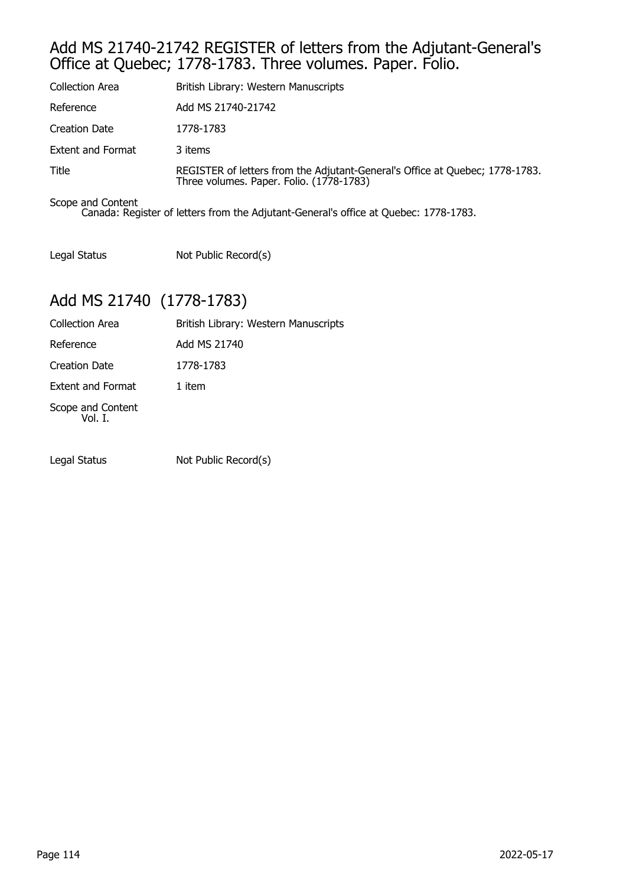## Add MS 21740-21742 REGISTER of letters from the Adjutant-General's Office at Quebec; 1778-1783. Three volumes. Paper. Folio.

| | |
|---|---|
| Collection Area | British Library: Western Manuscripts |
| Reference | Add MS 21740-21742 |
| Creation Date | 1778-1783 |
| Extent and Format | 3 items |
| Title | REGISTER of letters from the Adjutant-General's Office at Quebec; 1778-1783. Three volumes. Paper. Folio. (1778-1783) |

Scope and Content
Canada: Register of letters from the Adjutant-General's office at Quebec: 1778-1783.

| | |
|---|---|
| Legal Status | Not Public Record(s) |

## Add MS 21740 (1778-1783)

| | |
|---|---|
| Collection Area | British Library: Western Manuscripts |
| Reference | Add MS 21740 |
| Creation Date | 1778-1783 |
| Extent and Format | 1 item |

Scope and Content
Vol. I.

| | |
|---|---|
| Legal Status | Not Public Record(s) |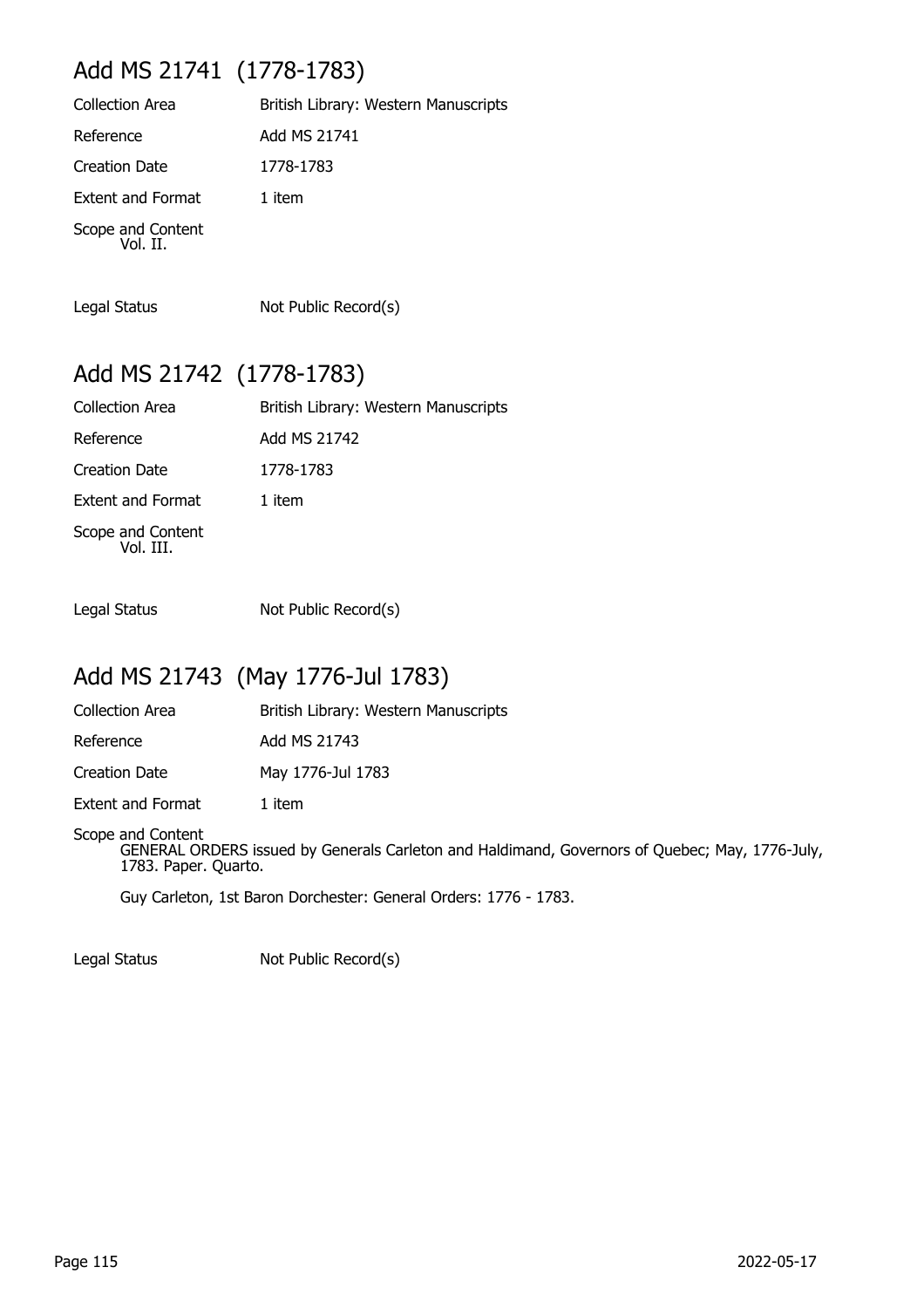## Add MS 21741 (1778-1783)

| | |
|---|---|
| Collection Area | British Library: Western Manuscripts |
| Reference | Add MS 21741 |
| Creation Date | 1778-1783 |
| Extent and Format | 1 item |

Scope and Content
Vol. II.

Legal Status Not Public Record(s)

## Add MS 21742 (1778-1783)

| | |
|---|---|
| Collection Area | British Library: Western Manuscripts |
| Reference | Add MS 21742 |
| Creation Date | 1778-1783 |
| Extent and Format | 1 item |

Scope and Content
Vol. III.

Legal Status Not Public Record(s)

## Add MS 21743 (May 1776-Jul 1783)

| | |
|---|---|
| Collection Area | British Library: Western Manuscripts |
| Reference | Add MS 21743 |
| Creation Date | May 1776-Jul 1783 |
| Extent and Format | 1 item |

Scope and Content
GENERAL ORDERS issued by Generals Carleton and Haldimand, Governors of Quebec; May, 1776-July, 1783. Paper. Quarto.

Guy Carleton, 1st Baron Dorchester: General Orders: 1776 - 1783.

Legal Status Not Public Record(s)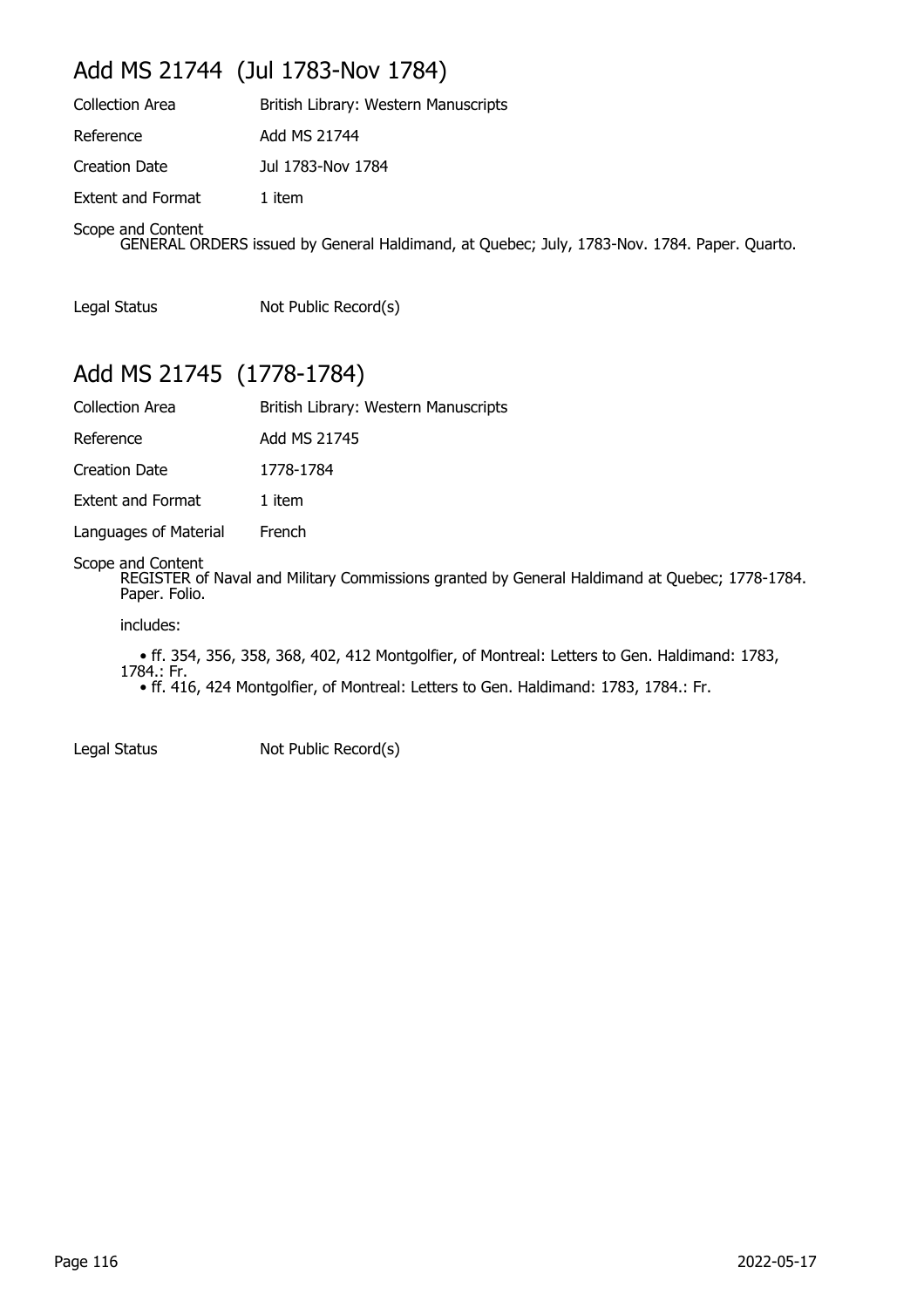## Add MS 21744 (Jul 1783-Nov 1784)

| | |
|---|---|
| Collection Area | British Library: Western Manuscripts |
| Reference | Add MS 21744 |
| Creation Date | Jul 1783-Nov 1784 |
| Extent and Format | 1 item |

Scope and Content

GENERAL ORDERS issued by General Haldimand, at Quebec; July, 1783-Nov. 1784. Paper. Quarto.

| | |
|---|---|
| Legal Status | Not Public Record(s) |

## Add MS 21745 (1778-1784)

| | |
|---|---|
| Collection Area | British Library: Western Manuscripts |
| Reference | Add MS 21745 |
| Creation Date | 1778-1784 |
| Extent and Format | 1 item |
| Languages of Material | French |

Scope and Content

REGISTER of Naval and Military Commissions granted by General Haldimand at Quebec; 1778-1784. Paper. Folio.

includes:

- ff. 354, 356, 358, 368, 402, 412 Montgolfier, of Montreal: Letters to Gen. Haldimand: 1783, 1784.: Fr.
- ff. 416, 424 Montgolfier, of Montreal: Letters to Gen. Haldimand: 1783, 1784.: Fr.

| | |
|---|---|
| Legal Status | Not Public Record(s) |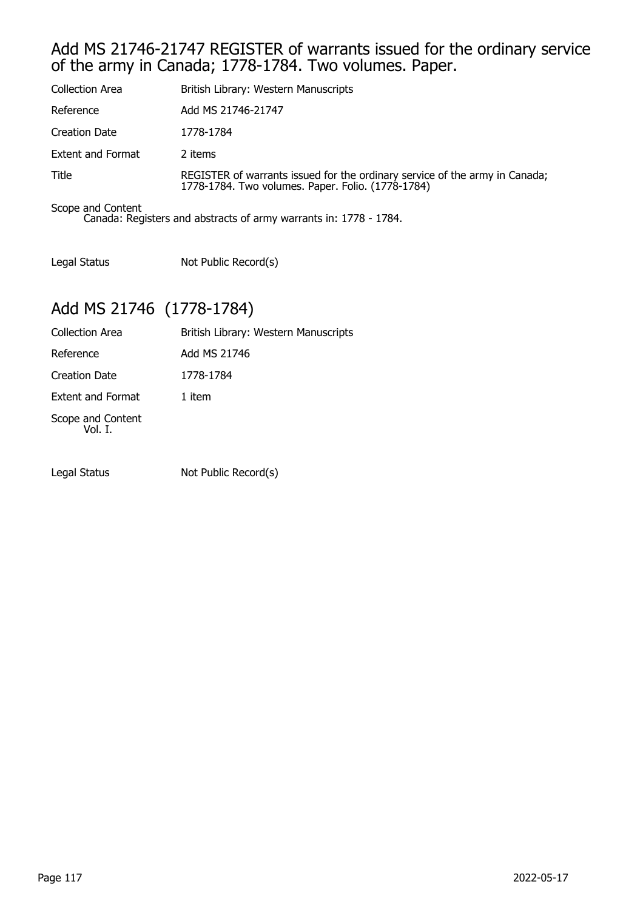## Add MS 21746-21747 REGISTER of warrants issued for the ordinary service of the army in Canada; 1778-1784. Two volumes. Paper.

| | |
|---|---|
| Collection Area | British Library: Western Manuscripts |
| Reference | Add MS 21746-21747 |
| Creation Date | 1778-1784 |
| Extent and Format | 2 items |
| Title | REGISTER of warrants issued for the ordinary service of the army in Canada; 1778-1784. Two volumes. Paper. Folio. (1778-1784) |

Scope and Content
Canada: Registers and abstracts of army warrants in: 1778 - 1784.

| | |
|---|---|
| Legal Status | Not Public Record(s) |

## Add MS 21746 (1778-1784)

| | |
|---|---|
| Collection Area | British Library: Western Manuscripts |
| Reference | Add MS 21746 |
| Creation Date | 1778-1784 |
| Extent and Format | 1 item |

Scope and Content
Vol. I.

| | |
|---|---|
| Legal Status | Not Public Record(s) |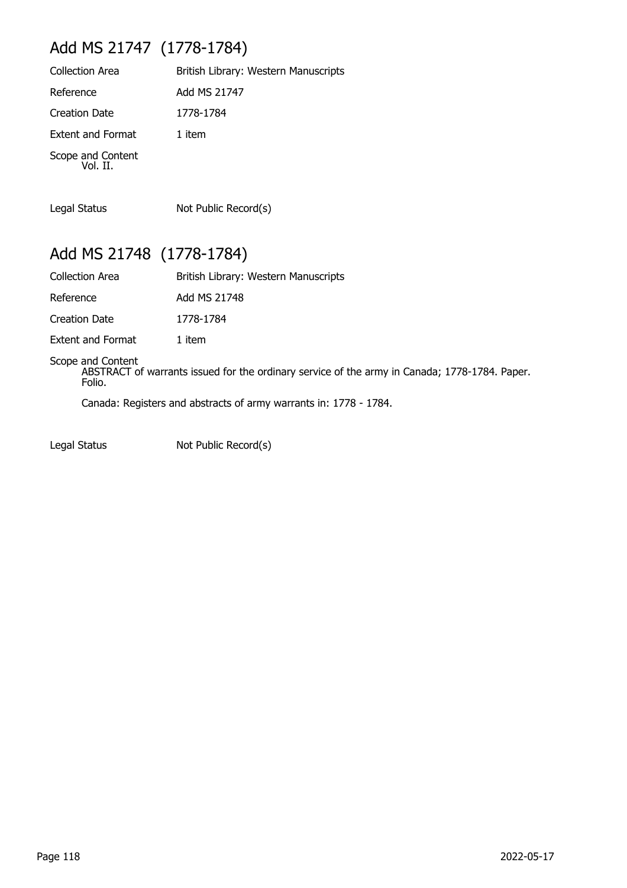## Add MS 21747 (1778-1784)

| | |
|---|---|
| Collection Area | British Library: Western Manuscripts |
| Reference | Add MS 21747 |
| Creation Date | 1778-1784 |
| Extent and Format | 1 item |

Scope and Content
Vol. II.

| | |
|---|---|
| Legal Status | Not Public Record(s) |

## Add MS 21748 (1778-1784)

| | |
|---|---|
| Collection Area | British Library: Western Manuscripts |
| Reference | Add MS 21748 |
| Creation Date | 1778-1784 |
| Extent and Format | 1 item |

Scope and Content
ABSTRACT of warrants issued for the ordinary service of the army in Canada; 1778-1784. Paper. Folio.

Canada: Registers and abstracts of army warrants in: 1778 - 1784.

| | |
|---|---|
| Legal Status | Not Public Record(s) |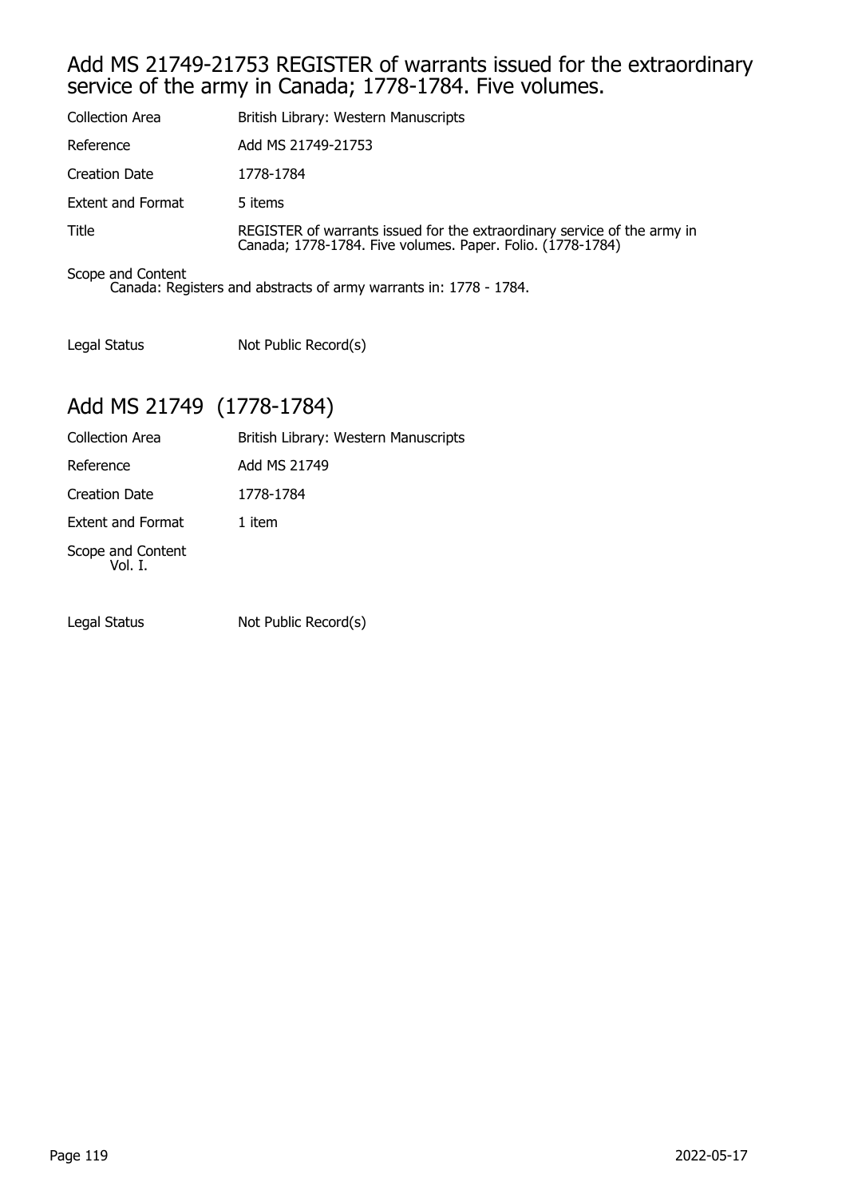## Add MS 21749-21753 REGISTER of warrants issued for the extraordinary service of the army in Canada; 1778-1784. Five volumes.

| | |
|---|---|
| Collection Area | British Library: Western Manuscripts |
| Reference | Add MS 21749-21753 |
| Creation Date | 1778-1784 |
| Extent and Format | 5 items |
| Title | REGISTER of warrants issued for the extraordinary service of the army in Canada; 1778-1784. Five volumes. Paper. Folio. (1778-1784) |

Scope and Content
Canada: Registers and abstracts of army warrants in: 1778 - 1784.

| | |
|---|---|
| Legal Status | Not Public Record(s) |

## Add MS 21749 (1778-1784)

| | |
|---|---|
| Collection Area | British Library: Western Manuscripts |
| Reference | Add MS 21749 |
| Creation Date | 1778-1784 |
| Extent and Format | 1 item |

Scope and Content
Vol. I.

| | |
|---|---|
| Legal Status | Not Public Record(s) |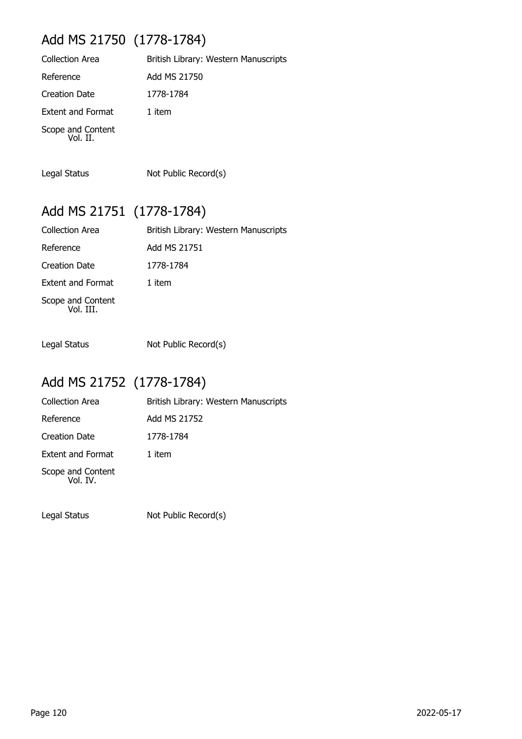## Add MS 21750 (1778-1784)

| | |
|---|---|
| Collection Area | British Library: Western Manuscripts |
| Reference | Add MS 21750 |
| Creation Date | 1778-1784 |
| Extent and Format | 1 item |
| Scope and Content | Vol. II. |
| Legal Status | Not Public Record(s) |

## Add MS 21751 (1778-1784)

| | |
|---|---|
| Collection Area | British Library: Western Manuscripts |
| Reference | Add MS 21751 |
| Creation Date | 1778-1784 |
| Extent and Format | 1 item |
| Scope and Content | Vol. III. |
| Legal Status | Not Public Record(s) |

## Add MS 21752 (1778-1784)

| | |
|---|---|
| Collection Area | British Library: Western Manuscripts |
| Reference | Add MS 21752 |
| Creation Date | 1778-1784 |
| Extent and Format | 1 item |
| Scope and Content | Vol. IV. |
| Legal Status | Not Public Record(s) |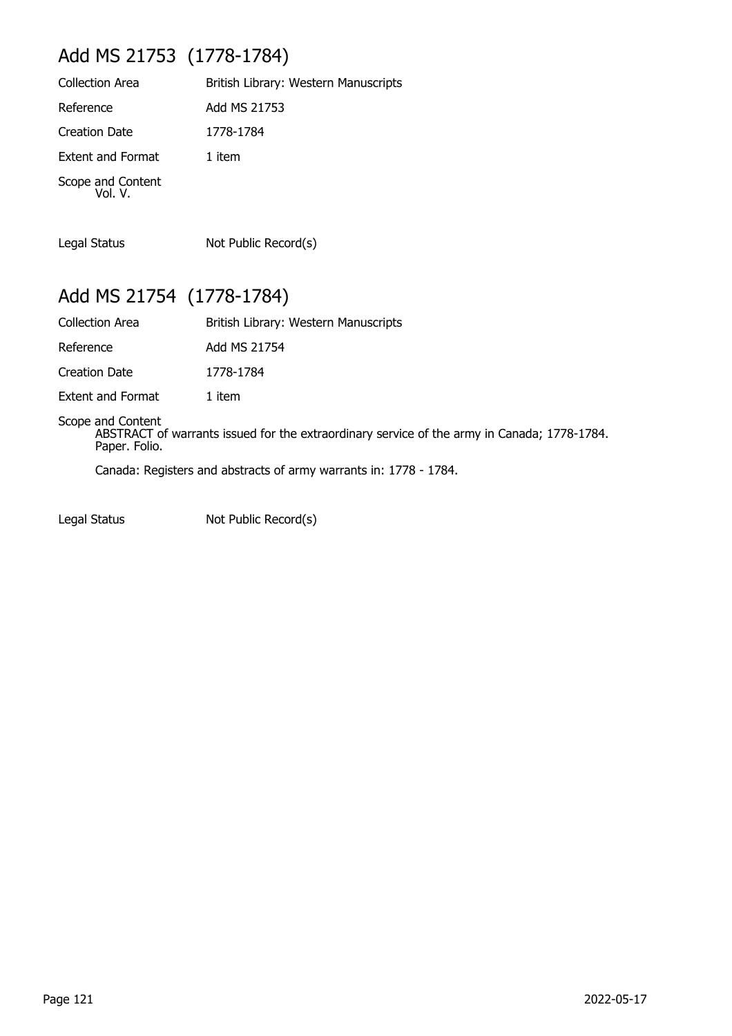## Add MS 21753 (1778-1784)

| | |
|---|---|
| Collection Area | British Library: Western Manuscripts |
| Reference | Add MS 21753 |
| Creation Date | 1778-1784 |
| Extent and Format | 1 item |

Scope and Content
Vol. V.

Legal Status Not Public Record(s)

## Add MS 21754 (1778-1784)

| | |
|---|---|
| Collection Area | British Library: Western Manuscripts |
| Reference | Add MS 21754 |
| Creation Date | 1778-1784 |
| Extent and Format | 1 item |

Scope and Content
ABSTRACT of warrants issued for the extraordinary service of the army in Canada; 1778-1784. Paper. Folio.

Canada: Registers and abstracts of army warrants in: 1778 - 1784.

Legal Status Not Public Record(s)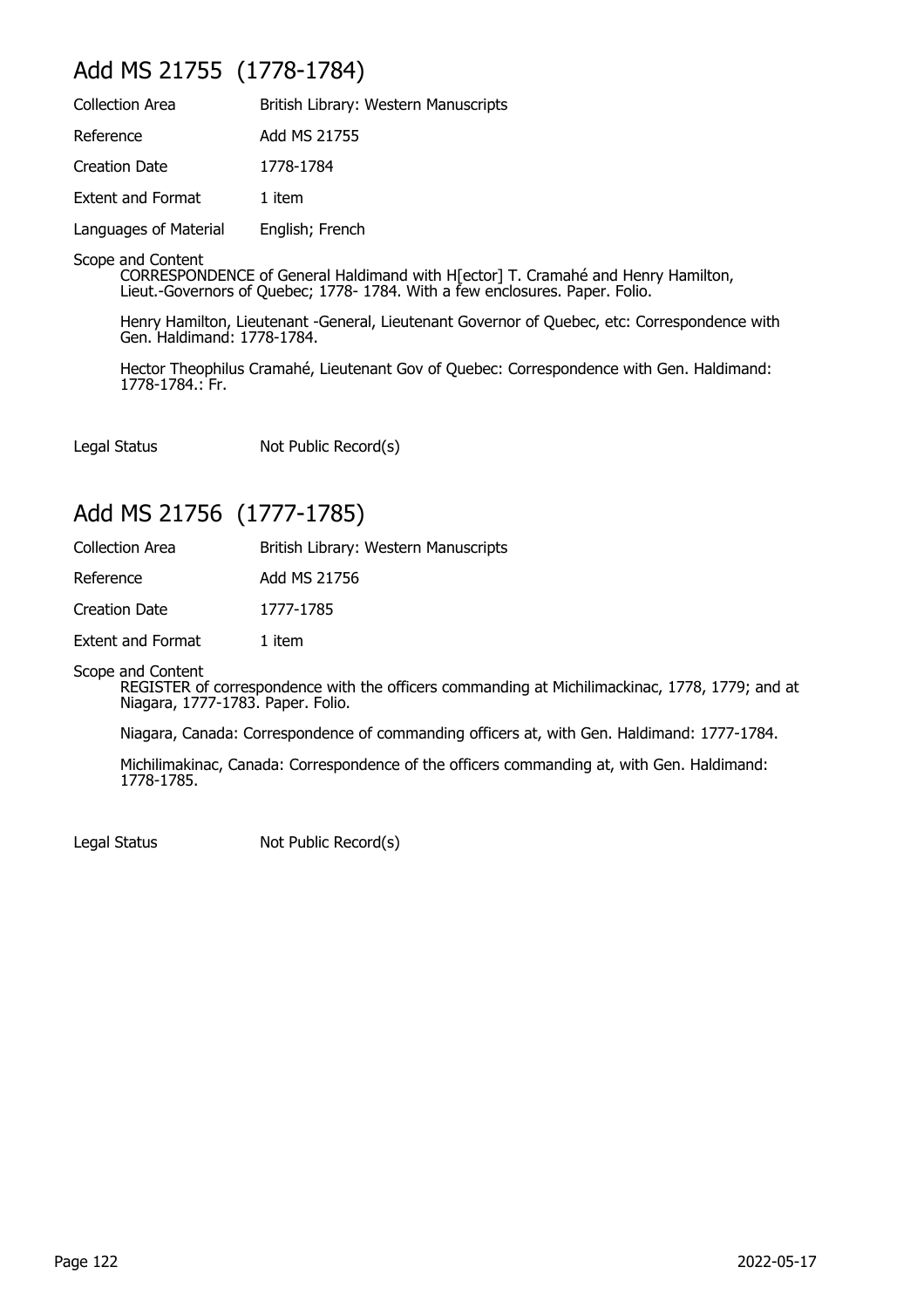## Add MS 21755 (1778-1784)

| | |
|---|---|
| Collection Area | British Library: Western Manuscripts |
| Reference | Add MS 21755 |
| Creation Date | 1778-1784 |
| Extent and Format | 1 item |
| Languages of Material | English; French |

Scope and Content

CORRESPONDENCE of General Haldimand with H[ector] T. Cramahé and Henry Hamilton, Lieut.-Governors of Quebec; 1778- 1784. With a few enclosures. Paper. Folio.

Henry Hamilton, Lieutenant -General, Lieutenant Governor of Quebec, etc: Correspondence with Gen. Haldimand: 1778-1784.

Hector Theophilus Cramahé, Lieutenant Gov of Quebec: Correspondence with Gen. Haldimand: 1778-1784.: Fr.

| | |
|---|---|
| Legal Status | Not Public Record(s) |

## Add MS 21756 (1777-1785)

| | |
|---|---|
| Collection Area | British Library: Western Manuscripts |
| Reference | Add MS 21756 |
| Creation Date | 1777-1785 |
| Extent and Format | 1 item |

Scope and Content

REGISTER of correspondence with the officers commanding at Michilimackinac, 1778, 1779; and at Niagara, 1777-1783. Paper. Folio.

Niagara, Canada: Correspondence of commanding officers at, with Gen. Haldimand: 1777-1784.

Michilimakinac, Canada: Correspondence of the officers commanding at, with Gen. Haldimand: 1778-1785.

| | |
|---|---|
| Legal Status | Not Public Record(s) |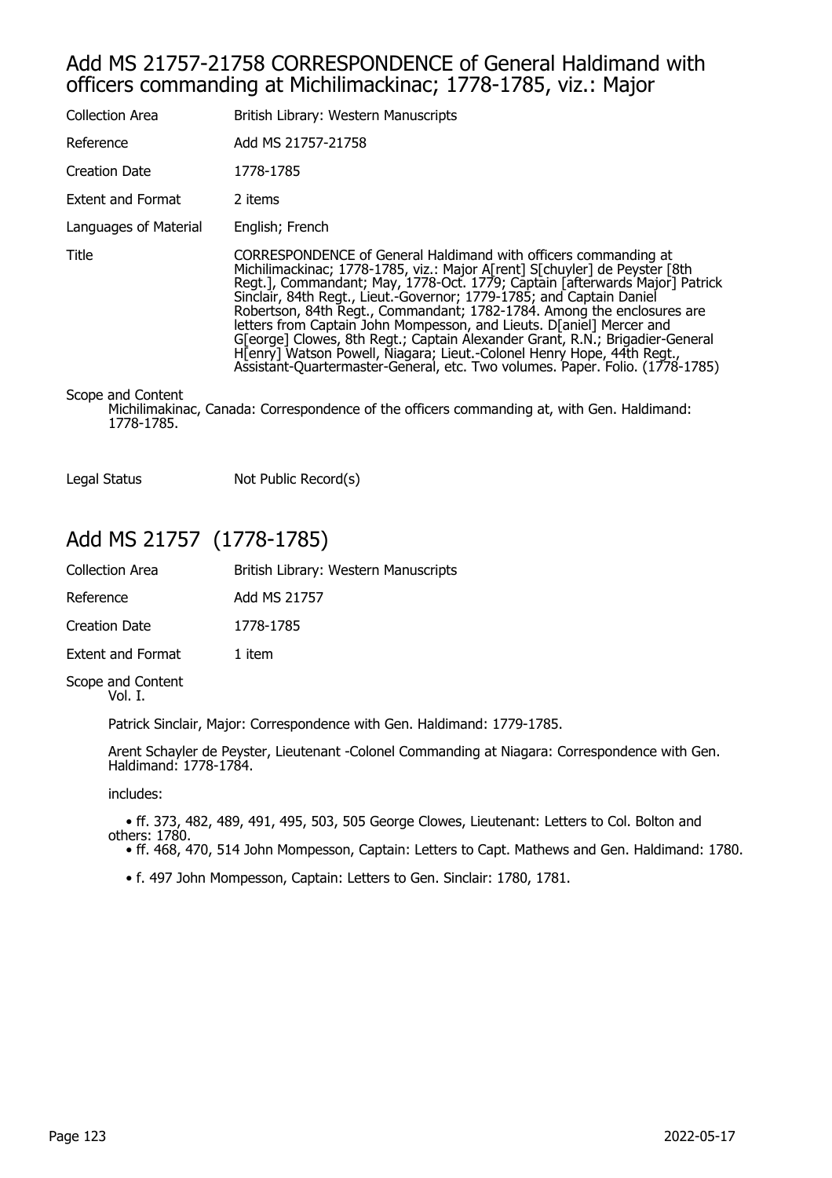## Add MS 21757-21758 CORRESPONDENCE of General Haldimand with officers commanding at Michilimackinac; 1778-1785, viz.: Major

| | |
|---|---|
| Collection Area | British Library: Western Manuscripts |
| Reference | Add MS 21757-21758 |
| Creation Date | 1778-1785 |
| Extent and Format | 2 items |
| Languages of Material | English; French |
| Title | CORRESPONDENCE of General Haldimand with officers commanding at Michilimackinac; 1778-1785, viz.: Major A[rent] S[chuyler] de Peyster [8th Regt.], Commandant; May, 1778-Oct. 1779; Captain [afterwards Major] Patrick Sinclair, 84th Regt., Lieut.-Governor; 1779-1785; and Captain Daniel Robertson, 84th Regt., Commandant; 1782-1784. Among the enclosures are letters from Captain John Mompesson, and Lieuts. D[aniel] Mercer and G[eorge] Clowes, 8th Regt.; Captain Alexander Grant, R.N.; Brigadier-General H[enry] Watson Powell, Niagara; Lieut.-Colonel Henry Hope, 44th Regt., Assistant-Quartermaster-General, etc. Two volumes. Paper. Folio. (1778-1785) |

Scope and Content

Michilimakinac, Canada: Correspondence of the officers commanding at, with Gen. Haldimand: 1778-1785.

| | |
|---|---|
| Legal Status | Not Public Record(s) |

## Add MS 21757 (1778-1785)

| | |
|---|---|
| Collection Area | British Library: Western Manuscripts |
| Reference | Add MS 21757 |
| Creation Date | 1778-1785 |
| Extent and Format | 1 item |

Scope and Content

Vol. I.

Patrick Sinclair, Major: Correspondence with Gen. Haldimand: 1779-1785.

Arent Schayler de Peyster, Lieutenant -Colonel Commanding at Niagara: Correspondence with Gen. Haldimand: 1778-1784.

includes:

- ff. 373, 482, 489, 491, 495, 503, 505 George Clowes, Lieutenant: Letters to Col. Bolton and others: 1780.
- ff. 468, 470, 514 John Mompesson, Captain: Letters to Capt. Mathews and Gen. Haldimand: 1780.
- f. 497 John Mompesson, Captain: Letters to Gen. Sinclair: 1780, 1781.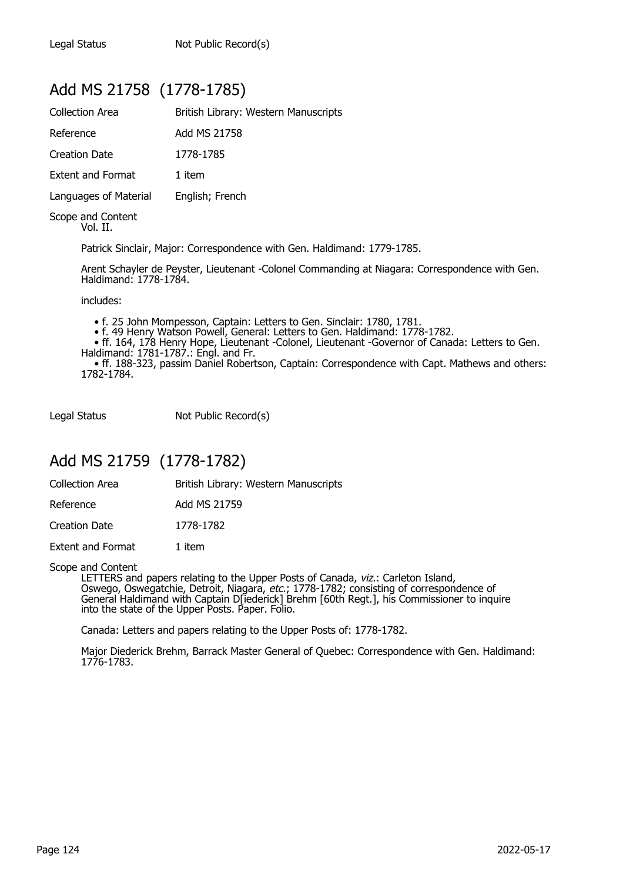| | |
|---|---|
| Legal Status | Not Public Record(s) |

## Add MS 21758 (1778-1785)

| | |
|---|---|
| Collection Area | British Library: Western Manuscripts |
| Reference | Add MS 21758 |
| Creation Date | 1778-1785 |
| Extent and Format | 1 item |
| Languages of Material | English; French |

Scope and Content

Vol. II.

Patrick Sinclair, Major: Correspondence with Gen. Haldimand: 1779-1785.

Arent Schayler de Peyster, Lieutenant -Colonel Commanding at Niagara: Correspondence with Gen. Haldimand: 1778-1784.

includes:

- f. 25 John Mompesson, Captain: Letters to Gen. Sinclair: 1780, 1781.
- f. 49 Henry Watson Powell, General: Letters to Gen. Haldimand: 1778-1782.
- ff. 164, 178 Henry Hope, Lieutenant -Colonel, Lieutenant -Governor of Canada: Letters to Gen. Haldimand: 1781-1787.: Engl. and Fr.
- ff. 188-323, passim Daniel Robertson, Captain: Correspondence with Capt. Mathews and others: 1782-1784.

| | |
|---|---|
| Legal Status | Not Public Record(s) |

## Add MS 21759 (1778-1782)

| | |
|---|---|
| Collection Area | British Library: Western Manuscripts |
| Reference | Add MS 21759 |
| Creation Date | 1778-1782 |
| Extent and Format | 1 item |

Scope and Content

LETTERS and papers relating to the Upper Posts of Canada, *viz.*: Carleton Island, Oswego, Oswegatchie, Detroit, Niagara, *etc.*; 1778-1782; consisting of correspondence of General Haldimand with Captain D[iederick] Brehm [60th Regt.], his Commissioner to inquire into the state of the Upper Posts. Paper. Folio.

Canada: Letters and papers relating to the Upper Posts of: 1778-1782.

Major Diederick Brehm, Barrack Master General of Quebec: Correspondence with Gen. Haldimand: 1776-1783.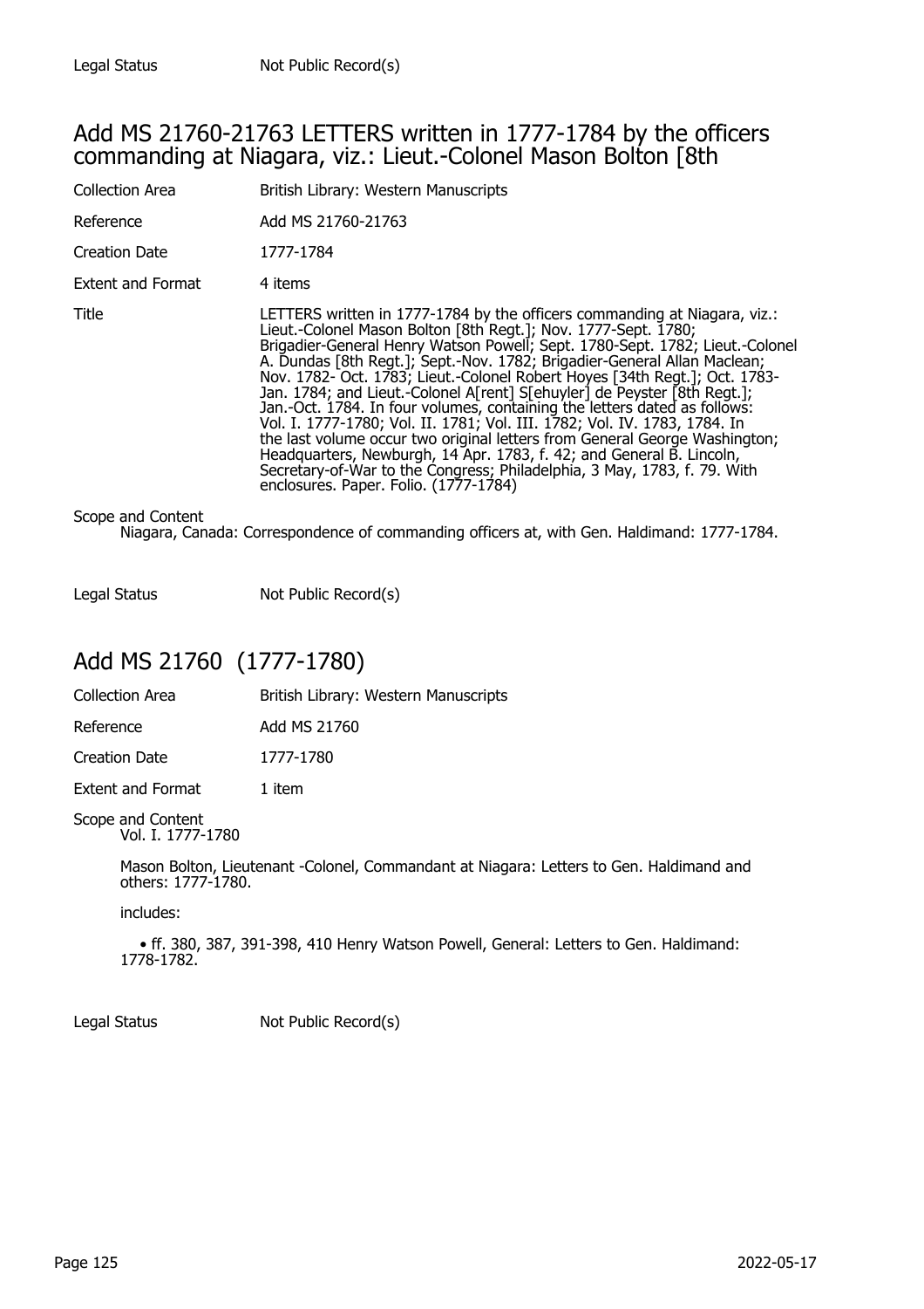Legal Status Not Public Record(s)

## Add MS 21760-21763 LETTERS written in 1777-1784 by the officers commanding at Niagara, viz.: Lieut.-Colonel Mason Bolton [8th

Collection Area British Library: Western Manuscripts

Reference Add MS 21760-21763

Creation Date 1777-1784

Extent and Format 4 items

Title LETTERS written in 1777-1784 by the officers commanding at Niagara, viz.: Lieut.-Colonel Mason Bolton [8th Regt.]; Nov. 1777-Sept. 1780; Brigadier-General Henry Watson Powell; Sept. 1780-Sept. 1782; Lieut.-Colonel A. Dundas [8th Regt.]; Sept.-Nov. 1782; Brigadier-General Allan Maclean; Nov. 1782- Oct. 1783; Lieut.-Colonel Robert Hoyes [34th Regt.]; Oct. 1783-Jan. 1784; and Lieut.-Colonel A[rent] S[ehuyler] de Peyster [8th Regt.]; Jan.-Oct. 1784. In four volumes, containing the letters dated as follows: Vol. I. 1777-1780; Vol. II. 1781; Vol. III. 1782; Vol. IV. 1783, 1784. In the last volume occur two original letters from General George Washington; Headquarters, Newburgh, 14 Apr. 1783, f. 42; and General B. Lincoln, Secretary-of-War to the Congress; Philadelphia, 3 May, 1783, f. 79. With enclosures. Paper. Folio. (1777-1784)

Scope and Content
Niagara, Canada: Correspondence of commanding officers at, with Gen. Haldimand: 1777-1784.

Legal Status Not Public Record(s)

## Add MS 21760 (1777-1780)

Collection Area British Library: Western Manuscripts

Reference Add MS 21760

Creation Date 1777-1780

Extent and Format 1 item

Scope and Content
Vol. I. 1777-1780

Mason Bolton, Lieutenant -Colonel, Commandant at Niagara: Letters to Gen. Haldimand and others: 1777-1780.

includes:

- ff. 380, 387, 391-398, 410 Henry Watson Powell, General: Letters to Gen. Haldimand: 1778-1782.

Legal Status Not Public Record(s)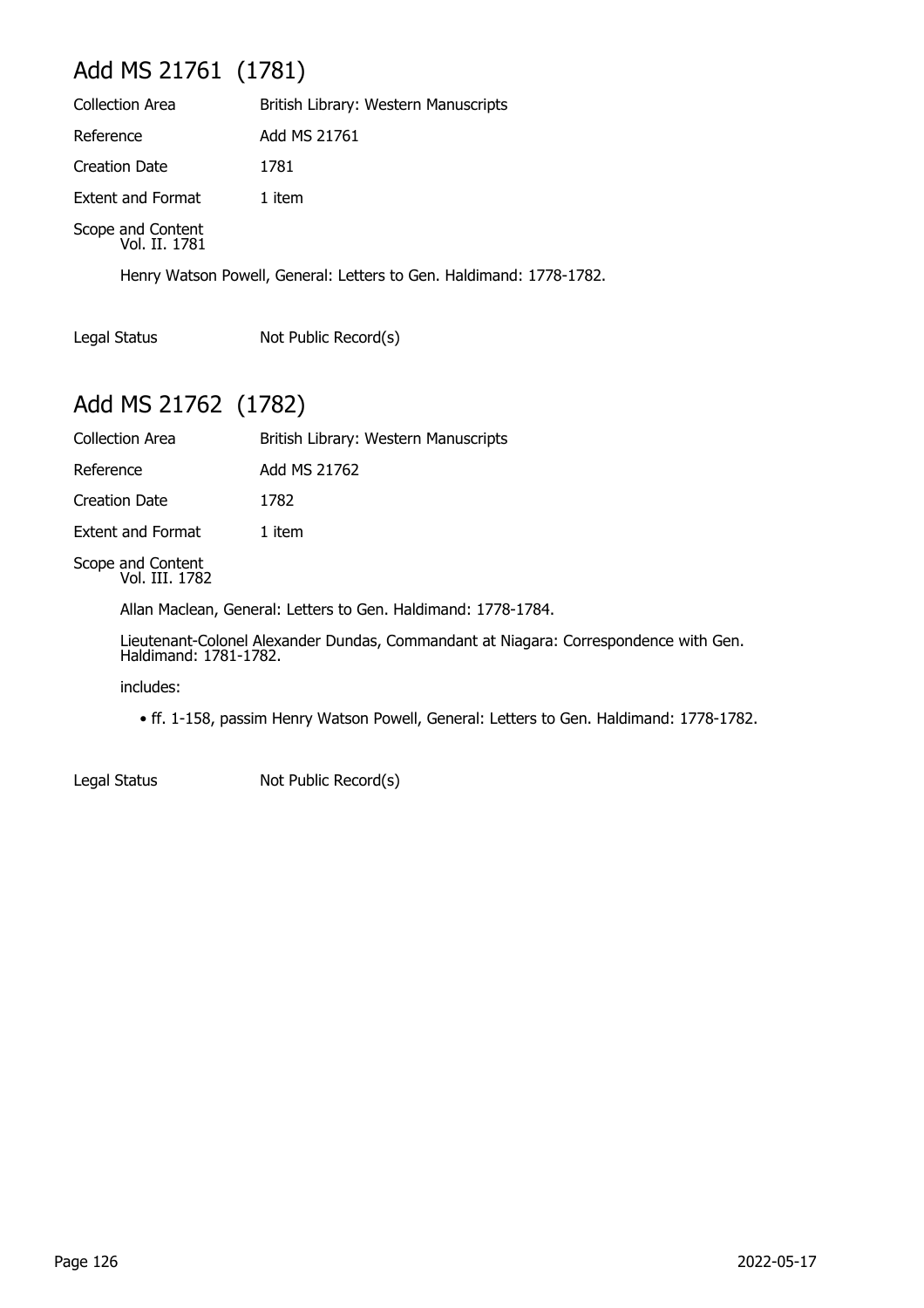## Add MS 21761 (1781)

Collection Area British Library: Western Manuscripts

Reference Add MS 21761

Creation Date 1781

Extent and Format 1 item

Scope and Content
Vol. II. 1781

Henry Watson Powell, General: Letters to Gen. Haldimand: 1778-1782.

Legal Status Not Public Record(s)

## Add MS 21762 (1782)

Collection Area British Library: Western Manuscripts

Reference Add MS 21762

Creation Date 1782

Extent and Format 1 item

Scope and Content
Vol. III. 1782

Allan Maclean, General: Letters to Gen. Haldimand: 1778-1784.

Lieutenant-Colonel Alexander Dundas, Commandant at Niagara: Correspondence with Gen. Haldimand: 1781-1782.

includes:

- ff. 1-158, passim Henry Watson Powell, General: Letters to Gen. Haldimand: 1778-1782.

Legal Status Not Public Record(s)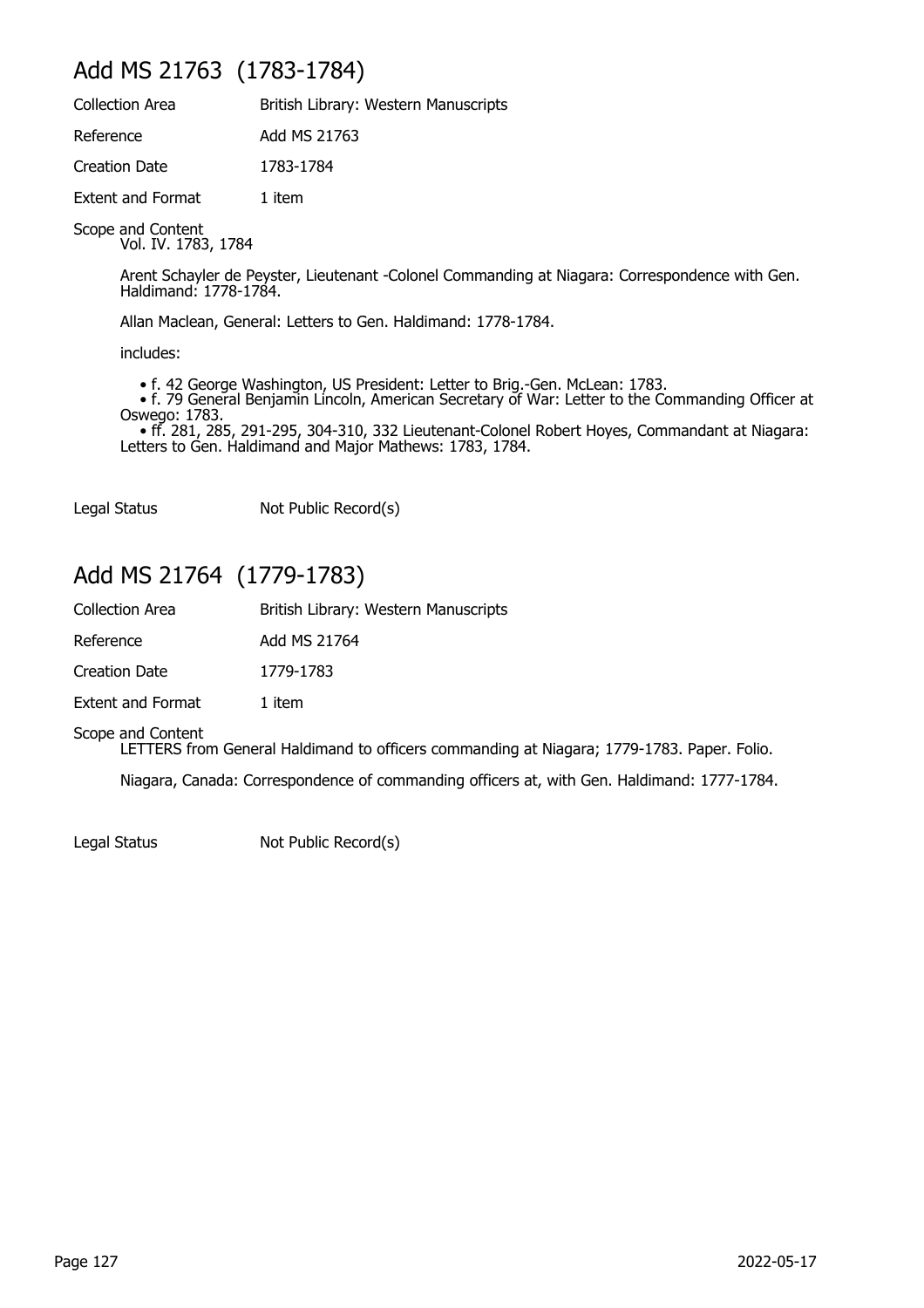## Add MS 21763 (1783-1784)

Collection Area British Library: Western Manuscripts

Reference Add MS 21763

Creation Date 1783-1784

Extent and Format 1 item

Scope and Content
Vol. IV. 1783, 1784

Arent Schayler de Peyster, Lieutenant -Colonel Commanding at Niagara: Correspondence with Gen. Haldimand: 1778-1784.

Allan Maclean, General: Letters to Gen. Haldimand: 1778-1784.

includes:

- f. 42 George Washington, US President: Letter to Brig.-Gen. McLean: 1783.
- f. 79 General Benjamin Lincoln, American Secretary of War: Letter to the Commanding Officer at Oswego: 1783.
- ff. 281, 285, 291-295, 304-310, 332 Lieutenant-Colonel Robert Hoyes, Commandant at Niagara: Letters to Gen. Haldimand and Major Mathews: 1783, 1784.

Legal Status Not Public Record(s)

## Add MS 21764 (1779-1783)

Collection Area British Library: Western Manuscripts

Reference Add MS 21764

Creation Date 1779-1783

Extent and Format 1 item

Scope and Content
LETTERS from General Haldimand to officers commanding at Niagara; 1779-1783. Paper. Folio.

Niagara, Canada: Correspondence of commanding officers at, with Gen. Haldimand: 1777-1784.

Legal Status Not Public Record(s)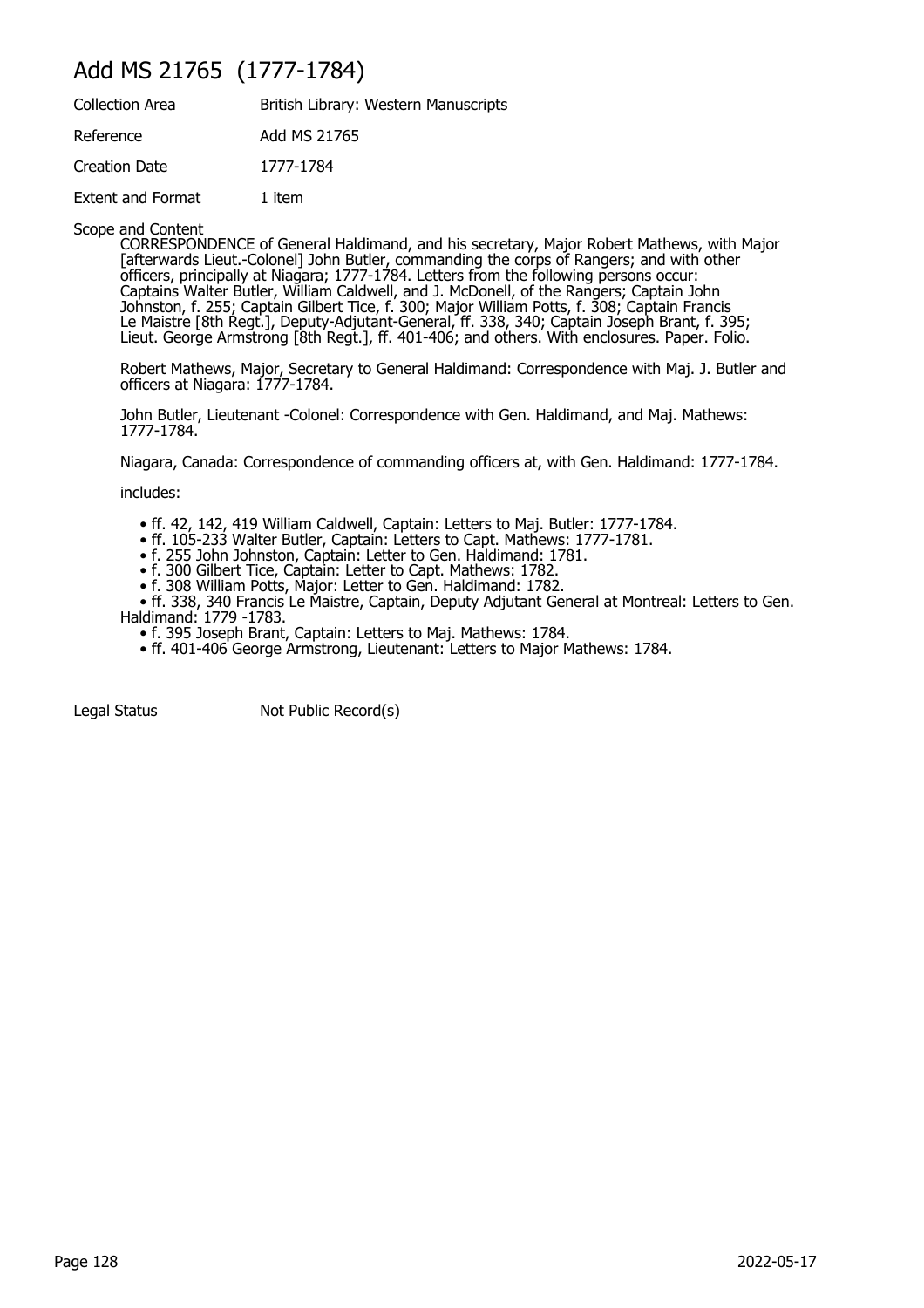# Add MS 21765 (1777-1784)

| | |
|---|---|
| Collection Area | British Library: Western Manuscripts |
| Reference | Add MS 21765 |
| Creation Date | 1777-1784 |
| Extent and Format | 1 item |

Scope and Content

CORRESPONDENCE of General Haldimand, and his secretary, Major Robert Mathews, with Major [afterwards Lieut.-Colonel] John Butler, commanding the corps of Rangers; and with other officers, principally at Niagara; 1777-1784. Letters from the following persons occur: Captains Walter Butler, William Caldwell, and J. McDonell, of the Rangers; Captain John Johnston, f. 255; Captain Gilbert Tice, f. 300; Major William Potts, f. 308; Captain Francis Le Maistre [8th Regt.], Deputy-Adjutant-General, ff. 338, 340; Captain Joseph Brant, f. 395; Lieut. George Armstrong [8th Regt.], ff. 401-406; and others. With enclosures. Paper. Folio.

Robert Mathews, Major, Secretary to General Haldimand: Correspondence with Maj. J. Butler and officers at Niagara: 1777-1784.

John Butler, Lieutenant -Colonel: Correspondence with Gen. Haldimand, and Maj. Mathews: 1777-1784.

Niagara, Canada: Correspondence of commanding officers at, with Gen. Haldimand: 1777-1784.

includes:

- ff. 42, 142, 419 William Caldwell, Captain: Letters to Maj. Butler: 1777-1784.
- ff. 105-233 Walter Butler, Captain: Letters to Capt. Mathews: 1777-1781.
- f. 255 John Johnston, Captain: Letter to Gen. Haldimand: 1781.
- f. 300 Gilbert Tice, Captain: Letter to Capt. Mathews: 1782.
- f. 308 William Potts, Major: Letter to Gen. Haldimand: 1782.
- ff. 338, 340 Francis Le Maistre, Captain, Deputy Adjutant General at Montreal: Letters to Gen. Haldimand: 1779 -1783.
- f. 395 Joseph Brant, Captain: Letters to Maj. Mathews: 1784.
- ff. 401-406 George Armstrong, Lieutenant: Letters to Major Mathews: 1784.

| | |
|---|---|
| Legal Status | Not Public Record(s) |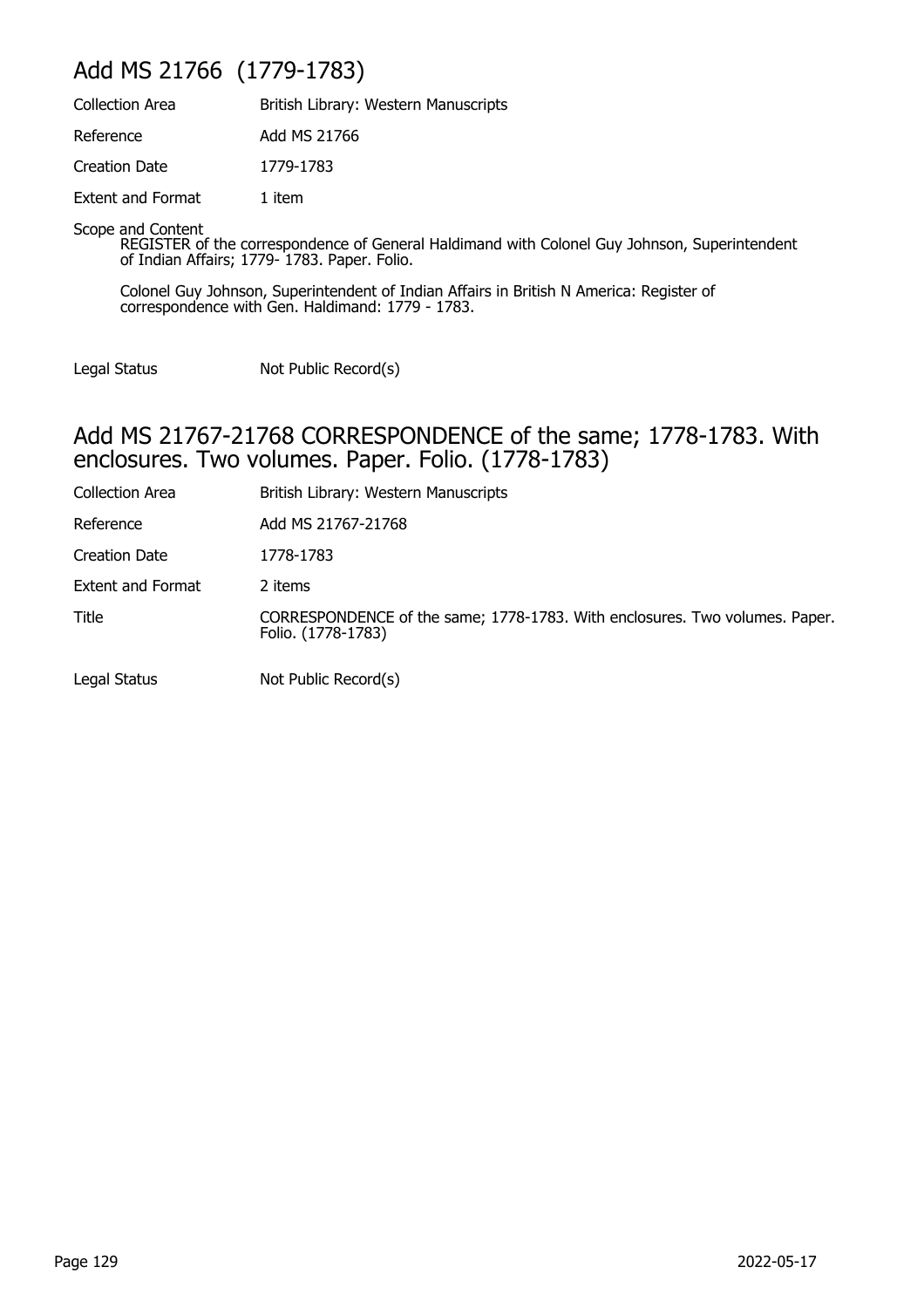## Add MS 21766 (1779-1783)

| | |
|---|---|
| Collection Area | British Library: Western Manuscripts |
| Reference | Add MS 21766 |
| Creation Date | 1779-1783 |
| Extent and Format | 1 item |

Scope and Content

REGISTER of the correspondence of General Haldimand with Colonel Guy Johnson, Superintendent of Indian Affairs; 1779- 1783. Paper. Folio.

Colonel Guy Johnson, Superintendent of Indian Affairs in British N America: Register of correspondence with Gen. Haldimand: 1779 - 1783.

| | |
|---|---|
| Legal Status | Not Public Record(s) |

## Add MS 21767-21768 CORRESPONDENCE of the same; 1778-1783. With enclosures. Two volumes. Paper. Folio. (1778-1783)

| | |
|---|---|
| Collection Area | British Library: Western Manuscripts |
| Reference | Add MS 21767-21768 |
| Creation Date | 1778-1783 |
| Extent and Format | 2 items |
| Title | CORRESPONDENCE of the same; 1778-1783. With enclosures. Two volumes. Paper. Folio. (1778-1783) |
| Legal Status | Not Public Record(s) |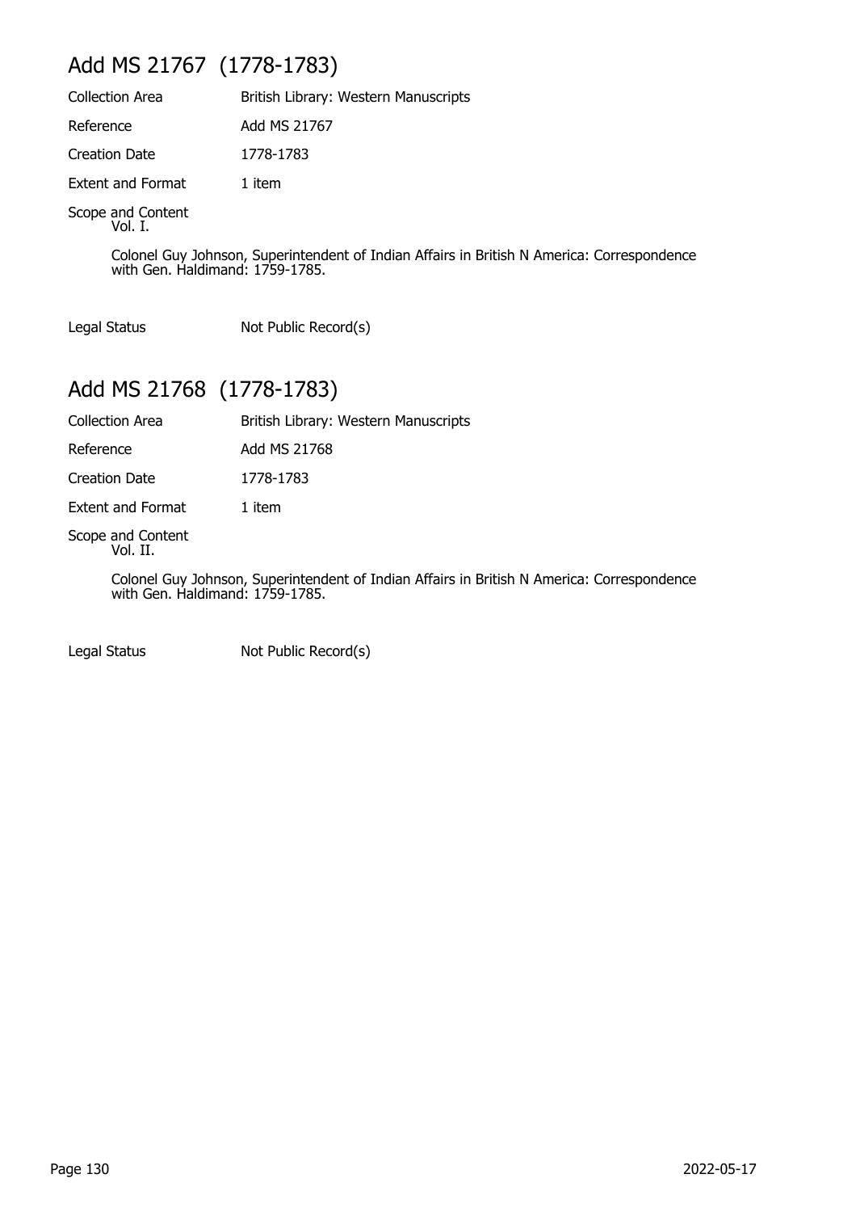## Add MS 21767 (1778-1783)

| | |
|---|---|
| Collection Area | British Library: Western Manuscripts |
| Reference | Add MS 21767 |
| Creation Date | 1778-1783 |
| Extent and Format | 1 item |

Scope and Content
Vol. I.

Colonel Guy Johnson, Superintendent of Indian Affairs in British N America: Correspondence with Gen. Haldimand: 1759-1785.

| | |
|---|---|
| Legal Status | Not Public Record(s) |

## Add MS 21768 (1778-1783)

| | |
|---|---|
| Collection Area | British Library: Western Manuscripts |
| Reference | Add MS 21768 |
| Creation Date | 1778-1783 |
| Extent and Format | 1 item |

Scope and Content
Vol. II.

Colonel Guy Johnson, Superintendent of Indian Affairs in British N America: Correspondence with Gen. Haldimand: 1759-1785.

| | |
|---|---|
| Legal Status | Not Public Record(s) |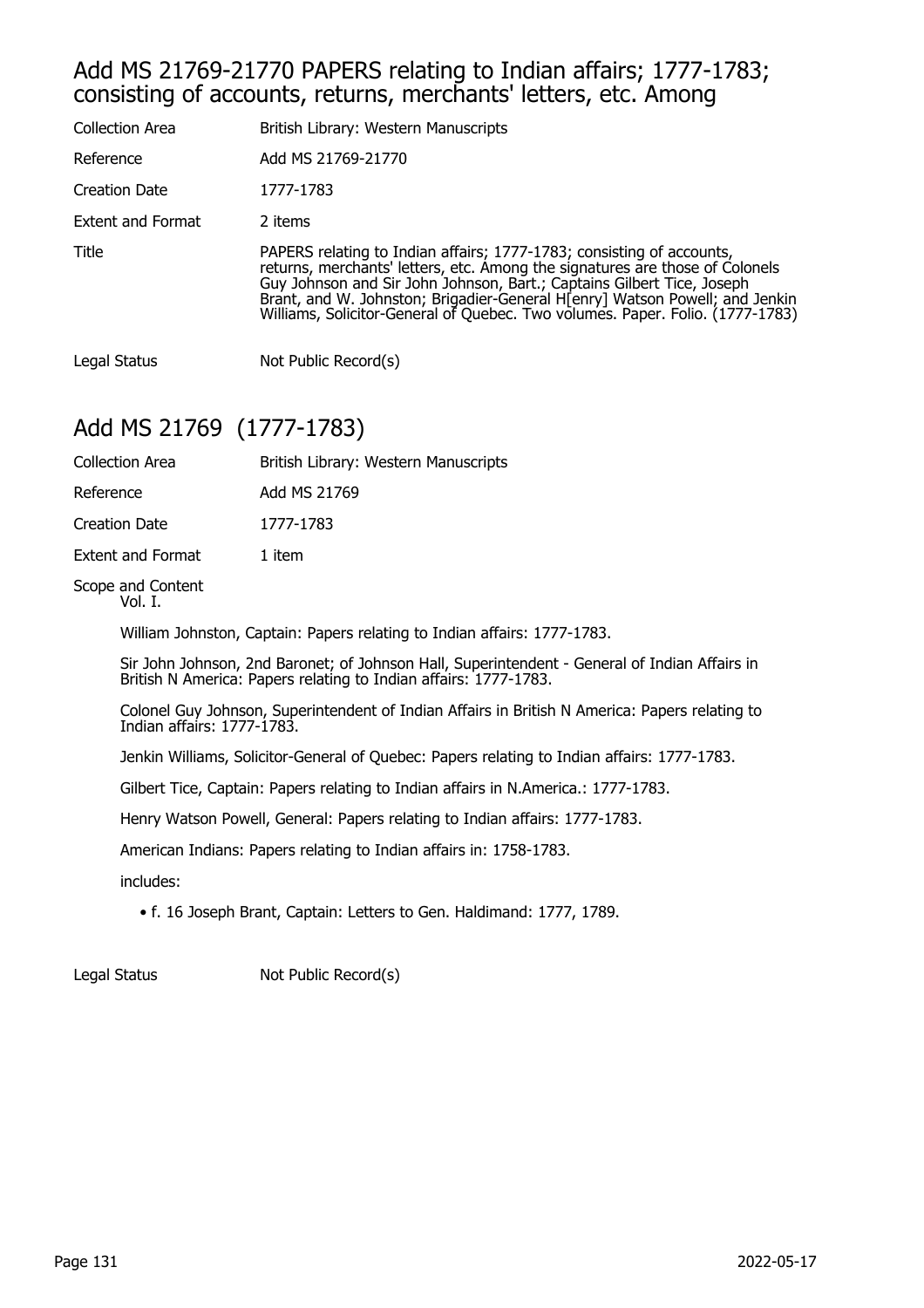## Add MS 21769-21770 PAPERS relating to Indian affairs; 1777-1783; consisting of accounts, returns, merchants' letters, etc. Among

| | |
|---|---|
| Collection Area | British Library: Western Manuscripts |
| Reference | Add MS 21769-21770 |
| Creation Date | 1777-1783 |
| Extent and Format | 2 items |
| Title | PAPERS relating to Indian affairs; 1777-1783; consisting of accounts, returns, merchants' letters, etc. Among the signatures are those of Colonels Guy Johnson and Sir John Johnson, Bart.; Captains Gilbert Tice, Joseph Brant, and W. Johnston; Brigadier-General H[enry] Watson Powell; and Jenkin Williams, Solicitor-General of Quebec. Two volumes. Paper. Folio. (1777-1783) |
| Legal Status | Not Public Record(s) |

## Add MS 21769 (1777-1783)

| | |
|---|---|
| Collection Area | British Library: Western Manuscripts |
| Reference | Add MS 21769 |
| Creation Date | 1777-1783 |
| Extent and Format | 1 item |

Scope and Content

Vol. I.

William Johnston, Captain: Papers relating to Indian affairs: 1777-1783.

Sir John Johnson, 2nd Baronet; of Johnson Hall, Superintendent - General of Indian Affairs in British N America: Papers relating to Indian affairs: 1777-1783.

Colonel Guy Johnson, Superintendent of Indian Affairs in British N America: Papers relating to Indian affairs: 1777-1783.

Jenkin Williams, Solicitor-General of Quebec: Papers relating to Indian affairs: 1777-1783.

Gilbert Tice, Captain: Papers relating to Indian affairs in N.America.: 1777-1783.

Henry Watson Powell, General: Papers relating to Indian affairs: 1777-1783.

American Indians: Papers relating to Indian affairs in: 1758-1783.

includes:

- f. 16 Joseph Brant, Captain: Letters to Gen. Haldimand: 1777, 1789.

| | |
|---|---|
| Legal Status | Not Public Record(s) |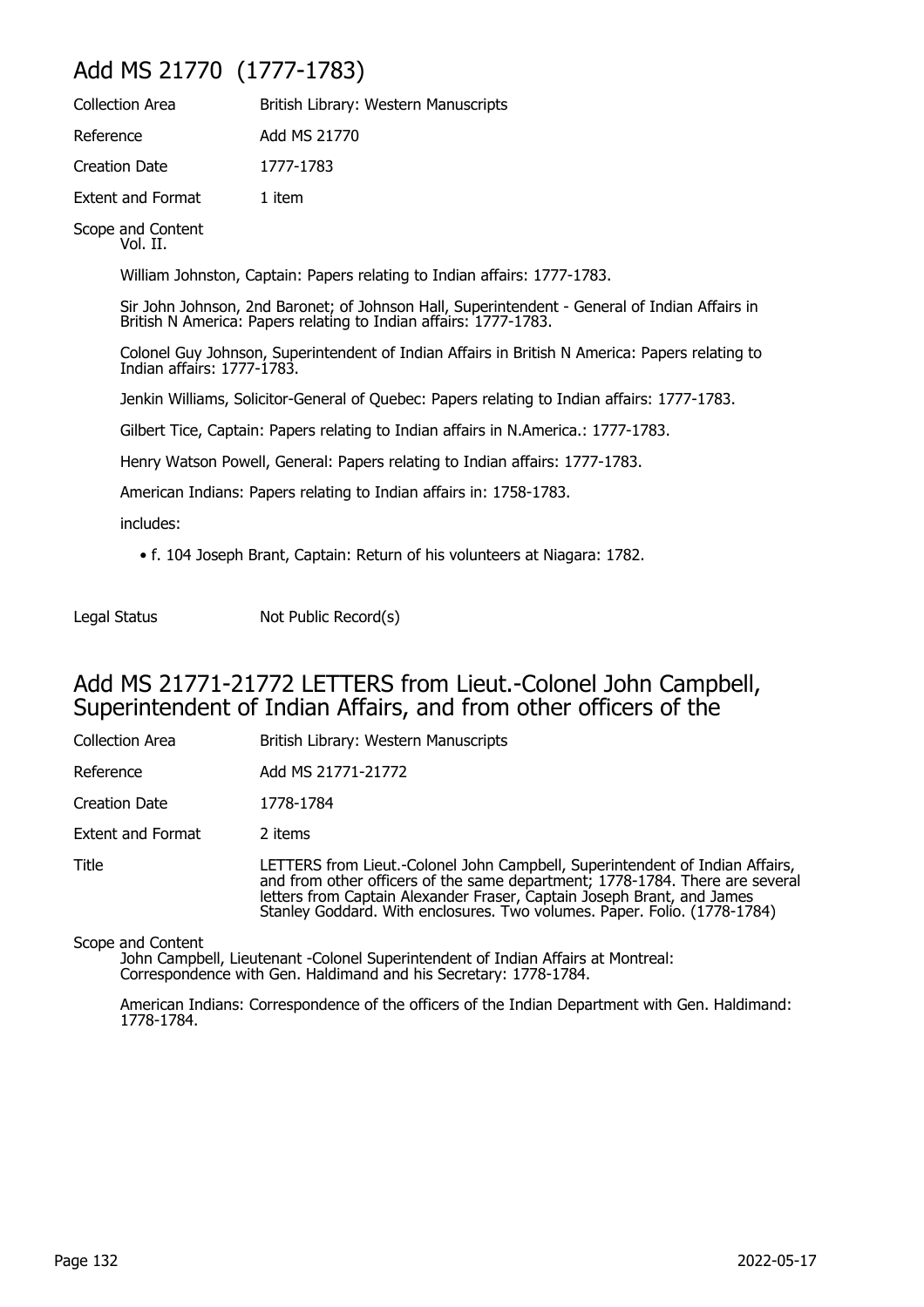## Add MS 21770 (1777-1783)

| | |
|---|---|
| Collection Area | British Library: Western Manuscripts |
| Reference | Add MS 21770 |
| Creation Date | 1777-1783 |
| Extent and Format | 1 item |

Scope and Content
Vol. II.

William Johnston, Captain: Papers relating to Indian affairs: 1777-1783.

Sir John Johnson, 2nd Baronet; of Johnson Hall, Superintendent - General of Indian Affairs in British N America: Papers relating to Indian affairs: 1777-1783.

Colonel Guy Johnson, Superintendent of Indian Affairs in British N America: Papers relating to Indian affairs: 1777-1783.

Jenkin Williams, Solicitor-General of Quebec: Papers relating to Indian affairs: 1777-1783.

Gilbert Tice, Captain: Papers relating to Indian affairs in N.America.: 1777-1783.

Henry Watson Powell, General: Papers relating to Indian affairs: 1777-1783.

American Indians: Papers relating to Indian affairs in: 1758-1783.

includes:

- f. 104 Joseph Brant, Captain: Return of his volunteers at Niagara: 1782.

| | |
|---|---|
| Legal Status | Not Public Record(s) |

## Add MS 21771-21772 LETTERS from Lieut.-Colonel John Campbell, Superintendent of Indian Affairs, and from other officers of the

| | |
|---|---|
| Collection Area | British Library: Western Manuscripts |
| Reference | Add MS 21771-21772 |
| Creation Date | 1778-1784 |
| Extent and Format | 2 items |
| Title | LETTERS from Lieut.-Colonel John Campbell, Superintendent of Indian Affairs, and from other officers of the same department; 1778-1784. There are several letters from Captain Alexander Fraser, Captain Joseph Brant, and James Stanley Goddard. With enclosures. Two volumes. Paper. Folio. (1778-1784) |

Scope and Content
John Campbell, Lieutenant -Colonel Superintendent of Indian Affairs at Montreal: Correspondence with Gen. Haldimand and his Secretary: 1778-1784.

American Indians: Correspondence of the officers of the Indian Department with Gen. Haldimand: 1778-1784.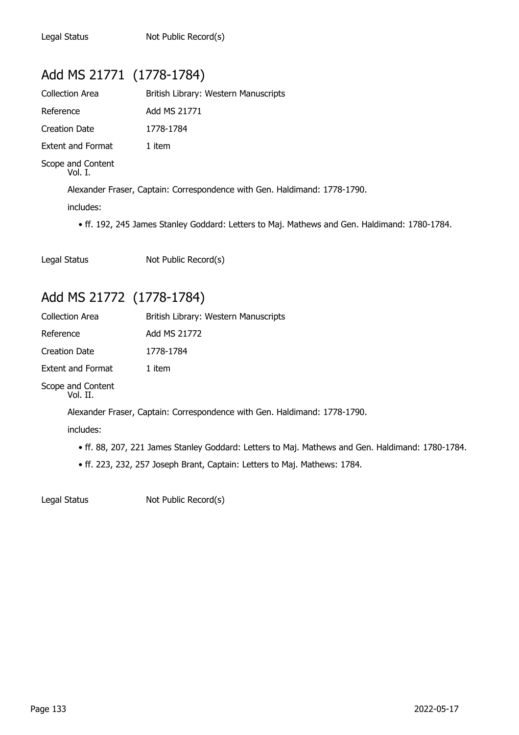Legal Status Not Public Record(s)

## Add MS 21771 (1778-1784)

Collection Area British Library: Western Manuscripts

Reference Add MS 21771

Creation Date 1778-1784

Extent and Format 1 item

Scope and Content
Vol. I.

Alexander Fraser, Captain: Correspondence with Gen. Haldimand: 1778-1790.

includes:

- ff. 192, 245 James Stanley Goddard: Letters to Maj. Mathews and Gen. Haldimand: 1780-1784.

Legal Status Not Public Record(s)

## Add MS 21772 (1778-1784)

Collection Area British Library: Western Manuscripts

Reference Add MS 21772

Creation Date 1778-1784

Extent and Format 1 item

Scope and Content
Vol. II.

Alexander Fraser, Captain: Correspondence with Gen. Haldimand: 1778-1790.

includes:

- ff. 88, 207, 221 James Stanley Goddard: Letters to Maj. Mathews and Gen. Haldimand: 1780-1784.
- ff. 223, 232, 257 Joseph Brant, Captain: Letters to Maj. Mathews: 1784.

Legal Status Not Public Record(s)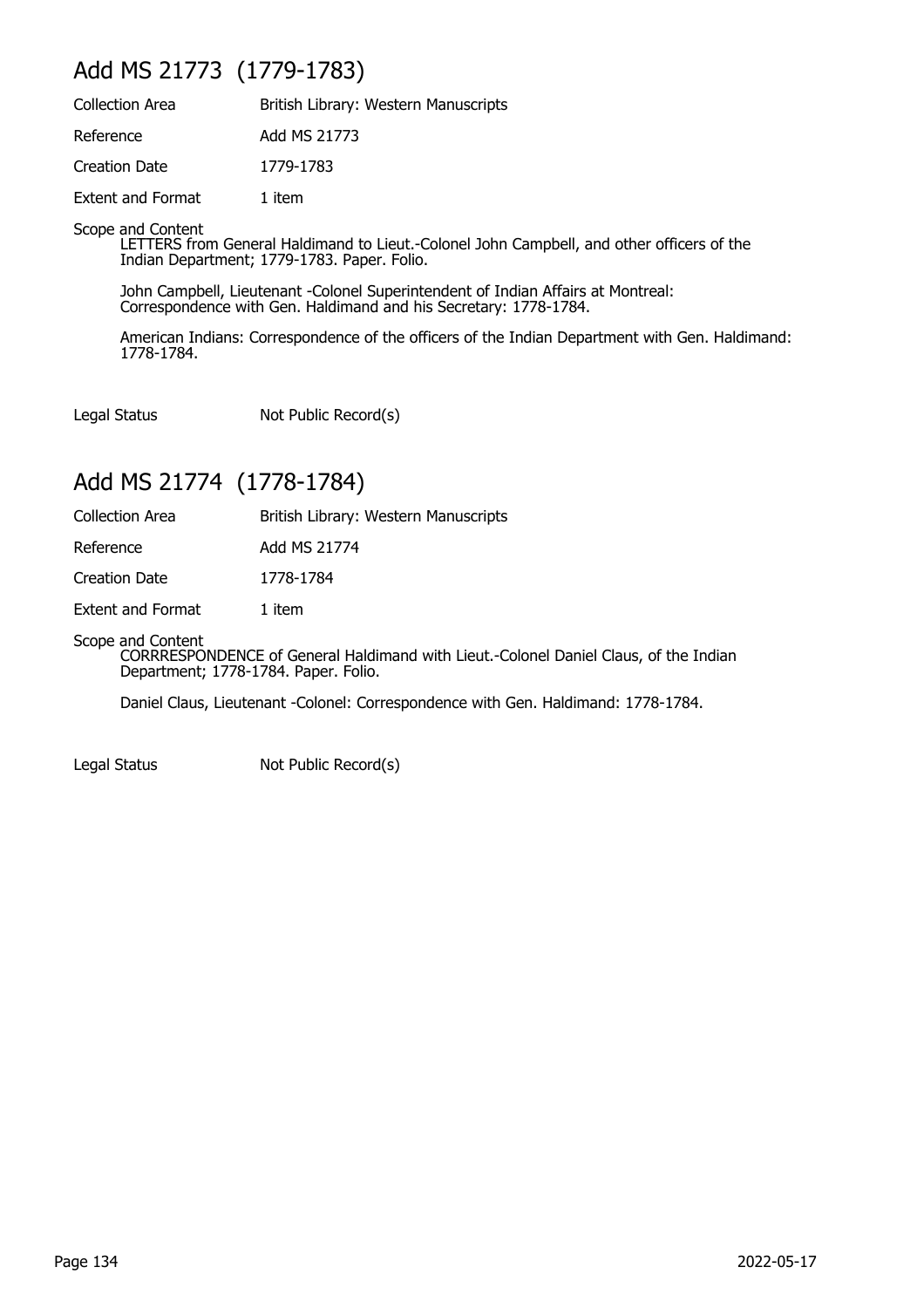## Add MS 21773 (1779-1783)

Collection Area British Library: Western Manuscripts

Reference Add MS 21773

Creation Date 1779-1783

Extent and Format 1 item

Scope and Content

LETTERS from General Haldimand to Lieut.-Colonel John Campbell, and other officers of the Indian Department; 1779-1783. Paper. Folio.

John Campbell, Lieutenant -Colonel Superintendent of Indian Affairs at Montreal: Correspondence with Gen. Haldimand and his Secretary: 1778-1784.

American Indians: Correspondence of the officers of the Indian Department with Gen. Haldimand: 1778-1784.

Legal Status Not Public Record(s)

## Add MS 21774 (1778-1784)

Collection Area British Library: Western Manuscripts

Reference Add MS 21774

Creation Date 1778-1784

Extent and Format 1 item

Scope and Content

CORRRESPONDENCE of General Haldimand with Lieut.-Colonel Daniel Claus, of the Indian Department; 1778-1784. Paper. Folio.

Daniel Claus, Lieutenant -Colonel: Correspondence with Gen. Haldimand: 1778-1784.

Legal Status Not Public Record(s)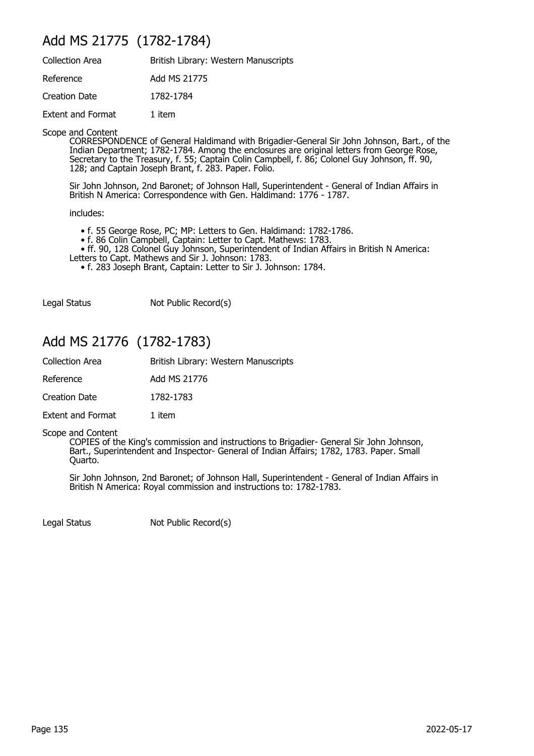## Add MS 21775 (1782-1784)

| | |
|---|---|
| Collection Area | British Library: Western Manuscripts |
| Reference | Add MS 21775 |
| Creation Date | 1782-1784 |
| Extent and Format | 1 item |

Scope and Content

CORRESPONDENCE of General Haldimand with Brigadier-General Sir John Johnson, Bart., of the Indian Department; 1782-1784. Among the enclosures are original letters from George Rose, Secretary to the Treasury, f. 55; Captain Colin Campbell, f. 86; Colonel Guy Johnson, ff. 90, 128; and Captain Joseph Brant, f. 283. Paper. Folio.

Sir John Johnson, 2nd Baronet; of Johnson Hall, Superintendent - General of Indian Affairs in British N America: Correspondence with Gen. Haldimand: 1776 - 1787.

includes:

- f. 55 George Rose, PC; MP: Letters to Gen. Haldimand: 1782-1786.
- f. 86 Colin Campbell, Captain: Letter to Capt. Mathews: 1783.
- ff. 90, 128 Colonel Guy Johnson, Superintendent of Indian Affairs in British N America: Letters to Capt. Mathews and Sir J. Johnson: 1783.
- f. 283 Joseph Brant, Captain: Letter to Sir J. Johnson: 1784.

Legal Status: Not Public Record(s)

## Add MS 21776 (1782-1783)

| | |
|---|---|
| Collection Area | British Library: Western Manuscripts |
| Reference | Add MS 21776 |
| Creation Date | 1782-1783 |
| Extent and Format | 1 item |

Scope and Content

COPIES of the King's commission and instructions to Brigadier- General Sir John Johnson, Bart., Superintendent and Inspector- General of Indian Affairs; 1782, 1783. Paper. Small Quarto.

Sir John Johnson, 2nd Baronet; of Johnson Hall, Superintendent - General of Indian Affairs in British N America: Royal commission and instructions to: 1782-1783.

Legal Status: Not Public Record(s)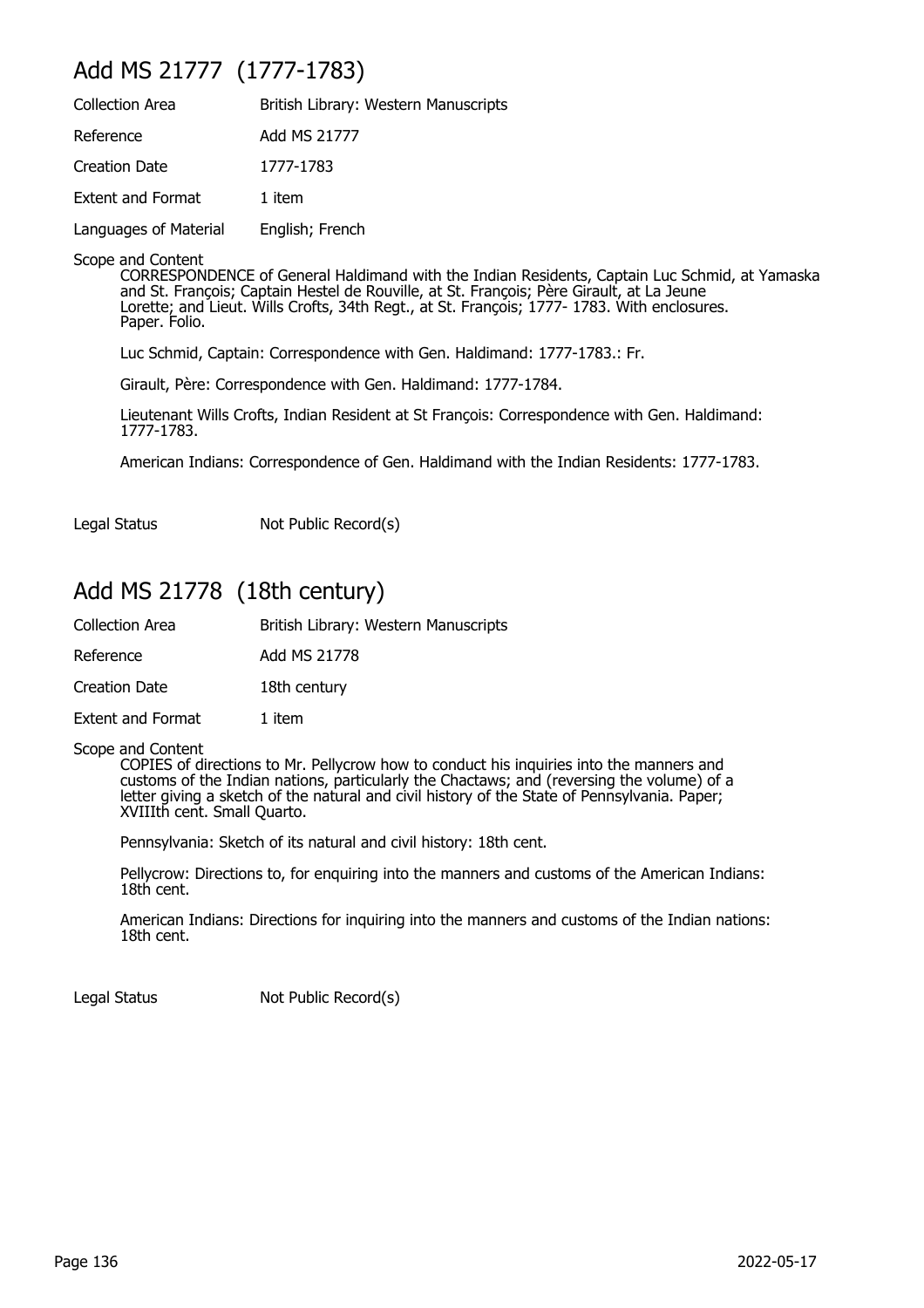## Add MS 21777 (1777-1783)

| | |
|---|---|
| Collection Area | British Library: Western Manuscripts |
| Reference | Add MS 21777 |
| Creation Date | 1777-1783 |
| Extent and Format | 1 item |
| Languages of Material | English; French |

Scope and Content

CORRESPONDENCE of General Haldimand with the Indian Residents, Captain Luc Schmid, at Yamaska and St. François; Captain Hestel de Rouville, at St. François; Père Girault, at La Jeune Lorette; and Lieut. Wills Crofts, 34th Regt., at St. François; 1777- 1783. With enclosures. Paper. Folio.

Luc Schmid, Captain: Correspondence with Gen. Haldimand: 1777-1783.: Fr.

Girault, Père: Correspondence with Gen. Haldimand: 1777-1784.

Lieutenant Wills Crofts, Indian Resident at St François: Correspondence with Gen. Haldimand: 1777-1783.

American Indians: Correspondence of Gen. Haldimand with the Indian Residents: 1777-1783.

| | |
|---|---|
| Legal Status | Not Public Record(s) |

## Add MS 21778 (18th century)

| | |
|---|---|
| Collection Area | British Library: Western Manuscripts |
| Reference | Add MS 21778 |
| Creation Date | 18th century |
| Extent and Format | 1 item |

Scope and Content

COPIES of directions to Mr. Pellycrow how to conduct his inquiries into the manners and customs of the Indian nations, particularly the Chactaws; and (reversing the volume) of a letter giving a sketch of the natural and civil history of the State of Pennsylvania. Paper; XVIIIth cent. Small Quarto.

Pennsylvania: Sketch of its natural and civil history: 18th cent.

Pellycrow: Directions to, for enquiring into the manners and customs of the American Indians: 18th cent.

American Indians: Directions for inquiring into the manners and customs of the Indian nations: 18th cent.

| | |
|---|---|
| Legal Status | Not Public Record(s) |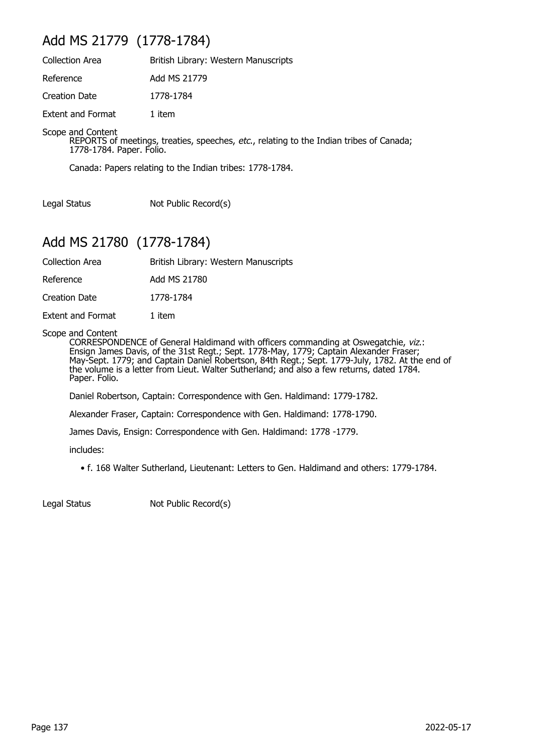## Add MS 21779 (1778-1784)

Collection Area British Library: Western Manuscripts

Reference Add MS 21779

Creation Date 1778-1784

Extent and Format 1 item

Scope and Content
REPORTS of meetings, treaties, speeches, *etc.*, relating to the Indian tribes of Canada; 1778-1784. Paper. Folio.

Canada: Papers relating to the Indian tribes: 1778-1784.

Legal Status Not Public Record(s)

## Add MS 21780 (1778-1784)

Collection Area British Library: Western Manuscripts

Reference Add MS 21780

Creation Date 1778-1784

Extent and Format 1 item

Scope and Content
CORRESPONDENCE of General Haldimand with officers commanding at Oswegatchie, *viz.*: Ensign James Davis, of the 31st Regt.; Sept. 1778-May, 1779; Captain Alexander Fraser; May-Sept. 1779; and Captain Daniel Robertson, 84th Regt.; Sept. 1779-July, 1782. At the end of the volume is a letter from Lieut. Walter Sutherland; and also a few returns, dated 1784. Paper. Folio.

Daniel Robertson, Captain: Correspondence with Gen. Haldimand: 1779-1782.

Alexander Fraser, Captain: Correspondence with Gen. Haldimand: 1778-1790.

James Davis, Ensign: Correspondence with Gen. Haldimand: 1778 -1779.

includes:

- f. 168 Walter Sutherland, Lieutenant: Letters to Gen. Haldimand and others: 1779-1784.

Legal Status Not Public Record(s)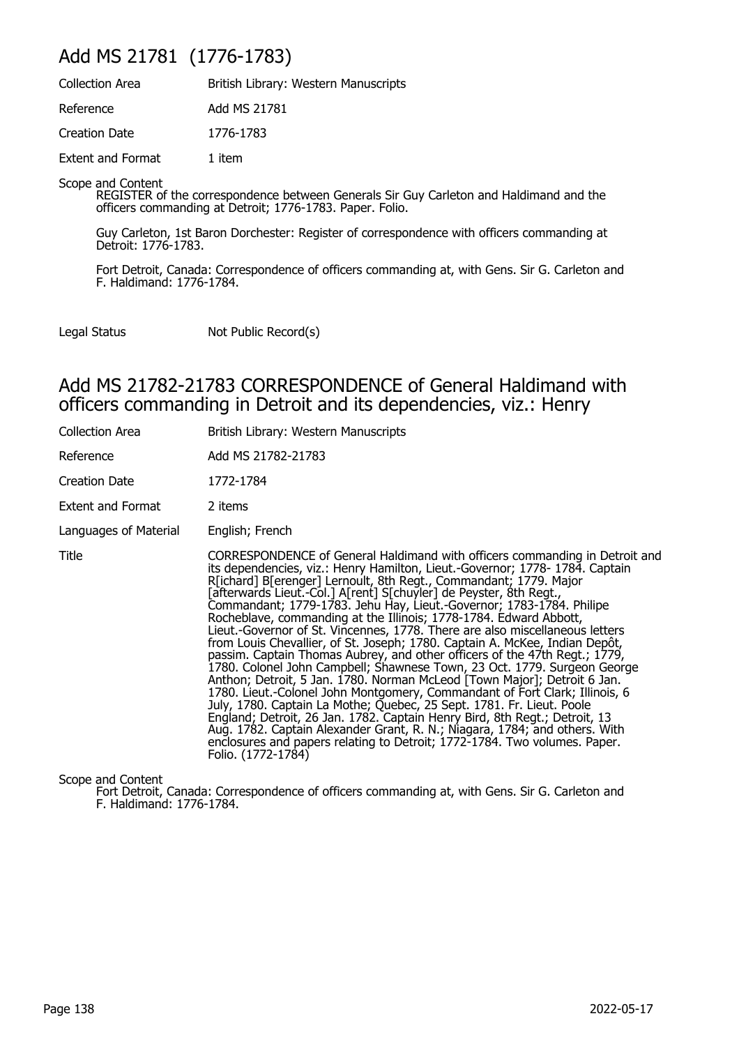## Add MS 21781 (1776-1783)

| | |
|---|---|
| Collection Area | British Library: Western Manuscripts |
| Reference | Add MS 21781 |
| Creation Date | 1776-1783 |
| Extent and Format | 1 item |

Scope and Content

REGISTER of the correspondence between Generals Sir Guy Carleton and Haldimand and the officers commanding at Detroit; 1776-1783. Paper. Folio.

Guy Carleton, 1st Baron Dorchester: Register of correspondence with officers commanding at Detroit: 1776-1783.

Fort Detroit, Canada: Correspondence of officers commanding at, with Gens. Sir G. Carleton and F. Haldimand: 1776-1784.

| | |
|---|---|
| Legal Status | Not Public Record(s) |

## Add MS 21782-21783 CORRESPONDENCE of General Haldimand with officers commanding in Detroit and its dependencies, viz.: Henry

| | |
|---|---|
| Collection Area | British Library: Western Manuscripts |
| Reference | Add MS 21782-21783 |
| Creation Date | 1772-1784 |
| Extent and Format | 2 items |
| Languages of Material | English; French |
| Title | CORRESPONDENCE of General Haldimand with officers commanding in Detroit and its dependencies, viz.: Henry Hamilton, Lieut.-Governor; 1778- 1784. Captain R[ichard] B[erenger] Lernoult, 8th Regt., Commandant; 1779. Major [afterwards Lieut.-Col.] A[rent] S[chuyler] de Peyster, 8th Regt., Commandant; 1779-1783. Jehu Hay, Lieut.-Governor; 1783-1784. Philipe Rocheblave, commanding at the Illinois; 1778-1784. Edward Abbott, Lieut.-Governor of St. Vincennes, 1778. There are also miscellaneous letters from Louis Chevallier, of St. Joseph; 1780. Captain A. McKee, Indian Depôt, passim. Captain Thomas Aubrey, and other officers of the 47th Regt.; 1779, 1780. Colonel John Campbell; Shawnese Town, 23 Oct. 1779. Surgeon George Anthon; Detroit, 5 Jan. 1780. Norman McLeod [Town Major]; Detroit 6 Jan. 1780. Lieut.-Colonel John Montgomery, Commandant of Fort Clark; Illinois, 6 July, 1780. Captain La Mothe; Quebec, 25 Sept. 1781. Fr. Lieut. Poole England; Detroit, 26 Jan. 1782. Captain Henry Bird, 8th Regt.; Detroit, 13 Aug. 1782. Captain Alexander Grant, R. N.; Niagara, 1784; and others. With enclosures and papers relating to Detroit; 1772-1784. Two volumes. Paper. Folio. (1772-1784) |

Scope and Content

Fort Detroit, Canada: Correspondence of officers commanding at, with Gens. Sir G. Carleton and F. Haldimand: 1776-1784.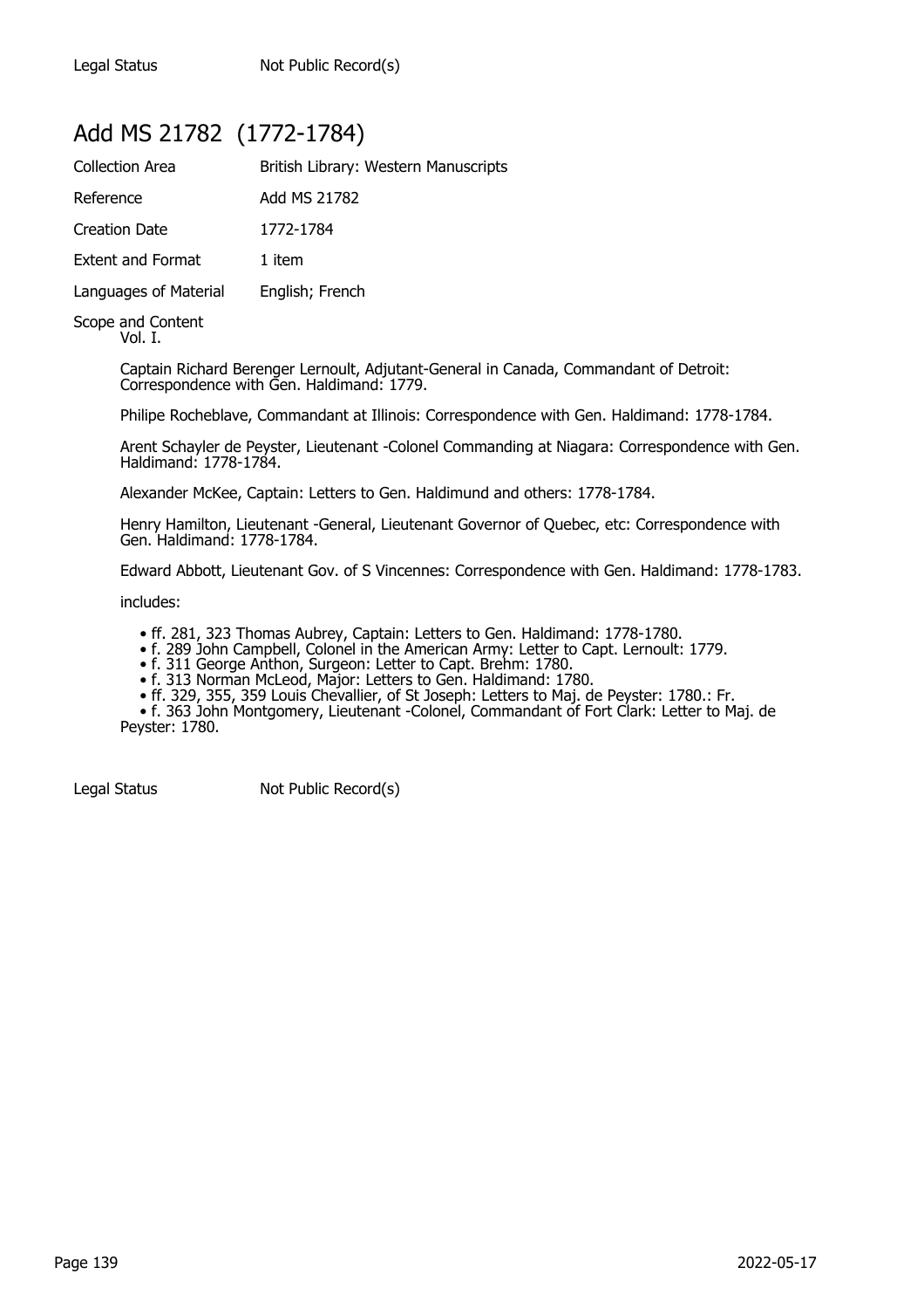Legal Status Not Public Record(s)

## Add MS 21782 (1772-1784)

| | |
|---|---|
| Collection Area | British Library: Western Manuscripts |
| Reference | Add MS 21782 |
| Creation Date | 1772-1784 |
| Extent and Format | 1 item |
| Languages of Material | English; French |

Scope and Content

Vol. I.

Captain Richard Berenger Lernoult, Adjutant-General in Canada, Commandant of Detroit: Correspondence with Gen. Haldimand: 1779.

Philipe Rocheblave, Commandant at Illinois: Correspondence with Gen. Haldimand: 1778-1784.

Arent Schayler de Peyster, Lieutenant -Colonel Commanding at Niagara: Correspondence with Gen. Haldimand: 1778-1784.

Alexander McKee, Captain: Letters to Gen. Haldimund and others: 1778-1784.

Henry Hamilton, Lieutenant -General, Lieutenant Governor of Quebec, etc: Correspondence with Gen. Haldimand: 1778-1784.

Edward Abbott, Lieutenant Gov. of S Vincennes: Correspondence with Gen. Haldimand: 1778-1783.

includes:

- ff. 281, 323 Thomas Aubrey, Captain: Letters to Gen. Haldimand: 1778-1780.
- f. 289 John Campbell, Colonel in the American Army: Letter to Capt. Lernoult: 1779.
- f. 311 George Anthon, Surgeon: Letter to Capt. Brehm: 1780.
- f. 313 Norman McLeod, Major: Letters to Gen. Haldimand: 1780.
- ff. 329, 355, 359 Louis Chevallier, of St Joseph: Letters to Maj. de Peyster: 1780.: Fr.
- f. 363 John Montgomery, Lieutenant -Colonel, Commandant of Fort Clark: Letter to Maj. de Peyster: 1780.

Legal Status Not Public Record(s)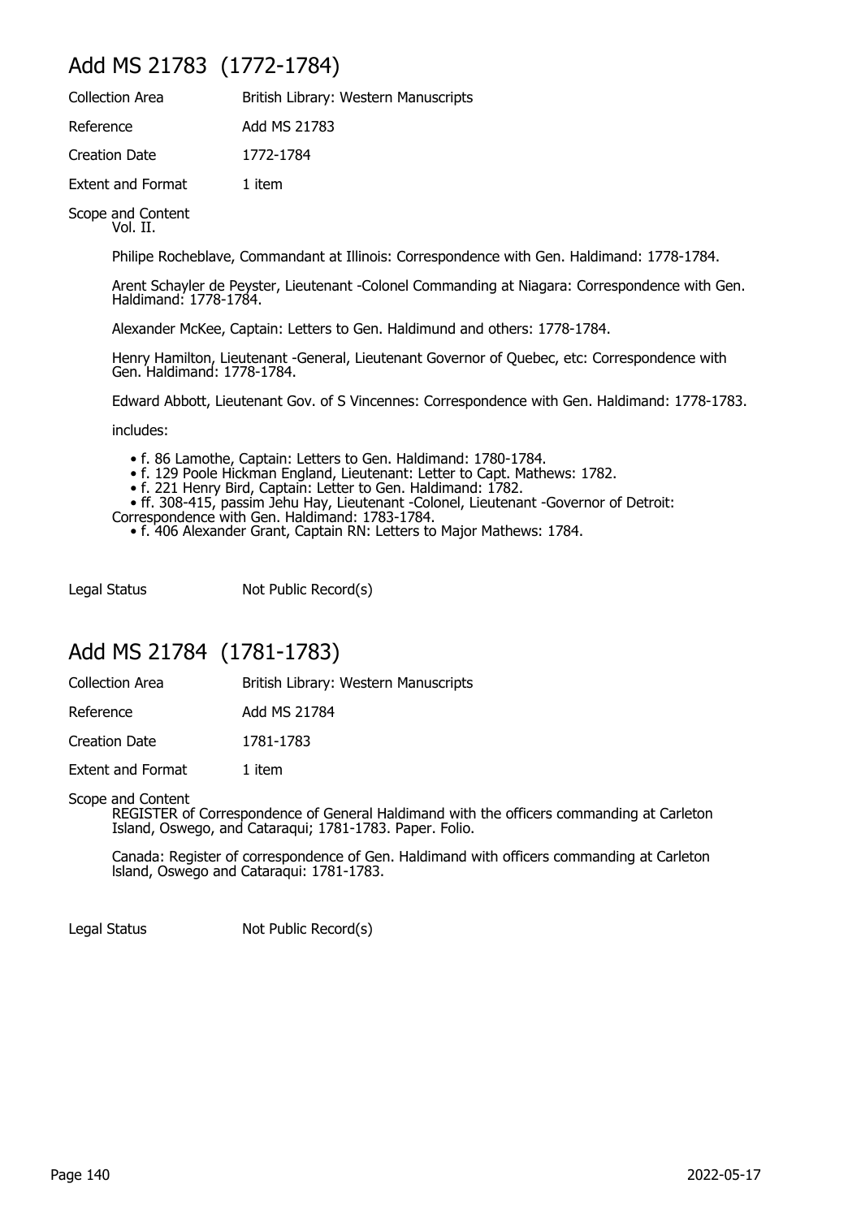## Add MS 21783 (1772-1784)

Collection Area: British Library: Western Manuscripts

Reference: Add MS 21783

Creation Date: 1772-1784

Extent and Format: 1 item

Scope and Content
Vol. II.

Philipe Rocheblave, Commandant at Illinois: Correspondence with Gen. Haldimand: 1778-1784.

Arent Schayler de Peyster, Lieutenant -Colonel Commanding at Niagara: Correspondence with Gen. Haldimand: 1778-1784.

Alexander McKee, Captain: Letters to Gen. Haldimund and others: 1778-1784.

Henry Hamilton, Lieutenant -General, Lieutenant Governor of Quebec, etc: Correspondence with Gen. Haldimand: 1778-1784.

Edward Abbott, Lieutenant Gov. of S Vincennes: Correspondence with Gen. Haldimand: 1778-1783.

includes:

- f. 86 Lamothe, Captain: Letters to Gen. Haldimand: 1780-1784.
- f. 129 Poole Hickman England, Lieutenant: Letter to Capt. Mathews: 1782.
- f. 221 Henry Bird, Captain: Letter to Gen. Haldimand: 1782.
- ff. 308-415, passim Jehu Hay, Lieutenant -Colonel, Lieutenant -Governor of Detroit: Correspondence with Gen. Haldimand: 1783-1784.
- f. 406 Alexander Grant, Captain RN: Letters to Major Mathews: 1784.

Legal Status: Not Public Record(s)

## Add MS 21784 (1781-1783)

Collection Area: British Library: Western Manuscripts

Reference: Add MS 21784

Creation Date: 1781-1783

Extent and Format: 1 item

Scope and Content
REGISTER of Correspondence of General Haldimand with the officers commanding at Carleton Island, Oswego, and Cataraqui; 1781-1783. Paper. Folio.

Canada: Register of correspondence of Gen. Haldimand with officers commanding at Carleton Island, Oswego and Cataraqui: 1781-1783.

Legal Status: Not Public Record(s)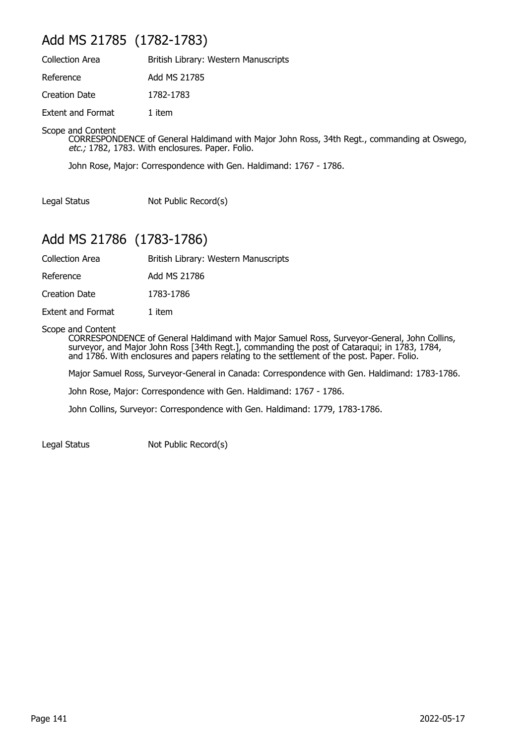## Add MS 21785 (1782-1783)

| | |
|---|---|
| Collection Area | British Library: Western Manuscripts |
| Reference | Add MS 21785 |
| Creation Date | 1782-1783 |
| Extent and Format | 1 item |

Scope and Content

CORRESPONDENCE of General Haldimand with Major John Ross, 34th Regt., commanding at Oswego, *etc.;* 1782, 1783. With enclosures. Paper. Folio.

John Rose, Major: Correspondence with Gen. Haldimand: 1767 - 1786.

| | |
|---|---|
| Legal Status | Not Public Record(s) |

## Add MS 21786 (1783-1786)

| | |
|---|---|
| Collection Area | British Library: Western Manuscripts |
| Reference | Add MS 21786 |
| Creation Date | 1783-1786 |
| Extent and Format | 1 item |

Scope and Content

CORRESPONDENCE of General Haldimand with Major Samuel Ross, Surveyor-General, John Collins, surveyor, and Major John Ross [34th Regt.], commanding the post of Cataraqui; in 1783, 1784, and 1786. With enclosures and papers relating to the settlement of the post. Paper. Folio.

Major Samuel Ross, Surveyor-General in Canada: Correspondence with Gen. Haldimand: 1783-1786.

John Rose, Major: Correspondence with Gen. Haldimand: 1767 - 1786.

John Collins, Surveyor: Correspondence with Gen. Haldimand: 1779, 1783-1786.

| | |
|---|---|
| Legal Status | Not Public Record(s) |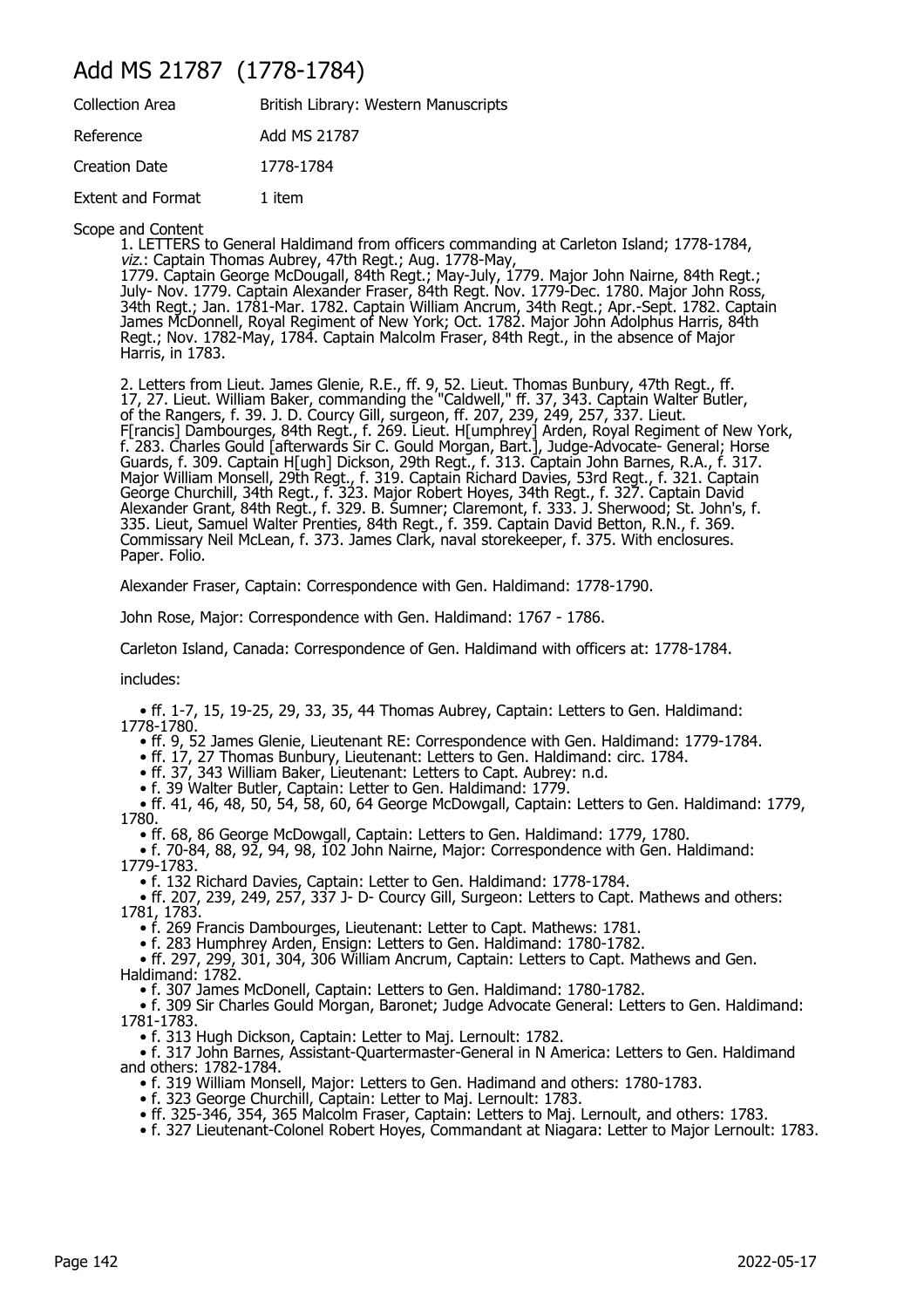# Add MS 21787 (1778-1784)

| | |
|---|---|
| Collection Area | British Library: Western Manuscripts |
| Reference | Add MS 21787 |
| Creation Date | 1778-1784 |
| Extent and Format | 1 item |

Scope and Content

1. LETTERS to General Haldimand from officers commanding at Carleton Island; 1778-1784, *viz.*: Captain Thomas Aubrey, 47th Regt.; Aug. 1778-May, 1779. Captain George McDougall, 84th Regt.; May-July, 1779. Major John Nairne, 84th Regt.; July- Nov. 1779. Captain Alexander Fraser, 84th Regt. Nov. 1779-Dec. 1780. Major John Ross, 34th Regt.; Jan. 1781-Mar. 1782. Captain William Ancrum, 34th Regt.; Apr.-Sept. 1782. Captain James McDonnell, Royal Regiment of New York; Oct. 1782. Major John Adolphus Harris, 84th Regt.; Nov. 1782-May, 1784. Captain Malcolm Fraser, 84th Regt., in the absence of Major Harris, in 1783.

2. Letters from Lieut. James Glenie, R.E., ff. 9, 52. Lieut. Thomas Bunbury, 47th Regt., ff. 17, 27. Lieut. William Baker, commanding the "Caldwell," ff. 37, 343. Captain Walter Butler, of the Rangers, f. 39. J. D. Courcy Gill, surgeon, ff. 207, 239, 249, 257, 337. Lieut. F[rancis] Dambourges, 84th Regt., f. 269. Lieut. H[umphrey] Arden, Royal Regiment of New York, f. 283. Charles Gould [afterwards Sir C. Gould Morgan, Bart.], Judge-Advocate- General; Horse Guards, f. 309. Captain H[ugh] Dickson, 29th Regt., f. 313. Captain John Barnes, R.A., f. 317. Major William Monsell, 29th Regt., f. 319. Captain Richard Davies, 53rd Regt., f. 321. Captain George Churchill, 34th Regt., f. 323. Major Robert Hoyes, 34th Regt., f. 327. Captain David Alexander Grant, 84th Regt., f. 329. B. Sumner; Claremont, f. 333. J. Sherwood; St. John's, f. 335. Lieut, Samuel Walter Prenties, 84th Regt., f. 359. Captain David Betton, R.N., f. 369. Commissary Neil McLean, f. 373. James Clark, naval storekeeper, f. 375. With enclosures. Paper. Folio.

Alexander Fraser, Captain: Correspondence with Gen. Haldimand: 1778-1790.

John Rose, Major: Correspondence with Gen. Haldimand: 1767 - 1786.

Carleton Island, Canada: Correspondence of Gen. Haldimand with officers at: 1778-1784.

includes:

- ff. 1-7, 15, 19-25, 29, 33, 35, 44 Thomas Aubrey, Captain: Letters to Gen. Haldimand: 1778-1780.
- ff. 9, 52 James Glenie, Lieutenant RE: Correspondence with Gen. Haldimand: 1779-1784.
- ff. 17, 27 Thomas Bunbury, Lieutenant: Letters to Gen. Haldimand: circ. 1784.
- ff. 37, 343 William Baker, Lieutenant: Letters to Capt. Aubrey: n.d.
- f. 39 Walter Butler, Captain: Letter to Gen. Haldimand: 1779.
- ff. 41, 46, 48, 50, 54, 58, 60, 64 George McDowgall, Captain: Letters to Gen. Haldimand: 1779, 1780.
- ff. 68, 86 George McDowgall, Captain: Letters to Gen. Haldimand: 1779, 1780.
- f. 70-84, 88, 92, 94, 98, 102 John Nairne, Major: Correspondence with Gen. Haldimand: 1779-1783.
- f. 132 Richard Davies, Captain: Letter to Gen. Haldimand: 1778-1784.
- ff. 207, 239, 249, 257, 337 J- D- Courcy Gill, Surgeon: Letters to Capt. Mathews and others: 1781, 1783.
- f. 269 Francis Dambourges, Lieutenant: Letter to Capt. Mathews: 1781.
- f. 283 Humphrey Arden, Ensign: Letters to Gen. Haldimand: 1780-1782.
- ff. 297, 299, 301, 304, 306 William Ancrum, Captain: Letters to Capt. Mathews and Gen. Haldimand: 1782.
- f. 307 James McDonell, Captain: Letters to Gen. Haldimand: 1780-1782.
- f. 309 Sir Charles Gould Morgan, Baronet; Judge Advocate General: Letters to Gen. Haldimand: 1781-1783.
- f. 313 Hugh Dickson, Captain: Letter to Maj. Lernoult: 1782.
- f. 317 John Barnes, Assistant-Quartermaster-General in N America: Letters to Gen. Haldimand and others: 1782-1784.
- f. 319 William Monsell, Major: Letters to Gen. Hadimand and others: 1780-1783.
- f. 323 George Churchill, Captain: Letter to Maj. Lernoult: 1783.
- ff. 325-346, 354, 365 Malcolm Fraser, Captain: Letters to Maj. Lernoult, and others: 1783.
- f. 327 Lieutenant-Colonel Robert Hoyes, Commandant at Niagara: Letter to Major Lernoult: 1783.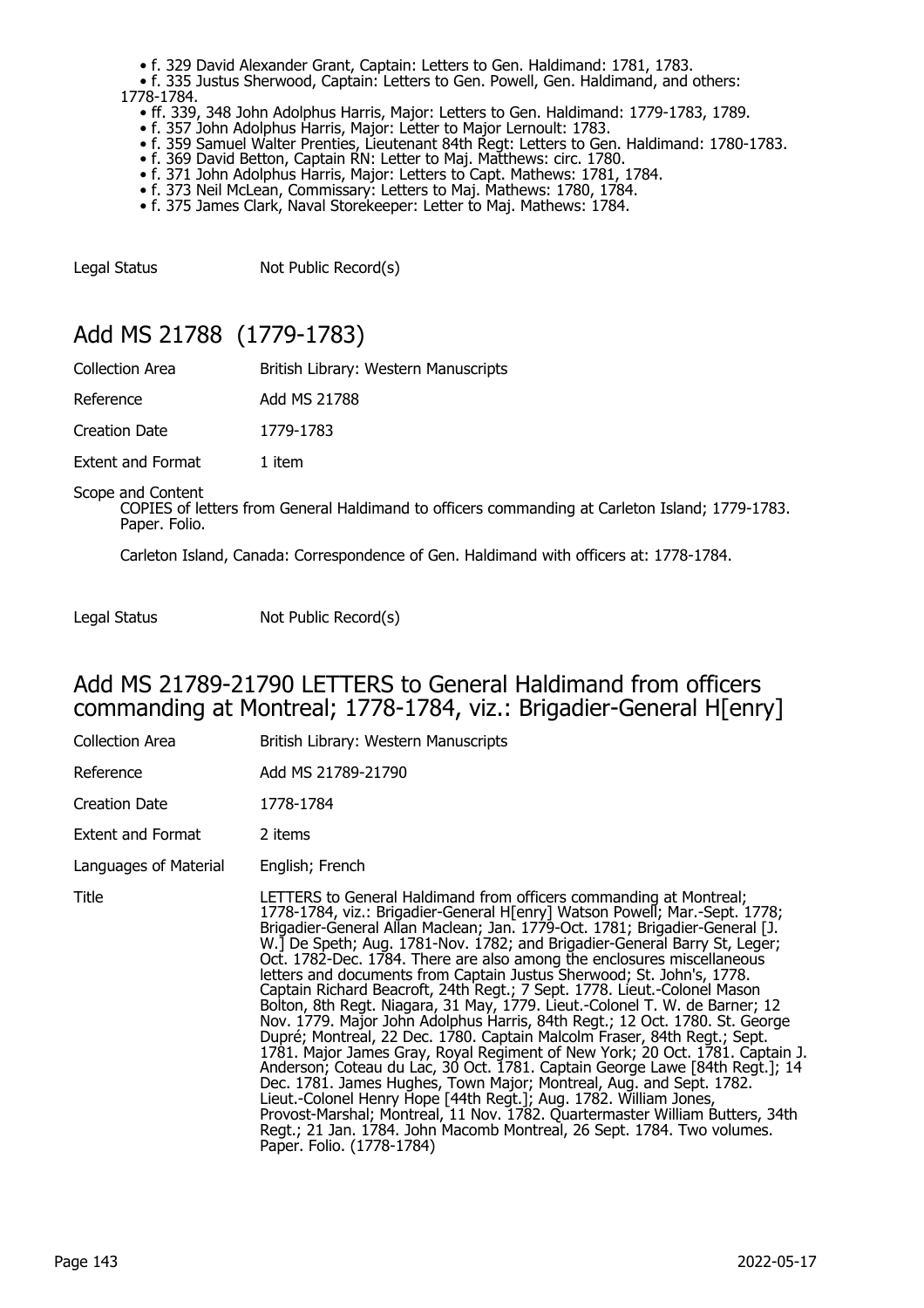- f. 329 David Alexander Grant, Captain: Letters to Gen. Haldimand: 1781, 1783.
- f. 335 Justus Sherwood, Captain: Letters to Gen. Powell, Gen. Haldimand, and others: 1778-1784.
- ff. 339, 348 John Adolphus Harris, Major: Letters to Gen. Haldimand: 1779-1783, 1789.
- f. 357 John Adolphus Harris, Major: Letter to Major Lernoult: 1783.
- f. 359 Samuel Walter Prenties, Lieutenant 84th Regt: Letters to Gen. Haldimand: 1780-1783.
- f. 369 David Betton, Captain RN: Letter to Maj. Matthews: circ. 1780.
- f. 371 John Adolphus Harris, Major: Letters to Capt. Mathews: 1781, 1784.
- f. 373 Neil McLean, Commissary: Letters to Maj. Mathews: 1780, 1784.
- f. 375 James Clark, Naval Storekeeper: Letter to Maj. Mathews: 1784.

Legal Status: Not Public Record(s)

## Add MS 21788 (1779-1783)

Collection Area: British Library: Western Manuscripts

Reference: Add MS 21788

Creation Date: 1779-1783

Extent and Format: 1 item

Scope and Content

COPIES of letters from General Haldimand to officers commanding at Carleton Island; 1779-1783. Paper. Folio.

Carleton Island, Canada: Correspondence of Gen. Haldimand with officers at: 1778-1784.

Legal Status: Not Public Record(s)

## Add MS 21789-21790 LETTERS to General Haldimand from officers commanding at Montreal; 1778-1784, viz.: Brigadier-General H[enry]

Collection Area: British Library: Western Manuscripts

Reference: Add MS 21789-21790

Creation Date: 1778-1784

Extent and Format: 2 items

Languages of Material: English; French

Title: LETTERS to General Haldimand from officers commanding at Montreal; 1778-1784, viz.: Brigadier-General H[enry] Watson Powell; Mar.-Sept. 1778; Brigadier-General Allan Maclean; Jan. 1779-Oct. 1781; Brigadier-General [J. W.] De Speth; Aug. 1781-Nov. 1782; and Brigadier-General Barry St Leger; Oct. 1782-Dec. 1784. There are also among the enclosures miscellaneous letters and documents from Captain Justus Sherwood; St. John's, 1778. Captain Richard Beacroft, 24th Regt.; 7 Sept. 1778. Lieut.-Colonel Mason Bolton, 8th Regt. Niagara, 31 May, 1779. Lieut.-Colonel T. W. de Barner; 12 Nov. 1779. Major John Adolphus Harris, 84th Regt.; 12 Oct. 1780. St. George Dupré; Montreal, 22 Dec. 1780. Captain Malcolm Fraser, 84th Regt.; Sept. 1781. Major James Gray, Royal Regiment of New York; 20 Oct. 1781. Captain J. Anderson; Coteau du Lac, 30 Oct. 1781. Captain George Lawe [84th Regt.]; 14 Dec. 1781. James Hughes, Town Major; Montreal, Aug. and Sept. 1782. Lieut.-Colonel Henry Hope [44th Regt.]; Aug. 1782. William Jones, Provost-Marshal; Montreal, 11 Nov. 1782. Quartermaster William Butters, 34th Regt.; 21 Jan. 1784. John Macomb Montreal, 26 Sept. 1784. Two volumes. Paper. Folio. (1778-1784)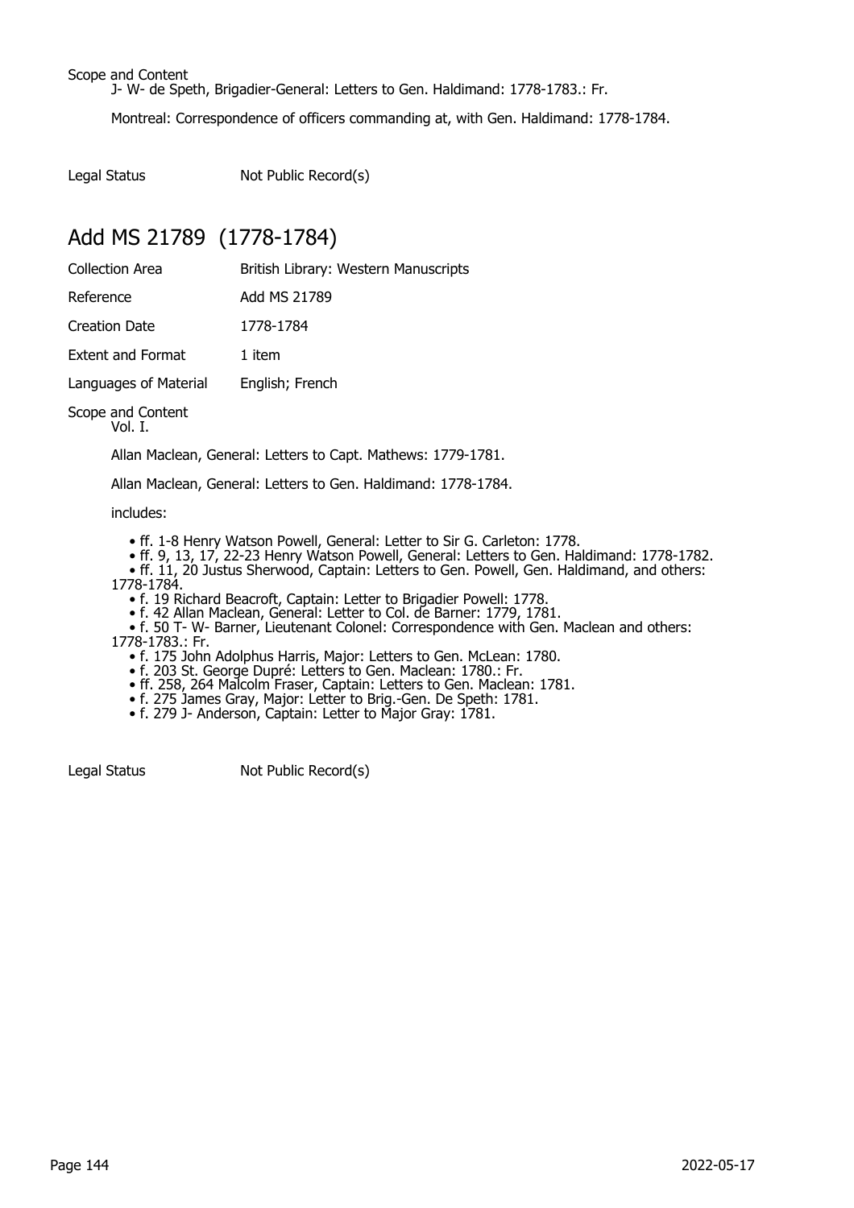Scope and Content

J- W- de Speth, Brigadier-General: Letters to Gen. Haldimand: 1778-1783.: Fr.

Montreal: Correspondence of officers commanding at, with Gen. Haldimand: 1778-1784.

Legal Status Not Public Record(s)

## Add MS 21789 (1778-1784)

| | |
|---|---|
| Collection Area | British Library: Western Manuscripts |
| Reference | Add MS 21789 |
| Creation Date | 1778-1784 |
| Extent and Format | 1 item |
| Languages of Material | English; French |

Scope and Content

Vol. I.

Allan Maclean, General: Letters to Capt. Mathews: 1779-1781.

Allan Maclean, General: Letters to Gen. Haldimand: 1778-1784.

includes:

- ff. 1-8 Henry Watson Powell, General: Letter to Sir G. Carleton: 1778.
- ff. 9, 13, 17, 22-23 Henry Watson Powell, General: Letters to Gen. Haldimand: 1778-1782.
- ff. 11, 20 Justus Sherwood, Captain: Letters to Gen. Powell, Gen. Haldimand, and others: 1778-1784.
- f. 19 Richard Beacroft, Captain: Letter to Brigadier Powell: 1778.
- f. 42 Allan Maclean, General: Letter to Col. de Barner: 1779, 1781.
- f. 50 T- W- Barner, Lieutenant Colonel: Correspondence with Gen. Maclean and others: 1778-1783.: Fr.
- f. 175 John Adolphus Harris, Major: Letters to Gen. McLean: 1780.
- f. 203 St. George Dupré: Letters to Gen. Maclean: 1780.: Fr.
- ff. 258, 264 Malcolm Fraser, Captain: Letters to Gen. Maclean: 1781.
- f. 275 James Gray, Major: Letter to Brig.-Gen. De Speth: 1781.
- f. 279 J- Anderson, Captain: Letter to Major Gray: 1781.

Legal Status Not Public Record(s)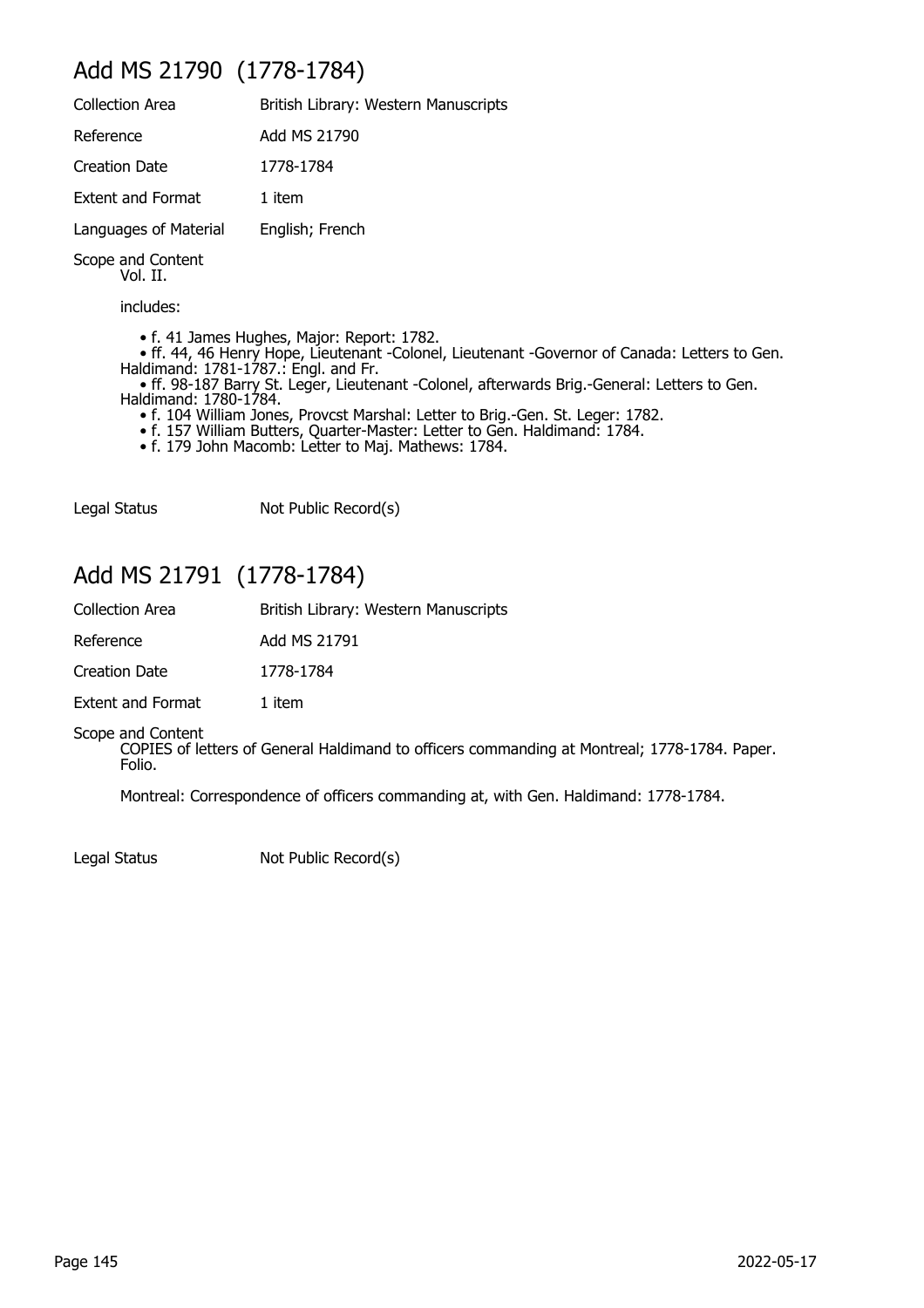## Add MS 21790 (1778-1784)

| | |
|---|---|
| Collection Area | British Library: Western Manuscripts |
| Reference | Add MS 21790 |
| Creation Date | 1778-1784 |
| Extent and Format | 1 item |
| Languages of Material | English; French |

Scope and Content

Vol. II.

includes:

- f. 41 James Hughes, Major: Report: 1782.
- ff. 44, 46 Henry Hope, Lieutenant -Colonel, Lieutenant -Governor of Canada: Letters to Gen. Haldimand: 1781-1787.: Engl. and Fr.
- ff. 98-187 Barry St. Leger, Lieutenant -Colonel, afterwards Brig.-General: Letters to Gen. Haldimand: 1780-1784.
- f. 104 William Jones, Provcst Marshal: Letter to Brig.-Gen. St. Leger: 1782.
- f. 157 William Butters, Quarter-Master: Letter to Gen. Haldimand: 1784.
- f. 179 John Macomb: Letter to Maj. Mathews: 1784.

Legal Status Not Public Record(s)

## Add MS 21791 (1778-1784)

| | |
|---|---|
| Collection Area | British Library: Western Manuscripts |
| Reference | Add MS 21791 |
| Creation Date | 1778-1784 |
| Extent and Format | 1 item |

Scope and Content

COPIES of letters of General Haldimand to officers commanding at Montreal; 1778-1784. Paper. Folio.

Montreal: Correspondence of officers commanding at, with Gen. Haldimand: 1778-1784.

Legal Status Not Public Record(s)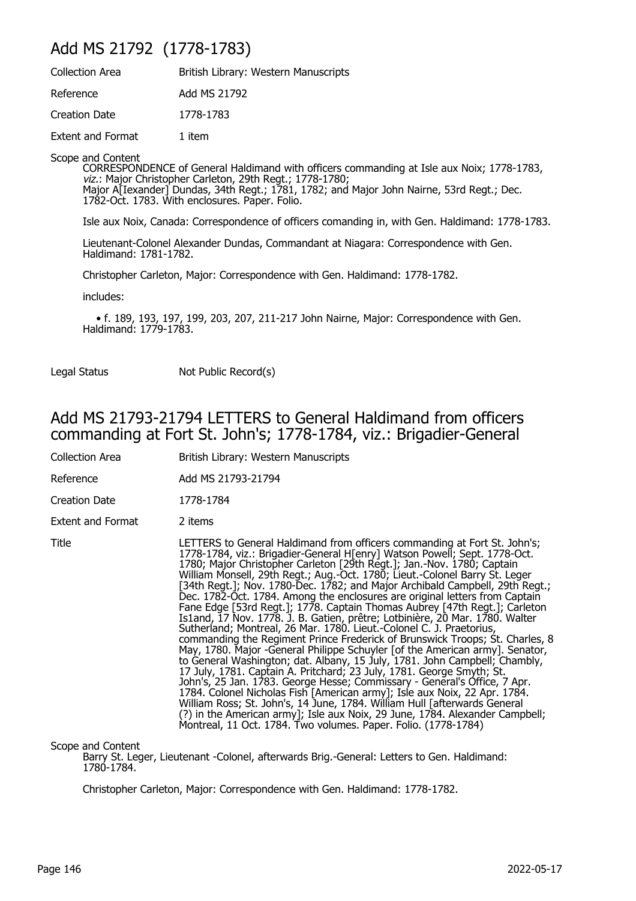## Add MS 21792 (1778-1783)

| | |
|---|---|
| Collection Area | British Library: Western Manuscripts |
| Reference | Add MS 21792 |
| Creation Date | 1778-1783 |
| Extent and Format | 1 item |

Scope and Content

CORRESPONDENCE of General Haldimand with officers commanding at Isle aux Noix; 1778-1783, *viz*.: Major Christopher Carleton, 29th Regt.; 1778-1780; Major A[lexander] Dundas, 34th Regt.; 1781, 1782; and Major John Nairne, 53rd Regt.; Dec. 1782-Oct. 1783. With enclosures. Paper. Folio.

Isle aux Noix, Canada: Correspondence of officers comanding in, with Gen. Haldimand: 1778-1783.

Lieutenant-Colonel Alexander Dundas, Commandant at Niagara: Correspondence with Gen. Haldimand: 1781-1782.

Christopher Carleton, Major: Correspondence with Gen. Haldimand: 1778-1782.

includes:

- f. 189, 193, 197, 199, 203, 207, 211-217 John Nairne, Major: Correspondence with Gen. Haldimand: 1779-1783.

| | |
|---|---|
| Legal Status | Not Public Record(s) |

## Add MS 21793-21794 LETTERS to General Haldimand from officers commanding at Fort St. John's; 1778-1784, viz.: Brigadier-General

| | |
|---|---|
| Collection Area | British Library: Western Manuscripts |
| Reference | Add MS 21793-21794 |
| Creation Date | 1778-1784 |
| Extent and Format | 2 items |
| Title | LETTERS to General Haldimand from officers commanding at Fort St. John's; 1778-1784, viz.: Brigadier-General H[enry] Watson Powell; Sept. 1778-Oct. 1780; Major Christopher Carleton [29th Regt.]; Jan.-Nov. 1780; Captain William Monsell, 29th Regt.; Aug.-Oct. 1780; Lieut.-Colonel Barry St. Leger [34th Regt.]; Nov. 1780-Dec. 1782; and Major Archibald Campbell, 29th Regt.; Dec. 1782-Oct. 1784. Among the enclosures are original letters from Captain Fane Edge [53rd Regt.]; 1778. Captain Thomas Aubrey [47th Regt.]; Carleton Is1and, 17 Nov. 1778. J. B. Gatien, prêtre; Lotbinière, 20 Mar. 1780. Walter Sutherland; Montreal, 26 Mar. 1780. Lieut.-Colonel C. J. Praetorius, commanding the Regiment Prince Frederick of Brunswick Troops; St. Charles, 8 May, 1780. Major -General Philippe Schuyler [of the American army]. Senator, to General Washington; dat. Albany, 15 July, 1781. John Campbell; Chambly, 17 July, 1781. Captain A. Pritchard; 23 July, 1781. George Smyth; St. John's, 25 Jan. 1783. George Hesse; Commissary - General's Office, 7 Apr. 1784. Colonel Nicholas Fish [American army]; Isle aux Noix, 22 Apr. 1784. William Ross; St. John's, 14 June, 1784. William Hull [afterwards General (?) in the American army]; Isle aux Noix, 29 June, 1784. Alexander Campbell; Montreal, 11 Oct. 1784. Two volumes. Paper. Folio. (1778-1784) |

Scope and Content

Barry St. Leger, Lieutenant -Colonel, afterwards Brig.-General: Letters to Gen. Haldimand: 1780-1784.

Christopher Carleton, Major: Correspondence with Gen. Haldimand: 1778-1782.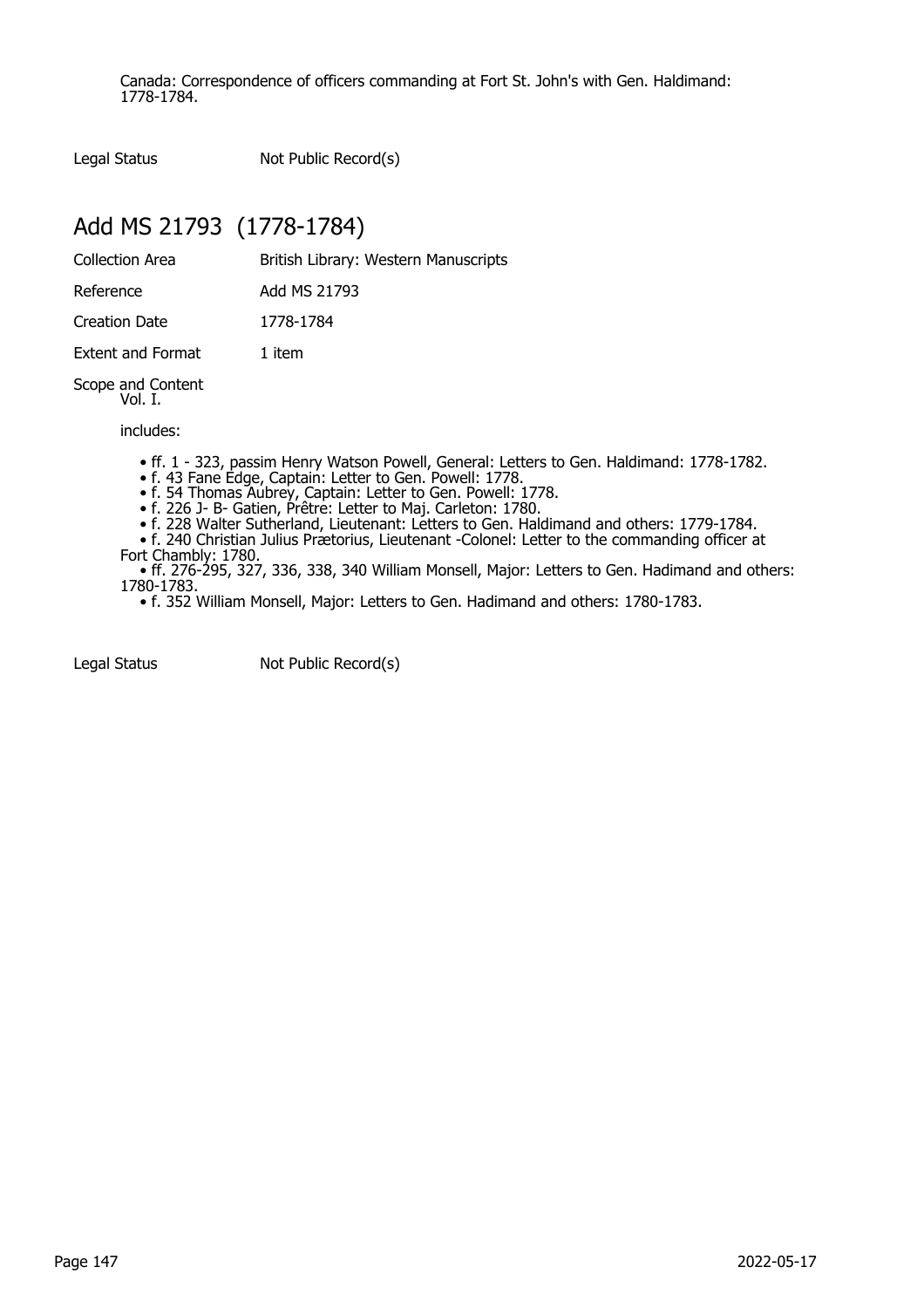Canada: Correspondence of officers commanding at Fort St. John's with Gen. Haldimand: 1778-1784.

Legal Status Not Public Record(s)

## Add MS 21793 (1778-1784)

| | |
|---|---|
| Collection Area | British Library: Western Manuscripts |
| Reference | Add MS 21793 |
| Creation Date | 1778-1784 |
| Extent and Format | 1 item |

Scope and Content
Vol. I.

includes:

- ff. 1 - 323, passim Henry Watson Powell, General: Letters to Gen. Haldimand: 1778-1782.
- f. 43 Fane Edge, Captain: Letter to Gen. Powell: 1778.
- f. 54 Thomas Aubrey, Captain: Letter to Gen. Powell: 1778.
- f. 226 J- B- Gatien, Prêtre: Letter to Maj. Carleton: 1780.
- f. 228 Walter Sutherland, Lieutenant: Letters to Gen. Haldimand and others: 1779-1784.
- f. 240 Christian Julius Prætorius, Lieutenant -Colonel: Letter to the commanding officer at Fort Chambly: 1780.
- ff. 276-295, 327, 336, 338, 340 William Monsell, Major: Letters to Gen. Hadimand and others: 1780-1783.
- f. 352 William Monsell, Major: Letters to Gen. Hadimand and others: 1780-1783.

Legal Status Not Public Record(s)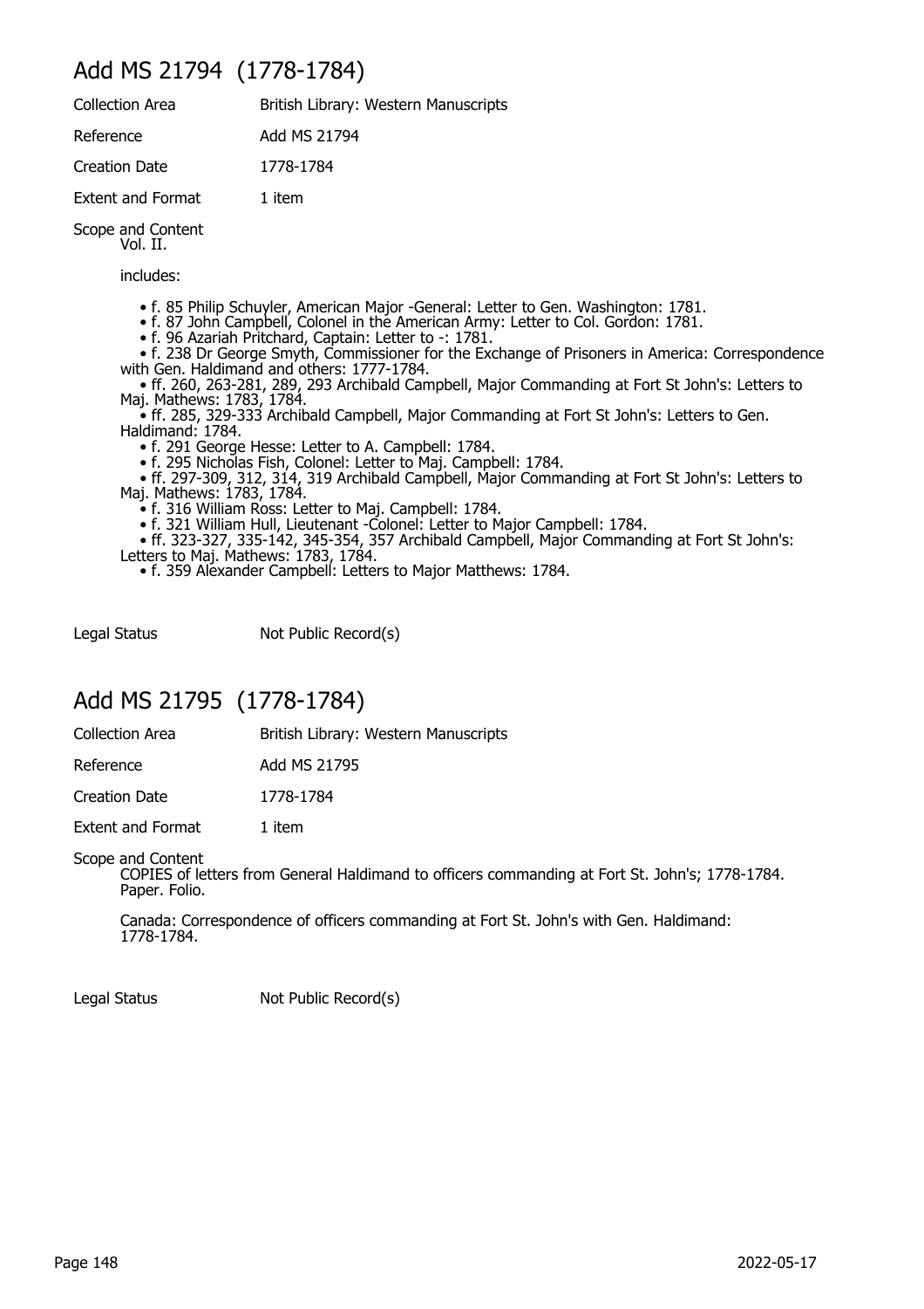## Add MS 21794 (1778-1784)

| | |
|---|---|
| Collection Area | British Library: Western Manuscripts |
| Reference | Add MS 21794 |
| Creation Date | 1778-1784 |
| Extent and Format | 1 item |

Scope and Content

Vol. II.

includes:

- f. 85 Philip Schuyler, American Major -General: Letter to Gen. Washington: 1781.
- f. 87 John Campbell, Colonel in the American Army: Letter to Col. Gordon: 1781.
- f. 96 Azariah Pritchard, Captain: Letter to -: 1781.
- f. 238 Dr George Smyth, Commissioner for the Exchange of Prisoners in America: Correspondence with Gen. Haldimand and others: 1777-1784.
- ff. 260, 263-281, 289, 293 Archibald Campbell, Major Commanding at Fort St John's: Letters to Maj. Mathews: 1783, 1784.
- ff. 285, 329-333 Archibald Campbell, Major Commanding at Fort St John's: Letters to Gen. Haldimand: 1784.
- f. 291 George Hesse: Letter to A. Campbell: 1784.
- f. 295 Nicholas Fish, Colonel: Letter to Maj. Campbell: 1784.
- ff. 297-309, 312, 314, 319 Archibald Campbell, Major Commanding at Fort St John's: Letters to Maj. Mathews: 1783, 1784.
- f. 316 William Ross: Letter to Maj. Campbell: 1784.
- f. 321 William Hull, Lieutenant -Colonel: Letter to Major Campbell: 1784.
- ff. 323-327, 335-142, 345-354, 357 Archibald Campbell, Major Commanding at Fort St John's: Letters to Maj. Mathews: 1783, 1784.
- f. 359 Alexander Campbell: Letters to Major Matthews: 1784.

| | |
|---|---|
| Legal Status | Not Public Record(s) |

## Add MS 21795 (1778-1784)

| | |
|---|---|
| Collection Area | British Library: Western Manuscripts |
| Reference | Add MS 21795 |
| Creation Date | 1778-1784 |
| Extent and Format | 1 item |

Scope and Content

COPIES of letters from General Haldimand to officers commanding at Fort St. John's; 1778-1784. Paper. Folio.

Canada: Correspondence of officers commanding at Fort St. John's with Gen. Haldimand: 1778-1784.

| | |
|---|---|
| Legal Status | Not Public Record(s) |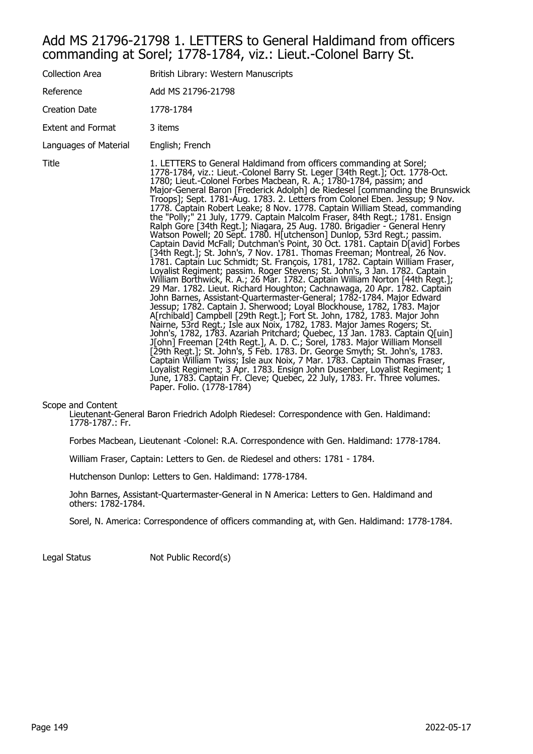## Add MS 21796-21798 1. LETTERS to General Haldimand from officers commanding at Sorel; 1778-1784, viz.: Lieut.-Colonel Barry St.

| | |
|---|---|
| Collection Area | British Library: Western Manuscripts |
| Reference | Add MS 21796-21798 |
| Creation Date | 1778-1784 |
| Extent and Format | 3 items |
| Languages of Material | English; French |
| Title | 1. LETTERS to General Haldimand from officers commanding at Sorel; 1778-1784, viz.: Lieut.-Colonel Barry St. Leger [34th Regt.]; Oct. 1778-Oct. 1780; Lieut.-Colonel Forbes Macbean, R. A.; 1780-1784, passim; and Major-General Baron [Frederick Adolph] de Riedesel [commanding the Brunswick Troops]; Sept. 1781-Aug. 1783. 2. Letters from Colonel Eben. Jessup; 9 Nov. 1778. Captain Robert Leake; 8 Nov. 1778. Captain William Stead, commanding the "Polly;" 21 July, 1779. Captain Malcolm Fraser, 84th Regt.; 1781. Ensign Ralph Gore [34th Regt.]; Niagara, 25 Aug. 1780. Brigadier - General Henry Watson Powell; 20 Sept. 1780. H[utchenson] Dunlop, 53rd Regt.; passim. Captain David McFall; Dutchman's Point, 30 Oct. 1781. Captain D[avid] Forbes [34th Regt.]; St. John's, 7 Nov. 1781. Thomas Freeman; Montreal, 26 Nov. 1781. Captain Luc Schmidt; St. François, 1781, 1782. Captain William Fraser, Loyalist Regiment; passim. Roger Stevens; St. John's, 3 Jan. 1782. Captain William Borthwick, R. A.; 26 Mar. 1782. Captain William Norton [44th Regt.]; 29 Mar. 1782. Lieut. Richard Houghton; Cachnawaga, 20 Apr. 1782. Captain John Barnes, Assistant-Quartermaster-General; 1782-1784. Major Edward Jessup; 1782. Captain J. Sherwood; Loyal Blockhouse, 1782, 1783. Major A[rchibald] Campbell [29th Regt.]; Fort St. John, 1782, 1783. Major John Nairne, 53rd Regt.; Isle aux Noix, 1782, 1783. Major James Rogers; St. John's, 1782, 1783. Azariah Pritchard; Quebec, 13 Jan. 1783. Captain Q[uin] J[ohn] Freeman [24th Regt.], A. D. C.; Sorel, 1783. Major William Monsell [29th Regt.]; St. John's, 5 Feb. 1783. Dr. George Smyth; St. John's, 1783. Captain William Twiss; Isle aux Noix, 7 Mar. 1783. Captain Thomas Fraser, Loyalist Regiment; 3 Apr. 1783. Ensign John Dusenber, Loyalist Regiment; 1 June, 1783. Captain Fr. Cleve; Quebec, 22 July, 1783. Fr. Three volumes. Paper. Folio. (1778-1784) |

Scope and Content

Lieutenant-General Baron Friedrich Adolph Riedesel: Correspondence with Gen. Haldimand: 1778-1787.: Fr.

Forbes Macbean, Lieutenant -Colonel: R.A. Correspondence with Gen. Haldimand: 1778-1784.

William Fraser, Captain: Letters to Gen. de Riedesel and others: 1781 - 1784.

Hutchenson Dunlop: Letters to Gen. Haldimand: 1778-1784.

John Barnes, Assistant-Quartermaster-General in N America: Letters to Gen. Haldimand and others: 1782-1784.

Sorel, N. America: Correspondence of officers commanding at, with Gen. Haldimand: 1778-1784.

| | |
|---|---|
| Legal Status | Not Public Record(s) |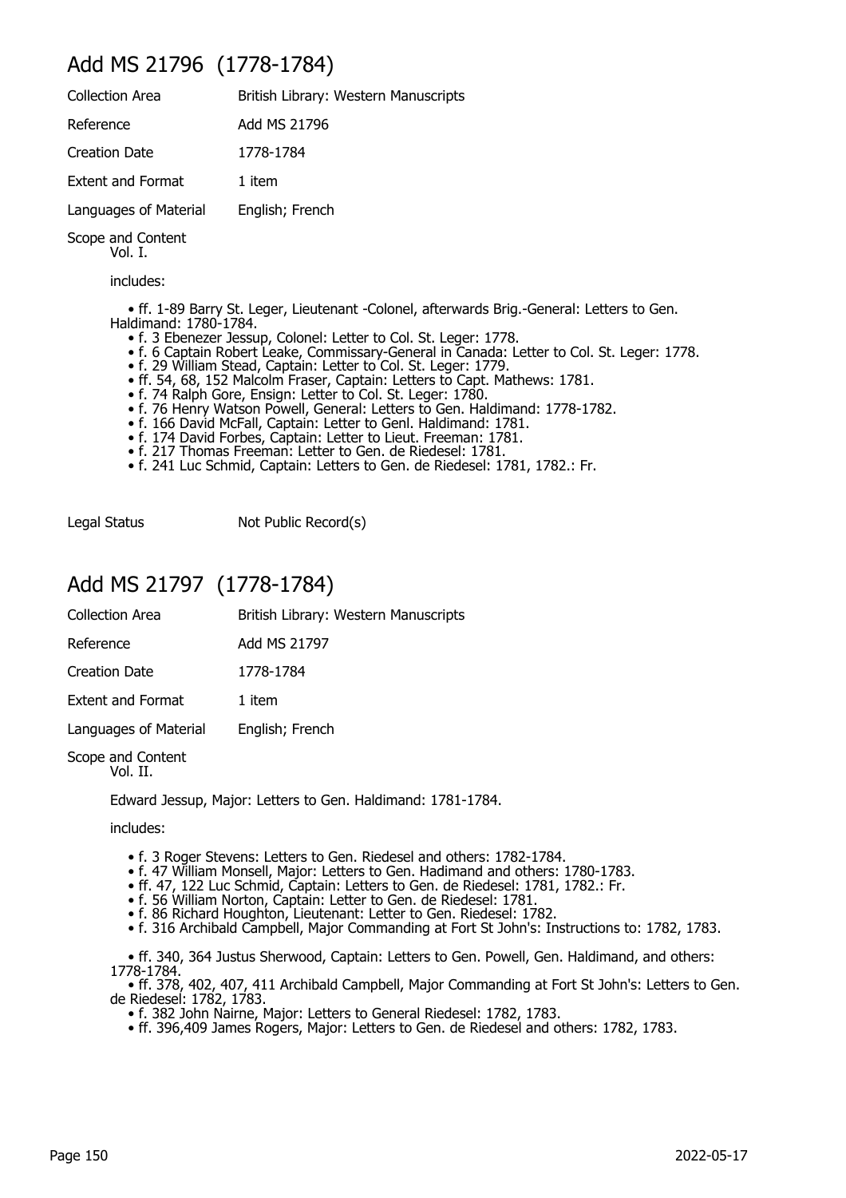## Add MS 21796 (1778-1784)

| | |
|---|---|
| Collection Area | British Library: Western Manuscripts |
| Reference | Add MS 21796 |
| Creation Date | 1778-1784 |
| Extent and Format | 1 item |
| Languages of Material | English; French |

Scope and Content
Vol. I.

includes:

- ff. 1-89 Barry St. Leger, Lieutenant -Colonel, afterwards Brig.-General: Letters to Gen. Haldimand: 1780-1784.
  - f. 3 Ebenezer Jessup, Colonel: Letter to Col. St. Leger: 1778.
  - f. 6 Captain Robert Leake, Commissary-General in Canada: Letter to Col. St. Leger: 1778.
  - f. 29 William Stead, Captain: Letter to Col. St. Leger: 1779.
  - ff. 54, 68, 152 Malcolm Fraser, Captain: Letters to Capt. Mathews: 1781.
  - f. 74 Ralph Gore, Ensign: Letter to Col. St. Leger: 1780.
  - f. 76 Henry Watson Powell, General: Letters to Gen. Haldimand: 1778-1782.
  - f. 166 David McFall, Captain: Letter to Genl. Haldimand: 1781.
  - f. 174 David Forbes, Captain: Letter to Lieut. Freeman: 1781.
  - f. 217 Thomas Freeman: Letter to Gen. de Riedesel: 1781.
  - f. 241 Luc Schmid, Captain: Letters to Gen. de Riedesel: 1781, 1782.: Fr.

Legal Status: Not Public Record(s)

## Add MS 21797 (1778-1784)

| | |
|---|---|
| Collection Area | British Library: Western Manuscripts |
| Reference | Add MS 21797 |
| Creation Date | 1778-1784 |
| Extent and Format | 1 item |
| Languages of Material | English; French |

Scope and Content
Vol. II.

Edward Jessup, Major: Letters to Gen. Haldimand: 1781-1784.

includes:

- f. 3 Roger Stevens: Letters to Gen. Riedesel and others: 1782-1784.
- f. 47 William Monsell, Major: Letters to Gen. Hadimand and others: 1780-1783.
- ff. 47, 122 Luc Schmid, Captain: Letters to Gen. de Riedesel: 1781, 1782.: Fr.
- f. 56 William Norton, Captain: Letter to Gen. de Riedesel: 1781.
- f. 86 Richard Houghton, Lieutenant: Letter to Gen. Riedesel: 1782.
- f. 316 Archibald Campbell, Major Commanding at Fort St John's: Instructions to: 1782, 1783.

- ff. 340, 364 Justus Sherwood, Captain: Letters to Gen. Powell, Gen. Haldimand, and others: 1778-1784.
- ff. 378, 402, 407, 411 Archibald Campbell, Major Commanding at Fort St John's: Letters to Gen. de Riedesel: 1782, 1783.
  - f. 382 John Nairne, Major: Letters to General Riedesel: 1782, 1783.
  - ff. 396,409 James Rogers, Major: Letters to Gen. de Riedesel and others: 1782, 1783.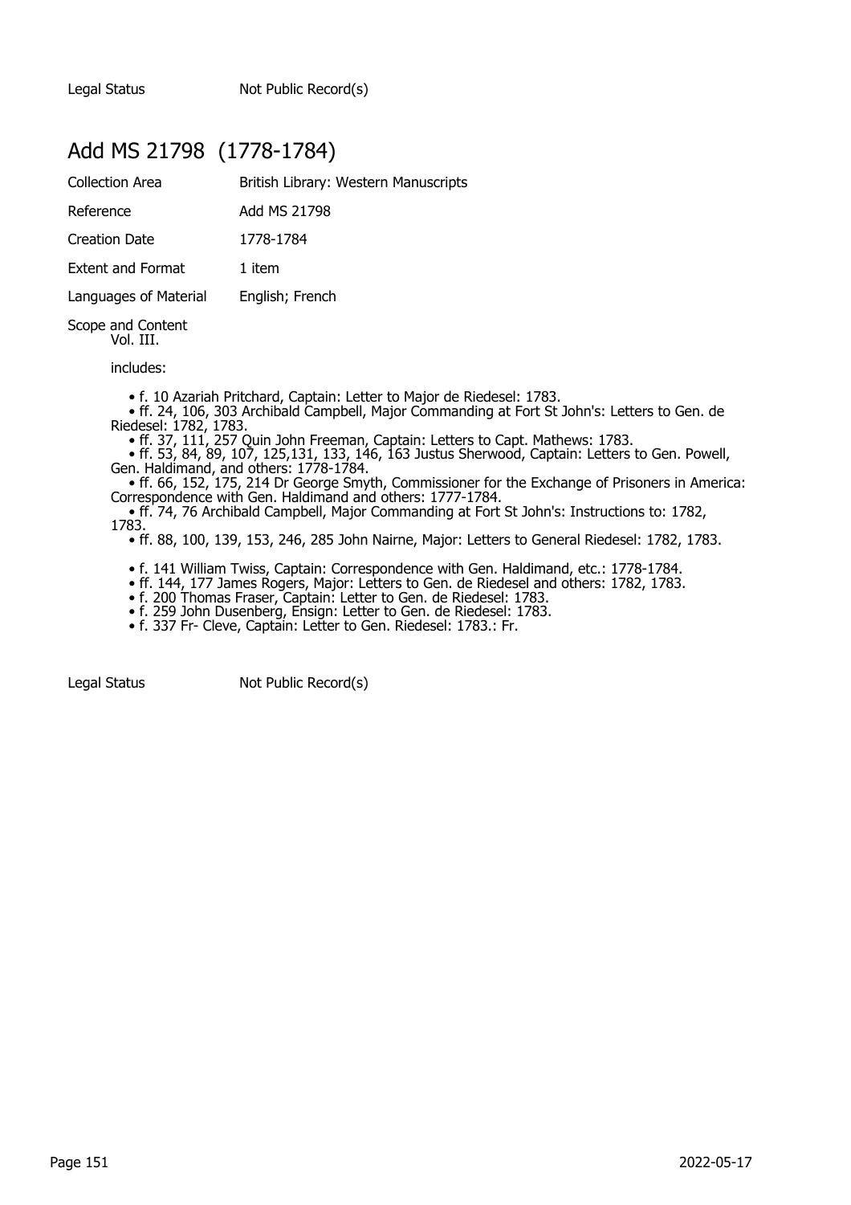| Legal Status | Not Public Record(s) |
|---|---|

## Add MS 21798 (1778-1784)

| Collection Area | British Library: Western Manuscripts |
|---|---|
| Reference | Add MS 21798 |
| Creation Date | 1778-1784 |
| Extent and Format | 1 item |
| Languages of Material | English; French |

Scope and Content

Vol. III.

includes:

- f. 10 Azariah Pritchard, Captain: Letter to Major de Riedesel: 1783.
- ff. 24, 106, 303 Archibald Campbell, Major Commanding at Fort St John's: Letters to Gen. de Riedesel: 1782, 1783.
- ff. 37, 111, 257 Quin John Freeman, Captain: Letters to Capt. Mathews: 1783.
- ff. 53, 84, 89, 107, 125,131, 133, 146, 163 Justus Sherwood, Captain: Letters to Gen. Powell, Gen. Haldimand, and others: 1778-1784.
- ff. 66, 152, 175, 214 Dr George Smyth, Commissioner for the Exchange of Prisoners in America: Correspondence with Gen. Haldimand and others: 1777-1784.
- ff. 74, 76 Archibald Campbell, Major Commanding at Fort St John's: Instructions to: 1782, 1783.
- ff. 88, 100, 139, 153, 246, 285 John Nairne, Major: Letters to General Riedesel: 1782, 1783.
- f. 141 William Twiss, Captain: Correspondence with Gen. Haldimand, etc.: 1778-1784.
- ff. 144, 177 James Rogers, Major: Letters to Gen. de Riedesel and others: 1782, 1783.
- f. 200 Thomas Fraser, Captain: Letter to Gen. de Riedesel: 1783.
- f. 259 John Dusenberg, Ensign: Letter to Gen. de Riedesel: 1783.
- f. 337 Fr- Cleve, Captain: Letter to Gen. Riedesel: 1783.: Fr.

| Legal Status | Not Public Record(s) |
|---|---|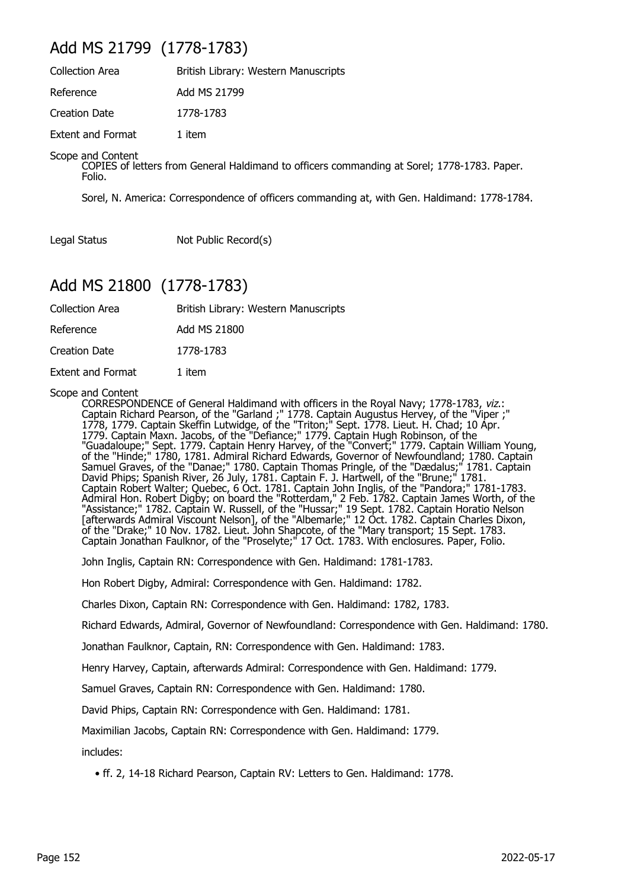## Add MS 21799 (1778-1783)

| | |
|---|---|
| Collection Area | British Library: Western Manuscripts |
| Reference | Add MS 21799 |
| Creation Date | 1778-1783 |
| Extent and Format | 1 item |

Scope and Content

COPIES of letters from General Haldimand to officers commanding at Sorel; 1778-1783. Paper. Folio.

Sorel, N. America: Correspondence of officers commanding at, with Gen. Haldimand: 1778-1784.

| | |
|---|---|
| Legal Status | Not Public Record(s) |

## Add MS 21800 (1778-1783)

| | |
|---|---|
| Collection Area | British Library: Western Manuscripts |
| Reference | Add MS 21800 |
| Creation Date | 1778-1783 |
| Extent and Format | 1 item |

Scope and Content

CORRESPONDENCE of General Haldimand with officers in the Royal Navy; 1778-1783, *viz.*: Captain Richard Pearson, of the "Garland ;" 1778. Captain Augustus Hervey, of the "Viper ;" 1778, 1779. Captain Skeffin Lutwidge, of the "Triton;" Sept. 1778. Lieut. H. Chad; 10 Apr. 1779. Captain Maxn. Jacobs, of the "Defiance;" 1779. Captain Hugh Robinson, of the "Guadaloupe;" Sept. 1779. Captain Henry Harvey, of the "Convert;" 1779. Captain William Young, of the "Hinde;" 1780, 1781. Admiral Richard Edwards, Governor of Newfoundland; 1780. Captain Samuel Graves, of the "Danae;" 1780. Captain Thomas Pringle, of the "Dædalus;" 1781. Captain David Phips; Spanish River, 26 July, 1781. Captain F. J. Hartwell, of the "Brune;" 1781. Captain Robert Walter; Quebec, 6 Oct. 1781. Captain John Inglis, of the "Pandora;" 1781-1783. Admiral Hon. Robert Digby; on board the "Rotterdam," 2 Feb. 1782. Captain James Worth, of the "Assistance;" 1782. Captain W. Russell, of the "Hussar;" 19 Sept. 1782. Captain Horatio Nelson [afterwards Admiral Viscount Nelson], of the "Albemarle;" 12 Oct. 1782. Captain Charles Dixon, of the "Drake;" 10 Nov. 1782. Lieut. John Shapcote, of the "Mary transport; 15 Sept. 1783. Captain Jonathan Faulknor, of the "Proselyte;" 17 Oct. 1783. With enclosures. Paper, Folio.

John Inglis, Captain RN: Correspondence with Gen. Haldimand: 1781-1783.

Hon Robert Digby, Admiral: Correspondence with Gen. Haldimand: 1782.

Charles Dixon, Captain RN: Correspondence with Gen. Haldimand: 1782, 1783.

Richard Edwards, Admiral, Governor of Newfoundland: Correspondence with Gen. Haldimand: 1780.

Jonathan Faulknor, Captain, RN: Correspondence with Gen. Haldimand: 1783.

Henry Harvey, Captain, afterwards Admiral: Correspondence with Gen. Haldimand: 1779.

Samuel Graves, Captain RN: Correspondence with Gen. Haldimand: 1780.

David Phips, Captain RN: Correspondence with Gen. Haldimand: 1781.

Maximilian Jacobs, Captain RN: Correspondence with Gen. Haldimand: 1779.

includes:

- ff. 2, 14-18 Richard Pearson, Captain RV: Letters to Gen. Haldimand: 1778.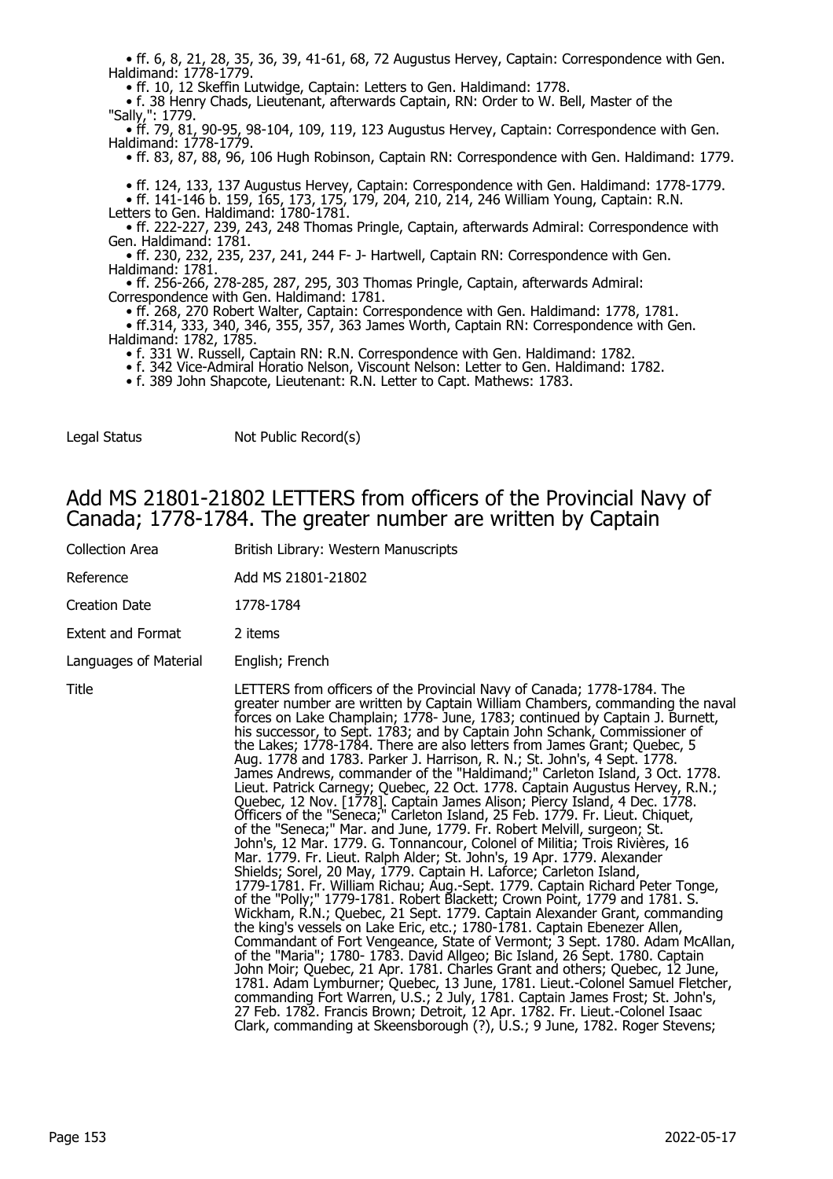- ff. 6, 8, 21, 28, 35, 36, 39, 41-61, 68, 72 Augustus Hervey, Captain: Correspondence with Gen. Haldimand: 1778-1779.
- ff. 10, 12 Skeffin Lutwidge, Captain: Letters to Gen. Haldimand: 1778.
- f. 38 Henry Chads, Lieutenant, afterwards Captain, RN: Order to W. Bell, Master of the "Sally,": 1779.
- ff. 79, 81, 90-95, 98-104, 109, 119, 123 Augustus Hervey, Captain: Correspondence with Gen. Haldimand: 1778-1779.
- ff. 83, 87, 88, 96, 106 Hugh Robinson, Captain RN: Correspondence with Gen. Haldimand: 1779.
- ff. 124, 133, 137 Augustus Hervey, Captain: Correspondence with Gen. Haldimand: 1778-1779.
- ff. 141-146 b. 159, 165, 173, 175, 179, 204, 210, 214, 246 William Young, Captain: R.N. Letters to Gen. Haldimand: 1780-1781.
- ff. 222-227, 239, 243, 248 Thomas Pringle, Captain, afterwards Admiral: Correspondence with Gen. Haldimand: 1781.
- ff. 230, 232, 235, 237, 241, 244 F- J- Hartwell, Captain RN: Correspondence with Gen. Haldimand: 1781.
- ff. 256-266, 278-285, 287, 295, 303 Thomas Pringle, Captain, afterwards Admiral: Correspondence with Gen. Haldimand: 1781.
- ff. 268, 270 Robert Walter, Captain: Correspondence with Gen. Haldimand: 1778, 1781.
- ff.314, 333, 340, 346, 355, 357, 363 James Worth, Captain RN: Correspondence with Gen. Haldimand: 1782, 1785.
- f. 331 W. Russell, Captain RN: R.N. Correspondence with Gen. Haldimand: 1782.
- f. 342 Vice-Admiral Horatio Nelson, Viscount Nelson: Letter to Gen. Haldimand: 1782.
- f. 389 John Shapcote, Lieutenant: R.N. Letter to Capt. Mathews: 1783.

| | |
|---|---|
| Legal Status | Not Public Record(s) |

## Add MS 21801-21802 LETTERS from officers of the Provincial Navy of Canada; 1778-1784. The greater number are written by Captain

| | |
|---|---|
| Collection Area | British Library: Western Manuscripts |
| Reference | Add MS 21801-21802 |
| Creation Date | 1778-1784 |
| Extent and Format | 2 items |
| Languages of Material | English; French |
| Title | LETTERS from officers of the Provincial Navy of Canada; 1778-1784. The greater number are written by Captain William Chambers, commanding the naval forces on Lake Champlain; 1778- June, 1783; continued by Captain J. Burnett, his successor, to Sept. 1783; and by Captain John Schank, Commissioner of the Lakes; 1778-1784. There are also letters from James Grant; Quebec, 5 Aug. 1778 and 1783. Parker J. Harrison, R. N.; St. John's, 4 Sept. 1778. James Andrews, commander of the "Haldimand;" Carleton Island, 3 Oct. 1778. Lieut. Patrick Carnegy; Quebec, 22 Oct. 1778. Captain Augustus Hervey, R.N.; Quebec, 12 Nov. [1778]. Captain James Alison; Piercy Island, 4 Dec. 1778. Officers of the "Seneca;" Carleton Island, 25 Feb. 1779. Fr. Lieut. Chiquet, of the "Seneca;" Mar. and June, 1779. Fr. Robert Melvill, surgeon; St. John's, 12 Mar. 1779. G. Tonnancour, Colonel of Militia; Trois Rivières, 16 Mar. 1779. Fr. Lieut. Ralph Alder; St. John's, 19 Apr. 1779. Alexander Shields; Sorel, 20 May, 1779. Captain H. Laforce; Carleton Island, 1779-1781. Fr. William Richau; Aug.-Sept. 1779. Captain Richard Peter Tonge, of the "Polly;" 1779-1781. Robert Blackett; Crown Point, 1779 and 1781. S. Wickham, R.N.; Quebec, 21 Sept. 1779. Captain Alexander Grant, commanding the king's vessels on Lake Eric, etc.; 1780-1781. Captain Ebenezer Allen, Commandant of Fort Vengeance, State of Vermont; 3 Sept. 1780. Adam McAllan, of the "Maria"; 1780- 1783. David Allgeo; Bic Island, 26 Sept. 1780. Captain John Moir; Quebec, 21 Apr. 1781. Charles Grant and others; Quebec, 12 June, 1781. Adam Lymburner; Quebec, 13 June, 1781. Lieut.-Colonel Samuel Fletcher, commanding Fort Warren, U.S.; 2 July, 1781. Captain James Frost; St. John's, 27 Feb. 1782. Francis Brown; Detroit, 12 Apr. 1782. Fr. Lieut.-Colonel Isaac Clark, commanding at Skeensborough (?), U.S.; 9 June, 1782. Roger Stevens; |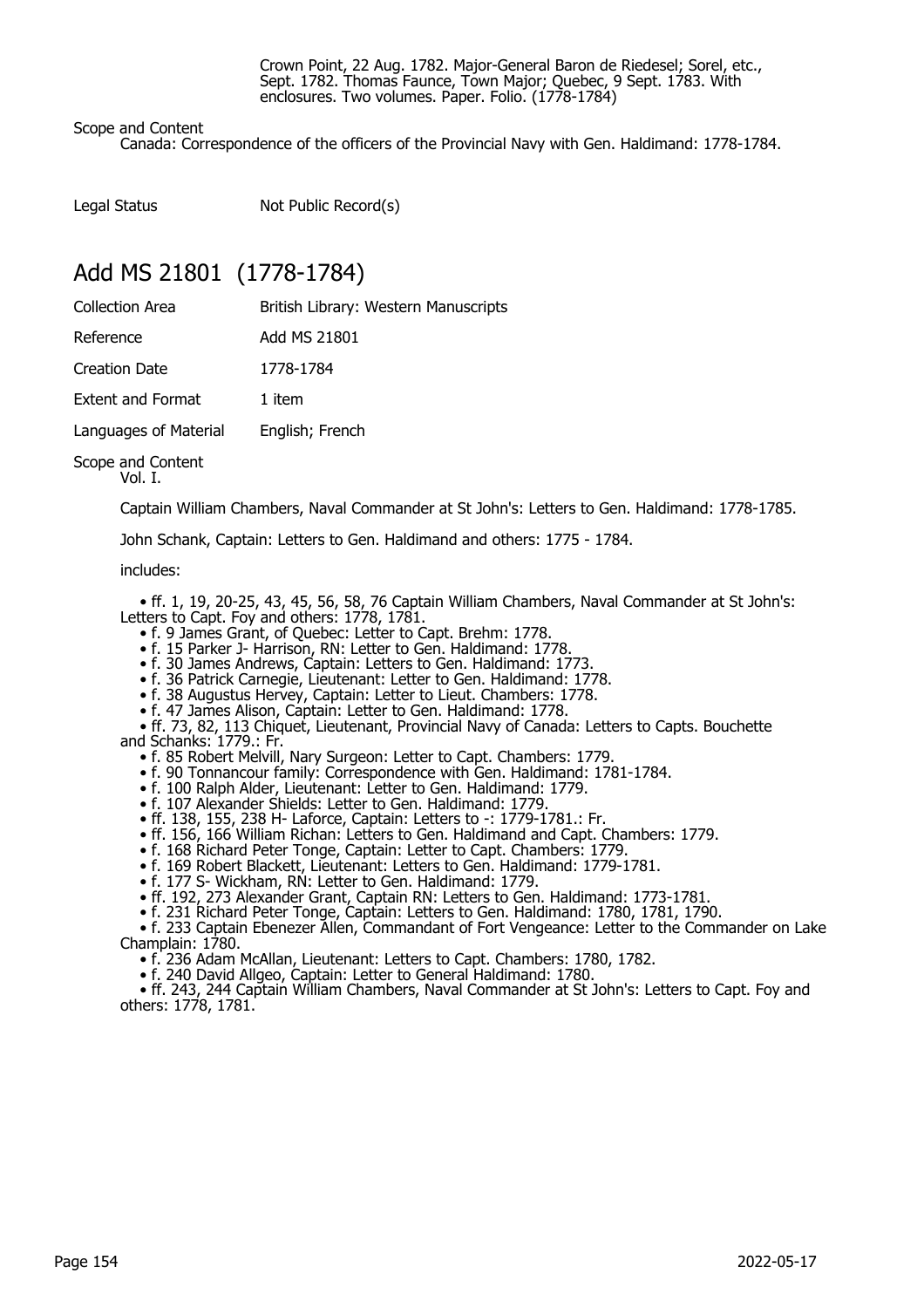Crown Point, 22 Aug. 1782. Major-General Baron de Riedesel; Sorel, etc., Sept. 1782. Thomas Faunce, Town Major; Quebec, 9 Sept. 1783. With enclosures. Two volumes. Paper. Folio. (1778-1784)

Scope and Content

Canada: Correspondence of the officers of the Provincial Navy with Gen. Haldimand: 1778-1784.

| Legal Status | Not Public Record(s) |
|---|---|

## Add MS 21801 (1778-1784)

| Collection Area | British Library: Western Manuscripts |
|---|---|
| Reference | Add MS 21801 |
| Creation Date | 1778-1784 |
| Extent and Format | 1 item |
| Languages of Material | English; French |

Scope and Content

Vol. I.

Captain William Chambers, Naval Commander at St John's: Letters to Gen. Haldimand: 1778-1785.

John Schank, Captain: Letters to Gen. Haldimand and others: 1775 - 1784.

includes:

- ff. 1, 19, 20-25, 43, 45, 56, 58, 76 Captain William Chambers, Naval Commander at St John's: Letters to Capt. Foy and others: 1778, 1781.
- f. 9 James Grant, of Quebec: Letter to Capt. Brehm: 1778.
- f. 15 Parker J- Harrison, RN: Letter to Gen. Haldimand: 1778.
- f. 30 James Andrews, Captain: Letters to Gen. Haldimand: 1773.
- f. 36 Patrick Carnegie, Lieutenant: Letter to Gen. Haldimand: 1778.
- f. 38 Augustus Hervey, Captain: Letter to Lieut. Chambers: 1778.
- f. 47 James Alison, Captain: Letter to Gen. Haldimand: 1778.
- ff. 73, 82, 113 Chiquet, Lieutenant, Provincial Navy of Canada: Letters to Capts. Bouchette and Schanks: 1779.: Fr.
- f. 85 Robert Melvill, Nary Surgeon: Letter to Capt. Chambers: 1779.
- f. 90 Tonnancour family: Correspondence with Gen. Haldimand: 1781-1784.
- f. 100 Ralph Alder, Lieutenant: Letter to Gen. Haldimand: 1779.
- f. 107 Alexander Shields: Letter to Gen. Haldimand: 1779.
- ff. 138, 155, 238 H- Laforce, Captain: Letters to -: 1779-1781.: Fr.
- ff. 156, 166 William Richan: Letters to Gen. Haldimand and Capt. Chambers: 1779.
- f. 168 Richard Peter Tonge, Captain: Letter to Capt. Chambers: 1779.
- f. 169 Robert Blackett, Lieutenant: Letters to Gen. Haldimand: 1779-1781.
- f. 177 S- Wickham, RN: Letter to Gen. Haldimand: 1779.
- ff. 192, 273 Alexander Grant, Captain RN: Letters to Gen. Haldimand: 1773-1781.
- f. 231 Richard Peter Tonge, Captain: Letters to Gen. Haldimand: 1780, 1781, 1790.
- f. 233 Captain Ebenezer Allen, Commandant of Fort Vengeance: Letter to the Commander on Lake Champlain: 1780.
- f. 236 Adam McAllan, Lieutenant: Letters to Capt. Chambers: 1780, 1782.
- f. 240 David Allgeo, Captain: Letter to General Haldimand: 1780.
- ff. 243, 244 Captain William Chambers, Naval Commander at St John's: Letters to Capt. Foy and others: 1778, 1781.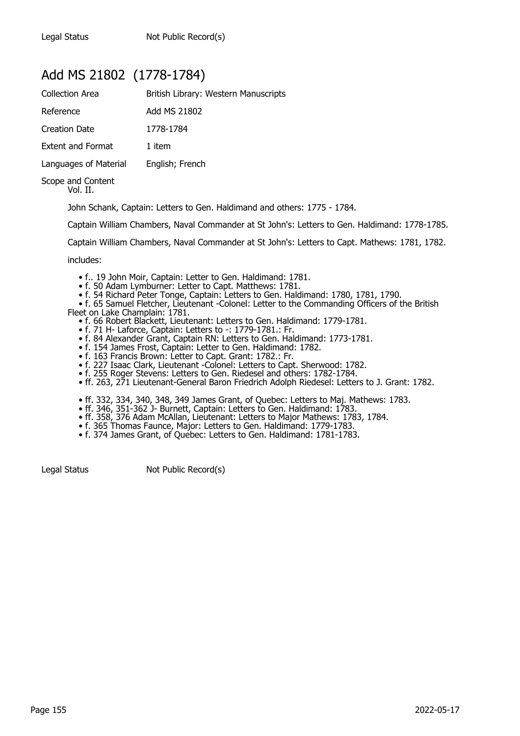Legal Status Not Public Record(s)

## Add MS 21802 (1778-1784)

| | |
|---|---|
| Collection Area | British Library: Western Manuscripts |
| Reference | Add MS 21802 |
| Creation Date | 1778-1784 |
| Extent and Format | 1 item |
| Languages of Material | English; French |

Scope and Content

Vol. II.

John Schank, Captain: Letters to Gen. Haldimand and others: 1775 - 1784.

Captain William Chambers, Naval Commander at St John's: Letters to Gen. Haldimand: 1778-1785.

Captain William Chambers, Naval Commander at St John's: Letters to Capt. Mathews: 1781, 1782.

includes:

- f.. 19 John Moir, Captain: Letter to Gen. Haldimand: 1781.
- f. 50 Adam Lymburner: Letter to Capt. Matthews: 1781.
- f. 54 Richard Peter Tonge, Captain: Letters to Gen. Haldimand: 1780, 1781, 1790.
- f. 65 Samuel Fletcher, Lieutenant -Colonel: Letter to the Commanding Officers of the British Fleet on Lake Champlain: 1781.
- f. 66 Robert Blackett, Lieutenant: Letters to Gen. Haldimand: 1779-1781.
- f. 71 H- Laforce, Captain: Letters to -: 1779-1781.: Fr.
- f. 84 Alexander Grant, Captain RN: Letters to Gen. Haldimand: 1773-1781.
- f. 154 James Frost, Captain: Letter to Gen. Haldimand: 1782.
- f. 163 Francis Brown: Letter to Capt. Grant: 1782.: Fr.
- f. 227 Isaac Clark, Lieutenant -Colonel: Letters to Capt. Sherwood: 1782.
- f. 255 Roger Stevens: Letters to Gen. Riedesel and others: 1782-1784.
- ff. 263, 271 Lieutenant-General Baron Friedrich Adolph Riedesel: Letters to J. Grant: 1782.
- ff. 332, 334, 340, 348, 349 James Grant, of Quebec: Letters to Maj. Mathews: 1783.
- ff. 346, 351-362 J- Burnett, Captain: Letters to Gen. Haldimand: 1783.
- ff. 358, 376 Adam McAllan, Lieutenant: Letters to Major Mathews: 1783, 1784.
- f. 365 Thomas Faunce, Major: Letters to Gen. Haldimand: 1779-1783.
- f. 374 James Grant, of Quebec: Letters to Gen. Haldimand: 1781-1783.

Legal Status Not Public Record(s)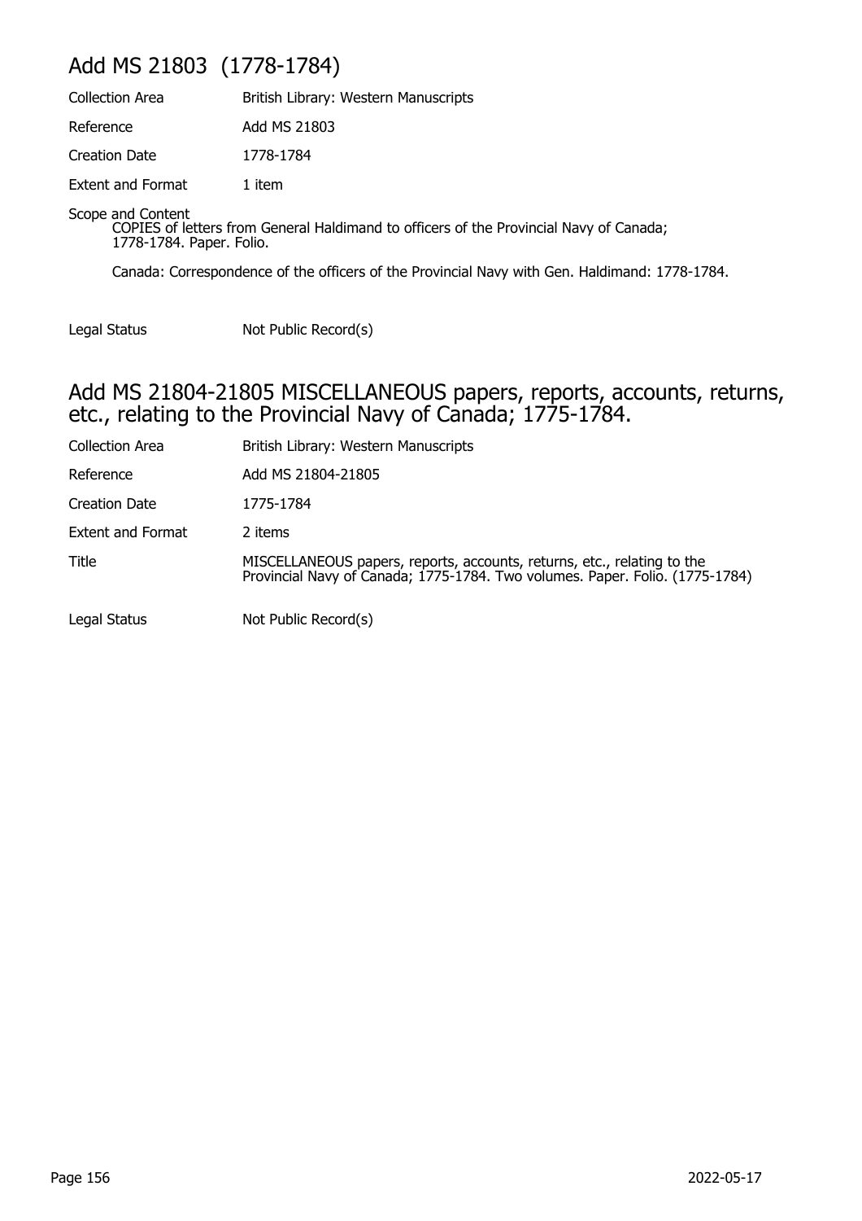## Add MS 21803 (1778-1784)

| | |
|---|---|
| Collection Area | British Library: Western Manuscripts |
| Reference | Add MS 21803 |
| Creation Date | 1778-1784 |
| Extent and Format | 1 item |

Scope and Content

COPIES of letters from General Haldimand to officers of the Provincial Navy of Canada; 1778-1784. Paper. Folio.

Canada: Correspondence of the officers of the Provincial Navy with Gen. Haldimand: 1778-1784.

| | |
|---|---|
| Legal Status | Not Public Record(s) |

## Add MS 21804-21805 MISCELLANEOUS papers, reports, accounts, returns, etc., relating to the Provincial Navy of Canada; 1775-1784.

| | |
|---|---|
| Collection Area | British Library: Western Manuscripts |
| Reference | Add MS 21804-21805 |
| Creation Date | 1775-1784 |
| Extent and Format | 2 items |
| Title | MISCELLANEOUS papers, reports, accounts, returns, etc., relating to the Provincial Navy of Canada; 1775-1784. Two volumes. Paper. Folio. (1775-1784) |
| Legal Status | Not Public Record(s) |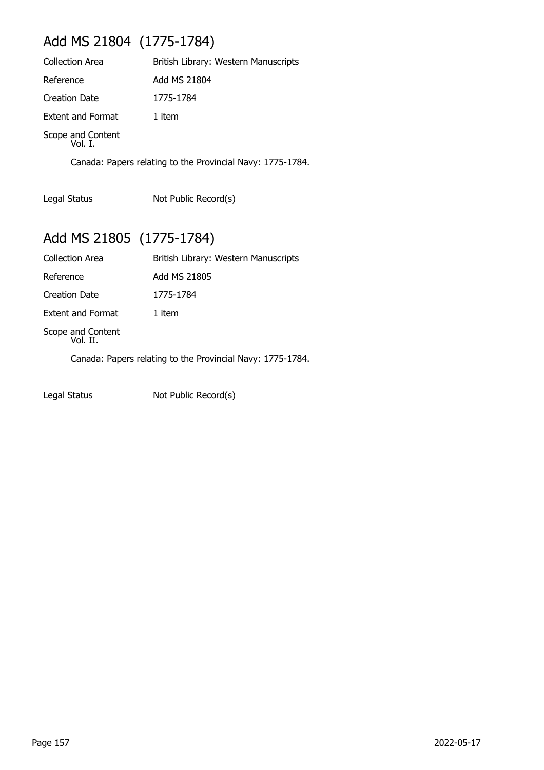## Add MS 21804 (1775-1784)

| | |
|---|---|
| Collection Area | British Library: Western Manuscripts |
| Reference | Add MS 21804 |
| Creation Date | 1775-1784 |
| Extent and Format | 1 item |

Scope and Content
Vol. I.

Canada: Papers relating to the Provincial Navy: 1775-1784.

| | |
|---|---|
| Legal Status | Not Public Record(s) |

## Add MS 21805 (1775-1784)

| | |
|---|---|
| Collection Area | British Library: Western Manuscripts |
| Reference | Add MS 21805 |
| Creation Date | 1775-1784 |
| Extent and Format | 1 item |

Scope and Content
Vol. II.

Canada: Papers relating to the Provincial Navy: 1775-1784.

| | |
|---|---|
| Legal Status | Not Public Record(s) |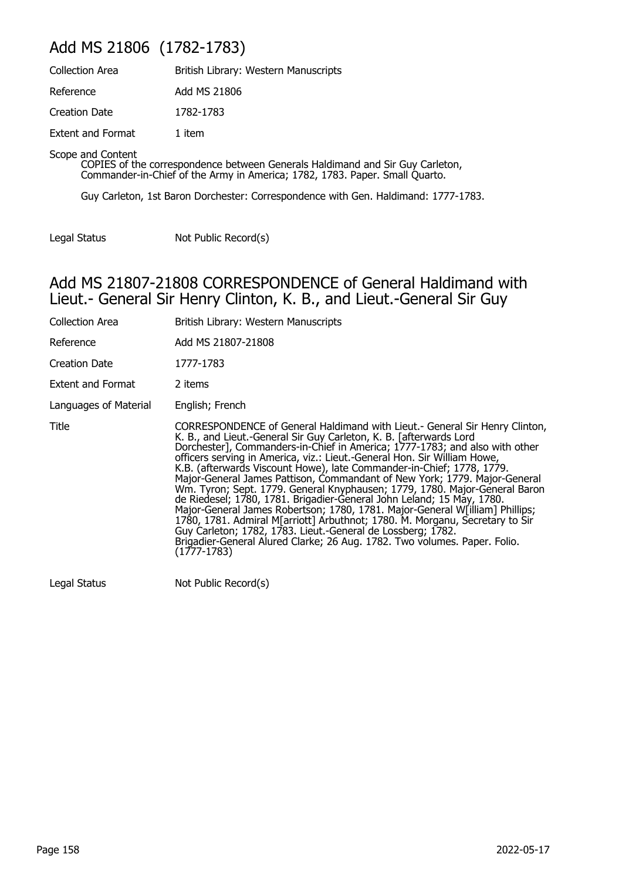## Add MS 21806 (1782-1783)

| | |
|---|---|
| Collection Area | British Library: Western Manuscripts |
| Reference | Add MS 21806 |
| Creation Date | 1782-1783 |
| Extent and Format | 1 item |

Scope and Content

COPIES of the correspondence between Generals Haldimand and Sir Guy Carleton, Commander-in-Chief of the Army in America; 1782, 1783. Paper. Small Quarto.

Guy Carleton, 1st Baron Dorchester: Correspondence with Gen. Haldimand: 1777-1783.

| | |
|---|---|
| Legal Status | Not Public Record(s) |

## Add MS 21807-21808 CORRESPONDENCE of General Haldimand with Lieut.- General Sir Henry Clinton, K. B., and Lieut.-General Sir Guy

| | |
|---|---|
| Collection Area | British Library: Western Manuscripts |
| Reference | Add MS 21807-21808 |
| Creation Date | 1777-1783 |
| Extent and Format | 2 items |
| Languages of Material | English; French |
| Title | CORRESPONDENCE of General Haldimand with Lieut.- General Sir Henry Clinton, K. B., and Lieut.-General Sir Guy Carleton, K. B. [afterwards Lord Dorchester], Commanders-in-Chief in America; 1777-1783; and also with other officers serving in America, viz.: Lieut.-General Hon. Sir William Howe, K.B. (afterwards Viscount Howe), late Commander-in-Chief; 1778, 1779. Major-General James Pattison, Commandant of New York; 1779. Major-General Wm. Tyron; Sept. 1779. General Knyphausen; 1779, 1780. Major-General Baron de Riedesel; 1780, 1781. Brigadier-General John Leland; 15 May, 1780. Major-General James Robertson; 1780, 1781. Major-General W[illiam] Phillips; 1780, 1781. Admiral M[arriott] Arbuthnot; 1780. M. Morganu, Secretary to Sir Guy Carleton; 1782, 1783. Lieut.-General de Lossberg; 1782. Brigadier-General Alured Clarke; 26 Aug. 1782. Two volumes. Paper. Folio. (1777-1783) |
| Legal Status | Not Public Record(s) |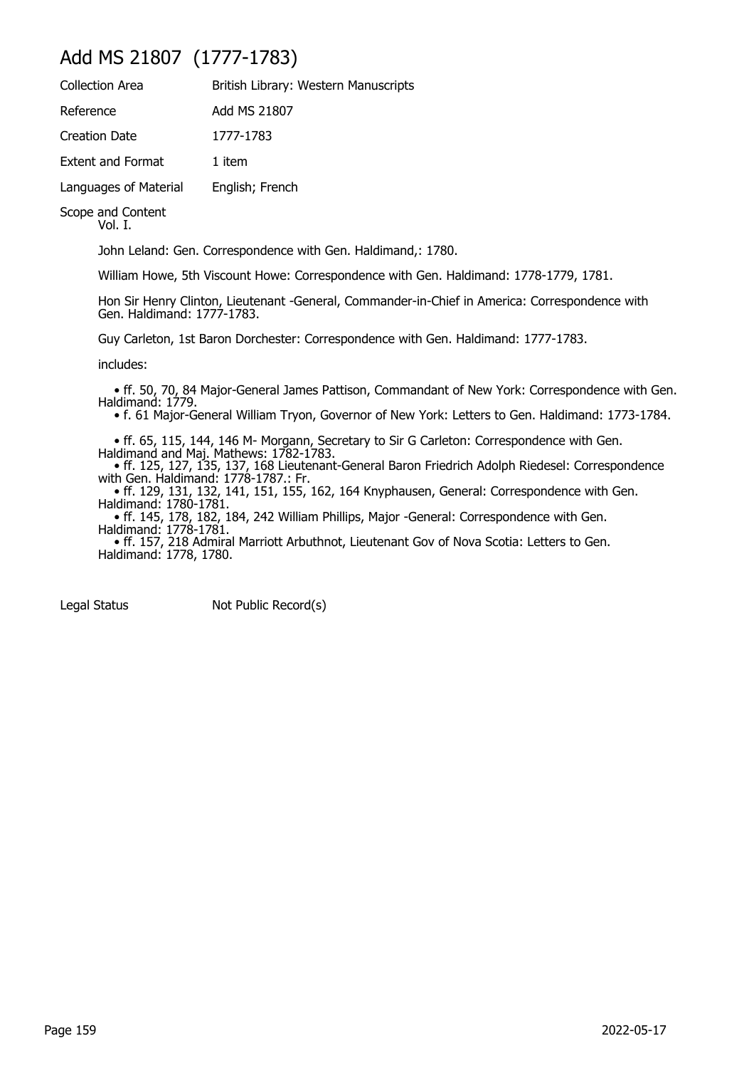# Add MS 21807 (1777-1783)

| | |
|---|---|
| Collection Area | British Library: Western Manuscripts |
| Reference | Add MS 21807 |
| Creation Date | 1777-1783 |
| Extent and Format | 1 item |
| Languages of Material | English; French |

Scope and Content
Vol. I.

John Leland: Gen. Correspondence with Gen. Haldimand,: 1780.

William Howe, 5th Viscount Howe: Correspondence with Gen. Haldimand: 1778-1779, 1781.

Hon Sir Henry Clinton, Lieutenant -General, Commander-in-Chief in America: Correspondence with Gen. Haldimand: 1777-1783.

Guy Carleton, 1st Baron Dorchester: Correspondence with Gen. Haldimand: 1777-1783.

includes:

- ff. 50, 70, 84 Major-General James Pattison, Commandant of New York: Correspondence with Gen. Haldimand: 1779.
- f. 61 Major-General William Tryon, Governor of New York: Letters to Gen. Haldimand: 1773-1784.
- ff. 65, 115, 144, 146 M- Morgann, Secretary to Sir G Carleton: Correspondence with Gen. Haldimand and Maj. Mathews: 1782-1783.
- ff. 125, 127, 135, 137, 168 Lieutenant-General Baron Friedrich Adolph Riedesel: Correspondence with Gen. Haldimand: 1778-1787.: Fr.
- ff. 129, 131, 132, 141, 151, 155, 162, 164 Knyphausen, General: Correspondence with Gen. Haldimand: 1780-1781.
- ff. 145, 178, 182, 184, 242 William Phillips, Major -General: Correspondence with Gen. Haldimand: 1778-1781.
- ff. 157, 218 Admiral Marriott Arbuthnot, Lieutenant Gov of Nova Scotia: Letters to Gen. Haldimand: 1778, 1780.

| | |
|---|---|
| Legal Status | Not Public Record(s) |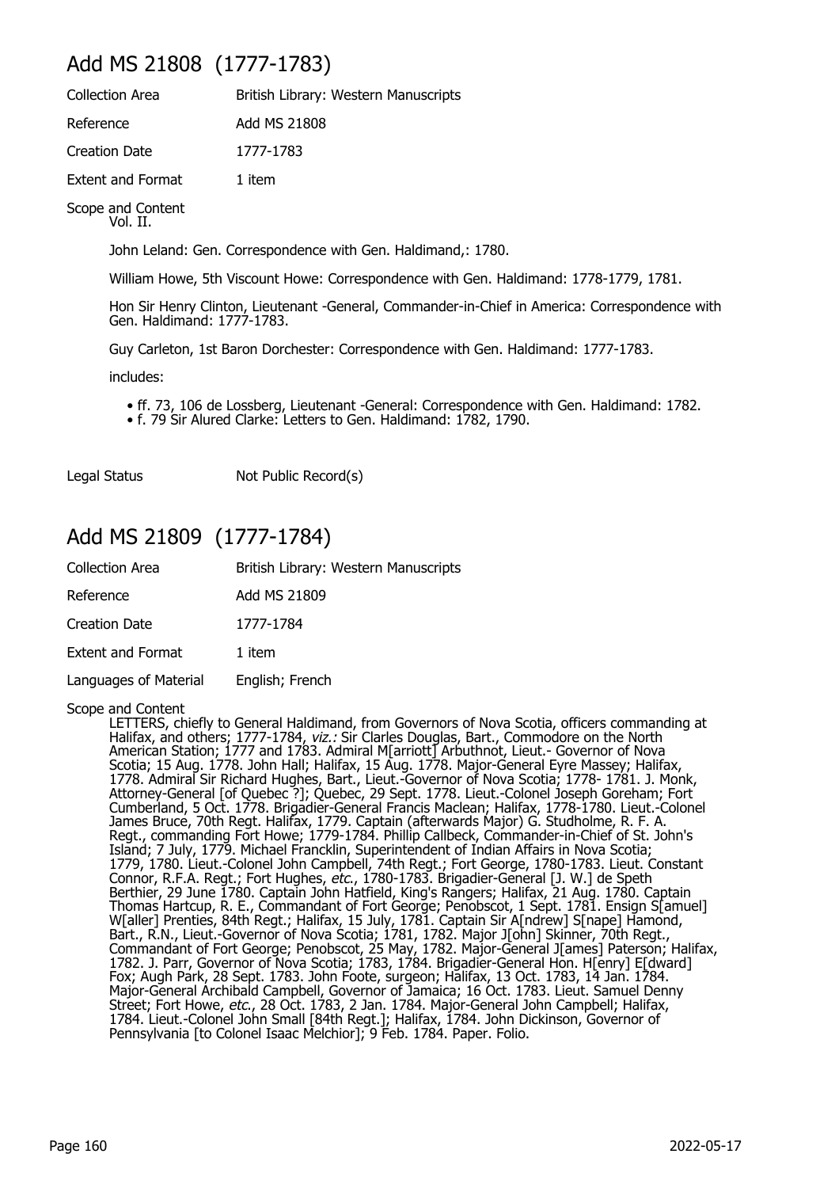## Add MS 21808 (1777-1783)

| | |
|---|---|
| Collection Area | British Library: Western Manuscripts |
| Reference | Add MS 21808 |
| Creation Date | 1777-1783 |
| Extent and Format | 1 item |

Scope and Content
Vol. II.

John Leland: Gen. Correspondence with Gen. Haldimand,: 1780.

William Howe, 5th Viscount Howe: Correspondence with Gen. Haldimand: 1778-1779, 1781.

Hon Sir Henry Clinton, Lieutenant -General, Commander-in-Chief in America: Correspondence with Gen. Haldimand: 1777-1783.

Guy Carleton, 1st Baron Dorchester: Correspondence with Gen. Haldimand: 1777-1783.

includes:

- ff. 73, 106 de Lossberg, Lieutenant -General: Correspondence with Gen. Haldimand: 1782.
- f. 79 Sir Alured Clarke: Letters to Gen. Haldimand: 1782, 1790.

Legal Status: Not Public Record(s)

## Add MS 21809 (1777-1784)

| | |
|---|---|
| Collection Area | British Library: Western Manuscripts |
| Reference | Add MS 21809 |
| Creation Date | 1777-1784 |
| Extent and Format | 1 item |
| Languages of Material | English; French |

Scope and Content
LETTERS, chiefly to General Haldimand, from Governors of Nova Scotia, officers commanding at Halifax, and others; 1777-1784, *viz.:* Sir Clarles Douglas, Bart., Commodore on the North American Station; 1777 and 1783. Admiral M[arriott] Arbuthnot, Lieut.- Governor of Nova Scotia; 15 Aug. 1778. John Hall; Halifax, 15 Aug. 1778. Major-General Eyre Massey; Halifax, 1778. Admiral Sir Richard Hughes, Bart., Lieut.-Governor of Nova Scotia; 1778- 1781. J. Monk, Attorney-General [of Quebec ?]; Quebec, 29 Sept. 1778. Lieut.-Colonel Joseph Goreham; Fort Cumberland, 5 Oct. 1778. Brigadier-General Francis Maclean; Halifax, 1778-1780. Lieut.-Colonel James Bruce, 70th Regt. Halifax, 1779. Captain (afterwards Major) G. Studholme, R. F. A. Regt., commanding Fort Howe; 1779-1784. Phillip Callbeck, Commander-in-Chief of St. John's Island; 7 July, 1779. Michael Francklin, Superintendent of Indian Affairs in Nova Scotia; 1779, 1780. Lieut.-Colonel John Campbell, 74th Regt.; Fort George, 1780-1783. Lieut. Constant Connor, R.F.A. Regt.; Fort Hughes, *etc.*, 1780-1783. Brigadier-General [J. W.] de Speth Berthier, 29 June 1780. Captain John Hatfield, King's Rangers; Halifax, 21 Aug. 1780. Captain Thomas Hartcup, R. E., Commandant of Fort George; Penobscot, 1 Sept. 1781. Ensign S[amuel] W[aller] Prenties, 84th Regt.; Halifax, 15 July, 1781. Captain Sir A[ndrew] S[nape] Hamond, Bart., R.N., Lieut.-Governor of Nova Scotia; 1781, 1782. Major J[ohn] Skinner, 70th Regt., Commandant of Fort George; Penobscot, 25 May, 1782. Major-General J[ames] Paterson; Halifax, 1782. J. Parr, Governor of Nova Scotia; 1783, 1784. Brigadier-General Hon. H[enry] E[dward] Fox; Augh Park, 28 Sept. 1783. John Foote, surgeon; Halifax, 13 Oct. 1783, 14 Jan. 1784. Major-General Archibald Campbell, Governor of Jamaica; 16 Oct. 1783. Lieut. Samuel Denny Street; Fort Howe, *etc.*, 28 Oct. 1783, 2 Jan. 1784. Major-General John Campbell; Halifax, 1784. Lieut.-Colonel John Small [84th Regt.]; Halifax, 1784. John Dickinson, Governor of Pennsylvania [to Colonel Isaac Melchior]; 9 Feb. 1784. Paper. Folio.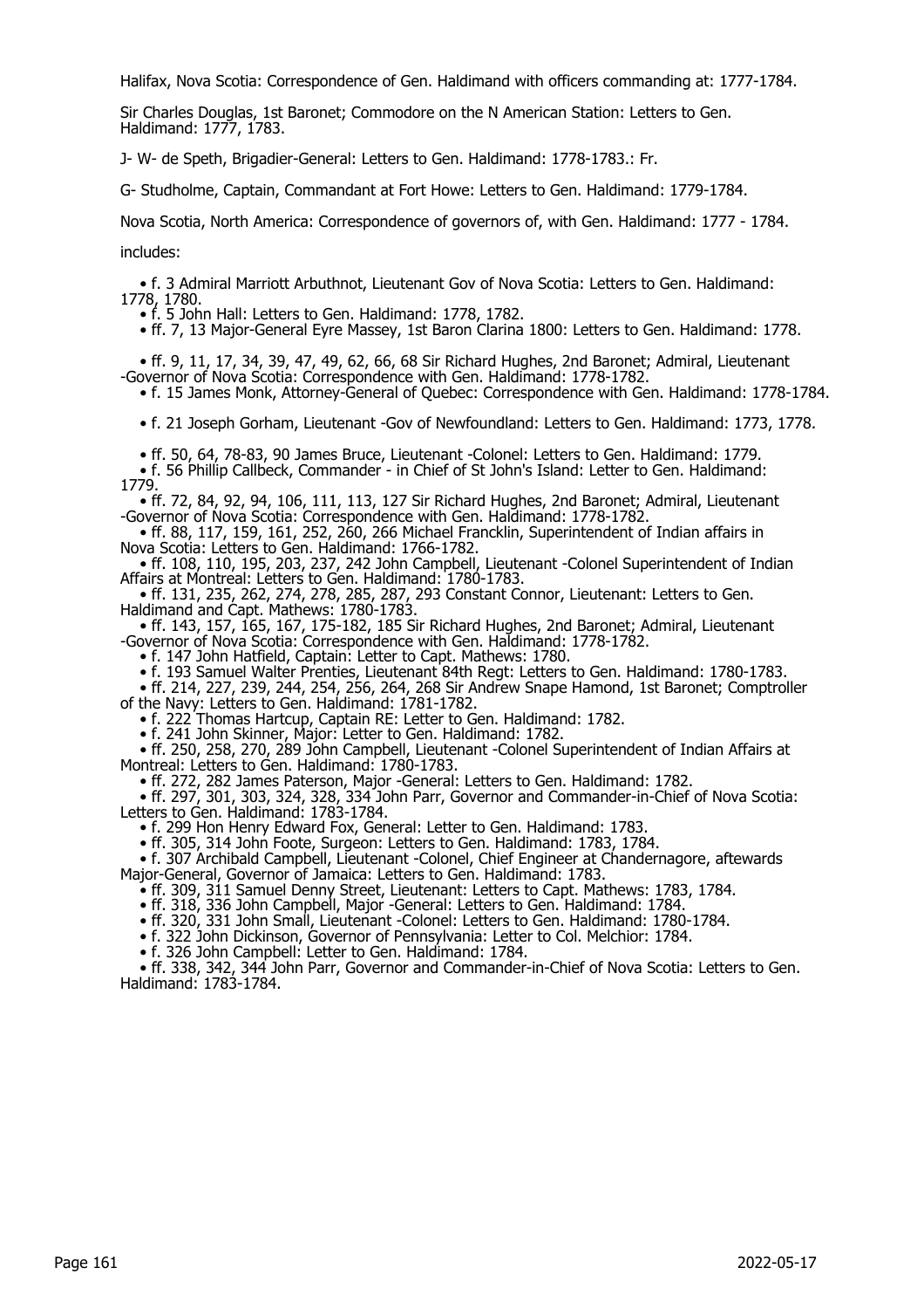Halifax, Nova Scotia: Correspondence of Gen. Haldimand with officers commanding at: 1777-1784.

Sir Charles Douglas, 1st Baronet; Commodore on the N American Station: Letters to Gen. Haldimand: 1777, 1783.

J- W- de Speth, Brigadier-General: Letters to Gen. Haldimand: 1778-1783.: Fr.

G- Studholme, Captain, Commandant at Fort Howe: Letters to Gen. Haldimand: 1779-1784.

Nova Scotia, North America: Correspondence of governors of, with Gen. Haldimand: 1777 - 1784.

includes:

- f. 3 Admiral Marriott Arbuthnot, Lieutenant Gov of Nova Scotia: Letters to Gen. Haldimand: 1778, 1780.
- f. 5 John Hall: Letters to Gen. Haldimand: 1778, 1782.
- ff. 7, 13 Major-General Eyre Massey, 1st Baron Clarina 1800: Letters to Gen. Haldimand: 1778.
- ff. 9, 11, 17, 34, 39, 47, 49, 62, 66, 68 Sir Richard Hughes, 2nd Baronet; Admiral, Lieutenant -Governor of Nova Scotia: Correspondence with Gen. Haldimand: 1778-1782.
- f. 15 James Monk, Attorney-General of Quebec: Correspondence with Gen. Haldimand: 1778-1784.
- f. 21 Joseph Gorham, Lieutenant -Gov of Newfoundland: Letters to Gen. Haldimand: 1773, 1778.
- ff. 50, 64, 78-83, 90 James Bruce, Lieutenant -Colonel: Letters to Gen. Haldimand: 1779.
- f. 56 Phillip Callbeck, Commander - in Chief of St John's Island: Letter to Gen. Haldimand: 1779.
- ff. 72, 84, 92, 94, 106, 111, 113, 127 Sir Richard Hughes, 2nd Baronet; Admiral, Lieutenant -Governor of Nova Scotia: Correspondence with Gen. Haldimand: 1778-1782.
- ff. 88, 117, 159, 161, 252, 260, 266 Michael Francklin, Superintendent of Indian affairs in Nova Scotia: Letters to Gen. Haldimand: 1766-1782.
- ff. 108, 110, 195, 203, 237, 242 John Campbell, Lieutenant -Colonel Superintendent of Indian Affairs at Montreal: Letters to Gen. Haldimand: 1780-1783.
- ff. 131, 235, 262, 274, 278, 285, 287, 293 Constant Connor, Lieutenant: Letters to Gen. Haldimand and Capt. Mathews: 1780-1783.
- ff. 143, 157, 165, 167, 175-182, 185 Sir Richard Hughes, 2nd Baronet; Admiral, Lieutenant -Governor of Nova Scotia: Correspondence with Gen. Haldimand: 1778-1782.
- f. 147 John Hatfield, Captain: Letter to Capt. Mathews: 1780.
- f. 193 Samuel Walter Prenties, Lieutenant 84th Regt: Letters to Gen. Haldimand: 1780-1783.
- ff. 214, 227, 239, 244, 254, 256, 264, 268 Sir Andrew Snape Hamond, 1st Baronet; Comptroller of the Navy: Letters to Gen. Haldimand: 1781-1782.
- f. 222 Thomas Hartcup, Captain RE: Letter to Gen. Haldimand: 1782.
- f. 241 John Skinner, Major: Letter to Gen. Haldimand: 1782.
- ff. 250, 258, 270, 289 John Campbell, Lieutenant -Colonel Superintendent of Indian Affairs at Montreal: Letters to Gen. Haldimand: 1780-1783.
- ff. 272, 282 James Paterson, Major -General: Letters to Gen. Haldimand: 1782.
- ff. 297, 301, 303, 324, 328, 334 John Parr, Governor and Commander-in-Chief of Nova Scotia: Letters to Gen. Haldimand: 1783-1784.
- f. 299 Hon Henry Edward Fox, General: Letter to Gen. Haldimand: 1783.
- ff. 305, 314 John Foote, Surgeon: Letters to Gen. Haldimand: 1783, 1784.
- f. 307 Archibald Campbell, Lieutenant -Colonel, Chief Engineer at Chandernagore, aftewards Major-General, Governor of Jamaica: Letters to Gen. Haldimand: 1783.
- ff. 309, 311 Samuel Denny Street, Lieutenant: Letters to Capt. Mathews: 1783, 1784.
- ff. 318, 336 John Campbell, Major -General: Letters to Gen. Haldimand: 1784.
- ff. 320, 331 John Small, Lieutenant -Colonel: Letters to Gen. Haldimand: 1780-1784.
- f. 322 John Dickinson, Governor of Pennsylvania: Letter to Col. Melchior: 1784.
- f. 326 John Campbell: Letter to Gen. Haldimand: 1784.
- ff. 338, 342, 344 John Parr, Governor and Commander-in-Chief of Nova Scotia: Letters to Gen. Haldimand: 1783-1784.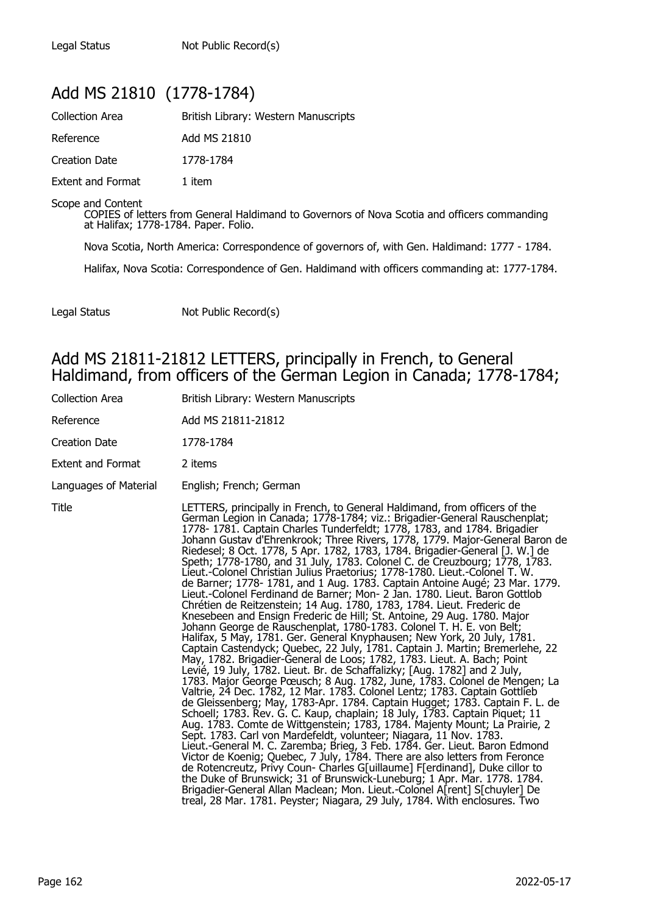| Legal Status | Not Public Record(s) |
| --- | --- |

## Add MS 21810 (1778-1784)

| Collection Area | British Library: Western Manuscripts |
| --- | --- |
| Reference | Add MS 21810 |
| Creation Date | 1778-1784 |
| Extent and Format | 1 item |

Scope and Content

COPIES of letters from General Haldimand to Governors of Nova Scotia and officers commanding at Halifax; 1778-1784. Paper. Folio.

Nova Scotia, North America: Correspondence of governors of, with Gen. Haldimand: 1777 - 1784.

Halifax, Nova Scotia: Correspondence of Gen. Haldimand with officers commanding at: 1777-1784.

| Legal Status | Not Public Record(s) |
| --- | --- |

## Add MS 21811-21812 LETTERS, principally in French, to General Haldimand, from officers of the German Legion in Canada; 1778-1784;

| Collection Area | British Library: Western Manuscripts |
| --- | --- |
| Reference | Add MS 21811-21812 |
| Creation Date | 1778-1784 |
| Extent and Format | 2 items |
| Languages of Material | English; French; German |
| Title | LETTERS, principally in French, to General Haldimand, from officers of the German Legion in Canada; 1778-1784; viz.: Brigadier-General Rauschenplat; 1778- 1781. Captain Charles Tunderfeldt; 1778, 1783, and 1784. Brigadier Johann Gustav d'Ehrenkrook; Three Rivers, 1778, 1779. Major-General Baron de Riedesel; 8 Oct. 1778, 5 Apr. 1782, 1783, 1784. Brigadier-General [J. W.] de Speth; 1778-1780, and 31 July, 1783. Colonel C. de Creuzbourg; 1778, 1783. Lieut.-Colonel Christian Julius Praetorius; 1778-1780. Lieut.-Colonel T. W. de Barner; 1778- 1781, and 1 Aug. 1783. Captain Antoine Augé; 23 Mar. 1779. Lieut.-Colonel Ferdinand de Barner; Mon- 2 Jan. 1780. Lieut. Baron Gottlob Chrétien de Reitzenstein; 14 Aug. 1780, 1783, 1784. Lieut. Frederic de Knesebeen and Ensign Frederic de Hill; St. Antoine, 29 Aug. 1780. Major Johann George de Rauschenplat, 1780-1783. Colonel T. H. E. von Belt; Halifax, 5 May, 1781. Ger. General Knyphausen; New York, 20 July, 1781. Captain Castendyck; Quebec, 22 July, 1781. Captain J. Martin; Bremerlehe, 22 May, 1782. Brigadier-General de Loos; 1782, 1783. Lieut. A. Bach; Point Levié, 19 July, 1782. Lieut. Br. de Schaffalizky; [Aug. 1782] and 2 July, 1783. Major George Pœusch; 8 Aug. 1782, June, 1783. Colonel de Mengen; La Valtrie, 24 Dec. 1782, 12 Mar. 1783. Colonel Lentz; 1783. Captain Gottlieb de Gleissenberg; May, 1783-Apr. 1784. Captain Hugget; 1783. Captain F. L. de Schoell; 1783. Rev. G. C. Kaup, chaplain; 18 July, 1783. Captain Piquet; 11 Aug. 1783. Comte de Wittgenstein; 1783, 1784. Majenty Mount; La Prairie, 2 Sept. 1783. Carl von Mardefeldt, volunteer; Niagara, 11 Nov. 1783. Lieut.-General M. C. Zaremba; Brieg, 3 Feb. 1784. Ger. Lieut. Baron Edmond Victor de Koenig; Quebec, 7 July, 1784. There are also letters from Feronce de Rotencreutz, Privy Coun- Charles G[uillaume] F[erdinand], Duke cillor to the Duke of Brunswick; 31 of Brunswick-Luneburg; 1 Apr. Mar. 1778. 1784. Brigadier-General Allan Maclean; Mon. Lieut.-Colonel A[rent] S[chuyler] De treal, 28 Mar. 1781. Peyster; Niagara, 29 July, 1784. With enclosures. Two |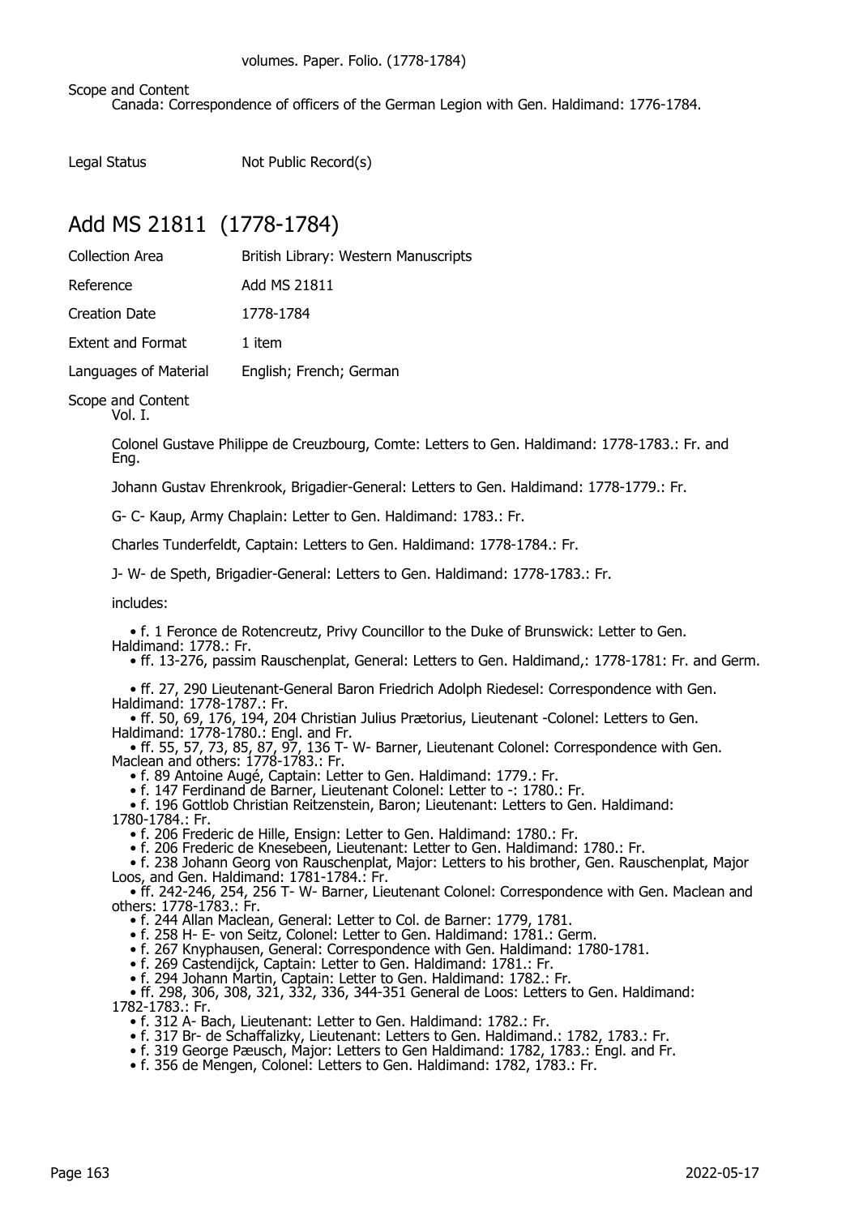volumes. Paper. Folio. (1778-1784)

Scope and Content
Canada: Correspondence of officers of the German Legion with Gen. Haldimand: 1776-1784.

Legal Status Not Public Record(s)

## Add MS 21811 (1778-1784)

| | |
|---|---|
| Collection Area | British Library: Western Manuscripts |
| Reference | Add MS 21811 |
| Creation Date | 1778-1784 |
| Extent and Format | 1 item |
| Languages of Material | English; French; German |

Scope and Content
Vol. I.

Colonel Gustave Philippe de Creuzbourg, Comte: Letters to Gen. Haldimand: 1778-1783.: Fr. and Eng.

Johann Gustav Ehrenkrook, Brigadier-General: Letters to Gen. Haldimand: 1778-1779.: Fr.

G- C- Kaup, Army Chaplain: Letter to Gen. Haldimand: 1783.: Fr.

Charles Tunderfeldt, Captain: Letters to Gen. Haldimand: 1778-1784.: Fr.

J- W- de Speth, Brigadier-General: Letters to Gen. Haldimand: 1778-1783.: Fr.

includes:

- f. 1 Feronce de Rotencreutz, Privy Councillor to the Duke of Brunswick: Letter to Gen. Haldimand: 1778.: Fr.
- ff. 13-276, passim Rauschenplat, General: Letters to Gen. Haldimand,: 1778-1781: Fr. and Germ.
- ff. 27, 290 Lieutenant-General Baron Friedrich Adolph Riedesel: Correspondence with Gen. Haldimand: 1778-1787.: Fr.
- ff. 50, 69, 176, 194, 204 Christian Julius Prætorius, Lieutenant -Colonel: Letters to Gen. Haldimand: 1778-1780.: Engl. and Fr.
- ff. 55, 57, 73, 85, 87, 97, 136 T- W- Barner, Lieutenant Colonel: Correspondence with Gen. Maclean and others: 1778-1783.: Fr.
- f. 89 Antoine Augé, Captain: Letter to Gen. Haldimand: 1779.: Fr.
- f. 147 Ferdinand de Barner, Lieutenant Colonel: Letter to -: 1780.: Fr.
- f. 196 Gottlob Christian Reitzenstein, Baron; Lieutenant: Letters to Gen. Haldimand: 1780-1784.: Fr.
- f. 206 Frederic de Hille, Ensign: Letter to Gen. Haldimand: 1780.: Fr.
- f. 206 Frederic de Knesebeen, Lieutenant: Letter to Gen. Haldimand: 1780.: Fr.
- f. 238 Johann Georg von Rauschenplat, Major: Letters to his brother, Gen. Rauschenplat, Major Loos, and Gen. Haldimand: 1781-1784.: Fr.
- ff. 242-246, 254, 256 T- W- Barner, Lieutenant Colonel: Correspondence with Gen. Maclean and others: 1778-1783.: Fr.
- f. 244 Allan Maclean, General: Letter to Col. de Barner: 1779, 1781.
- f. 258 H- E- von Seitz, Colonel: Letter to Gen. Haldimand: 1781.: Germ.
- f. 267 Knyphausen, General: Correspondence with Gen. Haldimand: 1780-1781.
- f. 269 Castendijck, Captain: Letter to Gen. Haldimand: 1781.: Fr.
- f. 294 Johann Martin, Captain: Letter to Gen. Haldimand: 1782.: Fr.
- ff. 298, 306, 308, 321, 332, 336, 344-351 General de Loos: Letters to Gen. Haldimand: 1782-1783.: Fr.
- f. 312 A- Bach, Lieutenant: Letter to Gen. Haldimand: 1782.: Fr.
- f. 317 Br- de Schaffalizky, Lieutenant: Letters to Gen. Haldimand.: 1782, 1783.: Fr.
- f. 319 George Pæusch, Major: Letters to Gen Haldimand: 1782, 1783.: Engl. and Fr.
- f. 356 de Mengen, Colonel: Letters to Gen. Haldimand: 1782, 1783.: Fr.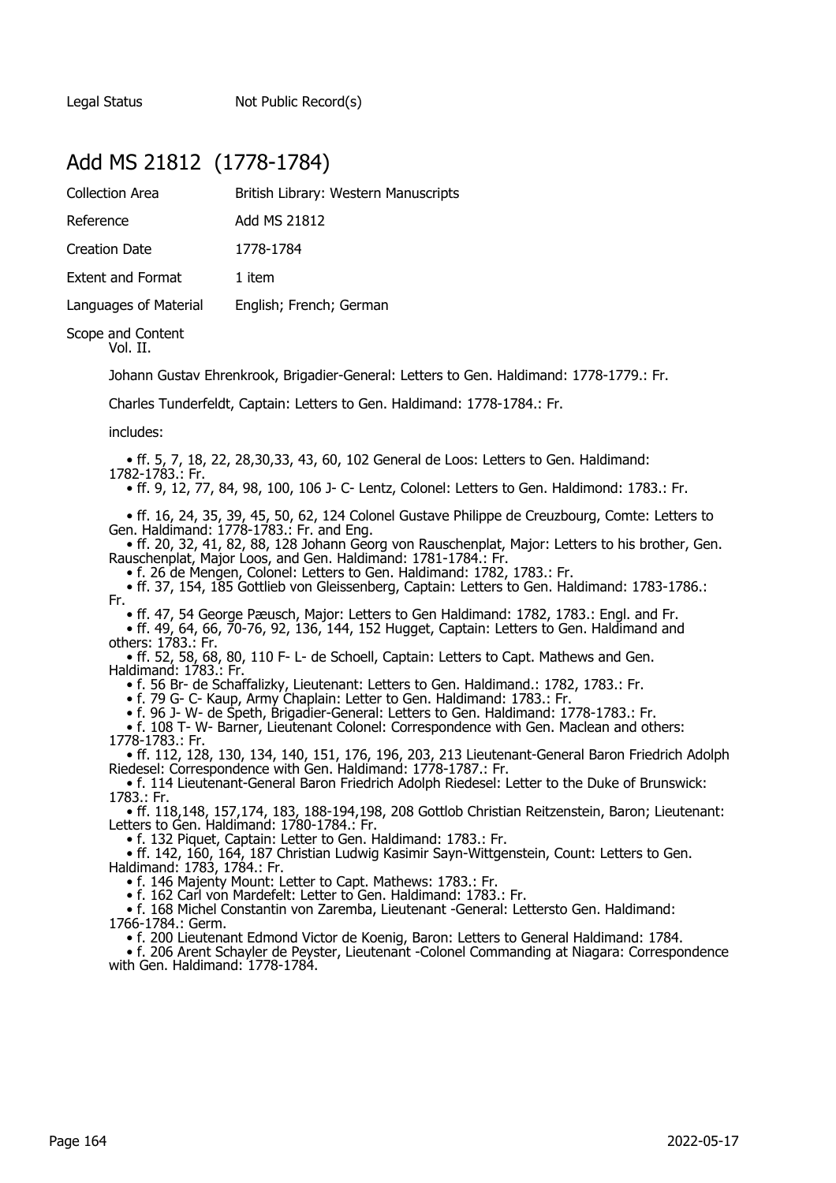| | |
|---|---|
| Legal Status | Not Public Record(s) |

## Add MS 21812 (1778-1784)

| | |
|---|---|
| Collection Area | British Library: Western Manuscripts |
| Reference | Add MS 21812 |
| Creation Date | 1778-1784 |
| Extent and Format | 1 item |
| Languages of Material | English; French; German |

Scope and Content
Vol. II.

Johann Gustav Ehrenkrook, Brigadier-General: Letters to Gen. Haldimand: 1778-1779.: Fr.

Charles Tunderfeldt, Captain: Letters to Gen. Haldimand: 1778-1784.: Fr.

includes:

- ff. 5, 7, 18, 22, 28,30,33, 43, 60, 102 General de Loos: Letters to Gen. Haldimand: 1782-1783.: Fr.
- ff. 9, 12, 77, 84, 98, 100, 106 J- C- Lentz, Colonel: Letters to Gen. Haldimond: 1783.: Fr.
- ff. 16, 24, 35, 39, 45, 50, 62, 124 Colonel Gustave Philippe de Creuzbourg, Comte: Letters to Gen. Haldimand: 1778-1783.: Fr. and Eng.
- ff. 20, 32, 41, 82, 88, 128 Johann Georg von Rauschenplat, Major: Letters to his brother, Gen. Rauschenplat, Major Loos, and Gen. Haldimand: 1781-1784.: Fr.
- f. 26 de Mengen, Colonel: Letters to Gen. Haldimand: 1782, 1783.: Fr.
- ff. 37, 154, 185 Gottlieb von Gleissenberg, Captain: Letters to Gen. Haldimand: 1783-1786.: Fr.
- ff. 47, 54 George Pæusch, Major: Letters to Gen Haldimand: 1782, 1783.: Engl. and Fr.
- ff. 49, 64, 66, 70-76, 92, 136, 144, 152 Hugget, Captain: Letters to Gen. Haldimand and others: 1783.: Fr.
- ff. 52, 58, 68, 80, 110 F- L- de Schoell, Captain: Letters to Capt. Mathews and Gen. Haldimand: 1783.: Fr.
- f. 56 Br- de Schaffalizky, Lieutenant: Letters to Gen. Haldimand.: 1782, 1783.: Fr.
- f. 79 G- C- Kaup, Army Chaplain: Letter to Gen. Haldimand: 1783.: Fr.
- f. 96 J- W- de Speth, Brigadier-General: Letters to Gen. Haldimand: 1778-1783.: Fr.
- f. 108 T- W- Barner, Lieutenant Colonel: Correspondence with Gen. Maclean and others: 1778-1783.: Fr.
- ff. 112, 128, 130, 134, 140, 151, 176, 196, 203, 213 Lieutenant-General Baron Friedrich Adolph Riedesel: Correspondence with Gen. Haldimand: 1778-1787.: Fr.
- f. 114 Lieutenant-General Baron Friedrich Adolph Riedesel: Letter to the Duke of Brunswick: 1783.: Fr.
- ff. 118,148, 157,174, 183, 188-194,198, 208 Gottlob Christian Reitzenstein, Baron; Lieutenant: Letters to Gen. Haldimand: 1780-1784.: Fr.
- f. 132 Piquet, Captain: Letter to Gen. Haldimand: 1783.: Fr.
- ff. 142, 160, 164, 187 Christian Ludwig Kasimir Sayn-Wittgenstein, Count: Letters to Gen. Haldimand: 1783, 1784.: Fr.
- f. 146 Majenty Mount: Letter to Capt. Mathews: 1783.: Fr.
- f. 162 Carl von Mardefelt: Letter to Gen. Haldimand: 1783.: Fr.
- f. 168 Michel Constantin von Zaremba, Lieutenant -General: Lettersto Gen. Haldimand: 1766-1784.: Germ.
- f. 200 Lieutenant Edmond Victor de Koenig, Baron: Letters to General Haldimand: 1784.
- f. 206 Arent Schayler de Peyster, Lieutenant -Colonel Commanding at Niagara: Correspondence with Gen. Haldimand: 1778-1784.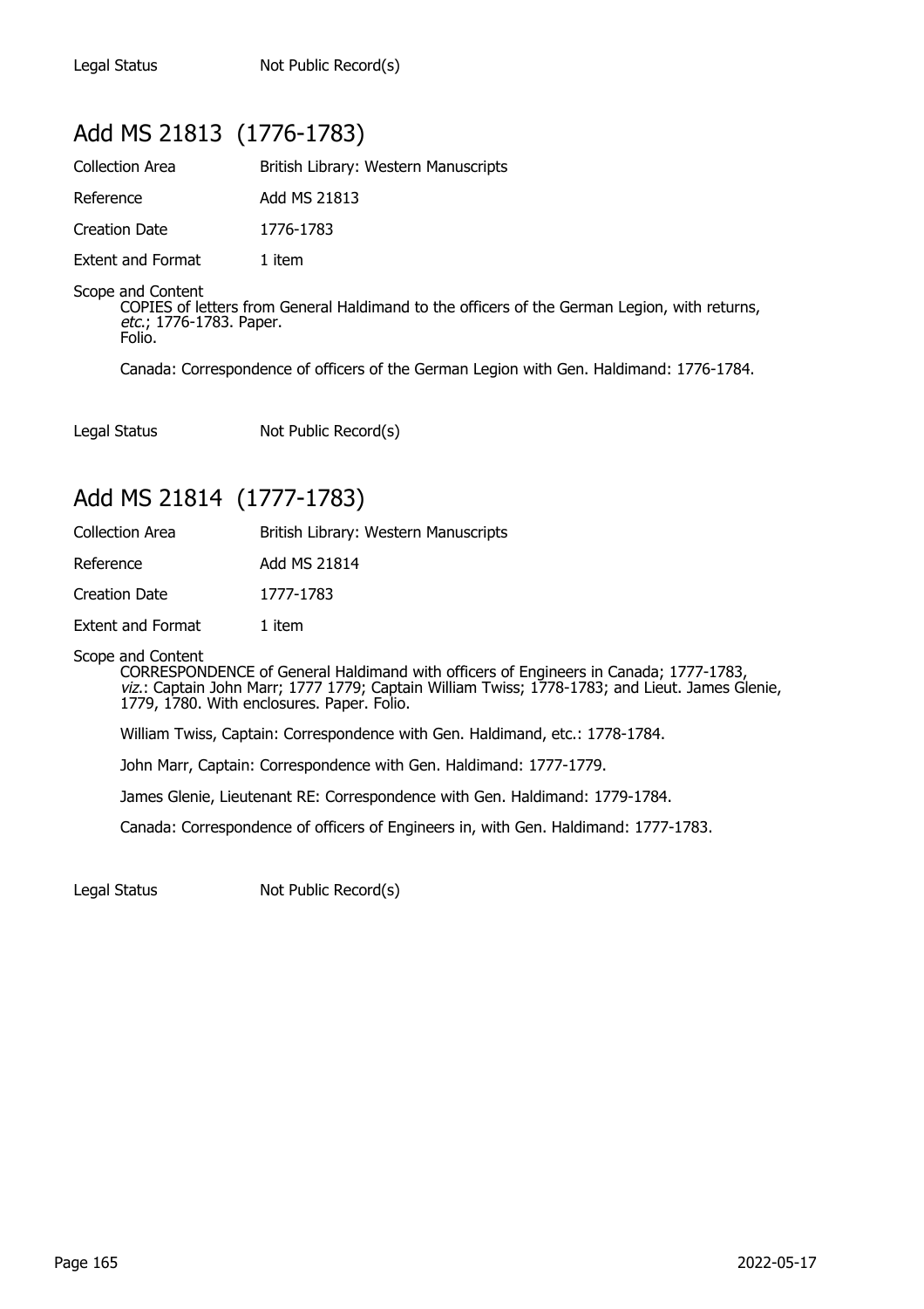Legal Status Not Public Record(s)

## Add MS 21813 (1776-1783)

Collection Area British Library: Western Manuscripts

Reference Add MS 21813

Creation Date 1776-1783

Extent and Format 1 item

Scope and Content

COPIES of letters from General Haldimand to the officers of the German Legion, with returns, *etc.*; 1776-1783. Paper. Folio.

Canada: Correspondence of officers of the German Legion with Gen. Haldimand: 1776-1784.

Legal Status Not Public Record(s)

## Add MS 21814 (1777-1783)

Collection Area British Library: Western Manuscripts

Reference Add MS 21814

Creation Date 1777-1783

Extent and Format 1 item

Scope and Content

CORRESPONDENCE of General Haldimand with officers of Engineers in Canada; 1777-1783, *viz.*: Captain John Marr; 1777 1779; Captain William Twiss; 1778-1783; and Lieut. James Glenie, 1779, 1780. With enclosures. Paper. Folio.

William Twiss, Captain: Correspondence with Gen. Haldimand, etc.: 1778-1784.

John Marr, Captain: Correspondence with Gen. Haldimand: 1777-1779.

James Glenie, Lieutenant RE: Correspondence with Gen. Haldimand: 1779-1784.

Canada: Correspondence of officers of Engineers in, with Gen. Haldimand: 1777-1783.

Legal Status Not Public Record(s)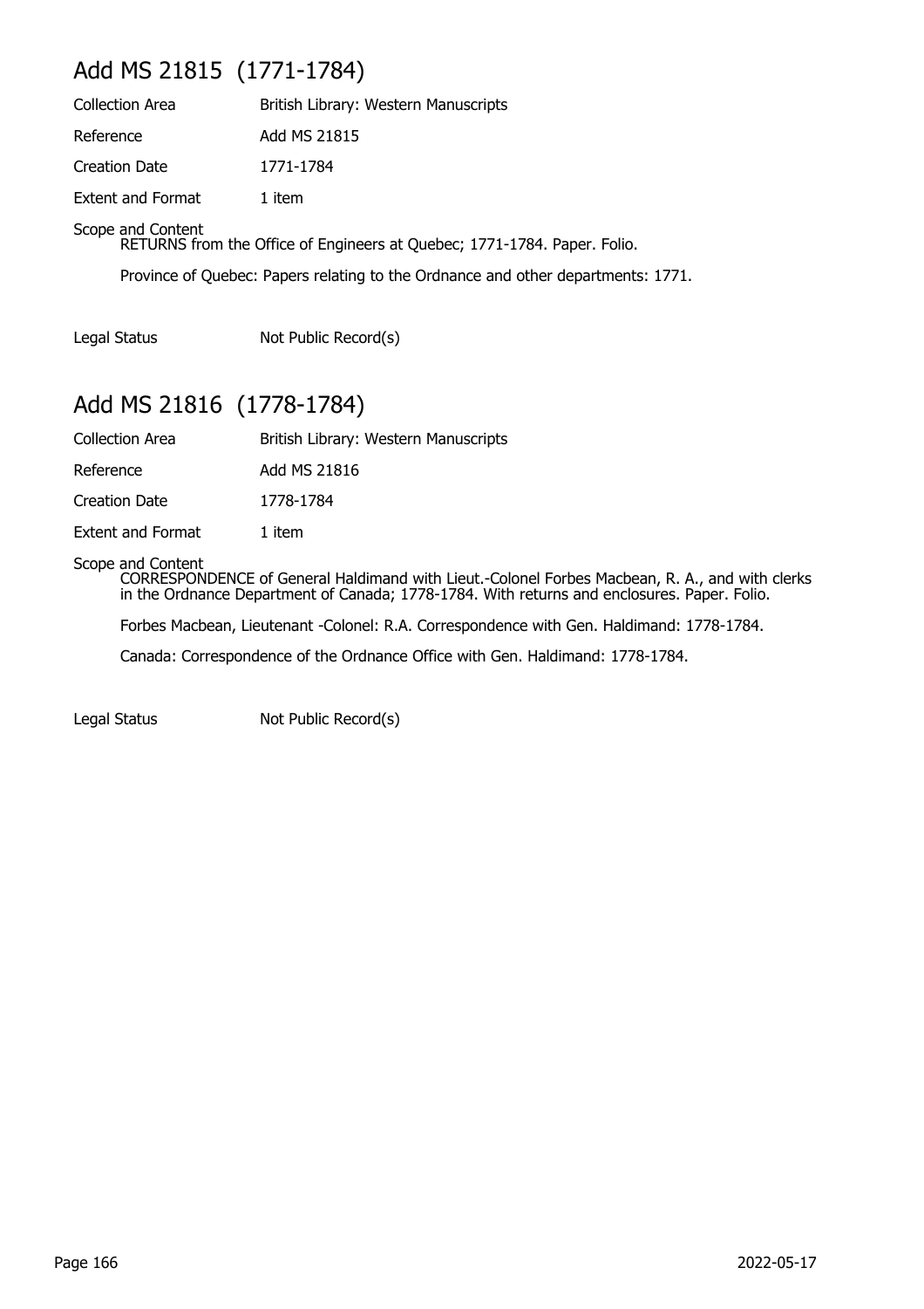## Add MS 21815 (1771-1784)

Collection Area: British Library: Western Manuscripts

Reference: Add MS 21815

Creation Date: 1771-1784

Extent and Format: 1 item

Scope and Content

RETURNS from the Office of Engineers at Quebec; 1771-1784. Paper. Folio.

Province of Quebec: Papers relating to the Ordnance and other departments: 1771.

Legal Status: Not Public Record(s)

## Add MS 21816 (1778-1784)

Collection Area: British Library: Western Manuscripts

Reference: Add MS 21816

Creation Date: 1778-1784

Extent and Format: 1 item

Scope and Content

CORRESPONDENCE of General Haldimand with Lieut.-Colonel Forbes Macbean, R. A., and with clerks in the Ordnance Department of Canada; 1778-1784. With returns and enclosures. Paper. Folio.

Forbes Macbean, Lieutenant -Colonel: R.A. Correspondence with Gen. Haldimand: 1778-1784.

Canada: Correspondence of the Ordnance Office with Gen. Haldimand: 1778-1784.

Legal Status: Not Public Record(s)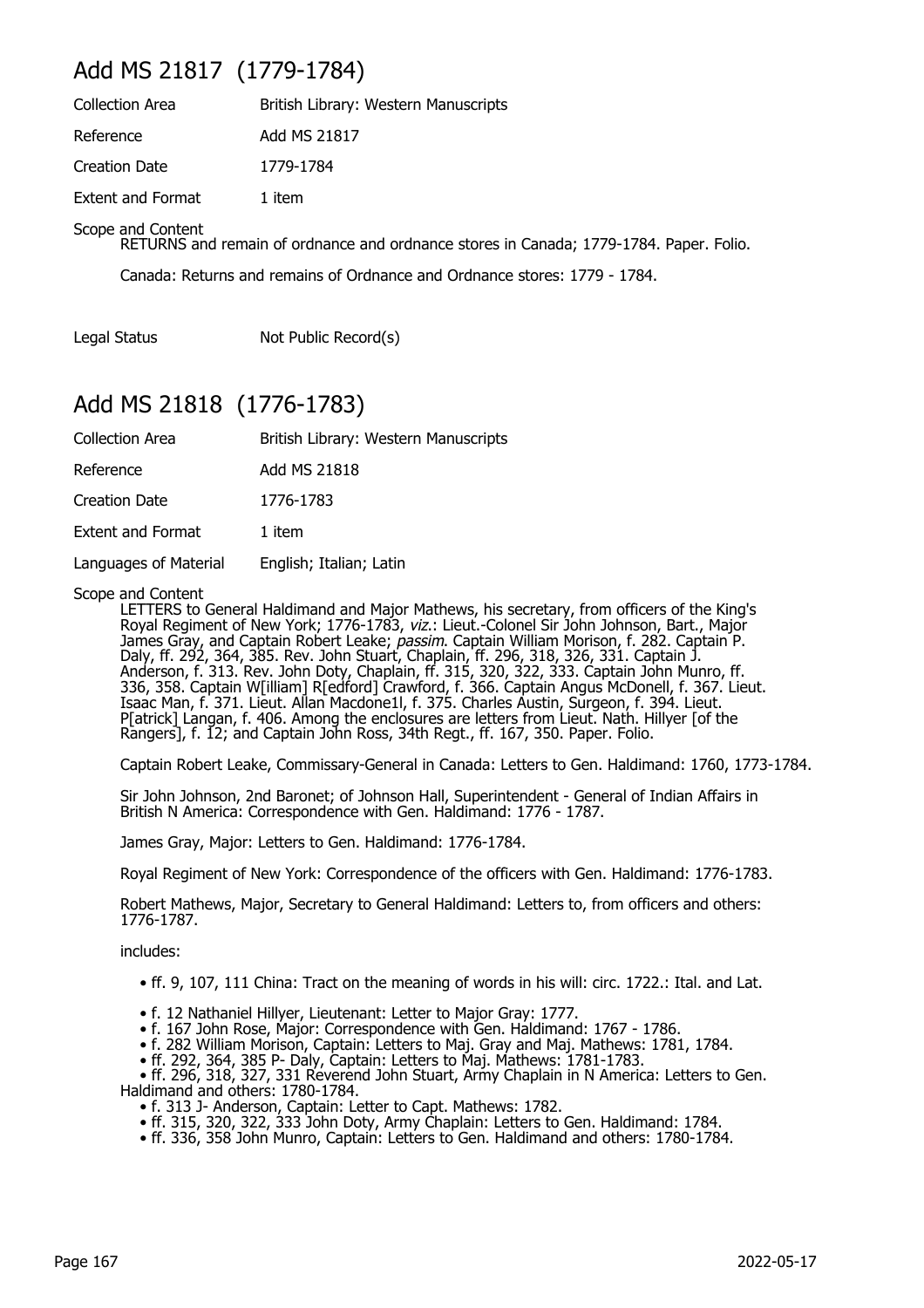## Add MS 21817 (1779-1784)

| | |
|---|---|
| Collection Area | British Library: Western Manuscripts |
| Reference | Add MS 21817 |
| Creation Date | 1779-1784 |
| Extent and Format | 1 item |

Scope and Content

RETURNS and remain of ordnance and ordnance stores in Canada; 1779-1784. Paper. Folio.

Canada: Returns and remains of Ordnance and Ordnance stores: 1779 - 1784.

| | |
|---|---|
| Legal Status | Not Public Record(s) |

## Add MS 21818 (1776-1783)

| | |
|---|---|
| Collection Area | British Library: Western Manuscripts |
| Reference | Add MS 21818 |
| Creation Date | 1776-1783 |
| Extent and Format | 1 item |
| Languages of Material | English; Italian; Latin |

Scope and Content

LETTERS to General Haldimand and Major Mathews, his secretary, from officers of the King's Royal Regiment of New York; 1776-1783, *viz*.: Lieut.-Colonel Sir John Johnson, Bart., Major James Gray, and Captain Robert Leake; *passim*. Captain William Morison, f. 282. Captain P. Daly, ff. 292, 364, 385. Rev. John Stuart, Chaplain, ff. 296, 318, 326, 331. Captain J. Anderson, f. 313. Rev. John Doty, Chaplain, ff. 315, 320, 322, 333. Captain John Munro, ff. 336, 358. Captain W[illiam] R[edford] Crawford, f. 366. Captain Angus McDonell, f. 367. Lieut. Isaac Man, f. 371. Lieut. Allan Macdone1l, f. 375. Charles Austin, Surgeon, f. 394. Lieut. P[atrick] Langan, f. 406. Among the enclosures are letters from Lieut. Nath. Hillyer [of the Rangers], f. 12; and Captain John Ross, 34th Regt., ff. 167, 350. Paper. Folio.

Captain Robert Leake, Commissary-General in Canada: Letters to Gen. Haldimand: 1760, 1773-1784.

Sir John Johnson, 2nd Baronet; of Johnson Hall, Superintendent - General of Indian Affairs in British N America: Correspondence with Gen. Haldimand: 1776 - 1787.

James Gray, Major: Letters to Gen. Haldimand: 1776-1784.

Royal Regiment of New York: Correspondence of the officers with Gen. Haldimand: 1776-1783.

Robert Mathews, Major, Secretary to General Haldimand: Letters to, from officers and others: 1776-1787.

includes:

- ff. 9, 107, 111 China: Tract on the meaning of words in his will: circ. 1722.: Ital. and Lat.
- f. 12 Nathaniel Hillyer, Lieutenant: Letter to Major Gray: 1777.
- f. 167 John Rose, Major: Correspondence with Gen. Haldimand: 1767 - 1786.
- f. 282 William Morison, Captain: Letters to Maj. Gray and Maj. Mathews: 1781, 1784.
- ff. 292, 364, 385 P- Daly, Captain: Letters to Maj. Mathews: 1781-1783.
- ff. 296, 318, 327, 331 Reverend John Stuart, Army Chaplain in N America: Letters to Gen. Haldimand and others: 1780-1784.
- f. 313 J- Anderson, Captain: Letter to Capt. Mathews: 1782.
- ff. 315, 320, 322, 333 John Doty, Army Chaplain: Letters to Gen. Haldimand: 1784.
- ff. 336, 358 John Munro, Captain: Letters to Gen. Haldimand and others: 1780-1784.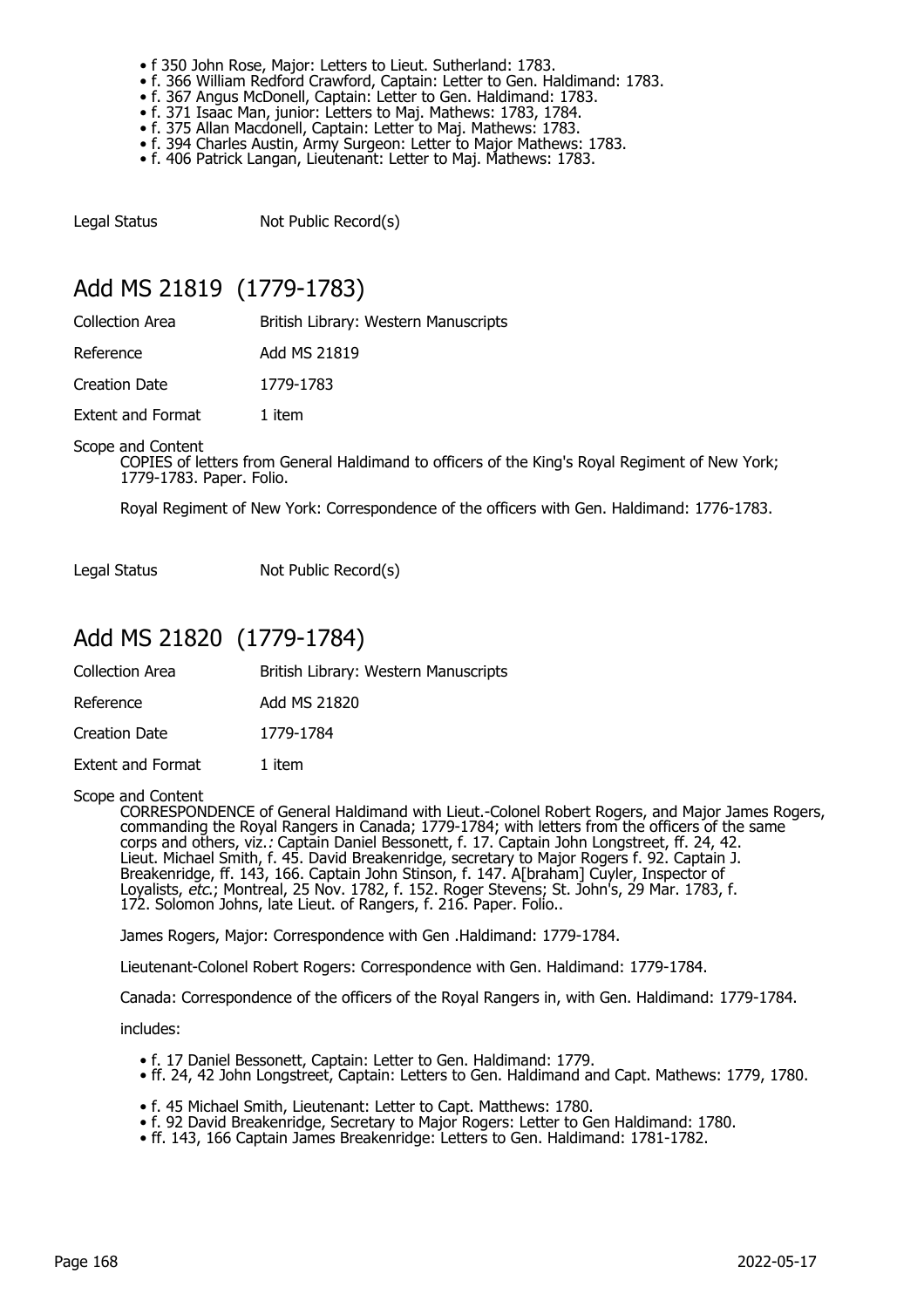- f 350 John Rose, Major: Letters to Lieut. Sutherland: 1783.
- f. 366 William Redford Crawford, Captain: Letter to Gen. Haldimand: 1783.
- f. 367 Angus McDonell, Captain: Letter to Gen. Haldimand: 1783.
- f. 371 Isaac Man, junior: Letters to Maj. Mathews: 1783, 1784.
- f. 375 Allan Macdonell, Captain: Letter to Maj. Mathews: 1783.
- f. 394 Charles Austin, Army Surgeon: Letter to Major Mathews: 1783.
- f. 406 Patrick Langan, Lieutenant: Letter to Maj. Mathews: 1783.

Legal Status Not Public Record(s)

## Add MS 21819 (1779-1783)

Collection Area British Library: Western Manuscripts

Reference Add MS 21819

Creation Date 1779-1783

Extent and Format 1 item

Scope and Content

COPIES of letters from General Haldimand to officers of the King's Royal Regiment of New York; 1779-1783. Paper. Folio.

Royal Regiment of New York: Correspondence of the officers with Gen. Haldimand: 1776-1783.

Legal Status Not Public Record(s)

## Add MS 21820 (1779-1784)

Collection Area British Library: Western Manuscripts

Reference Add MS 21820

Creation Date 1779-1784

Extent and Format 1 item

Scope and Content

CORRESPONDENCE of General Haldimand with Lieut.-Colonel Robert Rogers, and Major James Rogers, commanding the Royal Rangers in Canada; 1779-1784; with letters from the officers of the same corps and others, viz.*:* Captain Daniel Bessonett, f. 17. Captain John Longstreet, ff. 24, 42. Lieut. Michael Smith, f. 45. David Breakenridge, secretary to Major Rogers f. 92. Captain J. Breakenridge, ff. 143, 166. Captain John Stinson, f. 147. A[braham] Cuyler, Inspector of Loyalists, *etc.*; Montreal, 25 Nov. 1782, f. 152. Roger Stevens; St. John's, 29 Mar. 1783, f. 172. Solomon Johns, late Lieut. of Rangers, f. 216. Paper. Folio..

James Rogers, Major: Correspondence with Gen .Haldimand: 1779-1784.

Lieutenant-Colonel Robert Rogers: Correspondence with Gen. Haldimand: 1779-1784.

Canada: Correspondence of the officers of the Royal Rangers in, with Gen. Haldimand: 1779-1784.

includes:

- f. 17 Daniel Bessonett, Captain: Letter to Gen. Haldimand: 1779.
- ff. 24, 42 John Longstreet, Captain: Letters to Gen. Haldimand and Capt. Mathews: 1779, 1780.
- f. 45 Michael Smith, Lieutenant: Letter to Capt. Matthews: 1780.
- f. 92 David Breakenridge, Secretary to Major Rogers: Letter to Gen Haldimand: 1780.
- ff. 143, 166 Captain James Breakenridge: Letters to Gen. Haldimand: 1781-1782.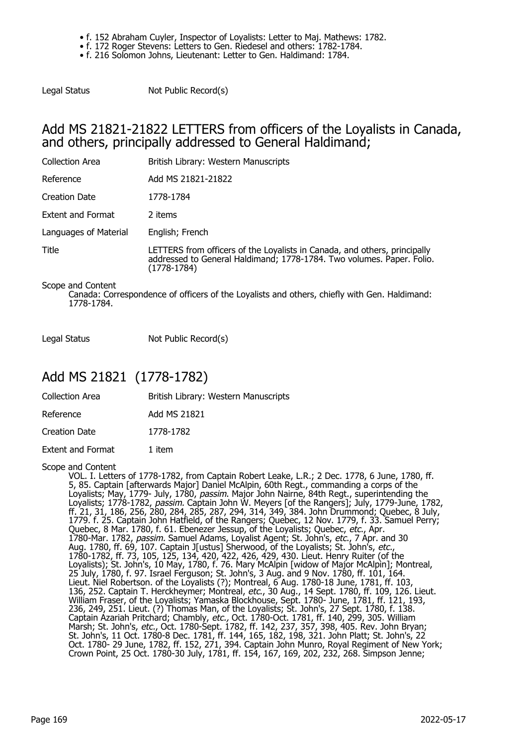- f. 152 Abraham Cuyler, Inspector of Loyalists: Letter to Maj. Mathews: 1782.
- f. 172 Roger Stevens: Letters to Gen. Riedesel and others: 1782-1784.
- f. 216 Solomon Johns, Lieutenant: Letter to Gen. Haldimand: 1784.

Legal Status Not Public Record(s)

## Add MS 21821-21822 LETTERS from officers of the Loyalists in Canada, and others, principally addressed to General Haldimand;

| | |
|---|---|
| Collection Area | British Library: Western Manuscripts |
| Reference | Add MS 21821-21822 |
| Creation Date | 1778-1784 |
| Extent and Format | 2 items |
| Languages of Material | English; French |
| Title | LETTERS from officers of the Loyalists in Canada, and others, principally addressed to General Haldimand; 1778-1784. Two volumes. Paper. Folio. (1778-1784) |

Scope and Content

Canada: Correspondence of officers of the Loyalists and others, chiefly with Gen. Haldimand: 1778-1784.

Legal Status Not Public Record(s)

## Add MS 21821 (1778-1782)

| | |
|---|---|
| Collection Area | British Library: Western Manuscripts |
| Reference | Add MS 21821 |
| Creation Date | 1778-1782 |
| Extent and Format | 1 item |

Scope and Content

VOL. I. Letters of 1778-1782, from Captain Robert Leake, L.R.; 2 Dec. 1778, 6 June, 1780, ff. 5, 85. Captain [afterwards Major] Daniel McAlpin, 60th Regt., commanding a corps of the Loyalists; May, 1779- July, 1780, *passim*. Major John Nairne, 84th Regt., superintending the Loyalists; 1778-1782, *passim*. Captain John W. Meyers [of the Rangers]; July, 1779-June, 1782, ff. 21, 31, 186, 256, 280, 284, 285, 287, 294, 314, 349, 384. John Drummond; Quebec, 8 July, 1779. f. 25. Captain John Hatfield, of the Rangers; Quebec, 12 Nov. 1779, f. 33. Samuel Perry; Quebec, 8 Mar. 1780, f. 61. Ebenezer Jessup, of the Loyalists; Quebec, *etc.*, Apr. 1780-Mar. 1782, *passim*. Samuel Adams, Loyalist Agent; St. John's, *etc.*, 7 Apr. and 30 Aug. 1780, ff. 69, 107. Captain J[ustus] Sherwood, of the Loyalists; St. John's, *etc.*, 1780-1782, ff. 73, 105, 125, 134, 420, 422, 426, 429, 430. Lieut. Henry Ruiter (of the Loyalists); St. John's, 10 May, 1780, f. 76. Mary McAlpin [widow of Major McAlpin]; Montreal, 25 July, 1780, f. 97. Israel Ferguson; St. John's, 3 Aug. and 9 Nov. 1780, ff. 101, 164. Lieut. Niel Robertson. of the Loyalists (?); Montreal, 6 Aug. 1780-18 June, 1781, ff. 103, 136, 252. Captain T. Herckheymer; Montreal, *etc.*, 30 Aug., 14 Sept. 1780, ff. 109, 126. Lieut. William Fraser, of the Loyalists; Yamaska Blockhouse, Sept. 1780- June, 1781, ff. 121, 193, 236, 249, 251. Lieut. (?) Thomas Man, of the Loyalists; St. John's, 27 Sept. 1780, f. 138. Captain Azariah Pritchard; Chambly, *etc.*, Oct. 1780-Oct. 1781, ff. 140, 299, 305. William Marsh; St. John's, *etc.*, Oct. 1780-Sept. 1782, ff. 142, 237, 357, 398, 405. Rev. John Bryan; St. John's, 11 Oct. 1780-8 Dec. 1781, ff. 144, 165, 182, 198, 321. John Platt; St. John's, 22 Oct. 1780- 29 June, 1782, ff. 152, 271, 394. Captain John Munro, Royal Regiment of New York; Crown Point, 25 Oct. 1780-30 July, 1781, ff. 154, 167, 169, 202, 232, 268. Simpson Jenne;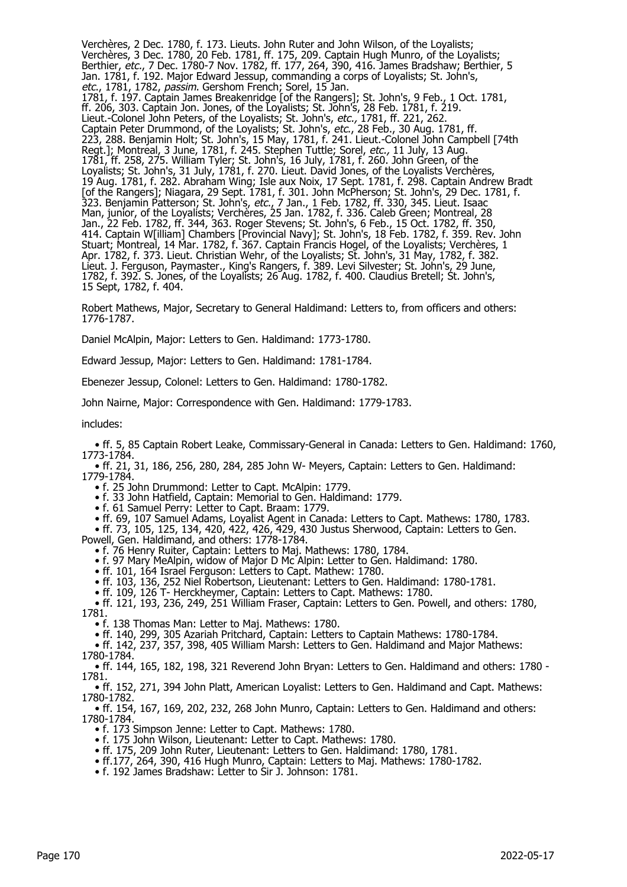Verchères, 2 Dec. 1780, f. 173. Lieuts. John Ruter and John Wilson, of the Loyalists; Verchères, 3 Dec. 1780, 20 Feb. 1781, ff. 175, 209. Captain Hugh Munro, of the Loyalists; Berthier, *etc.*, 7 Dec. 1780-7 Nov. 1782, ff. 177, 264, 390, 416. James Bradshaw; Berthier, 5 Jan. 1781, f. 192. Major Edward Jessup, commanding a corps of Loyalists; St. John's, *etc.*, 1781, 1782, *passim*. Gershom French; Sorel, 15 Jan. 1781, f. 197. Captain James Breakenridge [of the Rangers]; St. John's, 9 Feb., 1 Oct. 1781, ff. 206, 303. Captain Jon. Jones, of the Loyalists; St. John's, 28 Feb. 1781, f. 219. Lieut.-Colonel John Peters, of the Loyalists; St. John's, *etc.,* 1781, ff. 221, 262. Captain Peter Drummond, of the Loyalists; St. John's, *etc.*, 28 Feb., 30 Aug. 1781, ff. 223, 288. Benjamin Holt; St. John's, 15 May, 1781, f. 241. Lieut.-Colonel John Campbell [74th Regt.]; Montreal, 3 June, 1781, f. 245. Stephen Tuttle; Sorel, *etc.,* 11 July, 13 Aug. 1781, ff. 258, 275. William Tyler; St. John's, 16 July, 1781, f. 260. John Green, of the Loyalists; St. John's, 31 July, 1781, f. 270. Lieut. David Jones, of the Loyalists Verchères, 19 Aug. 1781, f. 282. Abraham Wing; Isle aux Noix, 17 Sept. 1781, f. 298. Captain Andrew Bradt [of the Rangers]; Niagara, 29 Sept. 1781, f. 301. John McPherson; St. John's, 29 Dec. 1781, f. 323. Benjamin Patterson; St. John's, *etc.*, 7 Jan., 1 Feb. 1782, ff. 330, 345. Lieut. Isaac Man, junior, of the Loyalists; Verchères, 25 Jan. 1782, f. 336. Caleb Green; Montreal, 28 Jan., 22 Feb. 1782, ff. 344, 363. Roger Stevens; St. John's, 6 Feb., 15 Oct. 1782, ff. 350, 414. Captain W[illiam] Chambers [Provincial Navy]; St. John's, 18 Feb. 1782, f. 359. Rev. John Stuart; Montreal, 14 Mar. 1782, f. 367. Captain Francis Hogel, of the Loyalists; Verchères, 1 Apr. 1782, f. 373. Lieut. Christian Wehr, of the Loyalists; St. John's, 31 May, 1782, f. 382. Lieut. J. Ferguson, Paymaster., King's Rangers, f. 389. Levi Silvester; St. John's, 29 June, 1782, f. 392. S. Jones, of the Loyalists; 26 Aug. 1782, f. 400. Claudius Bretell; St. John's, 15 Sept, 1782, f. 404.

Robert Mathews, Major, Secretary to General Haldimand: Letters to, from officers and others: 1776-1787.

Daniel McAlpin, Major: Letters to Gen. Haldimand: 1773-1780.

Edward Jessup, Major: Letters to Gen. Haldimand: 1781-1784.

Ebenezer Jessup, Colonel: Letters to Gen. Haldimand: 1780-1782.

John Nairne, Major: Correspondence with Gen. Haldimand: 1779-1783.

includes:

- ff. 5, 85 Captain Robert Leake, Commissary-General in Canada: Letters to Gen. Haldimand: 1760, 1773-1784.
- ff. 21, 31, 186, 256, 280, 284, 285 John W- Meyers, Captain: Letters to Gen. Haldimand: 1779-1784.
- f. 25 John Drummond: Letter to Capt. McAlpin: 1779.
- f. 33 John Hatfield, Captain: Memorial to Gen. Haldimand: 1779.
- f. 61 Samuel Perry: Letter to Capt. Braam: 1779.
- ff. 69, 107 Samuel Adams, Loyalist Agent in Canada: Letters to Capt. Mathews: 1780, 1783.
- ff. 73, 105, 125, 134, 420, 422, 426, 429, 430 Justus Sherwood, Captain: Letters to Gen. Powell, Gen. Haldimand, and others: 1778-1784.
- f. 76 Henry Ruiter, Captain: Letters to Maj. Mathews: 1780, 1784.
- f. 97 Mary MeAlpin, widow of Major D Mc Alpin: Letter to Gen. Haldimand: 1780.
- ff. 101, 164 Israel Ferguson: Letters to Capt. Mathew: 1780.
- ff. 103, 136, 252 Niel Robertson, Lieutenant: Letters to Gen. Haldimand: 1780-1781.
- ff. 109, 126 T- Herckheymer, Captain: Letters to Capt. Mathews: 1780.
- ff. 121, 193, 236, 249, 251 William Fraser, Captain: Letters to Gen. Powell, and others: 1780, 1781.
- f. 138 Thomas Man: Letter to Maj. Mathews: 1780.
- ff. 140, 299, 305 Azariah Pritchard, Captain: Letters to Captain Mathews: 1780-1784.
- ff. 142, 237, 357, 398, 405 William Marsh: Letters to Gen. Haldimand and Major Mathews: 1780-1784.
- ff. 144, 165, 182, 198, 321 Reverend John Bryan: Letters to Gen. Haldimand and others: 1780 - 1781.
- ff. 152, 271, 394 John Platt, American Loyalist: Letters to Gen. Haldimand and Capt. Mathews: 1780-1782.
- ff. 154, 167, 169, 202, 232, 268 John Munro, Captain: Letters to Gen. Haldimand and others: 1780-1784.
- f. 173 Simpson Jenne: Letter to Capt. Mathews: 1780.
- f. 175 John Wilson, Lieutenant: Letter to Capt. Mathews: 1780.
- ff. 175, 209 John Ruter, Lieutenant: Letters to Gen. Haldimand: 1780, 1781.
- ff.177, 264, 390, 416 Hugh Munro, Captain: Letters to Maj. Mathews: 1780-1782.
- f. 192 James Bradshaw: Letter to Sir J. Johnson: 1781.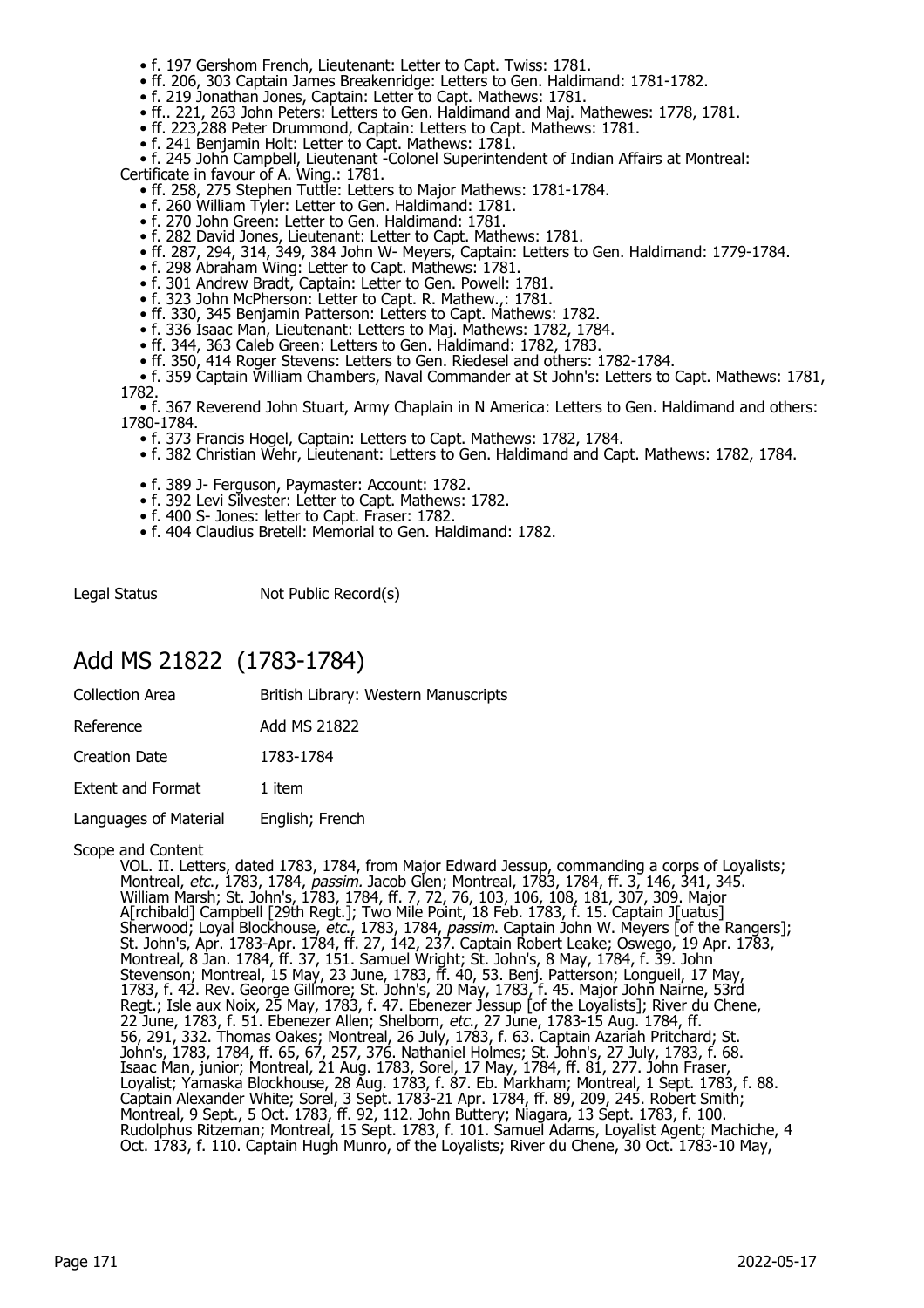- f. 197 Gershom French, Lieutenant: Letter to Capt. Twiss: 1781.
- ff. 206, 303 Captain James Breakenridge: Letters to Gen. Haldimand: 1781-1782.
- f. 219 Jonathan Jones, Captain: Letter to Capt. Mathews: 1781.
- ff.. 221, 263 John Peters: Letters to Gen. Haldimand and Maj. Mathewes: 1778, 1781.
- ff. 223,288 Peter Drummond, Captain: Letters to Capt. Mathews: 1781.
- f. 241 Benjamin Holt: Letter to Capt. Mathews: 1781.
- f. 245 John Campbell, Lieutenant -Colonel Superintendent of Indian Affairs at Montreal: Certificate in favour of A. Wing.: 1781.
- ff. 258, 275 Stephen Tuttle: Letters to Major Mathews: 1781-1784.
- f. 260 William Tyler: Letter to Gen. Haldimand: 1781.
- f. 270 John Green: Letter to Gen. Haldimand: 1781.
- f. 282 David Jones, Lieutenant: Letter to Capt. Mathews: 1781.
- ff. 287, 294, 314, 349, 384 John W- Meyers, Captain: Letters to Gen. Haldimand: 1779-1784.
- f. 298 Abraham Wing: Letter to Capt. Mathews: 1781.
- f. 301 Andrew Bradt, Captain: Letter to Gen. Powell: 1781.
- f. 323 John McPherson: Letter to Capt. R. Mathew.,: 1781.
- ff. 330, 345 Benjamin Patterson: Letters to Capt. Mathews: 1782.
- f. 336 Isaac Man, Lieutenant: Letters to Maj. Mathews: 1782, 1784.
- ff. 344, 363 Caleb Green: Letters to Gen. Haldimand: 1782, 1783.
- ff. 350, 414 Roger Stevens: Letters to Gen. Riedesel and others: 1782-1784.
- f. 359 Captain William Chambers, Naval Commander at St John's: Letters to Capt. Mathews: 1781, 1782.
- f. 367 Reverend John Stuart, Army Chaplain in N America: Letters to Gen. Haldimand and others: 1780-1784.
- f. 373 Francis Hogel, Captain: Letters to Capt. Mathews: 1782, 1784.
- f. 382 Christian Wehr, Lieutenant: Letters to Gen. Haldimand and Capt. Mathews: 1782, 1784.
- f. 389 J- Ferguson, Paymaster: Account: 1782.
- f. 392 Levi Silvester: Letter to Capt. Mathews: 1782.
- f. 400 S- Jones: letter to Capt. Fraser: 1782.
- f. 404 Claudius Bretell: Memorial to Gen. Haldimand: 1782.

Legal Status: Not Public Record(s)

## Add MS 21822 (1783-1784)

| | |
|---|---|
| Collection Area | British Library: Western Manuscripts |
| Reference | Add MS 21822 |
| Creation Date | 1783-1784 |
| Extent and Format | 1 item |
| Languages of Material | English; French |

Scope and Content

VOL. II. Letters, dated 1783, 1784, from Major Edward Jessup, commanding a corps of Loyalists; Montreal, *etc.*, 1783, 1784, *passim.* Jacob Glen; Montreal, 1783, 1784, ff. 3, 146, 341, 345. William Marsh; St. John's, 1783, 1784, ff. 7, 72, 76, 103, 106, 108, 181, 307, 309. Major A[rchibald] Campbell [29th Regt.]; Two Mile Point, 18 Feb. 1783, f. 15. Captain J[uatus] Sherwood; Loyal Blockhouse, *etc.*, 1783, 1784, *passim*. Captain John W. Meyers [of the Rangers]; St. John's, Apr. 1783-Apr. 1784, ff. 27, 142, 237. Captain Robert Leake; Oswego, 19 Apr. 1783, Montreal, 8 Jan. 1784, ff. 37, 151. Samuel Wright; St. John's, 8 May, 1784, f. 39. John Stevenson; Montreal, 15 May, 23 June, 1783, ff. 40, 53. Benj. Patterson; Longueil, 17 May, 1783, f. 42. Rev. George Gillmore; St. John's, 20 May, 1783, f. 45. Major John Nairne, 53rd Regt.; Isle aux Noix, 25 May, 1783, f. 47. Ebenezer Jessup [of the Loyalists]; River du Chene, 22 June, 1783, f. 51. Ebenezer Allen; Shelborn, *etc.*, 27 June, 1783-15 Aug. 1784, ff. 56, 291, 332. Thomas Oakes; Montreal, 26 July, 1783, f. 63. Captain Azariah Pritchard; St. John's, 1783, 1784, ff. 65, 67, 257, 376. Nathaniel Holmes; St. John's, 27 July, 1783, f. 68. Isaac Man, junior; Montreal, 21 Aug. 1783, Sorel, 17 May, 1784, ff. 81, 277. John Fraser, Loyalist; Yamaska Blockhouse, 28 Aug. 1783, f. 87. Eb. Markham; Montreal, 1 Sept. 1783, f. 88. Captain Alexander White; Sorel, 3 Sept. 1783-21 Apr. 1784, ff. 89, 209, 245. Robert Smith; Montreal, 9 Sept., 5 Oct. 1783, ff. 92, 112. John Buttery; Niagara, 13 Sept. 1783, f. 100. Rudolphus Ritzeman; Montreal, 15 Sept. 1783, f. 101. Samuel Adams, Loyalist Agent; Machiche, 4 Oct. 1783, f. 110. Captain Hugh Munro, of the Loyalists; River du Chene, 30 Oct. 1783-10 May,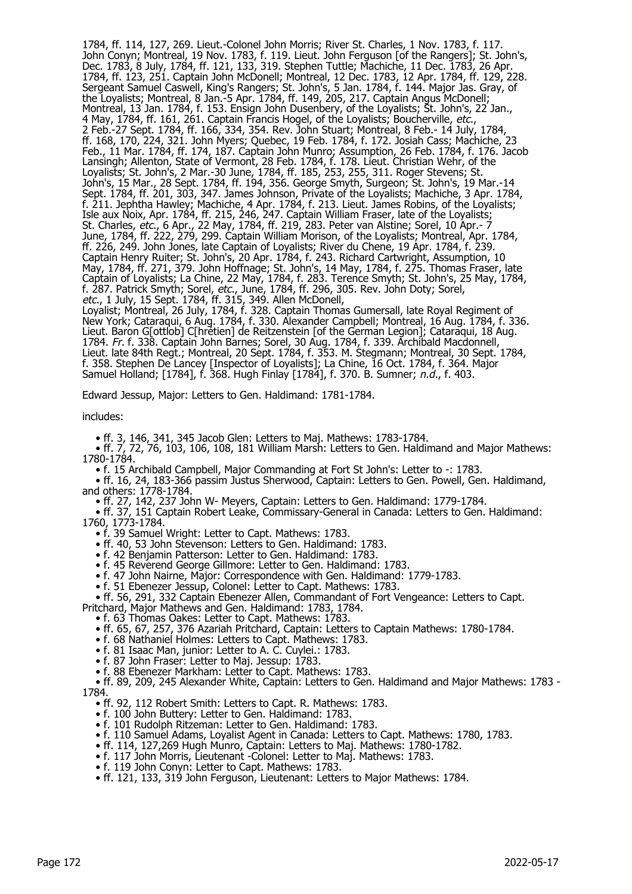1784, ff. 114, 127, 269. Lieut.-Colonel John Morris; River St. Charles, 1 Nov. 1783, f. 117. John Conyn; Montreal, 19 Nov. 1783, f. 119. Lieut. John Ferguson [of the Rangers]; St. John's, Dec. 1783, 8 July, 1784, ff. 121, 133, 319. Stephen Tuttle; Machiche, 11 Dec. 1783, 26 Apr. 1784, ff. 123, 251. Captain John McDonell; Montreal, 12 Dec. 1783, 12 Apr. 1784, ff. 129, 228. Sergeant Samuel Caswell, King's Rangers; St. John's, 5 Jan. 1784, f. 144. Major Jas. Gray, of the Loyalists; Montreal, 8 Jan.-5 Apr. 1784, ff. 149, 205, 217. Captain Angus McDonell; Montreal, 13 Jan. 1784, f. 153. Ensign John Dusenbery, of the Loyalists; St. John's, 22 Jan., 4 May, 1784, ff. 161, 261. Captain Francis Hogel, of the Loyalists; Boucherville, *etc.*, 2 Feb.-27 Sept. 1784, ff. 166, 334, 354. Rev. John Stuart; Montreal, 8 Feb.- 14 July, 1784, ff. 168, 170, 224, 321. John Myers; Quebec, 19 Feb. 1784, f. 172. Josiah Cass; Machiche, 23 Feb., 11 Mar. 1784, ff. 174, 187. Captain John Munro; Assumption, 26 Feb. 1784, f. 176. Jacob Lansingh; Allenton, State of Vermont, 28 Feb. 1784, f. 178. Lieut. Christian Wehr, of the Loyalists; St. John's, 2 Mar.-30 June, 1784, ff. 185, 253, 255, 311. Roger Stevens; St. John's, 15 Mar., 28 Sept. 1784, ff. 194, 356. George Smyth, Surgeon; St. John's, 19 Mar.-14 Sept. 1784, ff. 201, 303, 347. James Johnson, Private of the Loyalists; Machiche, 3 Apr. 1784, f. 211. Jephtha Hawley; Machiche, 4 Apr. 1784, f. 213. Lieut. James Robins, of the Loyalists; Isle aux Noix, Apr. 1784, ff. 215, 246, 247. Captain William Fraser, late of the Loyalists; St. Charles, *etc.*, 6 Apr., 22 May, 1784, ff. 219, 283. Peter van Alstine; Sorel, 10 Apr.- 7 June, 1784, ff. 222, 279, 299. Captain William Morison, of the Loyalists; Montreal, Apr. 1784, ff. 226, 249. John Jones, late Captain of Loyalists; River du Chene, 19 Apr. 1784, f. 239. Captain Henry Ruiter; St. John's, 20 Apr. 1784, f. 243. Richard Cartwright, Assumption, 10 May, 1784, ff. 271, 379. John Hoffnage; St. John's, 14 May, 1784, f. 275. Thomas Fraser, late Captain of Loyalists; La Chine, 22 May, 1784, f. 283. Terence Smyth; St. John's, 25 May, 1784, f. 287. Patrick Smyth; Sorel, *etc.*, June, 1784, ff. 296, 305. Rev. John Doty; Sorel, *etc.*, 1 July, 15 Sept. 1784, ff. 315, 349. Allen McDonell, Loyalist; Montreal, 26 July, 1784, f. 328. Captain Thomas Gumersall, late Royal Regiment of New York; Cataraqui, 6 Aug. 1784, f. 330. Alexander Campbell; Montreal, 16 Aug. 1784, f. 336. Lieut. Baron G[ottlob] C[hrétien] de Reitzenstein [of the German Legion]; Cataraqui, 18 Aug. 1784. *Fr.* f. 338. Captain John Barnes; Sorel, 30 Aug. 1784, f. 339. Archibald Macdonnell, Lieut. late 84th Regt.; Montreal, 20 Sept. 1784, f. 353. M. Stegmann; Montreal, 30 Sept. 1784, f. 358. Stephen De Lancey [Inspector of Loyalists]; La Chine, 16 Oct. 1784, f. 364. Major Samuel Holland; [1784], f. 368. Hugh Finlay [1784], f. 370. B. Sumner; *n.d.*, f. 403.

Edward Jessup, Major: Letters to Gen. Haldimand: 1781-1784.

includes:

- ff. 3, 146, 341, 345 Jacob Glen: Letters to Maj. Mathews: 1783-1784.
- ff. 7, 72, 76, 103, 106, 108, 181 William Marsh: Letters to Gen. Haldimand and Major Mathews: 1780-1784.
- f. 15 Archibald Campbell, Major Commanding at Fort St John's: Letter to -: 1783.
- ff. 16, 24, 183-366 passim Justus Sherwood, Captain: Letters to Gen. Powell, Gen. Haldimand, and others: 1778-1784.
- ff. 27, 142, 237 John W- Meyers, Captain: Letters to Gen. Haldimand: 1779-1784.
- ff. 37, 151 Captain Robert Leake, Commissary-General in Canada: Letters to Gen. Haldimand: 1760, 1773-1784.
- f. 39 Samuel Wright: Letter to Capt. Mathews: 1783.
- ff. 40, 53 John Stevenson: Letters to Gen. Haldimand: 1783.
- f. 42 Benjamin Patterson: Letter to Capt. Mathews: 1783.
- f. 45 Reverend George Gillmore: Letter to Gen. Haldimand: 1783.
- f. 47 John Nairne, Major: Correspondence with Gen. Haldimand: 1779-1783.
- f. 51 Ebenezer Jessup, Colonel: Letter to Capt. Mathews: 1783.
- ff. 56, 291, 332 Captain Ebenezer Allen, Commandant of Fort Vengeance: Letters to Capt. Pritchard, Major Mathews and Gen. Haldimand: 1783, 1784.
- f. 63 Thomas Oakes: Letter to Capt. Mathews: 1783.
- ff. 65, 67, 257, 376 Azariah Pritchard, Captain: Letters to Captain Mathews: 1780-1784.
- f. 68 Nathaniel Holmes: Letters to Capt. Mathews: 1783.
- f. 81 Isaac Man, junior: Letter to A. C. Cuylei.: 1783.
- f. 87 John Fraser: Letter to Maj. Jessup: 1783.
- f. 88 Ebenezer Markham: Letter to Capt. Mathews: 1783.
- ff. 89, 209, 245 Alexander White, Captain: Letters to Gen. Haldimand and Major Mathews: 1783 - 1784.
- ff. 92, 112 Robert Smith: Letters to Capt. R. Mathews: 1783.
- f. 100 John Buttery: Letter to Gen. Haldimand: 1783.
- f. 101 Rudolph Ritzeman: Letter to Gen. Haldimand: 1783.
- f. 110 Samuel Adams, Loyalist Agent in Canada: Letters to Capt. Mathews: 1780, 1783.
- ff. 114, 127,269 Hugh Munro, Captain: Letters to Maj. Mathews: 1780-1782.
- f. 117 John Morris, Lieutenant -Colonel: Letter to Maj. Mathews: 1783.
- f. 119 John Conyn: Letter to Capt. Mathews: 1783.
- ff. 121, 133, 319 John Ferguson, Lieutenant: Letters to Major Mathews: 1784.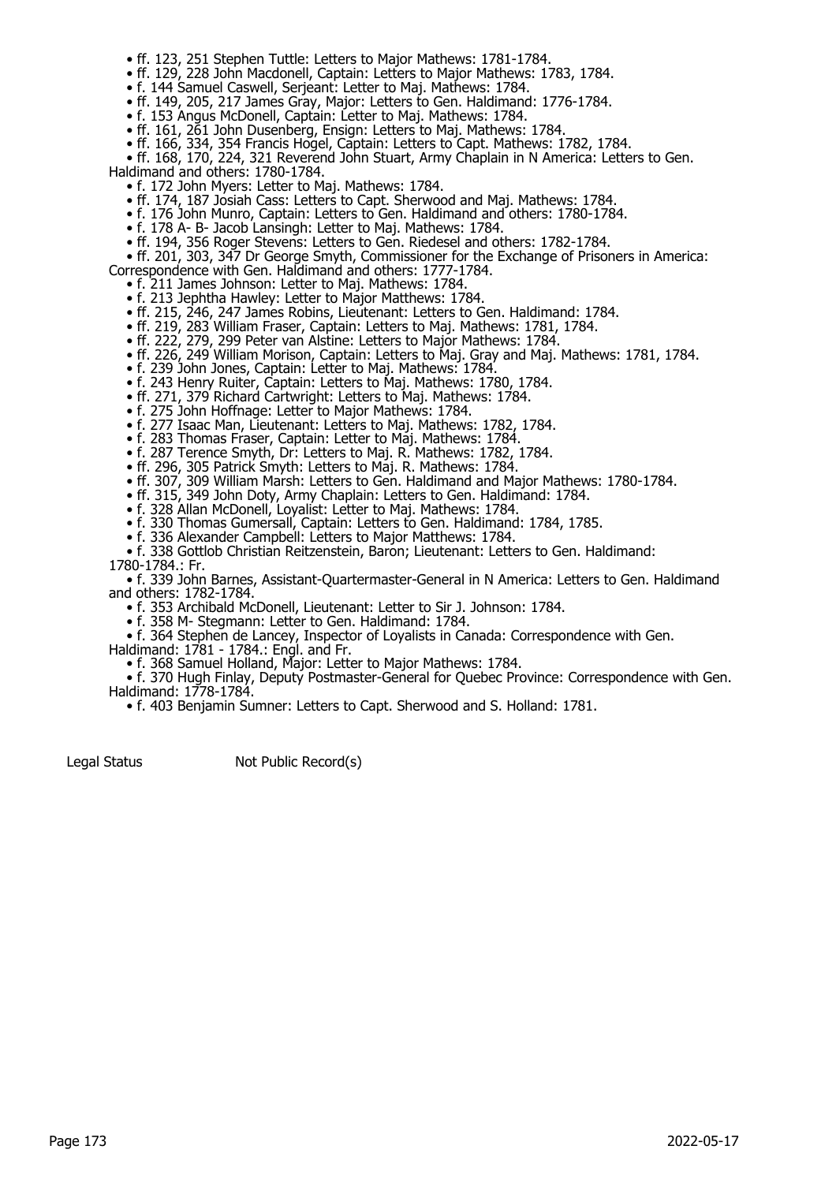- ff. 123, 251 Stephen Tuttle: Letters to Major Mathews: 1781-1784.
- ff. 129, 228 John Macdonell, Captain: Letters to Major Mathews: 1783, 1784.
- f. 144 Samuel Caswell, Serjeant: Letter to Maj. Mathews: 1784.
- ff. 149, 205, 217 James Gray, Major: Letters to Gen. Haldimand: 1776-1784.
- f. 153 Angus McDonell, Captain: Letter to Maj. Mathews: 1784.
- ff. 161, 261 John Dusenberg, Ensign: Letters to Maj. Mathews: 1784.
- ff. 166, 334, 354 Francis Hogel, Captain: Letters to Capt. Mathews: 1782, 1784.
- ff. 168, 170, 224, 321 Reverend John Stuart, Army Chaplain in N America: Letters to Gen. Haldimand and others: 1780-1784.
- f. 172 John Myers: Letter to Maj. Mathews: 1784.
- ff. 174, 187 Josiah Cass: Letters to Capt. Sherwood and Maj. Mathews: 1784.
- f. 176 John Munro, Captain: Letters to Gen. Haldimand and others: 1780-1784.
- f. 178 A- B- Jacob Lansingh: Letter to Maj. Mathews: 1784.
- ff. 194, 356 Roger Stevens: Letters to Gen. Riedesel and others: 1782-1784.
- ff. 201, 303, 347 Dr George Smyth, Commissioner for the Exchange of Prisoners in America: Correspondence with Gen. Haldimand and others: 1777-1784.
- f. 211 James Johnson: Letter to Maj. Mathews: 1784.
- f. 213 Jephtha Hawley: Letter to Major Matthews: 1784.
- ff. 215, 246, 247 James Robins, Lieutenant: Letters to Gen. Haldimand: 1784.
- ff. 219, 283 William Fraser, Captain: Letters to Maj. Mathews: 1781, 1784.
- ff. 222, 279, 299 Peter van Alstine: Letters to Major Mathews: 1784.
- ff. 226, 249 William Morison, Captain: Letters to Maj. Gray and Maj. Mathews: 1781, 1784.
- f. 239 John Jones, Captain: Letter to Maj. Mathews: 1784.
- f. 243 Henry Ruiter, Captain: Letters to Maj. Mathews: 1780, 1784.
- ff. 271, 379 Richard Cartwright: Letters to Maj. Mathews: 1784.
- f. 275 John Hoffnage: Letter to Major Mathews: 1784.
- f. 277 Isaac Man, Lieutenant: Letters to Maj. Mathews: 1782, 1784.
- f. 283 Thomas Fraser, Captain: Letter to Maj. Mathews: 1784.
- f. 287 Terence Smyth, Dr: Letters to Maj. R. Mathews: 1782, 1784.
- ff. 296, 305 Patrick Smyth: Letters to Maj. R. Mathews: 1784.
- ff. 307, 309 William Marsh: Letters to Gen. Haldimand and Major Mathews: 1780-1784.
- ff. 315, 349 John Doty, Army Chaplain: Letters to Gen. Haldimand: 1784.
- f. 328 Allan McDonell, Loyalist: Letter to Maj. Mathews: 1784.
- f. 330 Thomas Gumersall, Captain: Letters to Gen. Haldimand: 1784, 1785.
- f. 336 Alexander Campbell: Letters to Major Matthews: 1784.
- f. 338 Gottlob Christian Reitzenstein, Baron; Lieutenant: Letters to Gen. Haldimand: 1780-1784.: Fr.
- f. 339 John Barnes, Assistant-Quartermaster-General in N America: Letters to Gen. Haldimand and others: 1782-1784.
- f. 353 Archibald McDonell, Lieutenant: Letter to Sir J. Johnson: 1784.
- f. 358 M- Stegmann: Letter to Gen. Haldimand: 1784.
- f. 364 Stephen de Lancey, Inspector of Loyalists in Canada: Correspondence with Gen. Haldimand: 1781 - 1784.: Engl. and Fr.
- f. 368 Samuel Holland, Major: Letter to Major Mathews: 1784.
- f. 370 Hugh Finlay, Deputy Postmaster-General for Quebec Province: Correspondence with Gen. Haldimand: 1778-1784.
- f. 403 Benjamin Sumner: Letters to Capt. Sherwood and S. Holland: 1781.

Legal Status Not Public Record(s)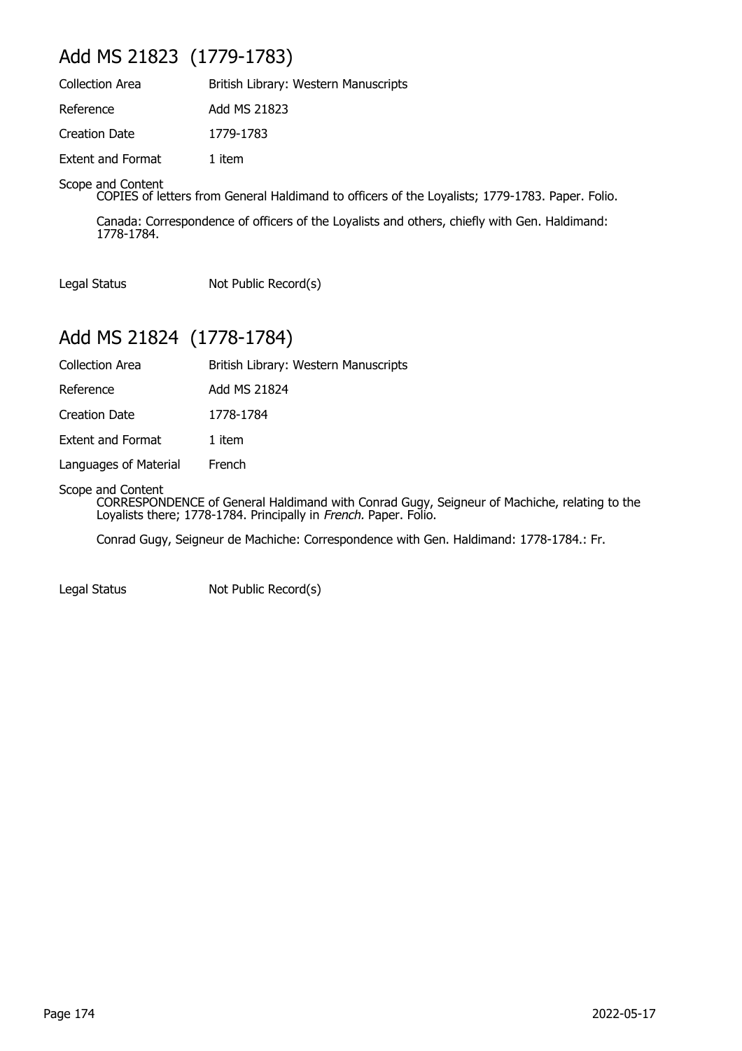## Add MS 21823 (1779-1783)

Collection Area: British Library: Western Manuscripts

Reference: Add MS 21823

Creation Date: 1779-1783

Extent and Format: 1 item

Scope and Content
: COPIES of letters from General Haldimand to officers of the Loyalists; 1779-1783. Paper. Folio.

  Canada: Correspondence of officers of the Loyalists and others, chiefly with Gen. Haldimand: 1778-1784.

Legal Status: Not Public Record(s)

## Add MS 21824 (1778-1784)

Collection Area: British Library: Western Manuscripts

Reference: Add MS 21824

Creation Date: 1778-1784

Extent and Format: 1 item

Languages of Material: French

Scope and Content
: CORRESPONDENCE of General Haldimand with Conrad Gugy, Seigneur of Machiche, relating to the Loyalists there; 1778-1784. Principally in *French*. Paper. Folio.

  Conrad Gugy, Seigneur de Machiche: Correspondence with Gen. Haldimand: 1778-1784.: Fr.

Legal Status: Not Public Record(s)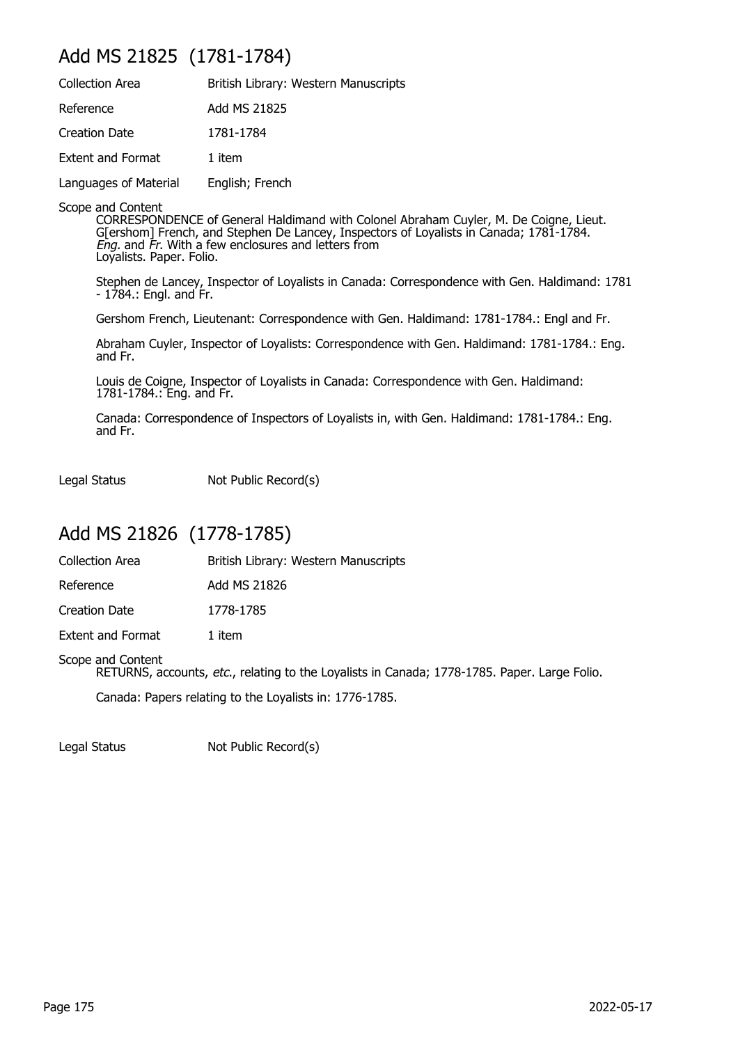## Add MS 21825 (1781-1784)

Collection Area: British Library: Western Manuscripts

Reference: Add MS 21825

Creation Date: 1781-1784

Extent and Format: 1 item

Languages of Material: English; French

Scope and Content

CORRESPONDENCE of General Haldimand with Colonel Abraham Cuyler, M. De Coigne, Lieut. G[ershom] French, and Stephen De Lancey, Inspectors of Loyalists in Canada; 1781-1784. *Eng.* and *Fr.* With a few enclosures and letters from Loyalists. Paper. Folio.

Stephen de Lancey, Inspector of Loyalists in Canada: Correspondence with Gen. Haldimand: 1781 - 1784.: Engl. and Fr.

Gershom French, Lieutenant: Correspondence with Gen. Haldimand: 1781-1784.: Engl and Fr.

Abraham Cuyler, Inspector of Loyalists: Correspondence with Gen. Haldimand: 1781-1784.: Eng. and Fr.

Louis de Coigne, Inspector of Loyalists in Canada: Correspondence with Gen. Haldimand: 1781-1784.: Eng. and Fr.

Canada: Correspondence of Inspectors of Loyalists in, with Gen. Haldimand: 1781-1784.: Eng. and Fr.

Legal Status: Not Public Record(s)

## Add MS 21826 (1778-1785)

Collection Area: British Library: Western Manuscripts

Reference: Add MS 21826

Creation Date: 1778-1785

Extent and Format: 1 item

Scope and Content

RETURNS, accounts, *etc.*, relating to the Loyalists in Canada; 1778-1785. Paper. Large Folio.

Canada: Papers relating to the Loyalists in: 1776-1785.

Legal Status: Not Public Record(s)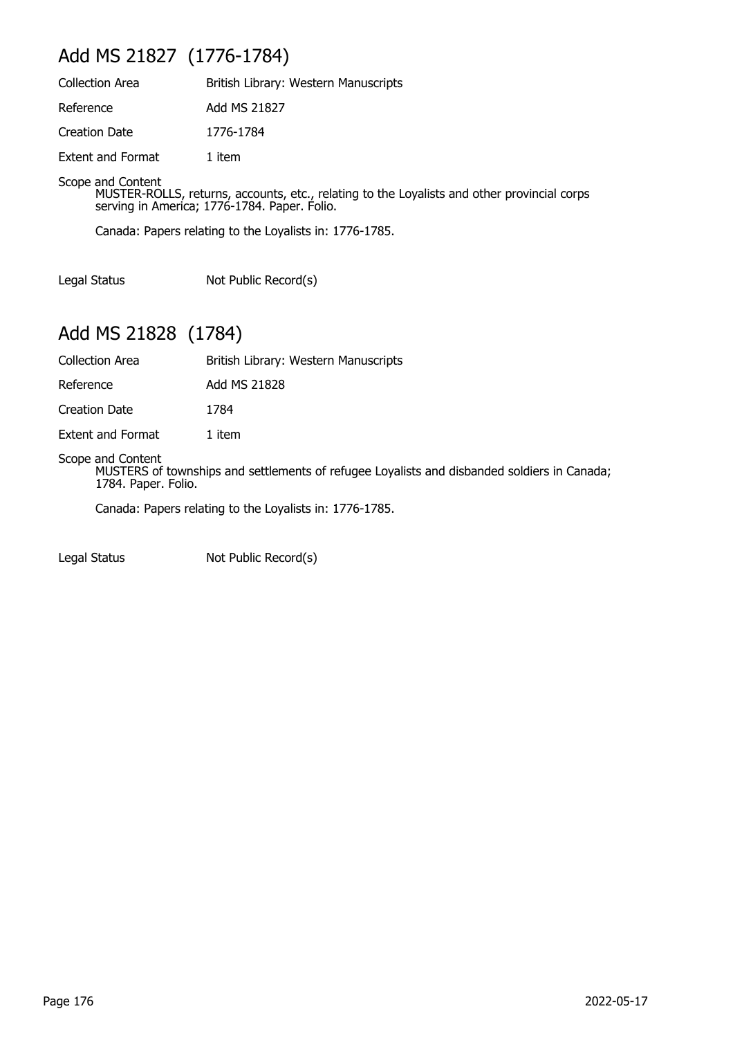## Add MS 21827 (1776-1784)

| | |
|---|---|
| Collection Area | British Library: Western Manuscripts |
| Reference | Add MS 21827 |
| Creation Date | 1776-1784 |
| Extent and Format | 1 item |

Scope and Content

MUSTER-ROLLS, returns, accounts, etc., relating to the Loyalists and other provincial corps serving in America; 1776-1784. Paper. Folio.

Canada: Papers relating to the Loyalists in: 1776-1785.

| | |
|---|---|
| Legal Status | Not Public Record(s) |

## Add MS 21828 (1784)

| | |
|---|---|
| Collection Area | British Library: Western Manuscripts |
| Reference | Add MS 21828 |
| Creation Date | 1784 |
| Extent and Format | 1 item |

Scope and Content

MUSTERS of townships and settlements of refugee Loyalists and disbanded soldiers in Canada; 1784. Paper. Folio.

Canada: Papers relating to the Loyalists in: 1776-1785.

| | |
|---|---|
| Legal Status | Not Public Record(s) |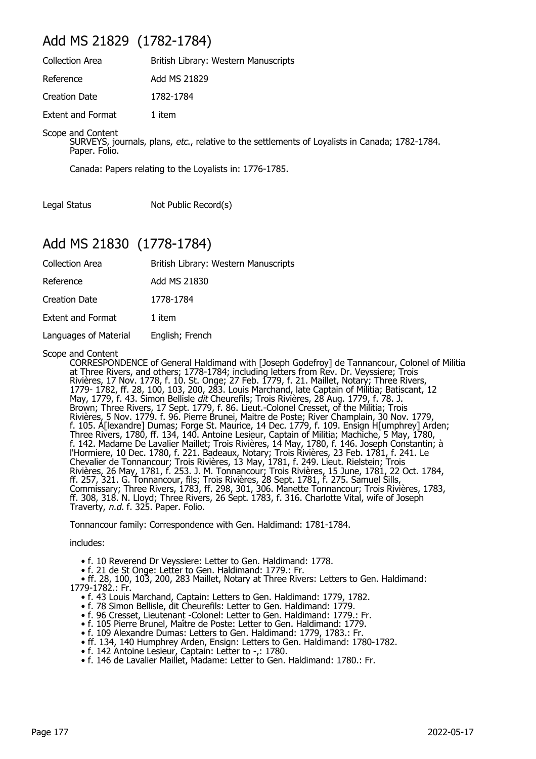## Add MS 21829 (1782-1784)

| | |
|---|---|
| Collection Area | British Library: Western Manuscripts |
| Reference | Add MS 21829 |
| Creation Date | 1782-1784 |
| Extent and Format | 1 item |

Scope and Content

SURVEYS, journals, plans, *etc.*, relative to the settlements of Loyalists in Canada; 1782-1784. Paper. Folio.

Canada: Papers relating to the Loyalists in: 1776-1785.

| | |
|---|---|
| Legal Status | Not Public Record(s) |

## Add MS 21830 (1778-1784)

| | |
|---|---|
| Collection Area | British Library: Western Manuscripts |
| Reference | Add MS 21830 |
| Creation Date | 1778-1784 |
| Extent and Format | 1 item |
| Languages of Material | English; French |

Scope and Content

CORRESPONDENCE of General Haldimand with [Joseph Godefroy] de Tannancour, Colonel of Militia at Three Rivers, and others; 1778-1784; including letters from Rev. Dr. Veyssiere; Trois Rivières, 17 Nov. 1778, f. 10. St. Onge; 27 Feb. 1779, f. 21. Maillet, Notary; Three Rivers, 1779- 1782, ff. 28, 100, 103, 200, 283. Louis Marchand, late Captain of Militia; Batiscant, 12 May, 1779, f. 43. Simon Bellisle *dit* Cheurefils; Trois Rivières, 28 Aug. 1779, f. 78. J. Brown; Three Rivers, 17 Sept. 1779, f. 86. Lieut.-Colonel Cresset, of the Militia; Trois Rivières, 5 Nov. 1779. f. 96. Pierre Brunei, Maitre de Poste; River Champlain, 30 Nov. 1779, f. 105. A[lexandre] Dumas; Forge St. Maurice, 14 Dec. 1779, f. 109. Ensign H[umphrey] Arden; Three Rivers, 1780, ff. 134, 140. Antoine Lesieur, Captain of Militia; Machiche, 5 May, 1780, f. 142. Madame De Lavalier Maillet; Trois Rivières, 14 May, 1780, f. 146. Joseph Constantin; à l'Hormiere, 10 Dec. 1780, f. 221. Badeaux, Notary; Trois Rivières, 23 Feb. 1781, f. 241. Le Chevalier de Tonnancour; Trois Rivières, 13 May, 1781, f. 249. Lieut. Rielstein; Trois Rivières, 26 May, 1781, f. 253. J. M. Tonnancour; Trois Rivières, 15 June, 1781, 22 Oct. 1784, ff. 257, 321. G. Tonnancour, fils; Trois Rivières, 28 Sept. 1781, f. 275. Samuel Sills, Commissary; Three Rivers, 1783, ff. 298, 301, 306. Manette Tonnancour; Trois Rivières, 1783, ff. 308, 318. N. Lloyd; Three Rivers, 26 Sept. 1783, f. 316. Charlotte Vital, wife of Joseph Traverty, *n.d.* f. 325. Paper. Folio.

Tonnancour family: Correspondence with Gen. Haldimand: 1781-1784.

includes:

- f. 10 Reverend Dr Veyssiere: Letter to Gen. Haldimand: 1778.
- f. 21 de St Onge: Letter to Gen. Haldimand: 1779.: Fr.
- ff. 28, 100, 103, 200, 283 Maillet, Notary at Three Rivers: Letters to Gen. Haldimand: 1779-1782.: Fr.
- f. 43 Louis Marchand, Captain: Letters to Gen. Haldimand: 1779, 1782.
- f. 78 Simon Bellisle, dit Cheurefils: Letter to Gen. Haldimand: 1779.
- f. 96 Cresset, Lieutenant -Colonel: Letter to Gen. Haldimand: 1779.: Fr.
- f. 105 Pierre Brunel, Maître de Poste: Letter to Gen. Haldimand: 1779.
- f. 109 Alexandre Dumas: Letters to Gen. Haldimand: 1779, 1783.: Fr.
- ff. 134, 140 Humphrey Arden, Ensign: Letters to Gen. Haldimand: 1780-1782.
- f. 142 Antoine Lesieur, Captain: Letter to -,: 1780.
- f. 146 de Lavalier Maillet, Madame: Letter to Gen. Haldimand: 1780.: Fr.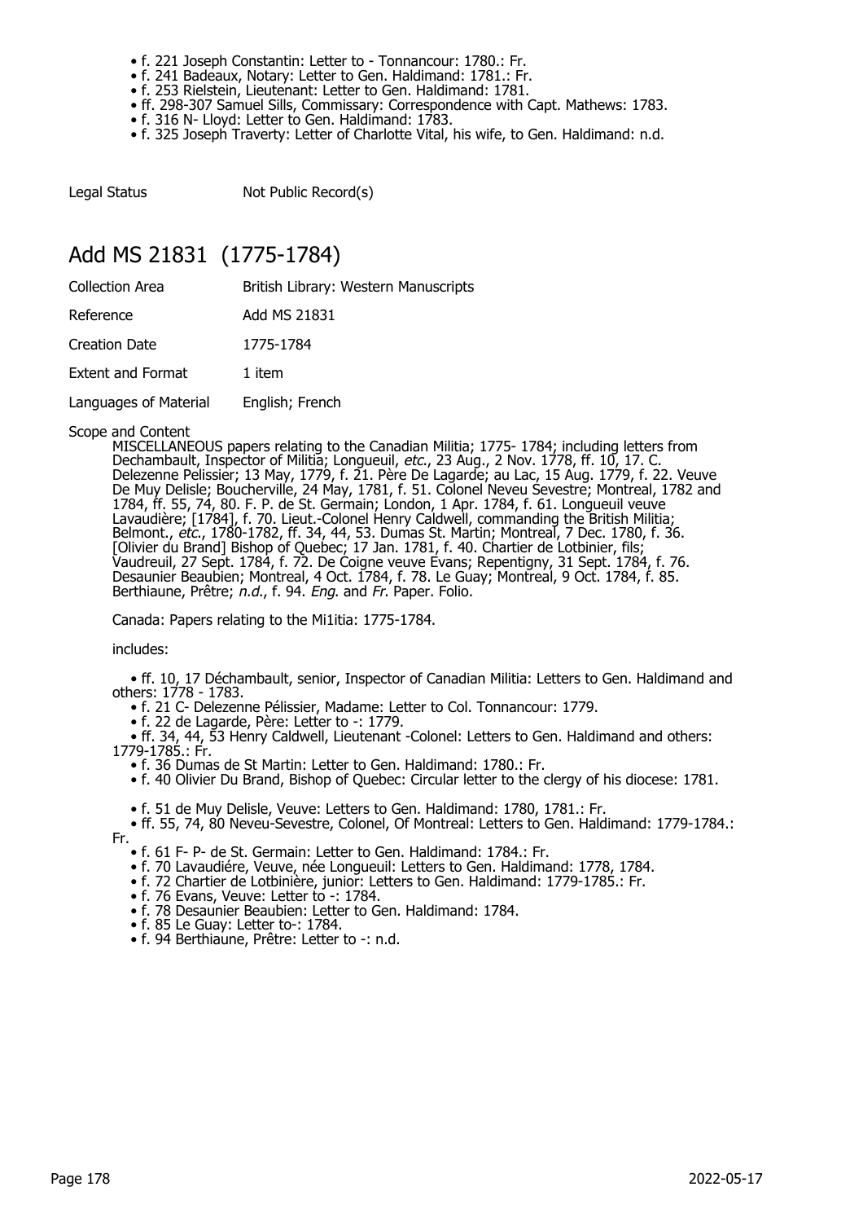- f. 221 Joseph Constantin: Letter to - Tonnancour: 1780.: Fr.
- f. 241 Badeaux, Notary: Letter to Gen. Haldimand: 1781.: Fr.
- f. 253 Rielstein, Lieutenant: Letter to Gen. Haldimand: 1781.
- ff. 298-307 Samuel Sills, Commissary: Correspondence with Capt. Mathews: 1783.
- f. 316 N- Lloyd: Letter to Gen. Haldimand: 1783.
- f. 325 Joseph Traverty: Letter of Charlotte Vital, his wife, to Gen. Haldimand: n.d.

Legal Status Not Public Record(s)

## Add MS 21831 (1775-1784)

| | |
|---|---|
| Collection Area | British Library: Western Manuscripts |
| Reference | Add MS 21831 |
| Creation Date | 1775-1784 |
| Extent and Format | 1 item |
| Languages of Material | English; French |

Scope and Content

MISCELLANEOUS papers relating to the Canadian Militia; 1775- 1784; including letters from Dechambault, Inspector of Militia; Longueuil, *etc*., 23 Aug., 2 Nov. 1778, ff. 10, 17. C. Delezenne Pelissier; 13 May, 1779, f. 21. Père De Lagarde; au Lac, 15 Aug. 1779, f. 22. Veuve De Muy Delisle; Boucherville, 24 May, 1781, f. 51. Colonel Neveu Sevestre; Montreal, 1782 and 1784, ff. 55, 74, 80. F. P. de St. Germain; London, 1 Apr. 1784, f. 61. Longueuil veuve Lavaudière; [1784], f. 70. Lieut.-Colonel Henry Caldwell, commanding the British Militia; Belmont., *etc*., 1780-1782, ff. 34, 44, 53. Dumas St. Martin; Montreal, 7 Dec. 1780, f. 36. [Olivier du Brand] Bishop of Quebec; 17 Jan. 1781, f. 40. Chartier de Lotbinier, fils; Vaudreuil, 27 Sept. 1784, f. 72. De Coigne veuve Evans; Repentigny, 31 Sept. 1784, f. 76. Desaunier Beaubien; Montreal, 4 Oct. 1784, f. 78. Le Guay; Montreal, 9 Oct. 1784, f. 85. Berthiaune, Prêtre; *n.d*., f. 94. *Eng*. and *Fr*. Paper. Folio.

Canada: Papers relating to the Mi1itia: 1775-1784.

includes:

- ff. 10, 17 Déchambault, senior, Inspector of Canadian Militia: Letters to Gen. Haldimand and others: 1778 - 1783.
- f. 21 C- Delezenne Pélissier, Madame: Letter to Col. Tonnancour: 1779.
- f. 22 de Lagarde, Père: Letter to -: 1779.
- ff. 34, 44, 53 Henry Caldwell, Lieutenant -Colonel: Letters to Gen. Haldimand and others: 1779-1785.: Fr.
- f. 36 Dumas de St Martin: Letter to Gen. Haldimand: 1780.: Fr.
- f. 40 Olivier Du Brand, Bishop of Quebec: Circular letter to the clergy of his diocese: 1781.
- f. 51 de Muy Delisle, Veuve: Letters to Gen. Haldimand: 1780, 1781.: Fr.
- ff. 55, 74, 80 Neveu-Sevestre, Colonel, Of Montreal: Letters to Gen. Haldimand: 1779-1784.: Fr.
- f. 61 F- P- de St. Germain: Letter to Gen. Haldimand: 1784.: Fr.
- f. 70 Lavaudiére, Veuve, née Longueuil: Letters to Gen. Haldimand: 1778, 1784.
- f. 72 Chartier de Lotbinière, junior: Letters to Gen. Haldimand: 1779-1785.: Fr.
- f. 76 Evans, Veuve: Letter to -: 1784.
- f. 78 Desaunier Beaubien: Letter to Gen. Haldimand: 1784.
- f. 85 Le Guay: Letter to-: 1784.
- f. 94 Berthiaune, Prêtre: Letter to -: n.d.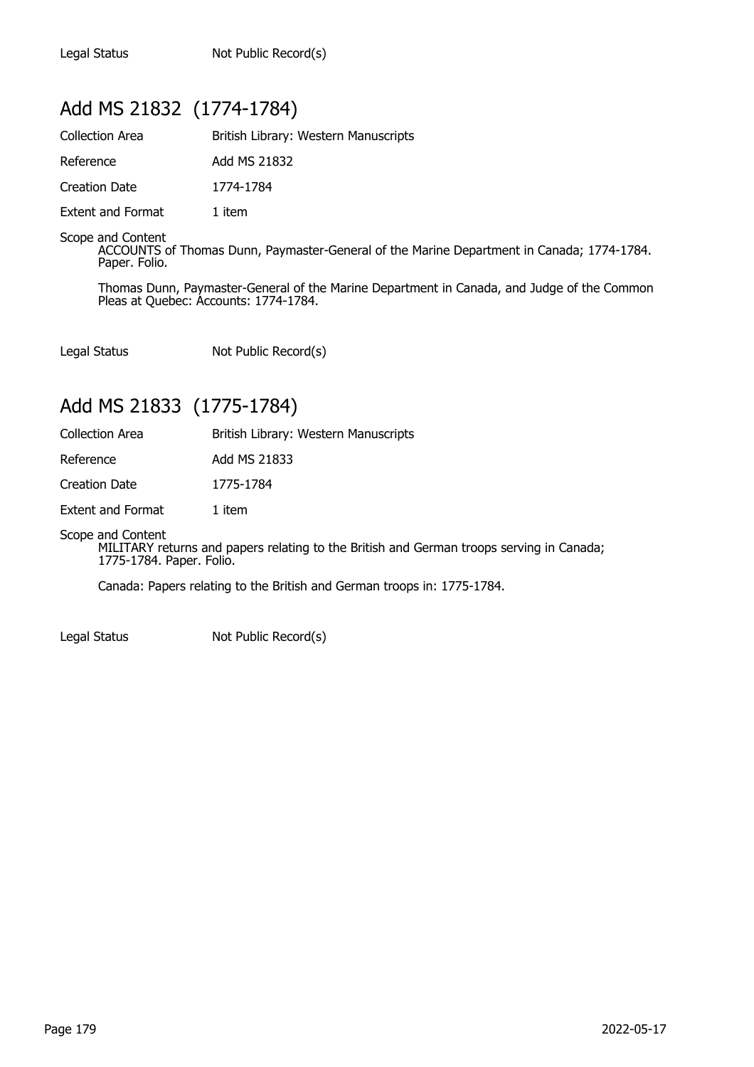Legal Status Not Public Record(s)

## Add MS 21832 (1774-1784)

Collection Area British Library: Western Manuscripts

Reference Add MS 21832

Creation Date 1774-1784

Extent and Format 1 item

Scope and Content

ACCOUNTS of Thomas Dunn, Paymaster-General of the Marine Department in Canada; 1774-1784. Paper. Folio.

Thomas Dunn, Paymaster-General of the Marine Department in Canada, and Judge of the Common Pleas at Quebec: Accounts: 1774-1784.

Legal Status Not Public Record(s)

## Add MS 21833 (1775-1784)

Collection Area British Library: Western Manuscripts

Reference Add MS 21833

Creation Date 1775-1784

Extent and Format 1 item

Scope and Content

MILITARY returns and papers relating to the British and German troops serving in Canada; 1775-1784. Paper. Folio.

Canada: Papers relating to the British and German troops in: 1775-1784.

Legal Status Not Public Record(s)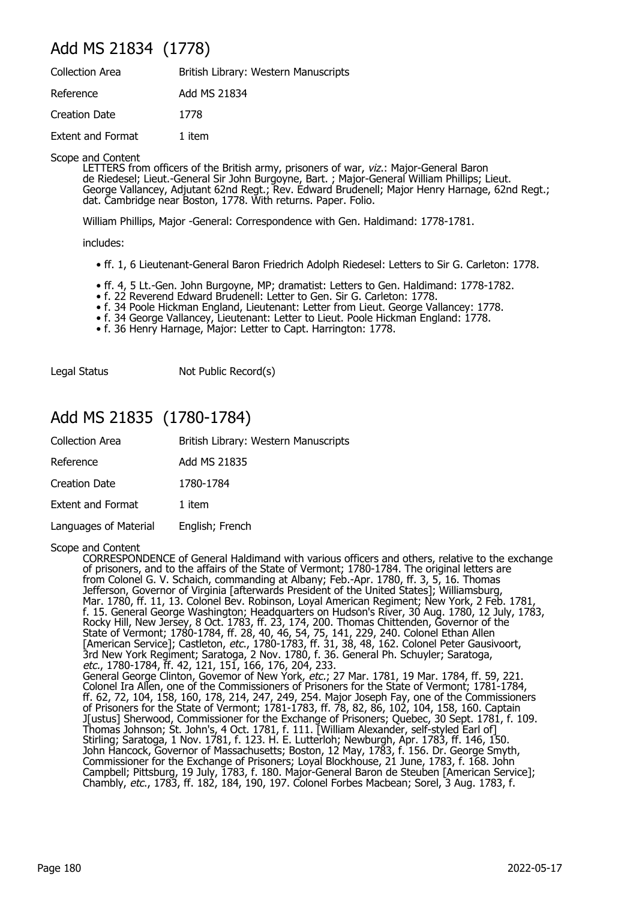## Add MS 21834 (1778)

Collection Area: British Library: Western Manuscripts

Reference: Add MS 21834

Creation Date: 1778

Extent and Format: 1 item

Scope and Content

LETTERS from officers of the British army, prisoners of war, *viz.*: Major-General Baron de Riedesel; Lieut.-General Sir John Burgoyne, Bart. ; Major-General William Phillips; Lieut. George Vallancey, Adjutant 62nd Regt.; Rev. Edward Brudenell; Major Henry Harnage, 62nd Regt.; dat. Cambridge near Boston, 1778. With returns. Paper. Folio.

William Phillips, Major -General: Correspondence with Gen. Haldimand: 1778-1781.

includes:

- ff. 1, 6 Lieutenant-General Baron Friedrich Adolph Riedesel: Letters to Sir G. Carleton: 1778.
- ff. 4, 5 Lt.-Gen. John Burgoyne, MP; dramatist: Letters to Gen. Haldimand: 1778-1782.
- f. 22 Reverend Edward Brudenell: Letter to Gen. Sir G. Carleton: 1778.
- f. 34 Poole Hickman England, Lieutenant: Letter from Lieut. George Vallancey: 1778.
- f. 34 George Vallancey, Lieutenant: Letter to Lieut. Poole Hickman England: 1778.
- f. 36 Henry Harnage, Major: Letter to Capt. Harrington: 1778.

Legal Status: Not Public Record(s)

## Add MS 21835 (1780-1784)

Collection Area: British Library: Western Manuscripts

Reference: Add MS 21835

Creation Date: 1780-1784

Extent and Format: 1 item

Languages of Material: English; French

Scope and Content

CORRESPONDENCE of General Haldimand with various officers and others, relative to the exchange of prisoners, and to the affairs of the State of Vermont; 1780-1784. The original letters are from Colonel G. V. Schaich, commanding at Albany; Feb.-Apr. 1780, ff. 3, 5, 16. Thomas Jefferson, Governor of Virginia [afterwards President of the United States]; Williamsburg, Mar. 1780, ff. 11, 13. Colonel Bev. Robinson, Loyal American Regiment; New York, 2 Feb. 1781, f. 15. General George Washington; Headquarters on Hudson's River, 30 Aug. 1780, 12 July, 1783, Rocky Hill, New Jersey, 8 Oct. 1783, ff. 23, 174, 200. Thomas Chittenden, Governor of the State of Vermont; 1780-1784, ff. 28, 40, 46, 54, 75, 141, 229, 240. Colonel Ethan Allen [American Service]; Castleton, *etc.*, 1780-1783, ff. 31, 38, 48, 162. Colonel Peter Gausivoort, 3rd New York Regiment; Saratoga, 2 Nov. 1780, f. 36. General Ph. Schuyler; Saratoga, *etc.*, 1780-1784, ff. 42, 121, 151, 166, 176, 204, 233. General George Clinton, Govemor of New York, *etc.*; 27 Mar. 1781, 19 Mar. 1784, ff. 59, 221. Colonel Ira Allen, one of the Commissioners of Prisoners for the State of Vermont; 1781-1784, ff. 62, 72, 104, 158, 160, 178, 214, 247, 249, 254. Major Joseph Fay, one of the Commissioners of Prisoners for the State of Vermont; 1781-1783, ff. 78, 82, 86, 102, 104, 158, 160. Captain J[ustus] Sherwood, Commissioner for the Exchange of Prisoners; Quebec, 30 Sept. 1781, f. 109. Thomas Johnson; St. John's, 4 Oct. 1781, f. 111. [William Alexander, self-styled Earl of] Stirling; Saratoga, 1 Nov. 1781, f. 123. H. E. Lutterloh; Newburgh, Apr. 1783, ff. 146, 150. John Hancock, Governor of Massachusetts; Boston, 12 May, 1783, f. 156. Dr. George Smyth, Commissioner for the Exchange of Prisoners; Loyal Blockhouse, 21 June, 1783, f. 168. John Campbell; Pittsburg, 19 July, 1783, f. 180. Major-General Baron de Steuben [American Service]; Chambly, *etc.*, 1783, ff. 182, 184, 190, 197. Colonel Forbes Macbean; Sorel, 3 Aug. 1783, f.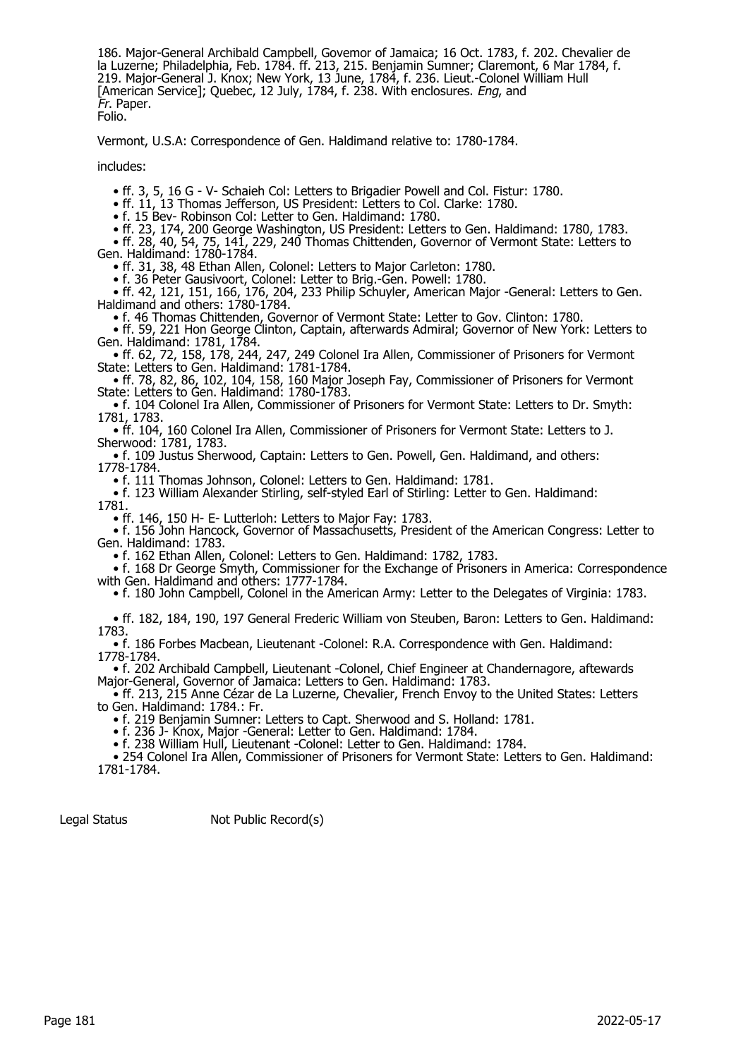186. Major-General Archibald Campbell, Govemor of Jamaica; 16 Oct. 1783, f. 202. Chevalier de la Luzerne; Philadelphia, Feb. 1784. ff. 213, 215. Benjamin Sumner; Claremont, 6 Mar 1784, f. 219. Major-General J. Knox; New York, 13 June, 1784, f. 236. Lieut.-Colonel William Hull [American Service]; Quebec, 12 July, 1784, f. 238. With enclosures. *Eng*, and *Fr*. Paper.
Folio.

Vermont, U.S.A: Correspondence of Gen. Haldimand relative to: 1780-1784.

includes:

- ff. 3, 5, 16 G - V- Schaieh Col: Letters to Brigadier Powell and Col. Fistur: 1780.
- ff. 11, 13 Thomas Jefferson, US President: Letters to Col. Clarke: 1780.
- f. 15 Bev- Robinson Col: Letter to Gen. Haldimand: 1780.
- ff. 23, 174, 200 George Washington, US President: Letters to Gen. Haldimand: 1780, 1783.
- ff. 28, 40, 54, 75, 141, 229, 240 Thomas Chittenden, Governor of Vermont State: Letters to Gen. Haldimand: 1780-1784.
- ff. 31, 38, 48 Ethan Allen, Colonel: Letters to Major Carleton: 1780.
- f. 36 Peter Gausivoort, Colonel: Letter to Brig.-Gen. Powell: 1780.
- ff. 42, 121, 151, 166, 176, 204, 233 Philip Schuyler, American Major -General: Letters to Gen. Haldimand and others: 1780-1784.
- f. 46 Thomas Chittenden, Governor of Vermont State: Letter to Gov. Clinton: 1780.
- ff. 59, 221 Hon George Clinton, Captain, afterwards Admiral; Governor of New York: Letters to Gen. Haldimand: 1781, 1784.
- ff. 62, 72, 158, 178, 244, 247, 249 Colonel Ira Allen, Commissioner of Prisoners for Vermont State: Letters to Gen. Haldimand: 1781-1784.
- ff. 78, 82, 86, 102, 104, 158, 160 Major Joseph Fay, Commissioner of Prisoners for Vermont State: Letters to Gen. Haldimand: 1780-1783.
- f. 104 Colonel Ira Allen, Commissioner of Prisoners for Vermont State: Letters to Dr. Smyth: 1781, 1783.
- ff. 104, 160 Colonel Ira Allen, Commissioner of Prisoners for Vermont State: Letters to J. Sherwood: 1781, 1783.
- f. 109 Justus Sherwood, Captain: Letters to Gen. Powell, Gen. Haldimand, and others: 1778-1784.
- f. 111 Thomas Johnson, Colonel: Letters to Gen. Haldimand: 1781.
- f. 123 William Alexander Stirling, self-styled Earl of Stirling: Letter to Gen. Haldimand: 1781.
- ff. 146, 150 H- E- Lutterloh: Letters to Major Fay: 1783.
- f. 156 John Hancock, Governor of Massachusetts, President of the American Congress: Letter to Gen. Haldimand: 1783.
- f. 162 Ethan Allen, Colonel: Letters to Gen. Haldimand: 1782, 1783.
- f. 168 Dr George Smyth, Commissioner for the Exchange of Prisoners in America: Correspondence with Gen. Haldimand and others: 1777-1784.
- f. 180 John Campbell, Colonel in the American Army: Letter to the Delegates of Virginia: 1783.
- ff. 182, 184, 190, 197 General Frederic William von Steuben, Baron: Letters to Gen. Haldimand: 1783.
- f. 186 Forbes Macbean, Lieutenant -Colonel: R.A. Correspondence with Gen. Haldimand: 1778-1784.
- f. 202 Archibald Campbell, Lieutenant -Colonel, Chief Engineer at Chandernagore, aftewards Major-General, Governor of Jamaica: Letters to Gen. Haldimand: 1783.
- ff. 213, 215 Anne Cézar de La Luzerne, Chevalier, French Envoy to the United States: Letters to Gen. Haldimand: 1784.: Fr.
- f. 219 Benjamin Sumner: Letters to Capt. Sherwood and S. Holland: 1781.
- f. 236 J- Knox, Major -General: Letter to Gen. Haldimand: 1784.
- f. 238 William Hull, Lieutenant -Colonel: Letter to Gen. Haldimand: 1784.
- 254 Colonel Ira Allen, Commissioner of Prisoners for Vermont State: Letters to Gen. Haldimand: 1781-1784.

Legal Status Not Public Record(s)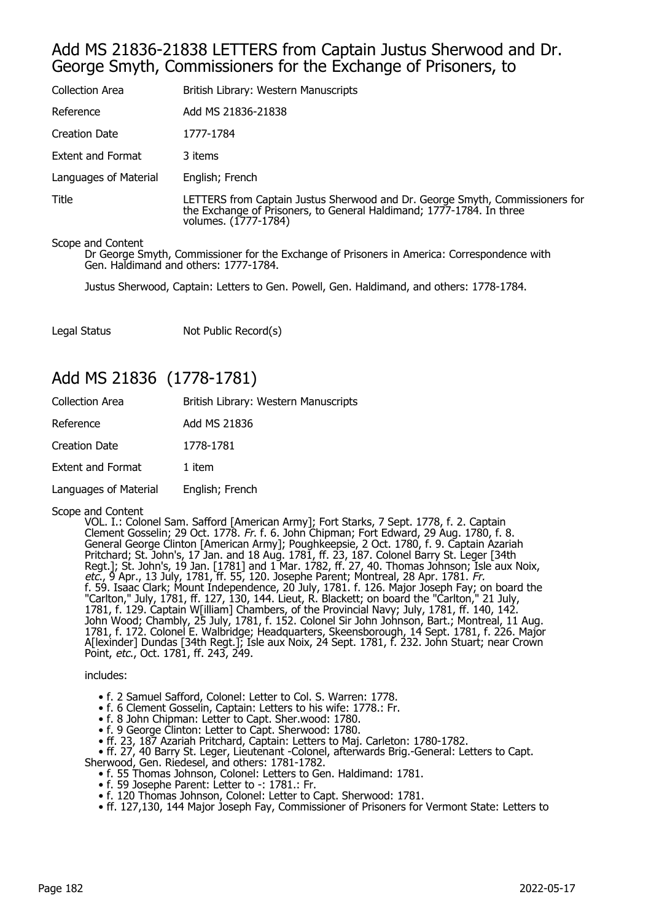## Add MS 21836-21838 LETTERS from Captain Justus Sherwood and Dr. George Smyth, Commissioners for the Exchange of Prisoners, to

| | |
|---|---|
| Collection Area | British Library: Western Manuscripts |
| Reference | Add MS 21836-21838 |
| Creation Date | 1777-1784 |
| Extent and Format | 3 items |
| Languages of Material | English; French |
| Title | LETTERS from Captain Justus Sherwood and Dr. George Smyth, Commissioners for the Exchange of Prisoners, to General Haldimand; 1777-1784. In three volumes. (1777-1784) |

Scope and Content

Dr George Smyth, Commissioner for the Exchange of Prisoners in America: Correspondence with Gen. Haldimand and others: 1777-1784.

Justus Sherwood, Captain: Letters to Gen. Powell, Gen. Haldimand, and others: 1778-1784.

| | |
|---|---|
| Legal Status | Not Public Record(s) |

## Add MS 21836 (1778-1781)

| | |
|---|---|
| Collection Area | British Library: Western Manuscripts |
| Reference | Add MS 21836 |
| Creation Date | 1778-1781 |
| Extent and Format | 1 item |
| Languages of Material | English; French |

Scope and Content

VOL. I.: Colonel Sam. Safford [American Army]; Fort Starks, 7 Sept. 1778, f. 2. Captain Clement Gosselin; 29 Oct. 1778. *Fr.* f. 6. John Chipman; Fort Edward, 29 Aug. 1780, f. 8. General George Clinton [American Army]; Poughkeepsie, 2 Oct. 1780, f. 9. Captain Azariah Pritchard; St. John's, 17 Jan. and 18 Aug. 1781, ff. 23, 187. Colonel Barry St. Leger [34th Regt.]; St. John's, 19 Jan. [1781] and 1 Mar. 1782, ff. 27, 40. Thomas Johnson; Isle aux Noix, *etc.*, 9 Apr., 13 July, 1781, ff. 55, 120. Josephe Parent; Montreal, 28 Apr. 1781. *Fr.* f. 59. Isaac Clark; Mount Independence, 20 July, 1781. f. 126. Major Joseph Fay; on board the "Carlton," July, 1781, ff. 127, 130, 144. Lieut, R. Blackett; on board the "Carlton," 21 July, 1781, f. 129. Captain W[illiam] Chambers, of the Provincial Navy; July, 1781, ff. 140, 142. John Wood; Chambly, 25 July, 1781, f. 152. Colonel Sir John Johnson, Bart.; Montreal, 11 Aug. 1781, f. 172. Colonel E. Walbridge; Headquarters, Skeensborough, 14 Sept. 1781, f. 226. Major A[lexinder] Dundas [34th Regt.]; Isle aux Noix, 24 Sept. 1781, f. 232. John Stuart; near Crown Point, *etc.*, Oct. 1781, ff. 243, 249.

includes:

- f. 2 Samuel Safford, Colonel: Letter to Col. S. Warren: 1778.
- f. 6 Clement Gosselin, Captain: Letters to his wife: 1778.: Fr.
- f. 8 John Chipman: Letter to Capt. Sher.wood: 1780.
- f. 9 George Clinton: Letter to Capt. Sherwood: 1780.
- ff. 23, 187 Azariah Pritchard, Captain: Letters to Maj. Carleton: 1780-1782.
- ff. 27, 40 Barry St. Leger, Lieutenant -Colonel, afterwards Brig.-General: Letters to Capt. Sherwood, Gen. Riedesel, and others: 1781-1782.
- f. 55 Thomas Johnson, Colonel: Letters to Gen. Haldimand: 1781.
- f. 59 Josephe Parent: Letter to -: 1781.: Fr.
- f. 120 Thomas Johnson, Colonel: Letter to Capt. Sherwood: 1781.
- ff. 127,130, 144 Major Joseph Fay, Commissioner of Prisoners for Vermont State: Letters to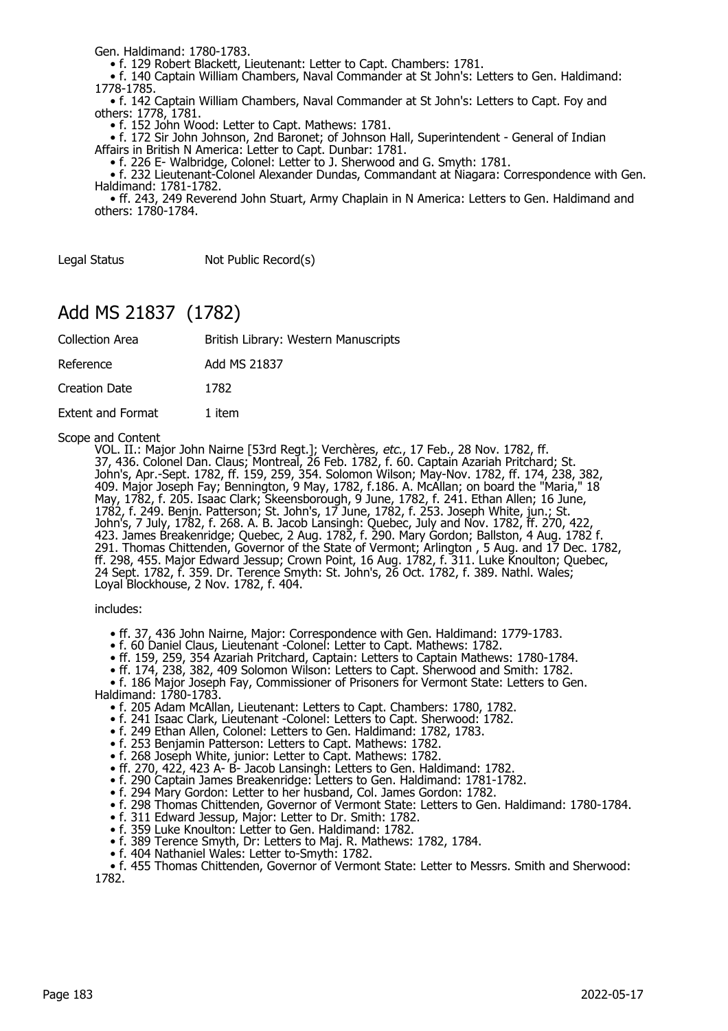Gen. Haldimand: 1780-1783.

- f. 129 Robert Blackett, Lieutenant: Letter to Capt. Chambers: 1781.
- f. 140 Captain William Chambers, Naval Commander at St John's: Letters to Gen. Haldimand: 1778-1785.
- f. 142 Captain William Chambers, Naval Commander at St John's: Letters to Capt. Foy and others: 1778, 1781.
- f. 152 John Wood: Letter to Capt. Mathews: 1781.
- f. 172 Sir John Johnson, 2nd Baronet; of Johnson Hall, Superintendent - General of Indian Affairs in British N America: Letter to Capt. Dunbar: 1781.
- f. 226 E- Walbridge, Colonel: Letter to J. Sherwood and G. Smyth: 1781.
- f. 232 Lieutenant-Colonel Alexander Dundas, Commandant at Niagara: Correspondence with Gen. Haldimand: 1781-1782.
- ff. 243, 249 Reverend John Stuart, Army Chaplain in N America: Letters to Gen. Haldimand and others: 1780-1784.

Legal Status Not Public Record(s)

## Add MS 21837 (1782)

| | |
|---|---|
| Collection Area | British Library: Western Manuscripts |
| Reference | Add MS 21837 |
| Creation Date | 1782 |
| Extent and Format | 1 item |

Scope and Content

VOL. II.: Major John Nairne [53rd Regt.]; Verchères, *etc.*, 17 Feb., 28 Nov. 1782, ff. 37, 436. Colonel Dan. Claus; Montreal, 26 Feb. 1782, f. 60. Captain Azariah Pritchard; St. John's, Apr.-Sept. 1782, ff. 159, 259, 354. Solomon Wilson; May-Nov. 1782, ff. 174, 238, 382, 409. Major Joseph Fay; Bennington, 9 May, 1782, f.186. A. McAllan; on board the "Maria," 18 May, 1782, f. 205. Isaac Clark; Skeensborough, 9 June, 1782, f. 241. Ethan Allen; 16 June, 1782, f. 249. Benjn. Patterson; St. John's, 17 June, 1782, f. 253. Joseph White, jun.; St. John's, 7 July, 1782, f. 268. A. B. Jacob Lansingh: Quebec, July and Nov. 1782, ff. 270, 422, 423. James Breakenridge; Quebec, 2 Aug. 1782, f. 290. Mary Gordon; Ballston, 4 Aug. 1782 f. 291. Thomas Chittenden, Governor of the State of Vermont; Arlington , 5 Aug. and 17 Dec. 1782, ff. 298, 455. Major Edward Jessup; Crown Point, 16 Aug. 1782, f. 311. Luke Knoulton; Quebec, 24 Sept. 1782, f. 359. Dr. Terence Smyth: St. John's, 26 Oct. 1782, f. 389. Nathl. Wales; Loyal Blockhouse, 2 Nov. 1782, f. 404.

includes:

- ff. 37, 436 John Nairne, Major: Correspondence with Gen. Haldimand: 1779-1783.
- f. 60 Daniel Claus, Lieutenant -Colonel: Letter to Capt. Mathews: 1782.
- ff. 159, 259, 354 Azariah Pritchard, Captain: Letters to Captain Mathews: 1780-1784.
- ff. 174, 238, 382, 409 Solomon Wilson: Letters to Capt. Sherwood and Smith: 1782.
- f. 186 Major Joseph Fay, Commissioner of Prisoners for Vermont State: Letters to Gen. Haldimand: 1780-1783.
- f. 205 Adam McAllan, Lieutenant: Letters to Capt. Chambers: 1780, 1782.
- f. 241 Isaac Clark, Lieutenant -Colonel: Letters to Capt. Sherwood: 1782.
- f. 249 Ethan Allen, Colonel: Letters to Gen. Haldimand: 1782, 1783.
- f. 253 Benjamin Patterson: Letters to Capt. Mathews: 1782.
- f. 268 Joseph White, junior: Letter to Capt. Mathews: 1782.
- ff. 270, 422, 423 A- B- Jacob Lansingh: Letters to Gen. Haldimand: 1782.
- f. 290 Captain James Breakenridge: Letters to Gen. Haldimand: 1781-1782.
- f. 294 Mary Gordon: Letter to her husband, Col. James Gordon: 1782.
- f. 298 Thomas Chittenden, Governor of Vermont State: Letters to Gen. Haldimand: 1780-1784.
- f. 311 Edward Jessup, Major: Letter to Dr. Smith: 1782.
- f. 359 Luke Knoulton: Letter to Gen. Haldimand: 1782.
- f. 389 Terence Smyth, Dr: Letters to Maj. R. Mathews: 1782, 1784.
- f. 404 Nathaniel Wales: Letter to-Smyth: 1782.
- f. 455 Thomas Chittenden, Governor of Vermont State: Letter to Messrs. Smith and Sherwood: 1782.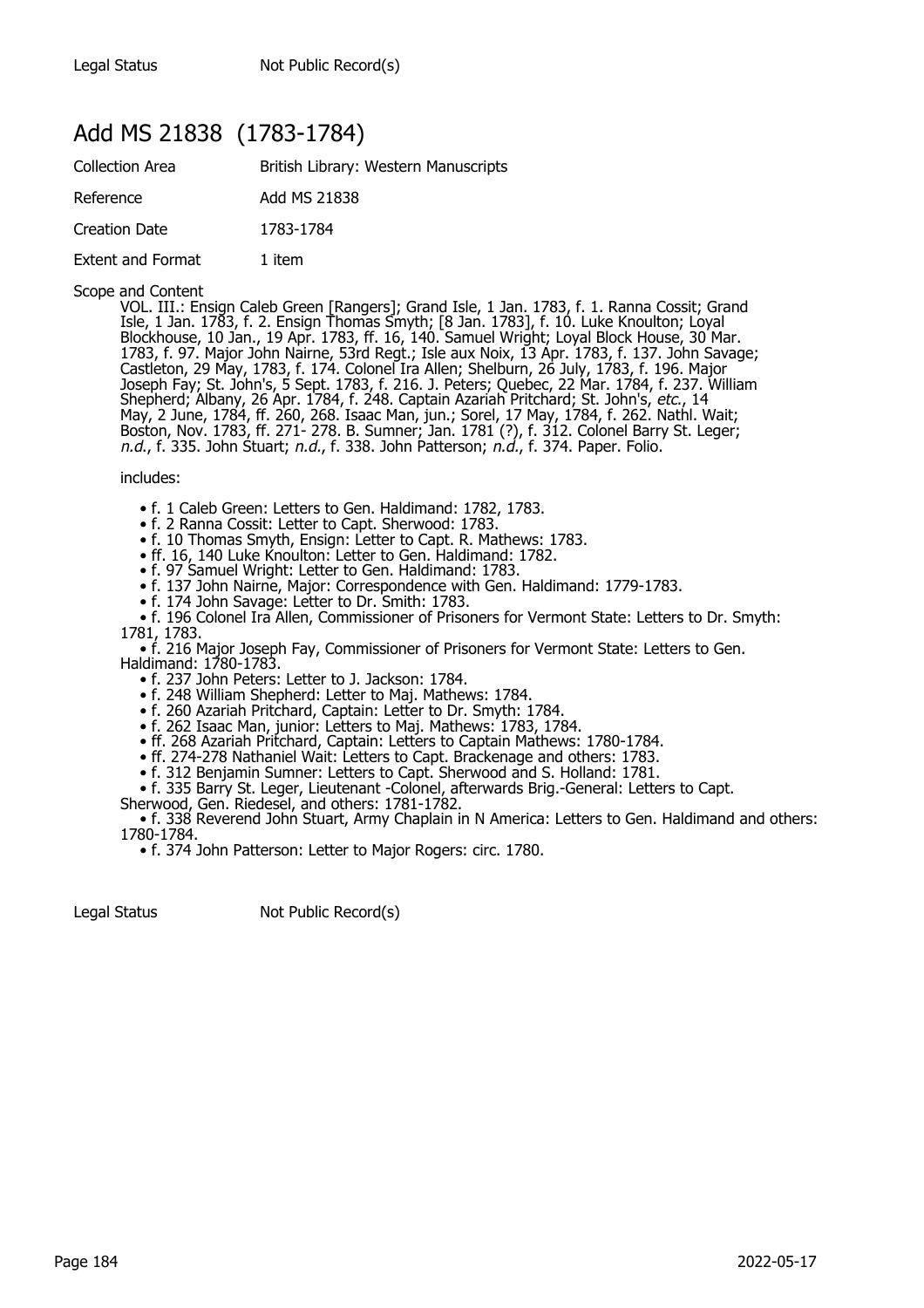Legal Status Not Public Record(s)

## Add MS 21838 (1783-1784)

| | |
|---|---|
| Collection Area | British Library: Western Manuscripts |
| Reference | Add MS 21838 |
| Creation Date | 1783-1784 |
| Extent and Format | 1 item |

Scope and Content

VOL. III.: Ensign Caleb Green [Rangers]; Grand Isle, 1 Jan. 1783, f. 1. Ranna Cossit; Grand Isle, 1 Jan. 1783, f. 2. Ensign Thomas Smyth; [8 Jan. 1783], f. 10. Luke Knoulton; Loyal Blockhouse, 10 Jan., 19 Apr. 1783, ff. 16, 140. Samuel Wright; Loyal Block House, 30 Mar. 1783, f. 97. Major John Nairne, 53rd Regt.; Isle aux Noix, 13 Apr. 1783, f. 137. John Savage; Castleton, 29 May, 1783, f. 174. Colonel Ira Allen; Shelburn, 26 July, 1783, f. 196. Major Joseph Fay; St. John's, 5 Sept. 1783, f. 216. J. Peters; Quebec, 22 Mar. 1784, f. 237. William Shepherd; Albany, 26 Apr. 1784, f. 248. Captain Azariah Pritchard; St. John's, *etc.*, 14 May, 2 June, 1784, ff. 260, 268. Isaac Man, jun.; Sorel, 17 May, 1784, f. 262. Nathl. Wait; Boston, Nov. 1783, ff. 271- 278. B. Sumner; Jan. 1781 (?), f. 312. Colonel Barry St. Leger; *n.d.*, f. 335. John Stuart; *n.d.*, f. 338. John Patterson; *n.d.*, f. 374. Paper. Folio.

includes:

- f. 1 Caleb Green: Letters to Gen. Haldimand: 1782, 1783.
- f. 2 Ranna Cossit: Letter to Capt. Sherwood: 1783.
- f. 10 Thomas Smyth, Ensign: Letter to Capt. R. Mathews: 1783.
- ff. 16, 140 Luke Knoulton: Letter to Gen. Haldimand: 1782.
- f. 97 Samuel Wright: Letter to Gen. Haldimand: 1783.
- f. 137 John Nairne, Major: Correspondence with Gen. Haldimand: 1779-1783.
- f. 174 John Savage: Letter to Dr. Smith: 1783.
- f. 196 Colonel Ira Allen, Commissioner of Prisoners for Vermont State: Letters to Dr. Smyth: 1781, 1783.
- f. 216 Major Joseph Fay, Commissioner of Prisoners for Vermont State: Letters to Gen. Haldimand: 1780-1783.
- f. 237 John Peters: Letter to J. Jackson: 1784.
- f. 248 William Shepherd: Letter to Maj. Mathews: 1784.
- f. 260 Azariah Pritchard, Captain: Letter to Dr. Smyth: 1784.
- f. 262 Isaac Man, junior: Letters to Maj. Mathews: 1783, 1784.
- ff. 268 Azariah Pritchard, Captain: Letters to Captain Mathews: 1780-1784.
- ff. 274-278 Nathaniel Wait: Letters to Capt. Brackenage and others: 1783.
- f. 312 Benjamin Sumner: Letters to Capt. Sherwood and S. Holland: 1781.
- f. 335 Barry St. Leger, Lieutenant -Colonel, afterwards Brig.-General: Letters to Capt. Sherwood, Gen. Riedesel, and others: 1781-1782.
- f. 338 Reverend John Stuart, Army Chaplain in N America: Letters to Gen. Haldimand and others: 1780-1784.
- f. 374 John Patterson: Letter to Major Rogers: circ. 1780.

Legal Status Not Public Record(s)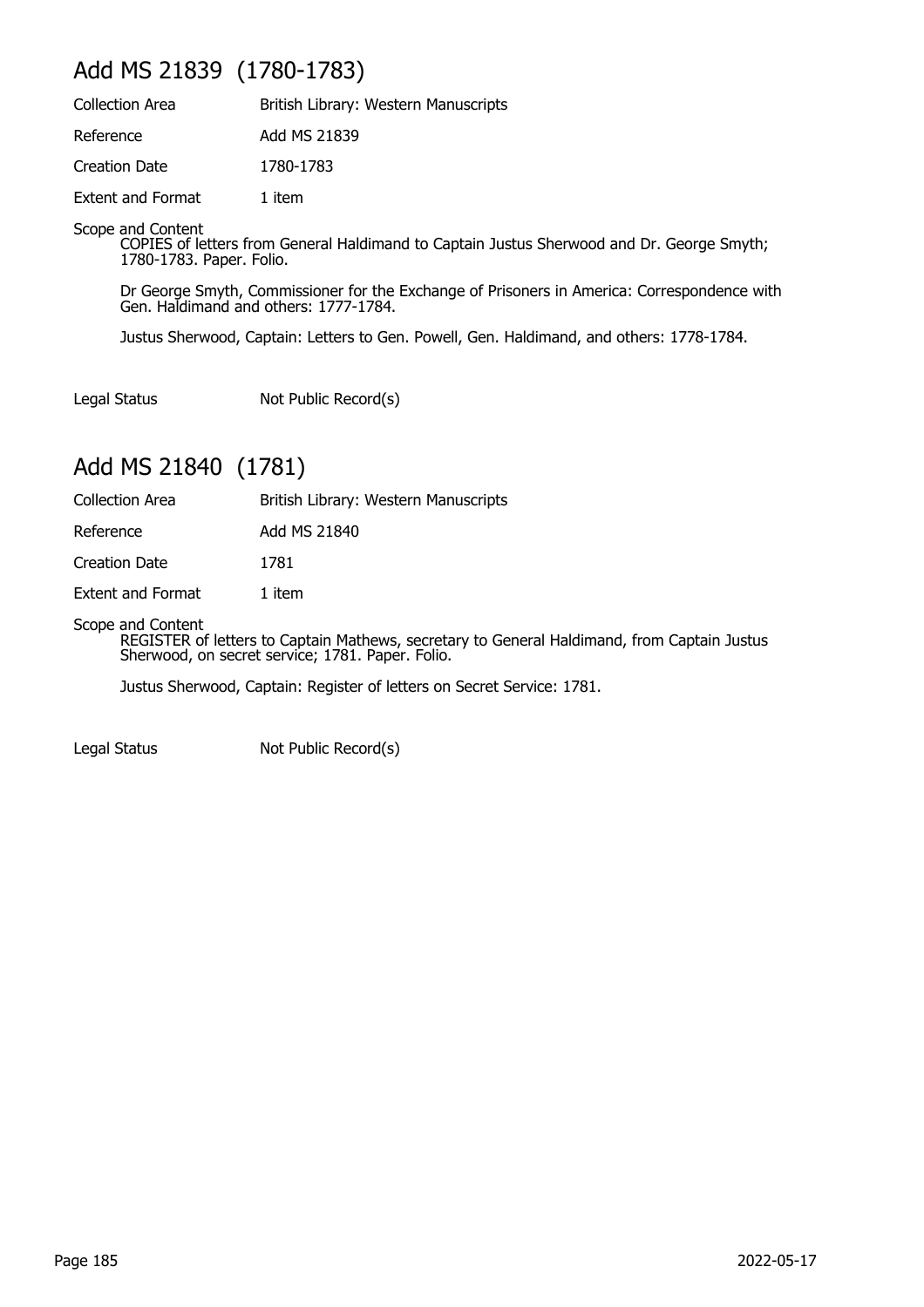## Add MS 21839 (1780-1783)

| | |
|---|---|
| Collection Area | British Library: Western Manuscripts |
| Reference | Add MS 21839 |
| Creation Date | 1780-1783 |
| Extent and Format | 1 item |

Scope and Content

COPIES of letters from General Haldimand to Captain Justus Sherwood and Dr. George Smyth; 1780-1783. Paper. Folio.

Dr George Smyth, Commissioner for the Exchange of Prisoners in America: Correspondence with Gen. Haldimand and others: 1777-1784.

Justus Sherwood, Captain: Letters to Gen. Powell, Gen. Haldimand, and others: 1778-1784.

| | |
|---|---|
| Legal Status | Not Public Record(s) |

## Add MS 21840 (1781)

| | |
|---|---|
| Collection Area | British Library: Western Manuscripts |
| Reference | Add MS 21840 |
| Creation Date | 1781 |
| Extent and Format | 1 item |

Scope and Content

REGISTER of letters to Captain Mathews, secretary to General Haldimand, from Captain Justus Sherwood, on secret service; 1781. Paper. Folio.

Justus Sherwood, Captain: Register of letters on Secret Service: 1781.

| | |
|---|---|
| Legal Status | Not Public Record(s) |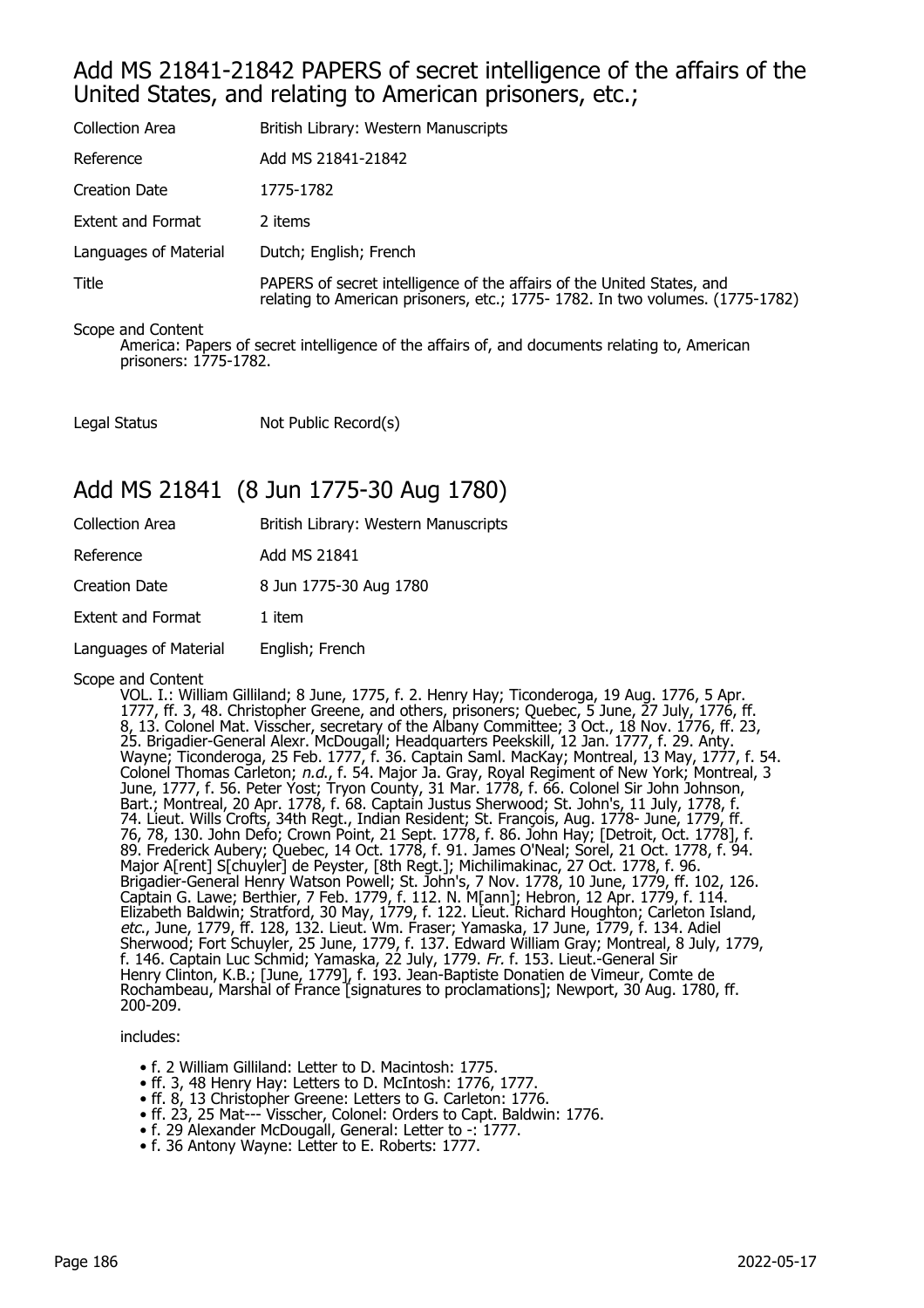## Add MS 21841-21842 PAPERS of secret intelligence of the affairs of the United States, and relating to American prisoners, etc.;

| | |
|---|---|
| Collection Area | British Library: Western Manuscripts |
| Reference | Add MS 21841-21842 |
| Creation Date | 1775-1782 |
| Extent and Format | 2 items |
| Languages of Material | Dutch; English; French |
| Title | PAPERS of secret intelligence of the affairs of the United States, and relating to American prisoners, etc.; 1775- 1782. In two volumes. (1775-1782) |

Scope and Content

America: Papers of secret intelligence of the affairs of, and documents relating to, American prisoners: 1775-1782.

| | |
|---|---|
| Legal Status | Not Public Record(s) |

## Add MS 21841 (8 Jun 1775-30 Aug 1780)

| | |
|---|---|
| Collection Area | British Library: Western Manuscripts |
| Reference | Add MS 21841 |
| Creation Date | 8 Jun 1775-30 Aug 1780 |
| Extent and Format | 1 item |
| Languages of Material | English; French |

Scope and Content

VOL. I.: William Gilliland; 8 June, 1775, f. 2. Henry Hay; Ticonderoga, 19 Aug. 1776, 5 Apr. 1777, ff. 3, 48. Christopher Greene, and others, prisoners; Quebec, 5 June, 27 July, 1776, ff. 8, 13. Colonel Mat. Visscher, secretary of the Albany Committee; 3 Oct., 18 Nov. 1776, ff. 23, 25. Brigadier-General Alexr. McDougall; Headquarters Peekskill, 12 Jan. 1777, f. 29. Anty. Wayne; Ticonderoga, 25 Feb. 1777, f. 36. Captain Saml. MacKay; Montreal, 13 May, 1777, f. 54. Colonel Thomas Carleton; *n.d.*, f. 54. Major Ja. Gray, Royal Regiment of New York; Montreal, 3 June, 1777, f. 56. Peter Yost; Tryon County, 31 Mar. 1778, f. 66. Colonel Sir John Johnson, Bart.; Montreal, 20 Apr. 1778, f. 68. Captain Justus Sherwood; St. John's, 11 July, 1778, f. 74. Lieut. Wills Crofts, 34th Regt., Indian Resident; St. François, Aug. 1778- June, 1779, ff. 76, 78, 130. John Defo; Crown Point, 21 Sept. 1778, f. 86. John Hay; [Detroit, Oct. 1778], f. 89. Frederick Aubery; Quebec, 14 Oct. 1778, f. 91. James O'Neal; Sorel, 21 Oct. 1778, f. 94. Major A[rent] S[chuyler] de Peyster, [8th Regt.]; Michilimakinac, 27 Oct. 1778, f. 96. Brigadier-General Henry Watson Powell; St. John's, 7 Nov. 1778, 10 June, 1779, ff. 102, 126. Captain G. Lawe; Berthier, 7 Feb. 1779, f. 112. N. M[ann]; Hebron, 12 Apr. 1779, f. 114. Elizabeth Baldwin; Stratford, 30 May, 1779, f. 122. Lieut. Richard Houghton; Carleton Island, *etc*., June, 1779, ff. 128, 132. Lieut. Wm. Fraser; Yamaska, 17 June, 1779, f. 134. Adiel Sherwood; Fort Schuyler, 25 June, 1779, f. 137. Edward William Gray; Montreal, 8 July, 1779, f. 146. Captain Luc Schmid; Yamaska, 22 July, 1779. *Fr.* f. 153. Lieut.-General Sir Henry Clinton, K.B.; [June, 1779], f. 193. Jean-Baptiste Donatien de Vimeur, Comte de Rochambeau, Marshal of France [signatures to proclamations]; Newport, 30 Aug. 1780, ff. 200-209.

includes:

- f. 2 William Gilliland: Letter to D. Macintosh: 1775.
- ff. 3, 48 Henry Hay: Letters to D. McIntosh: 1776, 1777.
- ff. 8, 13 Christopher Greene: Letters to G. Carleton: 1776.
- ff. 23, 25 Mat--- Visscher, Colonel: Orders to Capt. Baldwin: 1776.
- f. 29 Alexander McDougall, General: Letter to -: 1777.
- f. 36 Antony Wayne: Letter to E. Roberts: 1777.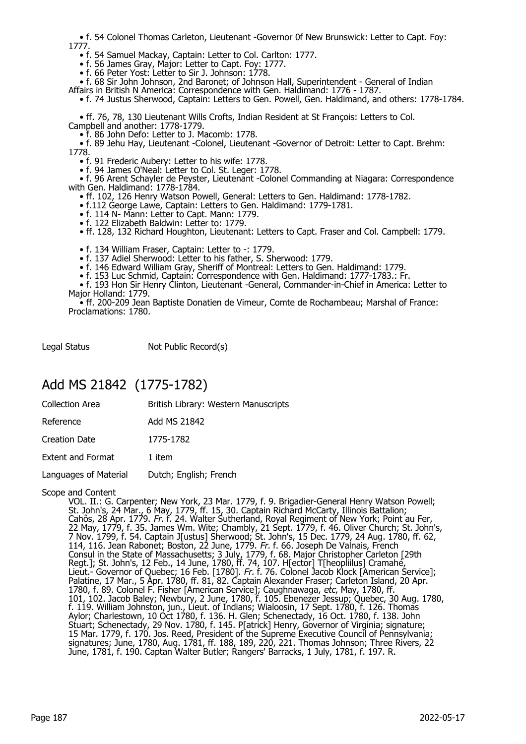- f. 54 Colonel Thomas Carleton, Lieutenant -Governor 0f New Brunswick: Letter to Capt. Foy: 1777.
- f. 54 Samuel Mackay, Captain: Letter to Col. Carlton: 1777.
- f. 56 James Gray, Major: Letter to Capt. Foy: 1777.
- f. 66 Peter Yost: Letter to Sir J. Johnson: 1778.
- f. 68 Sir John Johnson, 2nd Baronet; of Johnson Hall, Superintendent - General of Indian Affairs in British N America: Correspondence with Gen. Haldimand: 1776 - 1787.
- f. 74 Justus Sherwood, Captain: Letters to Gen. Powell, Gen. Haldimand, and others: 1778-1784.
- ff. 76, 78, 130 Lieutenant Wills Crofts, Indian Resident at St François: Letters to Col. Campbell and another: 1778-1779.
- f. 86 John Defo: Letter to J. Macomb: 1778.
- f. 89 Jehu Hay, Lieutenant -Colonel, Lieutenant -Governor of Detroit: Letter to Capt. Brehm: 1778.
- f. 91 Frederic Aubery: Letter to his wife: 1778.
- f. 94 James O'Neal: Letter to Col. St. Leger: 1778.
- f. 96 Arent Schayler de Peyster, Lieutenant -Colonel Commanding at Niagara: Correspondence with Gen. Haldimand: 1778-1784.
- ff. 102, 126 Henry Watson Powell, General: Letters to Gen. Haldimand: 1778-1782.
- f.112 George Lawe, Captain: Letters to Gen. Haldimand: 1779-1781.
- f. 114 N- Mann: Letter to Capt. Mann: 1779.
- f. 122 Elizabeth Baldwin: Letter to: 1779.
- ff. 128, 132 Richard Houghton, Lieutenant: Letters to Capt. Fraser and Col. Campbell: 1779.
- f. 134 William Fraser, Captain: Letter to -: 1779.
- f. 137 Adiel Sherwood: Letter to his father, S. Sherwood: 1779.
- f. 146 Edward William Gray, Sheriff of Montreal: Letters to Gen. Haldimand: 1779.
- f. 153 Luc Schmid, Captain: Correspondence with Gen. Haldimand: 1777-1783.: Fr.
- f. 193 Hon Sir Henry Clinton, Lieutenant -General, Commander-in-Chief in America: Letter to Major Holland: 1779.
- ff. 200-209 Jean Baptiste Donatien de Vimeur, Comte de Rochambeau; Marshal of France: Proclamations: 1780.

Legal Status Not Public Record(s)

## Add MS 21842 (1775-1782)

| | |
|---|---|
| Collection Area | British Library: Western Manuscripts |
| Reference | Add MS 21842 |
| Creation Date | 1775-1782 |
| Extent and Format | 1 item |
| Languages of Material | Dutch; English; French |

Scope and Content

VOL. II.: G. Carpenter; New York, 23 Mar. 1779, f. 9. Brigadier-General Henry Watson Powell; St. John's, 24 Mar., 6 May, 1779, ff. 15, 30. Captain Richard McCarty, Illinois Battalion; Cahôs, 28 Apr. 1779. *Fr.* f. 24. Walter Sutherland, Royal Regiment of New York; Point au Fer, 22 May, 1779, f. 35. James Wm. Wite; Chambly, 21 Sept. 1779, f. 46. Oliver Church; St. John's, 7 Nov. 1799, f. 54. Captain J[ustus] Sherwood; St. John's, 15 Dec. 1779, 24 Aug. 1780, ff. 62, 114, 116. Jean Rabonet; Boston, 22 June, 1779. *Fr.* f. 66. Joseph De Valnais, French Consul in the State of Massachusetts; 3 July, 1779, f. 68. Major Christopher Carleton [29th Regt.]; St. John's, 12 Feb., 14 June, 1780, ff. 74, 107. H[ector] T[heopliilus] Cramahé, Lieut.- Governor of Quebec; 16 Feb. [1780]. *Fr.* f. 76. Colonel Jacob Klock [American Service]; Palatine, 17 Mar., 5 Apr. 1780, ff. 81, 82. Captain Alexander Fraser; Carleton Island, 20 Apr. 1780, f. 89. Colonel F. Fisher [American Service]; Caughnawaga, *etc*, May, 1780, ff. 101, 102. Jacob Baley; Newbury, 2 June, 1780, f. 105. Ebenezer Jessup; Quebec, 30 Aug. 1780, f. 119. William Johnston, jun., Lieut. of Indians; Wialoosin, 17 Sept. 1780, f. 126. Thomas Aylor; Charlestown, 10 Oct 1780, f. 136. H. Glen; Schenectady, 16 Oct. 1780, f. 138. John Stuart; Schenectady, 29 Nov. 1780, f. 145. P[atrick] Henry, Governor of Virginia; signature; 15 Mar. 1779, f. 170. Jos. Reed, President of the Supreme Executive Council of Pennsylvania; signatures; June, 1780, Aug. 1781, ff. 188, 189, 220, 221. Thomas Johnson; Three Rivers, 22 June, 1781, f. 190. Captan Walter Butler; Rangers' Barracks, 1 July, 1781, f. 197. R.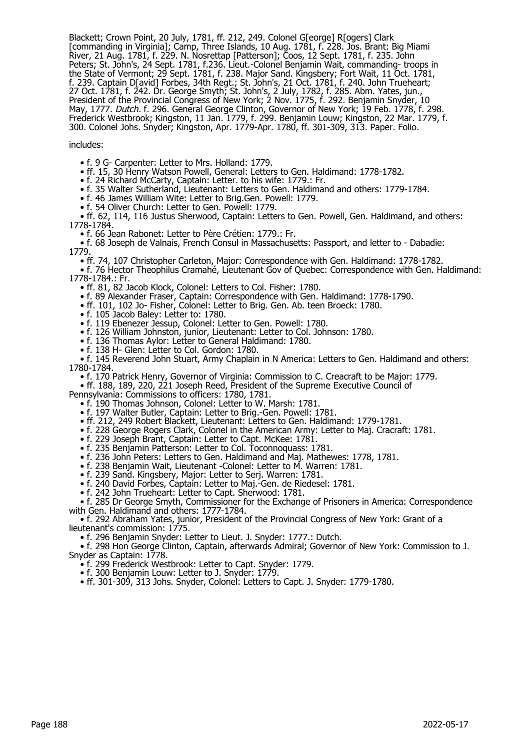Blackett; Crown Point, 20 July, 1781, ff. 212, 249. Colonel G[eorge] R[ogers] Clark [commanding in Virginia]; Camp, Three Islands, 10 Aug. 1781, f. 228. Jos. Brant: Big Miami River, 21 Aug. 1781, f. 229. N. Nosrettap [Patterson]; Coos, 12 Sept. 1781, f. 235. John Peters; St. John's, 24 Sept. 1781, f.236. Lieut.-Colonel Benjamin Wait, commanding- troops in the State of Vermont; 29 Sept. 1781, f. 238. Major Sand. Kingsbery; Fort Wait, 11 Oct. 1781, f. 239. Captain D[avid] Forbes, 34th Regt.; St. John's, 21 Oct. 1781, f. 240. John Trueheart; 27 Oct. 1781, f. 242. Dr. George Smyth; St. John's, 2 July, 1782, f. 285. Abm. Yates, jun., President of the Provincial Congress of New York; 2 Nov. 1775, f. 292. Benjamin Snyder, 10 May, 1777. *Dutch.* f. 296. General George Clinton, Governor of New York; 19 Feb. 1778, f. 298. Frederick Westbrook; Kingston, 11 Jan. 1779, f. 299. Benjamin Louw; Kingston, 22 Mar. 1779, f. 300. Colonel Johs. Snyder; Kingston, Apr. 1779-Apr. 1780, ff. 301-309, 313. Paper. Folio.

includes:

- f. 9 G- Carpenter: Letter to Mrs. Holland: 1779.
- ff. 15, 30 Henry Watson Powell, General: Letters to Gen. Haldimand: 1778-1782.
- f. 24 Richard McCarty, Captain: Letter. to his wife: 1779.: Fr.
- f. 35 Walter Sutherland, Lieutenant: Letters to Gen. Haldimand and others: 1779-1784.
- f. 46 James William Wite: Letter to Brig.Gen. Powell: 1779.
- f. 54 Oliver Church: Letter to Gen. Powell: 1779.
- ff. 62, 114, 116 Justus Sherwood, Captain: Letters to Gen. Powell, Gen. Haldimand, and others: 1778-1784.
- f. 66 Jean Rabonet: Letter to Père Crétien: 1779.: Fr.
- f. 68 Joseph de Valnais, French Consul in Massachusetts: Passport, and letter to - Dabadie: 1779.
- ff. 74, 107 Christopher Carleton, Major: Correspondence with Gen. Haldimand: 1778-1782.
- f. 76 Hector Theophilus Cramahé, Lieutenant Gov of Quebec: Correspondence with Gen. Haldimand: 1778-1784.: Fr.
- ff. 81, 82 Jacob Klock, Colonel: Letters to Col. Fisher: 1780.
- f. 89 Alexander Fraser, Captain: Correspondence with Gen. Haldimand: 1778-1790.
- ff. 101, 102 Jo- Fisher, Colonel: Letter to Brig. Gen. Ab. teen Broeck: 1780.
- f. 105 Jacob Baley: Letter to: 1780.
- f. 119 Ebenezer Jessup, Colonel: Letter to Gen. Powell: 1780.
- f. 126 William Johnston, junior, Lieutenant: Letter to Col. Johnson: 1780.
- f. 136 Thomas Aylor: Letter to General Haldimand: 1780.
- f. 138 H- Glen: Letter to Col. Gordon: 1780.
- f. 145 Reverend John Stuart, Army Chaplain in N America: Letters to Gen. Haldimand and others: 1780-1784.
- f. 170 Patrick Henry, Governor of Virginia: Commission to C. Creacraft to be Major: 1779.
- ff. 188, 189, 220, 221 Joseph Reed, President of the Supreme Executive Council of Pennsylvania: Commissions to officers: 1780, 1781.
- f. 190 Thomas Johnson, Colonel: Letter to W. Marsh: 1781.
- f. 197 Walter Butler, Captain: Letter to Brig.-Gen. Powell: 1781.
- ff. 212, 249 Robert Blackett, Lieutenant: Letters to Gen. Haldimand: 1779-1781.
- f. 228 George Rogers Clark, Colonel in the American Army: Letter to Maj. Cracraft: 1781.
- f. 229 Joseph Brant, Captain: Letter to Capt. McKee: 1781.
- f. 235 Benjamin Patterson: Letter to Col. Toconnoquass: 1781.
- f. 236 John Peters: Letters to Gen. Haldimand and Maj. Mathewes: 1778, 1781.
- f. 238 Benjamin Wait, Lieutenant -Colonel: Letter to M. Warren: 1781.
- f. 239 Sand. Kingsbery, Major: Letter to Serj. Warren: 1781.
- f. 240 David Forbes, Captain: Letter to Maj.-Gen. de Riedesel: 1781.
- f. 242 John Trueheart: Letter to Capt. Sherwood: 1781.
- f. 285 Dr George Smyth, Commissioner for the Exchange of Prisoners in America: Correspondence with Gen. Haldimand and others: 1777-1784.
- f. 292 Abraham Yates, junior, President of the Provincial Congress of New York: Grant of a lieutenant's commission: 1775.
- f. 296 Benjamin Snyder: Letter to Lieut. J. Snyder: 1777.: Dutch.
- f. 298 Hon George Clinton, Captain, afterwards Admiral; Governor of New York: Commission to J. Snyder as Captain: 1778.
- f. 299 Frederick Westbrook: Letter to Capt. Snyder: 1779.
- f. 300 Benjamin Louw: Letter to J. Snyder: 1779.
- ff. 301-309, 313 Johs. Snyder, Colonel: Letters to Capt. J. Snyder: 1779-1780.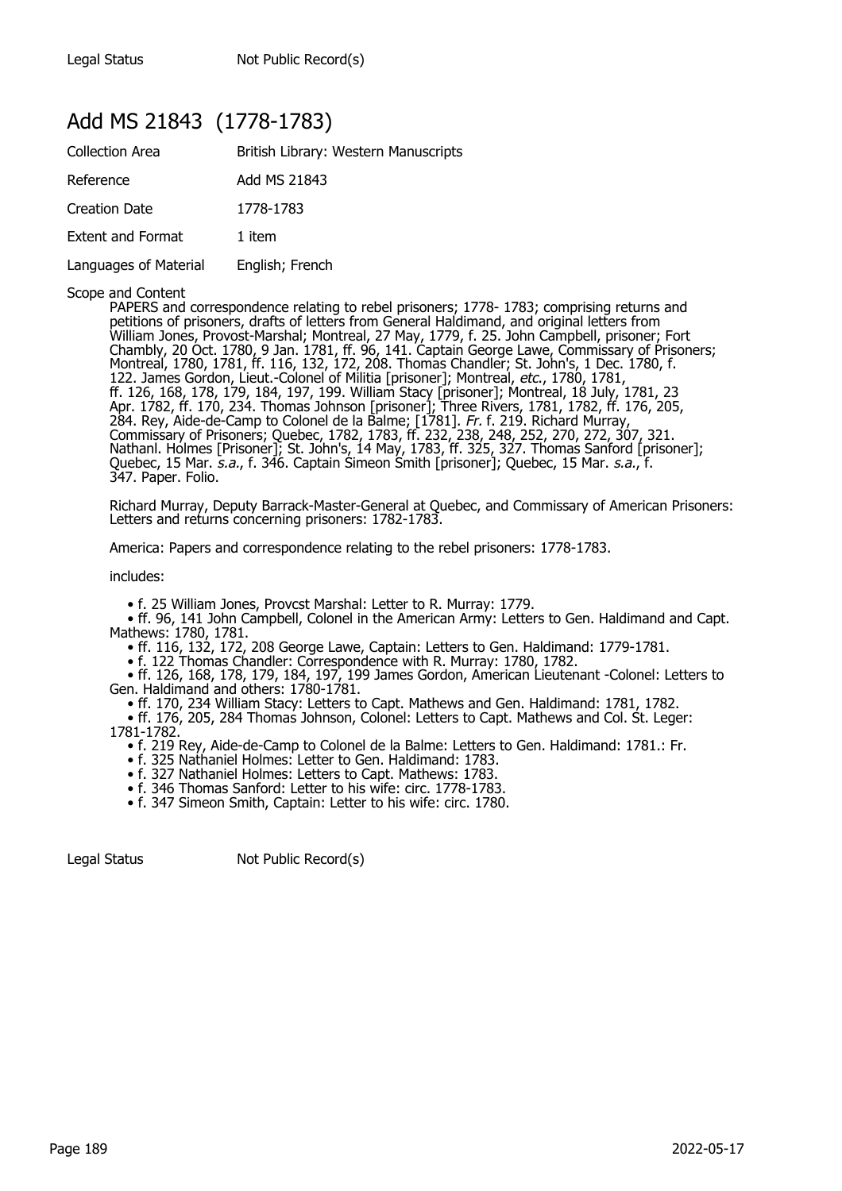Legal Status Not Public Record(s)

## Add MS 21843 (1778-1783)

| | |
|---|---|
| Collection Area | British Library: Western Manuscripts |
| Reference | Add MS 21843 |
| Creation Date | 1778-1783 |
| Extent and Format | 1 item |
| Languages of Material | English; French |

Scope and Content

PAPERS and correspondence relating to rebel prisoners; 1778- 1783; comprising returns and petitions of prisoners, drafts of letters from General Haldimand, and original letters from William Jones, Provost-Marshal; Montreal, 27 May, 1779, f. 25. John Campbell, prisoner; Fort Chambly, 20 Oct. 1780, 9 Jan. 1781, ff. 96, 141. Captain George Lawe, Commissary of Prisoners; Montreal, 1780, 1781, ff. 116, 132, 172, 208. Thomas Chandler; St. John's, 1 Dec. 1780, f. 122. James Gordon, Lieut.-Colonel of Militia [prisoner]; Montreal, *etc.*, 1780, 1781, ff. 126, 168, 178, 179, 184, 197, 199. William Stacy [prisoner]; Montreal, 18 July, 1781, 23 Apr. 1782, ff. 170, 234. Thomas Johnson [prisoner]; Three Rivers, 1781, 1782, ff. 176, 205, 284. Rey, Aide-de-Camp to Colonel de la Balme; [1781]. *Fr.* f. 219. Richard Murray, Commissary of Prisoners; Quebec, 1782, 1783, ff. 232, 238, 248, 252, 270, 272, 307, 321. Nathanl. Holmes [Prisoner]; St. John's, 14 May, 1783, ff. 325, 327. Thomas Sanford [prisoner]; Quebec, 15 Mar. *s.a.*, f. 346. Captain Simeon Smith [prisoner]; Quebec, 15 Mar. *s.a.*, f. 347. Paper. Folio.

Richard Murray, Deputy Barrack-Master-General at Quebec, and Commissary of American Prisoners: Letters and returns concerning prisoners: 1782-1783.

America: Papers and correspondence relating to the rebel prisoners: 1778-1783.

includes:

- f. 25 William Jones, Provcst Marshal: Letter to R. Murray: 1779.
- ff. 96, 141 John Campbell, Colonel in the American Army: Letters to Gen. Haldimand and Capt. Mathews: 1780, 1781.
- ff. 116, 132, 172, 208 George Lawe, Captain: Letters to Gen. Haldimand: 1779-1781.
- f. 122 Thomas Chandler: Correspondence with R. Murray: 1780, 1782.
- ff. 126, 168, 178, 179, 184, 197, 199 James Gordon, American Lieutenant -Colonel: Letters to Gen. Haldimand and others: 1780-1781.
- ff. 170, 234 William Stacy: Letters to Capt. Mathews and Gen. Haldimand: 1781, 1782.
- ff. 176, 205, 284 Thomas Johnson, Colonel: Letters to Capt. Mathews and Col. St. Leger: 1781-1782.
- f. 219 Rey, Aide-de-Camp to Colonel de la Balme: Letters to Gen. Haldimand: 1781.: Fr.
- f. 325 Nathaniel Holmes: Letter to Gen. Haldimand: 1783.
- f. 327 Nathaniel Holmes: Letters to Capt. Mathews: 1783.
- f. 346 Thomas Sanford: Letter to his wife: circ. 1778-1783.
- f. 347 Simeon Smith, Captain: Letter to his wife: circ. 1780.

Legal Status Not Public Record(s)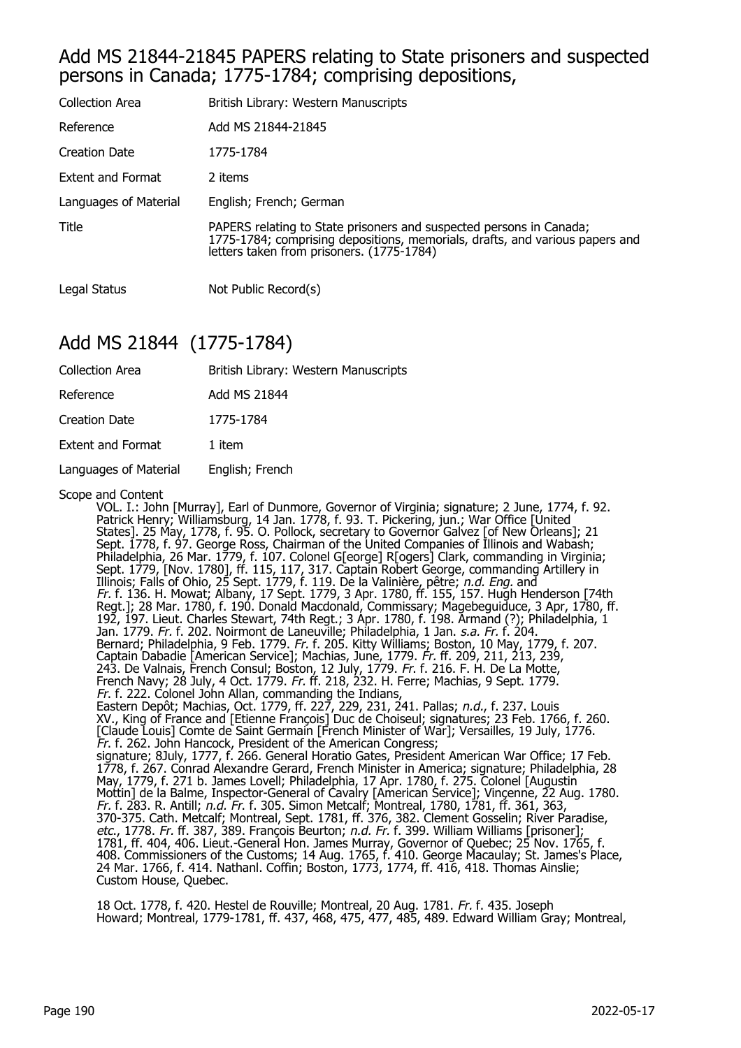## Add MS 21844-21845 PAPERS relating to State prisoners and suspected persons in Canada; 1775-1784; comprising depositions,

| | |
|---|---|
| Collection Area | British Library: Western Manuscripts |
| Reference | Add MS 21844-21845 |
| Creation Date | 1775-1784 |
| Extent and Format | 2 items |
| Languages of Material | English; French; German |
| Title | PAPERS relating to State prisoners and suspected persons in Canada; 1775-1784; comprising depositions, memorials, drafts, and various papers and letters taken from prisoners. (1775-1784) |
| Legal Status | Not Public Record(s) |

## Add MS 21844 (1775-1784)

| | |
|---|---|
| Collection Area | British Library: Western Manuscripts |
| Reference | Add MS 21844 |
| Creation Date | 1775-1784 |
| Extent and Format | 1 item |
| Languages of Material | English; French |

Scope and Content

VOL. I.: John [Murray], Earl of Dunmore, Governor of Virginia; signature; 2 June, 1774, f. 92. Patrick Henry; Williamsburg, 14 Jan. 1778, f. 93. T. Pickering, jun.; War Office [United States]. 25 May, 1778, f. 95. O. Pollock, secretary to Governor Galvez [of New Orleans]; 21 Sept. 1778, f. 97. George Ross, Chairman of the United Companies of Illinois and Wabash; Philadelphia, 26 Mar. 1779, f. 107. Colonel G[eorge] R[ogers] Clark, commanding in Virginia; Sept. 1779, [Nov. 1780], ff. 115, 117, 317. Captain Robert George, commanding Artillery in Illinois; Falls of Ohio, 25 Sept. 1779, f. 119. De la Valinière, pêtre; *n.d. Eng.* and *Fr.* f. 136. H. Mowat; Albany, 17 Sept. 1779, 3 Apr. 1780, ff. 155, 157. Hugh Henderson [74th Regt.]; 28 Mar. 1780, f. 190. Donald Macdonald, Commissary; Magebeguiduce, 3 Apr, 1780, ff. 192, 197. Lieut. Charles Stewart, 74th Regt.; 3 Apr. 1780, f. 198. Armand (?); Philadelphia, 1 Jan. 1779. *Fr.* f. 202. Noirmont de Laneuville; Philadelphia, 1 Jan. *s.a. Fr.* f. 204. Bernard; Philadelphia, 9 Feb. 1779. *Fr.* f. 205. Kitty Williams; Boston, 10 May, 1779, f. 207. Captain Dabadie [American Service]; Machias, June, 1779. *Fr.* ff. 209, 211, 213, 239, 243. De Valnais, French Consul; Boston, 12 July, 1779. *Fr.* f. 216. F. H. De La Motte, French Navy; 28 July, 4 Oct. 1779. *Fr.* ff. 218, 232. H. Ferre; Machias, 9 Sept. 1779. *Fr.* f. 222. Colonel John Allan, commanding the Indians, Eastern Depôt; Machias, Oct. 1779, ff. 227, 229, 231, 241. Pallas; *n.d.*, f. 237. Louis XV., King of France and [Etienne François] Duc de Choiseul; signatures; 23 Feb. 1766, f. 260. [Claude Louis] Comte de Saint Germain [French Minister of War]; Versailles, 19 July, 1776. *Fr.* f. 262. John Hancock, President of the American Congress; signature; 8July, 1777, f. 266. General Horatio Gates, President American War Office; 17 Feb. 1778, f. 267. Conrad Alexandre Gerard, French Minister in America; signature; Philadelphia, 28 May, 1779, f. 271 b. James Lovell; Philadelphia, 17 Apr. 1780, f. 275. Colonel [Augustin Mottin] de la Balme, Inspector-General of Cavalry [American Service]; Vinçenne, 22 Aug. 1780. *Fr.* f. 283. R. Antill; *n.d. Fr.* f. 305. Simon Metcalf; Montreal, 1780, 1781, ff. 361, 363, 370-375. Cath. Metcalf; Montreal, Sept. 1781, ff. 376, 382. Clement Gosselin; River Paradise, *etc.*, 1778. *Fr.* ff. 387, 389. François Beurton; *n.d. Fr.* f. 399. William Williams [prisoner]; 1781, ff. 404, 406. Lieut.-General Hon. James Murray, Governor of Quebec; 25 Nov. 1765, f. 408. Commissioners of the Customs; 14 Aug. 1765, f. 410. George Macaulay; St. James's Place, 24 Mar. 1766, f. 414. Nathanl. Coffin; Boston, 1773, 1774, ff. 416, 418. Thomas Ainslie; Custom House, Quebec.

18 Oct. 1778, f. 420. Hestel de Rouville; Montreal, 20 Aug. 1781. *Fr.* f. 435. Joseph Howard; Montreal, 1779-1781, ff. 437, 468, 475, 477, 485, 489. Edward William Gray; Montreal,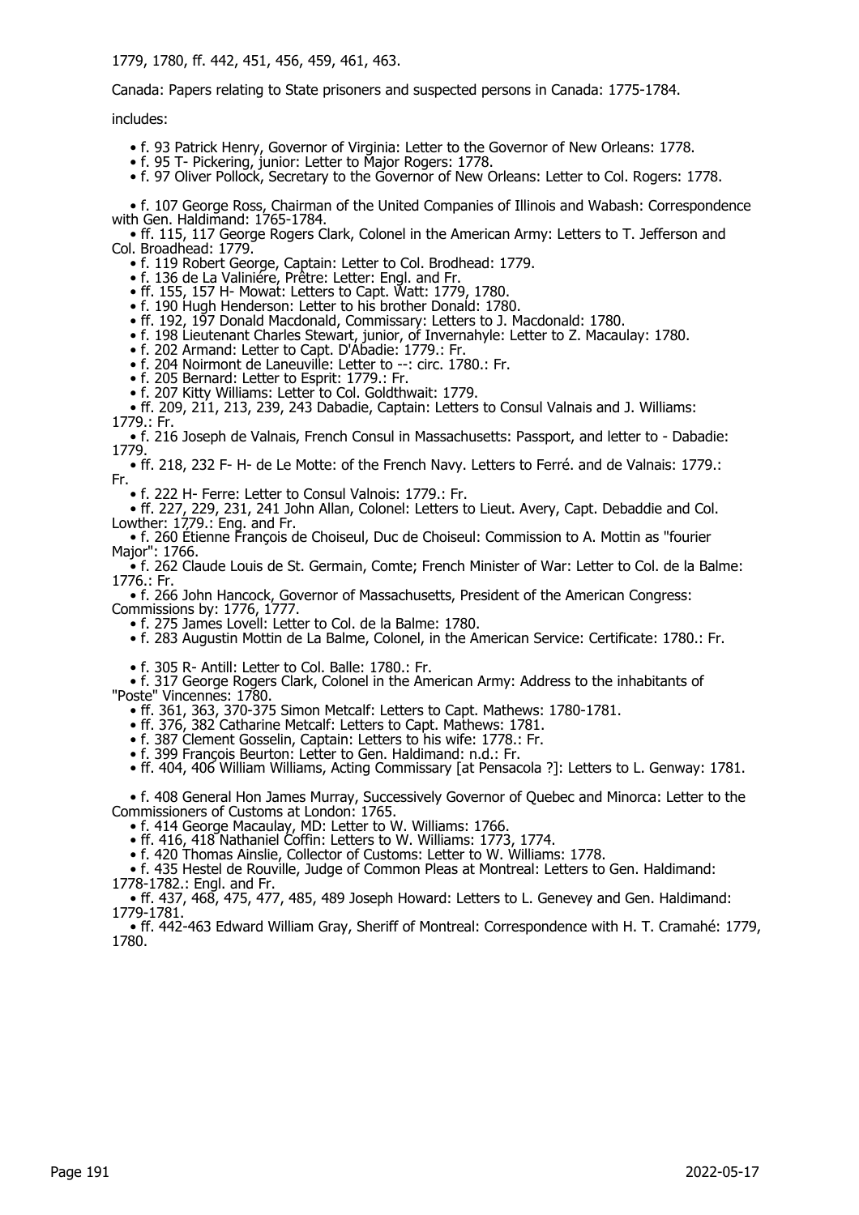1779, 1780, ff. 442, 451, 456, 459, 461, 463.

Canada: Papers relating to State prisoners and suspected persons in Canada: 1775-1784.

includes:

- f. 93 Patrick Henry, Governor of Virginia: Letter to the Governor of New Orleans: 1778.
- f. 95 T- Pickering, junior: Letter to Major Rogers: 1778.
- f. 97 Oliver Pollock, Secretary to the Governor of New Orleans: Letter to Col. Rogers: 1778.
- f. 107 George Ross, Chairman of the United Companies of Illinois and Wabash: Correspondence with Gen. Haldimand: 1765-1784.
- ff. 115, 117 George Rogers Clark, Colonel in the American Army: Letters to T. Jefferson and Col. Broadhead: 1779.
- f. 119 Robert George, Captain: Letter to Col. Brodhead: 1779.
- f. 136 de La Valinière, Prêtre: Letter: Engl. and Fr.
- ff. 155, 157 H- Mowat: Letters to Capt. Watt: 1779, 1780.
- f. 190 Hugh Henderson: Letter to his brother Donald: 1780.
- ff. 192, 197 Donald Macdonald, Commissary: Letters to J. Macdonald: 1780.
- f. 198 Lieutenant Charles Stewart, junior, of Invernahyle: Letter to Z. Macaulay: 1780.
- f. 202 Armand: Letter to Capt. D'Abadie: 1779.: Fr.
- f. 204 Noirmont de Laneuville: Letter to --: circ. 1780.: Fr.
- f. 205 Bernard: Letter to Esprit: 1779.: Fr.
- f. 207 Kitty Williams: Letter to Col. Goldthwait: 1779.
- ff. 209, 211, 213, 239, 243 Dabadie, Captain: Letters to Consul Valnais and J. Williams: 1779.: Fr.
- f. 216 Joseph de Valnais, French Consul in Massachusetts: Passport, and letter to - Dabadie: 1779.
- ff. 218, 232 F- H- de Le Motte: of the French Navy. Letters to Ferré. and de Valnais: 1779.: Fr.
- f. 222 H- Ferre: Letter to Consul Valnois: 1779.: Fr.
- ff. 227, 229, 231, 241 John Allan, Colonel: Letters to Lieut. Avery, Capt. Debaddie and Col. Lowther: 1779.: Eng. and Fr.
- f. 260 Étienne François de Choiseul, Duc de Choiseul: Commission to A. Mottin as "fourier Major": 1766.
- f. 262 Claude Louis de St. Germain, Comte; French Minister of War: Letter to Col. de la Balme: 1776.: Fr.
- f. 266 John Hancock, Governor of Massachusetts, President of the American Congress: Commissions by: 1776, 1777.
- f. 275 James Lovell: Letter to Col. de la Balme: 1780.
- f. 283 Augustin Mottin de La Balme, Colonel, in the American Service: Certificate: 1780.: Fr.
- f. 305 R- Antill: Letter to Col. Balle: 1780.: Fr.
- f. 317 George Rogers Clark, Colonel in the American Army: Address to the inhabitants of "Poste" Vincennes: 1780.
- ff. 361, 363, 370-375 Simon Metcalf: Letters to Capt. Mathews: 1780-1781.
- ff. 376, 382 Catharine Metcalf: Letters to Capt. Mathews: 1781.
- f. 387 Clement Gosselin, Captain: Letters to his wife: 1778.: Fr.
- f. 399 François Beurton: Letter to Gen. Haldimand: n.d.: Fr.
- ff. 404, 406 William Williams, Acting Commissary [at Pensacola ?]: Letters to L. Genway: 1781.
- f. 408 General Hon James Murray, Successively Governor of Quebec and Minorca: Letter to the Commissioners of Customs at London: 1765.
- f. 414 George Macaulay, MD: Letter to W. Williams: 1766.
- ff. 416, 418 Nathaniel Coffin: Letters to W. Williams: 1773, 1774.
- f. 420 Thomas Ainslie, Collector of Customs: Letter to W. Williams: 1778.
- f. 435 Hestel de Rouville, Judge of Common Pleas at Montreal: Letters to Gen. Haldimand: 1778-1782.: Engl. and Fr.
- ff. 437, 468, 475, 477, 485, 489 Joseph Howard: Letters to L. Genevey and Gen. Haldimand: 1779-1781.
- ff. 442-463 Edward William Gray, Sheriff of Montreal: Correspondence with H. T. Cramahé: 1779, 1780.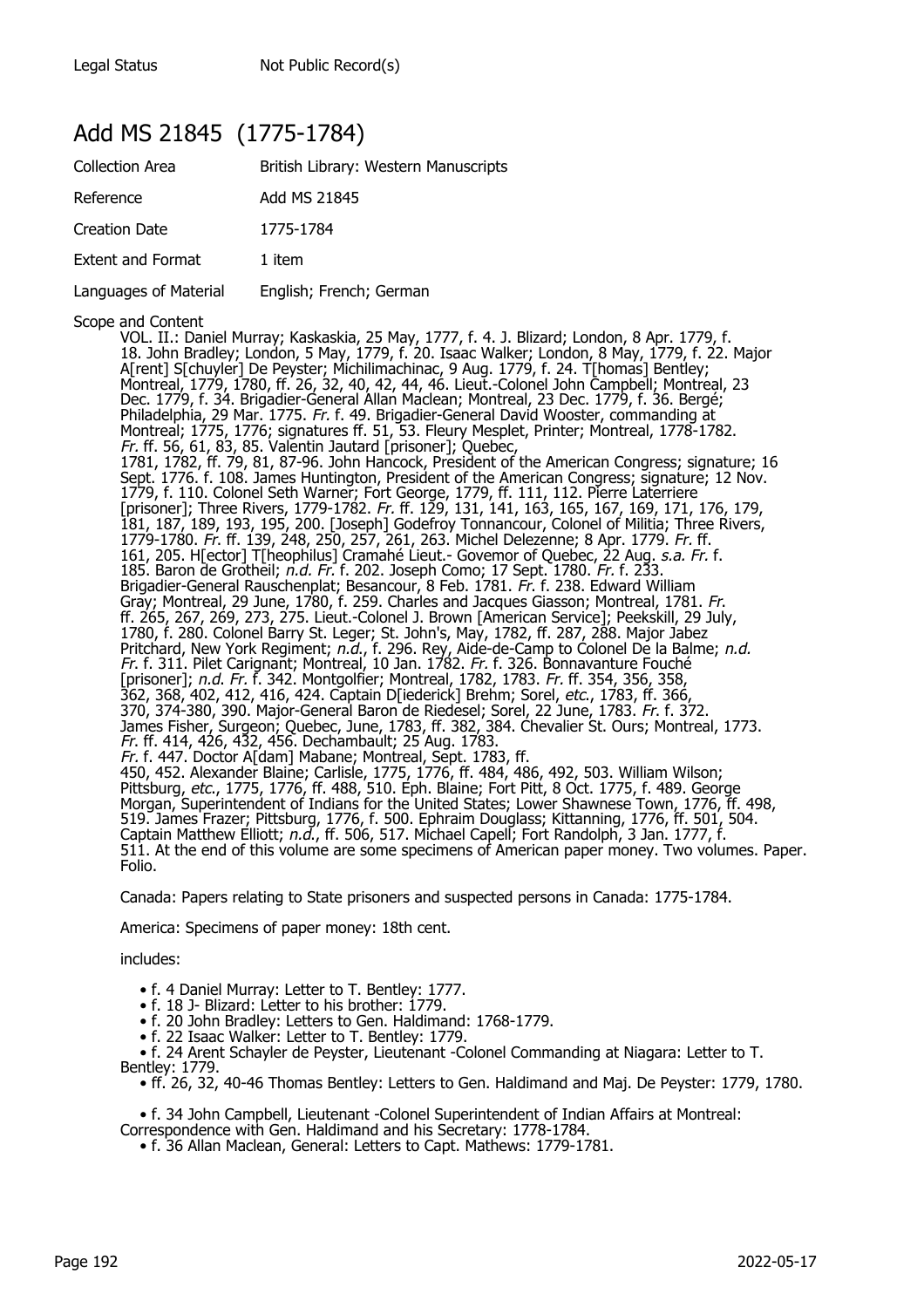| Legal Status | Not Public Record(s) |
|---|---|

## Add MS 21845  (1775-1784)

| | |
|---|---|
| Collection Area | British Library: Western Manuscripts |
| Reference | Add MS 21845 |
| Creation Date | 1775-1784 |
| Extent and Format | 1 item |
| Languages of Material | English; French; German |

Scope and Content

VOL. II.: Daniel Murray; Kaskaskia, 25 May, 1777, f. 4. J. Blizard; London, 8 Apr. 1779, f. 18. John Bradley; London, 5 May, 1779, f. 20. Isaac Walker; London, 8 May, 1779, f. 22. Major A[rent] S[chuyler] De Peyster; Michilimachinac, 9 Aug. 1779, f. 24. T[homas] Bentley; Montreal, 1779, 1780, ff. 26, 32, 40, 42, 44, 46. Lieut.-Colonel John Campbell; Montreal, 23 Dec. 1779, f. 34. Brigadier-General Allan Maclean; Montreal, 23 Dec. 1779, f. 36. Bergé; Philadelphia, 29 Mar. 1775. *Fr.* f. 49. Brigadier-General David Wooster, commanding at Montreal; 1775, 1776; signatures ff. 51, 53. Fleury Mesplet, Printer; Montreal, 1778-1782. *Fr.* ff. 56, 61, 83, 85. Valentin Jautard [prisoner]; Quebec, 1781, 1782, ff. 79, 81, 87-96. John Hancock, President of the American Congress; signature; 16 Sept. 1776. f. 108. James Huntington, President of the American Congress; signature; 12 Nov. 1779, f. 110. Colonel Seth Warner; Fort George, 1779, ff. 111, 112. Pierre Laterriere [prisoner]; Three Rivers, 1779-1782. *Fr.* ff. 129, 131, 141, 163, 165, 167, 169, 171, 176, 179, 181, 187, 189, 193, 195, 200. [Joseph] Godefroy Tonnancour, Colonel of Militia; Three Rivers, 1779-1780. *Fr.* ff. 139, 248, 250, 257, 261, 263. Michel Delezenne; 8 Apr. 1779. *Fr.* ff. 161, 205. H[ector] T[heophilus] Cramahé Lieut.- Govemor of Quebec, 22 Aug. *s.a. Fr.* f. 185. Baron de Grotheil; *n.d. Fr.* f. 202. Joseph Como; 17 Sept. 1780. *Fr.* f. 233. Brigadier-General Rauschenplat; Besancour, 8 Feb. 1781. *Fr.* f. 238. Edward William Gray; Montreal, 29 June, 1780, f. 259. Charles and Jacques Giasson; Montreal, 1781. *Fr.* ff. 265, 267, 269, 273, 275. Lieut.-Colonel J. Brown [American Service]; Peekskill, 29 July, 1780, f. 280. Colonel Barry St. Leger; St. John's, May, 1782, ff. 287, 288. Major Jabez Pritchard, New York Regiment; *n.d.*, f. 296. Rey, Aide-de-Camp to Colonel De la Balme; *n.d. Fr.* f. 311. Pilet Carignant; Montreal, 10 Jan. 1782. *Fr.* f. 326. Bonnavanture Fouché [prisoner]; *n.d. Fr.* f. 342. Montgolfier; Montreal, 1782, 1783. *Fr.* ff. 354, 356, 358, 362, 368, 402, 412, 416, 424. Captain D[iederick] Brehm; Sorel, *etc.*, 1783, ff. 366, 370, 374-380, 390. Major-General Baron de Riedesel; Sorel, 22 June, 1783. *Fr.* f. 372. James Fisher, Surgeon; Quebec, June, 1783, ff. 382, 384. Chevalier St. Ours; Montreal, 1773. *Fr.* ff. 414, 426, 432, 456. Dechambault; 25 Aug. 1783. *Fr.* f. 447. Doctor A[dam] Mabane; Montreal, Sept. 1783, ff. 450, 452. Alexander Blaine; Carlisle, 1775, 1776, ff. 484, 486, 492, 503. William Wilson; Pittsburg, *etc.*, 1775, 1776, ff. 488, 510. Eph. Blaine; Fort Pitt, 8 Oct. 1775, f. 489. George Morgan, Superintendent of Indians for the United States; Lower Shawnese Town, 1776, ff. 498, 519. James Frazer; Pittsburg, 1776, f. 500. Ephraim Douglass; Kittanning, 1776, ff. 501, 504. Captain Matthew Elliott; *n.d.*, ff. 506, 517. Michael Capell; Fort Randolph, 3 Jan. 1777, f. 511. At the end of this volume are some specimens of American paper money. Two volumes. Paper. Folio.

Canada: Papers relating to State prisoners and suspected persons in Canada: 1775-1784.

America: Specimens of paper money: 18th cent.

includes:

- f. 4 Daniel Murray: Letter to T. Bentley: 1777.
- f. 18 J- Blizard: Letter to his brother: 1779.
- f. 20 John Bradley: Letters to Gen. Haldimand: 1768-1779.
- f. 22 Isaac Walker: Letter to T. Bentley: 1779.
- f. 24 Arent Schayler de Peyster, Lieutenant -Colonel Commanding at Niagara: Letter to T. Bentley: 1779.
- ff. 26, 32, 40-46 Thomas Bentley: Letters to Gen. Haldimand and Maj. De Peyster: 1779, 1780.
- f. 34 John Campbell, Lieutenant -Colonel Superintendent of Indian Affairs at Montreal: Correspondence with Gen. Haldimand and his Secretary: 1778-1784.
- f. 36 Allan Maclean, General: Letters to Capt. Mathews: 1779-1781.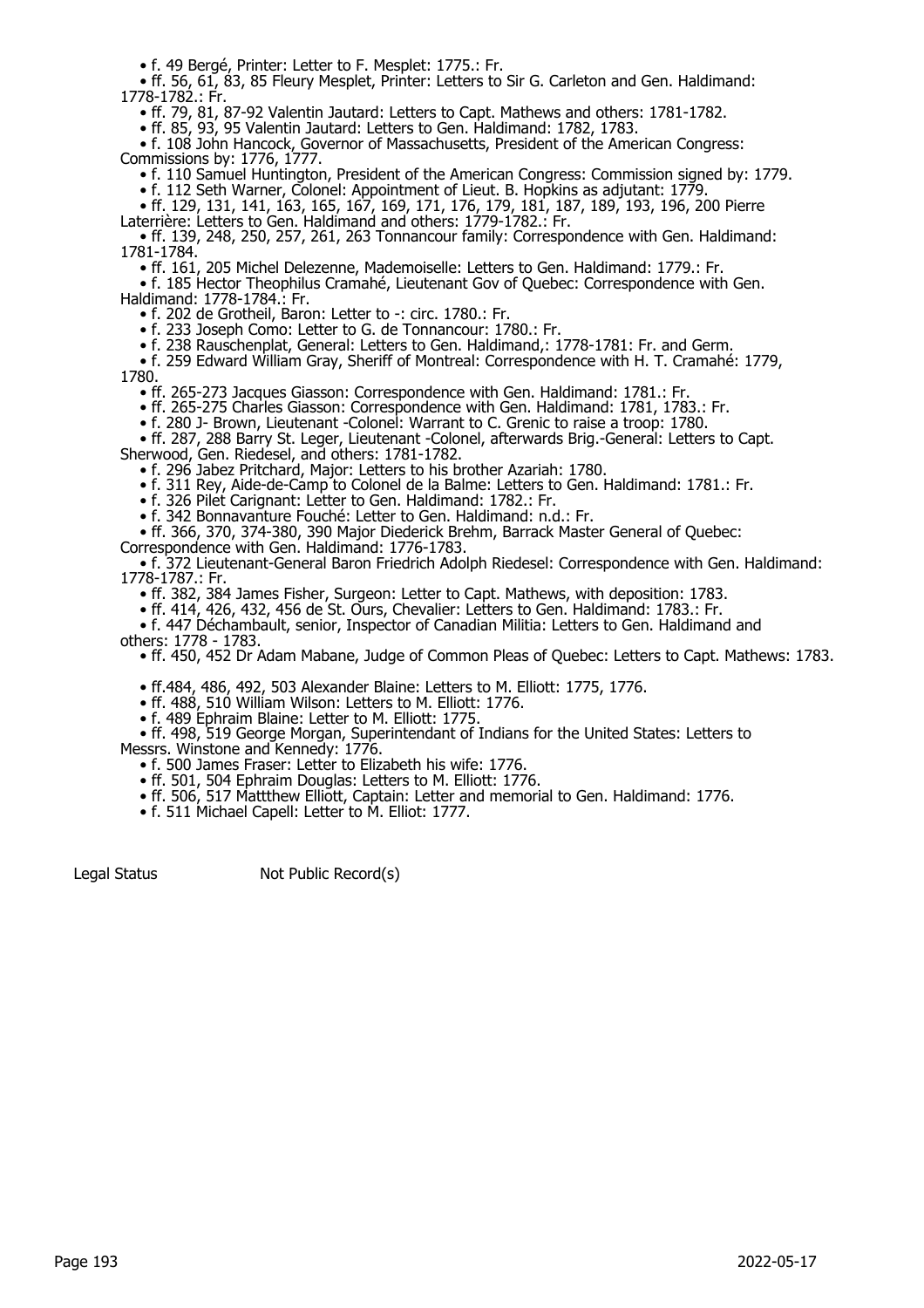- f. 49 Bergé, Printer: Letter to F. Mesplet: 1775.: Fr.
- ff. 56, 61, 83, 85 Fleury Mesplet, Printer: Letters to Sir G. Carleton and Gen. Haldimand: 1778-1782.: Fr.
- ff. 79, 81, 87-92 Valentin Jautard: Letters to Capt. Mathews and others: 1781-1782.
- ff. 85, 93, 95 Valentin Jautard: Letters to Gen. Haldimand: 1782, 1783.
- f. 108 John Hancock, Governor of Massachusetts, President of the American Congress: Commissions by: 1776, 1777.
- f. 110 Samuel Huntington, President of the American Congress: Commission signed by: 1779.
- f. 112 Seth Warner, Colonel: Appointment of Lieut. B. Hopkins as adjutant: 1779.
- ff. 129, 131, 141, 163, 165, 167, 169, 171, 176, 179, 181, 187, 189, 193, 196, 200 Pierre Laterrière: Letters to Gen. Haldimand and others: 1779-1782.: Fr.
- ff. 139, 248, 250, 257, 261, 263 Tonnancour family: Correspondence with Gen. Haldimand: 1781-1784.
- ff. 161, 205 Michel Delezenne, Mademoiselle: Letters to Gen. Haldimand: 1779.: Fr.
- f. 185 Hector Theophilus Cramahé, Lieutenant Gov of Quebec: Correspondence with Gen. Haldimand: 1778-1784.: Fr.
- f. 202 de Grotheil, Baron: Letter to -: circ. 1780.: Fr.
- f. 233 Joseph Como: Letter to G. de Tonnancour: 1780.: Fr.
- f. 238 Rauschenplat, General: Letters to Gen. Haldimand,: 1778-1781: Fr. and Germ.
- f. 259 Edward William Gray, Sheriff of Montreal: Correspondence with H. T. Cramahé: 1779, 1780.
- ff. 265-273 Jacques Giasson: Correspondence with Gen. Haldimand: 1781.: Fr.
- ff. 265-275 Charles Giasson: Correspondence with Gen. Haldimand: 1781, 1783.: Fr.
- f. 280 J- Brown, Lieutenant -Colonel: Warrant to C. Grenic to raise a troop: 1780.
- ff. 287, 288 Barry St. Leger, Lieutenant -Colonel, afterwards Brig.-General: Letters to Capt. Sherwood, Gen. Riedesel, and others: 1781-1782.
- f. 296 Jabez Pritchard, Major: Letters to his brother Azariah: 1780.
- f. 311 Rey, Aide-de-Camp to Colonel de la Balme: Letters to Gen. Haldimand: 1781.: Fr.
- f. 326 Pilet Carignant: Letter to Gen. Haldimand: 1782.: Fr.
- f. 342 Bonnavanture Fouché: Letter to Gen. Haldimand: n.d.: Fr.
- ff. 366, 370, 374-380, 390 Major Diederick Brehm, Barrack Master General of Quebec: Correspondence with Gen. Haldimand: 1776-1783.
- f. 372 Lieutenant-General Baron Friedrich Adolph Riedesel: Correspondence with Gen. Haldimand: 1778-1787.: Fr.
- ff. 382, 384 James Fisher, Surgeon: Letter to Capt. Mathews, with deposition: 1783.
- ff. 414, 426, 432, 456 de St. Ours, Chevalier: Letters to Gen. Haldimand: 1783.: Fr.
- f. 447 Déchambault, senior, Inspector of Canadian Militia: Letters to Gen. Haldimand and others: 1778 - 1783.
- ff. 450, 452 Dr Adam Mabane, Judge of Common Pleas of Quebec: Letters to Capt. Mathews: 1783.
- ff.484, 486, 492, 503 Alexander Blaine: Letters to M. Elliott: 1775, 1776.
- ff. 488, 510 William Wilson: Letters to M. Elliott: 1776.
- f. 489 Ephraim Blaine: Letter to M. Elliott: 1775.
- ff. 498, 519 George Morgan, Superintendant of Indians for the United States: Letters to Messrs. Winstone and Kennedy: 1776.
- f. 500 James Fraser: Letter to Elizabeth his wife: 1776.
- ff. 501, 504 Ephraim Douglas: Letters to M. Elliott: 1776.
- ff. 506, 517 Mattthew Elliott, Captain: Letter and memorial to Gen. Haldimand: 1776.
- f. 511 Michael Capell: Letter to M. Elliot: 1777.

Legal Status Not Public Record(s)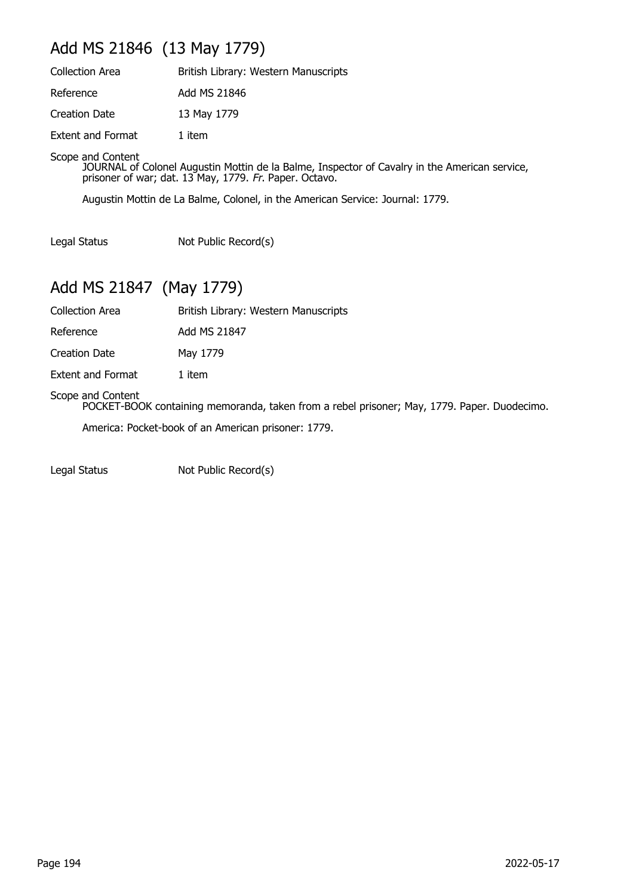## Add MS 21846 (13 May 1779)

Collection Area: British Library: Western Manuscripts

Reference: Add MS 21846

Creation Date: 13 May 1779

Extent and Format: 1 item

Scope and Content

JOURNAL of Colonel Augustin Mottin de la Balme, Inspector of Cavalry in the American service, prisoner of war; dat. 13 May, 1779. *Fr*. Paper. Octavo.

Augustin Mottin de La Balme, Colonel, in the American Service: Journal: 1779.

Legal Status: Not Public Record(s)

## Add MS 21847 (May 1779)

Collection Area: British Library: Western Manuscripts

Reference: Add MS 21847

Creation Date: May 1779

Extent and Format: 1 item

Scope and Content

POCKET-BOOK containing memoranda, taken from a rebel prisoner; May, 1779. Paper. Duodecimo.

America: Pocket-book of an American prisoner: 1779.

Legal Status: Not Public Record(s)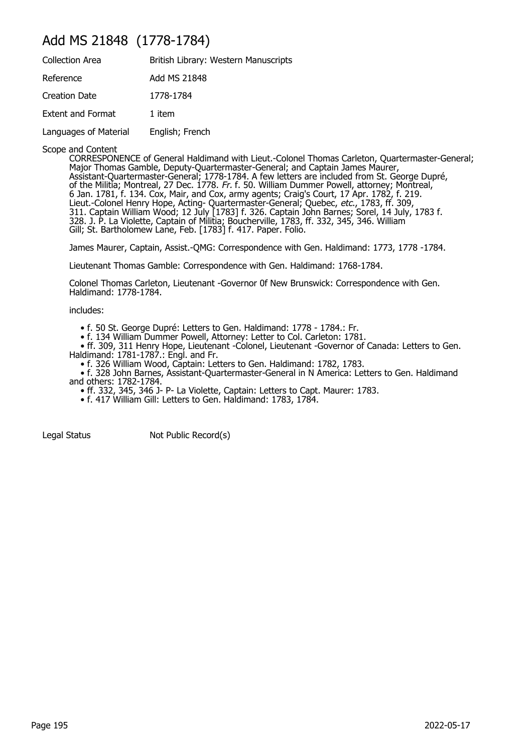# Add MS 21848 (1778-1784)

| | |
|---|---|
| Collection Area | British Library: Western Manuscripts |
| Reference | Add MS 21848 |
| Creation Date | 1778-1784 |
| Extent and Format | 1 item |
| Languages of Material | English; French |

Scope and Content

CORRESPONENCE of General Haldimand with Lieut.-Colonel Thomas Carleton, Quartermaster-General; Major Thomas Gamble, Deputy-Quartermaster-General; and Captain James Maurer, Assistant-Quartermaster-General; 1778-1784. A few letters are included from St. George Dupré, of the Militia; Montreal, 27 Dec. 1778. *Fr.* f. 50. William Dummer Powell, attorney; Montreal, 6 Jan. 1781, f. 134. Cox, Mair, and Cox, army agents; Craig's Court, 17 Apr. 1782, f. 219. Lieut.-Colonel Henry Hope, Acting- Quartermaster-General; Quebec, *etc.*, 1783, ff. 309, 311. Captain William Wood; 12 July [1783] f. 326. Captain John Barnes; Sorel, 14 July, 1783 f. 328. J. P. La Violette, Captain of Militia; Boucherville, 1783, ff. 332, 345, 346. William Gill; St. Bartholomew Lane, Feb. [1783] f. 417. Paper. Folio.

James Maurer, Captain, Assist.-QMG: Correspondence with Gen. Haldimand: 1773, 1778 -1784.

Lieutenant Thomas Gamble: Correspondence with Gen. Haldimand: 1768-1784.

Colonel Thomas Carleton, Lieutenant -Governor 0f New Brunswick: Correspondence with Gen. Haldimand: 1778-1784.

includes:

- f. 50 St. George Dupré: Letters to Gen. Haldimand: 1778 - 1784.: Fr.
- f. 134 William Dummer Powell, Attorney: Letter to Col. Carleton: 1781.
- ff. 309, 311 Henry Hope, Lieutenant -Colonel, Lieutenant -Governor of Canada: Letters to Gen. Haldimand: 1781-1787.: Engl. and Fr.
- f. 326 William Wood, Captain: Letters to Gen. Haldimand: 1782, 1783.
- f. 328 John Barnes, Assistant-Quartermaster-General in N America: Letters to Gen. Haldimand and others: 1782-1784.
- ff. 332, 345, 346 J- P- La Violette, Captain: Letters to Capt. Maurer: 1783.
- f. 417 William Gill: Letters to Gen. Haldimand: 1783, 1784.

| | |
|---|---|
| Legal Status | Not Public Record(s) |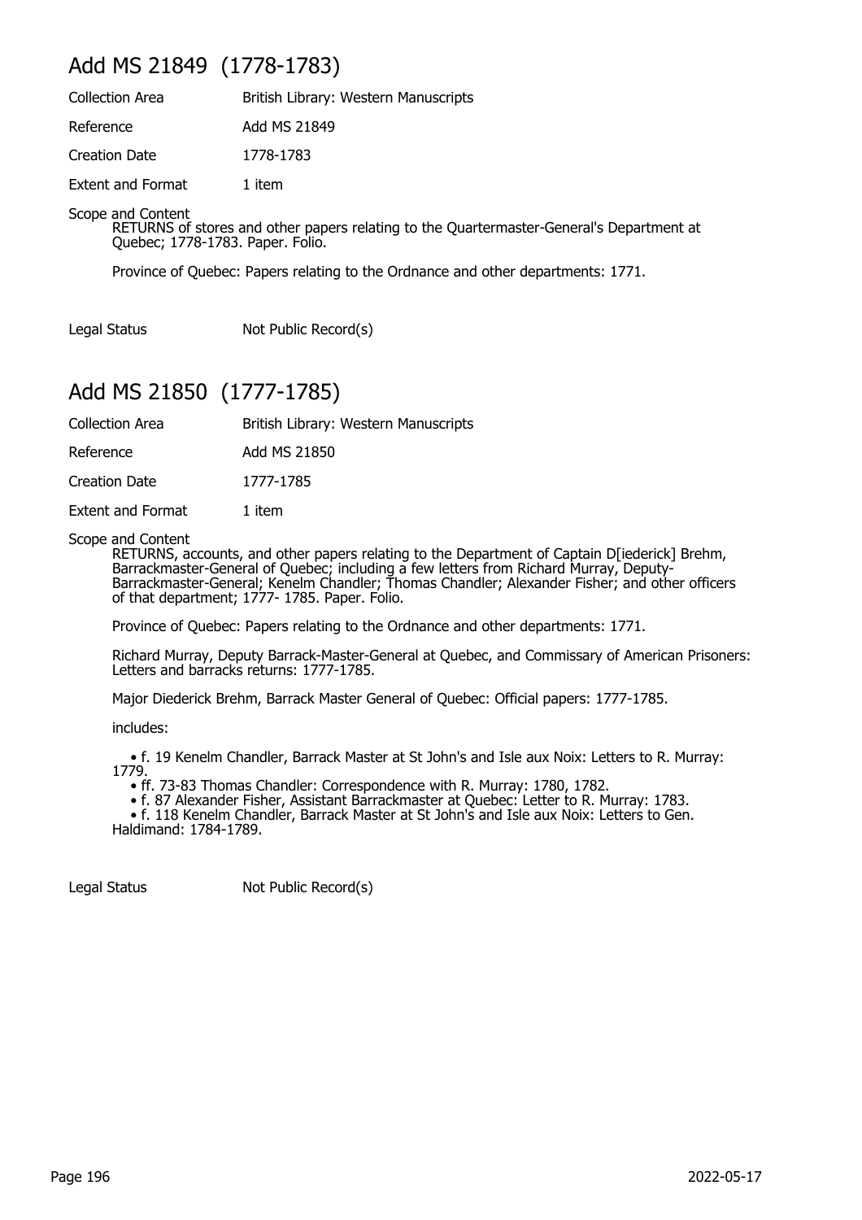## Add MS 21849 (1778-1783)

| | |
|---|---|
| Collection Area | British Library: Western Manuscripts |
| Reference | Add MS 21849 |
| Creation Date | 1778-1783 |
| Extent and Format | 1 item |

Scope and Content

RETURNS of stores and other papers relating to the Quartermaster-General's Department at Quebec; 1778-1783. Paper. Folio.

Province of Quebec: Papers relating to the Ordnance and other departments: 1771.

Legal Status: Not Public Record(s)

## Add MS 21850 (1777-1785)

| | |
|---|---|
| Collection Area | British Library: Western Manuscripts |
| Reference | Add MS 21850 |
| Creation Date | 1777-1785 |
| Extent and Format | 1 item |

Scope and Content

RETURNS, accounts, and other papers relating to the Department of Captain D[iederick] Brehm, Barrackmaster-General of Quebec; including a few letters from Richard Murray, Deputy-Barrackmaster-General; Kenelm Chandler; Thomas Chandler; Alexander Fisher; and other officers of that department; 1777- 1785. Paper. Folio.

Province of Quebec: Papers relating to the Ordnance and other departments: 1771.

Richard Murray, Deputy Barrack-Master-General at Quebec, and Commissary of American Prisoners: Letters and barracks returns: 1777-1785.

Major Diederick Brehm, Barrack Master General of Quebec: Official papers: 1777-1785.

includes:

- f. 19 Kenelm Chandler, Barrack Master at St John's and Isle aux Noix: Letters to R. Murray: 1779.
- ff. 73-83 Thomas Chandler: Correspondence with R. Murray: 1780, 1782.
- f. 87 Alexander Fisher, Assistant Barrackmaster at Quebec: Letter to R. Murray: 1783.
- f. 118 Kenelm Chandler, Barrack Master at St John's and Isle aux Noix: Letters to Gen. Haldimand: 1784-1789.

Legal Status: Not Public Record(s)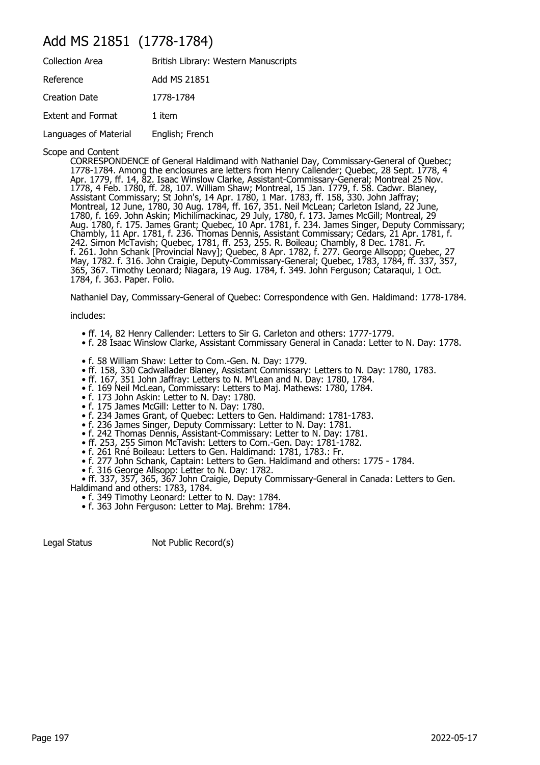# Add MS 21851 (1778-1784)

| | |
|---|---|
| Collection Area | British Library: Western Manuscripts |
| Reference | Add MS 21851 |
| Creation Date | 1778-1784 |
| Extent and Format | 1 item |
| Languages of Material | English; French |

Scope and Content

CORRESPONDENCE of General Haldimand with Nathaniel Day, Commissary-General of Quebec; 1778-1784. Among the enclosures are letters from Henry Callender; Quebec, 28 Sept. 1778, 4 Apr. 1779, ff. 14, 82. Isaac Winslow Clarke, Assistant-Commissary-General; Montreal 25 Nov. 1778, 4 Feb. 1780, ff. 28, 107. William Shaw; Montreal, 15 Jan. 1779, f. 58. Cadwr. Blaney, Assistant Commissary; St John's, 14 Apr. 1780, 1 Mar. 1783, ff. 158, 330. John Jaffray; Montreal, 12 June, 1780, 30 Aug. 1784, ff. 167, 351. Neil McLean; Carleton Island, 22 June, 1780, f. 169. John Askin; Michilimackinac, 29 July, 1780, f. 173. James McGill; Montreal, 29 Aug. 1780, f. 175. James Grant; Quebec, 10 Apr. 1781, f. 234. James Singer, Deputy Commissary; Chambly, 11 Apr. 1781, f. 236. Thomas Dennis, Assistant Commissary; Cedars, 21 Apr. 1781, f. 242. Simon McTavish; Quebec, 1781, ff. 253, 255. R. Boileau; Chambly, 8 Dec. 1781. *Fr.* f. 261. John Schank [Provincial Navy]; Quebec, 8 Apr. 1782, f. 277. George Allsopp; Quebec, 27 May, 1782. f. 316. John Craigie, Deputy-Commissary-General; Quebec, 1783, 1784, ff. 337, 357, 365, 367. Timothy Leonard; Niagara, 19 Aug. 1784, f. 349. John Ferguson; Cataraqui, 1 Oct. 1784, f. 363. Paper. Folio.

Nathaniel Day, Commissary-General of Quebec: Correspondence with Gen. Haldimand: 1778-1784.

includes:

- ff. 14, 82 Henry Callender: Letters to Sir G. Carleton and others: 1777-1779.
- f. 28 Isaac Winslow Clarke, Assistant Commissary General in Canada: Letter to N. Day: 1778.
- f. 58 William Shaw: Letter to Com.-Gen. N. Day: 1779.
- ff. 158, 330 Cadwallader Blaney, Assistant Commissary: Letters to N. Day: 1780, 1783.
- ff. 167, 351 John Jaffray: Letters to N. M'Lean and N. Day: 1780, 1784.
- f. 169 Neil McLean, Commissary: Letters to Maj. Mathews: 1780, 1784.
- f. 173 John Askin: Letter to N. Day: 1780.
- f. 175 James McGill: Letter to N. Day: 1780.
- f. 234 James Grant, of Quebec: Letters to Gen. Haldimand: 1781-1783.
- f. 236 James Singer, Deputy Commissary: Letter to N. Day: 1781.
- f. 242 Thomas Dennis, Assistant-Commissary: Letter to N. Day: 1781.
- ff. 253, 255 Simon McTavish: Letters to Com.-Gen. Day: 1781-1782.
- f. 261 Rné Boileau: Letters to Gen. Haldimand: 1781, 1783.: Fr.
- f. 277 John Schank, Captain: Letters to Gen. Haldimand and others: 1775 - 1784.
- f. 316 George Allsopp: Letter to N. Day: 1782.
- ff. 337, 357, 365, 367 John Craigie, Deputy Commissary-General in Canada: Letters to Gen. Haldimand and others: 1783, 1784.
- f. 349 Timothy Leonard: Letter to N. Day: 1784.
- f. 363 John Ferguson: Letter to Maj. Brehm: 1784.

| | |
|---|---|
| Legal Status | Not Public Record(s) |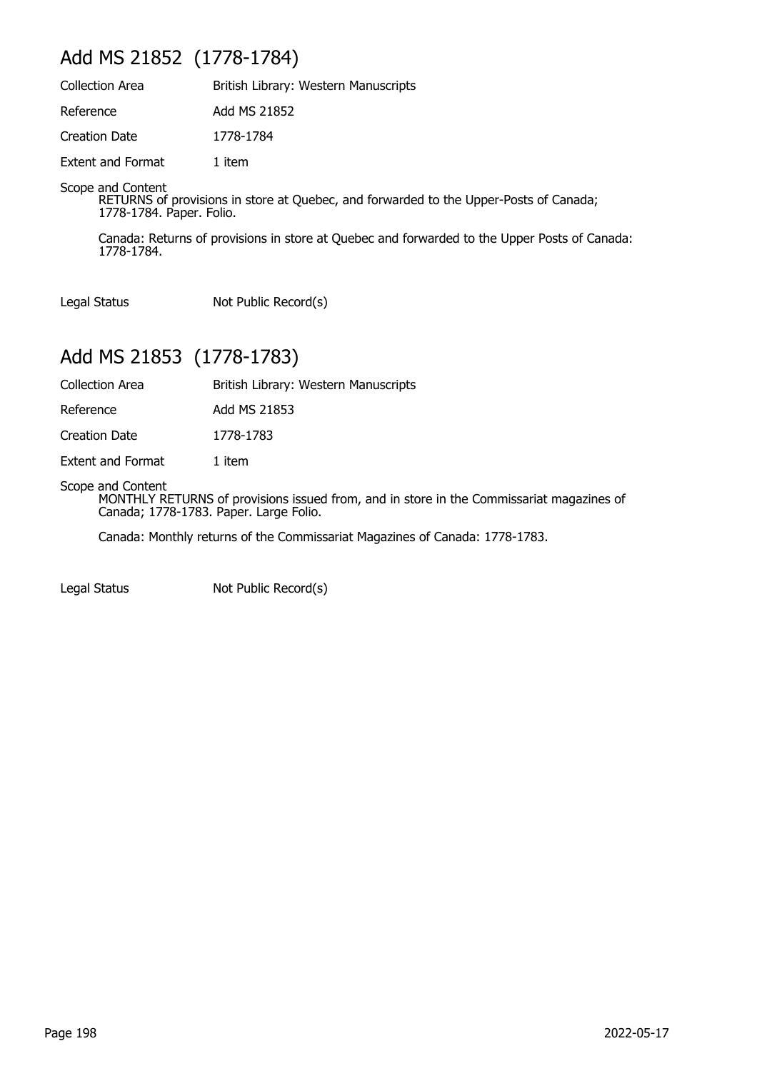## Add MS 21852 (1778-1784)

| | |
|---|---|
| Collection Area | British Library: Western Manuscripts |
| Reference | Add MS 21852 |
| Creation Date | 1778-1784 |
| Extent and Format | 1 item |

Scope and Content

RETURNS of provisions in store at Quebec, and forwarded to the Upper-Posts of Canada; 1778-1784. Paper. Folio.

Canada: Returns of provisions in store at Quebec and forwarded to the Upper Posts of Canada: 1778-1784.

| | |
|---|---|
| Legal Status | Not Public Record(s) |

## Add MS 21853 (1778-1783)

| | |
|---|---|
| Collection Area | British Library: Western Manuscripts |
| Reference | Add MS 21853 |
| Creation Date | 1778-1783 |
| Extent and Format | 1 item |

Scope and Content

MONTHLY RETURNS of provisions issued from, and in store in the Commissariat magazines of Canada; 1778-1783. Paper. Large Folio.

Canada: Monthly returns of the Commissariat Magazines of Canada: 1778-1783.

| | |
|---|---|
| Legal Status | Not Public Record(s) |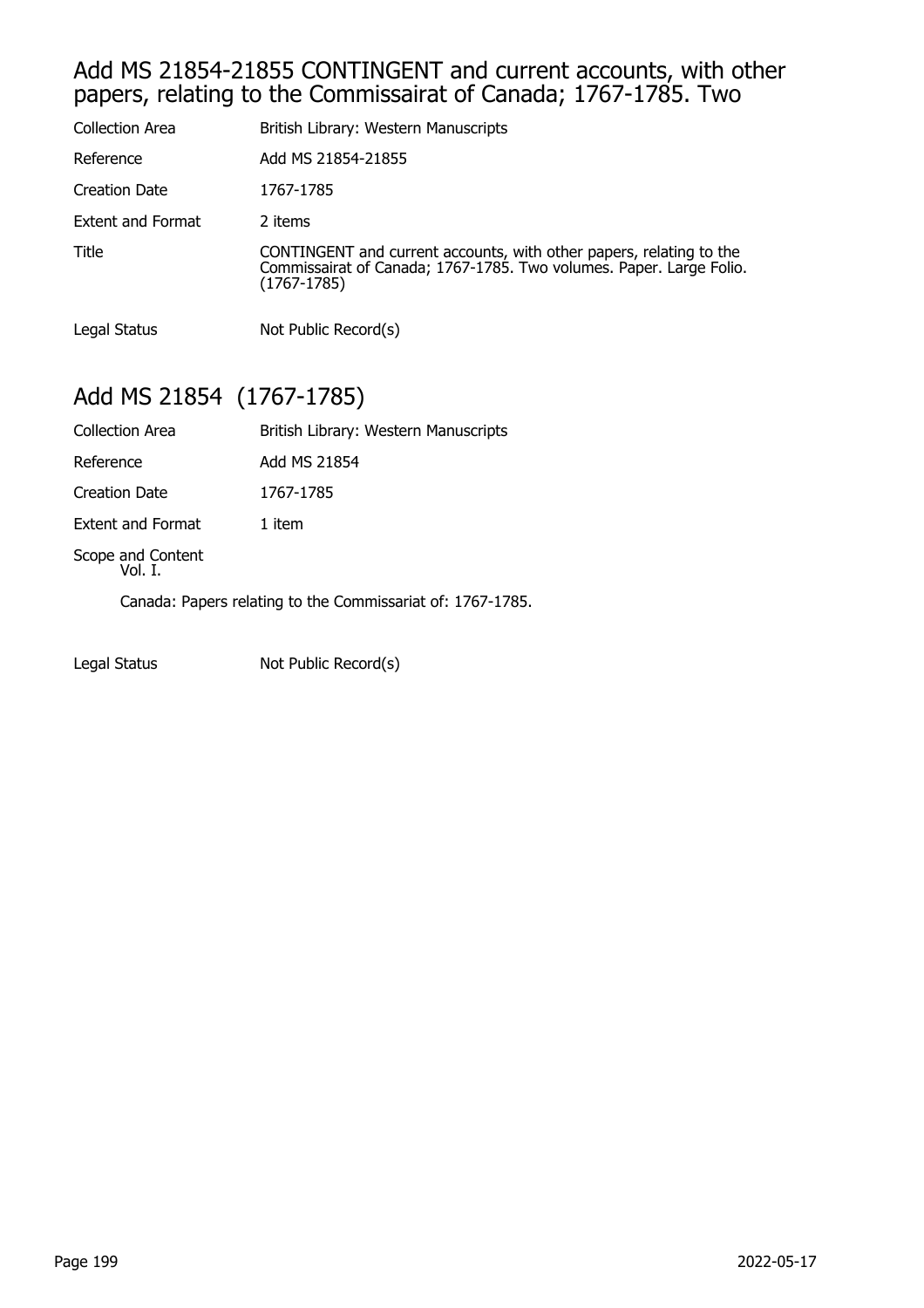## Add MS 21854-21855 CONTINGENT and current accounts, with other papers, relating to the Commissairat of Canada; 1767-1785. Two

| | |
|---|---|
| Collection Area | British Library: Western Manuscripts |
| Reference | Add MS 21854-21855 |
| Creation Date | 1767-1785 |
| Extent and Format | 2 items |
| Title | CONTINGENT and current accounts, with other papers, relating to the Commissairat of Canada; 1767-1785. Two volumes. Paper. Large Folio. (1767-1785) |
| Legal Status | Not Public Record(s) |

## Add MS 21854  (1767-1785)

| | |
|---|---|
| Collection Area | British Library: Western Manuscripts |
| Reference | Add MS 21854 |
| Creation Date | 1767-1785 |
| Extent and Format | 1 item |

Scope and Content
Vol. I.

Canada: Papers relating to the Commissariat of: 1767-1785.

| | |
|---|---|
| Legal Status | Not Public Record(s) |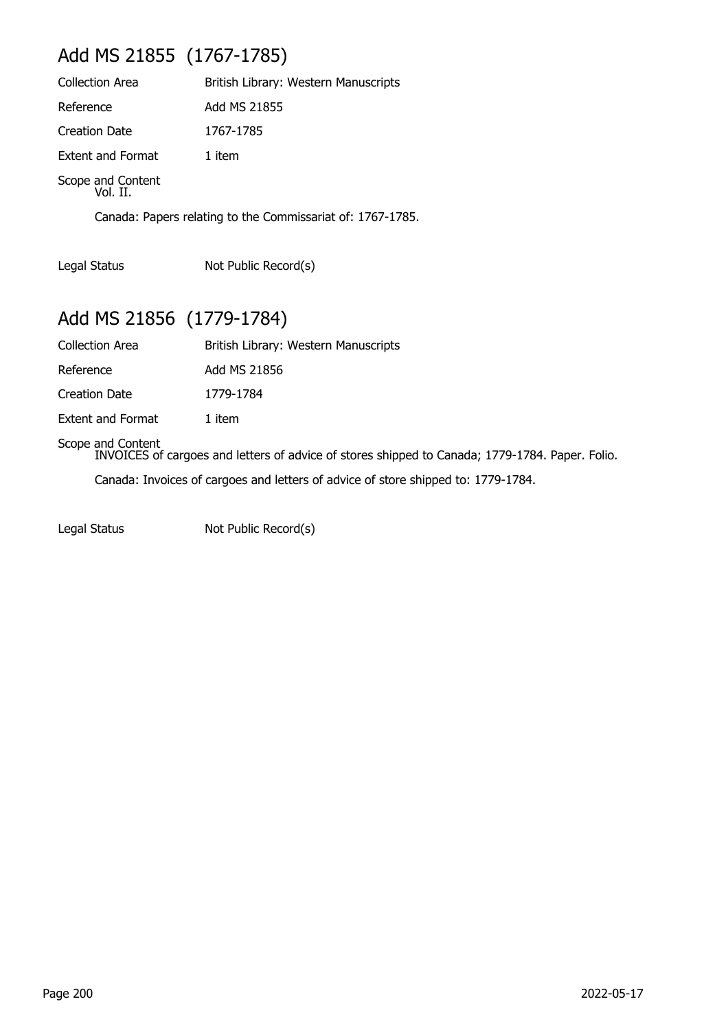## Add MS 21855 (1767-1785)

| | |
|---|---|
| Collection Area | British Library: Western Manuscripts |
| Reference | Add MS 21855 |
| Creation Date | 1767-1785 |
| Extent and Format | 1 item |

Scope and Content
Vol. II.

Canada: Papers relating to the Commissariat of: 1767-1785.

| | |
|---|---|
| Legal Status | Not Public Record(s) |

## Add MS 21856 (1779-1784)

| | |
|---|---|
| Collection Area | British Library: Western Manuscripts |
| Reference | Add MS 21856 |
| Creation Date | 1779-1784 |
| Extent and Format | 1 item |

Scope and Content
INVOICES of cargoes and letters of advice of stores shipped to Canada; 1779-1784. Paper. Folio.

Canada: Invoices of cargoes and letters of advice of store shipped to: 1779-1784.

| | |
|---|---|
| Legal Status | Not Public Record(s) |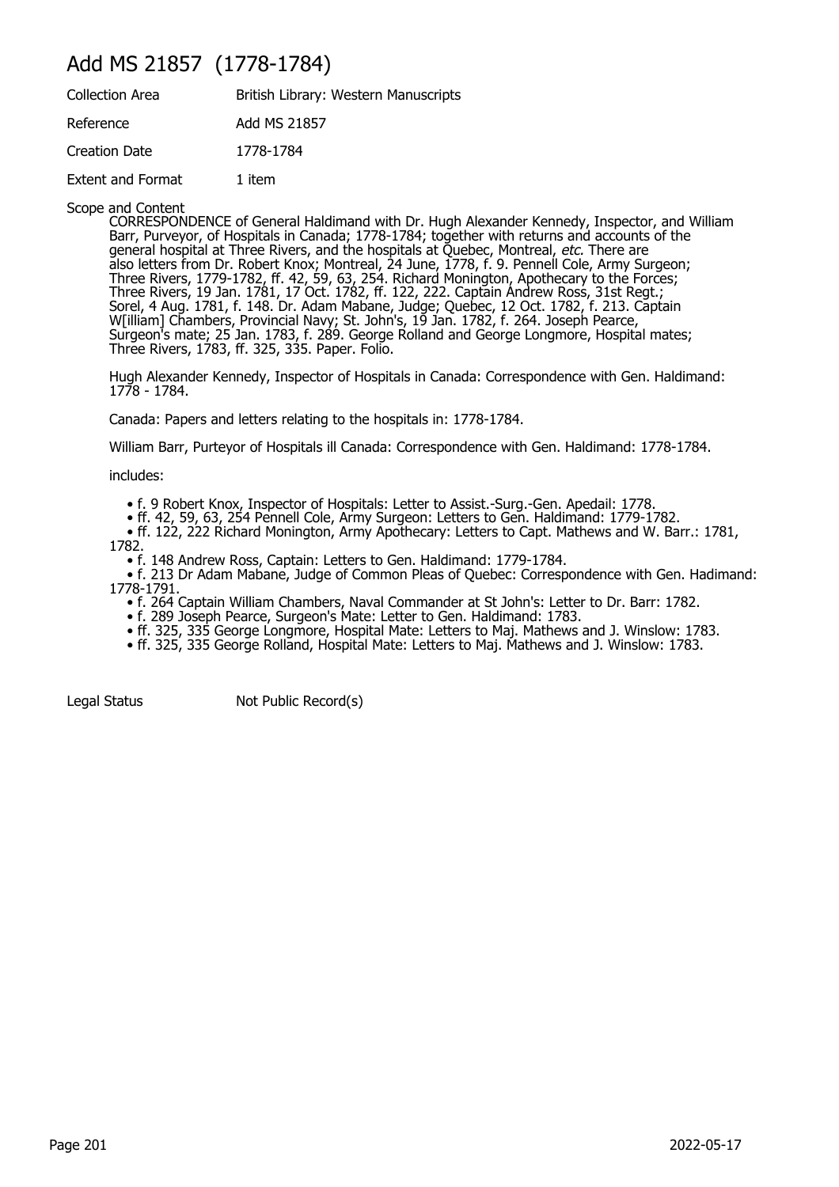# Add MS 21857 (1778-1784)

| | |
|---|---|
| Collection Area | British Library: Western Manuscripts |
| Reference | Add MS 21857 |
| Creation Date | 1778-1784 |
| Extent and Format | 1 item |

Scope and Content

CORRESPONDENCE of General Haldimand with Dr. Hugh Alexander Kennedy, Inspector, and William Barr, Purveyor, of Hospitals in Canada; 1778-1784; together with returns and accounts of the general hospital at Three Rivers, and the hospitals at Quebec, Montreal, *etc.* There are also letters from Dr. Robert Knox; Montreal, 24 June, 1778, f. 9. Pennell Cole, Army Surgeon; Three Rivers, 1779-1782, ff. 42, 59, 63, 254. Richard Monington, Apothecary to the Forces; Three Rivers, 19 Jan. 1781, 17 Oct. 1782, ff. 122, 222. Captain Andrew Ross, 31st Regt.; Sorel, 4 Aug. 1781, f. 148. Dr. Adam Mabane, Judge; Quebec, 12 Oct. 1782, f. 213. Captain W[illiam] Chambers, Provincial Navy; St. John's, 19 Jan. 1782, f. 264. Joseph Pearce, Surgeon's mate; 25 Jan. 1783, f. 289. George Rolland and George Longmore, Hospital mates; Three Rivers, 1783, ff. 325, 335. Paper. Folio.

Hugh Alexander Kennedy, Inspector of Hospitals in Canada: Correspondence with Gen. Haldimand: 1778 - 1784.

Canada: Papers and letters relating to the hospitals in: 1778-1784.

William Barr, Purteyor of Hospitals ill Canada: Correspondence with Gen. Haldimand: 1778-1784.

includes:

- f. 9 Robert Knox, Inspector of Hospitals: Letter to Assist.-Surg.-Gen. Apedail: 1778.
- ff. 42, 59, 63, 254 Pennell Cole, Army Surgeon: Letters to Gen. Haldimand: 1779-1782.
- ff. 122, 222 Richard Monington, Army Apothecary: Letters to Capt. Mathews and W. Barr.: 1781, 1782.
- f. 148 Andrew Ross, Captain: Letters to Gen. Haldimand: 1779-1784.
- f. 213 Dr Adam Mabane, Judge of Common Pleas of Quebec: Correspondence with Gen. Hadimand: 1778-1791.
- f. 264 Captain William Chambers, Naval Commander at St John's: Letter to Dr. Barr: 1782.
- f. 289 Joseph Pearce, Surgeon's Mate: Letter to Gen. Haldimand: 1783.
- ff. 325, 335 George Longmore, Hospital Mate: Letters to Maj. Mathews and J. Winslow: 1783.
- ff. 325, 335 George Rolland, Hospital Mate: Letters to Maj. Mathews and J. Winslow: 1783.

| | |
|---|---|
| Legal Status | Not Public Record(s) |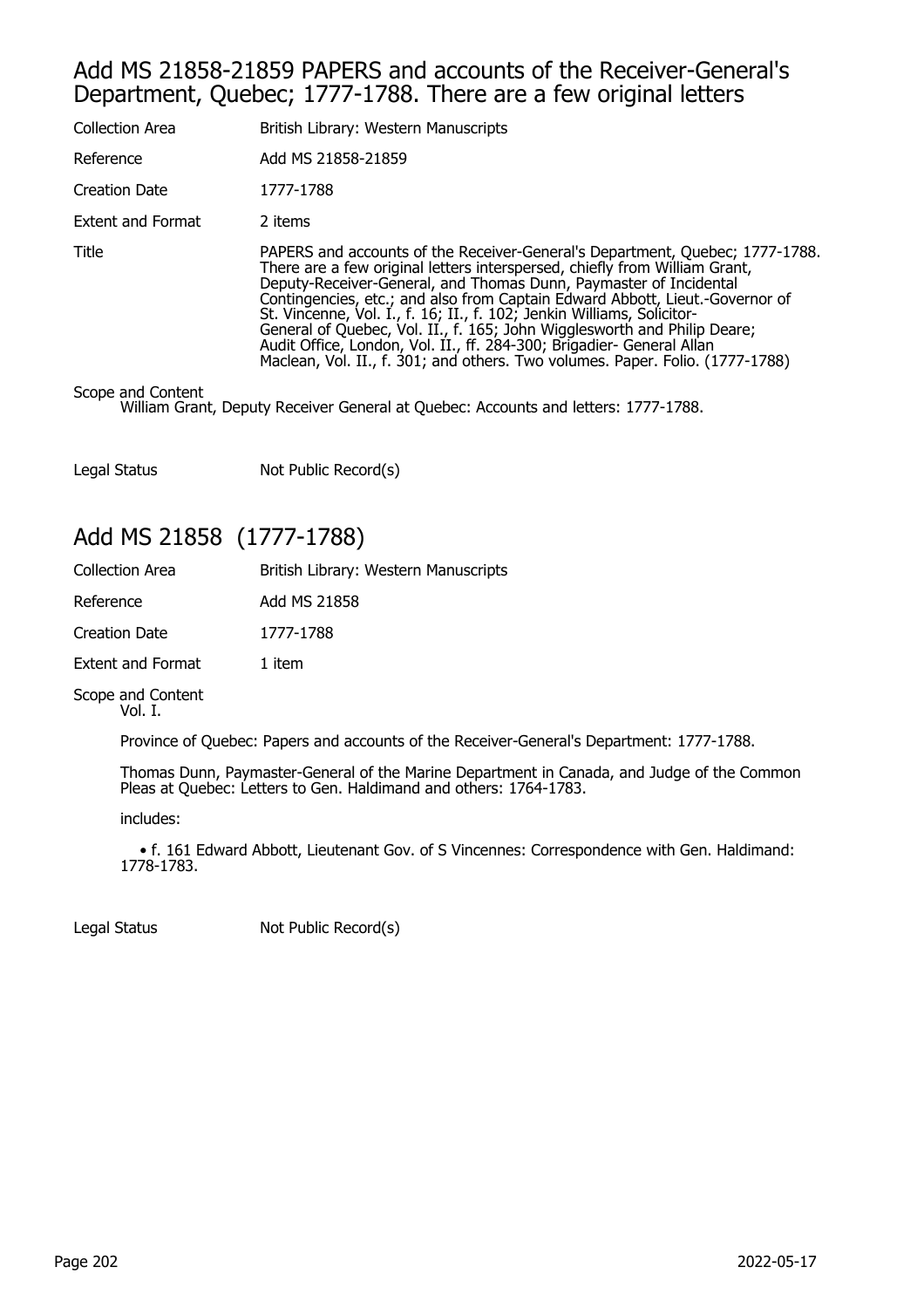## Add MS 21858-21859 PAPERS and accounts of the Receiver-General's Department, Quebec; 1777-1788. There are a few original letters

| | |
|---|---|
| Collection Area | British Library: Western Manuscripts |
| Reference | Add MS 21858-21859 |
| Creation Date | 1777-1788 |
| Extent and Format | 2 items |
| Title | PAPERS and accounts of the Receiver-General's Department, Quebec; 1777-1788. There are a few original letters interspersed, chiefly from William Grant, Deputy-Receiver-General, and Thomas Dunn, Paymaster of Incidental Contingencies, etc.; and also from Captain Edward Abbott, Lieut.-Governor of St. Vincenne, Vol. I., f. 16; II., f. 102; Jenkin Williams, Solicitor-General of Quebec, Vol. II., f. 165; John Wigglesworth and Philip Deare; Audit Office, London, Vol. II., ff. 284-300; Brigadier- General Allan Maclean, Vol. II., f. 301; and others. Two volumes. Paper. Folio. (1777-1788) |

Scope and Content

William Grant, Deputy Receiver General at Quebec: Accounts and letters: 1777-1788.

| | |
|---|---|
| Legal Status | Not Public Record(s) |

## Add MS 21858 (1777-1788)

| | |
|---|---|
| Collection Area | British Library: Western Manuscripts |
| Reference | Add MS 21858 |
| Creation Date | 1777-1788 |
| Extent and Format | 1 item |

Scope and Content

Vol. I.

Province of Quebec: Papers and accounts of the Receiver-General's Department: 1777-1788.

Thomas Dunn, Paymaster-General of the Marine Department in Canada, and Judge of the Common Pleas at Quebec: Letters to Gen. Haldimand and others: 1764-1783.

includes:

- f. 161 Edward Abbott, Lieutenant Gov. of S Vincennes: Correspondence with Gen. Haldimand: 1778-1783.

| | |
|---|---|
| Legal Status | Not Public Record(s) |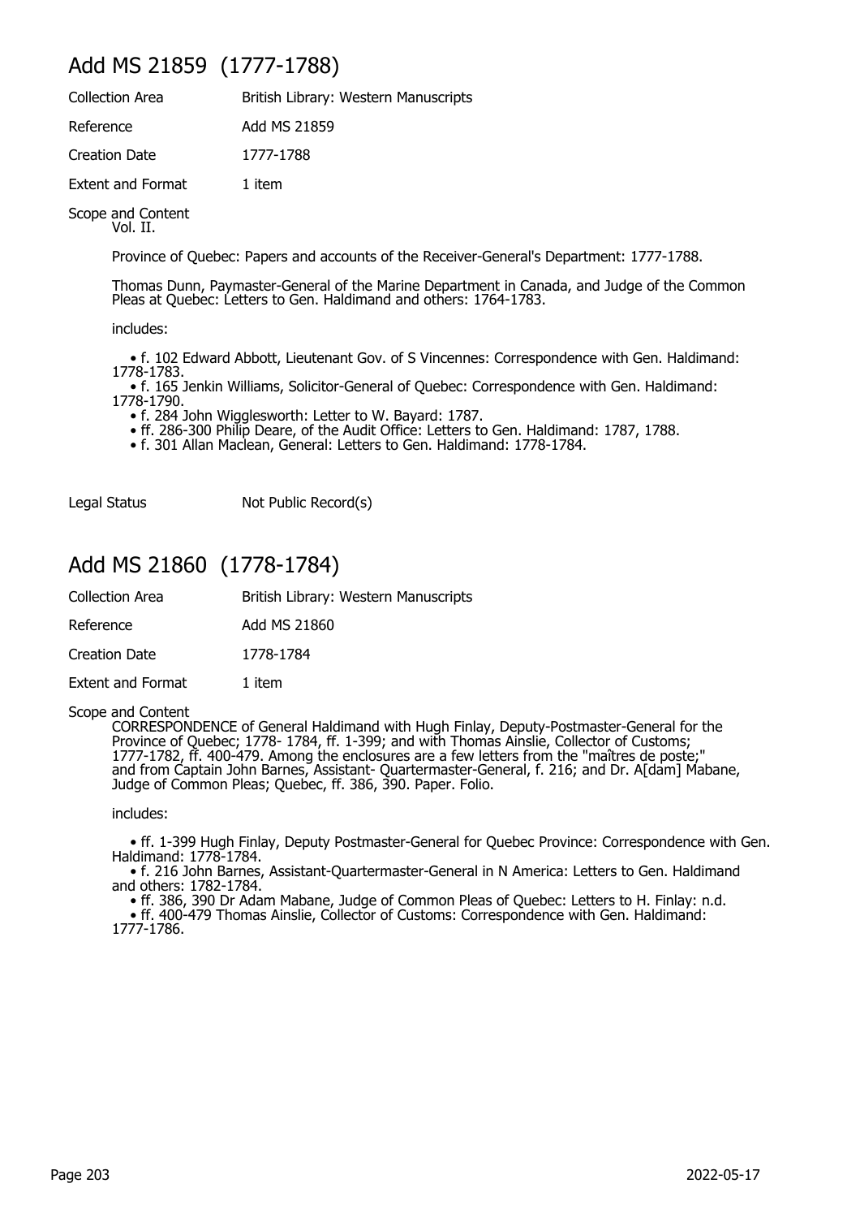## Add MS 21859 (1777-1788)

| | |
|---|---|
| Collection Area | British Library: Western Manuscripts |
| Reference | Add MS 21859 |
| Creation Date | 1777-1788 |
| Extent and Format | 1 item |

Scope and Content

Vol. II.

Province of Quebec: Papers and accounts of the Receiver-General's Department: 1777-1788.

Thomas Dunn, Paymaster-General of the Marine Department in Canada, and Judge of the Common Pleas at Quebec: Letters to Gen. Haldimand and others: 1764-1783.

includes:

- f. 102 Edward Abbott, Lieutenant Gov. of S Vincennes: Correspondence with Gen. Haldimand: 1778-1783.
- f. 165 Jenkin Williams, Solicitor-General of Quebec: Correspondence with Gen. Haldimand: 1778-1790.
- f. 284 John Wigglesworth: Letter to W. Bayard: 1787.
- ff. 286-300 Philip Deare, of the Audit Office: Letters to Gen. Haldimand: 1787, 1788.
- f. 301 Allan Maclean, General: Letters to Gen. Haldimand: 1778-1784.

| | |
|---|---|
| Legal Status | Not Public Record(s) |

## Add MS 21860 (1778-1784)

| | |
|---|---|
| Collection Area | British Library: Western Manuscripts |
| Reference | Add MS 21860 |
| Creation Date | 1778-1784 |
| Extent and Format | 1 item |

Scope and Content

CORRESPONDENCE of General Haldimand with Hugh Finlay, Deputy-Postmaster-General for the Province of Quebec; 1778- 1784, ff. 1-399; and with Thomas Ainslie, Collector of Customs; 1777-1782, ff. 400-479. Among the enclosures are a few letters from the "maîtres de poste;" and from Captain John Barnes, Assistant- Quartermaster-General, f. 216; and Dr. A[dam] Mabane, Judge of Common Pleas; Quebec, ff. 386, 390. Paper. Folio.

includes:

- ff. 1-399 Hugh Finlay, Deputy Postmaster-General for Quebec Province: Correspondence with Gen. Haldimand: 1778-1784.
- f. 216 John Barnes, Assistant-Quartermaster-General in N America: Letters to Gen. Haldimand and others: 1782-1784.
- ff. 386, 390 Dr Adam Mabane, Judge of Common Pleas of Quebec: Letters to H. Finlay: n.d.
- ff. 400-479 Thomas Ainslie, Collector of Customs: Correspondence with Gen. Haldimand: 1777-1786.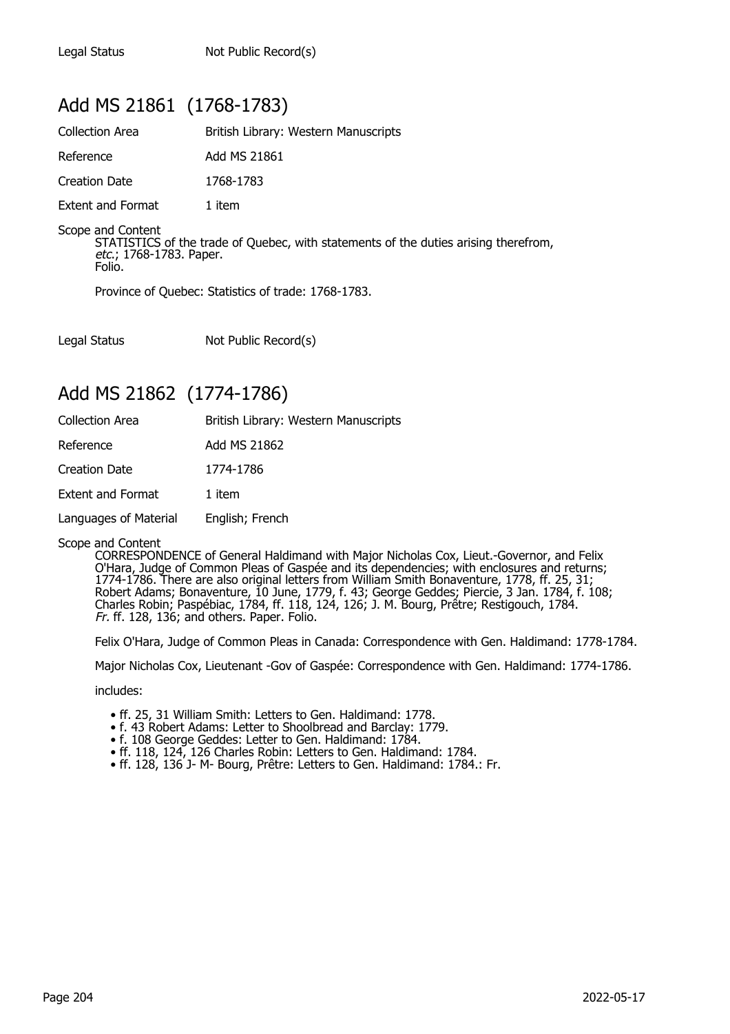Legal Status Not Public Record(s)

## Add MS 21861 (1768-1783)

Collection Area British Library: Western Manuscripts

Reference Add MS 21861

Creation Date 1768-1783

Extent and Format 1 item

Scope and Content

STATISTICS of the trade of Quebec, with statements of the duties arising therefrom, *etc.*; 1768-1783. Paper. Folio.

Province of Quebec: Statistics of trade: 1768-1783.

Legal Status Not Public Record(s)

## Add MS 21862 (1774-1786)

Collection Area British Library: Western Manuscripts

Reference Add MS 21862

Creation Date 1774-1786

Extent and Format 1 item

Languages of Material English; French

Scope and Content

CORRESPONDENCE of General Haldimand with Major Nicholas Cox, Lieut.-Governor, and Felix O'Hara, Judge of Common Pleas of Gaspée and its dependencies; with enclosures and returns; 1774-1786. There are also original letters from William Smith Bonaventure, 1778, ff. 25, 31; Robert Adams; Bonaventure, 10 June, 1779, f. 43; George Geddes; Piercie, 3 Jan. 1784, f. 108; Charles Robin; Paspébiac, 1784, ff. 118, 124; J. M. Bourg, Prêtre; Restigouch, 1784. *Fr.* ff. 128, 136; and others. Paper. Folio.

Felix O'Hara, Judge of Common Pleas in Canada: Correspondence with Gen. Haldimand: 1778-1784.

Major Nicholas Cox, Lieutenant -Gov of Gaspée: Correspondence with Gen. Haldimand: 1774-1786.

includes:

- ff. 25, 31 William Smith: Letters to Gen. Haldimand: 1778.
- f. 43 Robert Adams: Letter to Shoolbread and Barclay: 1779.
- f. 108 George Geddes: Letter to Gen. Haldimand: 1784.
- ff. 118, 124, 126 Charles Robin: Letters to Gen. Haldimand: 1784.
- ff. 128, 136 J- M- Bourg, Prêtre: Letters to Gen. Haldimand: 1784.: Fr.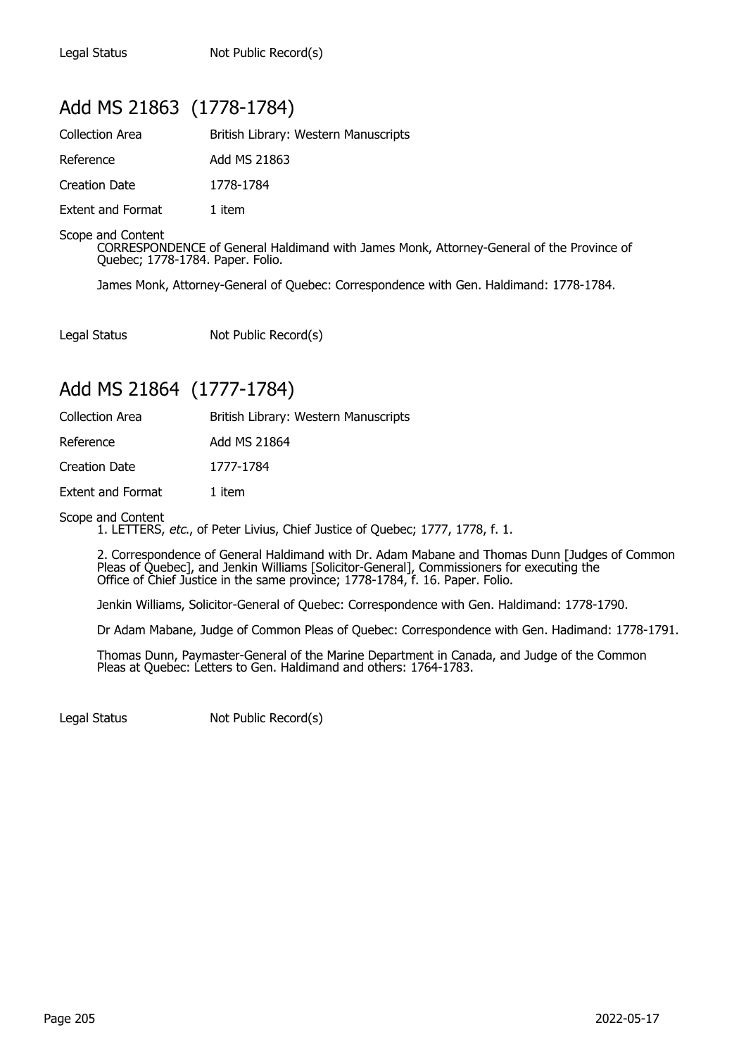Legal Status Not Public Record(s)

## Add MS 21863 (1778-1784)

Collection Area British Library: Western Manuscripts

Reference Add MS 21863

Creation Date 1778-1784

Extent and Format 1 item

Scope and Content

CORRESPONDENCE of General Haldimand with James Monk, Attorney-General of the Province of Quebec; 1778-1784. Paper. Folio.

James Monk, Attorney-General of Quebec: Correspondence with Gen. Haldimand: 1778-1784.

Legal Status Not Public Record(s)

## Add MS 21864 (1777-1784)

Collection Area British Library: Western Manuscripts

Reference Add MS 21864

Creation Date 1777-1784

Extent and Format 1 item

Scope and Content

1. LETTERS, *etc.*, of Peter Livius, Chief Justice of Quebec; 1777, 1778, f. 1.

2. Correspondence of General Haldimand with Dr. Adam Mabane and Thomas Dunn [Judges of Common Pleas of Quebec], and Jenkin Williams [Solicitor-General], Commissioners for executing the Office of Chief Justice in the same province; 1778-1784, f. 16. Paper. Folio.

Jenkin Williams, Solicitor-General of Quebec: Correspondence with Gen. Haldimand: 1778-1790.

Dr Adam Mabane, Judge of Common Pleas of Quebec: Correspondence with Gen. Hadimand: 1778-1791.

Thomas Dunn, Paymaster-General of the Marine Department in Canada, and Judge of the Common Pleas at Quebec: Letters to Gen. Haldimand and others: 1764-1783.

Legal Status Not Public Record(s)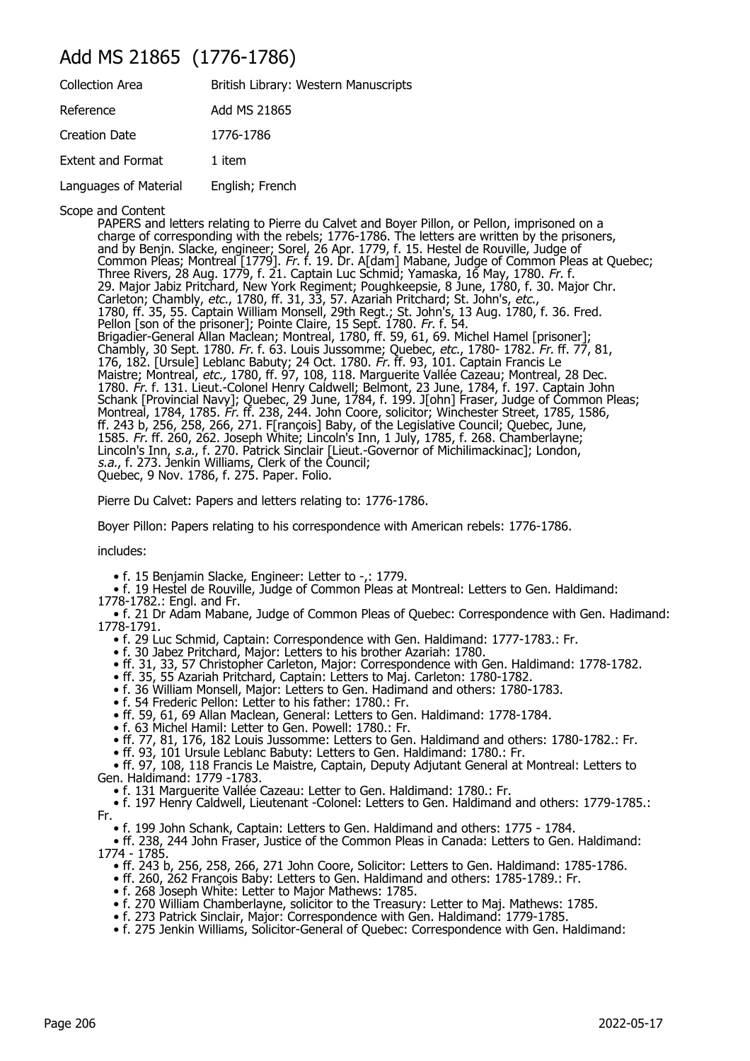# Add MS 21865 (1776-1786)

| | |
|---|---|
| Collection Area | British Library: Western Manuscripts |
| Reference | Add MS 21865 |
| Creation Date | 1776-1786 |
| Extent and Format | 1 item |
| Languages of Material | English; French |

Scope and Content

PAPERS and letters relating to Pierre du Calvet and Boyer Pillon, or Pellon, imprisoned on a charge of corresponding with the rebels; 1776-1786. The letters are written by the prisoners, and by Benjn. Slacke, engineer; Sorel, 26 Apr. 1779, f. 15. Hestel de Rouville, Judge of Common Pleas; Montreal [1779]. *Fr.* f. 19. Dr. A[dam] Mabane, Judge of Common Pleas at Quebec; Three Rivers, 28 Aug. 1779, f. 21. Captain Luc Schmid; Yamaska, 16 May, 1780. *Fr.* f. 29. Major Jabiz Pritchard, New York Regiment; Poughkeepsie, 8 June, 1780, f. 30. Major Chr. Carleton; Chambly, *etc.*, 1780, ff. 31, 33, 57. Azariah Pritchard; St. John's, *etc.*, 1780, ff. 35, 55. Captain William Monsell, 29th Regt.; St. John's, 13 Aug. 1780, f. 36. Fred. Pellon [son of the prisoner]; Pointe Claire, 15 Sept. 1780. *Fr.* f. 54. Brigadier-General Allan Maclean; Montreal, 1780, ff. 59, 61, 69. Michel Hamel [prisoner]; Chambly, 30 Sept. 1780. *Fr.* f. 63. Louis Jussomme; Quebec, *etc.*, 1780- 1782. *Fr.* ff. 77, 81, 176, 182. [Ursule] Leblanc Babuty; 24 Oct. 1780. *Fr.* ff. 93, 101. Captain Francis Le Maistre; Montreal, *etc.,* 1780, ff. 97, 108, 118. Marguerite Vallée Cazeau; Montreal, 28 Dec. 1780. *Fr.* f. 131. Lieut.-Colonel Henry Caldwell; Belmont, 23 June, 1784, f. 197. Captain John Schank [Provincial Navy]; Quebec, 29 June, 1784, f. 199. J[ohn] Fraser, Judge of Common Pleas; Montreal, 1784, 1785. *Fr.* ff. 238, 244. John Coore, solicitor; Winchester Street, 1785, 1586, ff. 243 b, 256, 258, 266, 271. F[rançois] Baby, of the Legislative Council; Quebec, June, 1585. *Fr.* ff. 260, 262. Joseph White; Lincoln's Inn, 1 July, 1785, f. 268. Chamberlayne; Lincoln's Inn, *s.a.*, f. 270. Patrick Sinclair [Lieut.-Governor of Michilimackinac]; London, *s.a.*, f. 273. Jenkin Williams, Clerk of the Council; Quebec, 9 Nov. 1786, f. 275. Paper. Folio.

Pierre Du Calvet: Papers and letters relating to: 1776-1786.

Boyer Pillon: Papers relating to his correspondence with American rebels: 1776-1786.

includes:

- f. 15 Benjamin Slacke, Engineer: Letter to -,: 1779.
- f. 19 Hestel de Rouville, Judge of Common Pleas at Montreal: Letters to Gen. Haldimand: 1778-1782.: Engl. and Fr.
- f. 21 Dr Adam Mabane, Judge of Common Pleas of Quebec: Correspondence with Gen. Hadimand: 1778-1791.
- f. 29 Luc Schmid, Captain: Correspondence with Gen. Haldimand: 1777-1783.: Fr.
- f. 30 Jabez Pritchard, Major: Letters to his brother Azariah: 1780.
- ff. 31, 33, 57 Christopher Carleton, Major: Correspondence with Gen. Haldimand: 1778-1782.
- ff. 35, 55 Azariah Pritchard, Captain: Letters to Maj. Carleton: 1780-1782.
- f. 36 William Monsell, Major: Letters to Gen. Hadimand and others: 1780-1783.
- f. 54 Frederic Pellon: Letter to his father: 1780.: Fr.
- ff. 59, 61, 69 Allan Maclean, General: Letters to Gen. Haldimand: 1778-1784.
- f. 63 Michel Hamil: Letter to Gen. Powell: 1780.: Fr.
- ff. 77, 81, 176, 182 Louis Jussomme: Letters to Gen. Haldimand and others: 1780-1782.: Fr.
- ff. 93, 101 Ursule Leblanc Babuty: Letters to Gen. Haldimand: 1780.: Fr.
- ff. 97, 108, 118 Francis Le Maistre, Captain, Deputy Adjutant General at Montreal: Letters to Gen. Haldimand: 1779 -1783.
- f. 131 Marguerite Vallée Cazeau: Letter to Gen. Haldimand: 1780.: Fr.
- f. 197 Henry Caldwell, Lieutenant -Colonel: Letters to Gen. Haldimand and others: 1779-1785.: Fr.
- f. 199 John Schank, Captain: Letters to Gen. Haldimand and others: 1775 - 1784.
- ff. 238, 244 John Fraser, Justice of the Common Pleas in Canada: Letters to Gen. Haldimand: 1774 - 1785.
- ff. 243 b, 256, 258, 266, 271 John Coore, Solicitor: Letters to Gen. Haldimand: 1785-1786.
- ff. 260, 262 François Baby: Letters to Gen. Haldimand and others: 1785-1789.: Fr.
- f. 268 Joseph White: Letter to Major Mathews: 1785.
- f. 270 William Chamberlayne, solicitor to the Treasury: Letter to Maj. Mathews: 1785.
- f. 273 Patrick Sinclair, Major: Correspondence with Gen. Haldimand: 1779-1785.
- f. 275 Jenkin Williams, Solicitor-General of Quebec: Correspondence with Gen. Haldimand: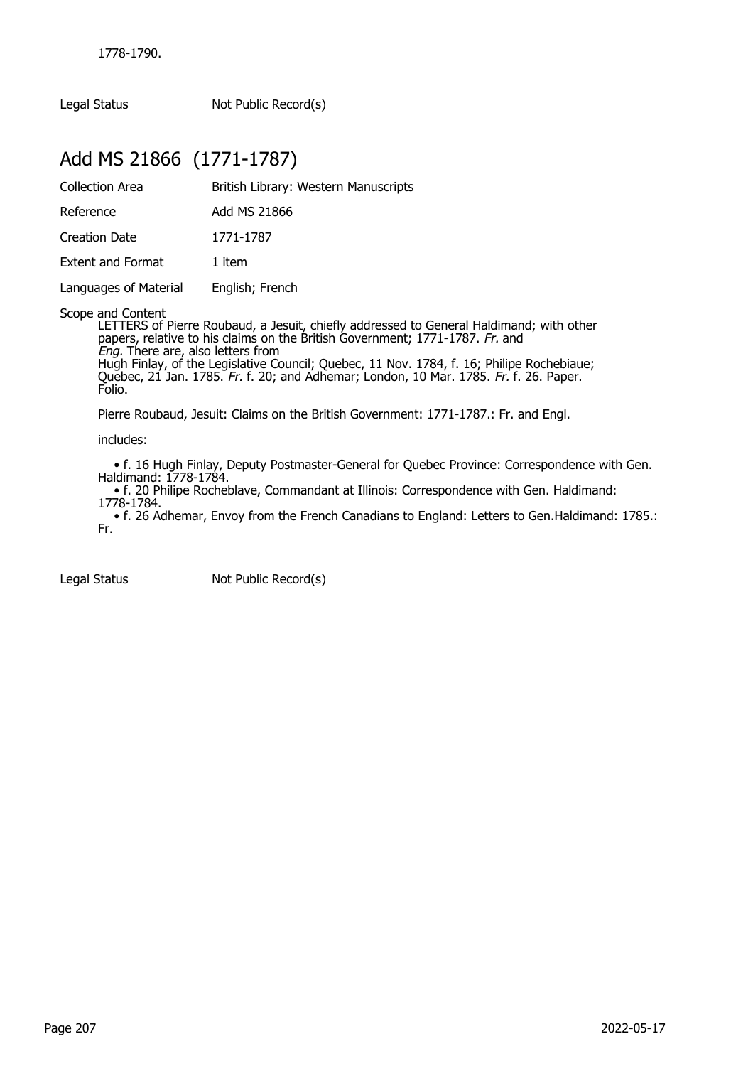1778-1790.

Legal Status Not Public Record(s)

## Add MS 21866 (1771-1787)

| | |
|---|---|
| Collection Area | British Library: Western Manuscripts |
| Reference | Add MS 21866 |
| Creation Date | 1771-1787 |
| Extent and Format | 1 item |
| Languages of Material | English; French |

Scope and Content

LETTERS of Pierre Roubaud, a Jesuit, chiefly addressed to General Haldimand; with other papers, relative to his claims on the British Government; 1771-1787. *Fr.* and *Eng.* There are, also letters from Hugh Finlay, of the Legislative Council; Quebec, 11 Nov. 1784, f. 16; Philipe Rochebiaue; Quebec, 21 Jan. 1785. *Fr.* f. 20; and Adhemar; London, 10 Mar. 1785. *Fr.* f. 26. Paper. Folio.

Pierre Roubaud, Jesuit: Claims on the British Government: 1771-1787.: Fr. and Engl.

includes:

- f. 16 Hugh Finlay, Deputy Postmaster-General for Quebec Province: Correspondence with Gen. Haldimand: 1778-1784.
- f. 20 Philipe Rocheblave, Commandant at Illinois: Correspondence with Gen. Haldimand: 1778-1784.
- f. 26 Adhemar, Envoy from the French Canadians to England: Letters to Gen.Haldimand: 1785.: Fr.

Legal Status Not Public Record(s)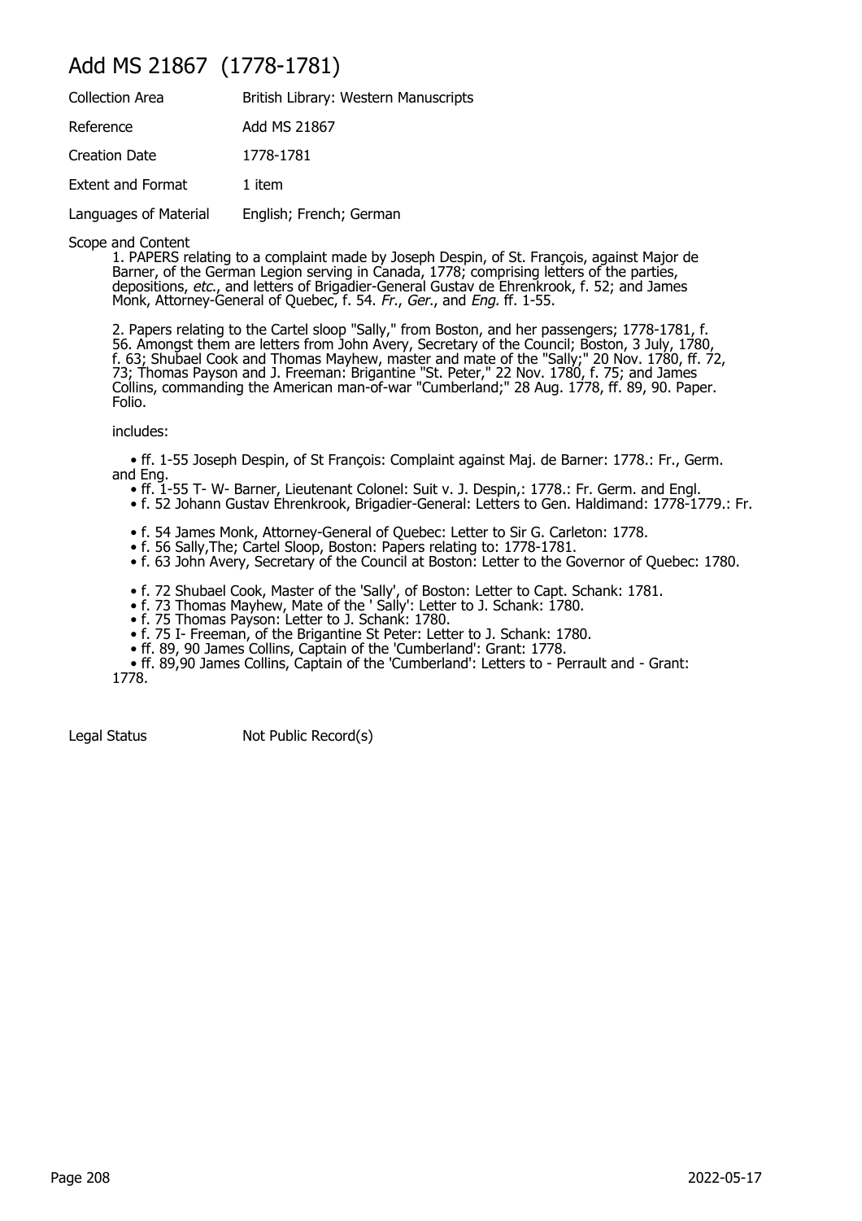# Add MS 21867  (1778-1781)

| | |
|---|---|
| Collection Area | British Library: Western Manuscripts |
| Reference | Add MS 21867 |
| Creation Date | 1778-1781 |
| Extent and Format | 1 item |
| Languages of Material | English; French; German |

Scope and Content

1. PAPERS relating to a complaint made by Joseph Despin, of St. François, against Major de Barner, of the German Legion serving in Canada, 1778; comprising letters of the parties, depositions, *etc.*, and letters of Brigadier-General Gustav de Ehrenkrook, f. 52; and James Monk, Attorney-General of Quebec, f. 54. *Fr.*, *Ger.*, and *Eng.* ff. 1-55.

2. Papers relating to the Cartel sloop "Sally," from Boston, and her passengers; 1778-1781, f. 56. Amongst them are letters from John Avery, Secretary of the Council; Boston, 3 July, 1780, f. 63; Shubael Cook and Thomas Mayhew, master and mate of the "Sally;" 20 Nov. 1780, ff. 72, 73; Thomas Payson and J. Freeman: Brigantine "St. Peter," 22 Nov. 1780, f. 75; and James Collins, commanding the American man-of-war "Cumberland;" 28 Aug. 1778, ff. 89, 90. Paper. Folio.

includes:

- ff. 1-55 Joseph Despin, of St François: Complaint against Maj. de Barner: 1778.: Fr., Germ. and Eng.
- ff. 1-55 T- W- Barner, Lieutenant Colonel: Suit v. J. Despin,: 1778.: Fr. Germ. and Engl.
- f. 52 Johann Gustav Ehrenkrook, Brigadier-General: Letters to Gen. Haldimand: 1778-1779.: Fr.
- f. 54 James Monk, Attorney-General of Quebec: Letter to Sir G. Carleton: 1778.
- f. 56 Sally,The; Cartel Sloop, Boston: Papers relating to: 1778-1781.
- f. 63 John Avery, Secretary of the Council at Boston: Letter to the Governor of Quebec: 1780.
- f. 72 Shubael Cook, Master of the 'Sally', of Boston: Letter to Capt. Schank: 1781.
- f. 73 Thomas Mayhew, Mate of the ' Sally': Letter to J. Schank: 1780.
- f. 75 Thomas Payson: Letter to J. Schank: 1780.
- f. 75 I- Freeman, of the Brigantine St Peter: Letter to J. Schank: 1780.
- ff. 89, 90 James Collins, Captain of the 'Cumberland': Grant: 1778.
- ff. 89,90 James Collins, Captain of the 'Cumberland': Letters to - Perrault and - Grant: 1778.

| | |
|---|---|
| Legal Status | Not Public Record(s) |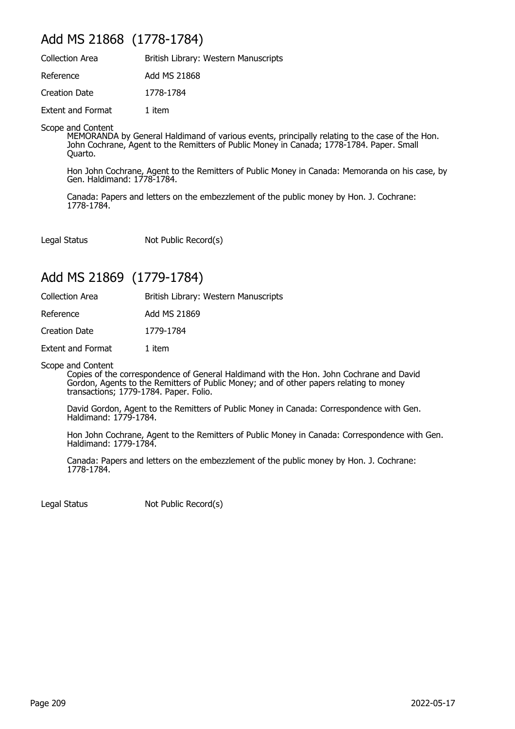## Add MS 21868 (1778-1784)

Collection Area: British Library: Western Manuscripts

Reference: Add MS 21868

Creation Date: 1778-1784

Extent and Format: 1 item

Scope and Content

MEMORANDA by General Haldimand of various events, principally relating to the case of the Hon. John Cochrane, Agent to the Remitters of Public Money in Canada; 1778-1784. Paper. Small Quarto.

Hon John Cochrane, Agent to the Remitters of Public Money in Canada: Memoranda on his case, by Gen. Haldimand: 1778-1784.

Canada: Papers and letters on the embezzlement of the public money by Hon. J. Cochrane: 1778-1784.

Legal Status: Not Public Record(s)

## Add MS 21869 (1779-1784)

Collection Area: British Library: Western Manuscripts

Reference: Add MS 21869

Creation Date: 1779-1784

Extent and Format: 1 item

Scope and Content

Copies of the correspondence of General Haldimand with the Hon. John Cochrane and David Gordon, Agents to the Remitters of Public Money; and of other papers relating to money transactions; 1779-1784. Paper. Folio.

David Gordon, Agent to the Remitters of Public Money in Canada: Correspondence with Gen. Haldimand: 1779-1784.

Hon John Cochrane, Agent to the Remitters of Public Money in Canada: Correspondence with Gen. Haldimand: 1779-1784.

Canada: Papers and letters on the embezzlement of the public money by Hon. J. Cochrane: 1778-1784.

Legal Status: Not Public Record(s)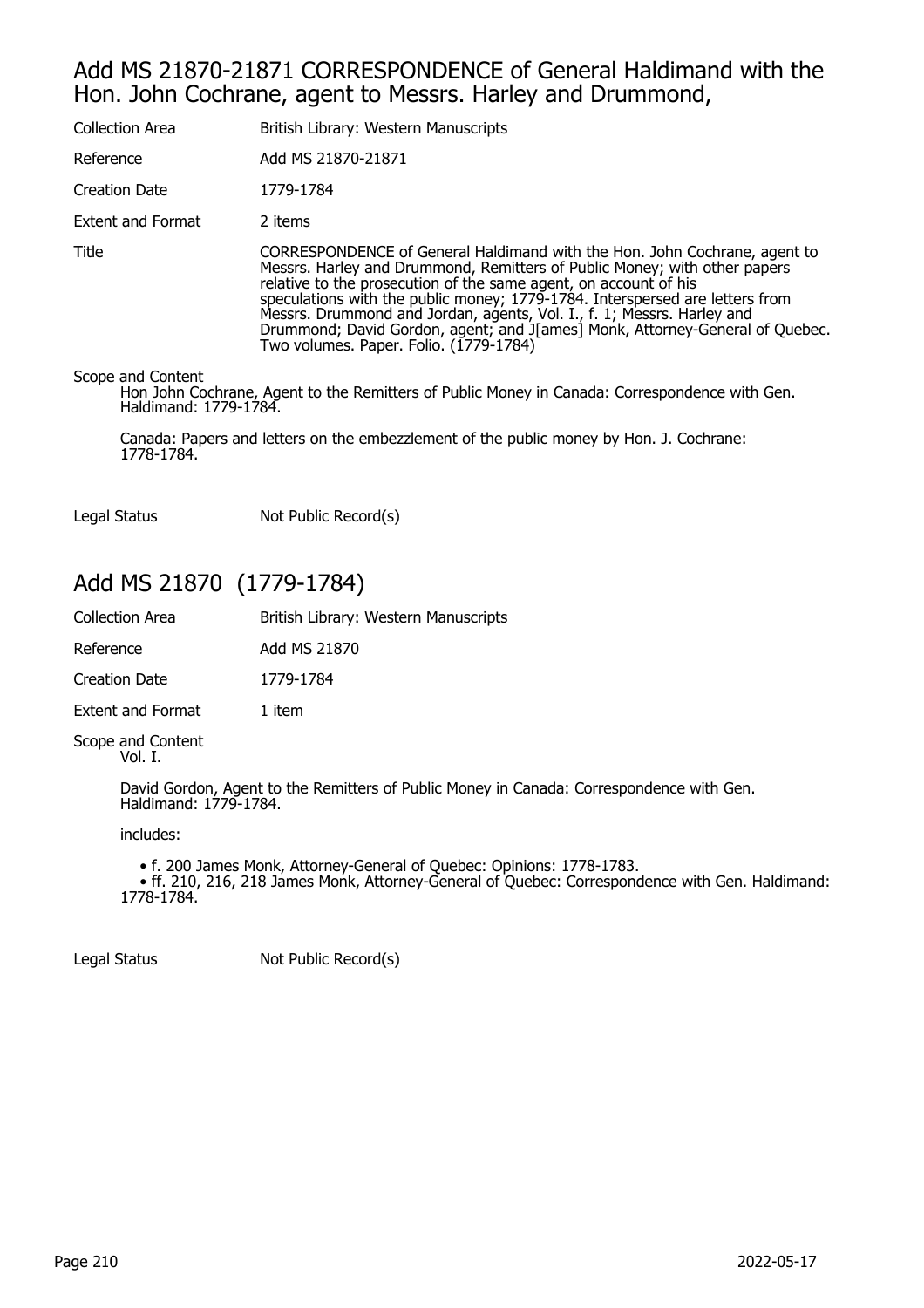## Add MS 21870-21871 CORRESPONDENCE of General Haldimand with the Hon. John Cochrane, agent to Messrs. Harley and Drummond,

| | |
|---|---|
| Collection Area | British Library: Western Manuscripts |
| Reference | Add MS 21870-21871 |
| Creation Date | 1779-1784 |
| Extent and Format | 2 items |
| Title | CORRESPONDENCE of General Haldimand with the Hon. John Cochrane, agent to Messrs. Harley and Drummond, Remitters of Public Money; with other papers relative to the prosecution of the same agent, on account of his speculations with the public money; 1779-1784. Interspersed are letters from Messrs. Drummond and Jordan, agents, Vol. I., f. 1; Messrs. Harley and Drummond; David Gordon, agent; and J[ames] Monk, Attorney-General of Quebec. Two volumes. Paper. Folio. (1779-1784) |

Scope and Content

Hon John Cochrane, Agent to the Remitters of Public Money in Canada: Correspondence with Gen. Haldimand: 1779-1784.

Canada: Papers and letters on the embezzlement of the public money by Hon. J. Cochrane: 1778-1784.

| | |
|---|---|
| Legal Status | Not Public Record(s) |

## Add MS 21870 (1779-1784)

| | |
|---|---|
| Collection Area | British Library: Western Manuscripts |
| Reference | Add MS 21870 |
| Creation Date | 1779-1784 |
| Extent and Format | 1 item |

Scope and Content

Vol. I.

David Gordon, Agent to the Remitters of Public Money in Canada: Correspondence with Gen. Haldimand: 1779-1784.

includes:

- f. 200 James Monk, Attorney-General of Quebec: Opinions: 1778-1783.
- ff. 210, 216, 218 James Monk, Attorney-General of Quebec: Correspondence with Gen. Haldimand: 1778-1784.

| | |
|---|---|
| Legal Status | Not Public Record(s) |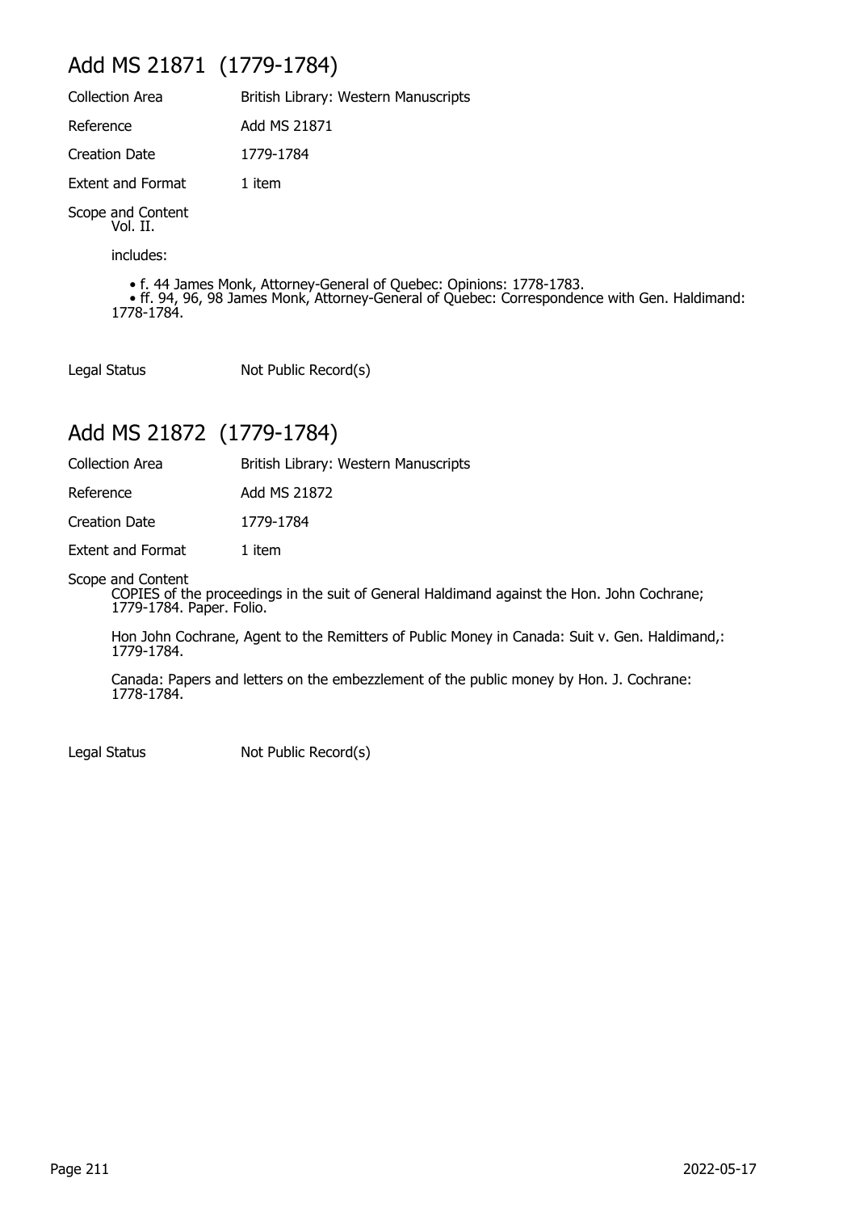## Add MS 21871 (1779-1784)

Collection Area British Library: Western Manuscripts

Reference Add MS 21871

Creation Date 1779-1784

Extent and Format 1 item

Scope and Content
Vol. II.

includes:

- f. 44 James Monk, Attorney-General of Quebec: Opinions: 1778-1783.
- ff. 94, 96, 98 James Monk, Attorney-General of Quebec: Correspondence with Gen. Haldimand: 1778-1784.

Legal Status Not Public Record(s)

## Add MS 21872 (1779-1784)

Collection Area British Library: Western Manuscripts

Reference Add MS 21872

Creation Date 1779-1784

Extent and Format 1 item

Scope and Content
COPIES of the proceedings in the suit of General Haldimand against the Hon. John Cochrane; 1779-1784. Paper. Folio.

Hon John Cochrane, Agent to the Remitters of Public Money in Canada: Suit v. Gen. Haldimand,: 1779-1784.

Canada: Papers and letters on the embezzlement of the public money by Hon. J. Cochrane: 1778-1784.

Legal Status Not Public Record(s)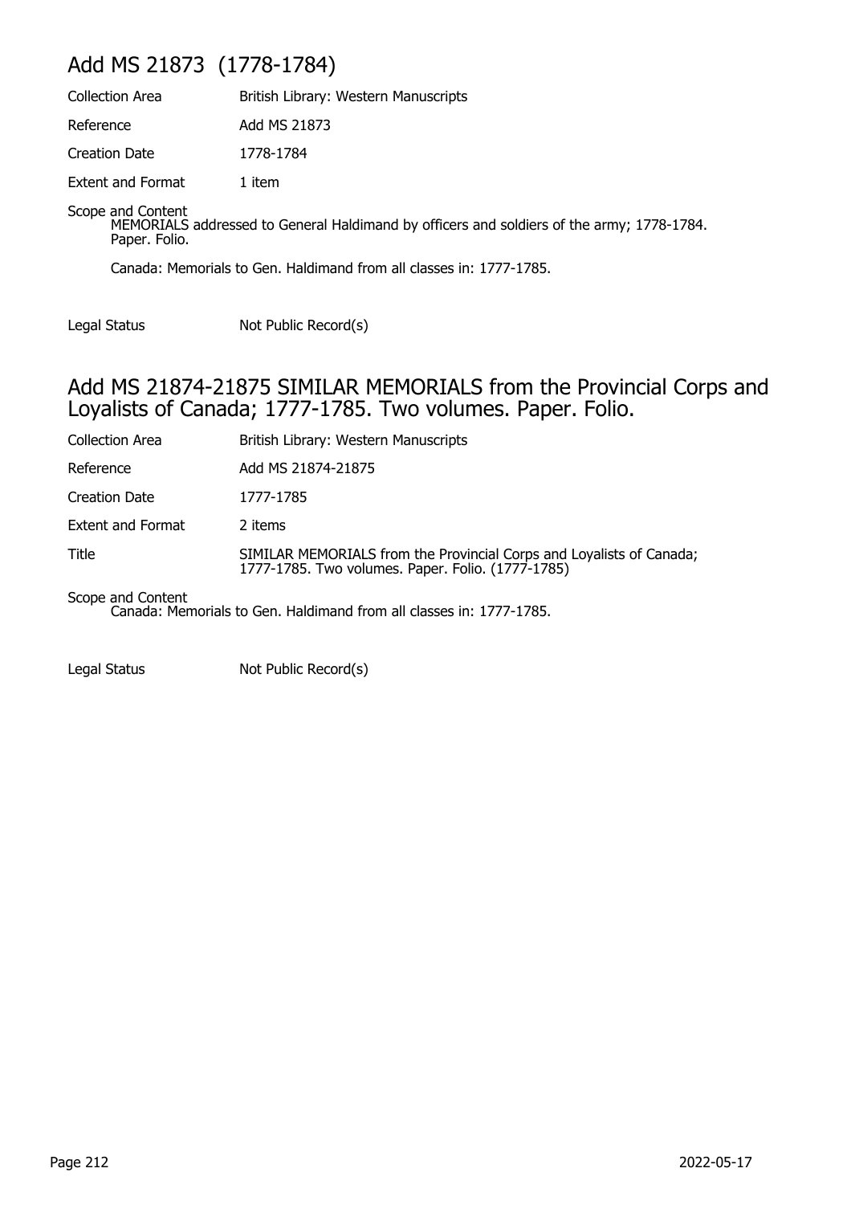## Add MS 21873 (1778-1784)

| | |
|---|---|
| Collection Area | British Library: Western Manuscripts |
| Reference | Add MS 21873 |
| Creation Date | 1778-1784 |
| Extent and Format | 1 item |

Scope and Content
MEMORIALS addressed to General Haldimand by officers and soldiers of the army; 1778-1784. Paper. Folio.

Canada: Memorials to Gen. Haldimand from all classes in: 1777-1785.

| | |
|---|---|
| Legal Status | Not Public Record(s) |

## Add MS 21874-21875 SIMILAR MEMORIALS from the Provincial Corps and Loyalists of Canada; 1777-1785. Two volumes. Paper. Folio.

| | |
|---|---|
| Collection Area | British Library: Western Manuscripts |
| Reference | Add MS 21874-21875 |
| Creation Date | 1777-1785 |
| Extent and Format | 2 items |
| Title | SIMILAR MEMORIALS from the Provincial Corps and Loyalists of Canada; 1777-1785. Two volumes. Paper. Folio. (1777-1785) |

Scope and Content
Canada: Memorials to Gen. Haldimand from all classes in: 1777-1785.

| | |
|---|---|
| Legal Status | Not Public Record(s) |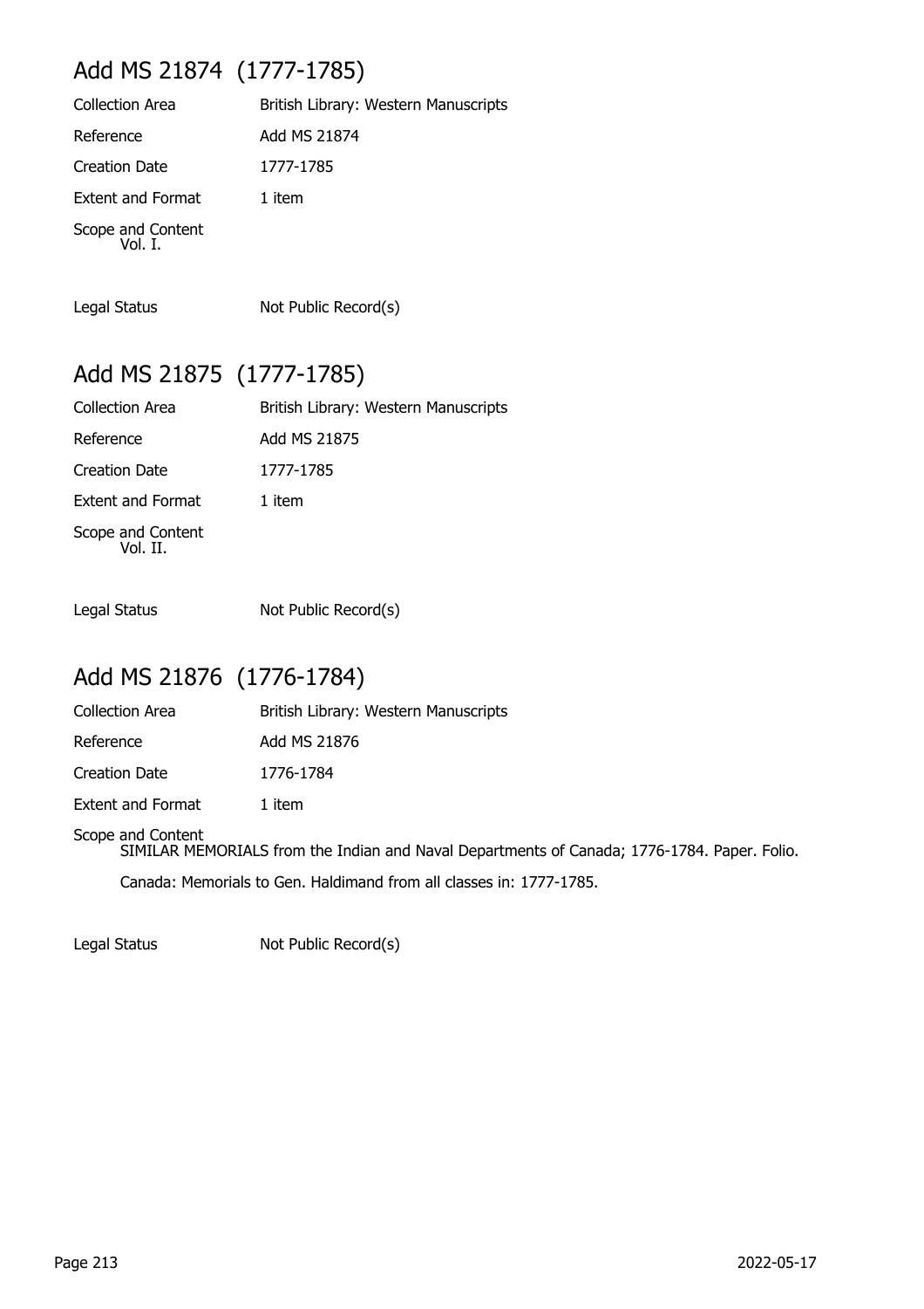## Add MS 21874 (1777-1785)

| | |
|---|---|
| Collection Area | British Library: Western Manuscripts |
| Reference | Add MS 21874 |
| Creation Date | 1777-1785 |
| Extent and Format | 1 item |
| Scope and Content | Vol. I. |
| Legal Status | Not Public Record(s) |

## Add MS 21875 (1777-1785)

| | |
|---|---|
| Collection Area | British Library: Western Manuscripts |
| Reference | Add MS 21875 |
| Creation Date | 1777-1785 |
| Extent and Format | 1 item |
| Scope and Content | Vol. II. |
| Legal Status | Not Public Record(s) |

## Add MS 21876 (1776-1784)

| | |
|---|---|
| Collection Area | British Library: Western Manuscripts |
| Reference | Add MS 21876 |
| Creation Date | 1776-1784 |
| Extent and Format | 1 item |

Scope and Content

SIMILAR MEMORIALS from the Indian and Naval Departments of Canada; 1776-1784. Paper. Folio.

Canada: Memorials to Gen. Haldimand from all classes in: 1777-1785.

| | |
|---|---|
| Legal Status | Not Public Record(s) |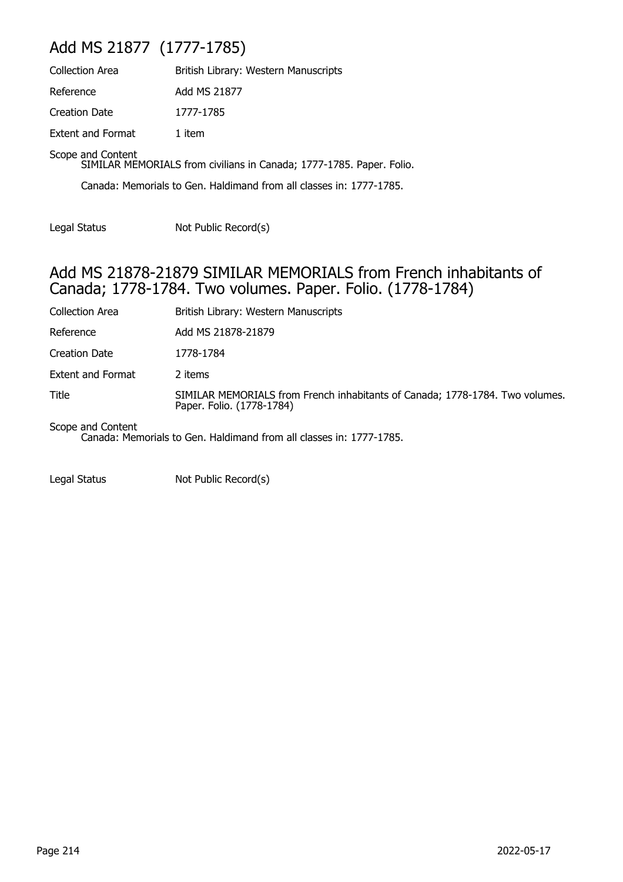## Add MS 21877 (1777-1785)

| | |
|---|---|
| Collection Area | British Library: Western Manuscripts |
| Reference | Add MS 21877 |
| Creation Date | 1777-1785 |
| Extent and Format | 1 item |

Scope and Content
SIMILAR MEMORIALS from civilians in Canada; 1777-1785. Paper. Folio.

Canada: Memorials to Gen. Haldimand from all classes in: 1777-1785.

| | |
|---|---|
| Legal Status | Not Public Record(s) |

## Add MS 21878-21879 SIMILAR MEMORIALS from French inhabitants of Canada; 1778-1784. Two volumes. Paper. Folio. (1778-1784)

| | |
|---|---|
| Collection Area | British Library: Western Manuscripts |
| Reference | Add MS 21878-21879 |
| Creation Date | 1778-1784 |
| Extent and Format | 2 items |
| Title | SIMILAR MEMORIALS from French inhabitants of Canada; 1778-1784. Two volumes. Paper. Folio. (1778-1784) |

Scope and Content
Canada: Memorials to Gen. Haldimand from all classes in: 1777-1785.

| | |
|---|---|
| Legal Status | Not Public Record(s) |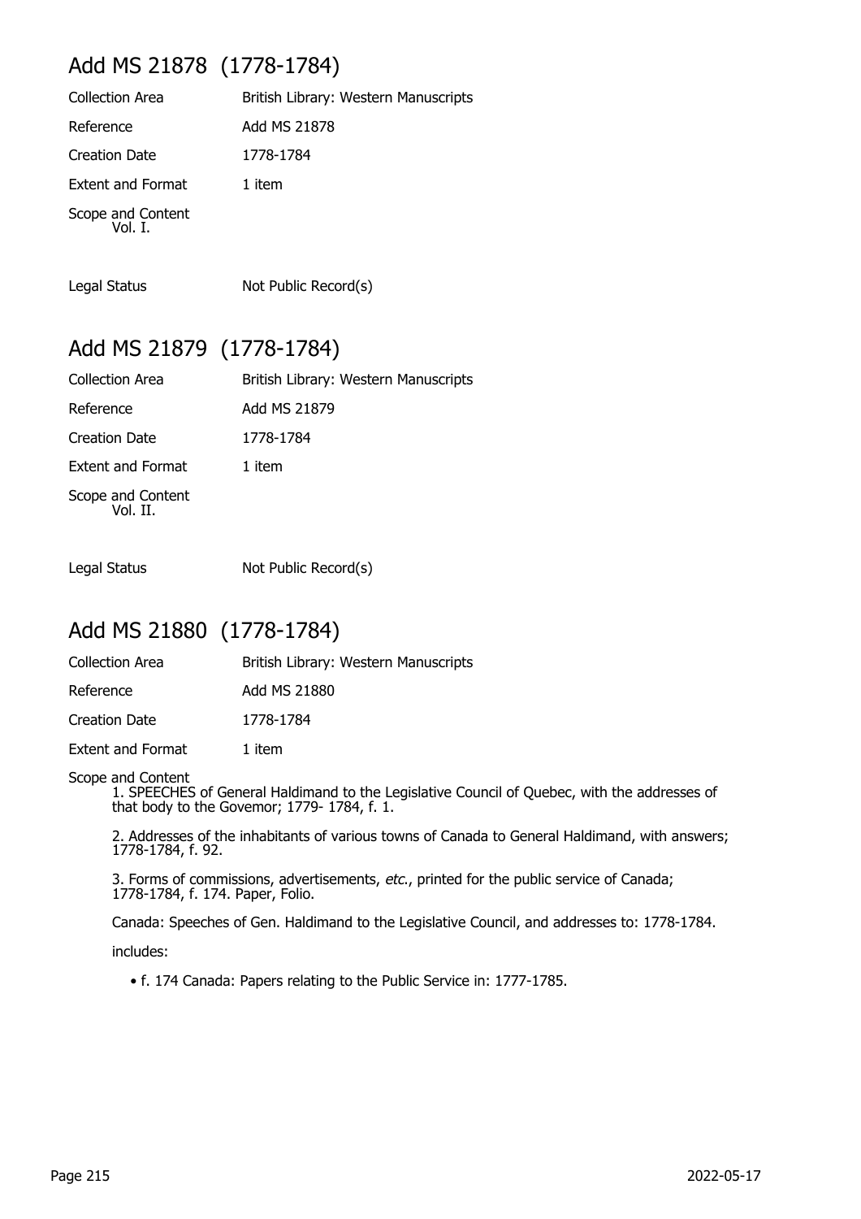## Add MS 21878 (1778-1784)

| | |
|---|---|
| Collection Area | British Library: Western Manuscripts |
| Reference | Add MS 21878 |
| Creation Date | 1778-1784 |
| Extent and Format | 1 item |

Scope and Content
Vol. I.

| | |
|---|---|
| Legal Status | Not Public Record(s) |

## Add MS 21879 (1778-1784)

| | |
|---|---|
| Collection Area | British Library: Western Manuscripts |
| Reference | Add MS 21879 |
| Creation Date | 1778-1784 |
| Extent and Format | 1 item |

Scope and Content
Vol. II.

| | |
|---|---|
| Legal Status | Not Public Record(s) |

## Add MS 21880 (1778-1784)

| | |
|---|---|
| Collection Area | British Library: Western Manuscripts |
| Reference | Add MS 21880 |
| Creation Date | 1778-1784 |
| Extent and Format | 1 item |

Scope and Content

1. SPEECHES of General Haldimand to the Legislative Council of Quebec, with the addresses of that body to the Govemor; 1779- 1784, f. 1.

2. Addresses of the inhabitants of various towns of Canada to General Haldimand, with answers; 1778-1784, f. 92.

3. Forms of commissions, advertisements, *etc.*, printed for the public service of Canada; 1778-1784, f. 174. Paper, Folio.

Canada: Speeches of Gen. Haldimand to the Legislative Council, and addresses to: 1778-1784.

includes:

- f. 174 Canada: Papers relating to the Public Service in: 1777-1785.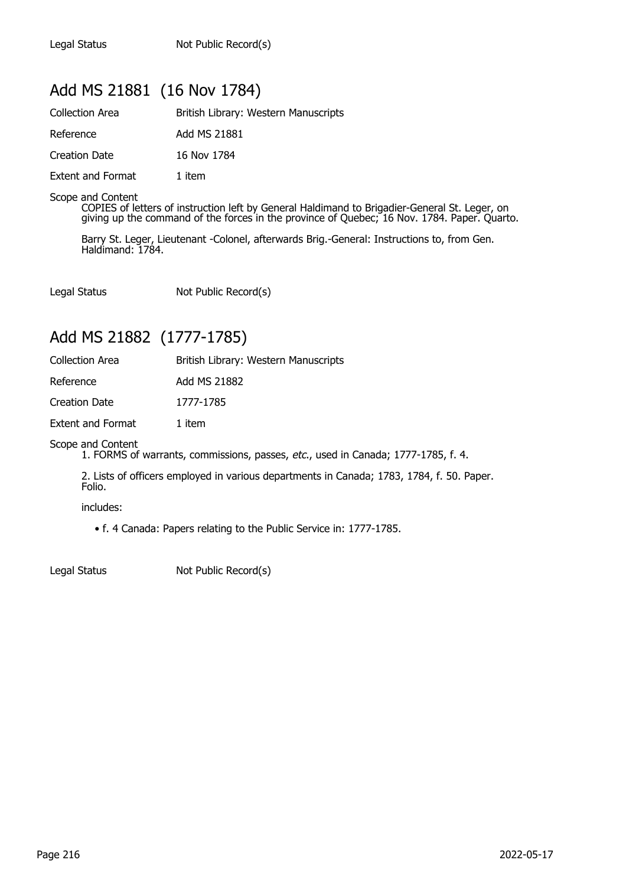Legal Status Not Public Record(s)

## Add MS 21881 (16 Nov 1784)

Collection Area British Library: Western Manuscripts

Reference Add MS 21881

Creation Date 16 Nov 1784

Extent and Format 1 item

Scope and Content

COPIES of letters of instruction left by General Haldimand to Brigadier-General St. Leger, on giving up the command of the forces in the province of Quebec; 16 Nov. 1784. Paper. Quarto.

Barry St. Leger, Lieutenant -Colonel, afterwards Brig.-General: Instructions to, from Gen. Haldimand: 1784.

Legal Status Not Public Record(s)

## Add MS 21882 (1777-1785)

Collection Area British Library: Western Manuscripts

Reference Add MS 21882

Creation Date 1777-1785

Extent and Format 1 item

Scope and Content

1. FORMS of warrants, commissions, passes, *etc.*, used in Canada; 1777-1785, f. 4.

2. Lists of officers employed in various departments in Canada; 1783, 1784, f. 50. Paper. Folio.

includes:

- f. 4 Canada: Papers relating to the Public Service in: 1777-1785.

Legal Status Not Public Record(s)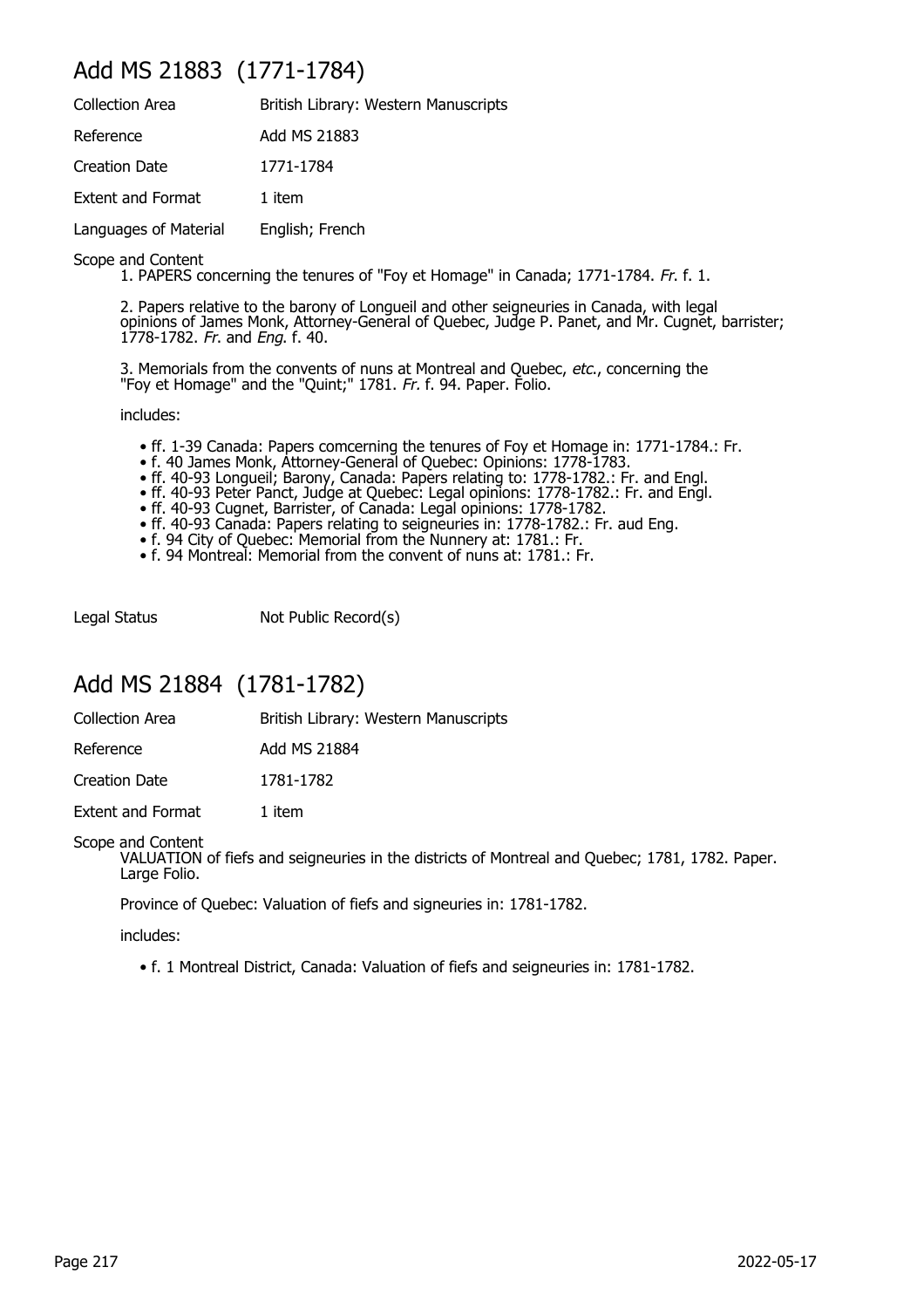## Add MS 21883 (1771-1784)

| | |
|---|---|
| Collection Area | British Library: Western Manuscripts |
| Reference | Add MS 21883 |
| Creation Date | 1771-1784 |
| Extent and Format | 1 item |
| Languages of Material | English; French |

Scope and Content

1. PAPERS concerning the tenures of "Foy et Homage" in Canada; 1771-1784. *Fr.* f. 1.

2. Papers relative to the barony of Longueil and other seigneuries in Canada, with legal opinions of James Monk, Attorney-General of Quebec, Judge P. Panet, and Mr. Cugnet, barrister; 1778-1782. *Fr.* and *Eng.* f. 40.

3. Memorials from the convents of nuns at Montreal and Quebec, *etc.*, concerning the "Foy et Homage" and the "Quint;" 1781. *Fr.* f. 94. Paper. Folio.

includes:

- ff. 1-39 Canada: Papers comcerning the tenures of Foy et Homage in: 1771-1784.: Fr.
- f. 40 James Monk, Attorney-General of Quebec: Opinions: 1778-1783.
- ff. 40-93 Longueil; Barony, Canada: Papers relating to: 1778-1782.: Fr. and Engl.
- ff. 40-93 Peter Panct, Judge at Quebec: Legal opinions: 1778-1782.: Fr. and Engl.
- ff. 40-93 Cugnet, Barrister, of Canada: Legal opinions: 1778-1782.
- ff. 40-93 Canada: Papers relating to seigneuries in: 1778-1782.: Fr. aud Eng.
- f. 94 City of Quebec: Memorial from the Nunnery at: 1781.: Fr.
- f. 94 Montreal: Memorial from the convent of nuns at: 1781.: Fr.

| | |
|---|---|
| Legal Status | Not Public Record(s) |

## Add MS 21884 (1781-1782)

| | |
|---|---|
| Collection Area | British Library: Western Manuscripts |
| Reference | Add MS 21884 |
| Creation Date | 1781-1782 |
| Extent and Format | 1 item |

Scope and Content

VALUATION of fiefs and seigneuries in the districts of Montreal and Quebec; 1781, 1782. Paper. Large Folio.

Province of Quebec: Valuation of fiefs and signeuries in: 1781-1782.

includes:

- f. 1 Montreal District, Canada: Valuation of fiefs and seigneuries in: 1781-1782.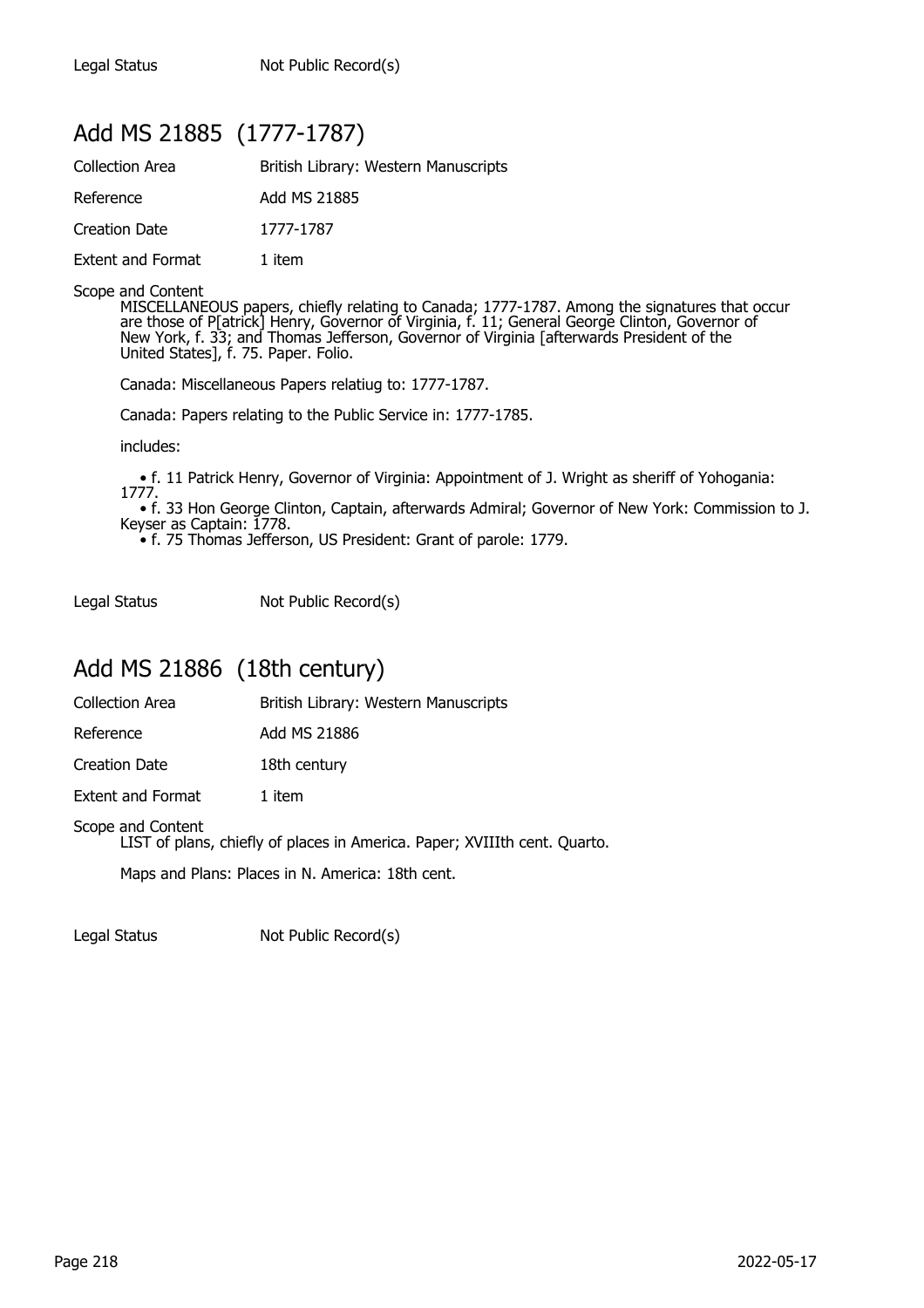| | |
|---|---|
| Legal Status | Not Public Record(s) |

## Add MS 21885 (1777-1787)

| | |
|---|---|
| Collection Area | British Library: Western Manuscripts |
| Reference | Add MS 21885 |
| Creation Date | 1777-1787 |
| Extent and Format | 1 item |

Scope and Content

MISCELLANEOUS papers, chiefly relating to Canada; 1777-1787. Among the signatures that occur are those of P[atrick] Henry, Governor of Virginia, f. 11; General George Clinton, Governor of New York, f. 33; and Thomas Jefferson, Governor of Virginia [afterwards President of the United States], f. 75. Paper. Folio.

Canada: Miscellaneous Papers relatiug to: 1777-1787.

Canada: Papers relating to the Public Service in: 1777-1785.

includes:

- f. 11 Patrick Henry, Governor of Virginia: Appointment of J. Wright as sheriff of Yohogania: 1777.
- f. 33 Hon George Clinton, Captain, afterwards Admiral; Governor of New York: Commission to J. Keyser as Captain: 1778.
- f. 75 Thomas Jefferson, US President: Grant of parole: 1779.

| | |
|---|---|
| Legal Status | Not Public Record(s) |

## Add MS 21886 (18th century)

| | |
|---|---|
| Collection Area | British Library: Western Manuscripts |
| Reference | Add MS 21886 |
| Creation Date | 18th century |
| Extent and Format | 1 item |

Scope and Content

LIST of plans, chiefly of places in America. Paper; XVIIIth cent. Quarto.

Maps and Plans: Places in N. America: 18th cent.

| | |
|---|---|
| Legal Status | Not Public Record(s) |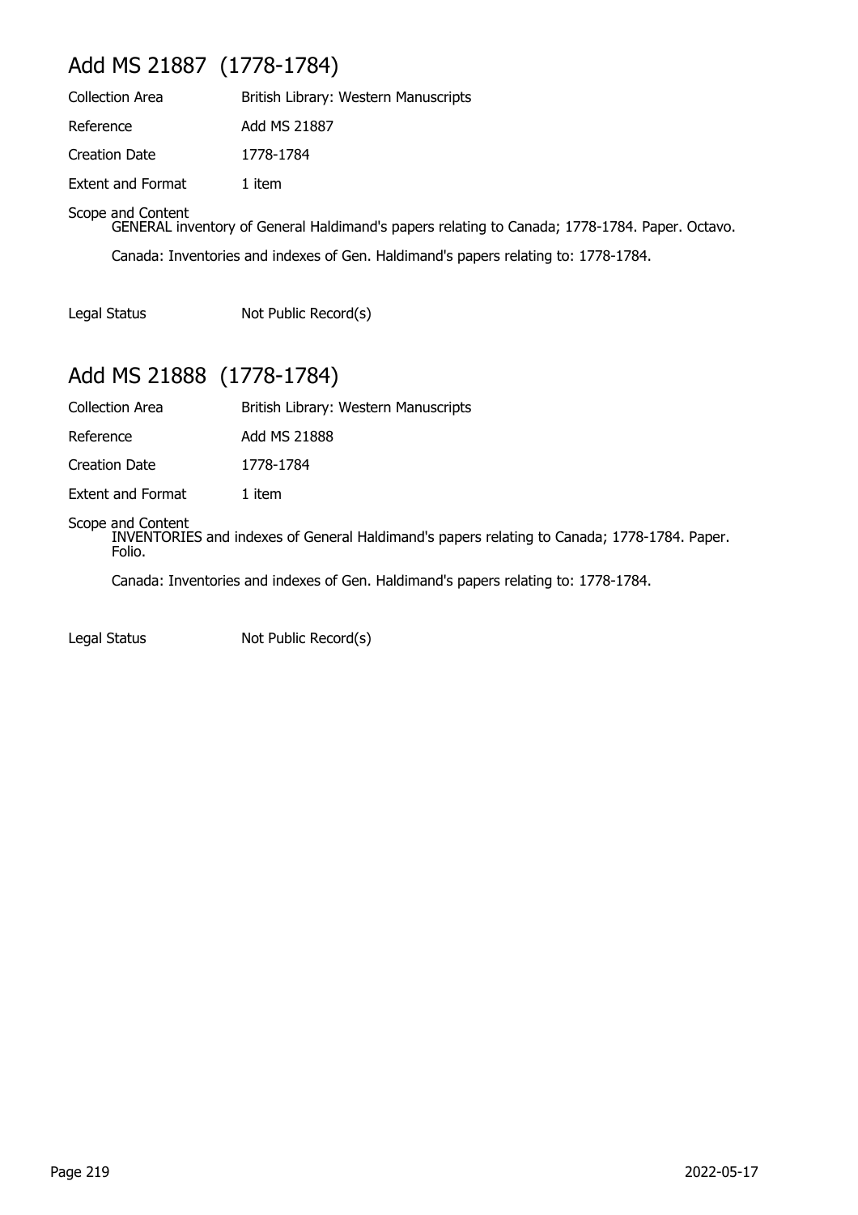## Add MS 21887 (1778-1784)

| | |
|---|---|
| Collection Area | British Library: Western Manuscripts |
| Reference | Add MS 21887 |
| Creation Date | 1778-1784 |
| Extent and Format | 1 item |

Scope and Content

GENERAL inventory of General Haldimand's papers relating to Canada; 1778-1784. Paper. Octavo.

Canada: Inventories and indexes of Gen. Haldimand's papers relating to: 1778-1784.

| | |
|---|---|
| Legal Status | Not Public Record(s) |

## Add MS 21888 (1778-1784)

| | |
|---|---|
| Collection Area | British Library: Western Manuscripts |
| Reference | Add MS 21888 |
| Creation Date | 1778-1784 |
| Extent and Format | 1 item |

Scope and Content

INVENTORIES and indexes of General Haldimand's papers relating to Canada; 1778-1784. Paper. Folio.

Canada: Inventories and indexes of Gen. Haldimand's papers relating to: 1778-1784.

| | |
|---|---|
| Legal Status | Not Public Record(s) |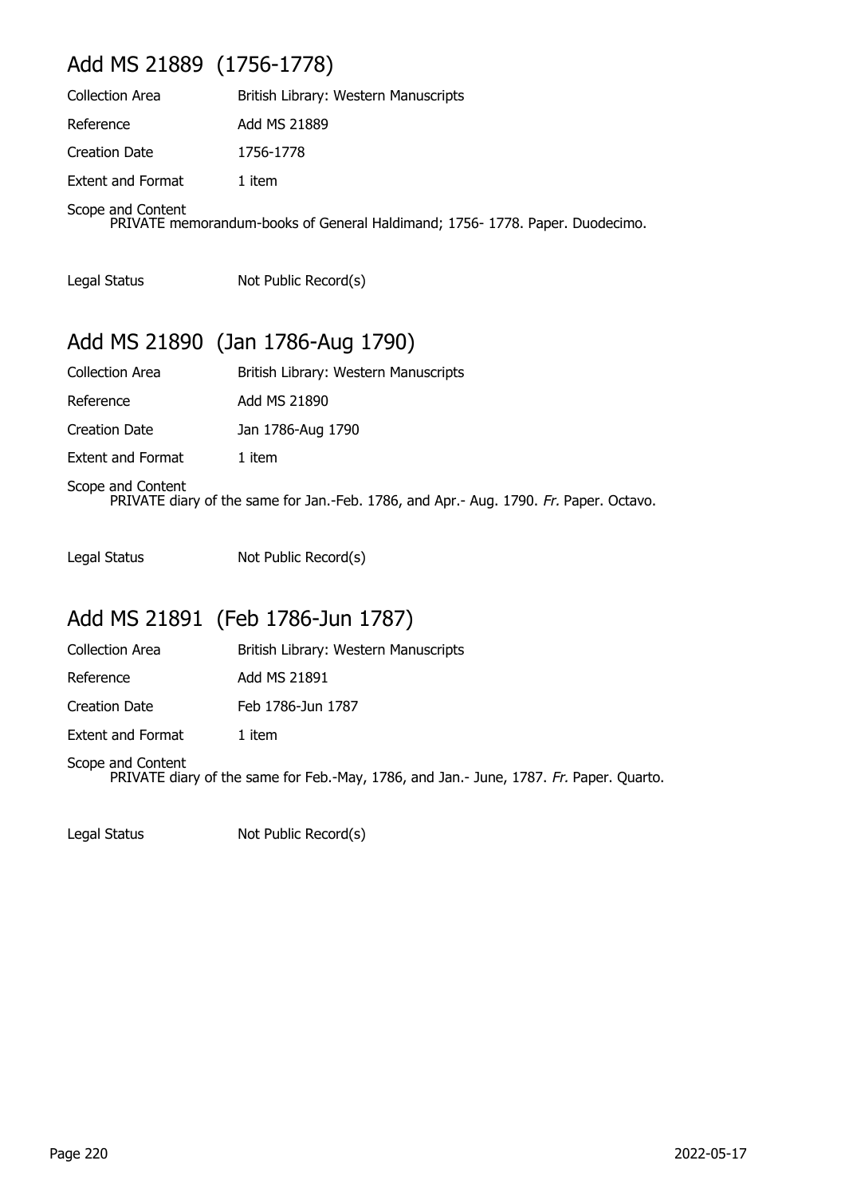## Add MS 21889 (1756-1778)

Collection Area British Library: Western Manuscripts

Reference Add MS 21889

Creation Date 1756-1778

Extent and Format 1 item

Scope and Content
PRIVATE memorandum-books of General Haldimand; 1756- 1778. Paper. Duodecimo.

Legal Status Not Public Record(s)

## Add MS 21890 (Jan 1786-Aug 1790)

Collection Area British Library: Western Manuscripts

Reference Add MS 21890

Creation Date Jan 1786-Aug 1790

Extent and Format 1 item

Scope and Content
PRIVATE diary of the same for Jan.-Feb. 1786, and Apr.- Aug. 1790. *Fr.* Paper. Octavo.

Legal Status Not Public Record(s)

## Add MS 21891 (Feb 1786-Jun 1787)

Collection Area British Library: Western Manuscripts

Reference Add MS 21891

Creation Date Feb 1786-Jun 1787

Extent and Format 1 item

Scope and Content
PRIVATE diary of the same for Feb.-May, 1786, and Jan.- June, 1787. *Fr.* Paper. Quarto.

Legal Status Not Public Record(s)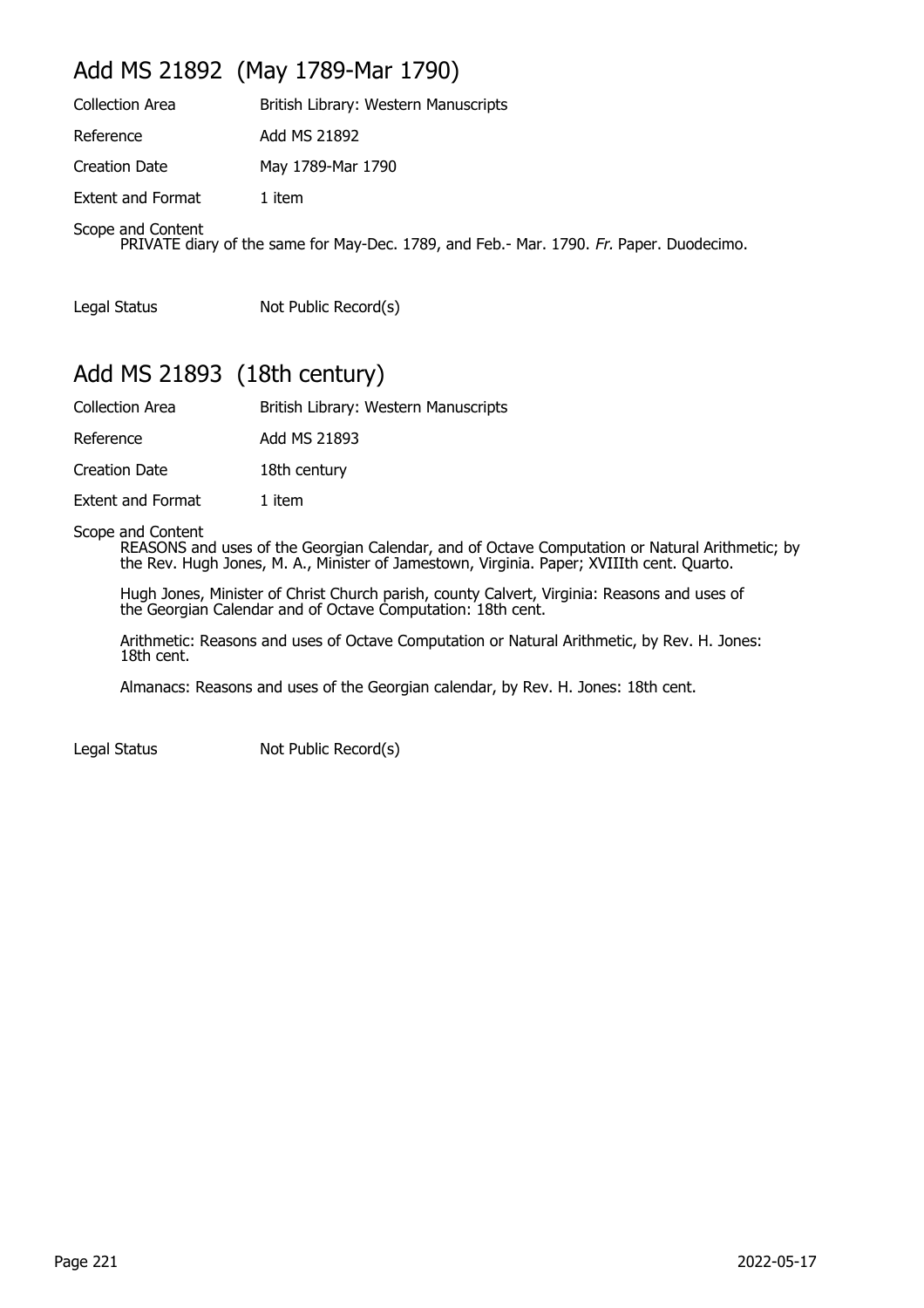## Add MS 21892 (May 1789-Mar 1790)

Collection Area British Library: Western Manuscripts

Reference Add MS 21892

Creation Date May 1789-Mar 1790

Extent and Format 1 item

Scope and Content
PRIVATE diary of the same for May-Dec. 1789, and Feb.- Mar. 1790. *Fr.* Paper. Duodecimo.

Legal Status Not Public Record(s)

## Add MS 21893 (18th century)

Collection Area British Library: Western Manuscripts

Reference Add MS 21893

Creation Date 18th century

Extent and Format 1 item

Scope and Content
REASONS and uses of the Georgian Calendar, and of Octave Computation or Natural Arithmetic; by the Rev. Hugh Jones, M. A., Minister of Jamestown, Virginia. Paper; XVIIIth cent. Quarto.

Hugh Jones, Minister of Christ Church parish, county Calvert, Virginia: Reasons and uses of the Georgian Calendar and of Octave Computation: 18th cent.

Arithmetic: Reasons and uses of Octave Computation or Natural Arithmetic, by Rev. H. Jones: 18th cent.

Almanacs: Reasons and uses of the Georgian calendar, by Rev. H. Jones: 18th cent.

Legal Status Not Public Record(s)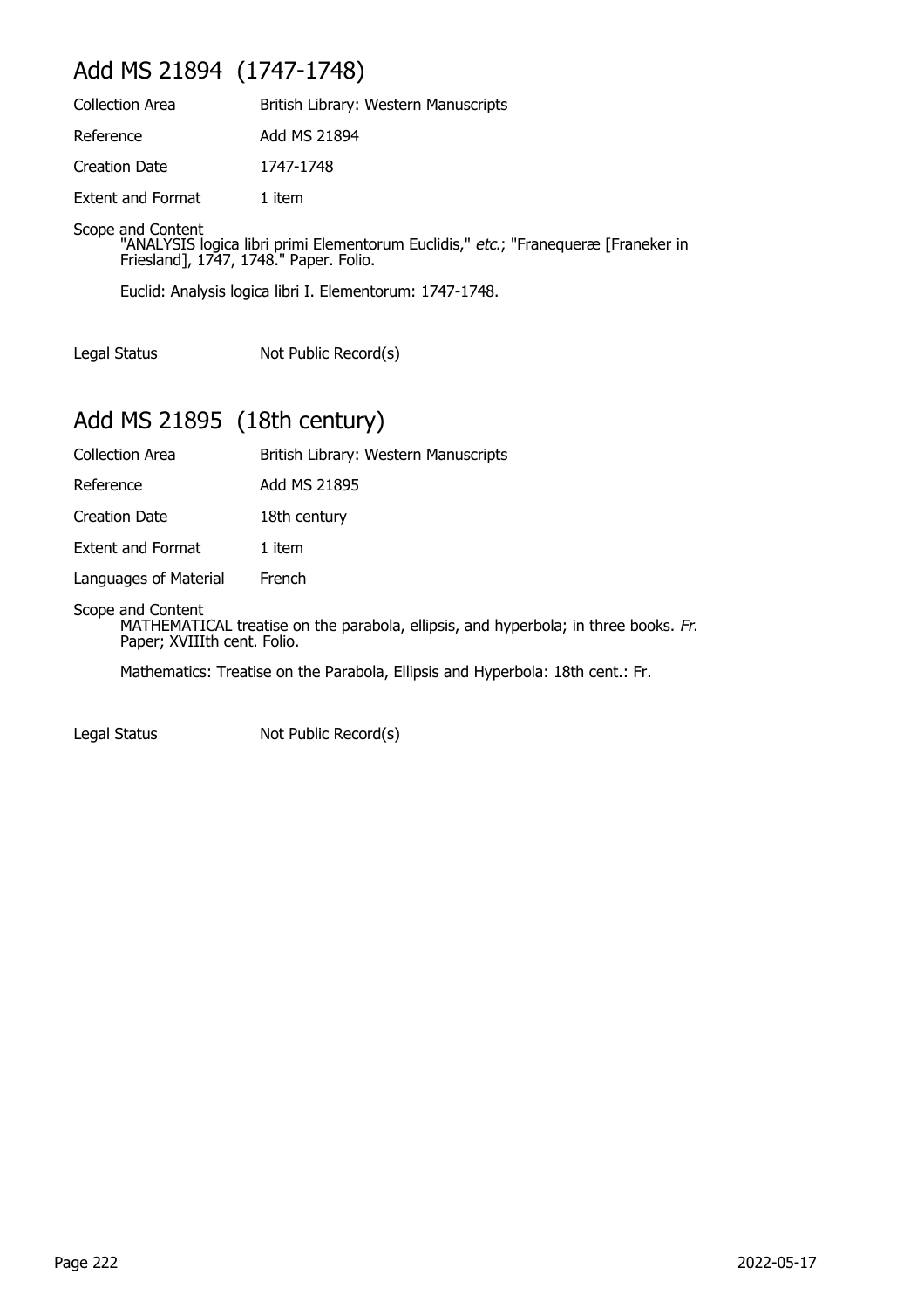## Add MS 21894 (1747-1748)

| | |
|---|---|
| Collection Area | British Library: Western Manuscripts |
| Reference | Add MS 21894 |
| Creation Date | 1747-1748 |
| Extent and Format | 1 item |

Scope and Content

"ANALYSIS logica libri primi Elementorum Euclidis," *etc.*; "Franequeræ [Franeker in Friesland], 1747, 1748." Paper. Folio.

Euclid: Analysis logica libri I. Elementorum: 1747-1748.

| | |
|---|---|
| Legal Status | Not Public Record(s) |

## Add MS 21895 (18th century)

| | |
|---|---|
| Collection Area | British Library: Western Manuscripts |
| Reference | Add MS 21895 |
| Creation Date | 18th century |
| Extent and Format | 1 item |
| Languages of Material | French |

Scope and Content

MATHEMATICAL treatise on the parabola, ellipsis, and hyperbola; in three books. *Fr.* Paper; XVIIIth cent. Folio.

Mathematics: Treatise on the Parabola, Ellipsis and Hyperbola: 18th cent.: Fr.

| | |
|---|---|
| Legal Status | Not Public Record(s) |